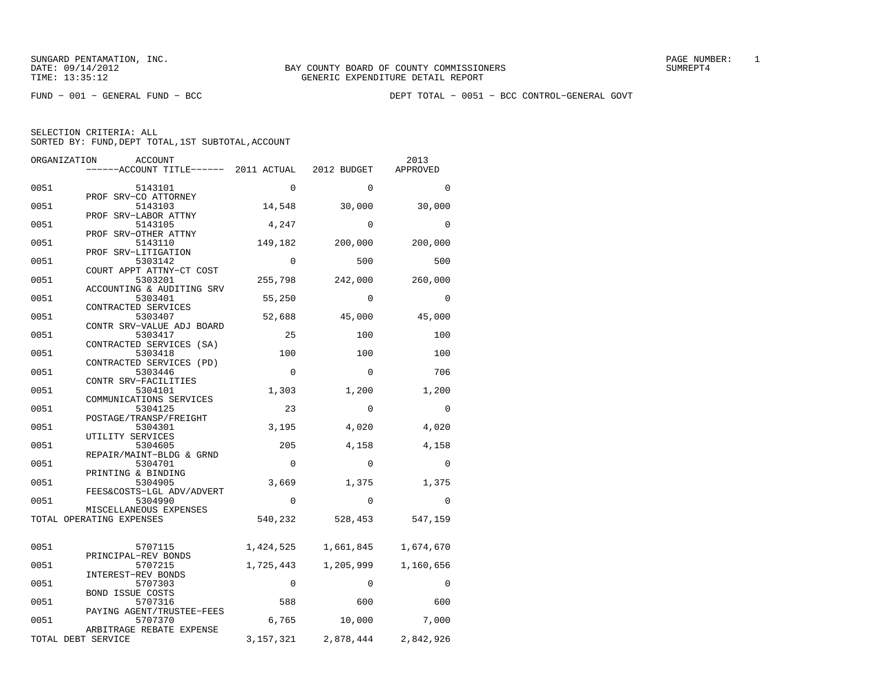SUNGARD PENTAMATION, INC.
DATE: 09/14/2012
TIME: 13:35:12

BAY COUNTY BOARD OF COUNTY COMMISSIONERS
GENERIC EXPENDITURE DETAIL REPORT

PAGE NUMBER: 1
SUMREPT4

FUND - 001 - GENERAL FUND - BCC

DEPT TOTAL - 0051 - BCC CONTROL-GENERAL GOVT

SELECTION CRITERIA: ALL
SORTED BY: FUND,DEPT TOTAL,1ST SUBTOTAL,ACCOUNT

| ORGANIZATION | ACCOUNT / ACCOUNT TITLE | 2011 ACTUAL | 2012 BUDGET | 2013 APPROVED |
|---|---|---|---|---|
| 0051 | 5143101 PROF SRV-CO ATTORNEY | 0 | 0 | 0 |
| 0051 | 5143103 PROF SRV-LABOR ATTNY | 14,548 | 30,000 | 30,000 |
| 0051 | 5143105 PROF SRV-OTHER ATTNY | 4,247 | 0 | 0 |
| 0051 | 5143110 PROF SRV-LITIGATION | 149,182 | 200,000 | 200,000 |
| 0051 | 5303142 COURT APPT ATTNY-CT COST | 0 | 500 | 500 |
| 0051 | 5303201 ACCOUNTING & AUDITING SRV | 255,798 | 242,000 | 260,000 |
| 0051 | 5303401 CONTRACTED SERVICES | 55,250 | 0 | 0 |
| 0051 | 5303407 CONTR SRV-VALUE ADJ BOARD | 52,688 | 45,000 | 45,000 |
| 0051 | 5303417 CONTRACTED SERVICES (SA) | 25 | 100 | 100 |
| 0051 | 5303418 CONTRACTED SERVICES (PD) | 100 | 100 | 100 |
| 0051 | 5303446 CONTR SRV-FACILITIES | 0 | 0 | 706 |
| 0051 | 5304101 COMMUNICATIONS SERVICES | 1,303 | 1,200 | 1,200 |
| 0051 | 5304125 POSTAGE/TRANSP/FREIGHT | 23 | 0 | 0 |
| 0051 | 5304301 UTILITY SERVICES | 3,195 | 4,020 | 4,020 |
| 0051 | 5304605 REPAIR/MAINT-BLDG & GRND | 205 | 4,158 | 4,158 |
| 0051 | 5304701 PRINTING & BINDING | 0 | 0 | 0 |
| 0051 | 5304905 FEES&COSTS-LGL ADV/ADVERT | 3,669 | 1,375 | 1,375 |
| 0051 | 5304990 MISCELLANEOUS EXPENSES | 0 | 0 | 0 |
| TOTAL OPERATING EXPENSES | | 540,232 | 528,453 | 547,159 |
| 0051 | 5707115 PRINCIPAL-REV BONDS | 1,424,525 | 1,661,845 | 1,674,670 |
| 0051 | 5707215 INTEREST-REV BONDS | 1,725,443 | 1,205,999 | 1,160,656 |
| 0051 | 5707303 BOND ISSUE COSTS | 0 | 0 | 0 |
| 0051 | 5707316 PAYING AGENT/TRUSTEE-FEES | 588 | 600 | 600 |
| 0051 | 5707370 ARBITRAGE REBATE EXPENSE | 6,765 | 10,000 | 7,000 |
| TOTAL DEBT SERVICE | | 3,157,321 | 2,878,444 | 2,842,926 |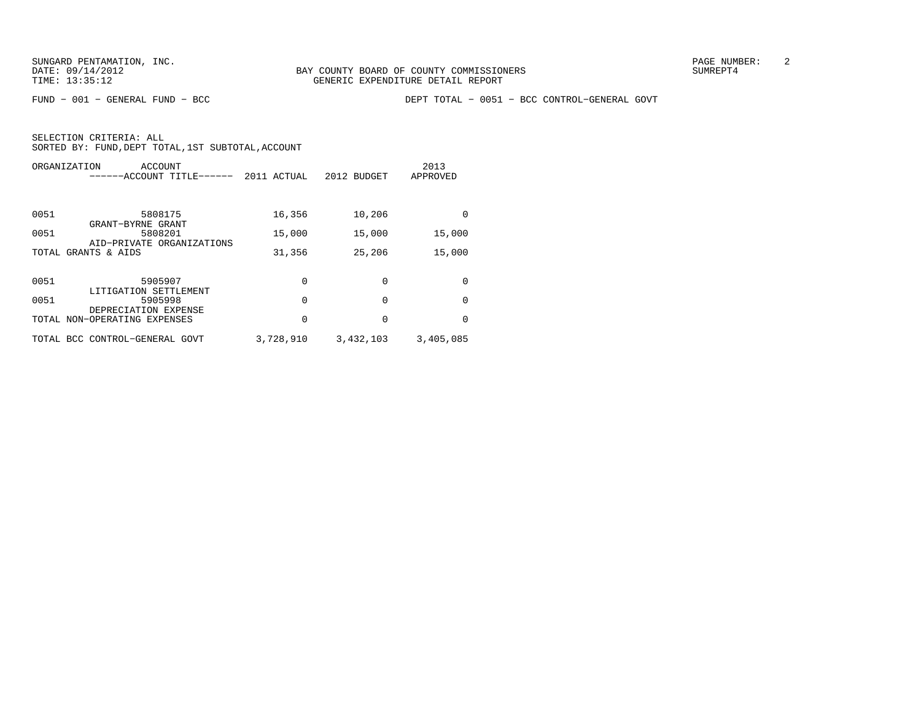SUNGARD PENTAMATION, INC.
DATE: 09/14/2012
TIME: 13:35:12

BAY COUNTY BOARD OF COUNTY COMMISSIONERS
GENERIC EXPENDITURE DETAIL REPORT

SUMREPT4

FUND − 001 − GENERAL FUND − BCC

DEPT TOTAL − 0051 − BCC CONTROL−GENERAL GOVT

SELECTION CRITERIA: ALL
SORTED BY: FUND,DEPT TOTAL,1ST SUBTOTAL,ACCOUNT

| ORGANIZATION | ACCOUNT ------ACCOUNT TITLE------ | 2011 ACTUAL | 2012 BUDGET | 2013 APPROVED |
|---|---|---|---|---|
| 0051 | 5808175 GRANT−BYRNE GRANT | 16,356 | 10,206 | 0 |
| 0051 | 5808201 AID−PRIVATE ORGANIZATIONS | 15,000 | 15,000 | 15,000 |
| TOTAL GRANTS & AIDS | | 31,356 | 25,206 | 15,000 |
| 0051 | 5905907 LITIGATION SETTLEMENT | 0 | 0 | 0 |
| 0051 | 5905998 DEPRECIATION EXPENSE | 0 | 0 | 0 |
| TOTAL NON−OPERATING EXPENSES | | 0 | 0 | 0 |
| TOTAL BCC CONTROL−GENERAL GOVT | | 3,728,910 | 3,432,103 | 3,405,085 |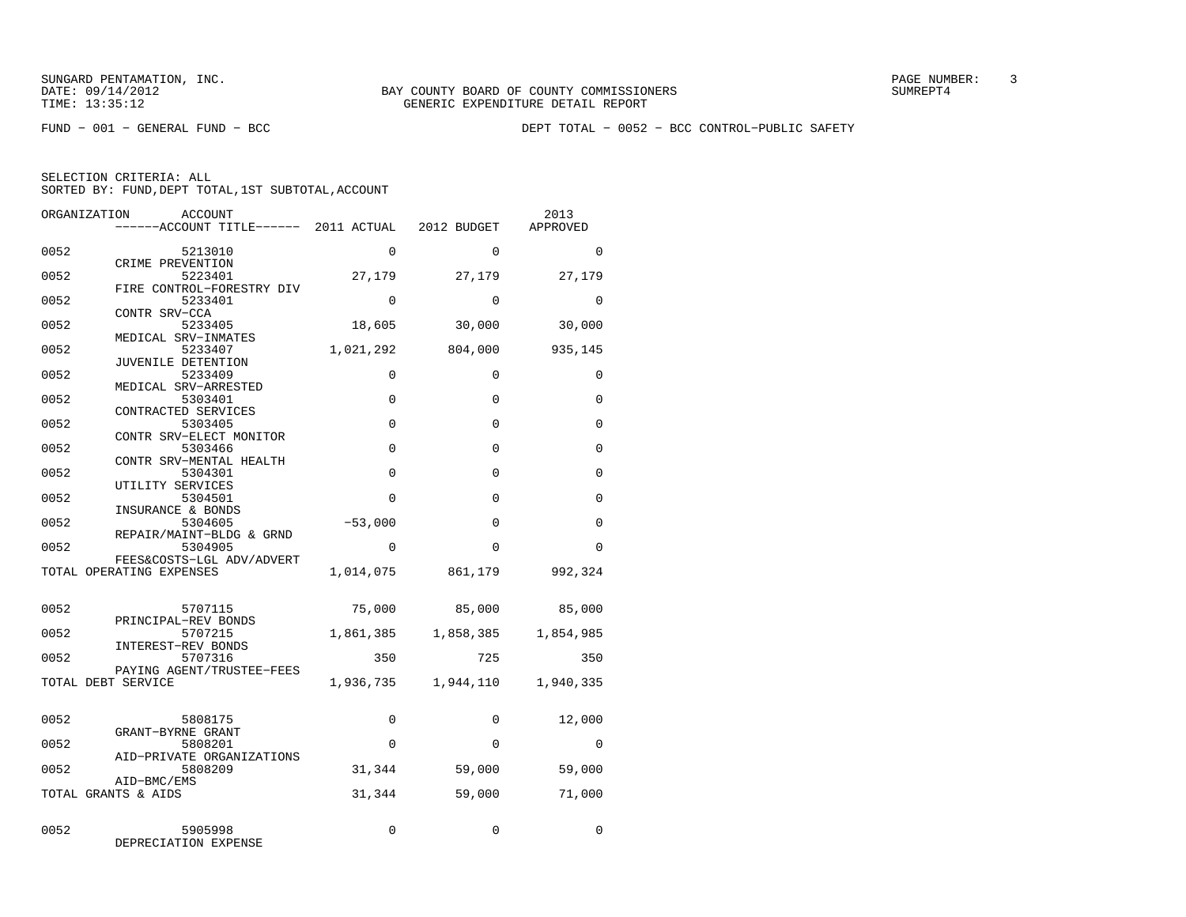SUNGARD PENTAMATION, INC.
DATE: 09/14/2012
TIME: 13:35:12

BAY COUNTY BOARD OF COUNTY COMMISSIONERS
GENERIC EXPENDITURE DETAIL REPORT

SUMREPT4

FUND − 001 − GENERAL FUND − BCC

DEPT TOTAL − 0052 − BCC CONTROL−PUBLIC SAFETY

SELECTION CRITERIA: ALL
SORTED BY: FUND,DEPT TOTAL,1ST SUBTOTAL,ACCOUNT

| ORGANIZATION | ACCOUNT / ACCOUNT TITLE | 2011 ACTUAL | 2012 BUDGET | 2013 APPROVED |
|---|---|---|---|---|
| 0052 | 5213010 CRIME PREVENTION | 0 | 0 | 0 |
| 0052 | 5223401 FIRE CONTROL−FORESTRY DIV | 27,179 | 27,179 | 27,179 |
| 0052 | 5233401 CONTR SRV−CCA | 0 | 0 | 0 |
| 0052 | 5233405 MEDICAL SRV−INMATES | 18,605 | 30,000 | 30,000 |
| 0052 | 5233407 JUVENILE DETENTION | 1,021,292 | 804,000 | 935,145 |
| 0052 | 5233409 MEDICAL SRV−ARRESTED | 0 | 0 | 0 |
| 0052 | 5303401 CONTRACTED SERVICES | 0 | 0 | 0 |
| 0052 | 5303405 CONTR SRV−ELECT MONITOR | 0 | 0 | 0 |
| 0052 | 5303466 CONTR SRV−MENTAL HEALTH | 0 | 0 | 0 |
| 0052 | 5304301 UTILITY SERVICES | 0 | 0 | 0 |
| 0052 | 5304501 INSURANCE & BONDS | 0 | 0 | 0 |
| 0052 | 5304605 REPAIR/MAINT−BLDG & GRND | −53,000 | 0 | 0 |
| 0052 | 5304905 FEES&COSTS−LGL ADV/ADVERT | 0 | 0 | 0 |
| TOTAL OPERATING EXPENSES | | 1,014,075 | 861,179 | 992,324 |
| 0052 | 5707115 PRINCIPAL−REV BONDS | 75,000 | 85,000 | 85,000 |
| 0052 | 5707215 INTEREST−REV BONDS | 1,861,385 | 1,858,385 | 1,854,985 |
| 0052 | 5707316 PAYING AGENT/TRUSTEE−FEES | 350 | 725 | 350 |
| TOTAL DEBT SERVICE | | 1,936,735 | 1,944,110 | 1,940,335 |
| 0052 | 5808175 GRANT−BYRNE GRANT | 0 | 0 | 12,000 |
| 0052 | 5808201 AID−PRIVATE ORGANIZATIONS | 0 | 0 | 0 |
| 0052 | 5808209 AID−BMC/EMS | 31,344 | 59,000 | 59,000 |
| TOTAL GRANTS & AIDS | | 31,344 | 59,000 | 71,000 |
| 0052 | 5905998 DEPRECIATION EXPENSE | 0 | 0 | 0 |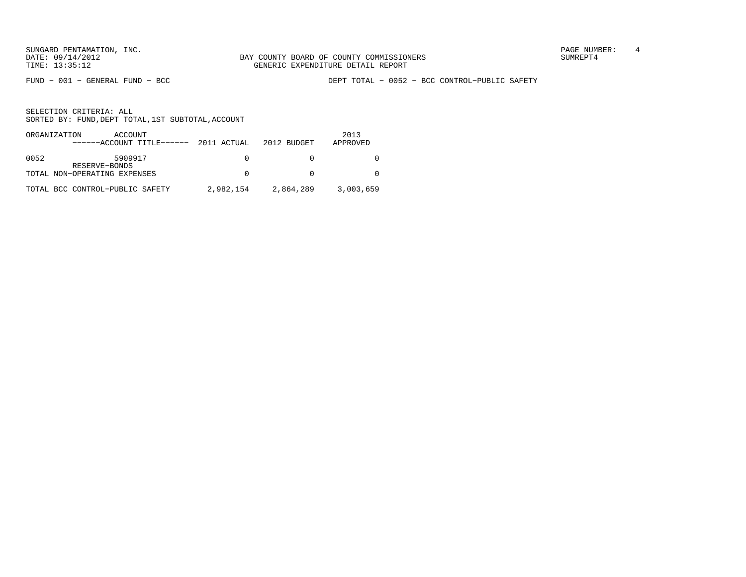SUNGARD PENTAMATION, INC.
DATE: 09/14/2012
TIME: 13:35:12

BAY COUNTY BOARD OF COUNTY COMMISSIONERS
GENERIC EXPENDITURE DETAIL REPORT

SUMREPT4

FUND − 001 − GENERAL FUND − BCC

DEPT TOTAL − 0052 − BCC CONTROL−PUBLIC SAFETY

SELECTION CRITERIA: ALL
SORTED BY: FUND,DEPT TOTAL,1ST SUBTOTAL,ACCOUNT

| ORGANIZATION | ACCOUNT ------ACCOUNT TITLE------ | 2011 ACTUAL | 2012 BUDGET | 2013 APPROVED |
|---|---|---|---|---|
| 0052 | 5909917 RESERVE−BONDS | 0 | 0 | 0 |
| TOTAL NON−OPERATING EXPENSES | | 0 | 0 | 0 |
| TOTAL BCC CONTROL−PUBLIC SAFETY | | 2,982,154 | 2,864,289 | 3,003,659 |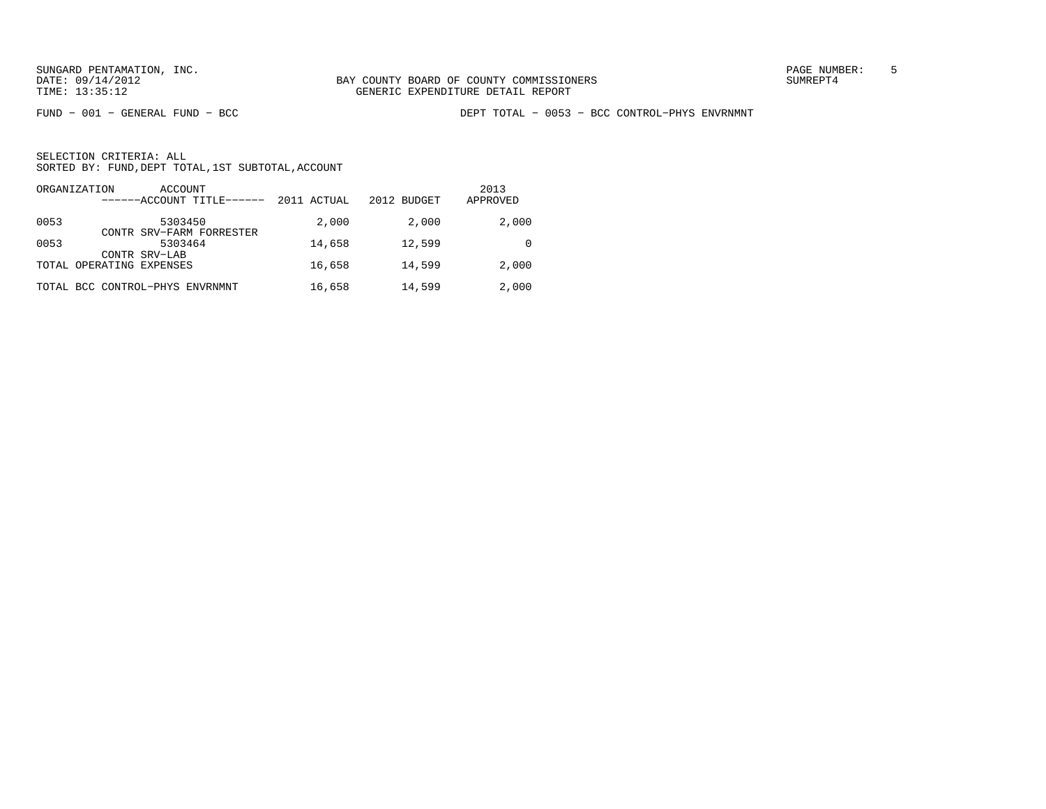BAY COUNTY BOARD OF COUNTY COMMISSIONERS
GENERIC EXPENDITURE DETAIL REPORT

FUND − 001 − GENERAL FUND − BCC

DEPT TOTAL − 0053 − BCC CONTROL−PHYS ENVRNMNT

SELECTION CRITERIA: ALL
SORTED BY: FUND,DEPT TOTAL,1ST SUBTOTAL,ACCOUNT

| ORGANIZATION | ACCOUNT / ACCOUNT TITLE | 2011 ACTUAL | 2012 BUDGET | 2013 APPROVED |
|---|---|---|---|---|
| 0053 | 5303450 CONTR SRV−FARM FORRESTER | 2,000 | 2,000 | 2,000 |
| 0053 | 5303464 CONTR SRV−LAB | 14,658 | 12,599 | 0 |
| TOTAL OPERATING EXPENSES | | 16,658 | 14,599 | 2,000 |
| TOTAL BCC CONTROL−PHYS ENVRNMNT | | 16,658 | 14,599 | 2,000 |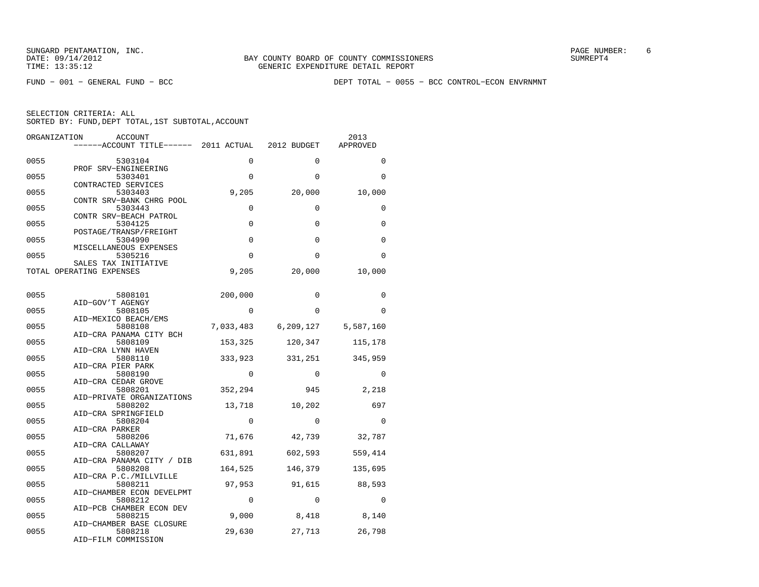SUNGARD PENTAMATION, INC.
DATE: 09/14/2012
TIME: 13:35:12

BAY COUNTY BOARD OF COUNTY COMMISSIONERS
GENERIC EXPENDITURE DETAIL REPORT

SUMREPT4

FUND − 001 − GENERAL FUND − BCC

DEPT TOTAL − 0055 − BCC CONTROL−ECON ENVRNMNT

SELECTION CRITERIA: ALL
SORTED BY: FUND,DEPT TOTAL,1ST SUBTOTAL,ACCOUNT

| ORGANIZATION | ACCOUNT / ACCOUNT TITLE | 2011 ACTUAL | 2012 BUDGET | 2013 APPROVED |
|---|---|---|---|---|
| 0055 | 5303104 PROF SRV−ENGINEERING | 0 | 0 | 0 |
| 0055 | 5303401 CONTRACTED SERVICES | 0 | 0 | 0 |
| 0055 | 5303403 CONTR SRV−BANK CHRG POOL | 9,205 | 20,000 | 10,000 |
| 0055 | 5303443 CONTR SRV−BEACH PATROL | 0 | 0 | 0 |
| 0055 | 5304125 POSTAGE/TRANSP/FREIGHT | 0 | 0 | 0 |
| 0055 | 5304990 MISCELLANEOUS EXPENSES | 0 | 0 | 0 |
| 0055 | 5305216 SALES TAX INITIATIVE | 0 | 0 | 0 |
| TOTAL OPERATING EXPENSES | | 9,205 | 20,000 | 10,000 |
| 0055 | 5808101 AID−GOV'T AGENGY | 200,000 | 0 | 0 |
| 0055 | 5808105 AID−MEXICO BEACH/EMS | 0 | 0 | 0 |
| 0055 | 5808108 AID−CRA PANAMA CITY BCH | 7,033,483 | 6,209,127 | 5,587,160 |
| 0055 | 5808109 AID−CRA LYNN HAVEN | 153,325 | 120,347 | 115,178 |
| 0055 | 5808110 AID−CRA PIER PARK | 333,923 | 331,251 | 345,959 |
| 0055 | 5808190 AID−CRA CEDAR GROVE | 0 | 0 | 0 |
| 0055 | 5808201 AID−PRIVATE ORGANIZATIONS | 352,294 | 945 | 2,218 |
| 0055 | 5808202 AID−CRA SPRINGFIELD | 13,718 | 10,202 | 697 |
| 0055 | 5808204 AID−CRA PARKER | 0 | 0 | 0 |
| 0055 | 5808206 AID−CRA CALLAWAY | 71,676 | 42,739 | 32,787 |
| 0055 | 5808207 AID−CRA PANAMA CITY / DIB | 631,891 | 602,593 | 559,414 |
| 0055 | 5808208 AID−CRA P.C./MILLVILLE | 164,525 | 146,379 | 135,695 |
| 0055 | 5808211 AID−CHAMBER ECON DEVELPMT | 97,953 | 91,615 | 88,593 |
| 0055 | 5808212 AID−PCB CHAMBER ECON DEV | 0 | 0 | 0 |
| 0055 | 5808215 AID−CHAMBER BASE CLOSURE | 9,000 | 8,418 | 8,140 |
| 0055 | 5808218 AID−FILM COMMISSION | 29,630 | 27,713 | 26,798 |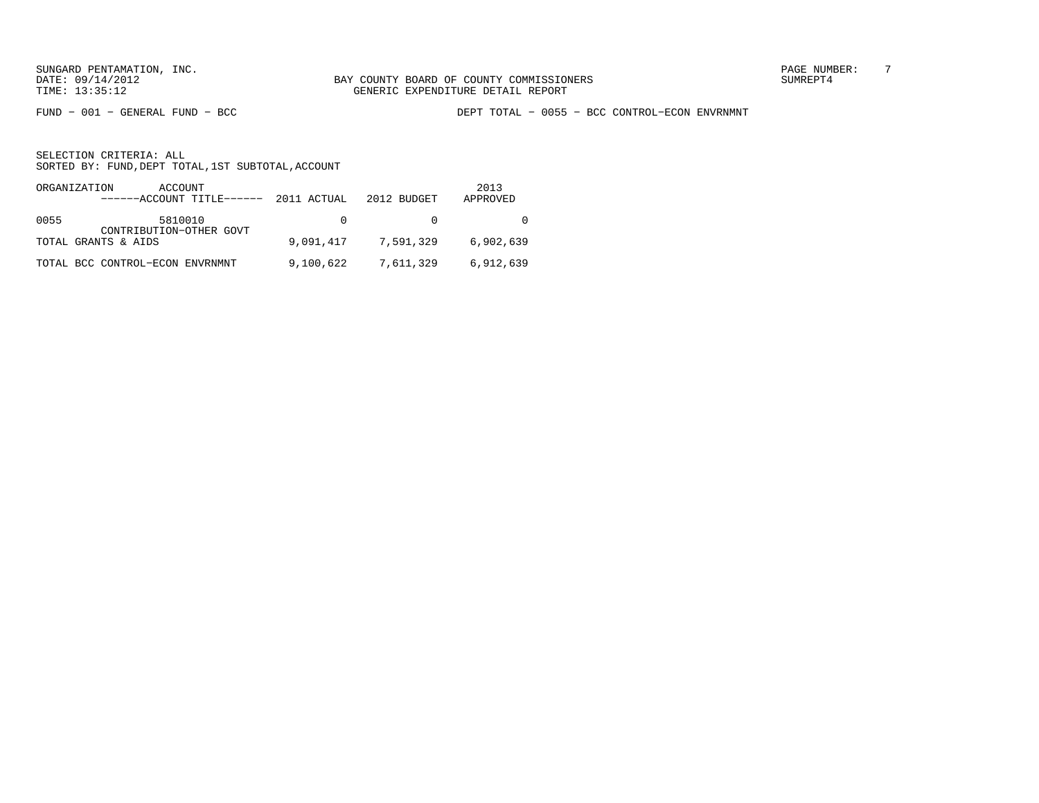SUNGARD PENTAMATION, INC.
DATE: 09/14/2012
TIME: 13:35:12

BAY COUNTY BOARD OF COUNTY COMMISSIONERS
GENERIC EXPENDITURE DETAIL REPORT

SUMREPT4

FUND − 001 − GENERAL FUND − BCC

DEPT TOTAL − 0055 − BCC CONTROL−ECON ENVRNMNT

SELECTION CRITERIA: ALL
SORTED BY: FUND,DEPT TOTAL,1ST SUBTOTAL,ACCOUNT

| ORGANIZATION | ACCOUNT<br>------ACCOUNT TITLE------ | 2011 ACTUAL | 2012 BUDGET | 2013<br>APPROVED |
|---|---|---|---|---|
| 0055 | 5810010<br>CONTRIBUTION−OTHER GOVT | 0 | 0 | 0 |
| TOTAL GRANTS & AIDS | | 9,091,417 | 7,591,329 | 6,902,639 |
| TOTAL BCC CONTROL−ECON ENVRNMNT | | 9,100,622 | 7,611,329 | 6,912,639 |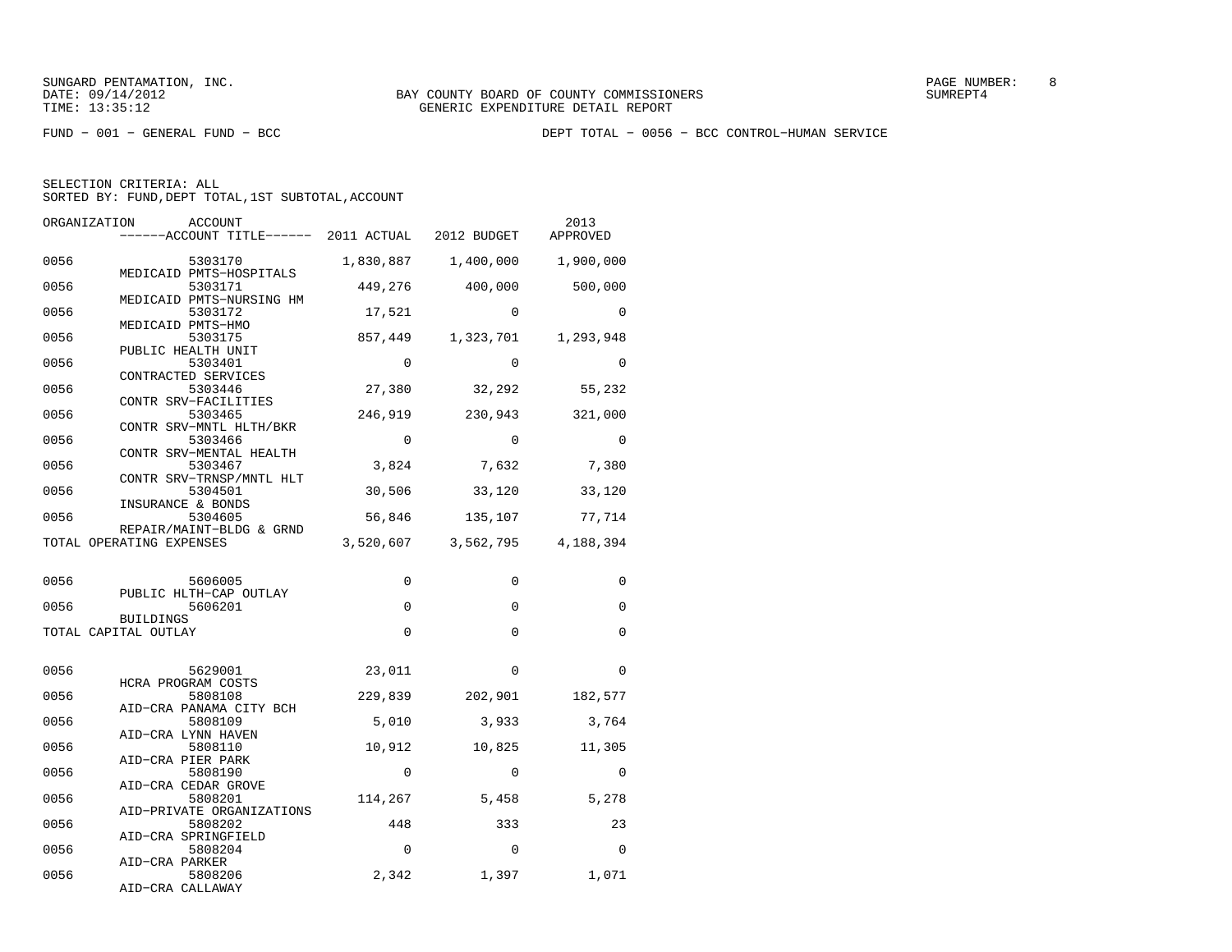SUNGARD PENTAMATION, INC.
DATE: 09/14/2012
TIME: 13:35:12

BAY COUNTY BOARD OF COUNTY COMMISSIONERS
GENERIC EXPENDITURE DETAIL REPORT

FUND − 001 − GENERAL FUND − BCC

DEPT TOTAL − 0056 − BCC CONTROL−HUMAN SERVICE

SELECTION CRITERIA: ALL
SORTED BY: FUND,DEPT TOTAL,1ST SUBTOTAL,ACCOUNT

| ORGANIZATION | ACCOUNT / ACCOUNT TITLE | 2011 ACTUAL | 2012 BUDGET | 2013 APPROVED |
|---|---|---|---|---|
| 0056 | 5303170 MEDICAID PMTS−HOSPITALS | 1,830,887 | 1,400,000 | 1,900,000 |
| 0056 | 5303171 MEDICAID PMTS−NURSING HM | 449,276 | 400,000 | 500,000 |
| 0056 | 5303172 MEDICAID PMTS−HMO | 17,521 | 0 | 0 |
| 0056 | 5303175 PUBLIC HEALTH UNIT | 857,449 | 1,323,701 | 1,293,948 |
| 0056 | 5303401 CONTRACTED SERVICES | 0 | 0 | 0 |
| 0056 | 5303446 CONTR SRV−FACILITIES | 27,380 | 32,292 | 55,232 |
| 0056 | 5303465 CONTR SRV−MNTL HLTH/BKR | 246,919 | 230,943 | 321,000 |
| 0056 | 5303466 CONTR SRV−MENTAL HEALTH | 0 | 0 | 0 |
| 0056 | 5303467 CONTR SRV−TRNSP/MNTL HLT | 3,824 | 7,632 | 7,380 |
| 0056 | 5304501 INSURANCE & BONDS | 30,506 | 33,120 | 33,120 |
| 0056 | 5304605 REPAIR/MAINT−BLDG & GRND | 56,846 | 135,107 | 77,714 |
| TOTAL OPERATING EXPENSES | | 3,520,607 | 3,562,795 | 4,188,394 |
| 0056 | 5606005 PUBLIC HLTH−CAP OUTLAY | 0 | 0 | 0 |
| 0056 | 5606201 BUILDINGS | 0 | 0 | 0 |
| TOTAL CAPITAL OUTLAY | | 0 | 0 | 0 |
| 0056 | 5629001 HCRA PROGRAM COSTS | 23,011 | 0 | 0 |
| 0056 | 5808108 AID−CRA PANAMA CITY BCH | 229,839 | 202,901 | 182,577 |
| 0056 | 5808109 AID−CRA LYNN HAVEN | 5,010 | 3,933 | 3,764 |
| 0056 | 5808110 AID−CRA PIER PARK | 10,912 | 10,825 | 11,305 |
| 0056 | 5808190 AID−CRA CEDAR GROVE | 0 | 0 | 0 |
| 0056 | 5808201 AID−PRIVATE ORGANIZATIONS | 114,267 | 5,458 | 5,278 |
| 0056 | 5808202 AID−CRA SPRINGFIELD | 448 | 333 | 23 |
| 0056 | 5808204 AID−CRA PARKER | 0 | 0 | 0 |
| 0056 | 5808206 AID−CRA CALLAWAY | 2,342 | 1,397 | 1,071 |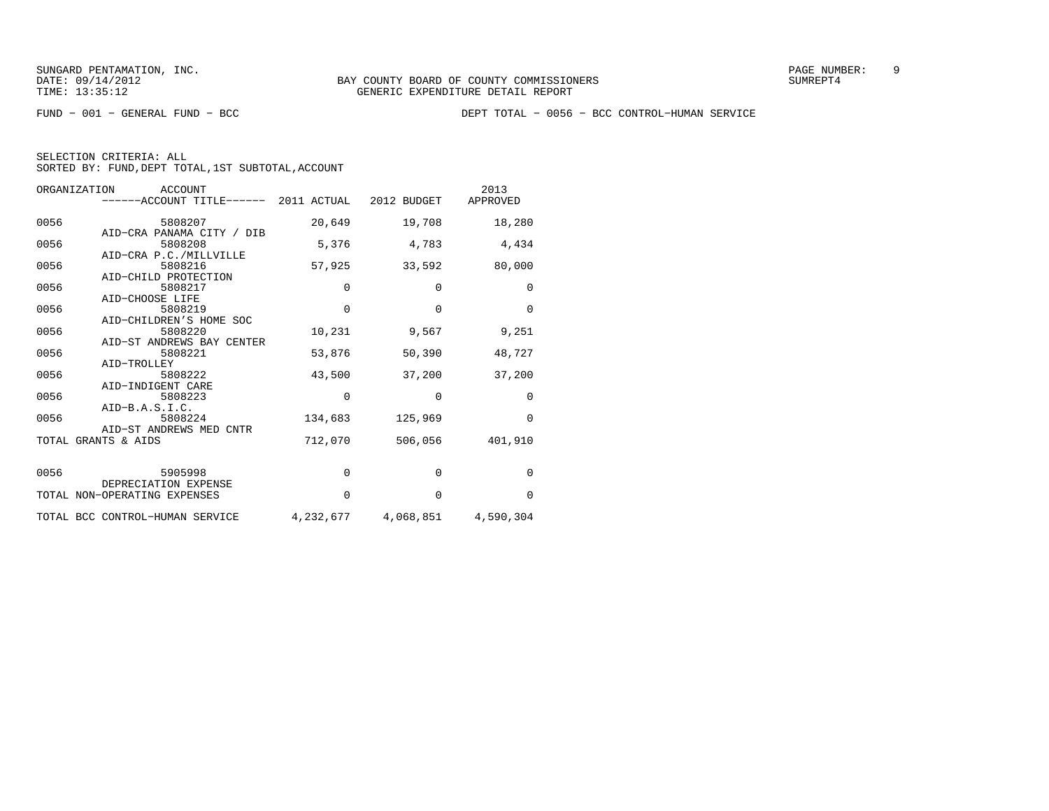SUNGARD PENTAMATION, INC.
DATE: 09/14/2012
TIME: 13:35:12

BAY COUNTY BOARD OF COUNTY COMMISSIONERS
GENERIC EXPENDITURE DETAIL REPORT

SUMREPT4

FUND − 001 − GENERAL FUND − BCC

DEPT TOTAL − 0056 − BCC CONTROL−HUMAN SERVICE

SELECTION CRITERIA: ALL
SORTED BY: FUND,DEPT TOTAL,1ST SUBTOTAL,ACCOUNT

| ORGANIZATION | ACCOUNT / ------ACCOUNT TITLE------ | 2011 ACTUAL | 2012 BUDGET | 2013 APPROVED |
|---|---|---|---|---|
| 0056 | 5808207 AID−CRA PANAMA CITY / DIB | 20,649 | 19,708 | 18,280 |
| 0056 | 5808208 AID−CRA P.C./MILLVILLE | 5,376 | 4,783 | 4,434 |
| 0056 | 5808216 AID−CHILD PROTECTION | 57,925 | 33,592 | 80,000 |
| 0056 | 5808217 AID−CHOOSE LIFE | 0 | 0 | 0 |
| 0056 | 5808219 AID−CHILDREN'S HOME SOC | 0 | 0 | 0 |
| 0056 | 5808220 AID−ST ANDREWS BAY CENTER | 10,231 | 9,567 | 9,251 |
| 0056 | 5808221 AID−TROLLEY | 53,876 | 50,390 | 48,727 |
| 0056 | 5808222 AID−INDIGENT CARE | 43,500 | 37,200 | 37,200 |
| 0056 | 5808223 AID−B.A.S.I.C. | 0 | 0 | 0 |
| 0056 | 5808224 AID−ST ANDREWS MED CNTR | 134,683 | 125,969 | 0 |
| TOTAL GRANTS & AIDS | | 712,070 | 506,056 | 401,910 |
| 0056 | 5905998 DEPRECIATION EXPENSE | 0 | 0 | 0 |
| TOTAL NON−OPERATING EXPENSES | | 0 | 0 | 0 |
| TOTAL BCC CONTROL−HUMAN SERVICE | | 4,232,677 | 4,068,851 | 4,590,304 |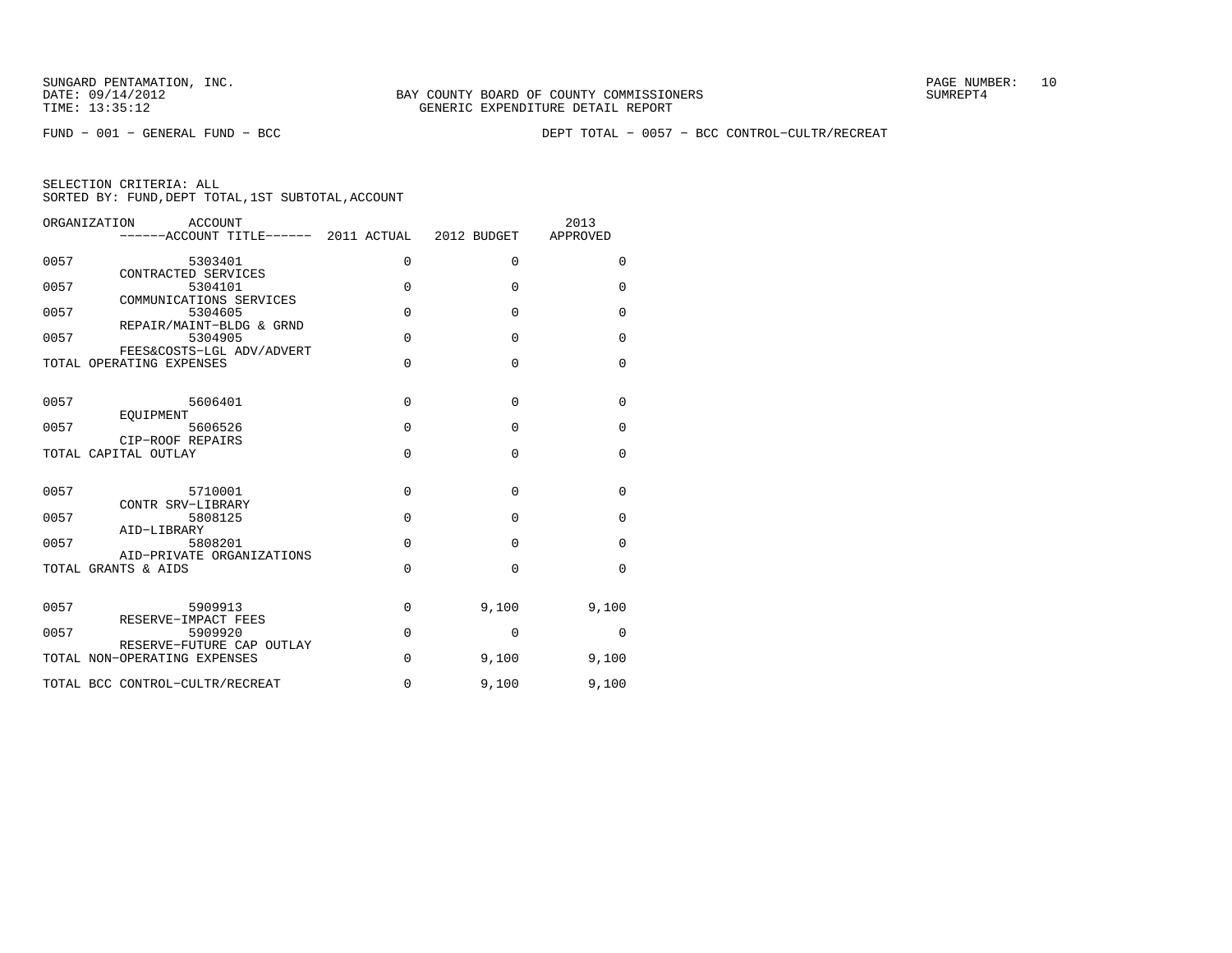SUNGARD PENTAMATION, INC.
DATE: 09/14/2012
TIME: 13:35:12

BAY COUNTY BOARD OF COUNTY COMMISSIONERS
GENERIC EXPENDITURE DETAIL REPORT

SUMREPT4

FUND - 001 - GENERAL FUND - BCC

DEPT TOTAL - 0057 - BCC CONTROL-CULTR/RECREAT

SELECTION CRITERIA: ALL
SORTED BY: FUND,DEPT TOTAL,1ST SUBTOTAL,ACCOUNT

| ORGANIZATION | ACCOUNT / ACCOUNT TITLE | 2011 ACTUAL | 2012 BUDGET | 2013 APPROVED |
|---|---|---|---|---|
| 0057 | 5303401 CONTRACTED SERVICES | 0 | 0 | 0 |
| 0057 | 5304101 COMMUNICATIONS SERVICES | 0 | 0 | 0 |
| 0057 | 5304605 REPAIR/MAINT-BLDG & GRND | 0 | 0 | 0 |
| 0057 | 5304905 FEES&COSTS-LGL ADV/ADVERT | 0 | 0 | 0 |
| TOTAL OPERATING EXPENSES | | 0 | 0 | 0 |
| 0057 | 5606401 EQUIPMENT | 0 | 0 | 0 |
| 0057 | 5606526 CIP-ROOF REPAIRS | 0 | 0 | 0 |
| TOTAL CAPITAL OUTLAY | | 0 | 0 | 0 |
| 0057 | 5710001 CONTR SRV-LIBRARY | 0 | 0 | 0 |
| 0057 | 5808125 AID-LIBRARY | 0 | 0 | 0 |
| 0057 | 5808201 AID-PRIVATE ORGANIZATIONS | 0 | 0 | 0 |
| TOTAL GRANTS & AIDS | | 0 | 0 | 0 |
| 0057 | 5909913 RESERVE-IMPACT FEES | 0 | 9,100 | 9,100 |
| 0057 | 5909920 RESERVE-FUTURE CAP OUTLAY | 0 | 0 | 0 |
| TOTAL NON-OPERATING EXPENSES | | 0 | 9,100 | 9,100 |
| TOTAL BCC CONTROL-CULTR/RECREAT | | 0 | 9,100 | 9,100 |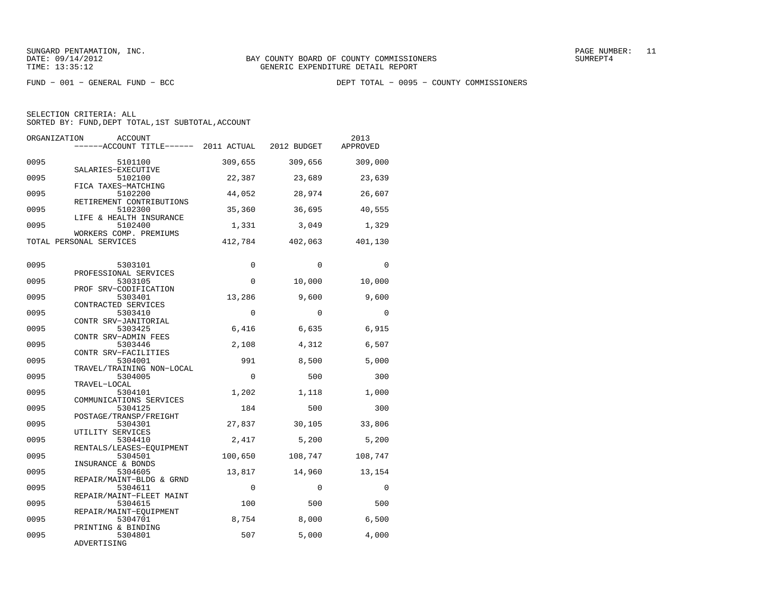SUNGARD PENTAMATION, INC.
DATE: 09/14/2012
TIME: 13:35:12

BAY COUNTY BOARD OF COUNTY COMMISSIONERS
GENERIC EXPENDITURE DETAIL REPORT

PAGE NUMBER: 11
SUMREPT4

FUND − 001 − GENERAL FUND − BCC

DEPT TOTAL − 0095 − COUNTY COMMISSIONERS

SELECTION CRITERIA: ALL
SORTED BY: FUND,DEPT TOTAL,1ST SUBTOTAL,ACCOUNT

| ORGANIZATION | ACCOUNT / ACCOUNT TITLE | 2011 ACTUAL | 2012 BUDGET | 2013 APPROVED |
|---|---|---|---|---|
| 0095 | 5101100 SALARIES−EXECUTIVE | 309,655 | 309,656 | 309,000 |
| 0095 | 5102100 FICA TAXES−MATCHING | 22,387 | 23,689 | 23,639 |
| 0095 | 5102200 RETIREMENT CONTRIBUTIONS | 44,052 | 28,974 | 26,607 |
| 0095 | 5102300 LIFE & HEALTH INSURANCE | 35,360 | 36,695 | 40,555 |
| 0095 | 5102400 WORKERS COMP. PREMIUMS | 1,331 | 3,049 | 1,329 |
| TOTAL PERSONAL SERVICES | | 412,784 | 402,063 | 401,130 |
| 0095 | 5303101 PROFESSIONAL SERVICES | 0 | 0 | 0 |
| 0095 | 5303105 PROF SRV−CODIFICATION | 0 | 10,000 | 10,000 |
| 0095 | 5303401 CONTRACTED SERVICES | 13,286 | 9,600 | 9,600 |
| 0095 | 5303410 CONTR SRV−JANITORIAL | 0 | 0 | 0 |
| 0095 | 5303425 CONTR SRV−ADMIN FEES | 6,416 | 6,635 | 6,915 |
| 0095 | 5303446 CONTR SRV−FACILITIES | 2,108 | 4,312 | 6,507 |
| 0095 | 5304001 TRAVEL/TRAINING NON−LOCAL | 991 | 8,500 | 5,000 |
| 0095 | 5304005 TRAVEL−LOCAL | 0 | 500 | 300 |
| 0095 | 5304101 COMMUNICATIONS SERVICES | 1,202 | 1,118 | 1,000 |
| 0095 | 5304125 POSTAGE/TRANSP/FREIGHT | 184 | 500 | 300 |
| 0095 | 5304301 UTILITY SERVICES | 27,837 | 30,105 | 33,806 |
| 0095 | 5304410 RENTALS/LEASES−EQUIPMENT | 2,417 | 5,200 | 5,200 |
| 0095 | 5304501 INSURANCE & BONDS | 100,650 | 108,747 | 108,747 |
| 0095 | 5304605 REPAIR/MAINT−BLDG & GRND | 13,817 | 14,960 | 13,154 |
| 0095 | 5304611 REPAIR/MAINT−FLEET MAINT | 0 | 0 | 0 |
| 0095 | 5304615 REPAIR/MAINT−EQUIPMENT | 100 | 500 | 500 |
| 0095 | 5304701 PRINTING & BINDING | 8,754 | 8,000 | 6,500 |
| 0095 | 5304801 ADVERTISING | 507 | 5,000 | 4,000 |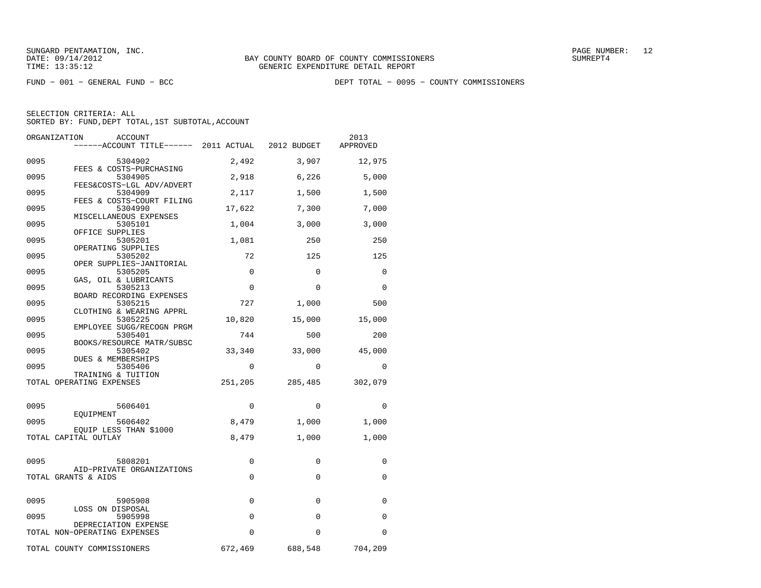SUNGARD PENTAMATION, INC.
DATE: 09/14/2012
TIME: 13:35:12

BAY COUNTY BOARD OF COUNTY COMMISSIONERS
GENERIC EXPENDITURE DETAIL REPORT

PAGE NUMBER: 12
SUMREPT4

FUND − 001 − GENERAL FUND − BCC

DEPT TOTAL − 0095 − COUNTY COMMISSIONERS

SELECTION CRITERIA: ALL
SORTED BY: FUND,DEPT TOTAL,1ST SUBTOTAL,ACCOUNT

| ORGANIZATION | ACCOUNT / ------ACCOUNT TITLE------ | 2011 ACTUAL | 2012 BUDGET | 2013 APPROVED |
|---|---|---|---|---|
| 0095 | 5304902 FEES & COSTS−PURCHASING | 2,492 | 3,907 | 12,975 |
| 0095 | 5304905 FEES&COSTS−LGL ADV/ADVERT | 2,918 | 6,226 | 5,000 |
| 0095 | 5304909 FEES & COSTS−COURT FILING | 2,117 | 1,500 | 1,500 |
| 0095 | 5304990 MISCELLANEOUS EXPENSES | 17,622 | 7,300 | 7,000 |
| 0095 | 5305101 OFFICE SUPPLIES | 1,004 | 3,000 | 3,000 |
| 0095 | 5305201 OPERATING SUPPLIES | 1,081 | 250 | 250 |
| 0095 | 5305202 OPER SUPPLIES−JANITORIAL | 72 | 125 | 125 |
| 0095 | 5305205 GAS, OIL & LUBRICANTS | 0 | 0 | 0 |
| 0095 | 5305213 BOARD RECORDING EXPENSES | 0 | 0 | 0 |
| 0095 | 5305215 CLOTHING & WEARING APPRL | 727 | 1,000 | 500 |
| 0095 | 5305225 EMPLOYEE SUGG/RECOGN PRGM | 10,820 | 15,000 | 15,000 |
| 0095 | 5305401 BOOKS/RESOURCE MATR/SUBSC | 744 | 500 | 200 |
| 0095 | 5305402 DUES & MEMBERSHIPS | 33,340 | 33,000 | 45,000 |
| 0095 | 5305406 TRAINING & TUITION | 0 | 0 | 0 |
| TOTAL OPERATING EXPENSES | | 251,205 | 285,485 | 302,079 |
| 0095 | 5606401 EQUIPMENT | 0 | 0 | 0 |
| 0095 | 5606402 EQUIP LESS THAN $1000 | 8,479 | 1,000 | 1,000 |
| TOTAL CAPITAL OUTLAY | | 8,479 | 1,000 | 1,000 |
| 0095 | 5808201 AID−PRIVATE ORGANIZATIONS | 0 | 0 | 0 |
| TOTAL GRANTS & AIDS | | 0 | 0 | 0 |
| 0095 | 5905908 LOSS ON DISPOSAL | 0 | 0 | 0 |
| 0095 | 5905998 DEPRECIATION EXPENSE | 0 | 0 | 0 |
| TOTAL NON−OPERATING EXPENSES | | 0 | 0 | 0 |
| TOTAL COUNTY COMMISSIONERS | | 672,469 | 688,548 | 704,209 |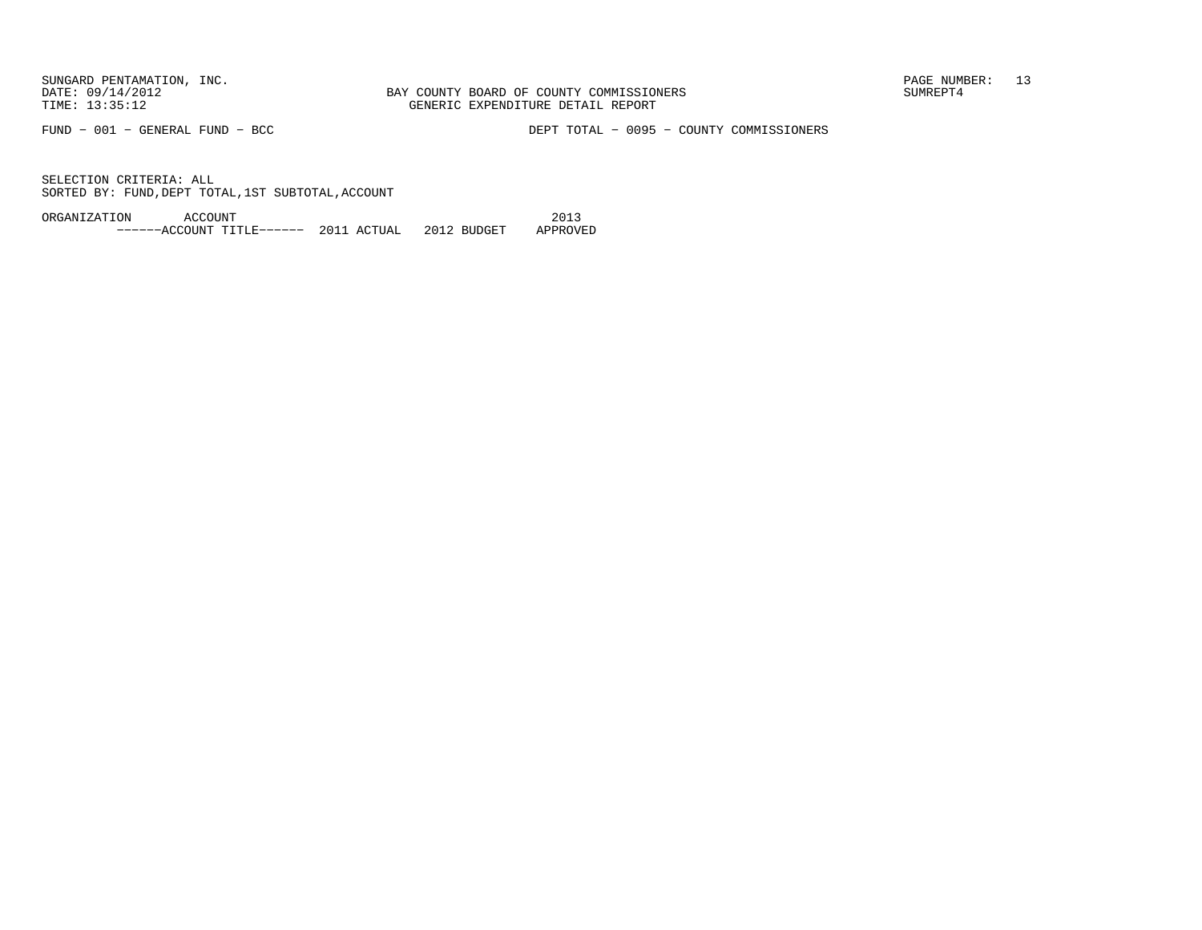SUNGARD PENTAMATION, INC.
DATE: 09/14/2012
TIME: 13:35:12

BAY COUNTY BOARD OF COUNTY COMMISSIONERS
GENERIC EXPENDITURE DETAIL REPORT

PAGE NUMBER: 13
SUMREPT4

FUND - 001 - GENERAL FUND - BCC

DEPT TOTAL - 0095 - COUNTY COMMISSIONERS

SELECTION CRITERIA: ALL
SORTED BY: FUND,DEPT TOTAL,1ST SUBTOTAL,ACCOUNT

| ORGANIZATION | ACCOUNT ------ACCOUNT TITLE------ | 2011 ACTUAL | 2012 BUDGET | 2013 APPROVED |
|---|---|---|---|---|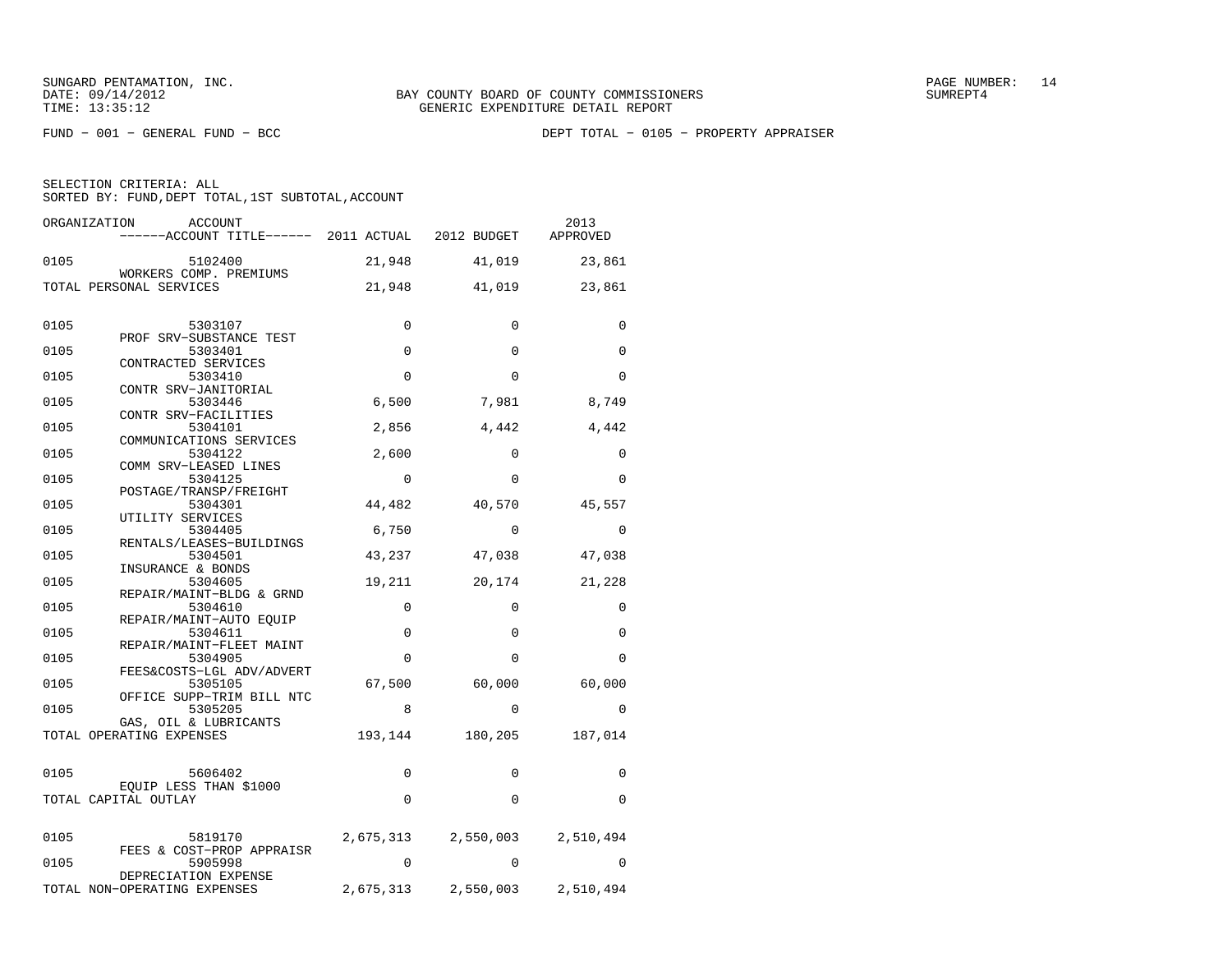SUNGARD PENTAMATION, INC.
DATE: 09/14/2012
TIME: 13:35:12

BAY COUNTY BOARD OF COUNTY COMMISSIONERS
GENERIC EXPENDITURE DETAIL REPORT

SUMREPT4

FUND − 001 − GENERAL FUND − BCC

DEPT TOTAL − 0105 − PROPERTY APPRAISER

SELECTION CRITERIA: ALL
SORTED BY: FUND,DEPT TOTAL,1ST SUBTOTAL,ACCOUNT

| ORGANIZATION | ACCOUNT / ------ACCOUNT TITLE------ | 2011 ACTUAL | 2012 BUDGET | 2013 APPROVED |
|---|---|---|---|---|
| 0105 | 5102400 WORKERS COMP. PREMIUMS | 21,948 | 41,019 | 23,861 |
| TOTAL PERSONAL SERVICES | | 21,948 | 41,019 | 23,861 |
| 0105 | 5303107 PROF SRV−SUBSTANCE TEST | 0 | 0 | 0 |
| 0105 | 5303401 CONTRACTED SERVICES | 0 | 0 | 0 |
| 0105 | 5303410 CONTR SRV−JANITORIAL | 0 | 0 | 0 |
| 0105 | 5303446 CONTR SRV−FACILITIES | 6,500 | 7,981 | 8,749 |
| 0105 | 5304101 COMMUNICATIONS SERVICES | 2,856 | 4,442 | 4,442 |
| 0105 | 5304122 COMM SRV−LEASED LINES | 2,600 | 0 | 0 |
| 0105 | 5304125 POSTAGE/TRANSP/FREIGHT | 0 | 0 | 0 |
| 0105 | 5304301 UTILITY SERVICES | 44,482 | 40,570 | 45,557 |
| 0105 | 5304405 RENTALS/LEASES−BUILDINGS | 6,750 | 0 | 0 |
| 0105 | 5304501 INSURANCE & BONDS | 43,237 | 47,038 | 47,038 |
| 0105 | 5304605 REPAIR/MAINT−BLDG & GRND | 19,211 | 20,174 | 21,228 |
| 0105 | 5304610 REPAIR/MAINT−AUTO EQUIP | 0 | 0 | 0 |
| 0105 | 5304611 REPAIR/MAINT−FLEET MAINT | 0 | 0 | 0 |
| 0105 | 5304905 FEES&COSTS−LGL ADV/ADVERT | 0 | 0 | 0 |
| 0105 | 5305105 OFFICE SUPP−TRIM BILL NTC | 67,500 | 60,000 | 60,000 |
| 0105 | 5305205 GAS, OIL & LUBRICANTS | 8 | 0 | 0 |
| TOTAL OPERATING EXPENSES | | 193,144 | 180,205 | 187,014 |
| 0105 | 5606402 EQUIP LESS THAN $1000 | 0 | 0 | 0 |
| TOTAL CAPITAL OUTLAY | | 0 | 0 | 0 |
| 0105 | 5819170 FEES & COST−PROP APPRAISR | 2,675,313 | 2,550,003 | 2,510,494 |
| 0105 | 5905998 DEPRECIATION EXPENSE | 0 | 0 | 0 |
| TOTAL NON−OPERATING EXPENSES | | 2,675,313 | 2,550,003 | 2,510,494 |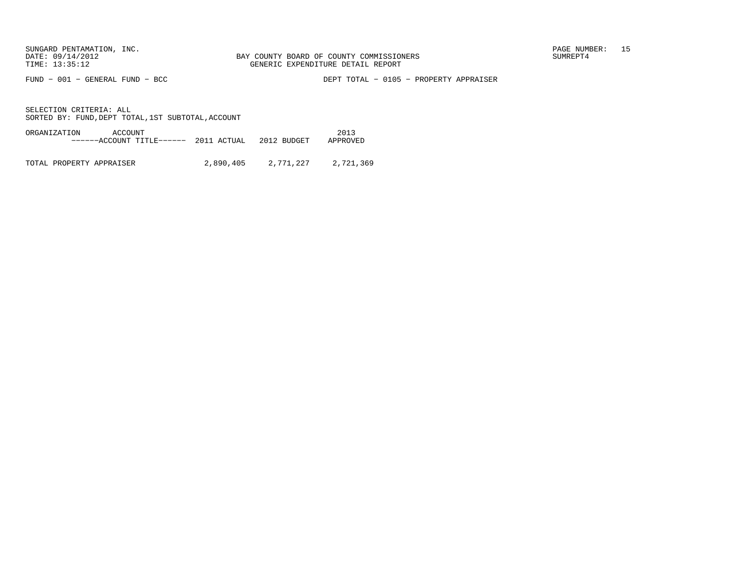BAY COUNTY BOARD OF COUNTY COMMISSIONERS
GENERIC EXPENDITURE DETAIL REPORT

SUNGARD PENTAMATION, INC.
DATE: 09/14/2012
TIME: 13:35:12

SUMREPT4

FUND − 001 − GENERAL FUND − BCC

DEPT TOTAL − 0105 − PROPERTY APPRAISER

SELECTION CRITERIA: ALL
SORTED BY: FUND,DEPT TOTAL,1ST SUBTOTAL,ACCOUNT

| ORGANIZATION ACCOUNT ------ACCOUNT TITLE------ | 2011 ACTUAL | 2012 BUDGET | 2013 APPROVED |
|---|---|---|---|
| TOTAL PROPERTY APPRAISER | 2,890,405 | 2,771,227 | 2,721,369 |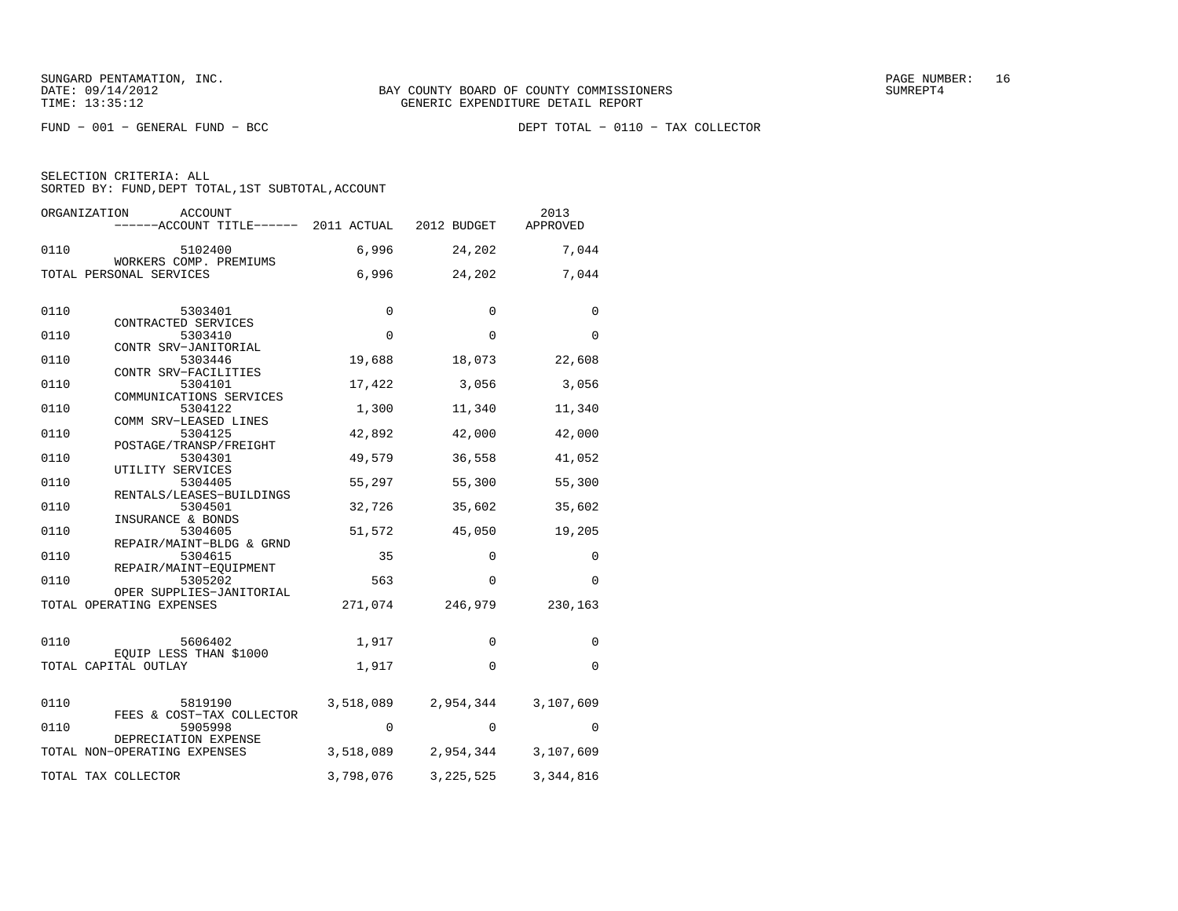SUNGARD PENTAMATION, INC.
DATE: 09/14/2012
TIME: 13:35:12

BAY COUNTY BOARD OF COUNTY COMMISSIONERS
GENERIC EXPENDITURE DETAIL REPORT

PAGE NUMBER: 16
SUMREPT4

FUND - 001 - GENERAL FUND - BCC

DEPT TOTAL - 0110 - TAX COLLECTOR

SELECTION CRITERIA: ALL
SORTED BY: FUND,DEPT TOTAL,1ST SUBTOTAL,ACCOUNT

| ORGANIZATION | ACCOUNT / ------ACCOUNT TITLE------ | 2011 ACTUAL | 2012 BUDGET | 2013 APPROVED |
|---|---|---|---|---|
| 0110 | 5102400 WORKERS COMP. PREMIUMS | 6,996 | 24,202 | 7,044 |
| TOTAL PERSONAL SERVICES | | 6,996 | 24,202 | 7,044 |
| 0110 | 5303401 CONTRACTED SERVICES | 0 | 0 | 0 |
| 0110 | 5303410 CONTR SRV-JANITORIAL | 0 | 0 | 0 |
| 0110 | 5303446 CONTR SRV-FACILITIES | 19,688 | 18,073 | 22,608 |
| 0110 | 5304101 COMMUNICATIONS SERVICES | 17,422 | 3,056 | 3,056 |
| 0110 | 5304122 COMM SRV-LEASED LINES | 1,300 | 11,340 | 11,340 |
| 0110 | 5304125 POSTAGE/TRANSP/FREIGHT | 42,892 | 42,000 | 42,000 |
| 0110 | 5304301 UTILITY SERVICES | 49,579 | 36,558 | 41,052 |
| 0110 | 5304405 RENTALS/LEASES-BUILDINGS | 55,297 | 55,300 | 55,300 |
| 0110 | 5304501 INSURANCE & BONDS | 32,726 | 35,602 | 35,602 |
| 0110 | 5304605 REPAIR/MAINT-BLDG & GRND | 51,572 | 45,050 | 19,205 |
| 0110 | 5304615 REPAIR/MAINT-EQUIPMENT | 35 | 0 | 0 |
| 0110 | 5305202 OPER SUPPLIES-JANITORIAL | 563 | 0 | 0 |
| TOTAL OPERATING EXPENSES | | 271,074 | 246,979 | 230,163 |
| 0110 | 5606402 EQUIP LESS THAN $1000 | 1,917 | 0 | 0 |
| TOTAL CAPITAL OUTLAY | | 1,917 | 0 | 0 |
| 0110 | 5819190 FEES & COST-TAX COLLECTOR | 3,518,089 | 2,954,344 | 3,107,609 |
| 0110 | 5905998 DEPRECIATION EXPENSE | 0 | 0 | 0 |
| TOTAL NON-OPERATING EXPENSES | | 3,518,089 | 2,954,344 | 3,107,609 |
| TOTAL TAX COLLECTOR | | 3,798,076 | 3,225,525 | 3,344,816 |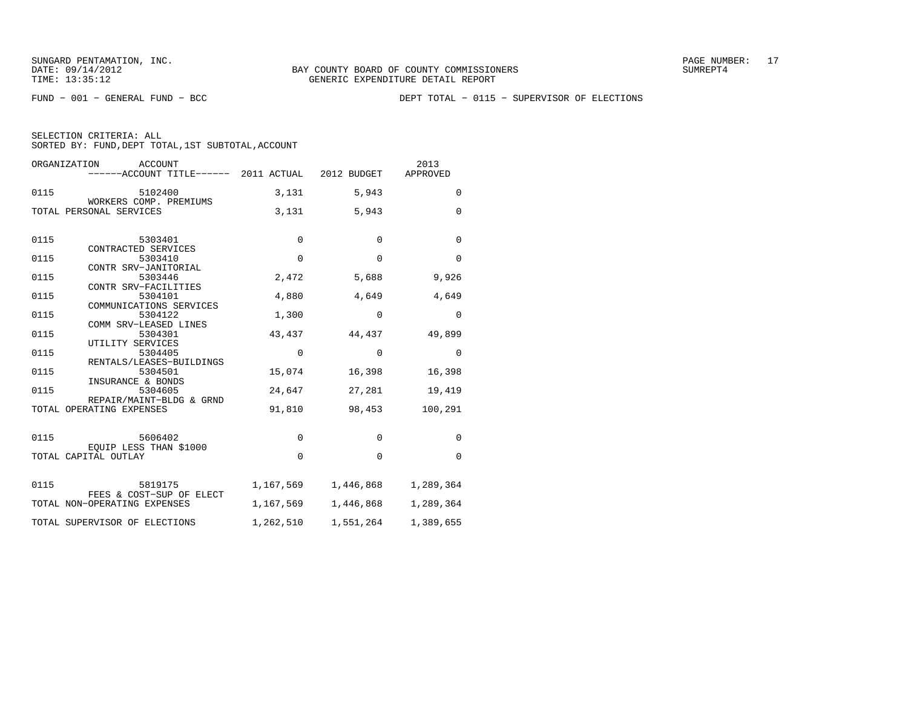SUNGARD PENTAMATION, INC.
DATE: 09/14/2012
TIME: 13:35:12

BAY COUNTY BOARD OF COUNTY COMMISSIONERS
GENERIC EXPENDITURE DETAIL REPORT

SUMREPT4

FUND − 001 − GENERAL FUND − BCC

DEPT TOTAL − 0115 − SUPERVISOR OF ELECTIONS

SELECTION CRITERIA: ALL
SORTED BY: FUND,DEPT TOTAL,1ST SUBTOTAL,ACCOUNT

| ORGANIZATION | ACCOUNT / ACCOUNT TITLE | 2011 ACTUAL | 2012 BUDGET | 2013 APPROVED |
|---|---|---|---|---|
| 0115 | 5102400 WORKERS COMP. PREMIUMS | 3,131 | 5,943 | 0 |
| TOTAL PERSONAL SERVICES | | 3,131 | 5,943 | 0 |
| 0115 | 5303401 CONTRACTED SERVICES | 0 | 0 | 0 |
| 0115 | 5303410 CONTR SRV−JANITORIAL | 0 | 0 | 0 |
| 0115 | 5303446 CONTR SRV−FACILITIES | 2,472 | 5,688 | 9,926 |
| 0115 | 5304101 COMMUNICATIONS SERVICES | 4,880 | 4,649 | 4,649 |
| 0115 | 5304122 COMM SRV−LEASED LINES | 1,300 | 0 | 0 |
| 0115 | 5304301 UTILITY SERVICES | 43,437 | 44,437 | 49,899 |
| 0115 | 5304405 RENTALS/LEASES−BUILDINGS | 0 | 0 | 0 |
| 0115 | 5304501 INSURANCE & BONDS | 15,074 | 16,398 | 16,398 |
| 0115 | 5304605 REPAIR/MAINT−BLDG & GRND | 24,647 | 27,281 | 19,419 |
| TOTAL OPERATING EXPENSES | | 91,810 | 98,453 | 100,291 |
| 0115 | 5606402 EQUIP LESS THAN $1000 | 0 | 0 | 0 |
| TOTAL CAPITAL OUTLAY | | 0 | 0 | 0 |
| 0115 | 5819175 FEES & COST−SUP OF ELECT | 1,167,569 | 1,446,868 | 1,289,364 |
| TOTAL NON−OPERATING EXPENSES | | 1,167,569 | 1,446,868 | 1,289,364 |
| TOTAL SUPERVISOR OF ELECTIONS | | 1,262,510 | 1,551,264 | 1,389,655 |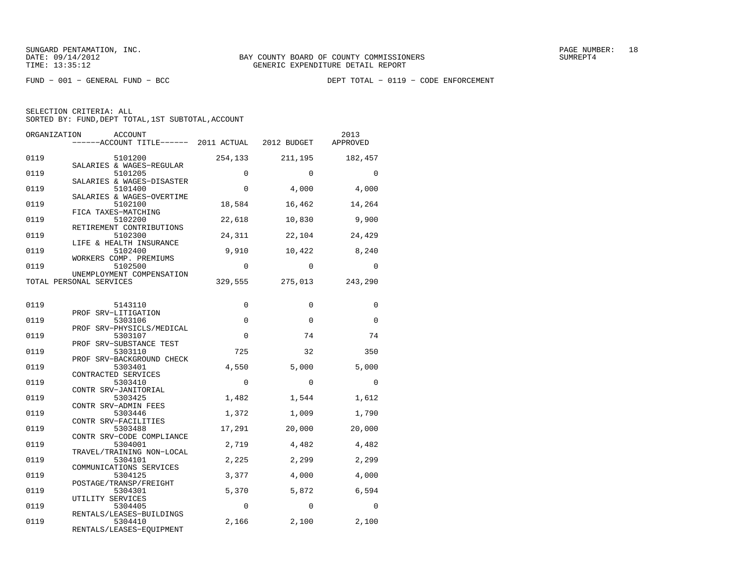SUNGARD PENTAMATION, INC.
DATE: 09/14/2012
TIME: 13:35:12

BAY COUNTY BOARD OF COUNTY COMMISSIONERS
GENERIC EXPENDITURE DETAIL REPORT

FUND − 001 − GENERAL FUND − BCC

DEPT TOTAL − 0119 − CODE ENFORCEMENT

SELECTION CRITERIA: ALL
SORTED BY: FUND,DEPT TOTAL,1ST SUBTOTAL,ACCOUNT

| ORGANIZATION | ACCOUNT / ACCOUNT TITLE | 2011 ACTUAL | 2012 BUDGET | 2013 APPROVED |
|---|---|---|---|---|
| 0119 | 5101200 SALARIES & WAGES−REGULAR | 254,133 | 211,195 | 182,457 |
| 0119 | 5101205 SALARIES & WAGES−DISASTER | 0 | 0 | 0 |
| 0119 | 5101400 SALARIES & WAGES−OVERTIME | 0 | 4,000 | 4,000 |
| 0119 | 5102100 FICA TAXES−MATCHING | 18,584 | 16,462 | 14,264 |
| 0119 | 5102200 RETIREMENT CONTRIBUTIONS | 22,618 | 10,830 | 9,900 |
| 0119 | 5102300 LIFE & HEALTH INSURANCE | 24,311 | 22,104 | 24,429 |
| 0119 | 5102400 WORKERS COMP. PREMIUMS | 9,910 | 10,422 | 8,240 |
| 0119 | 5102500 UNEMPLOYMENT COMPENSATION | 0 | 0 | 0 |
| TOTAL PERSONAL SERVICES | | 329,555 | 275,013 | 243,290 |
| 0119 | 5143110 PROF SRV−LITIGATION | 0 | 0 | 0 |
| 0119 | 5303106 PROF SRV−PHYSICLS/MEDICAL | 0 | 0 | 0 |
| 0119 | 5303107 PROF SRV−SUBSTANCE TEST | 0 | 74 | 74 |
| 0119 | 5303110 PROF SRV−BACKGROUND CHECK | 725 | 32 | 350 |
| 0119 | 5303401 CONTRACTED SERVICES | 4,550 | 5,000 | 5,000 |
| 0119 | 5303410 CONTR SRV−JANITORIAL | 0 | 0 | 0 |
| 0119 | 5303425 CONTR SRV−ADMIN FEES | 1,482 | 1,544 | 1,612 |
| 0119 | 5303446 CONTR SRV−FACILITIES | 1,372 | 1,009 | 1,790 |
| 0119 | 5303488 CONTR SRV−CODE COMPLIANCE | 17,291 | 20,000 | 20,000 |
| 0119 | 5304001 TRAVEL/TRAINING NON−LOCAL | 2,719 | 4,482 | 4,482 |
| 0119 | 5304101 COMMUNICATIONS SERVICES | 2,225 | 2,299 | 2,299 |
| 0119 | 5304125 POSTAGE/TRANSP/FREIGHT | 3,377 | 4,000 | 4,000 |
| 0119 | 5304301 UTILITY SERVICES | 5,370 | 5,872 | 6,594 |
| 0119 | 5304405 RENTALS/LEASES−BUILDINGS | 0 | 0 | 0 |
| 0119 | 5304410 RENTALS/LEASES−EQUIPMENT | 2,166 | 2,100 | 2,100 |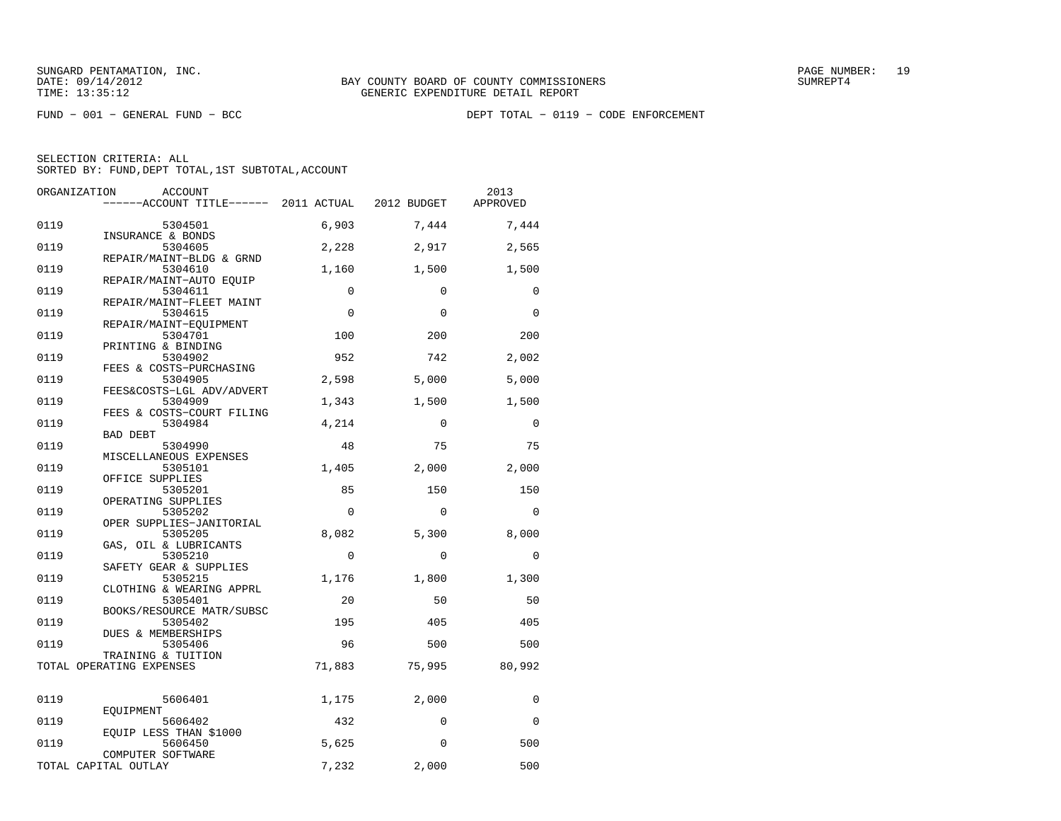SUNGARD PENTAMATION, INC.
DATE: 09/14/2012
TIME: 13:35:12

BAY COUNTY BOARD OF COUNTY COMMISSIONERS
GENERIC EXPENDITURE DETAIL REPORT

SUMREPT4

FUND − 001 − GENERAL FUND − BCC

DEPT TOTAL − 0119 − CODE ENFORCEMENT

SELECTION CRITERIA: ALL
SORTED BY: FUND,DEPT TOTAL,1ST SUBTOTAL,ACCOUNT

| ORGANIZATION | ACCOUNT / ACCOUNT TITLE | 2011 ACTUAL | 2012 BUDGET | 2013 APPROVED |
|---|---|---|---|---|
| 0119 | 5304501 INSURANCE & BONDS | 6,903 | 7,444 | 7,444 |
| 0119 | 5304605 REPAIR/MAINT−BLDG & GRND | 2,228 | 2,917 | 2,565 |
| 0119 | 5304610 REPAIR/MAINT−AUTO EQUIP | 1,160 | 1,500 | 1,500 |
| 0119 | 5304611 REPAIR/MAINT−FLEET MAINT | 0 | 0 | 0 |
| 0119 | 5304615 REPAIR/MAINT−EQUIPMENT | 0 | 0 | 0 |
| 0119 | 5304701 PRINTING & BINDING | 100 | 200 | 200 |
| 0119 | 5304902 FEES & COSTS−PURCHASING | 952 | 742 | 2,002 |
| 0119 | 5304905 FEES&COSTS−LGL ADV/ADVERT | 2,598 | 5,000 | 5,000 |
| 0119 | 5304909 FEES & COSTS−COURT FILING | 1,343 | 1,500 | 1,500 |
| 0119 | 5304984 BAD DEBT | 4,214 | 0 | 0 |
| 0119 | 5304990 MISCELLANEOUS EXPENSES | 48 | 75 | 75 |
| 0119 | 5305101 OFFICE SUPPLIES | 1,405 | 2,000 | 2,000 |
| 0119 | 5305201 OPERATING SUPPLIES | 85 | 150 | 150 |
| 0119 | 5305202 OPER SUPPLIES−JANITORIAL | 0 | 0 | 0 |
| 0119 | 5305205 GAS, OIL & LUBRICANTS | 8,082 | 5,300 | 8,000 |
| 0119 | 5305210 SAFETY GEAR & SUPPLIES | 0 | 0 | 0 |
| 0119 | 5305215 CLOTHING & WEARING APPRL | 1,176 | 1,800 | 1,300 |
| 0119 | 5305401 BOOKS/RESOURCE MATR/SUBSC | 20 | 50 | 50 |
| 0119 | 5305402 DUES & MEMBERSHIPS | 195 | 405 | 405 |
| 0119 | 5305406 TRAINING & TUITION | 96 | 500 | 500 |
| TOTAL OPERATING EXPENSES | | 71,883 | 75,995 | 80,992 |
| 0119 | 5606401 EQUIPMENT | 1,175 | 2,000 | 0 |
| 0119 | 5606402 EQUIP LESS THAN $1000 | 432 | 0 | 0 |
| 0119 | 5606450 COMPUTER SOFTWARE | 5,625 | 0 | 500 |
| TOTAL CAPITAL OUTLAY | | 7,232 | 2,000 | 500 |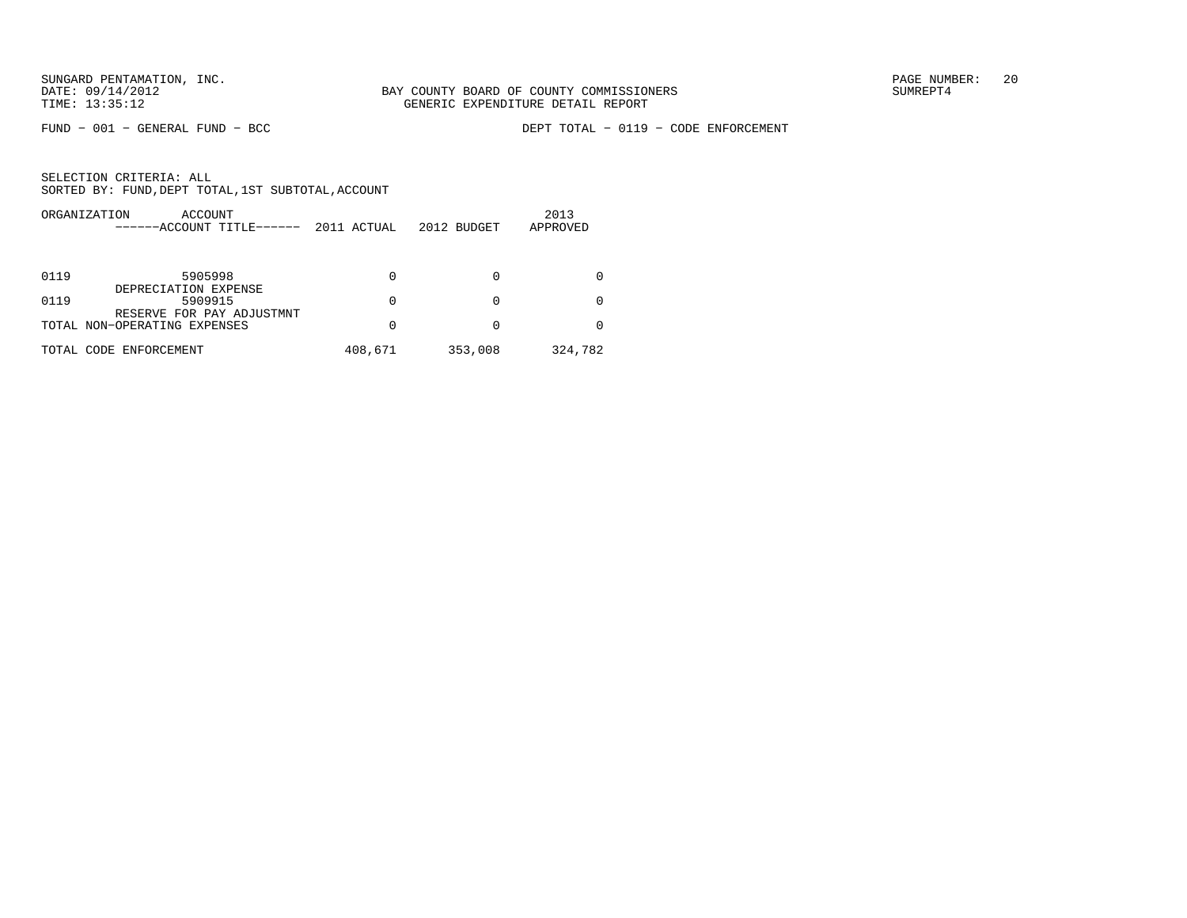BAY COUNTY BOARD OF COUNTY COMMISSIONERS
GENERIC EXPENDITURE DETAIL REPORT

FUND − 001 − GENERAL FUND − BCC

DEPT TOTAL − 0119 − CODE ENFORCEMENT

SELECTION CRITERIA: ALL
SORTED BY: FUND,DEPT TOTAL,1ST SUBTOTAL,ACCOUNT

| ORGANIZATION | ACCOUNT / ACCOUNT TITLE | 2011 ACTUAL | 2012 BUDGET | 2013 APPROVED |
|---|---|---|---|---|
| 0119 | 5905998 DEPRECIATION EXPENSE | 0 | 0 | 0 |
| 0119 | 5909915 RESERVE FOR PAY ADJUSTMNT | 0 | 0 | 0 |
| TOTAL NON−OPERATING EXPENSES | | 0 | 0 | 0 |
| TOTAL CODE ENFORCEMENT | | 408,671 | 353,008 | 324,782 |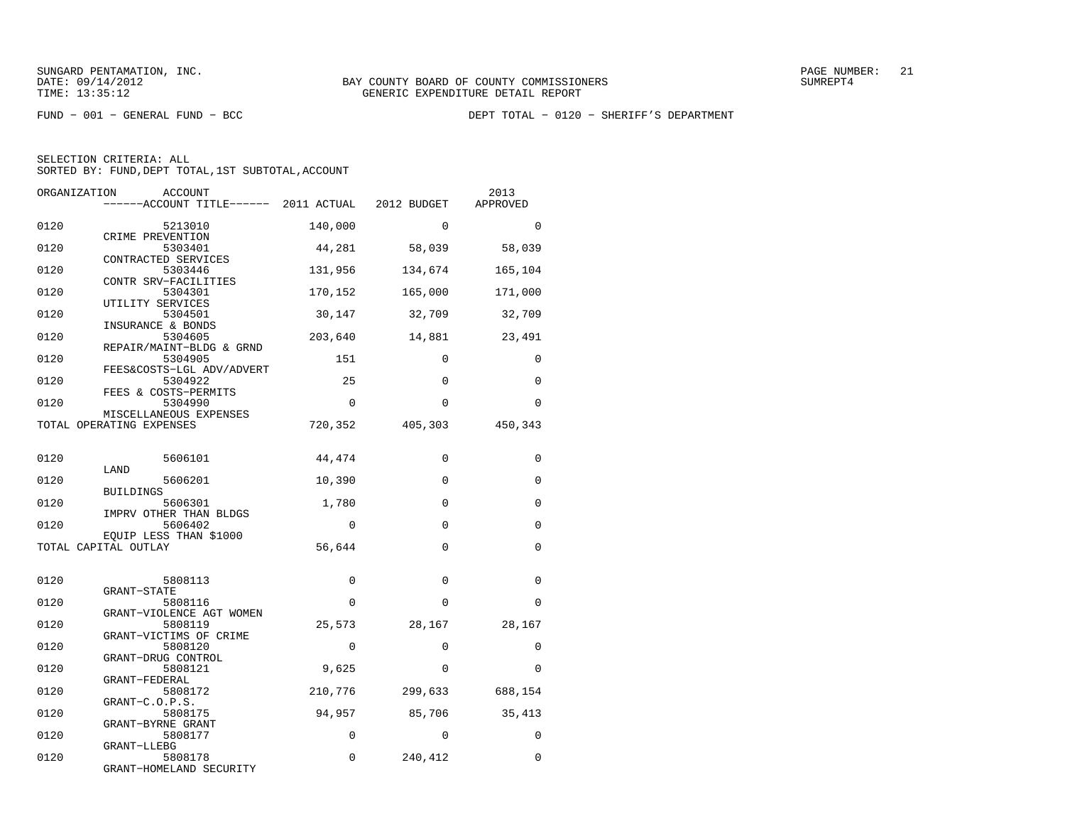SUNGARD PENTAMATION, INC.
DATE: 09/14/2012
TIME: 13:35:12

BAY COUNTY BOARD OF COUNTY COMMISSIONERS
GENERIC EXPENDITURE DETAIL REPORT

SUMREPT4

FUND − 001 − GENERAL FUND − BCC

DEPT TOTAL − 0120 − SHERIFF'S DEPARTMENT

SELECTION CRITERIA: ALL
SORTED BY: FUND,DEPT TOTAL,1ST SUBTOTAL,ACCOUNT

| ORGANIZATION | ACCOUNT / ------ACCOUNT TITLE------ | 2011 ACTUAL | 2012 BUDGET | 2013 APPROVED |
|---|---|---|---|---|
| 0120 | 5213010 CRIME PREVENTION | 140,000 | 0 | 0 |
| 0120 | 5303401 CONTRACTED SERVICES | 44,281 | 58,039 | 58,039 |
| 0120 | 5303446 CONTR SRV−FACILITIES | 131,956 | 134,674 | 165,104 |
| 0120 | 5304301 UTILITY SERVICES | 170,152 | 165,000 | 171,000 |
| 0120 | 5304501 INSURANCE & BONDS | 30,147 | 32,709 | 32,709 |
| 0120 | 5304605 REPAIR/MAINT−BLDG & GRND | 203,640 | 14,881 | 23,491 |
| 0120 | 5304905 FEES&COSTS−LGL ADV/ADVERT | 151 | 0 | 0 |
| 0120 | 5304922 FEES & COSTS−PERMITS | 25 | 0 | 0 |
| 0120 | 5304990 MISCELLANEOUS EXPENSES | 0 | 0 | 0 |
| TOTAL OPERATING EXPENSES | | 720,352 | 405,303 | 450,343 |
| 0120 | 5606101 LAND | 44,474 | 0 | 0 |
| 0120 | 5606201 BUILDINGS | 10,390 | 0 | 0 |
| 0120 | 5606301 IMPRV OTHER THAN BLDGS | 1,780 | 0 | 0 |
| 0120 | 5606402 EQUIP LESS THAN $1000 | 0 | 0 | 0 |
| TOTAL CAPITAL OUTLAY | | 56,644 | 0 | 0 |
| 0120 | 5808113 GRANT−STATE | 0 | 0 | 0 |
| 0120 | 5808116 GRANT−VIOLENCE AGT WOMEN | 0 | 0 | 0 |
| 0120 | 5808119 GRANT−VICTIMS OF CRIME | 25,573 | 28,167 | 28,167 |
| 0120 | 5808120 GRANT−DRUG CONTROL | 0 | 0 | 0 |
| 0120 | 5808121 GRANT−FEDERAL | 9,625 | 0 | 0 |
| 0120 | 5808172 GRANT−C.O.P.S. | 210,776 | 299,633 | 688,154 |
| 0120 | 5808175 GRANT−BYRNE GRANT | 94,957 | 85,706 | 35,413 |
| 0120 | 5808177 GRANT−LLEBG | 0 | 0 | 0 |
| 0120 | 5808178 GRANT−HOMELAND SECURITY | 0 | 240,412 | 0 |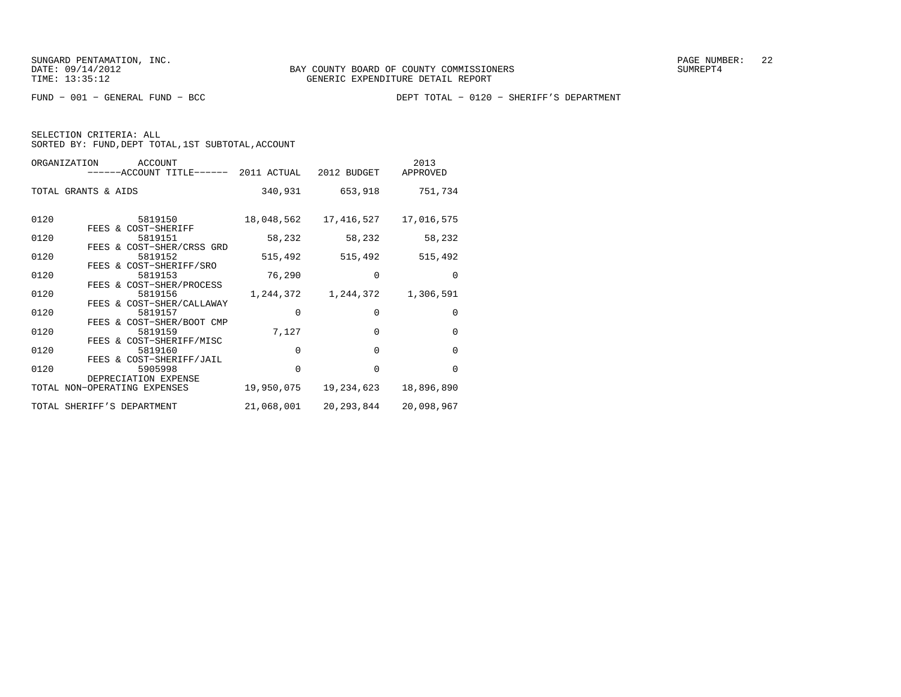FUND − 001 − GENERAL FUND − BCC DEPT TOTAL − 0120 − SHERIFF'S DEPARTMENT

SELECTION CRITERIA: ALL
SORTED BY: FUND,DEPT TOTAL,1ST SUBTOTAL,ACCOUNT

| ORGANIZATION | ACCOUNT / ------ACCOUNT TITLE------ | 2011 ACTUAL | 2012 BUDGET | 2013 APPROVED |
|---|---|---|---|---|
| TOTAL GRANTS & AIDS | | 340,931 | 653,918 | 751,734 |
| 0120 | 5819150 FEES & COST−SHERIFF | 18,048,562 | 17,416,527 | 17,016,575 |
| 0120 | 5819151 FEES & COST−SHER/CRSS GRD | 58,232 | 58,232 | 58,232 |
| 0120 | 5819152 FEES & COST−SHERIFF/SRO | 515,492 | 515,492 | 515,492 |
| 0120 | 5819153 FEES & COST−SHER/PROCESS | 76,290 | 0 | 0 |
| 0120 | 5819156 FEES & COST−SHER/CALLAWAY | 1,244,372 | 1,244,372 | 1,306,591 |
| 0120 | 5819157 FEES & COST−SHER/BOOT CMP | 0 | 0 | 0 |
| 0120 | 5819159 FEES & COST−SHERIFF/MISC | 7,127 | 0 | 0 |
| 0120 | 5819160 FEES & COST−SHERIFF/JAIL | 0 | 0 | 0 |
| 0120 | 5905998 DEPRECIATION EXPENSE | 0 | 0 | 0 |
| TOTAL NON−OPERATING EXPENSES | | 19,950,075 | 19,234,623 | 18,896,890 |
| TOTAL SHERIFF'S DEPARTMENT | | 21,068,001 | 20,293,844 | 20,098,967 |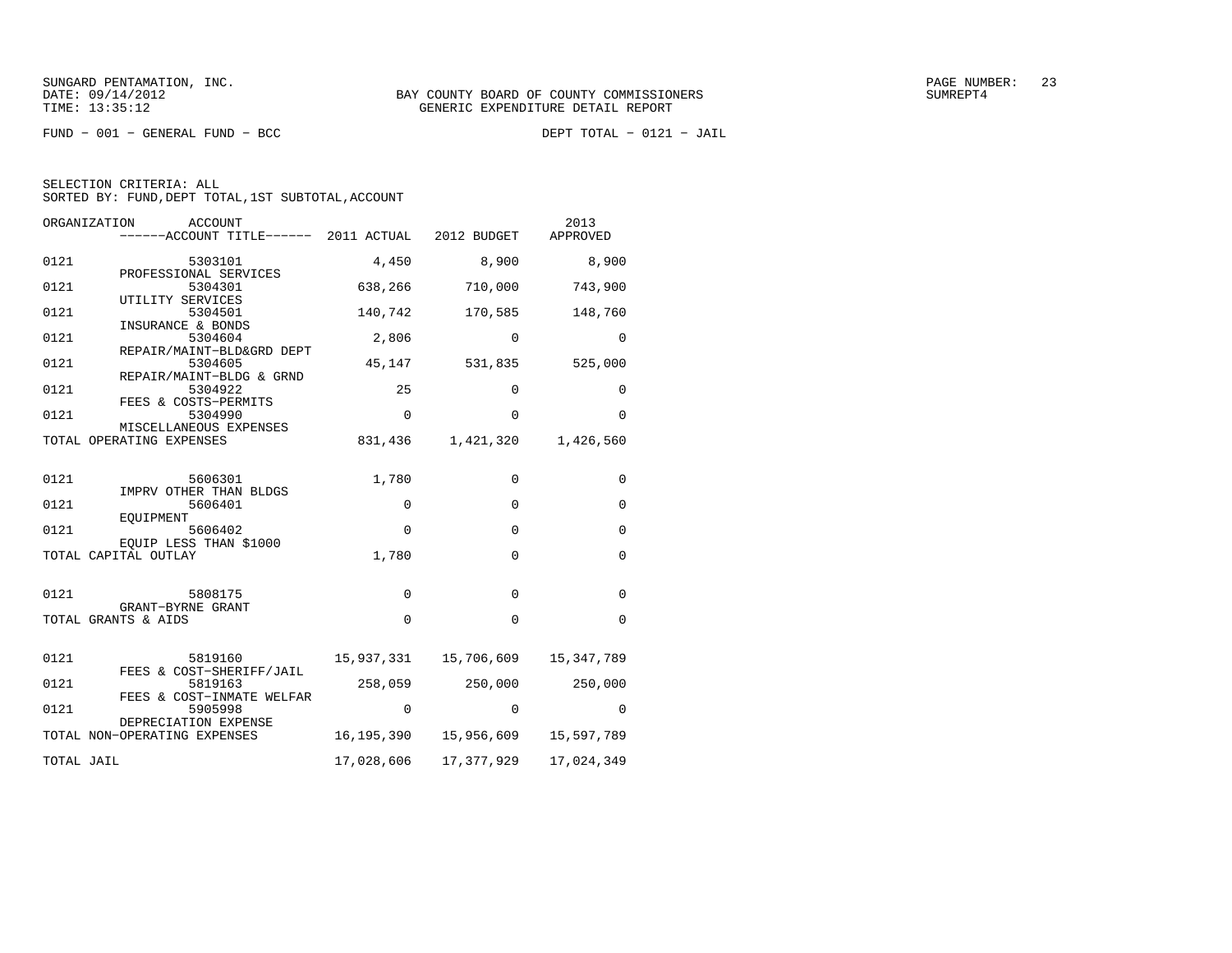BAY COUNTY BOARD OF COUNTY COMMISSIONERS
GENERIC EXPENDITURE DETAIL REPORT

FUND − 001 − GENERAL FUND − BCC

DEPT TOTAL − 0121 − JAIL

SELECTION CRITERIA: ALL
SORTED BY: FUND,DEPT TOTAL,1ST SUBTOTAL,ACCOUNT

| ORGANIZATION | ACCOUNT / ACCOUNT TITLE | 2011 ACTUAL | 2012 BUDGET | 2013 APPROVED |
|---|---|---|---|---|
| 0121 | 5303101 PROFESSIONAL SERVICES | 4,450 | 8,900 | 8,900 |
| 0121 | 5304301 UTILITY SERVICES | 638,266 | 710,000 | 743,900 |
| 0121 | 5304501 INSURANCE & BONDS | 140,742 | 170,585 | 148,760 |
| 0121 | 5304604 REPAIR/MAINT−BLD&GRD DEPT | 2,806 | 0 | 0 |
| 0121 | 5304605 REPAIR/MAINT−BLDG & GRND | 45,147 | 531,835 | 525,000 |
| 0121 | 5304922 FEES & COSTS−PERMITS | 25 | 0 | 0 |
| 0121 | 5304990 MISCELLANEOUS EXPENSES | 0 | 0 | 0 |
| TOTAL OPERATING EXPENSES | | 831,436 | 1,421,320 | 1,426,560 |
| 0121 | 5606301 IMPRV OTHER THAN BLDGS | 1,780 | 0 | 0 |
| 0121 | 5606401 EQUIPMENT | 0 | 0 | 0 |
| 0121 | 5606402 EQUIP LESS THAN $1000 | 0 | 0 | 0 |
| TOTAL CAPITAL OUTLAY | | 1,780 | 0 | 0 |
| 0121 | 5808175 GRANT−BYRNE GRANT | 0 | 0 | 0 |
| TOTAL GRANTS & AIDS | | 0 | 0 | 0 |
| 0121 | 5819160 FEES & COST−SHERIFF/JAIL | 15,937,331 | 15,706,609 | 15,347,789 |
| 0121 | 5819163 FEES & COST−INMATE WELFAR | 258,059 | 250,000 | 250,000 |
| 0121 | 5905998 DEPRECIATION EXPENSE | 0 | 0 | 0 |
| TOTAL NON−OPERATING EXPENSES | | 16,195,390 | 15,956,609 | 15,597,789 |
| TOTAL JAIL | | 17,028,606 | 17,377,929 | 17,024,349 |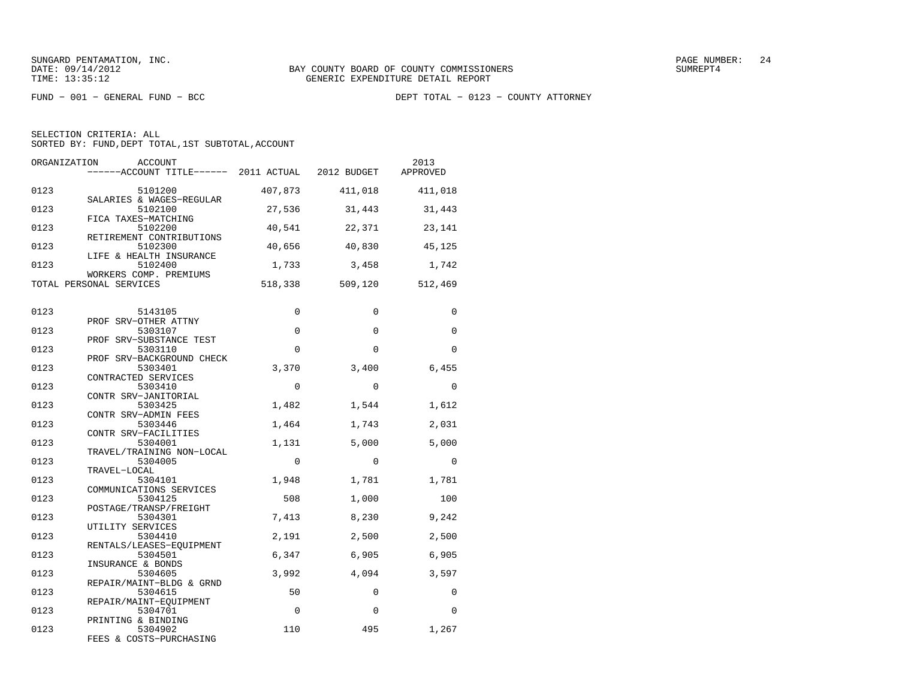SUNGARD PENTAMATION, INC.
DATE: 09/14/2012
TIME: 13:35:12

BAY COUNTY BOARD OF COUNTY COMMISSIONERS
GENERIC EXPENDITURE DETAIL REPORT

SUMREPT4

FUND − 001 − GENERAL FUND − BCC

DEPT TOTAL − 0123 − COUNTY ATTORNEY

SELECTION CRITERIA: ALL
SORTED BY: FUND,DEPT TOTAL,1ST SUBTOTAL,ACCOUNT

| ORGANIZATION | ACCOUNT / ACCOUNT TITLE | 2011 ACTUAL | 2012 BUDGET | 2013 APPROVED |
|---|---|---|---|---|
| 0123 | 5101200 SALARIES & WAGES−REGULAR | 407,873 | 411,018 | 411,018 |
| 0123 | 5102100 FICA TAXES−MATCHING | 27,536 | 31,443 | 31,443 |
| 0123 | 5102200 RETIREMENT CONTRIBUTIONS | 40,541 | 22,371 | 23,141 |
| 0123 | 5102300 LIFE & HEALTH INSURANCE | 40,656 | 40,830 | 45,125 |
| 0123 | 5102400 WORKERS COMP. PREMIUMS | 1,733 | 3,458 | 1,742 |
| TOTAL PERSONAL SERVICES | | 518,338 | 509,120 | 512,469 |
| 0123 | 5143105 PROF SRV−OTHER ATTNY | 0 | 0 | 0 |
| 0123 | 5303107 PROF SRV−SUBSTANCE TEST | 0 | 0 | 0 |
| 0123 | 5303110 PROF SRV−BACKGROUND CHECK | 0 | 0 | 0 |
| 0123 | 5303401 CONTRACTED SERVICES | 3,370 | 3,400 | 6,455 |
| 0123 | 5303410 CONTR SRV−JANITORIAL | 0 | 0 | 0 |
| 0123 | 5303425 CONTR SRV−ADMIN FEES | 1,482 | 1,544 | 1,612 |
| 0123 | 5303446 CONTR SRV−FACILITIES | 1,464 | 1,743 | 2,031 |
| 0123 | 5304001 TRAVEL/TRAINING NON−LOCAL | 1,131 | 5,000 | 5,000 |
| 0123 | 5304005 TRAVEL−LOCAL | 0 | 0 | 0 |
| 0123 | 5304101 COMMUNICATIONS SERVICES | 1,948 | 1,781 | 1,781 |
| 0123 | 5304125 POSTAGE/TRANSP/FREIGHT | 508 | 1,000 | 100 |
| 0123 | 5304301 UTILITY SERVICES | 7,413 | 8,230 | 9,242 |
| 0123 | 5304410 RENTALS/LEASES−EQUIPMENT | 2,191 | 2,500 | 2,500 |
| 0123 | 5304501 INSURANCE & BONDS | 6,347 | 6,905 | 6,905 |
| 0123 | 5304605 REPAIR/MAINT−BLDG & GRND | 3,992 | 4,094 | 3,597 |
| 0123 | 5304615 REPAIR/MAINT−EQUIPMENT | 50 | 0 | 0 |
| 0123 | 5304701 PRINTING & BINDING | 0 | 0 | 0 |
| 0123 | 5304902 FEES & COSTS−PURCHASING | 110 | 495 | 1,267 |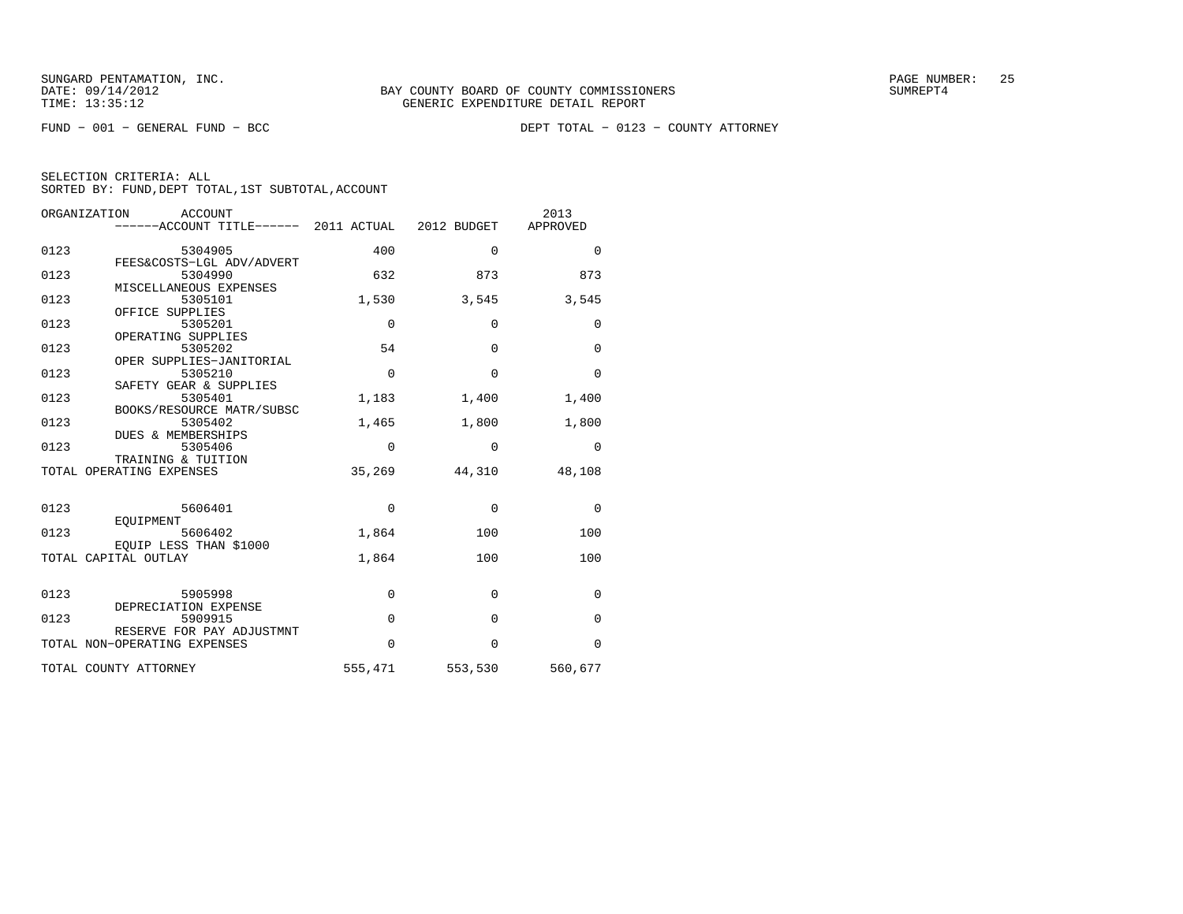SUNGARD PENTAMATION, INC.
DATE: 09/14/2012
TIME: 13:35:12

BAY COUNTY BOARD OF COUNTY COMMISSIONERS
GENERIC EXPENDITURE DETAIL REPORT

SUMREPT4

FUND − 001 − GENERAL FUND − BCC

DEPT TOTAL − 0123 − COUNTY ATTORNEY

SELECTION CRITERIA: ALL
SORTED BY: FUND,DEPT TOTAL,1ST SUBTOTAL,ACCOUNT

| ORGANIZATION | ACCOUNT / ------ACCOUNT TITLE------ | 2011 ACTUAL | 2012 BUDGET | 2013 APPROVED |
|---|---|---|---|---|
| 0123 | 5304905 FEES&COSTS−LGL ADV/ADVERT | 400 | 0 | 0 |
| 0123 | 5304990 MISCELLANEOUS EXPENSES | 632 | 873 | 873 |
| 0123 | 5305101 OFFICE SUPPLIES | 1,530 | 3,545 | 3,545 |
| 0123 | 5305201 OPERATING SUPPLIES | 0 | 0 | 0 |
| 0123 | 5305202 OPER SUPPLIES−JANITORIAL | 54 | 0 | 0 |
| 0123 | 5305210 SAFETY GEAR & SUPPLIES | 0 | 0 | 0 |
| 0123 | 5305401 BOOKS/RESOURCE MATR/SUBSC | 1,183 | 1,400 | 1,400 |
| 0123 | 5305402 DUES & MEMBERSHIPS | 1,465 | 1,800 | 1,800 |
| 0123 | 5305406 TRAINING & TUITION | 0 | 0 | 0 |
| TOTAL OPERATING EXPENSES | | 35,269 | 44,310 | 48,108 |
| 0123 | 5606401 EQUIPMENT | 0 | 0 | 0 |
| 0123 | 5606402 EQUIP LESS THAN $1000 | 1,864 | 100 | 100 |
| TOTAL CAPITAL OUTLAY | | 1,864 | 100 | 100 |
| 0123 | 5905998 DEPRECIATION EXPENSE | 0 | 0 | 0 |
| 0123 | 5909915 RESERVE FOR PAY ADJUSTMNT | 0 | 0 | 0 |
| TOTAL NON−OPERATING EXPENSES | | 0 | 0 | 0 |
| TOTAL COUNTY ATTORNEY | | 555,471 | 553,530 | 560,677 |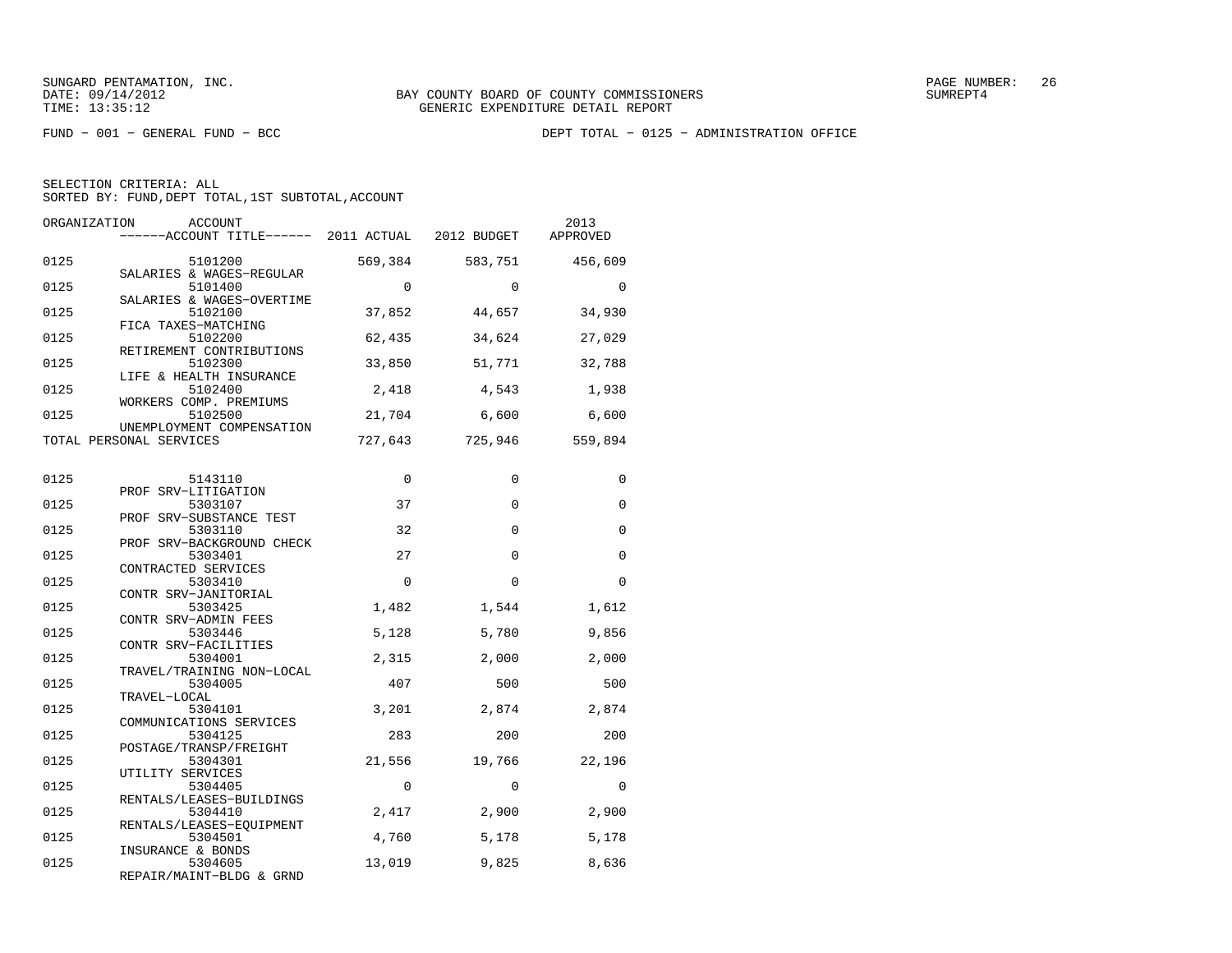SUNGARD PENTAMATION, INC.
DATE: 09/14/2012
TIME: 13:35:12

BAY COUNTY BOARD OF COUNTY COMMISSIONERS
GENERIC EXPENDITURE DETAIL REPORT

SUMREPT4

FUND − 001 − GENERAL FUND − BCC

DEPT TOTAL − 0125 − ADMINISTRATION OFFICE

SELECTION CRITERIA: ALL
SORTED BY: FUND,DEPT TOTAL,1ST SUBTOTAL,ACCOUNT

| ORGANIZATION | ACCOUNT / ------ACCOUNT TITLE------ | 2011 ACTUAL | 2012 BUDGET | 2013 APPROVED |
|---|---|---|---|---|
| 0125 | 5101200 SALARIES & WAGES−REGULAR | 569,384 | 583,751 | 456,609 |
| 0125 | 5101400 SALARIES & WAGES−OVERTIME | 0 | 0 | 0 |
| 0125 | 5102100 FICA TAXES−MATCHING | 37,852 | 44,657 | 34,930 |
| 0125 | 5102200 RETIREMENT CONTRIBUTIONS | 62,435 | 34,624 | 27,029 |
| 0125 | 5102300 LIFE & HEALTH INSURANCE | 33,850 | 51,771 | 32,788 |
| 0125 | 5102400 WORKERS COMP. PREMIUMS | 2,418 | 4,543 | 1,938 |
| 0125 | 5102500 UNEMPLOYMENT COMPENSATION | 21,704 | 6,600 | 6,600 |
| TOTAL PERSONAL SERVICES | | 727,643 | 725,946 | 559,894 |
| 0125 | 5143110 PROF SRV−LITIGATION | 0 | 0 | 0 |
| 0125 | 5303107 PROF SRV−SUBSTANCE TEST | 37 | 0 | 0 |
| 0125 | 5303110 PROF SRV−BACKGROUND CHECK | 32 | 0 | 0 |
| 0125 | 5303401 CONTRACTED SERVICES | 27 | 0 | 0 |
| 0125 | 5303410 CONTR SRV−JANITORIAL | 0 | 0 | 0 |
| 0125 | 5303425 CONTR SRV−ADMIN FEES | 1,482 | 1,544 | 1,612 |
| 0125 | 5303446 CONTR SRV−FACILITIES | 5,128 | 5,780 | 9,856 |
| 0125 | 5304001 TRAVEL/TRAINING NON−LOCAL | 2,315 | 2,000 | 2,000 |
| 0125 | 5304005 TRAVEL−LOCAL | 407 | 500 | 500 |
| 0125 | 5304101 COMMUNICATIONS SERVICES | 3,201 | 2,874 | 2,874 |
| 0125 | 5304125 POSTAGE/TRANSP/FREIGHT | 283 | 200 | 200 |
| 0125 | 5304301 UTILITY SERVICES | 21,556 | 19,766 | 22,196 |
| 0125 | 5304405 RENTALS/LEASES−BUILDINGS | 0 | 0 | 0 |
| 0125 | 5304410 RENTALS/LEASES−EQUIPMENT | 2,417 | 2,900 | 2,900 |
| 0125 | 5304501 INSURANCE & BONDS | 4,760 | 5,178 | 5,178 |
| 0125 | 5304605 REPAIR/MAINT−BLDG & GRND | 13,019 | 9,825 | 8,636 |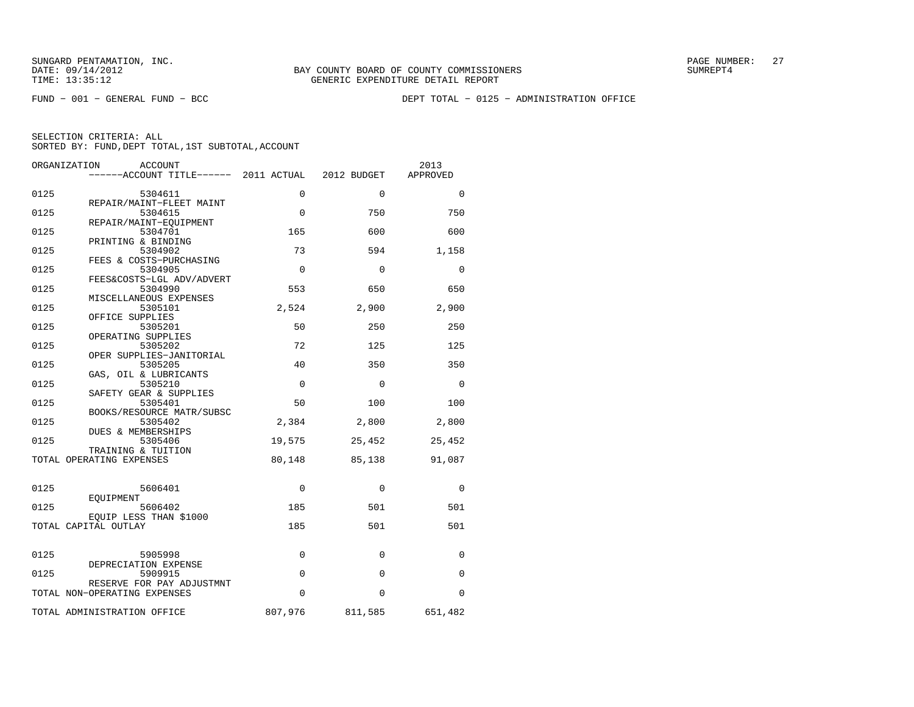FUND − 001 − GENERAL FUND − BCC DEPT TOTAL − 0125 − ADMINISTRATION OFFICE

SELECTION CRITERIA: ALL
SORTED BY: FUND,DEPT TOTAL,1ST SUBTOTAL,ACCOUNT

| ORGANIZATION | ACCOUNT / ACCOUNT TITLE | 2011 ACTUAL | 2012 BUDGET | 2013 APPROVED |
|---|---|---|---|---|
| 0125 | 5304611 REPAIR/MAINT−FLEET MAINT | 0 | 0 | 0 |
| 0125 | 5304615 REPAIR/MAINT−EQUIPMENT | 0 | 750 | 750 |
| 0125 | 5304701 PRINTING & BINDING | 165 | 600 | 600 |
| 0125 | 5304902 FEES & COSTS−PURCHASING | 73 | 594 | 1,158 |
| 0125 | 5304905 FEES&COSTS−LGL ADV/ADVERT | 0 | 0 | 0 |
| 0125 | 5304990 MISCELLANEOUS EXPENSES | 553 | 650 | 650 |
| 0125 | 5305101 OFFICE SUPPLIES | 2,524 | 2,900 | 2,900 |
| 0125 | 5305201 OPERATING SUPPLIES | 50 | 250 | 250 |
| 0125 | 5305202 OPER SUPPLIES−JANITORIAL | 72 | 125 | 125 |
| 0125 | 5305205 GAS, OIL & LUBRICANTS | 40 | 350 | 350 |
| 0125 | 5305210 SAFETY GEAR & SUPPLIES | 0 | 0 | 0 |
| 0125 | 5305401 BOOKS/RESOURCE MATR/SUBSC | 50 | 100 | 100 |
| 0125 | 5305402 DUES & MEMBERSHIPS | 2,384 | 2,800 | 2,800 |
| 0125 | 5305406 TRAINING & TUITION | 19,575 | 25,452 | 25,452 |
| TOTAL OPERATING EXPENSES | | 80,148 | 85,138 | 91,087 |
| 0125 | 5606401 EQUIPMENT | 0 | 0 | 0 |
| 0125 | 5606402 EQUIP LESS THAN $1000 | 185 | 501 | 501 |
| TOTAL CAPITAL OUTLAY | | 185 | 501 | 501 |
| 0125 | 5905998 DEPRECIATION EXPENSE | 0 | 0 | 0 |
| 0125 | 5909915 RESERVE FOR PAY ADJUSTMNT | 0 | 0 | 0 |
| TOTAL NON−OPERATING EXPENSES | | 0 | 0 | 0 |
| TOTAL ADMINISTRATION OFFICE | | 807,976 | 811,585 | 651,482 |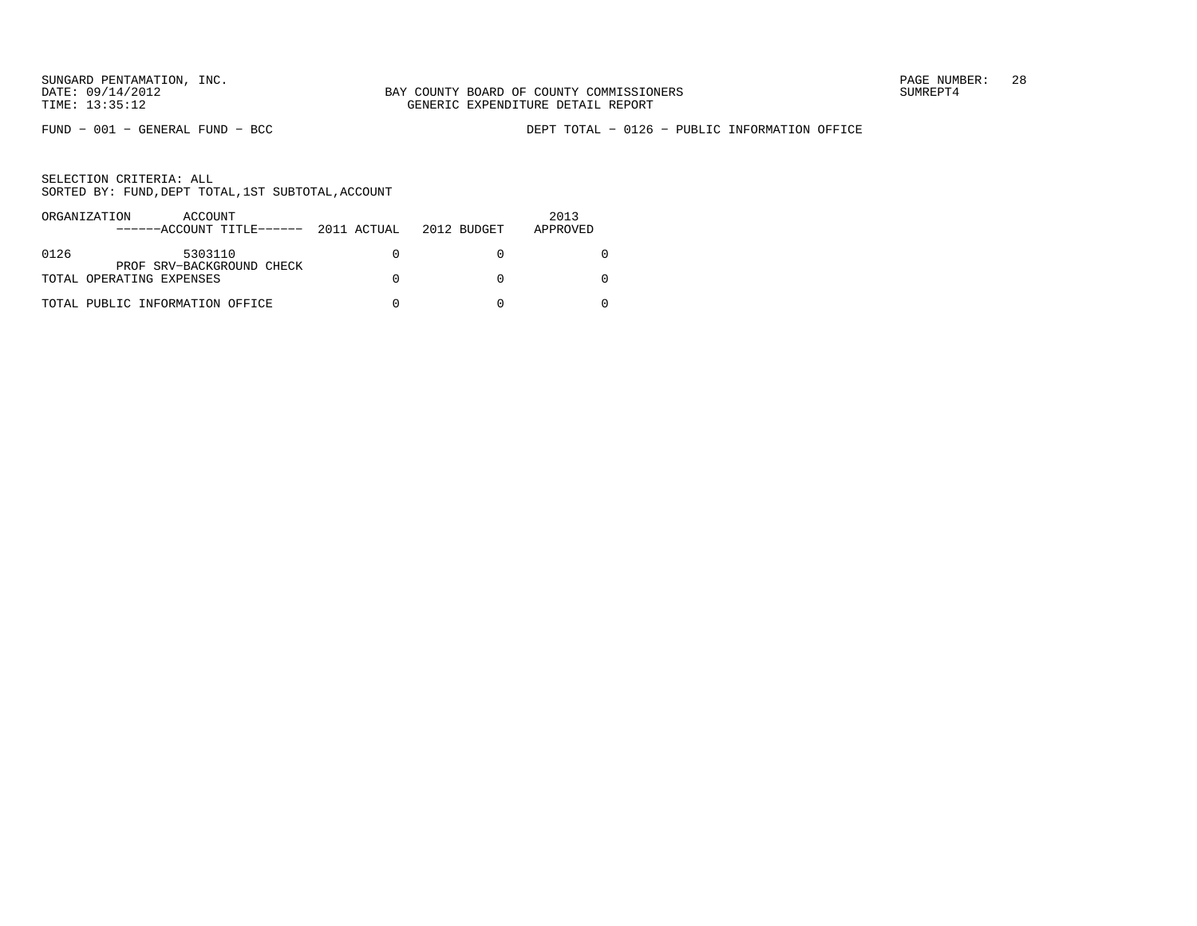SUNGARD PENTAMATION, INC.
DATE: 09/14/2012
TIME: 13:35:12

BAY COUNTY BOARD OF COUNTY COMMISSIONERS
GENERIC EXPENDITURE DETAIL REPORT

SUMREPT4

FUND − 001 − GENERAL FUND − BCC

DEPT TOTAL − 0126 − PUBLIC INFORMATION OFFICE

SELECTION CRITERIA: ALL
SORTED BY: FUND,DEPT TOTAL,1ST SUBTOTAL,ACCOUNT

| ORGANIZATION | ACCOUNT ------ACCOUNT TITLE------ | 2011 ACTUAL | 2012 BUDGET | 2013 APPROVED |
|---|---|---|---|---|
| 0126 | 5303110 PROF SRV−BACKGROUND CHECK | 0 | 0 | 0 |
| TOTAL OPERATING EXPENSES | | 0 | 0 | 0 |
| TOTAL PUBLIC INFORMATION OFFICE | | 0 | 0 | 0 |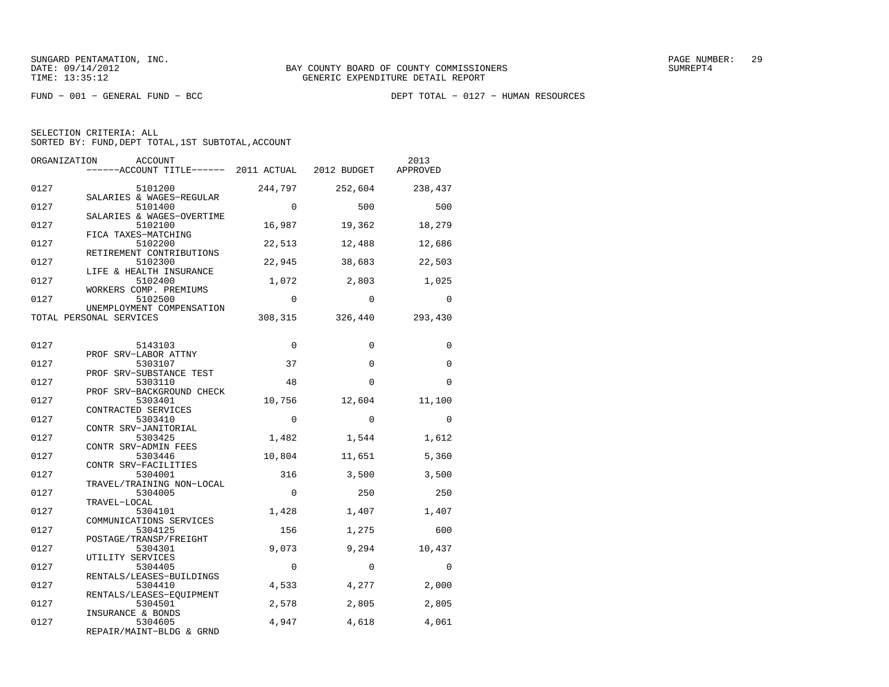BAY COUNTY BOARD OF COUNTY COMMISSIONERS
GENERIC EXPENDITURE DETAIL REPORT

FUND − 001 − GENERAL FUND − BCC

DEPT TOTAL − 0127 − HUMAN RESOURCES

SELECTION CRITERIA: ALL
SORTED BY: FUND,DEPT TOTAL,1ST SUBTOTAL,ACCOUNT

| ORGANIZATION | ACCOUNT / ACCOUNT TITLE | 2011 ACTUAL | 2012 BUDGET | 2013 APPROVED |
|---|---|---|---|---|
| 0127 | 5101200 SALARIES & WAGES−REGULAR | 244,797 | 252,604 | 238,437 |
| 0127 | 5101400 SALARIES & WAGES−OVERTIME | 0 | 500 | 500 |
| 0127 | 5102100 FICA TAXES−MATCHING | 16,987 | 19,362 | 18,279 |
| 0127 | 5102200 RETIREMENT CONTRIBUTIONS | 22,513 | 12,488 | 12,686 |
| 0127 | 5102300 LIFE & HEALTH INSURANCE | 22,945 | 38,683 | 22,503 |
| 0127 | 5102400 WORKERS COMP. PREMIUMS | 1,072 | 2,803 | 1,025 |
| 0127 | 5102500 UNEMPLOYMENT COMPENSATION | 0 | 0 | 0 |
| TOTAL PERSONAL SERVICES | | 308,315 | 326,440 | 293,430 |
| 0127 | 5143103 PROF SRV−LABOR ATTNY | 0 | 0 | 0 |
| 0127 | 5303107 PROF SRV−SUBSTANCE TEST | 37 | 0 | 0 |
| 0127 | 5303110 PROF SRV−BACKGROUND CHECK | 48 | 0 | 0 |
| 0127 | 5303401 CONTRACTED SERVICES | 10,756 | 12,604 | 11,100 |
| 0127 | 5303410 CONTR SRV−JANITORIAL | 0 | 0 | 0 |
| 0127 | 5303425 CONTR SRV−ADMIN FEES | 1,482 | 1,544 | 1,612 |
| 0127 | 5303446 CONTR SRV−FACILITIES | 10,804 | 11,651 | 5,360 |
| 0127 | 5304001 TRAVEL/TRAINING NON−LOCAL | 316 | 3,500 | 3,500 |
| 0127 | 5304005 TRAVEL−LOCAL | 0 | 250 | 250 |
| 0127 | 5304101 COMMUNICATIONS SERVICES | 1,428 | 1,407 | 1,407 |
| 0127 | 5304125 POSTAGE/TRANSP/FREIGHT | 156 | 1,275 | 600 |
| 0127 | 5304301 UTILITY SERVICES | 9,073 | 9,294 | 10,437 |
| 0127 | 5304405 RENTALS/LEASES−BUILDINGS | 0 | 0 | 0 |
| 0127 | 5304410 RENTALS/LEASES−EQUIPMENT | 4,533 | 4,277 | 2,000 |
| 0127 | 5304501 INSURANCE & BONDS | 2,578 | 2,805 | 2,805 |
| 0127 | 5304605 REPAIR/MAINT−BLDG & GRND | 4,947 | 4,618 | 4,061 |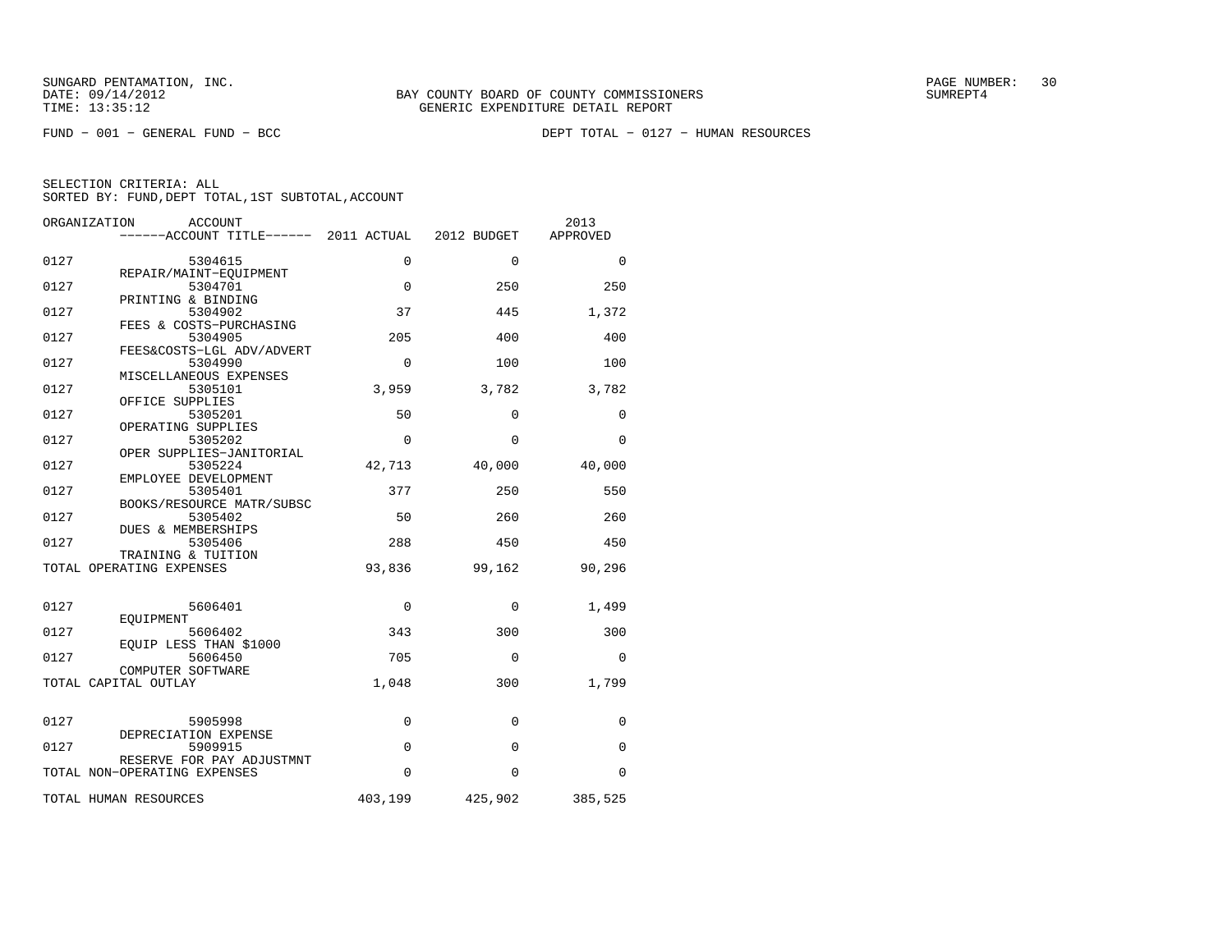SUNGARD PENTAMATION, INC.
DATE: 09/14/2012
TIME: 13:35:12

BAY COUNTY BOARD OF COUNTY COMMISSIONERS
GENERIC EXPENDITURE DETAIL REPORT

SUMREPT4

FUND − 001 − GENERAL FUND − BCC

DEPT TOTAL − 0127 − HUMAN RESOURCES

SELECTION CRITERIA: ALL
SORTED BY: FUND,DEPT TOTAL,1ST SUBTOTAL,ACCOUNT

| ORGANIZATION | ACCOUNT / ------ACCOUNT TITLE------ | 2011 ACTUAL | 2012 BUDGET | 2013 APPROVED |
|---|---|---|---|---|
| 0127 | 5304615 REPAIR/MAINT−EQUIPMENT | 0 | 0 | 0 |
| 0127 | 5304701 PRINTING & BINDING | 0 | 250 | 250 |
| 0127 | 5304902 FEES & COSTS−PURCHASING | 37 | 445 | 1,372 |
| 0127 | 5304905 FEES&COSTS−LGL ADV/ADVERT | 205 | 400 | 400 |
| 0127 | 5304990 MISCELLANEOUS EXPENSES | 0 | 100 | 100 |
| 0127 | 5305101 OFFICE SUPPLIES | 3,959 | 3,782 | 3,782 |
| 0127 | 5305201 OPERATING SUPPLIES | 50 | 0 | 0 |
| 0127 | 5305202 OPER SUPPLIES−JANITORIAL | 0 | 0 | 0 |
| 0127 | 5305224 EMPLOYEE DEVELOPMENT | 42,713 | 40,000 | 40,000 |
| 0127 | 5305401 BOOKS/RESOURCE MATR/SUBSC | 377 | 250 | 550 |
| 0127 | 5305402 DUES & MEMBERSHIPS | 50 | 260 | 260 |
| 0127 | 5305406 TRAINING & TUITION | 288 | 450 | 450 |
| TOTAL OPERATING EXPENSES | | 93,836 | 99,162 | 90,296 |
| 0127 | 5606401 EQUIPMENT | 0 | 0 | 1,499 |
| 0127 | 5606402 EQUIP LESS THAN $1000 | 343 | 300 | 300 |
| 0127 | 5606450 COMPUTER SOFTWARE | 705 | 0 | 0 |
| TOTAL CAPITAL OUTLAY | | 1,048 | 300 | 1,799 |
| 0127 | 5905998 DEPRECIATION EXPENSE | 0 | 0 | 0 |
| 0127 | 5909915 RESERVE FOR PAY ADJUSTMNT | 0 | 0 | 0 |
| TOTAL NON−OPERATING EXPENSES | | 0 | 0 | 0 |
| TOTAL HUMAN RESOURCES | | 403,199 | 425,902 | 385,525 |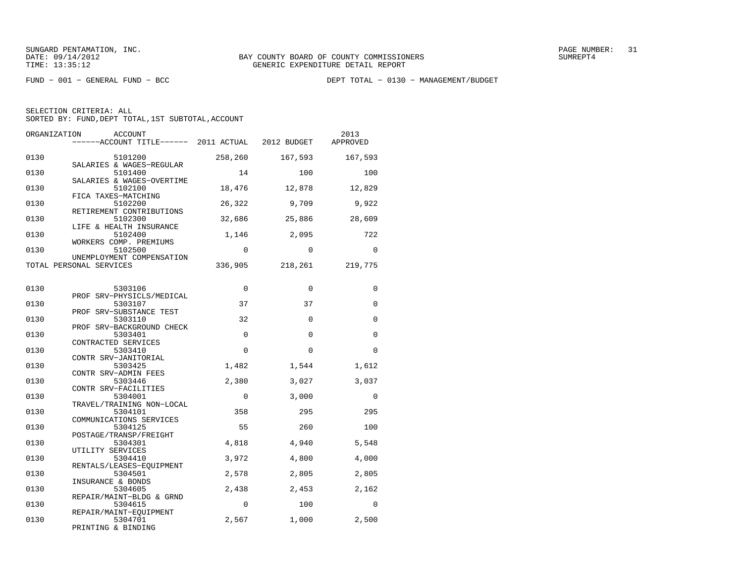SUNGARD PENTAMATION, INC.
DATE: 09/14/2012
TIME: 13:35:12

BAY COUNTY BOARD OF COUNTY COMMISSIONERS
GENERIC EXPENDITURE DETAIL REPORT

SUMREPT4

FUND − 001 − GENERAL FUND − BCC

DEPT TOTAL − 0130 − MANAGEMENT/BUDGET

SELECTION CRITERIA: ALL
SORTED BY: FUND,DEPT TOTAL,1ST SUBTOTAL,ACCOUNT

| ORGANIZATION | ACCOUNT / ACCOUNT TITLE | 2011 ACTUAL | 2012 BUDGET | 2013 APPROVED |
|---|---|---|---|---|
| 0130 | 5101200 SALARIES & WAGES−REGULAR | 258,260 | 167,593 | 167,593 |
| 0130 | 5101400 SALARIES & WAGES−OVERTIME | 14 | 100 | 100 |
| 0130 | 5102100 FICA TAXES−MATCHING | 18,476 | 12,878 | 12,829 |
| 0130 | 5102200 RETIREMENT CONTRIBUTIONS | 26,322 | 9,709 | 9,922 |
| 0130 | 5102300 LIFE & HEALTH INSURANCE | 32,686 | 25,886 | 28,609 |
| 0130 | 5102400 WORKERS COMP. PREMIUMS | 1,146 | 2,095 | 722 |
| 0130 | 5102500 UNEMPLOYMENT COMPENSATION | 0 | 0 | 0 |
| TOTAL PERSONAL SERVICES | | 336,905 | 218,261 | 219,775 |
| 0130 | 5303106 PROF SRV−PHYSICLS/MEDICAL | 0 | 0 | 0 |
| 0130 | 5303107 PROF SRV−SUBSTANCE TEST | 37 | 37 | 0 |
| 0130 | 5303110 PROF SRV−BACKGROUND CHECK | 32 | 0 | 0 |
| 0130 | 5303401 CONTRACTED SERVICES | 0 | 0 | 0 |
| 0130 | 5303410 CONTR SRV−JANITORIAL | 0 | 0 | 0 |
| 0130 | 5303425 CONTR SRV−ADMIN FEES | 1,482 | 1,544 | 1,612 |
| 0130 | 5303446 CONTR SRV−FACILITIES | 2,380 | 3,027 | 3,037 |
| 0130 | 5304001 TRAVEL/TRAINING NON−LOCAL | 0 | 3,000 | 0 |
| 0130 | 5304101 COMMUNICATIONS SERVICES | 358 | 295 | 295 |
| 0130 | 5304125 POSTAGE/TRANSP/FREIGHT | 55 | 260 | 100 |
| 0130 | 5304301 UTILITY SERVICES | 4,818 | 4,940 | 5,548 |
| 0130 | 5304410 RENTALS/LEASES−EQUIPMENT | 3,972 | 4,800 | 4,000 |
| 0130 | 5304501 INSURANCE & BONDS | 2,578 | 2,805 | 2,805 |
| 0130 | 5304605 REPAIR/MAINT−BLDG & GRND | 2,438 | 2,453 | 2,162 |
| 0130 | 5304615 REPAIR/MAINT−EQUIPMENT | 0 | 100 | 0 |
| 0130 | 5304701 PRINTING & BINDING | 2,567 | 1,000 | 2,500 |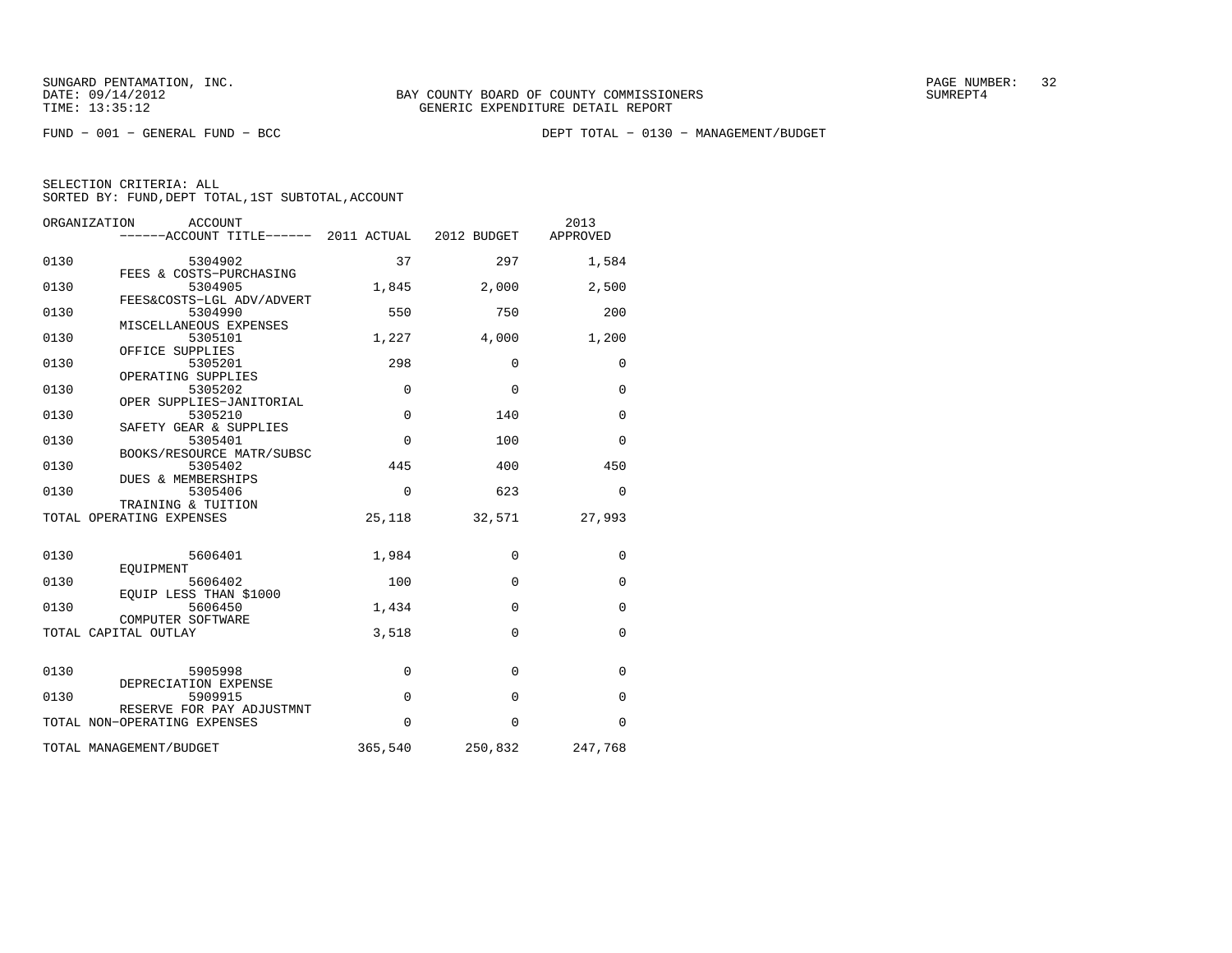SUNGARD PENTAMATION, INC.
DATE: 09/14/2012
TIME: 13:35:12

BAY COUNTY BOARD OF COUNTY COMMISSIONERS
GENERIC EXPENDITURE DETAIL REPORT

SUMREPT4

FUND − 001 − GENERAL FUND − BCC

DEPT TOTAL − 0130 − MANAGEMENT/BUDGET

SELECTION CRITERIA: ALL
SORTED BY: FUND,DEPT TOTAL,1ST SUBTOTAL,ACCOUNT

| ORGANIZATION | ACCOUNT / ------ACCOUNT TITLE------ | 2011 ACTUAL | 2012 BUDGET | 2013 APPROVED |
|---|---|---|---|---|
| 0130 | 5304902 FEES & COSTS−PURCHASING | 37 | 297 | 1,584 |
| 0130 | 5304905 FEES&COSTS−LGL ADV/ADVERT | 1,845 | 2,000 | 2,500 |
| 0130 | 5304990 MISCELLANEOUS EXPENSES | 550 | 750 | 200 |
| 0130 | 5305101 OFFICE SUPPLIES | 1,227 | 4,000 | 1,200 |
| 0130 | 5305201 OPERATING SUPPLIES | 298 | 0 | 0 |
| 0130 | 5305202 OPER SUPPLIES−JANITORIAL | 0 | 0 | 0 |
| 0130 | 5305210 SAFETY GEAR & SUPPLIES | 0 | 140 | 0 |
| 0130 | 5305401 BOOKS/RESOURCE MATR/SUBSC | 0 | 100 | 0 |
| 0130 | 5305402 DUES & MEMBERSHIPS | 445 | 400 | 450 |
| 0130 | 5305406 TRAINING & TUITION | 0 | 623 | 0 |
| TOTAL OPERATING EXPENSES | | 25,118 | 32,571 | 27,993 |
| 0130 | 5606401 EQUIPMENT | 1,984 | 0 | 0 |
| 0130 | 5606402 EQUIP LESS THAN $1000 | 100 | 0 | 0 |
| 0130 | 5606450 COMPUTER SOFTWARE | 1,434 | 0 | 0 |
| TOTAL CAPITAL OUTLAY | | 3,518 | 0 | 0 |
| 0130 | 5905998 DEPRECIATION EXPENSE | 0 | 0 | 0 |
| 0130 | 5909915 RESERVE FOR PAY ADJUSTMNT | 0 | 0 | 0 |
| TOTAL NON−OPERATING EXPENSES | | 0 | 0 | 0 |
| TOTAL MANAGEMENT/BUDGET | | 365,540 | 250,832 | 247,768 |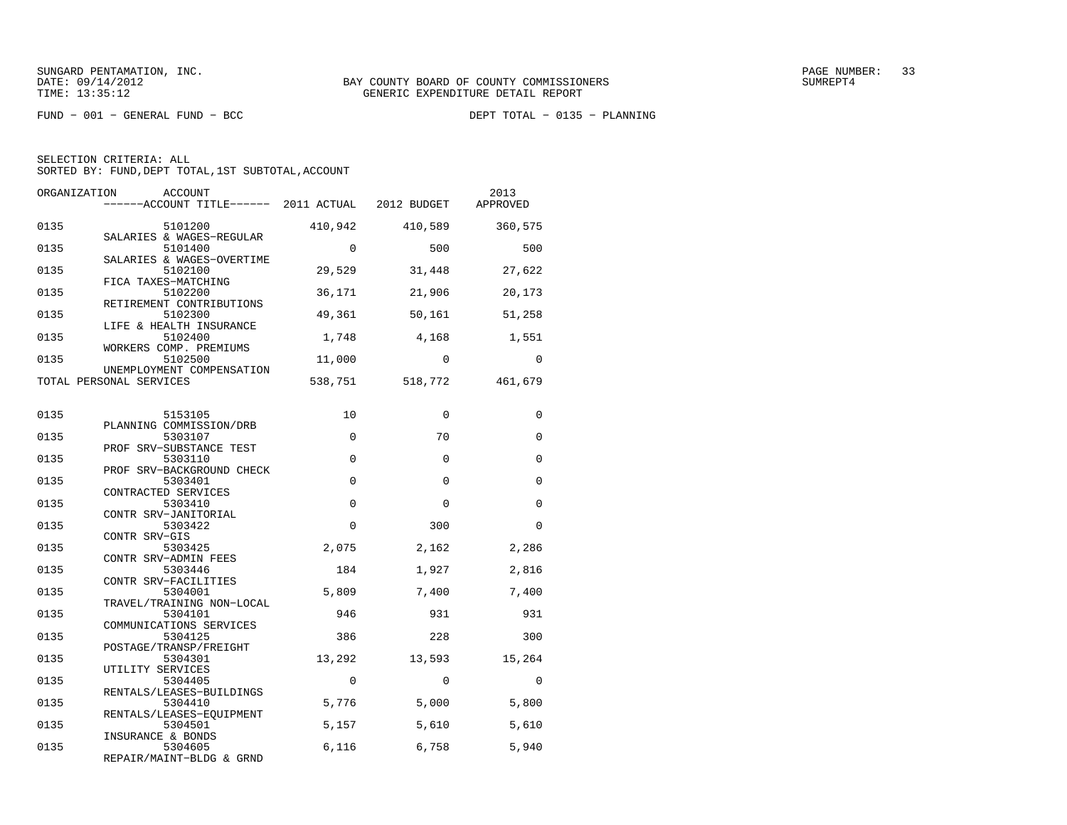SUNGARD PENTAMATION, INC.
DATE: 09/14/2012
TIME: 13:35:12

BAY COUNTY BOARD OF COUNTY COMMISSIONERS
GENERIC EXPENDITURE DETAIL REPORT

SUMREPT4

FUND − 001 − GENERAL FUND − BCC

DEPT TOTAL − 0135 − PLANNING

SELECTION CRITERIA: ALL
SORTED BY: FUND,DEPT TOTAL,1ST SUBTOTAL,ACCOUNT

| ORGANIZATION | ACCOUNT / ------ACCOUNT TITLE------ | 2011 ACTUAL | 2012 BUDGET | 2013 APPROVED |
|---|---|---|---|---|
| 0135 | 5101200 SALARIES & WAGES−REGULAR | 410,942 | 410,589 | 360,575 |
| 0135 | 5101400 SALARIES & WAGES−OVERTIME | 0 | 500 | 500 |
| 0135 | 5102100 FICA TAXES−MATCHING | 29,529 | 31,448 | 27,622 |
| 0135 | 5102200 RETIREMENT CONTRIBUTIONS | 36,171 | 21,906 | 20,173 |
| 0135 | 5102300 LIFE & HEALTH INSURANCE | 49,361 | 50,161 | 51,258 |
| 0135 | 5102400 WORKERS COMP. PREMIUMS | 1,748 | 4,168 | 1,551 |
| 0135 | 5102500 UNEMPLOYMENT COMPENSATION | 11,000 | 0 | 0 |
| TOTAL PERSONAL SERVICES | | 538,751 | 518,772 | 461,679 |
| 0135 | 5153105 PLANNING COMMISSION/DRB | 10 | 0 | 0 |
| 0135 | 5303107 PROF SRV−SUBSTANCE TEST | 0 | 70 | 0 |
| 0135 | 5303110 PROF SRV−BACKGROUND CHECK | 0 | 0 | 0 |
| 0135 | 5303401 CONTRACTED SERVICES | 0 | 0 | 0 |
| 0135 | 5303410 CONTR SRV−JANITORIAL | 0 | 0 | 0 |
| 0135 | 5303422 CONTR SRV−GIS | 0 | 300 | 0 |
| 0135 | 5303425 CONTR SRV−ADMIN FEES | 2,075 | 2,162 | 2,286 |
| 0135 | 5303446 CONTR SRV−FACILITIES | 184 | 1,927 | 2,816 |
| 0135 | 5304001 TRAVEL/TRAINING NON−LOCAL | 5,809 | 7,400 | 7,400 |
| 0135 | 5304101 COMMUNICATIONS SERVICES | 946 | 931 | 931 |
| 0135 | 5304125 POSTAGE/TRANSP/FREIGHT | 386 | 228 | 300 |
| 0135 | 5304301 UTILITY SERVICES | 13,292 | 13,593 | 15,264 |
| 0135 | 5304405 RENTALS/LEASES−BUILDINGS | 0 | 0 | 0 |
| 0135 | 5304410 RENTALS/LEASES−EQUIPMENT | 5,776 | 5,000 | 5,800 |
| 0135 | 5304501 INSURANCE & BONDS | 5,157 | 5,610 | 5,610 |
| 0135 | 5304605 REPAIR/MAINT−BLDG & GRND | 6,116 | 6,758 | 5,940 |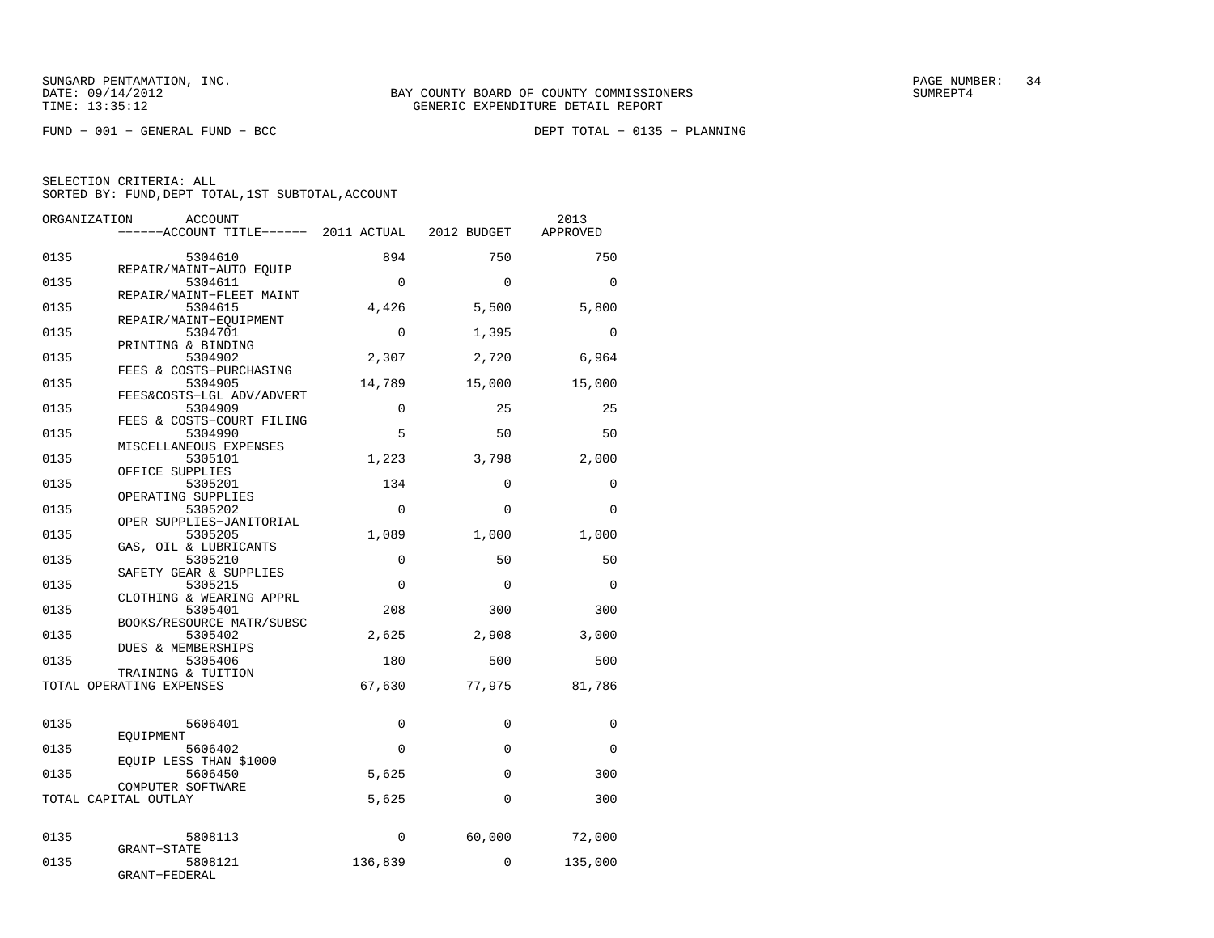SUNGARD PENTAMATION, INC.
DATE: 09/14/2012
TIME: 13:35:12

BAY COUNTY BOARD OF COUNTY COMMISSIONERS
GENERIC EXPENDITURE DETAIL REPORT

SUMREPT4

FUND - 001 - GENERAL FUND - BCC

DEPT TOTAL - 0135 - PLANNING

SELECTION CRITERIA: ALL
SORTED BY: FUND,DEPT TOTAL,1ST SUBTOTAL,ACCOUNT

| ORGANIZATION | ACCOUNT / ACCOUNT TITLE | 2011 ACTUAL | 2012 BUDGET | 2013 APPROVED |
|---|---|---|---|---|
| 0135 | 5304610 REPAIR/MAINT-AUTO EQUIP | 894 | 750 | 750 |
| 0135 | 5304611 REPAIR/MAINT-FLEET MAINT | 0 | 0 | 0 |
| 0135 | 5304615 REPAIR/MAINT-EQUIPMENT | 4,426 | 5,500 | 5,800 |
| 0135 | 5304701 PRINTING & BINDING | 0 | 1,395 | 0 |
| 0135 | 5304902 FEES & COSTS-PURCHASING | 2,307 | 2,720 | 6,964 |
| 0135 | 5304905 FEES&COSTS-LGL ADV/ADVERT | 14,789 | 15,000 | 15,000 |
| 0135 | 5304909 FEES & COSTS-COURT FILING | 0 | 25 | 25 |
| 0135 | 5304990 MISCELLANEOUS EXPENSES | 5 | 50 | 50 |
| 0135 | 5305101 OFFICE SUPPLIES | 1,223 | 3,798 | 2,000 |
| 0135 | 5305201 OPERATING SUPPLIES | 134 | 0 | 0 |
| 0135 | 5305202 OPER SUPPLIES-JANITORIAL | 0 | 0 | 0 |
| 0135 | 5305205 GAS, OIL & LUBRICANTS | 1,089 | 1,000 | 1,000 |
| 0135 | 5305210 SAFETY GEAR & SUPPLIES | 0 | 50 | 50 |
| 0135 | 5305215 CLOTHING & WEARING APPRL | 0 | 0 | 0 |
| 0135 | 5305401 BOOKS/RESOURCE MATR/SUBSC | 208 | 300 | 300 |
| 0135 | 5305402 DUES & MEMBERSHIPS | 2,625 | 2,908 | 3,000 |
| 0135 | 5305406 TRAINING & TUITION | 180 | 500 | 500 |
| TOTAL OPERATING EXPENSES | | 67,630 | 77,975 | 81,786 |
| 0135 | 5606401 EQUIPMENT | 0 | 0 | 0 |
| 0135 | 5606402 EQUIP LESS THAN $1000 | 0 | 0 | 0 |
| 0135 | 5606450 COMPUTER SOFTWARE | 5,625 | 0 | 300 |
| TOTAL CAPITAL OUTLAY | | 5,625 | 0 | 300 |
| 0135 | 5808113 GRANT-STATE | 0 | 60,000 | 72,000 |
| 0135 | 5808121 GRANT-FEDERAL | 136,839 | 0 | 135,000 |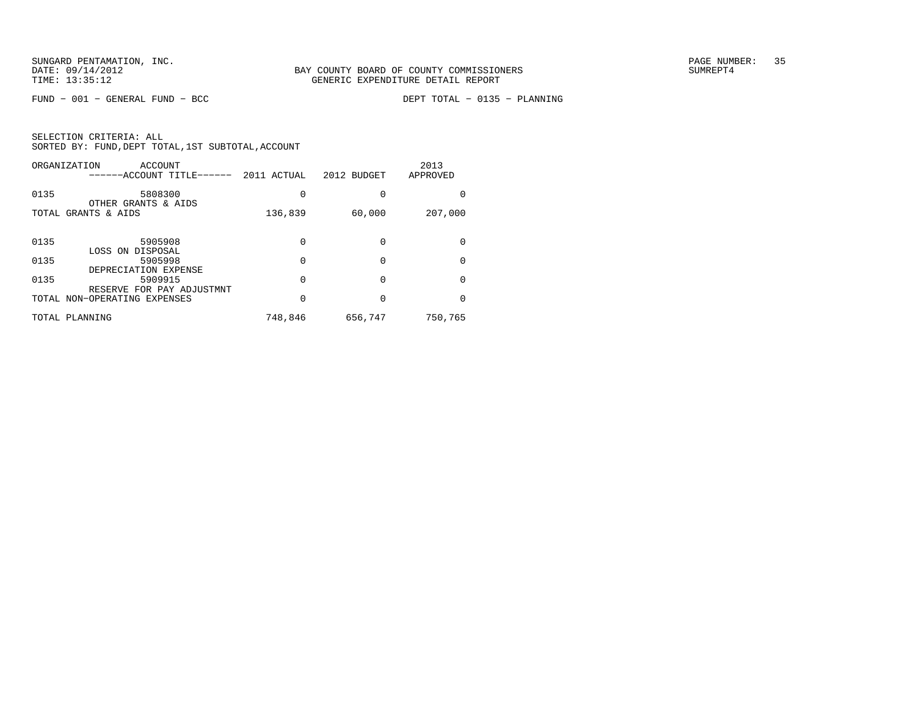SUNGARD PENTAMATION, INC.
DATE: 09/14/2012
TIME: 13:35:12

BAY COUNTY BOARD OF COUNTY COMMISSIONERS
GENERIC EXPENDITURE DETAIL REPORT

SUMREPT4

FUND − 001 − GENERAL FUND − BCC

DEPT TOTAL − 0135 − PLANNING

SELECTION CRITERIA: ALL
SORTED BY: FUND,DEPT TOTAL,1ST SUBTOTAL,ACCOUNT

| ORGANIZATION | ACCOUNT ------ACCOUNT TITLE------ | 2011 ACTUAL | 2012 BUDGET | 2013 APPROVED |
|---|---|---|---|---|
| 0135 | 5808300 OTHER GRANTS & AIDS | 0 | 0 | 0 |
| TOTAL GRANTS & AIDS | | 136,839 | 60,000 | 207,000 |
| 0135 | 5905908 LOSS ON DISPOSAL | 0 | 0 | 0 |
| 0135 | 5905998 DEPRECIATION EXPENSE | 0 | 0 | 0 |
| 0135 | 5909915 RESERVE FOR PAY ADJUSTMNT | 0 | 0 | 0 |
| TOTAL NON−OPERATING EXPENSES | | 0 | 0 | 0 |
| TOTAL PLANNING | | 748,846 | 656,747 | 750,765 |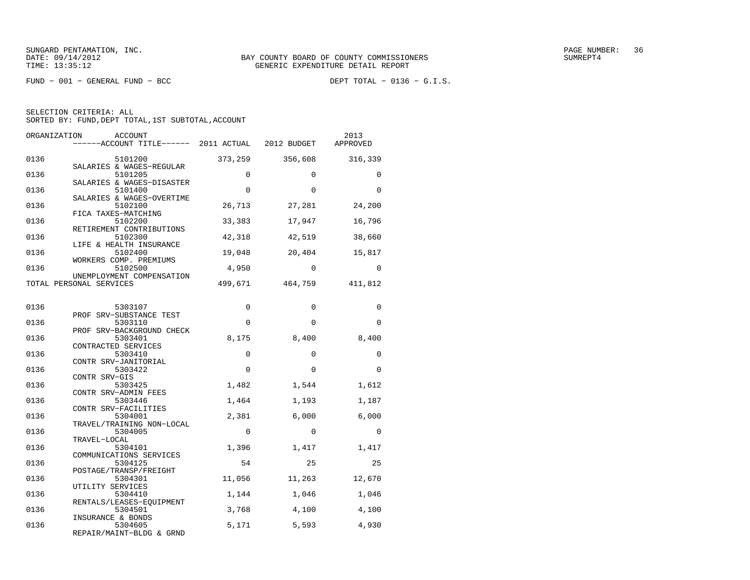SUNGARD PENTAMATION, INC.
DATE: 09/14/2012
TIME: 13:35:12

BAY COUNTY BOARD OF COUNTY COMMISSIONERS
GENERIC EXPENDITURE DETAIL REPORT

SUMREPT4

FUND − 001 − GENERAL FUND − BCC

DEPT TOTAL − 0136 − G.I.S.

SELECTION CRITERIA: ALL
SORTED BY: FUND,DEPT TOTAL,1ST SUBTOTAL,ACCOUNT

| ORGANIZATION | ACCOUNT / ACCOUNT TITLE | 2011 ACTUAL | 2012 BUDGET | 2013 APPROVED |
|---|---|---|---|---|
| 0136 | 5101200 SALARIES & WAGES−REGULAR | 373,259 | 356,608 | 316,339 |
| 0136 | 5101205 SALARIES & WAGES−DISASTER | 0 | 0 | 0 |
| 0136 | 5101400 SALARIES & WAGES−OVERTIME | 0 | 0 | 0 |
| 0136 | 5102100 FICA TAXES−MATCHING | 26,713 | 27,281 | 24,200 |
| 0136 | 5102200 RETIREMENT CONTRIBUTIONS | 33,383 | 17,947 | 16,796 |
| 0136 | 5102300 LIFE & HEALTH INSURANCE | 42,318 | 42,519 | 38,660 |
| 0136 | 5102400 WORKERS COMP. PREMIUMS | 19,048 | 20,404 | 15,817 |
| 0136 | 5102500 UNEMPLOYMENT COMPENSATION | 4,950 | 0 | 0 |
| TOTAL PERSONAL SERVICES | | 499,671 | 464,759 | 411,812 |
| 0136 | 5303107 PROF SRV−SUBSTANCE TEST | 0 | 0 | 0 |
| 0136 | 5303110 PROF SRV−BACKGROUND CHECK | 0 | 0 | 0 |
| 0136 | 5303401 CONTRACTED SERVICES | 8,175 | 8,400 | 8,400 |
| 0136 | 5303410 CONTR SRV−JANITORIAL | 0 | 0 | 0 |
| 0136 | 5303422 CONTR SRV−GIS | 0 | 0 | 0 |
| 0136 | 5303425 CONTR SRV−ADMIN FEES | 1,482 | 1,544 | 1,612 |
| 0136 | 5303446 CONTR SRV−FACILITIES | 1,464 | 1,193 | 1,187 |
| 0136 | 5304001 TRAVEL/TRAINING NON−LOCAL | 2,381 | 6,000 | 6,000 |
| 0136 | 5304005 TRAVEL−LOCAL | 0 | 0 | 0 |
| 0136 | 5304101 COMMUNICATIONS SERVICES | 1,396 | 1,417 | 1,417 |
| 0136 | 5304125 POSTAGE/TRANSP/FREIGHT | 54 | 25 | 25 |
| 0136 | 5304301 UTILITY SERVICES | 11,056 | 11,263 | 12,670 |
| 0136 | 5304410 RENTALS/LEASES−EQUIPMENT | 1,144 | 1,046 | 1,046 |
| 0136 | 5304501 INSURANCE & BONDS | 3,768 | 4,100 | 4,100 |
| 0136 | 5304605 REPAIR/MAINT−BLDG & GRND | 5,171 | 5,593 | 4,930 |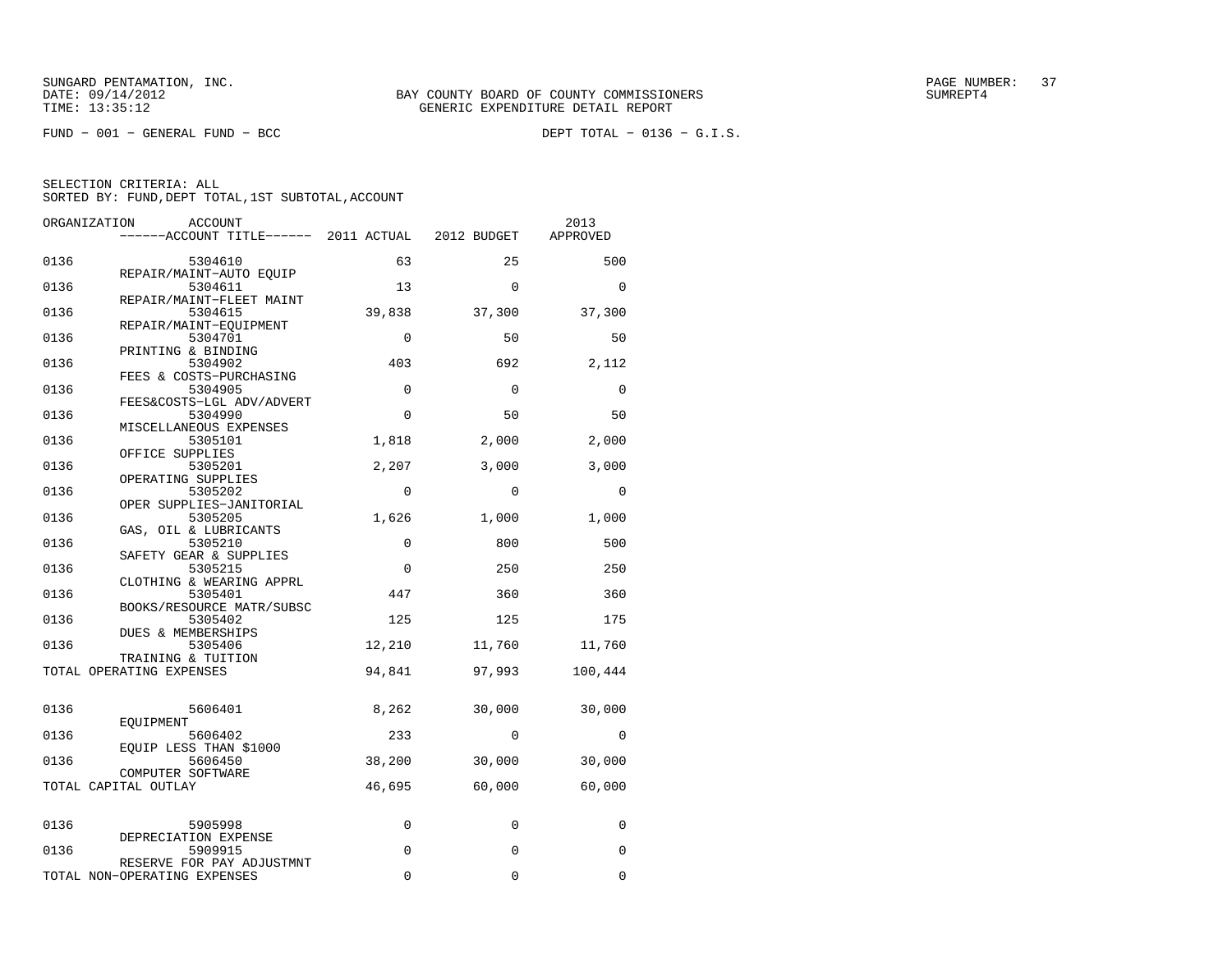SUNGARD PENTAMATION, INC.
DATE: 09/14/2012
TIME: 13:35:12

BAY COUNTY BOARD OF COUNTY COMMISSIONERS
GENERIC EXPENDITURE DETAIL REPORT

SUMREPT4

FUND − 001 − GENERAL FUND − BCC

DEPT TOTAL − 0136 − G.I.S.

SELECTION CRITERIA: ALL
SORTED BY: FUND,DEPT TOTAL,1ST SUBTOTAL,ACCOUNT

| ORGANIZATION | ACCOUNT / ------ACCOUNT TITLE------ | 2011 ACTUAL | 2012 BUDGET | 2013 APPROVED |
|---|---|---|---|---|
| 0136 | 5304610 REPAIR/MAINT−AUTO EQUIP | 63 | 25 | 500 |
| 0136 | 5304611 REPAIR/MAINT−FLEET MAINT | 13 | 0 | 0 |
| 0136 | 5304615 REPAIR/MAINT−EQUIPMENT | 39,838 | 37,300 | 37,300 |
| 0136 | 5304701 PRINTING & BINDING | 0 | 50 | 50 |
| 0136 | 5304902 FEES & COSTS−PURCHASING | 403 | 692 | 2,112 |
| 0136 | 5304905 FEES&COSTS−LGL ADV/ADVERT | 0 | 0 | 0 |
| 0136 | 5304990 MISCELLANEOUS EXPENSES | 0 | 50 | 50 |
| 0136 | 5305101 OFFICE SUPPLIES | 1,818 | 2,000 | 2,000 |
| 0136 | 5305201 OPERATING SUPPLIES | 2,207 | 3,000 | 3,000 |
| 0136 | 5305202 OPER SUPPLIES−JANITORIAL | 0 | 0 | 0 |
| 0136 | 5305205 GAS, OIL & LUBRICANTS | 1,626 | 1,000 | 1,000 |
| 0136 | 5305210 SAFETY GEAR & SUPPLIES | 0 | 800 | 500 |
| 0136 | 5305215 CLOTHING & WEARING APPRL | 0 | 250 | 250 |
| 0136 | 5305401 BOOKS/RESOURCE MATR/SUBSC | 447 | 360 | 360 |
| 0136 | 5305402 DUES & MEMBERSHIPS | 125 | 125 | 175 |
| 0136 | 5305406 TRAINING & TUITION | 12,210 | 11,760 | 11,760 |
| TOTAL OPERATING EXPENSES | | 94,841 | 97,993 | 100,444 |
| 0136 | 5606401 EQUIPMENT | 8,262 | 30,000 | 30,000 |
| 0136 | 5606402 EQUIP LESS THAN $1000 | 233 | 0 | 0 |
| 0136 | 5606450 COMPUTER SOFTWARE | 38,200 | 30,000 | 30,000 |
| TOTAL CAPITAL OUTLAY | | 46,695 | 60,000 | 60,000 |
| 0136 | 5905998 DEPRECIATION EXPENSE | 0 | 0 | 0 |
| 0136 | 5909915 RESERVE FOR PAY ADJUSTMNT | 0 | 0 | 0 |
| TOTAL NON−OPERATING EXPENSES | | 0 | 0 | 0 |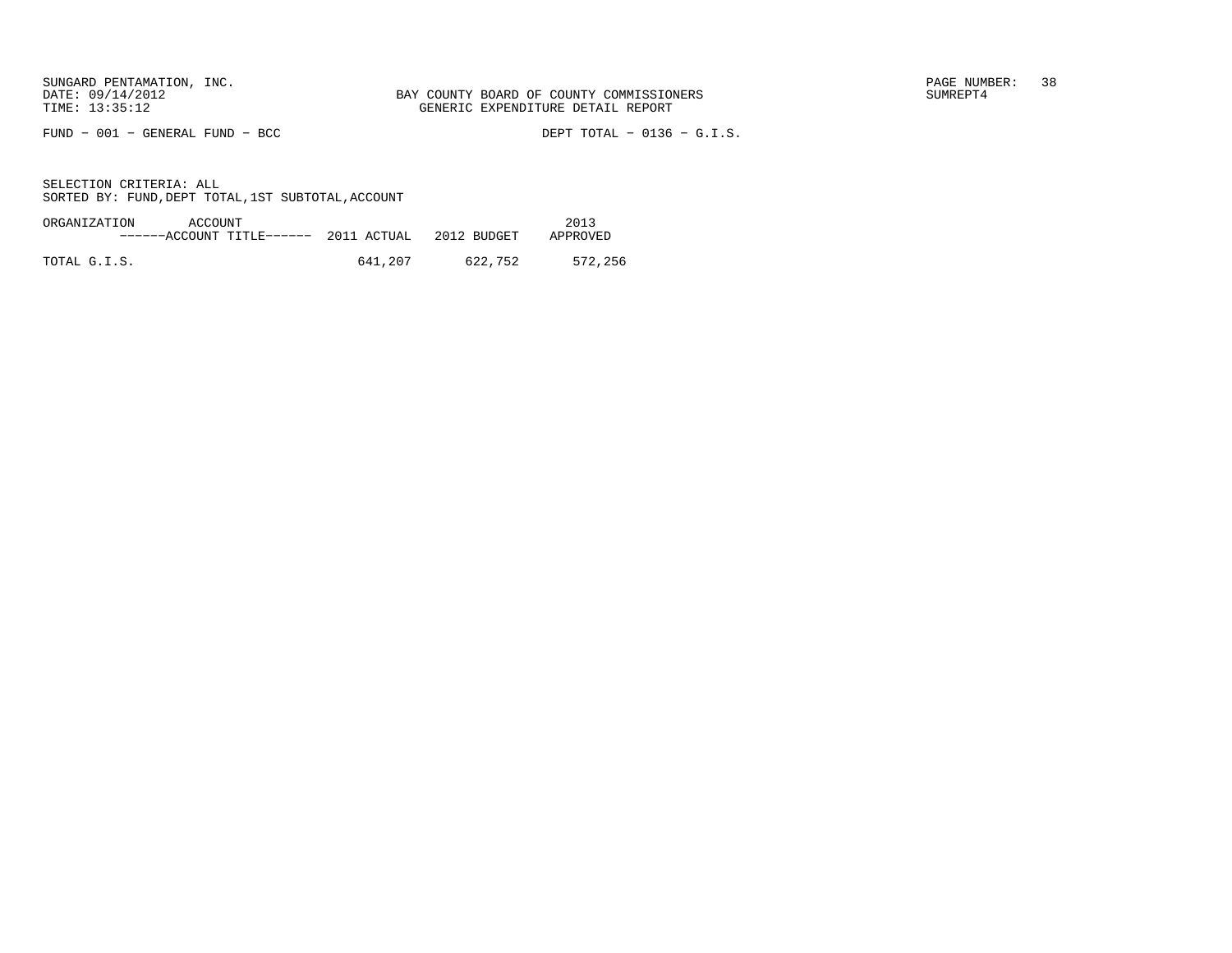SUNGARD PENTAMATION, INC.
DATE: 09/14/2012
TIME: 13:35:12

BAY COUNTY BOARD OF COUNTY COMMISSIONERS
GENERIC EXPENDITURE DETAIL REPORT

SUMREPT4

FUND − 001 − GENERAL FUND − BCC

DEPT TOTAL − 0136 − G.I.S.

SELECTION CRITERIA: ALL
SORTED BY: FUND,DEPT TOTAL,1ST SUBTOTAL,ACCOUNT

| ORGANIZATION | ACCOUNT ------ACCOUNT TITLE------ | 2011 ACTUAL | 2012 BUDGET | 2013 APPROVED |
|---|---|---|---|---|
| TOTAL G.I.S. | | 641,207 | 622,752 | 572,256 |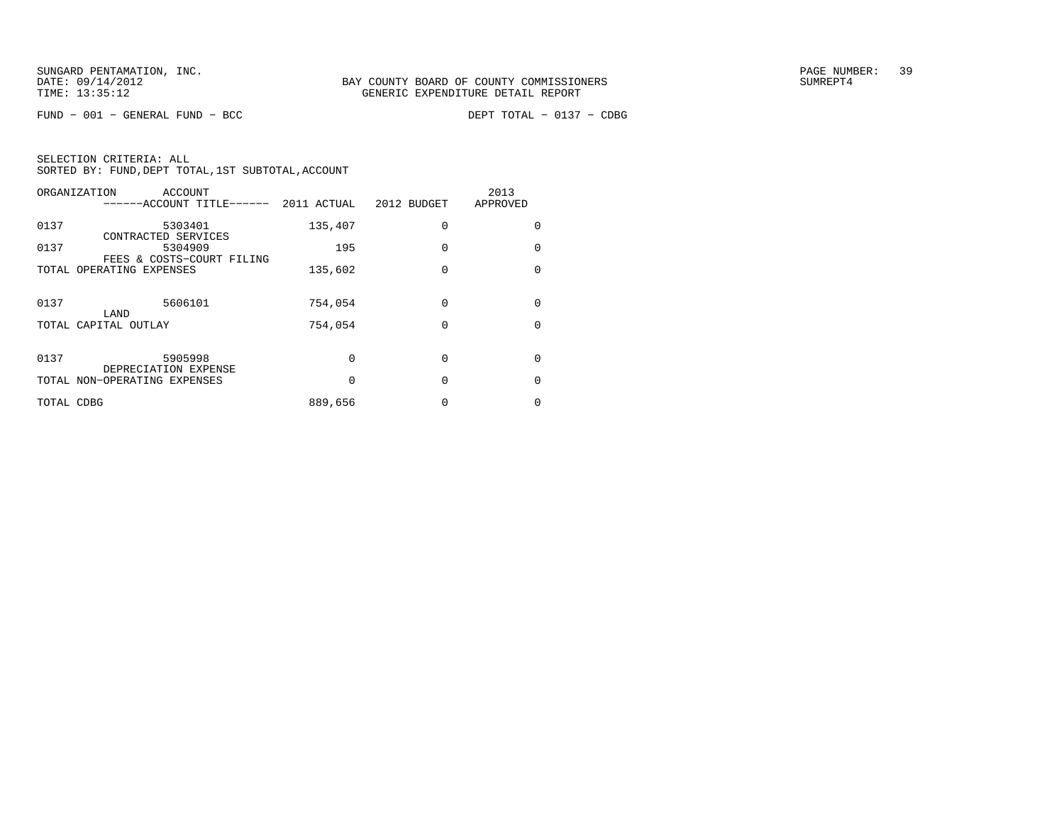BAY COUNTY BOARD OF COUNTY COMMISSIONERS
GENERIC EXPENDITURE DETAIL REPORT

SUNGARD PENTAMATION, INC.
DATE: 09/14/2012
TIME: 13:35:12

SUMREPT4

FUND − 001 − GENERAL FUND − BCC

DEPT TOTAL − 0137 − CDBG

SELECTION CRITERIA: ALL
SORTED BY: FUND,DEPT TOTAL,1ST SUBTOTAL,ACCOUNT

| ORGANIZATION | ACCOUNT ------ACCOUNT TITLE------ | 2011 ACTUAL | 2012 BUDGET | 2013 APPROVED |
|---|---|---|---|---|
| 0137 | 5303401 CONTRACTED SERVICES | 135,407 | 0 | 0 |
| 0137 | 5304909 FEES & COSTS−COURT FILING | 195 | 0 | 0 |
| TOTAL OPERATING EXPENSES | | 135,602 | 0 | 0 |
| 0137 | 5606101 LAND | 754,054 | 0 | 0 |
| TOTAL CAPITAL OUTLAY | | 754,054 | 0 | 0 |
| 0137 | 5905998 DEPRECIATION EXPENSE | 0 | 0 | 0 |
| TOTAL NON−OPERATING EXPENSES | | 0 | 0 | 0 |
| TOTAL CDBG | | 889,656 | 0 | 0 |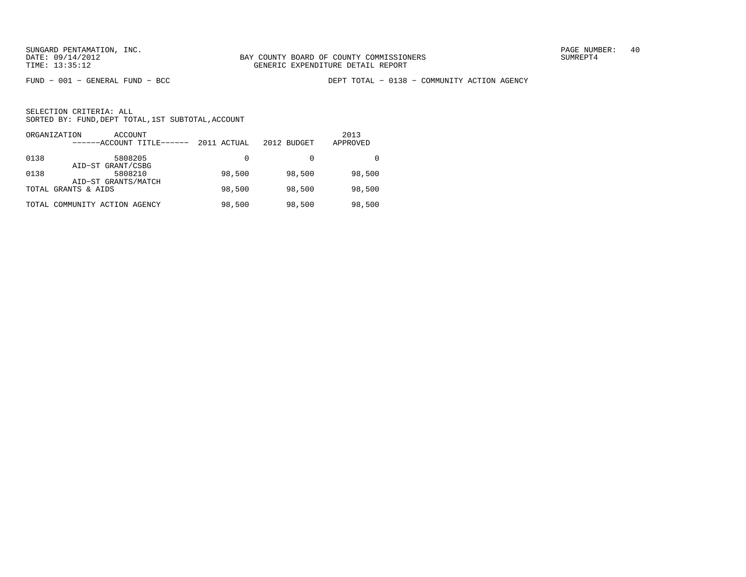SUNGARD PENTAMATION, INC.
DATE: 09/14/2012
TIME: 13:35:12

BAY COUNTY BOARD OF COUNTY COMMISSIONERS
GENERIC EXPENDITURE DETAIL REPORT

SUMREPT4

FUND - 001 - GENERAL FUND - BCC

DEPT TOTAL - 0138 - COMMUNITY ACTION AGENCY

SELECTION CRITERIA: ALL
SORTED BY: FUND,DEPT TOTAL,1ST SUBTOTAL,ACCOUNT

| ORGANIZATION | ACCOUNT ------ACCOUNT TITLE------ | 2011 ACTUAL | 2012 BUDGET | 2013 APPROVED |
|---|---|---|---|---|
| 0138 | 5808205 AID-ST GRANT/CSBG | 0 | 0 | 0 |
| 0138 | 5808210 AID-ST GRANTS/MATCH | 98,500 | 98,500 | 98,500 |
| TOTAL GRANTS & AIDS | | 98,500 | 98,500 | 98,500 |
| TOTAL COMMUNITY ACTION AGENCY | | 98,500 | 98,500 | 98,500 |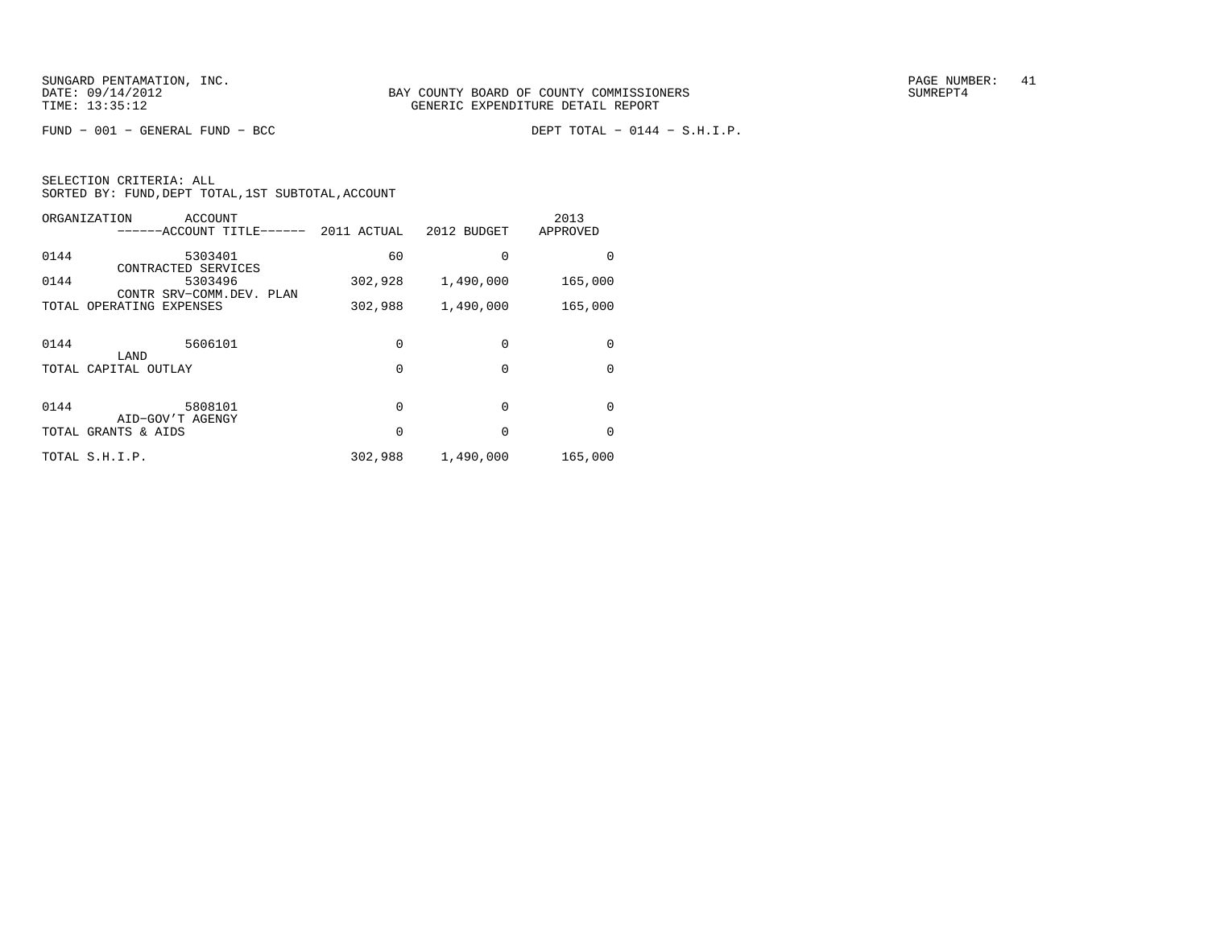SUNGARD PENTAMATION, INC.
DATE: 09/14/2012
TIME: 13:35:12

BAY COUNTY BOARD OF COUNTY COMMISSIONERS
GENERIC EXPENDITURE DETAIL REPORT

SUMREPT4

FUND − 001 − GENERAL FUND − BCC

DEPT TOTAL − 0144 − S.H.I.P.

SELECTION CRITERIA: ALL
SORTED BY: FUND,DEPT TOTAL,1ST SUBTOTAL,ACCOUNT

| ORGANIZATION | ACCOUNT ------ACCOUNT TITLE------ | 2011 ACTUAL | 2012 BUDGET | 2013 APPROVED |
|---|---|---|---|---|
| 0144 | 5303401 CONTRACTED SERVICES | 60 | 0 | 0 |
| 0144 | 5303496 CONTR SRV−COMM.DEV. PLAN | 302,928 | 1,490,000 | 165,000 |
| TOTAL OPERATING EXPENSES | | 302,988 | 1,490,000 | 165,000 |
| 0144 | 5606101 LAND | 0 | 0 | 0 |
| TOTAL CAPITAL OUTLAY | | 0 | 0 | 0 |
| 0144 | 5808101 AID−GOV'T AGENGY | 0 | 0 | 0 |
| TOTAL GRANTS & AIDS | | 0 | 0 | 0 |
| TOTAL S.H.I.P. | | 302,988 | 1,490,000 | 165,000 |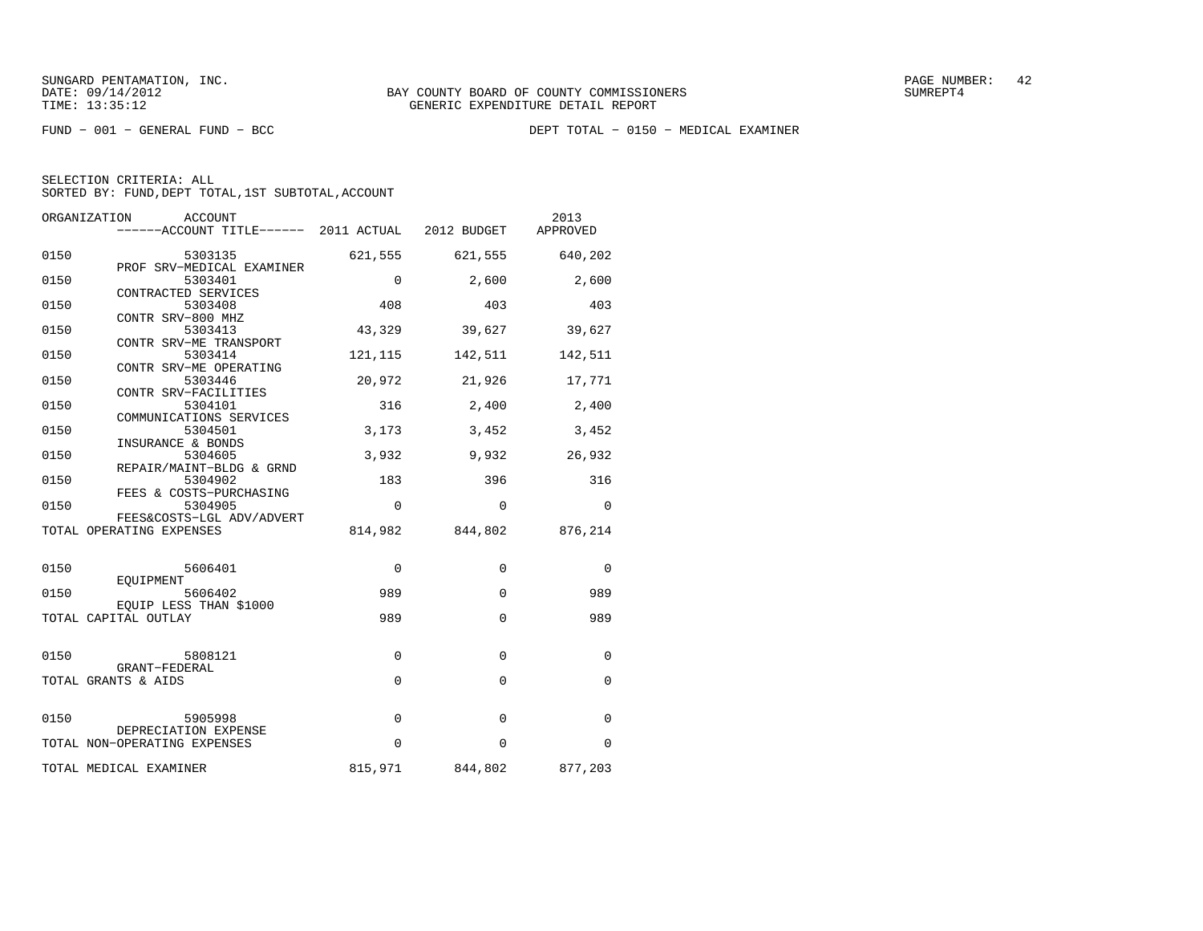SUNGARD PENTAMATION, INC.
DATE: 09/14/2012
TIME: 13:35:12

BAY COUNTY BOARD OF COUNTY COMMISSIONERS
GENERIC EXPENDITURE DETAIL REPORT

SUMREPT4

FUND − 001 − GENERAL FUND − BCC

DEPT TOTAL − 0150 − MEDICAL EXAMINER

SELECTION CRITERIA: ALL
SORTED BY: FUND,DEPT TOTAL,1ST SUBTOTAL,ACCOUNT

| ORGANIZATION | ACCOUNT / ------ACCOUNT TITLE------ | 2011 ACTUAL | 2012 BUDGET | 2013 APPROVED |
|---|---|---|---|---|
| 0150 | 5303135 PROF SRV−MEDICAL EXAMINER | 621,555 | 621,555 | 640,202 |
| 0150 | 5303401 CONTRACTED SERVICES | 0 | 2,600 | 2,600 |
| 0150 | 5303408 CONTR SRV−800 MHZ | 408 | 403 | 403 |
| 0150 | 5303413 CONTR SRV−ME TRANSPORT | 43,329 | 39,627 | 39,627 |
| 0150 | 5303414 CONTR SRV−ME OPERATING | 121,115 | 142,511 | 142,511 |
| 0150 | 5303446 CONTR SRV−FACILITIES | 20,972 | 21,926 | 17,771 |
| 0150 | 5304101 COMMUNICATIONS SERVICES | 316 | 2,400 | 2,400 |
| 0150 | 5304501 INSURANCE & BONDS | 3,173 | 3,452 | 3,452 |
| 0150 | 5304605 REPAIR/MAINT−BLDG & GRND | 3,932 | 9,932 | 26,932 |
| 0150 | 5304902 FEES & COSTS−PURCHASING | 183 | 396 | 316 |
| 0150 | 5304905 FEES&COSTS−LGL ADV/ADVERT | 0 | 0 | 0 |
| TOTAL OPERATING EXPENSES | | 814,982 | 844,802 | 876,214 |
| 0150 | 5606401 EQUIPMENT | 0 | 0 | 0 |
| 0150 | 5606402 EQUIP LESS THAN $1000 | 989 | 0 | 989 |
| TOTAL CAPITAL OUTLAY | | 989 | 0 | 989 |
| 0150 | 5808121 GRANT−FEDERAL | 0 | 0 | 0 |
| TOTAL GRANTS & AIDS | | 0 | 0 | 0 |
| 0150 | 5905998 DEPRECIATION EXPENSE | 0 | 0 | 0 |
| TOTAL NON−OPERATING EXPENSES | | 0 | 0 | 0 |
| TOTAL MEDICAL EXAMINER | | 815,971 | 844,802 | 877,203 |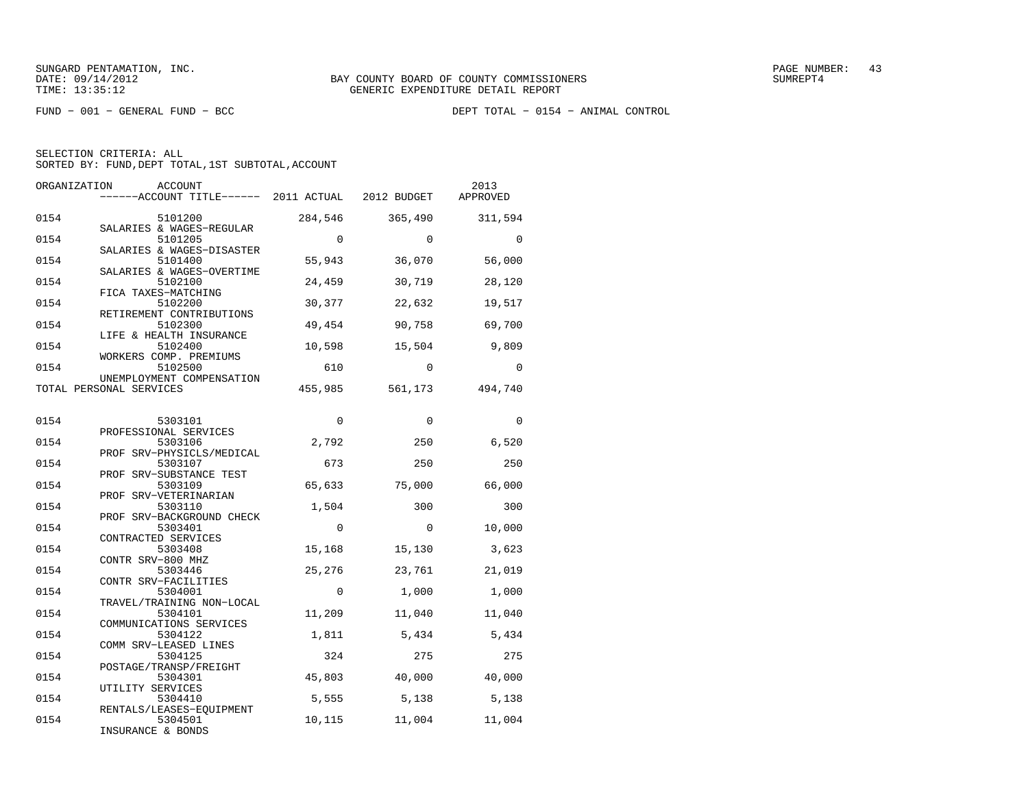SUNGARD PENTAMATION, INC.
DATE: 09/14/2012
TIME: 13:35:12

BAY COUNTY BOARD OF COUNTY COMMISSIONERS
GENERIC EXPENDITURE DETAIL REPORT

SUMREPT4

FUND − 001 − GENERAL FUND − BCC

DEPT TOTAL − 0154 − ANIMAL CONTROL

SELECTION CRITERIA: ALL
SORTED BY: FUND,DEPT TOTAL,1ST SUBTOTAL,ACCOUNT

| ORGANIZATION | ACCOUNT / ------ACCOUNT TITLE------ | 2011 ACTUAL | 2012 BUDGET | 2013 APPROVED |
|---|---|---|---|---|
| 0154 | 5101200 SALARIES & WAGES−REGULAR | 284,546 | 365,490 | 311,594 |
| 0154 | 5101205 SALARIES & WAGES−DISASTER | 0 | 0 | 0 |
| 0154 | 5101400 SALARIES & WAGES−OVERTIME | 55,943 | 36,070 | 56,000 |
| 0154 | 5102100 FICA TAXES−MATCHING | 24,459 | 30,719 | 28,120 |
| 0154 | 5102200 RETIREMENT CONTRIBUTIONS | 30,377 | 22,632 | 19,517 |
| 0154 | 5102300 LIFE & HEALTH INSURANCE | 49,454 | 90,758 | 69,700 |
| 0154 | 5102400 WORKERS COMP. PREMIUMS | 10,598 | 15,504 | 9,809 |
| 0154 | 5102500 UNEMPLOYMENT COMPENSATION | 610 | 0 | 0 |
| TOTAL PERSONAL SERVICES | | 455,985 | 561,173 | 494,740 |
| 0154 | 5303101 PROFESSIONAL SERVICES | 0 | 0 | 0 |
| 0154 | 5303106 PROF SRV−PHYSICLS/MEDICAL | 2,792 | 250 | 6,520 |
| 0154 | 5303107 PROF SRV−SUBSTANCE TEST | 673 | 250 | 250 |
| 0154 | 5303109 PROF SRV−VETERINARIAN | 65,633 | 75,000 | 66,000 |
| 0154 | 5303110 PROF SRV−BACKGROUND CHECK | 1,504 | 300 | 300 |
| 0154 | 5303401 CONTRACTED SERVICES | 0 | 0 | 10,000 |
| 0154 | 5303408 CONTR SRV−800 MHZ | 15,168 | 15,130 | 3,623 |
| 0154 | 5303446 CONTR SRV−FACILITIES | 25,276 | 23,761 | 21,019 |
| 0154 | 5304001 TRAVEL/TRAINING NON−LOCAL | 0 | 1,000 | 1,000 |
| 0154 | 5304101 COMMUNICATIONS SERVICES | 11,209 | 11,040 | 11,040 |
| 0154 | 5304122 COMM SRV−LEASED LINES | 1,811 | 5,434 | 5,434 |
| 0154 | 5304125 POSTAGE/TRANSP/FREIGHT | 324 | 275 | 275 |
| 0154 | 5304301 UTILITY SERVICES | 45,803 | 40,000 | 40,000 |
| 0154 | 5304410 RENTALS/LEASES−EQUIPMENT | 5,555 | 5,138 | 5,138 |
| 0154 | 5304501 INSURANCE & BONDS | 10,115 | 11,004 | 11,004 |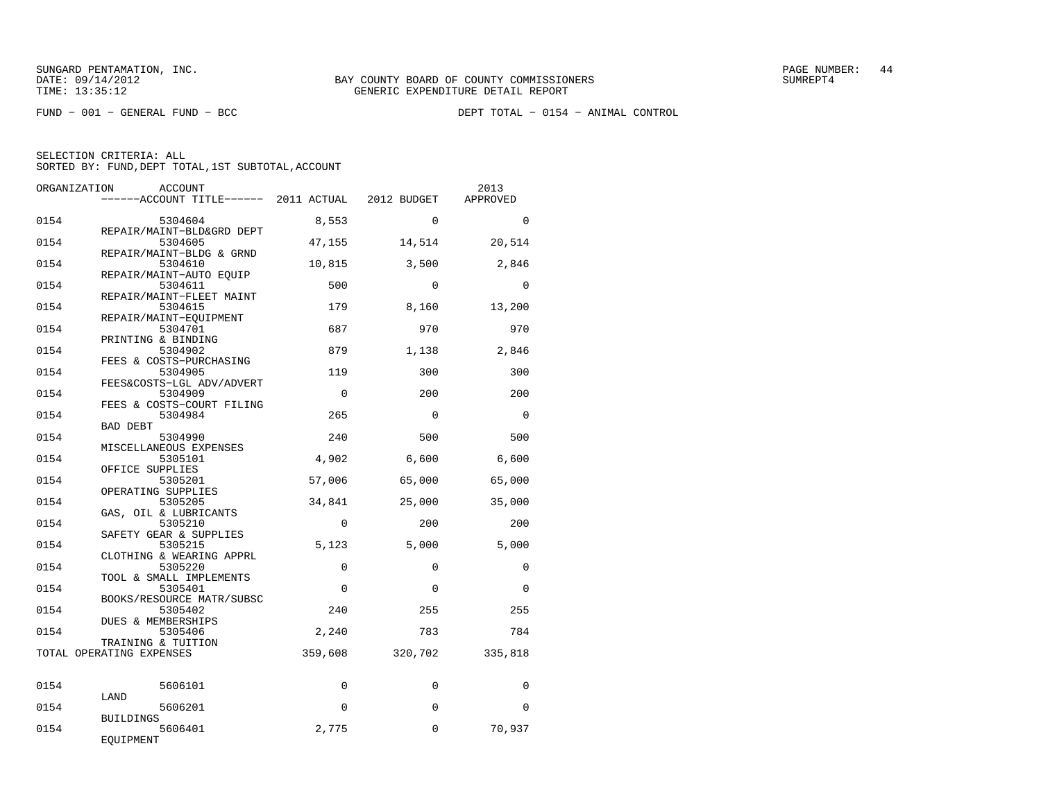SUNGARD PENTAMATION, INC.
DATE: 09/14/2012
TIME: 13:35:12

BAY COUNTY BOARD OF COUNTY COMMISSIONERS
GENERIC EXPENDITURE DETAIL REPORT

SUMREPT4

FUND − 001 − GENERAL FUND − BCC

DEPT TOTAL − 0154 − ANIMAL CONTROL

SELECTION CRITERIA: ALL
SORTED BY: FUND,DEPT TOTAL,1ST SUBTOTAL,ACCOUNT

| ORGANIZATION | ACCOUNT / ACCOUNT TITLE | 2011 ACTUAL | 2012 BUDGET | 2013 APPROVED |
|---|---|---|---|---|
| 0154 | 5304604 REPAIR/MAINT−BLD&GRD DEPT | 8,553 | 0 | 0 |
| 0154 | 5304605 REPAIR/MAINT−BLDG & GRND | 47,155 | 14,514 | 20,514 |
| 0154 | 5304610 REPAIR/MAINT−AUTO EQUIP | 10,815 | 3,500 | 2,846 |
| 0154 | 5304611 REPAIR/MAINT−FLEET MAINT | 500 | 0 | 0 |
| 0154 | 5304615 REPAIR/MAINT−EQUIPMENT | 179 | 8,160 | 13,200 |
| 0154 | 5304701 PRINTING & BINDING | 687 | 970 | 970 |
| 0154 | 5304902 FEES & COSTS−PURCHASING | 879 | 1,138 | 2,846 |
| 0154 | 5304905 FEES&COSTS−LGL ADV/ADVERT | 119 | 300 | 300 |
| 0154 | 5304909 FEES & COSTS−COURT FILING | 0 | 200 | 200 |
| 0154 | 5304984 BAD DEBT | 265 | 0 | 0 |
| 0154 | 5304990 MISCELLANEOUS EXPENSES | 240 | 500 | 500 |
| 0154 | 5305101 OFFICE SUPPLIES | 4,902 | 6,600 | 6,600 |
| 0154 | 5305201 OPERATING SUPPLIES | 57,006 | 65,000 | 65,000 |
| 0154 | 5305205 GAS, OIL & LUBRICANTS | 34,841 | 25,000 | 35,000 |
| 0154 | 5305210 SAFETY GEAR & SUPPLIES | 0 | 200 | 200 |
| 0154 | 5305215 CLOTHING & WEARING APPRL | 5,123 | 5,000 | 5,000 |
| 0154 | 5305220 TOOL & SMALL IMPLEMENTS | 0 | 0 | 0 |
| 0154 | 5305401 BOOKS/RESOURCE MATR/SUBSC | 0 | 0 | 0 |
| 0154 | 5305402 DUES & MEMBERSHIPS | 240 | 255 | 255 |
| 0154 | 5305406 TRAINING & TUITION | 2,240 | 783 | 784 |
| TOTAL OPERATING EXPENSES | | 359,608 | 320,702 | 335,818 |
| 0154 | 5606101 LAND | 0 | 0 | 0 |
| 0154 | 5606201 BUILDINGS | 0 | 0 | 0 |
| 0154 | 5606401 EQUIPMENT | 2,775 | 0 | 70,937 |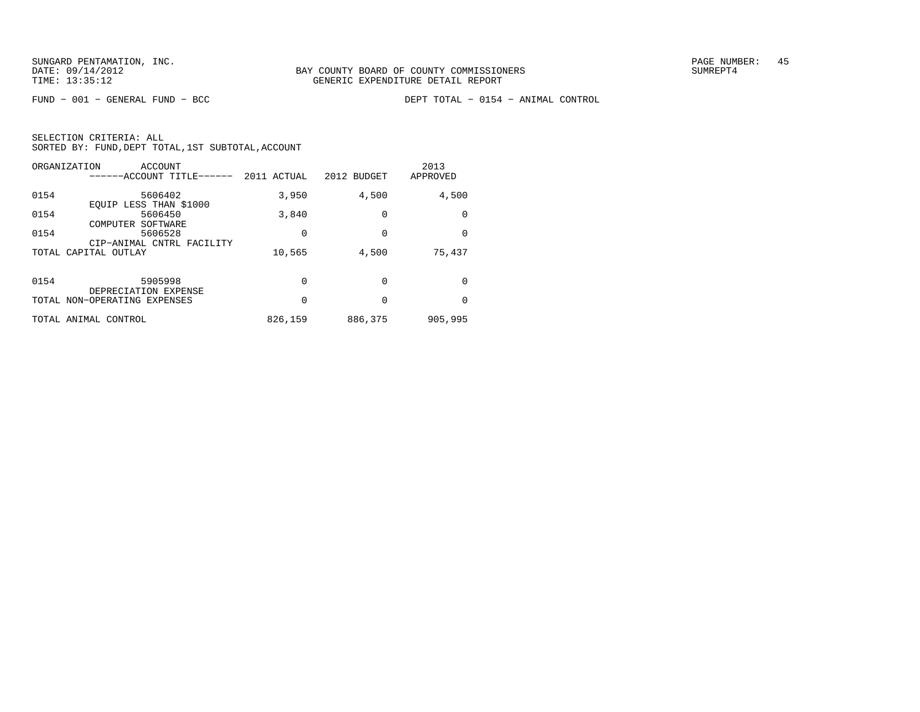BAY COUNTY BOARD OF COUNTY COMMISSIONERS
GENERIC EXPENDITURE DETAIL REPORT

FUND − 001 − GENERAL FUND − BCC

DEPT TOTAL − 0154 − ANIMAL CONTROL

SELECTION CRITERIA: ALL
SORTED BY: FUND,DEPT TOTAL,1ST SUBTOTAL,ACCOUNT

| ORGANIZATION | ACCOUNT / ACCOUNT TITLE | 2011 ACTUAL | 2012 BUDGET | 2013 APPROVED |
|---|---|---|---|---|
| 0154 | 5606402 EQUIP LESS THAN $1000 | 3,950 | 4,500 | 4,500 |
| 0154 | 5606450 COMPUTER SOFTWARE | 3,840 | 0 | 0 |
| 0154 | 5606528 CIP−ANIMAL CNTRL FACILITY | 0 | 0 | 0 |
| TOTAL CAPITAL OUTLAY | | 10,565 | 4,500 | 75,437 |
| 0154 | 5905998 DEPRECIATION EXPENSE | 0 | 0 | 0 |
| TOTAL NON−OPERATING EXPENSES | | 0 | 0 | 0 |
| TOTAL ANIMAL CONTROL | | 826,159 | 886,375 | 905,995 |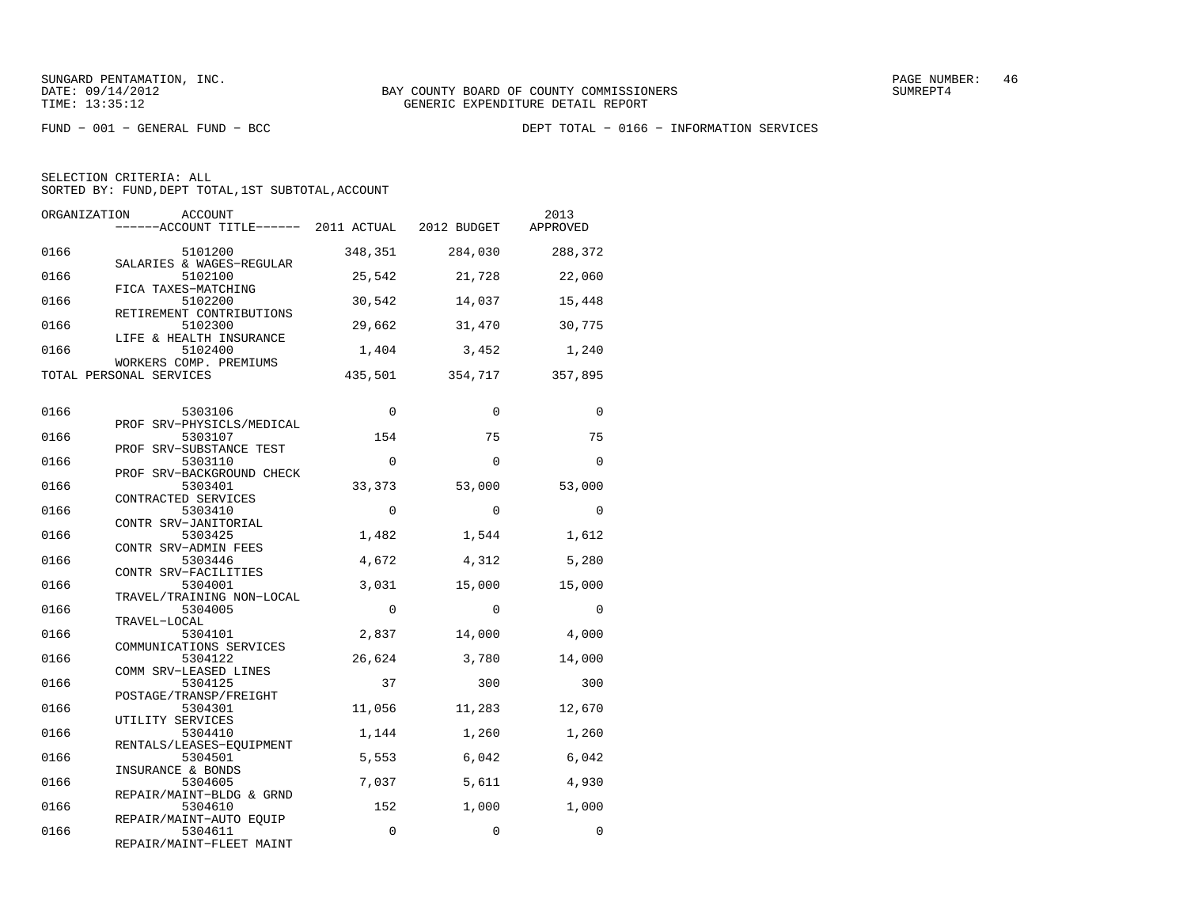BAY COUNTY BOARD OF COUNTY COMMISSIONERS
GENERIC EXPENDITURE DETAIL REPORT

FUND − 001 − GENERAL FUND − BCC

DEPT TOTAL − 0166 − INFORMATION SERVICES

SELECTION CRITERIA: ALL
SORTED BY: FUND,DEPT TOTAL,1ST SUBTOTAL,ACCOUNT

| ORGANIZATION | ACCOUNT / ACCOUNT TITLE | 2011 ACTUAL | 2012 BUDGET | 2013 APPROVED |
|---|---|---|---|---|
| 0166 | 5101200 SALARIES & WAGES−REGULAR | 348,351 | 284,030 | 288,372 |
| 0166 | 5102100 FICA TAXES−MATCHING | 25,542 | 21,728 | 22,060 |
| 0166 | 5102200 RETIREMENT CONTRIBUTIONS | 30,542 | 14,037 | 15,448 |
| 0166 | 5102300 LIFE & HEALTH INSURANCE | 29,662 | 31,470 | 30,775 |
| 0166 | 5102400 WORKERS COMP. PREMIUMS | 1,404 | 3,452 | 1,240 |
| TOTAL PERSONAL SERVICES | | 435,501 | 354,717 | 357,895 |
| 0166 | 5303106 PROF SRV−PHYSICLS/MEDICAL | 0 | 0 | 0 |
| 0166 | 5303107 PROF SRV−SUBSTANCE TEST | 154 | 75 | 75 |
| 0166 | 5303110 PROF SRV−BACKGROUND CHECK | 0 | 0 | 0 |
| 0166 | 5303401 CONTRACTED SERVICES | 33,373 | 53,000 | 53,000 |
| 0166 | 5303410 CONTR SRV−JANITORIAL | 0 | 0 | 0 |
| 0166 | 5303425 CONTR SRV−ADMIN FEES | 1,482 | 1,544 | 1,612 |
| 0166 | 5303446 CONTR SRV−FACILITIES | 4,672 | 4,312 | 5,280 |
| 0166 | 5304001 TRAVEL/TRAINING NON−LOCAL | 3,031 | 15,000 | 15,000 |
| 0166 | 5304005 TRAVEL−LOCAL | 0 | 0 | 0 |
| 0166 | 5304101 COMMUNICATIONS SERVICES | 2,837 | 14,000 | 4,000 |
| 0166 | 5304122 COMM SRV−LEASED LINES | 26,624 | 3,780 | 14,000 |
| 0166 | 5304125 POSTAGE/TRANSP/FREIGHT | 37 | 300 | 300 |
| 0166 | 5304301 UTILITY SERVICES | 11,056 | 11,283 | 12,670 |
| 0166 | 5304410 RENTALS/LEASES−EQUIPMENT | 1,144 | 1,260 | 1,260 |
| 0166 | 5304501 INSURANCE & BONDS | 5,553 | 6,042 | 6,042 |
| 0166 | 5304605 REPAIR/MAINT−BLDG & GRND | 7,037 | 5,611 | 4,930 |
| 0166 | 5304610 REPAIR/MAINT−AUTO EQUIP | 152 | 1,000 | 1,000 |
| 0166 | 5304611 REPAIR/MAINT−FLEET MAINT | 0 | 0 | 0 |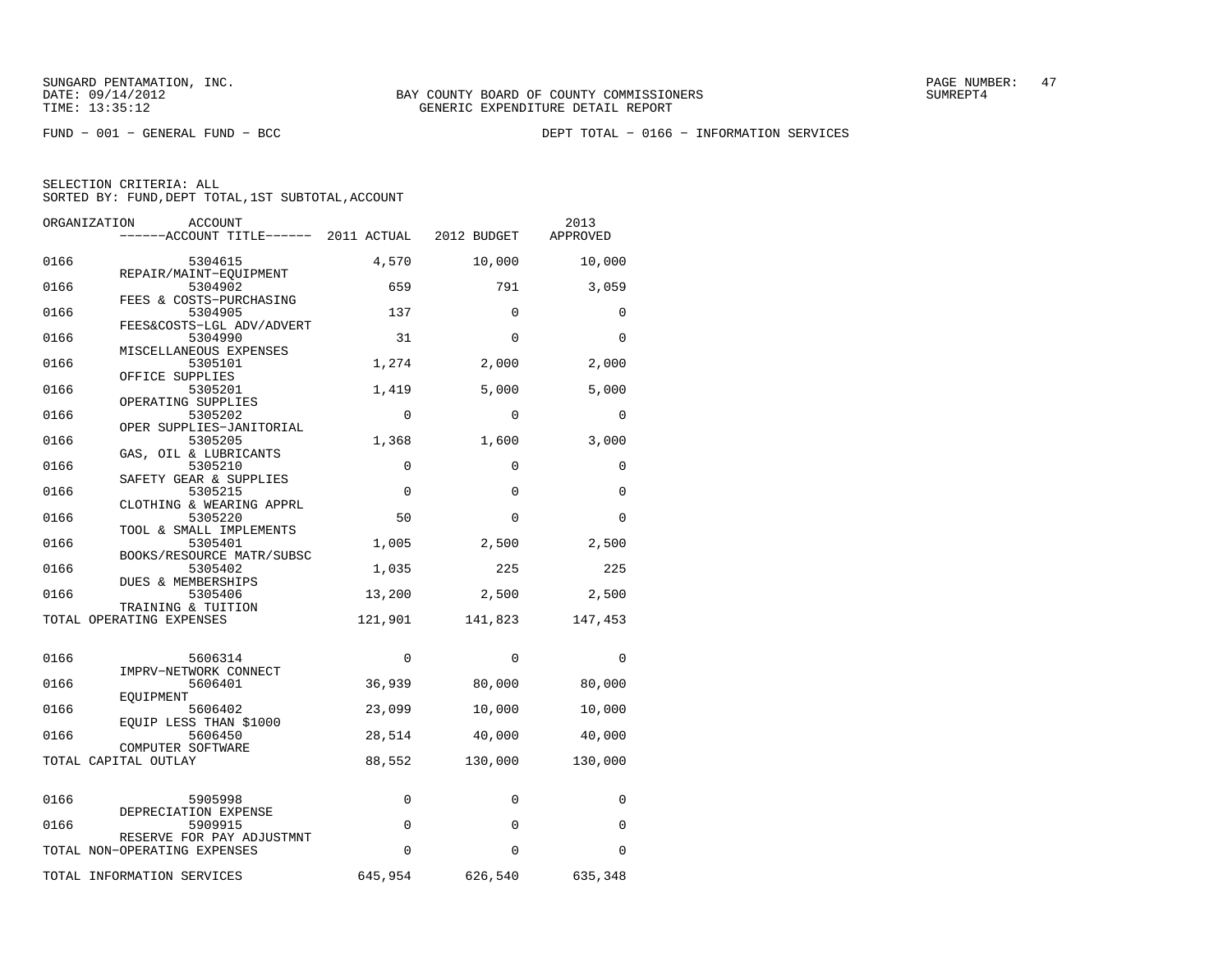SUNGARD PENTAMATION, INC.
DATE: 09/14/2012
TIME: 13:35:12

BAY COUNTY BOARD OF COUNTY COMMISSIONERS
GENERIC EXPENDITURE DETAIL REPORT

SUMREPT4

FUND − 001 − GENERAL FUND − BCC

DEPT TOTAL − 0166 − INFORMATION SERVICES

SELECTION CRITERIA: ALL
SORTED BY: FUND,DEPT TOTAL,1ST SUBTOTAL,ACCOUNT

| ORGANIZATION | ACCOUNT / ACCOUNT TITLE | 2011 ACTUAL | 2012 BUDGET | 2013 APPROVED |
|---|---|---|---|---|
| 0166 | 5304615 REPAIR/MAINT−EQUIPMENT | 4,570 | 10,000 | 10,000 |
| 0166 | 5304902 FEES & COSTS−PURCHASING | 659 | 791 | 3,059 |
| 0166 | 5304905 FEES&COSTS−LGL ADV/ADVERT | 137 | 0 | 0 |
| 0166 | 5304990 MISCELLANEOUS EXPENSES | 31 | 0 | 0 |
| 0166 | 5305101 OFFICE SUPPLIES | 1,274 | 2,000 | 2,000 |
| 0166 | 5305201 OPERATING SUPPLIES | 1,419 | 5,000 | 5,000 |
| 0166 | 5305202 OPER SUPPLIES−JANITORIAL | 0 | 0 | 0 |
| 0166 | 5305205 GAS, OIL & LUBRICANTS | 1,368 | 1,600 | 3,000 |
| 0166 | 5305210 SAFETY GEAR & SUPPLIES | 0 | 0 | 0 |
| 0166 | 5305215 CLOTHING & WEARING APPRL | 0 | 0 | 0 |
| 0166 | 5305220 TOOL & SMALL IMPLEMENTS | 50 | 0 | 0 |
| 0166 | 5305401 BOOKS/RESOURCE MATR/SUBSC | 1,005 | 2,500 | 2,500 |
| 0166 | 5305402 DUES & MEMBERSHIPS | 1,035 | 225 | 225 |
| 0166 | 5305406 TRAINING & TUITION | 13,200 | 2,500 | 2,500 |
| TOTAL OPERATING EXPENSES | | 121,901 | 141,823 | 147,453 |
| 0166 | 5606314 IMPRV−NETWORK CONNECT | 0 | 0 | 0 |
| 0166 | 5606401 EQUIPMENT | 36,939 | 80,000 | 80,000 |
| 0166 | 5606402 EQUIP LESS THAN $1000 | 23,099 | 10,000 | 10,000 |
| 0166 | 5606450 COMPUTER SOFTWARE | 28,514 | 40,000 | 40,000 |
| TOTAL CAPITAL OUTLAY | | 88,552 | 130,000 | 130,000 |
| 0166 | 5905998 DEPRECIATION EXPENSE | 0 | 0 | 0 |
| 0166 | 5909915 RESERVE FOR PAY ADJUSTMNT | 0 | 0 | 0 |
| TOTAL NON−OPERATING EXPENSES | | 0 | 0 | 0 |
| TOTAL INFORMATION SERVICES | | 645,954 | 626,540 | 635,348 |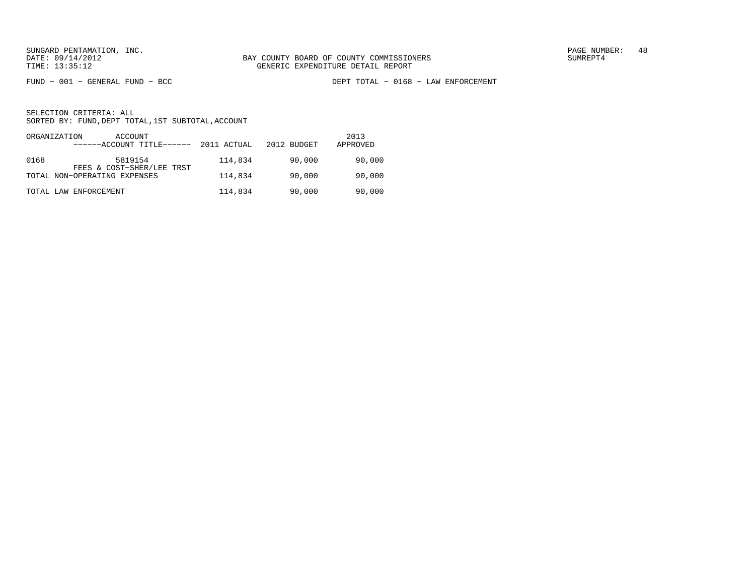SUNGARD PENTAMATION, INC.
DATE: 09/14/2012
TIME: 13:35:12

BAY COUNTY BOARD OF COUNTY COMMISSIONERS
GENERIC EXPENDITURE DETAIL REPORT

SUMREPT4

FUND - 001 - GENERAL FUND - BCC

DEPT TOTAL - 0168 - LAW ENFORCEMENT

SELECTION CRITERIA: ALL
SORTED BY: FUND,DEPT TOTAL,1ST SUBTOTAL,ACCOUNT

| ORGANIZATION | ACCOUNT<br>------ACCOUNT TITLE------ | 2011 ACTUAL | 2012 BUDGET | 2013<br>APPROVED |
|---|---|---|---|---|
| 0168 | 5819154<br>FEES & COST-SHER/LEE TRST | 114,834 | 90,000 | 90,000 |
| TOTAL NON-OPERATING EXPENSES | | 114,834 | 90,000 | 90,000 |
| TOTAL LAW ENFORCEMENT | | 114,834 | 90,000 | 90,000 |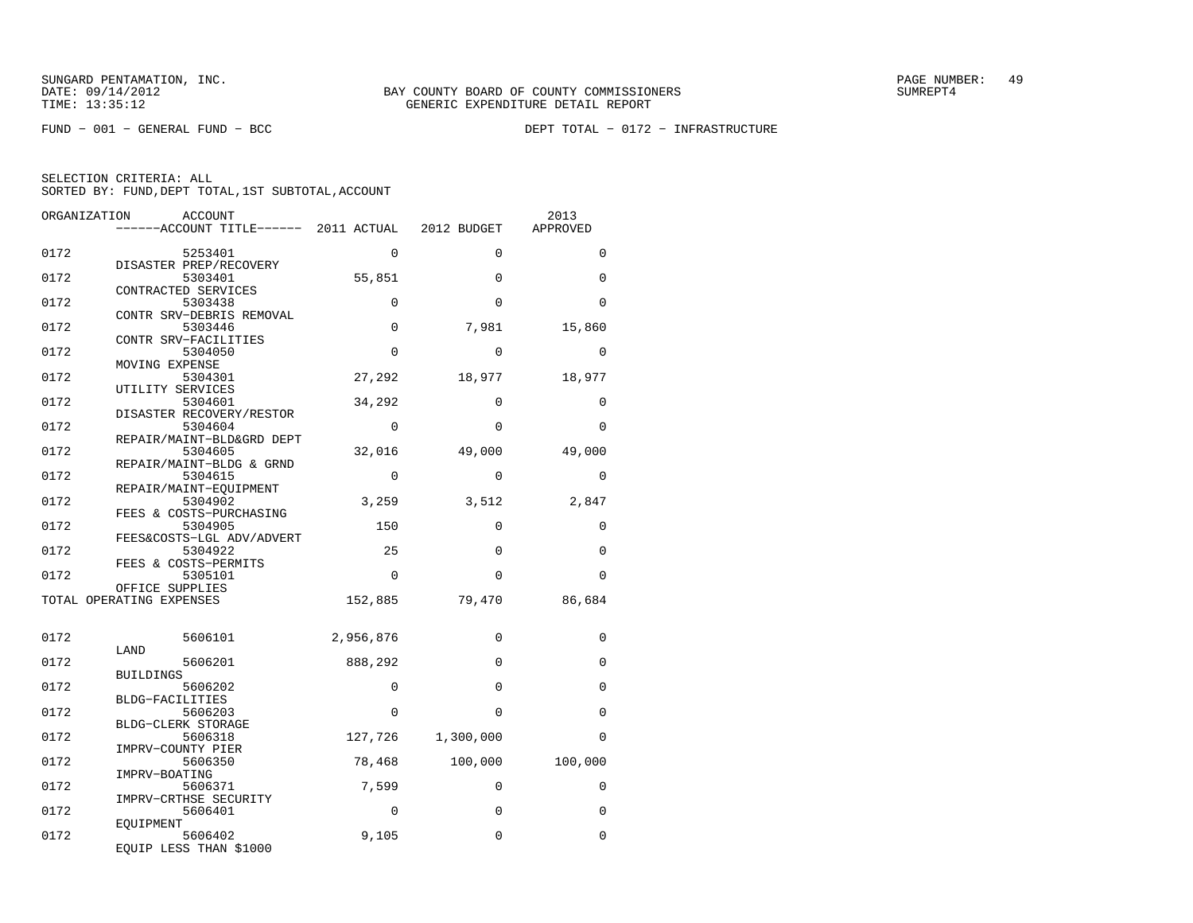SUNGARD PENTAMATION, INC.
DATE: 09/14/2012
TIME: 13:35:12

BAY COUNTY BOARD OF COUNTY COMMISSIONERS
GENERIC EXPENDITURE DETAIL REPORT

SUMREPT4

FUND − 001 − GENERAL FUND − BCC

DEPT TOTAL − 0172 − INFRASTRUCTURE

SELECTION CRITERIA: ALL
SORTED BY: FUND,DEPT TOTAL,1ST SUBTOTAL,ACCOUNT

| ORGANIZATION | ACCOUNT / ACCOUNT TITLE | 2011 ACTUAL | 2012 BUDGET | 2013 APPROVED |
|---|---|---|---|---|
| 0172 | 5253401 DISASTER PREP/RECOVERY | 0 | 0 | 0 |
| 0172 | 5303401 CONTRACTED SERVICES | 55,851 | 0 | 0 |
| 0172 | 5303438 CONTR SRV−DEBRIS REMOVAL | 0 | 0 | 0 |
| 0172 | 5303446 CONTR SRV−FACILITIES | 0 | 7,981 | 15,860 |
| 0172 | 5304050 MOVING EXPENSE | 0 | 0 | 0 |
| 0172 | 5304301 UTILITY SERVICES | 27,292 | 18,977 | 18,977 |
| 0172 | 5304601 DISASTER RECOVERY/RESTOR | 34,292 | 0 | 0 |
| 0172 | 5304604 REPAIR/MAINT−BLD&GRD DEPT | 0 | 0 | 0 |
| 0172 | 5304605 REPAIR/MAINT−BLDG & GRND | 32,016 | 49,000 | 49,000 |
| 0172 | 5304615 REPAIR/MAINT−EQUIPMENT | 0 | 0 | 0 |
| 0172 | 5304902 FEES & COSTS−PURCHASING | 3,259 | 3,512 | 2,847 |
| 0172 | 5304905 FEES&COSTS−LGL ADV/ADVERT | 150 | 0 | 0 |
| 0172 | 5304922 FEES & COSTS−PERMITS | 25 | 0 | 0 |
| 0172 | 5305101 OFFICE SUPPLIES | 0 | 0 | 0 |
| TOTAL OPERATING EXPENSES | | 152,885 | 79,470 | 86,684 |
| 0172 | 5606101 LAND | 2,956,876 | 0 | 0 |
| 0172 | 5606201 BUILDINGS | 888,292 | 0 | 0 |
| 0172 | 5606202 BLDG−FACILITIES | 0 | 0 | 0 |
| 0172 | 5606203 BLDG−CLERK STORAGE | 0 | 0 | 0 |
| 0172 | 5606318 IMPRV−COUNTY PIER | 127,726 | 1,300,000 | 0 |
| 0172 | 5606350 IMPRV−BOATING | 78,468 | 100,000 | 100,000 |
| 0172 | 5606371 IMPRV−CRTHSE SECURITY | 7,599 | 0 | 0 |
| 0172 | 5606401 EQUIPMENT | 0 | 0 | 0 |
| 0172 | 5606402 EQUIP LESS THAN $1000 | 9,105 | 0 | 0 |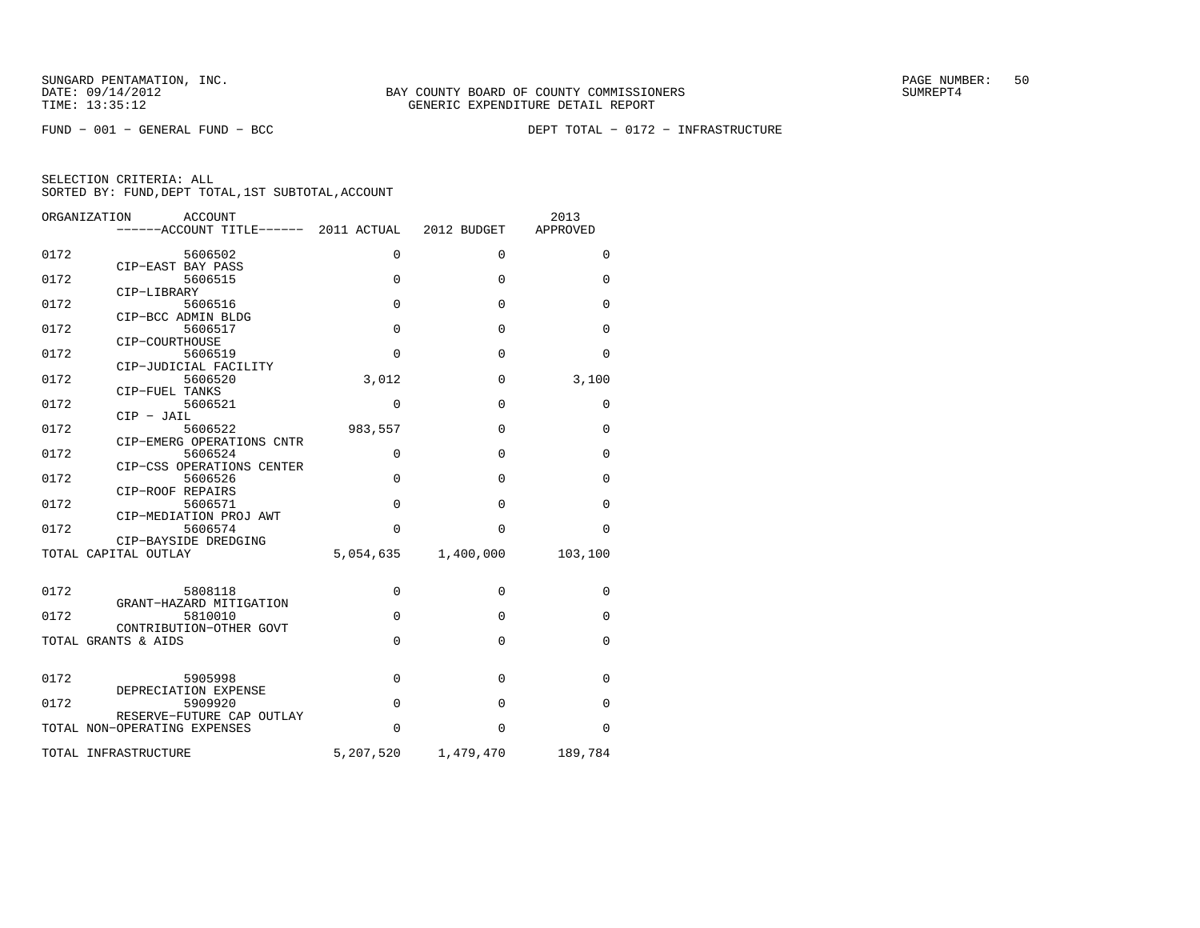SUNGARD PENTAMATION, INC.
DATE: 09/14/2012
TIME: 13:35:12

BAY COUNTY BOARD OF COUNTY COMMISSIONERS
GENERIC EXPENDITURE DETAIL REPORT

SUMREPT4

FUND - 001 - GENERAL FUND - BCC

DEPT TOTAL - 0172 - INFRASTRUCTURE

SELECTION CRITERIA: ALL
SORTED BY: FUND,DEPT TOTAL,1ST SUBTOTAL,ACCOUNT

| ORGANIZATION | ACCOUNT / ACCOUNT TITLE | 2011 ACTUAL | 2012 BUDGET | 2013 APPROVED |
|---|---|---|---|---|
| 0172 | 5606502 CIP-EAST BAY PASS | 0 | 0 | 0 |
| 0172 | 5606515 CIP-LIBRARY | 0 | 0 | 0 |
| 0172 | 5606516 CIP-BCC ADMIN BLDG | 0 | 0 | 0 |
| 0172 | 5606517 CIP-COURTHOUSE | 0 | 0 | 0 |
| 0172 | 5606519 CIP-JUDICIAL FACILITY | 0 | 0 | 0 |
| 0172 | 5606520 CIP-FUEL TANKS | 3,012 | 0 | 3,100 |
| 0172 | 5606521 CIP - JAIL | 0 | 0 | 0 |
| 0172 | 5606522 CIP-EMERG OPERATIONS CNTR | 983,557 | 0 | 0 |
| 0172 | 5606524 CIP-CSS OPERATIONS CENTER | 0 | 0 | 0 |
| 0172 | 5606526 CIP-ROOF REPAIRS | 0 | 0 | 0 |
| 0172 | 5606571 CIP-MEDIATION PROJ AWT | 0 | 0 | 0 |
| 0172 | 5606574 CIP-BAYSIDE DREDGING | 0 | 0 | 0 |
| TOTAL CAPITAL OUTLAY | | 5,054,635 | 1,400,000 | 103,100 |
| 0172 | 5808118 GRANT-HAZARD MITIGATION | 0 | 0 | 0 |
| 0172 | 5810010 CONTRIBUTION-OTHER GOVT | 0 | 0 | 0 |
| TOTAL GRANTS & AIDS | | 0 | 0 | 0 |
| 0172 | 5905998 DEPRECIATION EXPENSE | 0 | 0 | 0 |
| 0172 | 5909920 RESERVE-FUTURE CAP OUTLAY | 0 | 0 | 0 |
| TOTAL NON-OPERATING EXPENSES | | 0 | 0 | 0 |
| TOTAL INFRASTRUCTURE | | 5,207,520 | 1,479,470 | 189,784 |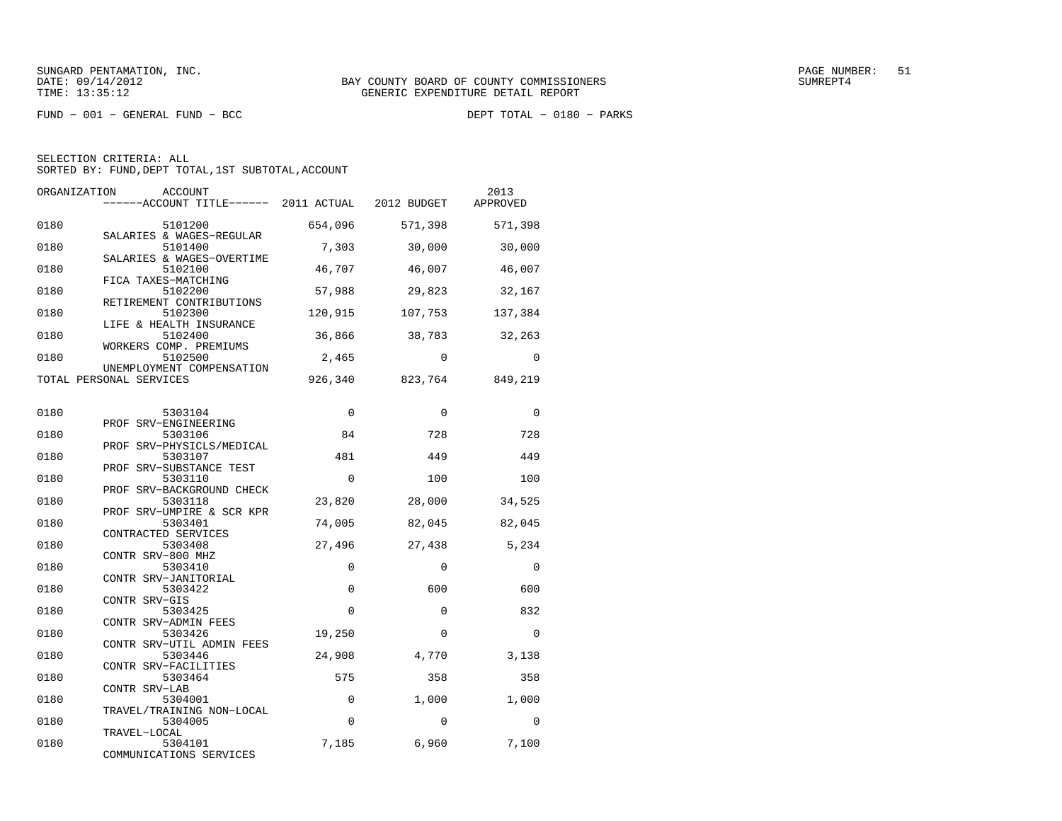SUNGARD PENTAMATION, INC.
DATE: 09/14/2012
TIME: 13:35:12

BAY COUNTY BOARD OF COUNTY COMMISSIONERS
GENERIC EXPENDITURE DETAIL REPORT

SUMREPT4

FUND − 001 − GENERAL FUND − BCC

DEPT TOTAL − 0180 − PARKS

SELECTION CRITERIA: ALL
SORTED BY: FUND,DEPT TOTAL,1ST SUBTOTAL,ACCOUNT

| ORGANIZATION | ACCOUNT / ------ACCOUNT TITLE------ | 2011 ACTUAL | 2012 BUDGET | 2013 APPROVED |
|---|---|---|---|---|
| 0180 | 5101200 SALARIES & WAGES−REGULAR | 654,096 | 571,398 | 571,398 |
| 0180 | 5101400 SALARIES & WAGES−OVERTIME | 7,303 | 30,000 | 30,000 |
| 0180 | 5102100 FICA TAXES−MATCHING | 46,707 | 46,007 | 46,007 |
| 0180 | 5102200 RETIREMENT CONTRIBUTIONS | 57,988 | 29,823 | 32,167 |
| 0180 | 5102300 LIFE & HEALTH INSURANCE | 120,915 | 107,753 | 137,384 |
| 0180 | 5102400 WORKERS COMP. PREMIUMS | 36,866 | 38,783 | 32,263 |
| 0180 | 5102500 UNEMPLOYMENT COMPENSATION | 2,465 | 0 | 0 |
| TOTAL PERSONAL SERVICES | | 926,340 | 823,764 | 849,219 |
| 0180 | 5303104 PROF SRV−ENGINEERING | 0 | 0 | 0 |
| 0180 | 5303106 PROF SRV−PHYSICLS/MEDICAL | 84 | 728 | 728 |
| 0180 | 5303107 PROF SRV−SUBSTANCE TEST | 481 | 449 | 449 |
| 0180 | 5303110 PROF SRV−BACKGROUND CHECK | 0 | 100 | 100 |
| 0180 | 5303118 PROF SRV−UMPIRE & SCR KPR | 23,820 | 28,000 | 34,525 |
| 0180 | 5303401 CONTRACTED SERVICES | 74,005 | 82,045 | 82,045 |
| 0180 | 5303408 CONTR SRV−800 MHZ | 27,496 | 27,438 | 5,234 |
| 0180 | 5303410 CONTR SRV−JANITORIAL | 0 | 0 | 0 |
| 0180 | 5303422 CONTR SRV−GIS | 0 | 600 | 600 |
| 0180 | 5303425 CONTR SRV−ADMIN FEES | 0 | 0 | 832 |
| 0180 | 5303426 CONTR SRV−UTIL ADMIN FEES | 19,250 | 0 | 0 |
| 0180 | 5303446 CONTR SRV−FACILITIES | 24,908 | 4,770 | 3,138 |
| 0180 | 5303464 CONTR SRV−LAB | 575 | 358 | 358 |
| 0180 | 5304001 TRAVEL/TRAINING NON−LOCAL | 0 | 1,000 | 1,000 |
| 0180 | 5304005 TRAVEL−LOCAL | 0 | 0 | 0 |
| 0180 | 5304101 COMMUNICATIONS SERVICES | 7,185 | 6,960 | 7,100 |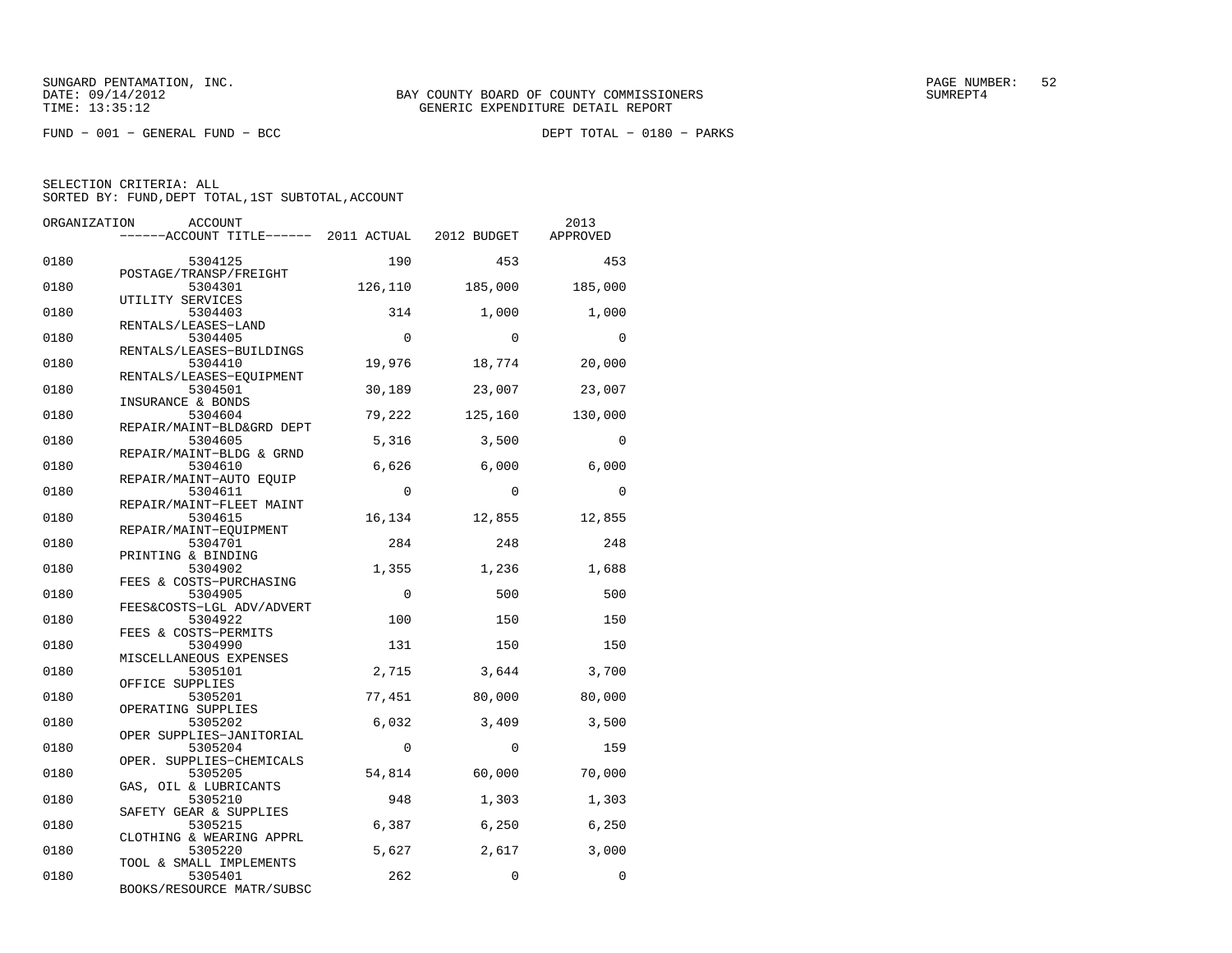SUNGARD PENTAMATION, INC.
DATE: 09/14/2012
TIME: 13:35:12

BAY COUNTY BOARD OF COUNTY COMMISSIONERS
GENERIC EXPENDITURE DETAIL REPORT

SUMREPT4

FUND − 001 − GENERAL FUND − BCC

DEPT TOTAL − 0180 − PARKS

SELECTION CRITERIA: ALL
SORTED BY: FUND,DEPT TOTAL,1ST SUBTOTAL,ACCOUNT

| ORGANIZATION | ACCOUNT / ------ACCOUNT TITLE------ | 2011 ACTUAL | 2012 BUDGET | 2013 APPROVED |
|---|---|---|---|---|
| 0180 | 5304125 POSTAGE/TRANSP/FREIGHT | 190 | 453 | 453 |
| 0180 | 5304301 UTILITY SERVICES | 126,110 | 185,000 | 185,000 |
| 0180 | 5304403 RENTALS/LEASES−LAND | 314 | 1,000 | 1,000 |
| 0180 | 5304405 RENTALS/LEASES−BUILDINGS | 0 | 0 | 0 |
| 0180 | 5304410 RENTALS/LEASES−EQUIPMENT | 19,976 | 18,774 | 20,000 |
| 0180 | 5304501 INSURANCE & BONDS | 30,189 | 23,007 | 23,007 |
| 0180 | 5304604 REPAIR/MAINT−BLD&GRD DEPT | 79,222 | 125,160 | 130,000 |
| 0180 | 5304605 REPAIR/MAINT−BLDG & GRND | 5,316 | 3,500 | 0 |
| 0180 | 5304610 REPAIR/MAINT−AUTO EQUIP | 6,626 | 6,000 | 6,000 |
| 0180 | 5304611 REPAIR/MAINT−FLEET MAINT | 0 | 0 | 0 |
| 0180 | 5304615 REPAIR/MAINT−EQUIPMENT | 16,134 | 12,855 | 12,855 |
| 0180 | 5304701 PRINTING & BINDING | 284 | 248 | 248 |
| 0180 | 5304902 FEES & COSTS−PURCHASING | 1,355 | 1,236 | 1,688 |
| 0180 | 5304905 FEES&COSTS−LGL ADV/ADVERT | 0 | 500 | 500 |
| 0180 | 5304922 FEES & COSTS−PERMITS | 100 | 150 | 150 |
| 0180 | 5304990 MISCELLANEOUS EXPENSES | 131 | 150 | 150 |
| 0180 | 5305101 OFFICE SUPPLIES | 2,715 | 3,644 | 3,700 |
| 0180 | 5305201 OPERATING SUPPLIES | 77,451 | 80,000 | 80,000 |
| 0180 | 5305202 OPER SUPPLIES−JANITORIAL | 6,032 | 3,409 | 3,500 |
| 0180 | 5305204 OPER. SUPPLIES−CHEMICALS | 0 | 0 | 159 |
| 0180 | 5305205 GAS, OIL & LUBRICANTS | 54,814 | 60,000 | 70,000 |
| 0180 | 5305210 SAFETY GEAR & SUPPLIES | 948 | 1,303 | 1,303 |
| 0180 | 5305215 CLOTHING & WEARING APPRL | 6,387 | 6,250 | 6,250 |
| 0180 | 5305220 TOOL & SMALL IMPLEMENTS | 5,627 | 2,617 | 3,000 |
| 0180 | 5305401 BOOKS/RESOURCE MATR/SUBSC | 262 | 0 | 0 |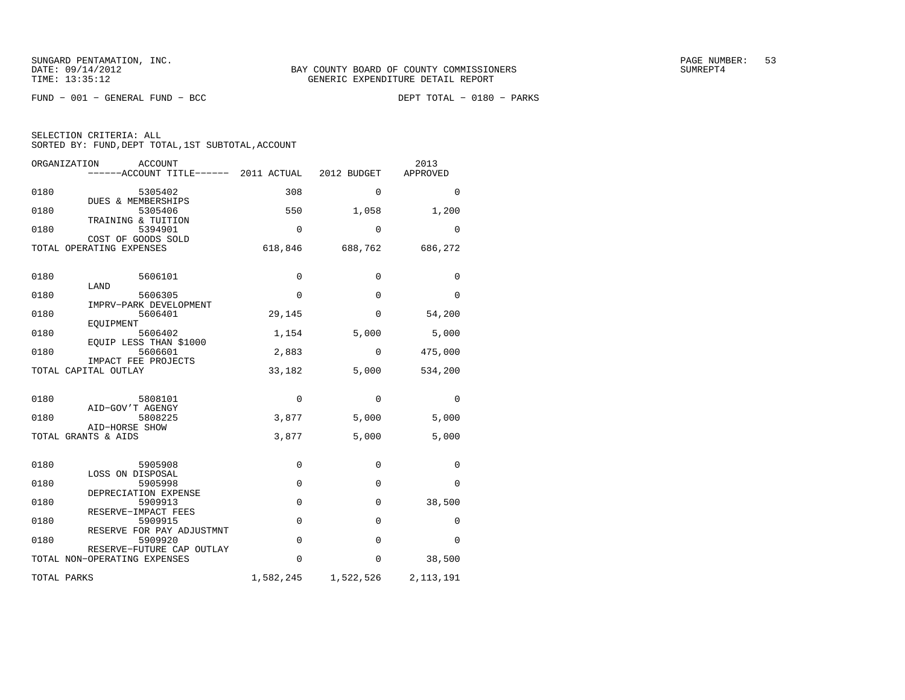SUNGARD PENTAMATION, INC.
DATE: 09/14/2012
TIME: 13:35:12

BAY COUNTY BOARD OF COUNTY COMMISSIONERS
GENERIC EXPENDITURE DETAIL REPORT

SUMREPT4

FUND − 001 − GENERAL FUND − BCC

DEPT TOTAL − 0180 − PARKS

SELECTION CRITERIA: ALL
SORTED BY: FUND,DEPT TOTAL,1ST SUBTOTAL,ACCOUNT

| ORGANIZATION | ACCOUNT / ACCOUNT TITLE | 2011 ACTUAL | 2012 BUDGET | 2013 APPROVED |
|---|---|---|---|---|
| 0180 | 5305402 DUES & MEMBERSHIPS | 308 | 0 | 0 |
| 0180 | 5305406 TRAINING & TUITION | 550 | 1,058 | 1,200 |
| 0180 | 5394901 COST OF GOODS SOLD | 0 | 0 | 0 |
| TOTAL OPERATING EXPENSES | | 618,846 | 688,762 | 686,272 |
| 0180 | 5606101 LAND | 0 | 0 | 0 |
| 0180 | 5606305 IMPRV−PARK DEVELOPMENT | 0 | 0 | 0 |
| 0180 | 5606401 EQUIPMENT | 29,145 | 0 | 54,200 |
| 0180 | 5606402 EQUIP LESS THAN $1000 | 1,154 | 5,000 | 5,000 |
| 0180 | 5606601 IMPACT FEE PROJECTS | 2,883 | 0 | 475,000 |
| TOTAL CAPITAL OUTLAY | | 33,182 | 5,000 | 534,200 |
| 0180 | 5808101 AID−GOV'T AGENGY | 0 | 0 | 0 |
| 0180 | 5808225 AID−HORSE SHOW | 3,877 | 5,000 | 5,000 |
| TOTAL GRANTS & AIDS | | 3,877 | 5,000 | 5,000 |
| 0180 | 5905908 LOSS ON DISPOSAL | 0 | 0 | 0 |
| 0180 | 5905998 DEPRECIATION EXPENSE | 0 | 0 | 0 |
| 0180 | 5909913 RESERVE−IMPACT FEES | 0 | 0 | 38,500 |
| 0180 | 5909915 RESERVE FOR PAY ADJUSTMNT | 0 | 0 | 0 |
| 0180 | 5909920 RESERVE−FUTURE CAP OUTLAY | 0 | 0 | 0 |
| TOTAL NON−OPERATING EXPENSES | | 0 | 0 | 38,500 |
| TOTAL PARKS | | 1,582,245 | 1,522,526 | 2,113,191 |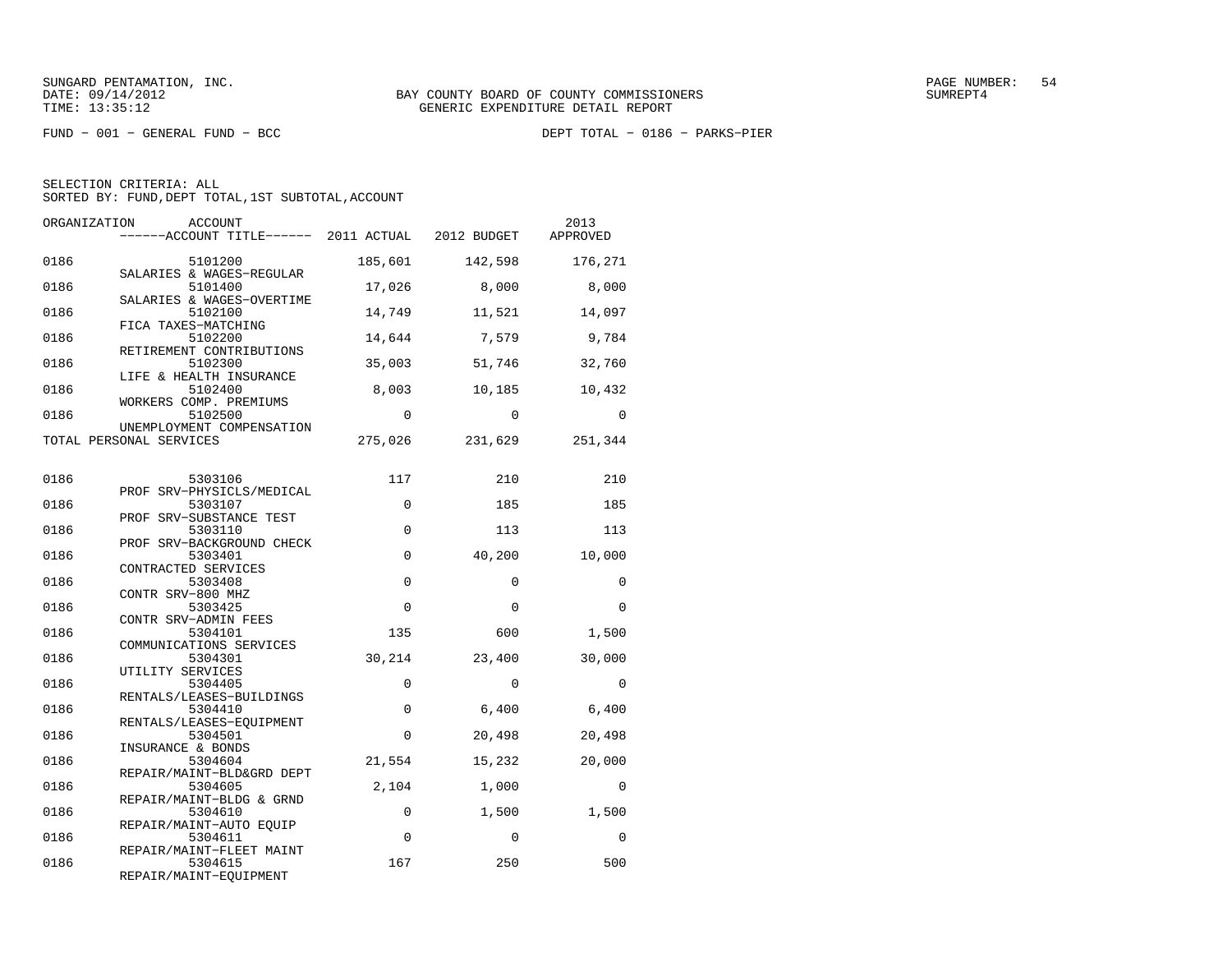SUNGARD PENTAMATION, INC.
DATE: 09/14/2012
TIME: 13:35:12

BAY COUNTY BOARD OF COUNTY COMMISSIONERS
GENERIC EXPENDITURE DETAIL REPORT

PAGE NUMBER: 54
SUMREPT4

FUND − 001 − GENERAL FUND − BCC

DEPT TOTAL − 0186 − PARKS−PIER

SELECTION CRITERIA: ALL
SORTED BY: FUND,DEPT TOTAL,1ST SUBTOTAL,ACCOUNT

| ORGANIZATION | ACCOUNT / ------ACCOUNT TITLE------ | 2011 ACTUAL | 2012 BUDGET | 2013 APPROVED |
|---|---|---|---|---|
| 0186 | 5101200 SALARIES & WAGES−REGULAR | 185,601 | 142,598 | 176,271 |
| 0186 | 5101400 SALARIES & WAGES−OVERTIME | 17,026 | 8,000 | 8,000 |
| 0186 | 5102100 FICA TAXES−MATCHING | 14,749 | 11,521 | 14,097 |
| 0186 | 5102200 RETIREMENT CONTRIBUTIONS | 14,644 | 7,579 | 9,784 |
| 0186 | 5102300 LIFE & HEALTH INSURANCE | 35,003 | 51,746 | 32,760 |
| 0186 | 5102400 WORKERS COMP. PREMIUMS | 8,003 | 10,185 | 10,432 |
| 0186 | 5102500 UNEMPLOYMENT COMPENSATION | 0 | 0 | 0 |
| TOTAL PERSONAL SERVICES | | 275,026 | 231,629 | 251,344 |
| 0186 | 5303106 PROF SRV−PHYSICLS/MEDICAL | 117 | 210 | 210 |
| 0186 | 5303107 PROF SRV−SUBSTANCE TEST | 0 | 185 | 185 |
| 0186 | 5303110 PROF SRV−BACKGROUND CHECK | 0 | 113 | 113 |
| 0186 | 5303401 CONTRACTED SERVICES | 0 | 40,200 | 10,000 |
| 0186 | 5303408 CONTR SRV−800 MHZ | 0 | 0 | 0 |
| 0186 | 5303425 CONTR SRV−ADMIN FEES | 0 | 0 | 0 |
| 0186 | 5304101 COMMUNICATIONS SERVICES | 135 | 600 | 1,500 |
| 0186 | 5304301 UTILITY SERVICES | 30,214 | 23,400 | 30,000 |
| 0186 | 5304405 RENTALS/LEASES−BUILDINGS | 0 | 0 | 0 |
| 0186 | 5304410 RENTALS/LEASES−EQUIPMENT | 0 | 6,400 | 6,400 |
| 0186 | 5304501 INSURANCE & BONDS | 0 | 20,498 | 20,498 |
| 0186 | 5304604 REPAIR/MAINT−BLD&GRD DEPT | 21,554 | 15,232 | 20,000 |
| 0186 | 5304605 REPAIR/MAINT−BLDG & GRND | 2,104 | 1,000 | 0 |
| 0186 | 5304610 REPAIR/MAINT−AUTO EQUIP | 0 | 1,500 | 1,500 |
| 0186 | 5304611 REPAIR/MAINT−FLEET MAINT | 0 | 0 | 0 |
| 0186 | 5304615 REPAIR/MAINT−EQUIPMENT | 167 | 250 | 500 |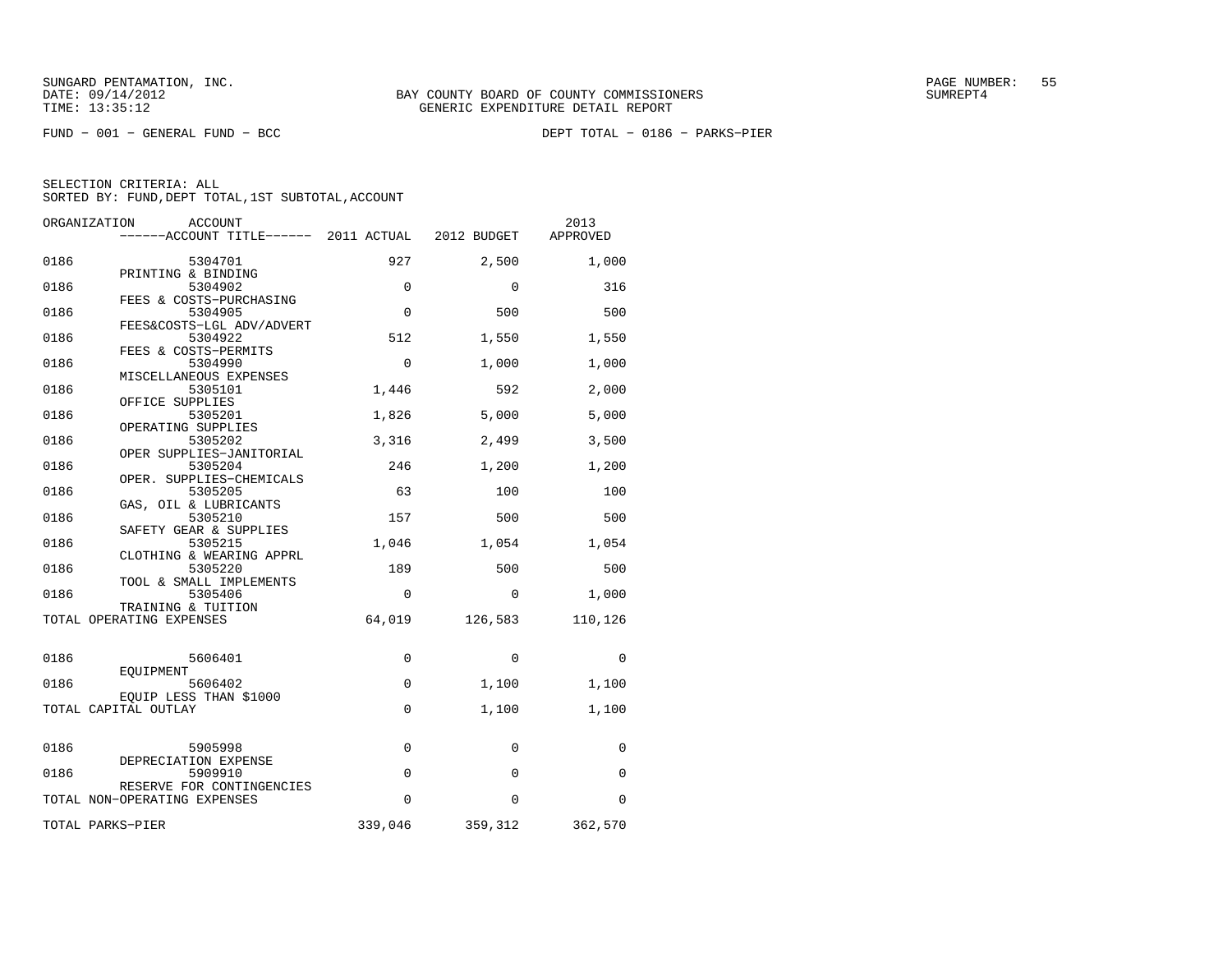SUNGARD PENTAMATION, INC.
DATE: 09/14/2012
TIME: 13:35:12

BAY COUNTY BOARD OF COUNTY COMMISSIONERS
GENERIC EXPENDITURE DETAIL REPORT

SUMREPT4

FUND − 001 − GENERAL FUND − BCC

DEPT TOTAL − 0186 − PARKS−PIER

SELECTION CRITERIA: ALL
SORTED BY: FUND,DEPT TOTAL,1ST SUBTOTAL,ACCOUNT

| ORGANIZATION | ACCOUNT / ------ACCOUNT TITLE------ | 2011 ACTUAL | 2012 BUDGET | 2013 APPROVED |
|---|---|---|---|---|
| 0186 | 5304701 PRINTING & BINDING | 927 | 2,500 | 1,000 |
| 0186 | 5304902 FEES & COSTS−PURCHASING | 0 | 0 | 316 |
| 0186 | 5304905 FEES&COSTS−LGL ADV/ADVERT | 0 | 500 | 500 |
| 0186 | 5304922 FEES & COSTS−PERMITS | 512 | 1,550 | 1,550 |
| 0186 | 5304990 MISCELLANEOUS EXPENSES | 0 | 1,000 | 1,000 |
| 0186 | 5305101 OFFICE SUPPLIES | 1,446 | 592 | 2,000 |
| 0186 | 5305201 OPERATING SUPPLIES | 1,826 | 5,000 | 5,000 |
| 0186 | 5305202 OPER SUPPLIES−JANITORIAL | 3,316 | 2,499 | 3,500 |
| 0186 | 5305204 OPER. SUPPLIES−CHEMICALS | 246 | 1,200 | 1,200 |
| 0186 | 5305205 GAS, OIL & LUBRICANTS | 63 | 100 | 100 |
| 0186 | 5305210 SAFETY GEAR & SUPPLIES | 157 | 500 | 500 |
| 0186 | 5305215 CLOTHING & WEARING APPRL | 1,046 | 1,054 | 1,054 |
| 0186 | 5305220 TOOL & SMALL IMPLEMENTS | 189 | 500 | 500 |
| 0186 | 5305406 TRAINING & TUITION | 0 | 0 | 1,000 |
| TOTAL OPERATING EXPENSES | | 64,019 | 126,583 | 110,126 |
| 0186 | 5606401 EQUIPMENT | 0 | 0 | 0 |
| 0186 | 5606402 EQUIP LESS THAN $1000 | 0 | 1,100 | 1,100 |
| TOTAL CAPITAL OUTLAY | | 0 | 1,100 | 1,100 |
| 0186 | 5905998 DEPRECIATION EXPENSE | 0 | 0 | 0 |
| 0186 | 5909910 RESERVE FOR CONTINGENCIES | 0 | 0 | 0 |
| TOTAL NON−OPERATING EXPENSES | | 0 | 0 | 0 |
| TOTAL PARKS−PIER | | 339,046 | 359,312 | 362,570 |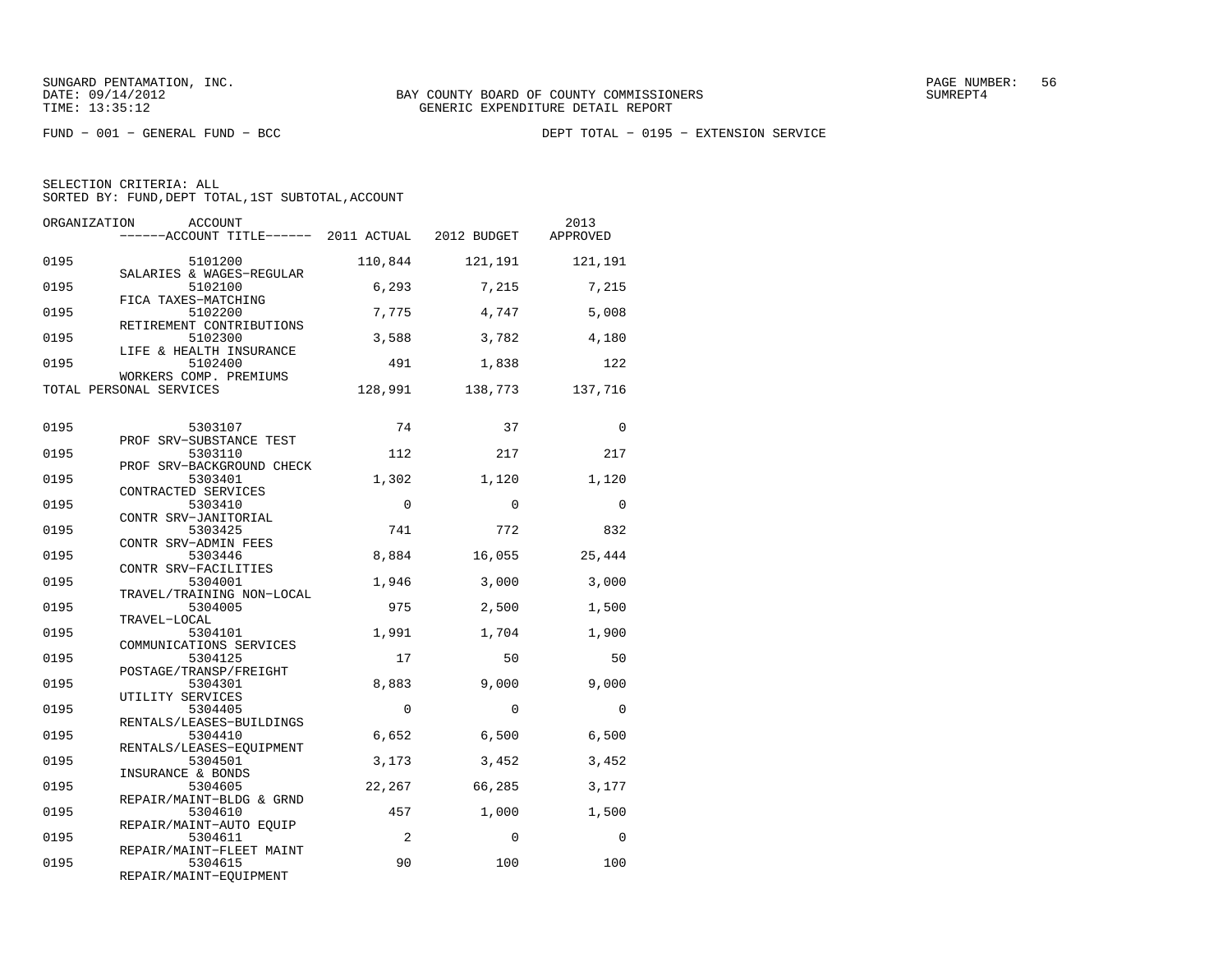SUNGARD PENTAMATION, INC.
DATE: 09/14/2012 BAY COUNTY BOARD OF COUNTY COMMISSIONERS SUMREPT4
TIME: 13:35:12 GENERIC EXPENDITURE DETAIL REPORT

FUND − 001 − GENERAL FUND − BCC DEPT TOTAL − 0195 − EXTENSION SERVICE

SELECTION CRITERIA: ALL
SORTED BY: FUND,DEPT TOTAL,1ST SUBTOTAL,ACCOUNT

| ORGANIZATION | ACCOUNT / ACCOUNT TITLE | 2011 ACTUAL | 2012 BUDGET | 2013 APPROVED |
|---|---|---|---|---|
| 0195 | 5101200 SALARIES & WAGES−REGULAR | 110,844 | 121,191 | 121,191 |
| 0195 | 5102100 FICA TAXES−MATCHING | 6,293 | 7,215 | 7,215 |
| 0195 | 5102200 RETIREMENT CONTRIBUTIONS | 7,775 | 4,747 | 5,008 |
| 0195 | 5102300 LIFE & HEALTH INSURANCE | 3,588 | 3,782 | 4,180 |
| 0195 | 5102400 WORKERS COMP. PREMIUMS | 491 | 1,838 | 122 |
| TOTAL PERSONAL SERVICES | | 128,991 | 138,773 | 137,716 |
| 0195 | 5303107 PROF SRV−SUBSTANCE TEST | 74 | 37 | 0 |
| 0195 | 5303110 PROF SRV−BACKGROUND CHECK | 112 | 217 | 217 |
| 0195 | 5303401 CONTRACTED SERVICES | 1,302 | 1,120 | 1,120 |
| 0195 | 5303410 CONTR SRV−JANITORIAL | 0 | 0 | 0 |
| 0195 | 5303425 CONTR SRV−ADMIN FEES | 741 | 772 | 832 |
| 0195 | 5303446 CONTR SRV−FACILITIES | 8,884 | 16,055 | 25,444 |
| 0195 | 5304001 TRAVEL/TRAINING NON−LOCAL | 1,946 | 3,000 | 3,000 |
| 0195 | 5304005 TRAVEL−LOCAL | 975 | 2,500 | 1,500 |
| 0195 | 5304101 COMMUNICATIONS SERVICES | 1,991 | 1,704 | 1,900 |
| 0195 | 5304125 POSTAGE/TRANSP/FREIGHT | 17 | 50 | 50 |
| 0195 | 5304301 UTILITY SERVICES | 8,883 | 9,000 | 9,000 |
| 0195 | 5304405 RENTALS/LEASES−BUILDINGS | 0 | 0 | 0 |
| 0195 | 5304410 RENTALS/LEASES−EQUIPMENT | 6,652 | 6,500 | 6,500 |
| 0195 | 5304501 INSURANCE & BONDS | 3,173 | 3,452 | 3,452 |
| 0195 | 5304605 REPAIR/MAINT−BLDG & GRND | 22,267 | 66,285 | 3,177 |
| 0195 | 5304610 REPAIR/MAINT−AUTO EQUIP | 457 | 1,000 | 1,500 |
| 0195 | 5304611 REPAIR/MAINT−FLEET MAINT | 2 | 0 | 0 |
| 0195 | 5304615 REPAIR/MAINT−EQUIPMENT | 90 | 100 | 100 |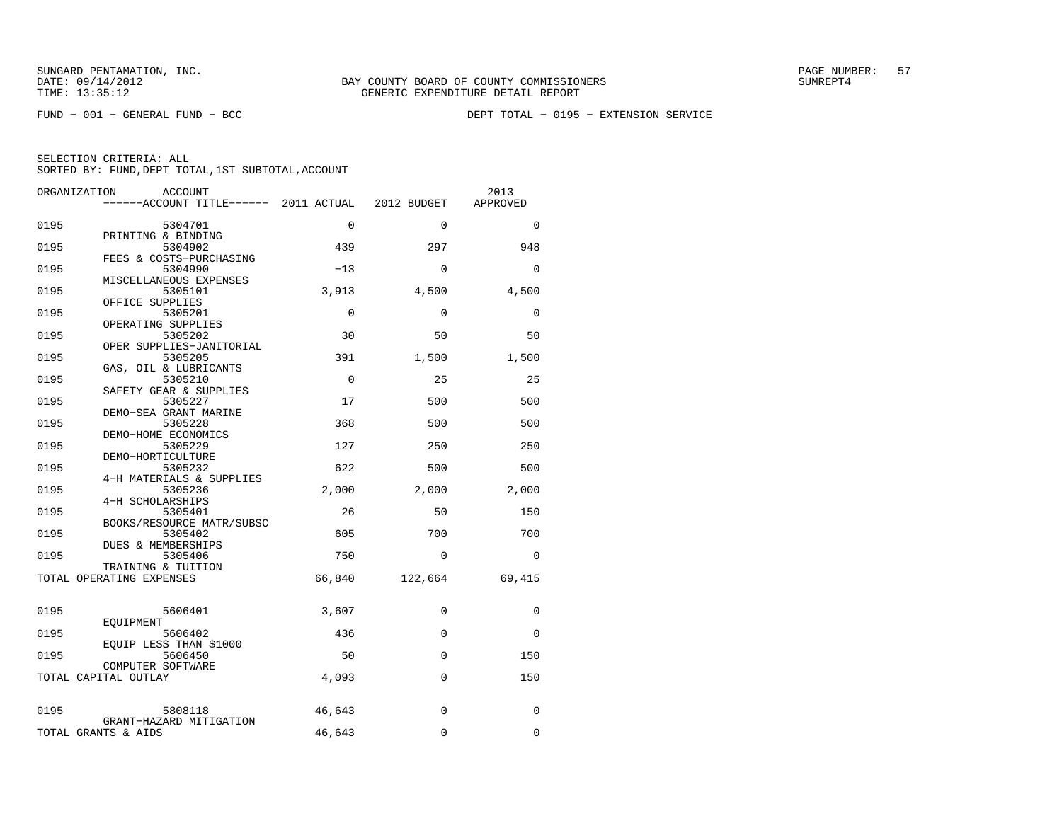SUNGARD PENTAMATION, INC.
DATE: 09/14/2012 BAY COUNTY BOARD OF COUNTY COMMISSIONERS SUMREPT4
TIME: 13:35:12 GENERIC EXPENDITURE DETAIL REPORT

FUND − 001 − GENERAL FUND − BCC DEPT TOTAL − 0195 − EXTENSION SERVICE

SELECTION CRITERIA: ALL
SORTED BY: FUND,DEPT TOTAL,1ST SUBTOTAL,ACCOUNT

| ORGANIZATION | ACCOUNT / ACCOUNT TITLE | 2011 ACTUAL | 2012 BUDGET | 2013 APPROVED |
|---|---|---|---|---|
| 0195 | 5304701 PRINTING & BINDING | 0 | 0 | 0 |
| 0195 | 5304902 FEES & COSTS−PURCHASING | 439 | 297 | 948 |
| 0195 | 5304990 MISCELLANEOUS EXPENSES | −13 | 0 | 0 |
| 0195 | 5305101 OFFICE SUPPLIES | 3,913 | 4,500 | 4,500 |
| 0195 | 5305201 OPERATING SUPPLIES | 0 | 0 | 0 |
| 0195 | 5305202 OPER SUPPLIES−JANITORIAL | 30 | 50 | 50 |
| 0195 | 5305205 GAS, OIL & LUBRICANTS | 391 | 1,500 | 1,500 |
| 0195 | 5305210 SAFETY GEAR & SUPPLIES | 0 | 25 | 25 |
| 0195 | 5305227 DEMO−SEA GRANT MARINE | 17 | 500 | 500 |
| 0195 | 5305228 DEMO−HOME ECONOMICS | 368 | 500 | 500 |
| 0195 | 5305229 DEMO−HORTICULTURE | 127 | 250 | 250 |
| 0195 | 5305232 4−H MATERIALS & SUPPLIES | 622 | 500 | 500 |
| 0195 | 5305236 4−H SCHOLARSHIPS | 2,000 | 2,000 | 2,000 |
| 0195 | 5305401 BOOKS/RESOURCE MATR/SUBSC | 26 | 50 | 150 |
| 0195 | 5305402 DUES & MEMBERSHIPS | 605 | 700 | 700 |
| 0195 | 5305406 TRAINING & TUITION | 750 | 0 | 0 |
| TOTAL OPERATING EXPENSES | | 66,840 | 122,664 | 69,415 |
| 0195 | 5606401 EQUIPMENT | 3,607 | 0 | 0 |
| 0195 | 5606402 EQUIP LESS THAN $1000 | 436 | 0 | 0 |
| 0195 | 5606450 COMPUTER SOFTWARE | 50 | 0 | 150 |
| TOTAL CAPITAL OUTLAY | | 4,093 | 0 | 150 |
| 0195 | 5808118 GRANT−HAZARD MITIGATION | 46,643 | 0 | 0 |
| TOTAL GRANTS & AIDS | | 46,643 | 0 | 0 |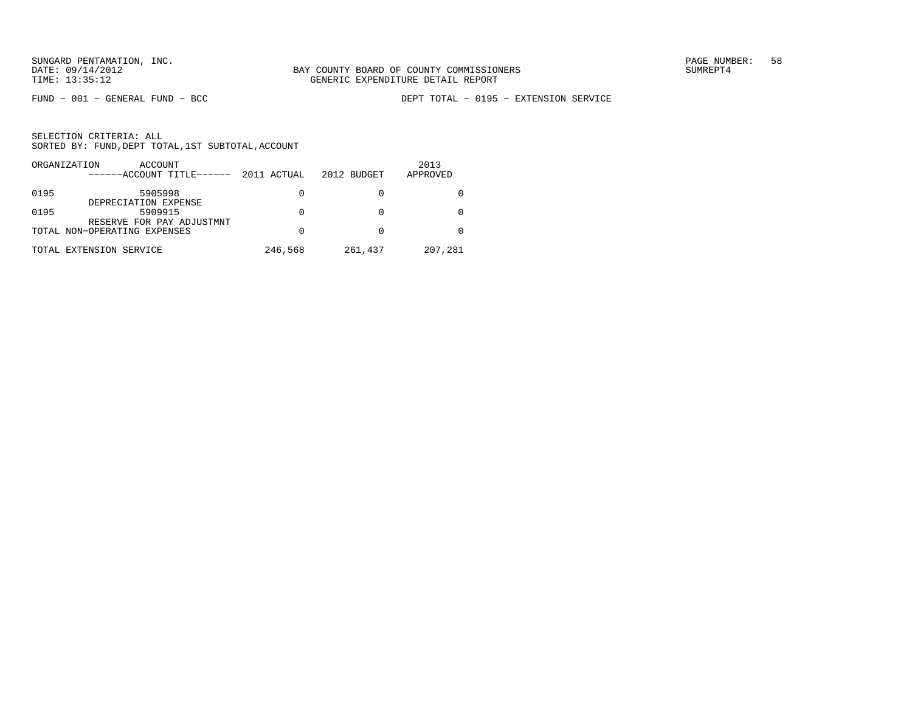BAY COUNTY BOARD OF COUNTY COMMISSIONERS
GENERIC EXPENDITURE DETAIL REPORT

FUND − 001 − GENERAL FUND − BCC

DEPT TOTAL − 0195 − EXTENSION SERVICE

SELECTION CRITERIA: ALL
SORTED BY: FUND,DEPT TOTAL,1ST SUBTOTAL,ACCOUNT

| ORGANIZATION | ACCOUNT<br>------ACCOUNT TITLE------ | 2011 ACTUAL | 2012 BUDGET | 2013 APPROVED |
|---|---|---|---|---|
| 0195 | 5905998<br>DEPRECIATION EXPENSE | 0 | 0 | 0 |
| 0195 | 5909915<br>RESERVE FOR PAY ADJUSTMNT | 0 | 0 | 0 |
| TOTAL NON−OPERATING EXPENSES | | 0 | 0 | 0 |
| TOTAL EXTENSION SERVICE | | 246,568 | 261,437 | 207,281 |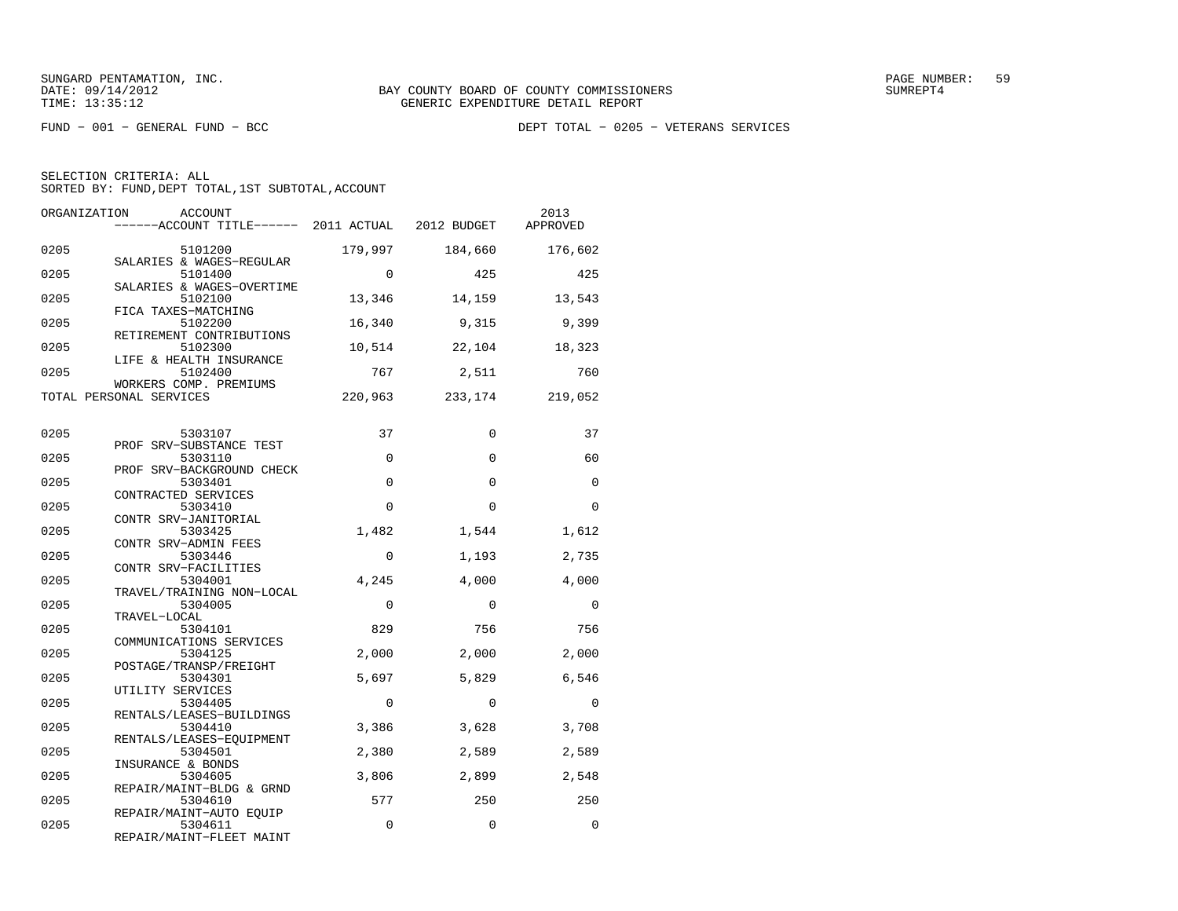SUNGARD PENTAMATION, INC.
DATE: 09/14/2012
TIME: 13:35:12

BAY COUNTY BOARD OF COUNTY COMMISSIONERS
GENERIC EXPENDITURE DETAIL REPORT

SUMREPT4

FUND − 001 − GENERAL FUND − BCC

DEPT TOTAL − 0205 − VETERANS SERVICES

SELECTION CRITERIA: ALL
SORTED BY: FUND,DEPT TOTAL,1ST SUBTOTAL,ACCOUNT

| ORGANIZATION | ACCOUNT / ACCOUNT TITLE | 2011 ACTUAL | 2012 BUDGET | 2013 APPROVED |
|---|---|---|---|---|
| 0205 | 5101200 SALARIES & WAGES−REGULAR | 179,997 | 184,660 | 176,602 |
| 0205 | 5101400 SALARIES & WAGES−OVERTIME | 0 | 425 | 425 |
| 0205 | 5102100 FICA TAXES−MATCHING | 13,346 | 14,159 | 13,543 |
| 0205 | 5102200 RETIREMENT CONTRIBUTIONS | 16,340 | 9,315 | 9,399 |
| 0205 | 5102300 LIFE & HEALTH INSURANCE | 10,514 | 22,104 | 18,323 |
| 0205 | 5102400 WORKERS COMP. PREMIUMS | 767 | 2,511 | 760 |
| TOTAL PERSONAL SERVICES | | 220,963 | 233,174 | 219,052 |
| 0205 | 5303107 PROF SRV−SUBSTANCE TEST | 37 | 0 | 37 |
| 0205 | 5303110 PROF SRV−BACKGROUND CHECK | 0 | 0 | 60 |
| 0205 | 5303401 CONTRACTED SERVICES | 0 | 0 | 0 |
| 0205 | 5303410 CONTR SRV−JANITORIAL | 0 | 0 | 0 |
| 0205 | 5303425 CONTR SRV−ADMIN FEES | 1,482 | 1,544 | 1,612 |
| 0205 | 5303446 CONTR SRV−FACILITIES | 0 | 1,193 | 2,735 |
| 0205 | 5304001 TRAVEL/TRAINING NON−LOCAL | 4,245 | 4,000 | 4,000 |
| 0205 | 5304005 TRAVEL−LOCAL | 0 | 0 | 0 |
| 0205 | 5304101 COMMUNICATIONS SERVICES | 829 | 756 | 756 |
| 0205 | 5304125 POSTAGE/TRANSP/FREIGHT | 2,000 | 2,000 | 2,000 |
| 0205 | 5304301 UTILITY SERVICES | 5,697 | 5,829 | 6,546 |
| 0205 | 5304405 RENTALS/LEASES−BUILDINGS | 0 | 0 | 0 |
| 0205 | 5304410 RENTALS/LEASES−EQUIPMENT | 3,386 | 3,628 | 3,708 |
| 0205 | 5304501 INSURANCE & BONDS | 2,380 | 2,589 | 2,589 |
| 0205 | 5304605 REPAIR/MAINT−BLDG & GRND | 3,806 | 2,899 | 2,548 |
| 0205 | 5304610 REPAIR/MAINT−AUTO EQUIP | 577 | 250 | 250 |
| 0205 | 5304611 REPAIR/MAINT−FLEET MAINT | 0 | 0 | 0 |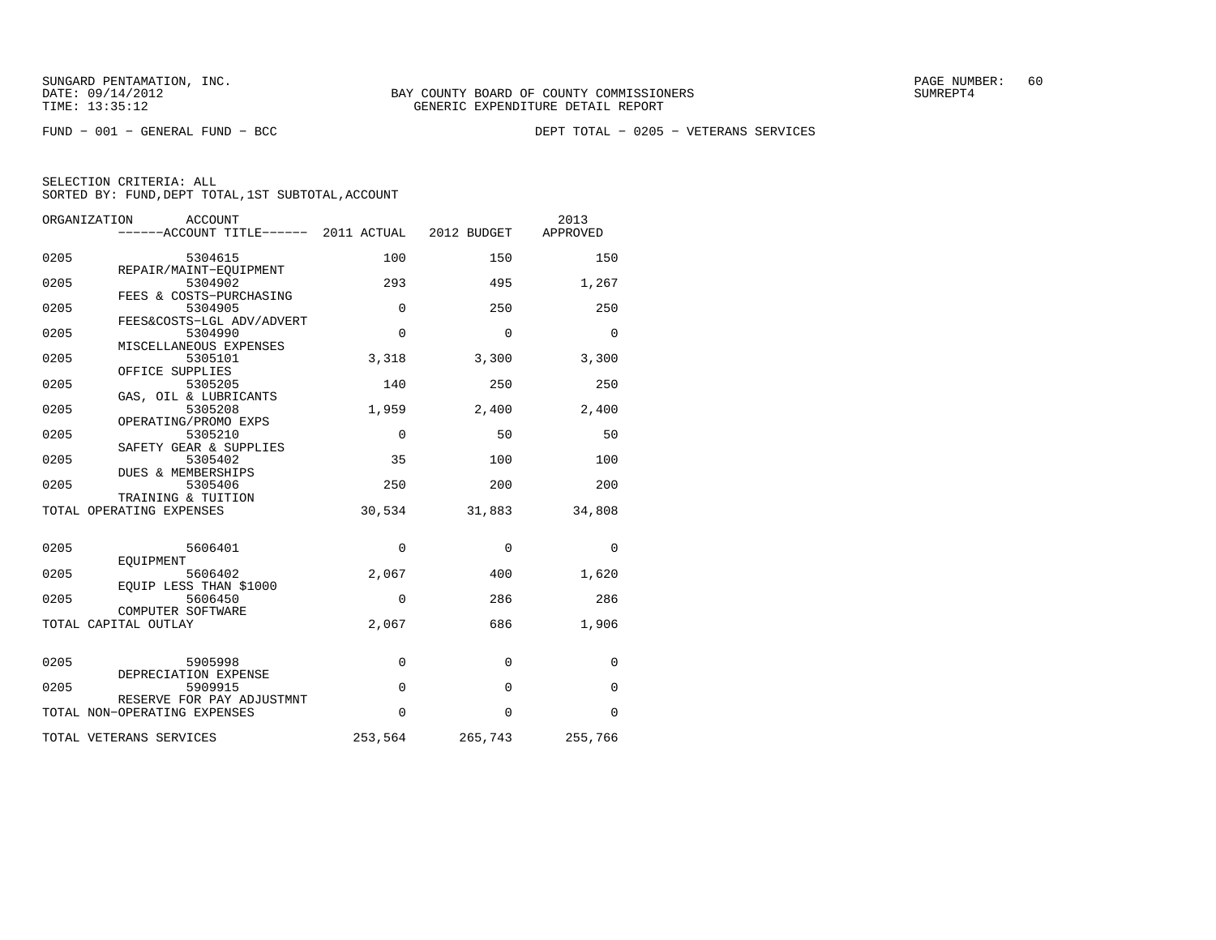SUNGARD PENTAMATION, INC.
DATE: 09/14/2012
TIME: 13:35:12

BAY COUNTY BOARD OF COUNTY COMMISSIONERS
GENERIC EXPENDITURE DETAIL REPORT

SUMREPT4

FUND − 001 − GENERAL FUND − BCC

DEPT TOTAL − 0205 − VETERANS SERVICES

SELECTION CRITERIA: ALL
SORTED BY: FUND,DEPT TOTAL,1ST SUBTOTAL,ACCOUNT

| ORGANIZATION | ACCOUNT / ACCOUNT TITLE | 2011 ACTUAL | 2012 BUDGET | 2013 APPROVED |
|---|---|---|---|---|
| 0205 | 5304615 REPAIR/MAINT−EQUIPMENT | 100 | 150 | 150 |
| 0205 | 5304902 FEES & COSTS−PURCHASING | 293 | 495 | 1,267 |
| 0205 | 5304905 FEES&COSTS−LGL ADV/ADVERT | 0 | 250 | 250 |
| 0205 | 5304990 MISCELLANEOUS EXPENSES | 0 | 0 | 0 |
| 0205 | 5305101 OFFICE SUPPLIES | 3,318 | 3,300 | 3,300 |
| 0205 | 5305205 GAS, OIL & LUBRICANTS | 140 | 250 | 250 |
| 0205 | 5305208 OPERATING/PROMO EXPS | 1,959 | 2,400 | 2,400 |
| 0205 | 5305210 SAFETY GEAR & SUPPLIES | 0 | 50 | 50 |
| 0205 | 5305402 DUES & MEMBERSHIPS | 35 | 100 | 100 |
| 0205 | 5305406 TRAINING & TUITION | 250 | 200 | 200 |
| TOTAL OPERATING EXPENSES | | 30,534 | 31,883 | 34,808 |
| 0205 | 5606401 EQUIPMENT | 0 | 0 | 0 |
| 0205 | 5606402 EQUIP LESS THAN $1000 | 2,067 | 400 | 1,620 |
| 0205 | 5606450 COMPUTER SOFTWARE | 0 | 286 | 286 |
| TOTAL CAPITAL OUTLAY | | 2,067 | 686 | 1,906 |
| 0205 | 5905998 DEPRECIATION EXPENSE | 0 | 0 | 0 |
| 0205 | 5909915 RESERVE FOR PAY ADJUSTMNT | 0 | 0 | 0 |
| TOTAL NON−OPERATING EXPENSES | | 0 | 0 | 0 |
| TOTAL VETERANS SERVICES | | 253,564 | 265,743 | 255,766 |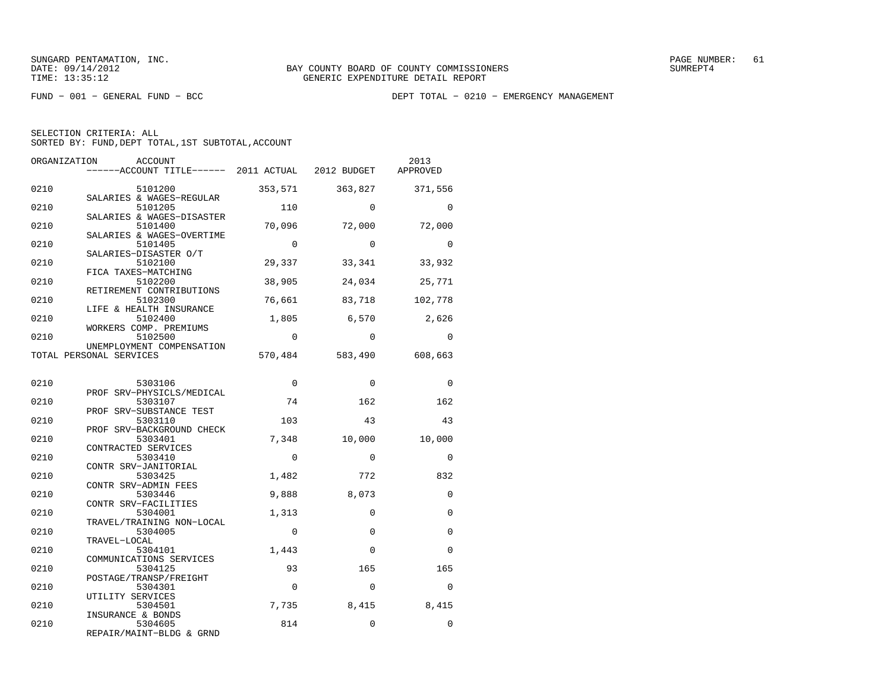SUNGARD PENTAMATION, INC.
DATE: 09/14/2012
TIME: 13:35:12

BAY COUNTY BOARD OF COUNTY COMMISSIONERS
GENERIC EXPENDITURE DETAIL REPORT

SUMREPT4

FUND − 001 − GENERAL FUND − BCC

DEPT TOTAL − 0210 − EMERGENCY MANAGEMENT

SELECTION CRITERIA: ALL
SORTED BY: FUND,DEPT TOTAL,1ST SUBTOTAL,ACCOUNT

| ORGANIZATION | ACCOUNT / ACCOUNT TITLE | 2011 ACTUAL | 2012 BUDGET | 2013 APPROVED |
|---|---|---|---|---|
| 0210 | 5101200 SALARIES & WAGES−REGULAR | 353,571 | 363,827 | 371,556 |
| 0210 | 5101205 SALARIES & WAGES−DISASTER | 110 | 0 | 0 |
| 0210 | 5101400 SALARIES & WAGES−OVERTIME | 70,096 | 72,000 | 72,000 |
| 0210 | 5101405 SALARIES−DISASTER O/T | 0 | 0 | 0 |
| 0210 | 5102100 FICA TAXES−MATCHING | 29,337 | 33,341 | 33,932 |
| 0210 | 5102200 RETIREMENT CONTRIBUTIONS | 38,905 | 24,034 | 25,771 |
| 0210 | 5102300 LIFE & HEALTH INSURANCE | 76,661 | 83,718 | 102,778 |
| 0210 | 5102400 WORKERS COMP. PREMIUMS | 1,805 | 6,570 | 2,626 |
| 0210 | 5102500 UNEMPLOYMENT COMPENSATION | 0 | 0 | 0 |
| TOTAL PERSONAL SERVICES | | 570,484 | 583,490 | 608,663 |
| 0210 | 5303106 PROF SRV−PHYSICLS/MEDICAL | 0 | 0 | 0 |
| 0210 | 5303107 PROF SRV−SUBSTANCE TEST | 74 | 162 | 162 |
| 0210 | 5303110 PROF SRV−BACKGROUND CHECK | 103 | 43 | 43 |
| 0210 | 5303401 CONTRACTED SERVICES | 7,348 | 10,000 | 10,000 |
| 0210 | 5303410 CONTR SRV−JANITORIAL | 0 | 0 | 0 |
| 0210 | 5303425 CONTR SRV−ADMIN FEES | 1,482 | 772 | 832 |
| 0210 | 5303446 CONTR SRV−FACILITIES | 9,888 | 8,073 | 0 |
| 0210 | 5304001 TRAVEL/TRAINING NON−LOCAL | 1,313 | 0 | 0 |
| 0210 | 5304005 TRAVEL−LOCAL | 0 | 0 | 0 |
| 0210 | 5304101 COMMUNICATIONS SERVICES | 1,443 | 0 | 0 |
| 0210 | 5304125 POSTAGE/TRANSP/FREIGHT | 93 | 165 | 165 |
| 0210 | 5304301 UTILITY SERVICES | 0 | 0 | 0 |
| 0210 | 5304501 INSURANCE & BONDS | 7,735 | 8,415 | 8,415 |
| 0210 | 5304605 REPAIR/MAINT−BLDG & GRND | 814 | 0 | 0 |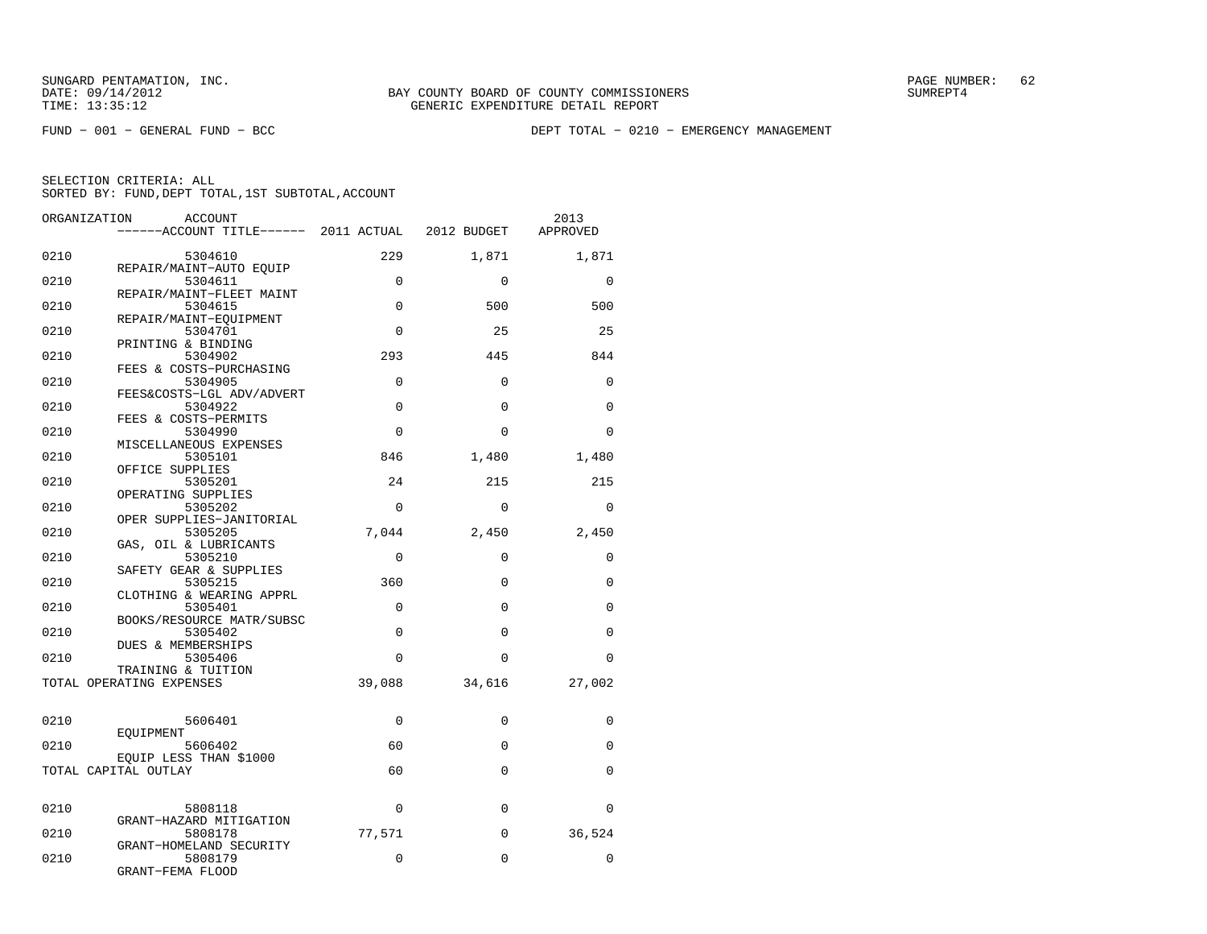SUNGARD PENTAMATION, INC.
DATE: 09/14/2012
TIME: 13:35:12

BAY COUNTY BOARD OF COUNTY COMMISSIONERS
GENERIC EXPENDITURE DETAIL REPORT

PAGE NUMBER: 62
SUMREPT4

FUND - 001 - GENERAL FUND - BCC

DEPT TOTAL - 0210 - EMERGENCY MANAGEMENT

SELECTION CRITERIA: ALL
SORTED BY: FUND,DEPT TOTAL,1ST SUBTOTAL,ACCOUNT

| ORGANIZATION | ACCOUNT / ACCOUNT TITLE | 2011 ACTUAL | 2012 BUDGET | 2013 APPROVED |
|---|---|---|---|---|
| 0210 | 5304610 REPAIR/MAINT-AUTO EQUIP | 229 | 1,871 | 1,871 |
| 0210 | 5304611 REPAIR/MAINT-FLEET MAINT | 0 | 0 | 0 |
| 0210 | 5304615 REPAIR/MAINT-EQUIPMENT | 0 | 500 | 500 |
| 0210 | 5304701 PRINTING & BINDING | 0 | 25 | 25 |
| 0210 | 5304902 FEES & COSTS-PURCHASING | 293 | 445 | 844 |
| 0210 | 5304905 FEES&COSTS-LGL ADV/ADVERT | 0 | 0 | 0 |
| 0210 | 5304922 FEES & COSTS-PERMITS | 0 | 0 | 0 |
| 0210 | 5304990 MISCELLANEOUS EXPENSES | 0 | 0 | 0 |
| 0210 | 5305101 OFFICE SUPPLIES | 846 | 1,480 | 1,480 |
| 0210 | 5305201 OPERATING SUPPLIES | 24 | 215 | 215 |
| 0210 | 5305202 OPER SUPPLIES-JANITORIAL | 0 | 0 | 0 |
| 0210 | 5305205 GAS, OIL & LUBRICANTS | 7,044 | 2,450 | 2,450 |
| 0210 | 5305210 SAFETY GEAR & SUPPLIES | 0 | 0 | 0 |
| 0210 | 5305215 CLOTHING & WEARING APPRL | 360 | 0 | 0 |
| 0210 | 5305401 BOOKS/RESOURCE MATR/SUBSC | 0 | 0 | 0 |
| 0210 | 5305402 DUES & MEMBERSHIPS | 0 | 0 | 0 |
| 0210 | 5305406 TRAINING & TUITION | 0 | 0 | 0 |
| TOTAL OPERATING EXPENSES | | 39,088 | 34,616 | 27,002 |
| 0210 | 5606401 EQUIPMENT | 0 | 0 | 0 |
| 0210 | 5606402 EQUIP LESS THAN $1000 | 60 | 0 | 0 |
| TOTAL CAPITAL OUTLAY | | 60 | 0 | 0 |
| 0210 | 5808118 GRANT-HAZARD MITIGATION | 0 | 0 | 0 |
| 0210 | 5808178 GRANT-HOMELAND SECURITY | 77,571 | 0 | 36,524 |
| 0210 | 5808179 GRANT-FEMA FLOOD | 0 | 0 | 0 |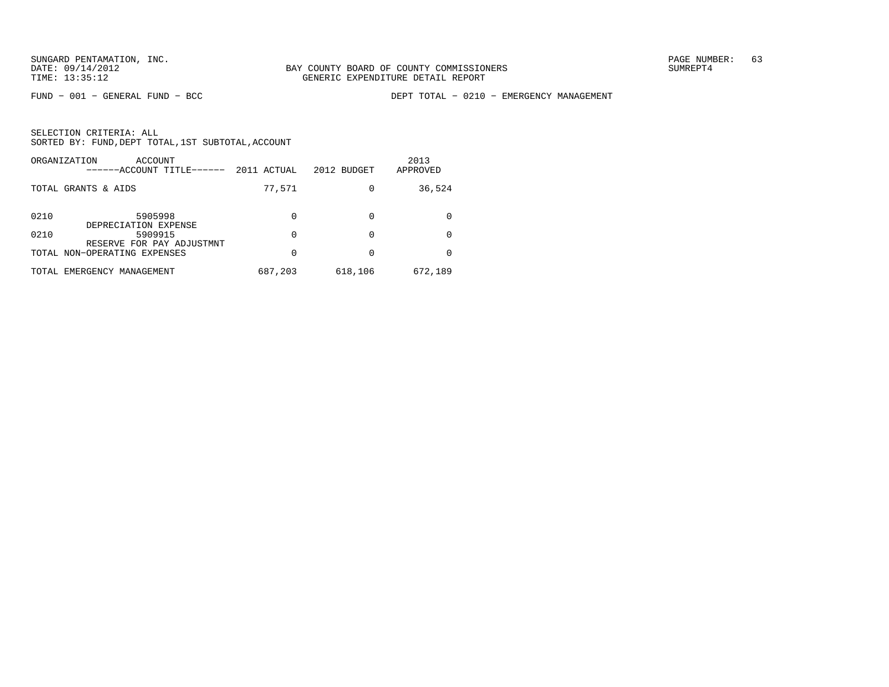BAY COUNTY BOARD OF COUNTY COMMISSIONERS
GENERIC EXPENDITURE DETAIL REPORT

FUND − 001 − GENERAL FUND − BCC

DEPT TOTAL − 0210 − EMERGENCY MANAGEMENT

SELECTION CRITERIA: ALL
SORTED BY: FUND,DEPT TOTAL,1ST SUBTOTAL,ACCOUNT

| ORGANIZATION | ACCOUNT ------ACCOUNT TITLE------ | 2011 ACTUAL | 2012 BUDGET | 2013 APPROVED |
|---|---|---|---|---|
| TOTAL GRANTS & AIDS | | 77,571 | 0 | 36,524 |
| 0210 | 5905998 DEPRECIATION EXPENSE | 0 | 0 | 0 |
| 0210 | 5909915 RESERVE FOR PAY ADJUSTMNT | 0 | 0 | 0 |
| TOTAL NON-OPERATING EXPENSES | | 0 | 0 | 0 |
| TOTAL EMERGENCY MANAGEMENT | | 687,203 | 618,106 | 672,189 |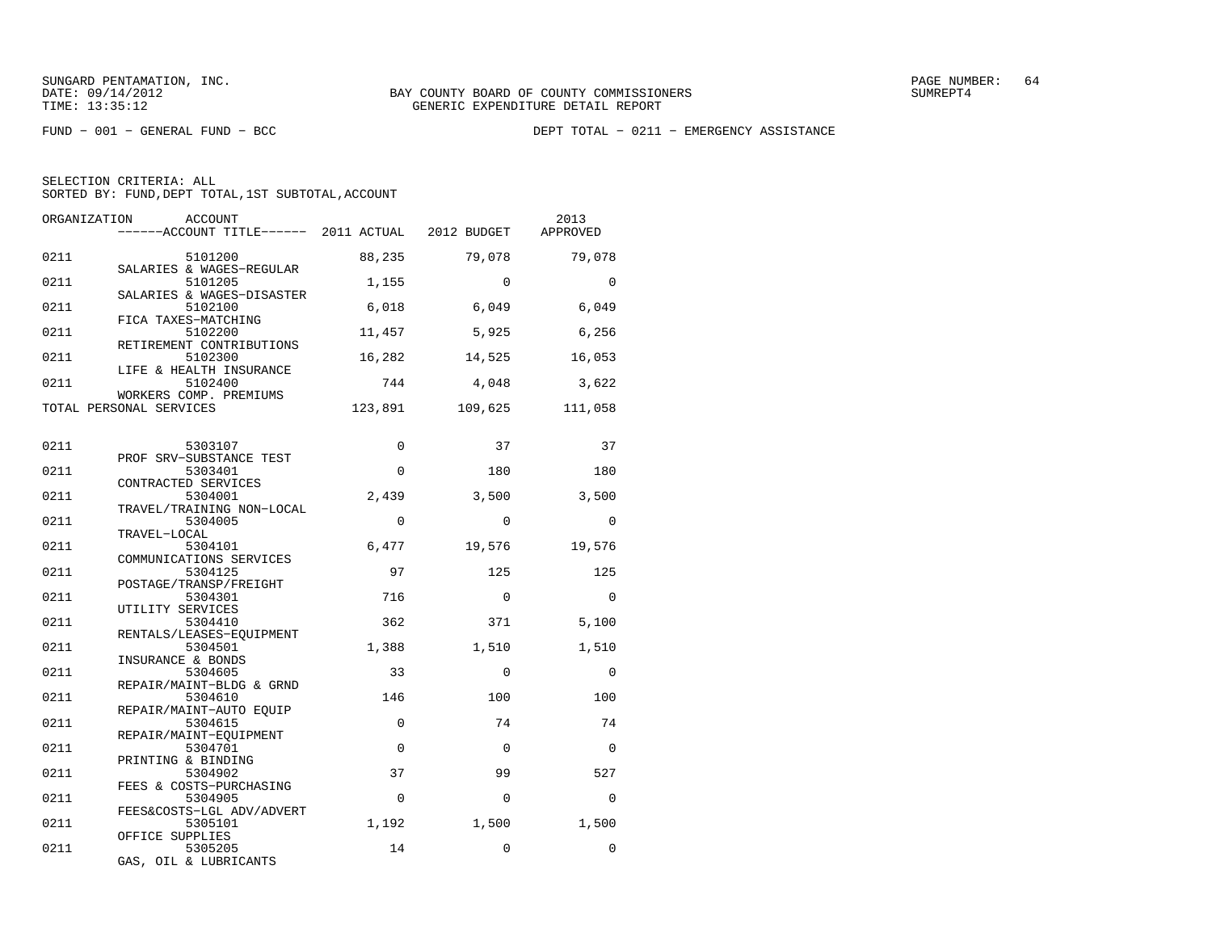SUNGARD PENTAMATION, INC.
DATE: 09/14/2012
TIME: 13:35:12

BAY COUNTY BOARD OF COUNTY COMMISSIONERS
GENERIC EXPENDITURE DETAIL REPORT

PAGE NUMBER: 64
SUMREPT4

FUND - 001 - GENERAL FUND - BCC

DEPT TOTAL - 0211 - EMERGENCY ASSISTANCE

SELECTION CRITERIA: ALL
SORTED BY: FUND,DEPT TOTAL,1ST SUBTOTAL,ACCOUNT

| ORGANIZATION | ACCOUNT / ACCOUNT TITLE | 2011 ACTUAL | 2012 BUDGET | 2013 APPROVED |
|---|---|---|---|---|
| 0211 | 5101200 SALARIES & WAGES-REGULAR | 88,235 | 79,078 | 79,078 |
| 0211 | 5101205 SALARIES & WAGES-DISASTER | 1,155 | 0 | 0 |
| 0211 | 5102100 FICA TAXES-MATCHING | 6,018 | 6,049 | 6,049 |
| 0211 | 5102200 RETIREMENT CONTRIBUTIONS | 11,457 | 5,925 | 6,256 |
| 0211 | 5102300 LIFE & HEALTH INSURANCE | 16,282 | 14,525 | 16,053 |
| 0211 | 5102400 WORKERS COMP. PREMIUMS | 744 | 4,048 | 3,622 |
| TOTAL PERSONAL SERVICES | | 123,891 | 109,625 | 111,058 |
| | | | | |
| 0211 | 5303107 PROF SRV-SUBSTANCE TEST | 0 | 37 | 37 |
| 0211 | 5303401 CONTRACTED SERVICES | 0 | 180 | 180 |
| 0211 | 5304001 TRAVEL/TRAINING NON-LOCAL | 2,439 | 3,500 | 3,500 |
| 0211 | 5304005 TRAVEL-LOCAL | 0 | 0 | 0 |
| 0211 | 5304101 COMMUNICATIONS SERVICES | 6,477 | 19,576 | 19,576 |
| 0211 | 5304125 POSTAGE/TRANSP/FREIGHT | 97 | 125 | 125 |
| 0211 | 5304301 UTILITY SERVICES | 716 | 0 | 0 |
| 0211 | 5304410 RENTALS/LEASES-EQUIPMENT | 362 | 371 | 5,100 |
| 0211 | 5304501 INSURANCE & BONDS | 1,388 | 1,510 | 1,510 |
| 0211 | 5304605 REPAIR/MAINT-BLDG & GRND | 33 | 0 | 0 |
| 0211 | 5304610 REPAIR/MAINT-AUTO EQUIP | 146 | 100 | 100 |
| 0211 | 5304615 REPAIR/MAINT-EQUIPMENT | 0 | 74 | 74 |
| 0211 | 5304701 PRINTING & BINDING | 0 | 0 | 0 |
| 0211 | 5304902 FEES & COSTS-PURCHASING | 37 | 99 | 527 |
| 0211 | 5304905 FEES&COSTS-LGL ADV/ADVERT | 0 | 0 | 0 |
| 0211 | 5305101 OFFICE SUPPLIES | 1,192 | 1,500 | 1,500 |
| 0211 | 5305205 GAS, OIL & LUBRICANTS | 14 | 0 | 0 |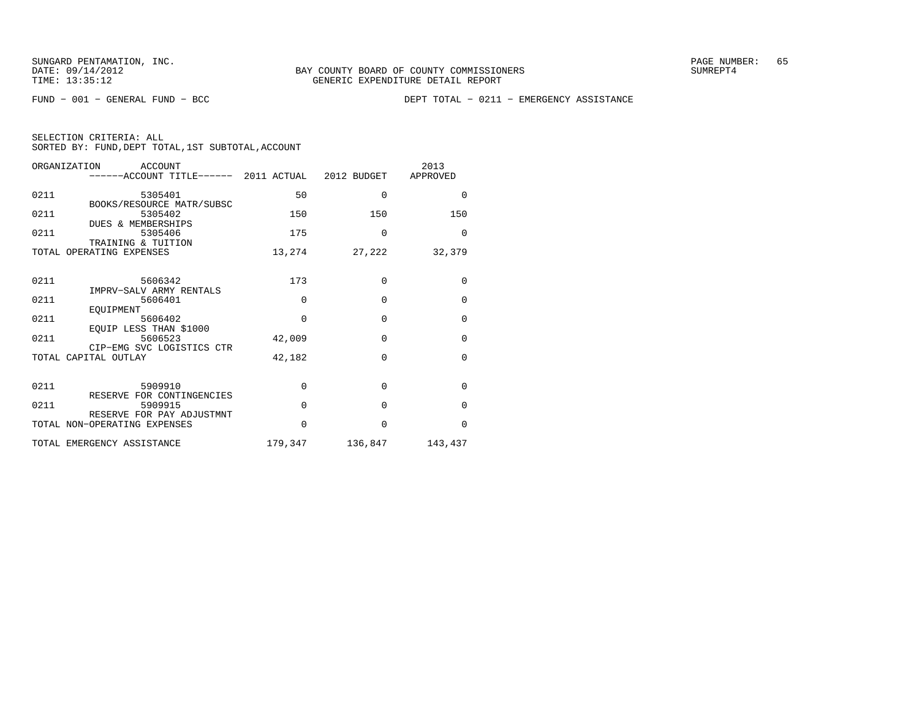SUNGARD PENTAMATION, INC.
DATE: 09/14/2012
TIME: 13:35:12

BAY COUNTY BOARD OF COUNTY COMMISSIONERS
GENERIC EXPENDITURE DETAIL REPORT

SUMREPT4

FUND − 001 − GENERAL FUND − BCC

DEPT TOTAL − 0211 − EMERGENCY ASSISTANCE

SELECTION CRITERIA: ALL
SORTED BY: FUND,DEPT TOTAL,1ST SUBTOTAL,ACCOUNT

| ORGANIZATION | ACCOUNT ------ACCOUNT TITLE------ | 2011 ACTUAL | 2012 BUDGET | 2013 APPROVED |
|---|---|---|---|---|
| 0211 | 5305401 BOOKS/RESOURCE MATR/SUBSC | 50 | 0 | 0 |
| 0211 | 5305402 DUES & MEMBERSHIPS | 150 | 150 | 150 |
| 0211 | 5305406 TRAINING & TUITION | 175 | 0 | 0 |
| TOTAL OPERATING EXPENSES | | 13,274 | 27,222 | 32,379 |
| 0211 | 5606342 IMPRV−SALV ARMY RENTALS | 173 | 0 | 0 |
| 0211 | 5606401 EQUIPMENT | 0 | 0 | 0 |
| 0211 | 5606402 EQUIP LESS THAN $1000 | 0 | 0 | 0 |
| 0211 | 5606523 CIP−EMG SVC LOGISTICS CTR | 42,009 | 0 | 0 |
| TOTAL CAPITAL OUTLAY | | 42,182 | 0 | 0 |
| 0211 | 5909910 RESERVE FOR CONTINGENCIES | 0 | 0 | 0 |
| 0211 | 5909915 RESERVE FOR PAY ADJUSTMNT | 0 | 0 | 0 |
| TOTAL NON−OPERATING EXPENSES | | 0 | 0 | 0 |
| TOTAL EMERGENCY ASSISTANCE | | 179,347 | 136,847 | 143,437 |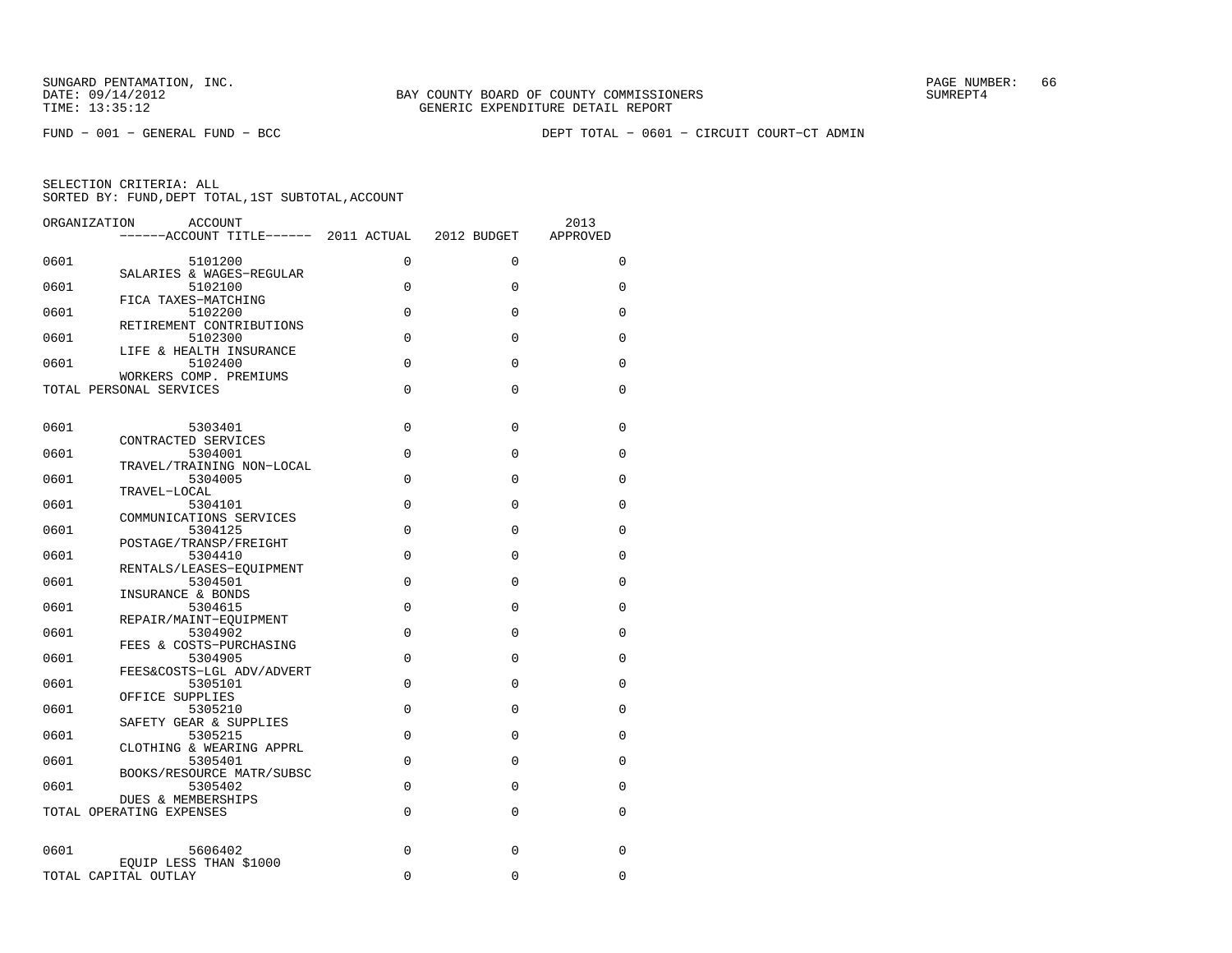SUNGARD PENTAMATION, INC.
DATE: 09/14/2012
TIME: 13:35:12

BAY COUNTY BOARD OF COUNTY COMMISSIONERS
GENERIC EXPENDITURE DETAIL REPORT

SUMREPT4

FUND − 001 − GENERAL FUND − BCC

DEPT TOTAL − 0601 − CIRCUIT COURT−CT ADMIN

SELECTION CRITERIA: ALL
SORTED BY: FUND,DEPT TOTAL,1ST SUBTOTAL,ACCOUNT

| ORGANIZATION | ACCOUNT / ACCOUNT TITLE | 2011 ACTUAL | 2012 BUDGET | 2013 APPROVED |
|---|---|---|---|---|
| 0601 | 5101200 SALARIES & WAGES−REGULAR | 0 | 0 | 0 |
| 0601 | 5102100 FICA TAXES−MATCHING | 0 | 0 | 0 |
| 0601 | 5102200 RETIREMENT CONTRIBUTIONS | 0 | 0 | 0 |
| 0601 | 5102300 LIFE & HEALTH INSURANCE | 0 | 0 | 0 |
| 0601 | 5102400 WORKERS COMP. PREMIUMS | 0 | 0 | 0 |
| TOTAL PERSONAL SERVICES | | 0 | 0 | 0 |
| 0601 | 5303401 CONTRACTED SERVICES | 0 | 0 | 0 |
| 0601 | 5304001 TRAVEL/TRAINING NON−LOCAL | 0 | 0 | 0 |
| 0601 | 5304005 TRAVEL−LOCAL | 0 | 0 | 0 |
| 0601 | 5304101 COMMUNICATIONS SERVICES | 0 | 0 | 0 |
| 0601 | 5304125 POSTAGE/TRANSP/FREIGHT | 0 | 0 | 0 |
| 0601 | 5304410 RENTALS/LEASES−EQUIPMENT | 0 | 0 | 0 |
| 0601 | 5304501 INSURANCE & BONDS | 0 | 0 | 0 |
| 0601 | 5304615 REPAIR/MAINT−EQUIPMENT | 0 | 0 | 0 |
| 0601 | 5304902 FEES & COSTS−PURCHASING | 0 | 0 | 0 |
| 0601 | 5304905 FEES&COSTS−LGL ADV/ADVERT | 0 | 0 | 0 |
| 0601 | 5305101 OFFICE SUPPLIES | 0 | 0 | 0 |
| 0601 | 5305210 SAFETY GEAR & SUPPLIES | 0 | 0 | 0 |
| 0601 | 5305215 CLOTHING & WEARING APPRL | 0 | 0 | 0 |
| 0601 | 5305401 BOOKS/RESOURCE MATR/SUBSC | 0 | 0 | 0 |
| 0601 | 5305402 DUES & MEMBERSHIPS | 0 | 0 | 0 |
| TOTAL OPERATING EXPENSES | | 0 | 0 | 0 |
| 0601 | 5606402 EQUIP LESS THAN $1000 | 0 | 0 | 0 |
| TOTAL CAPITAL OUTLAY | | 0 | 0 | 0 |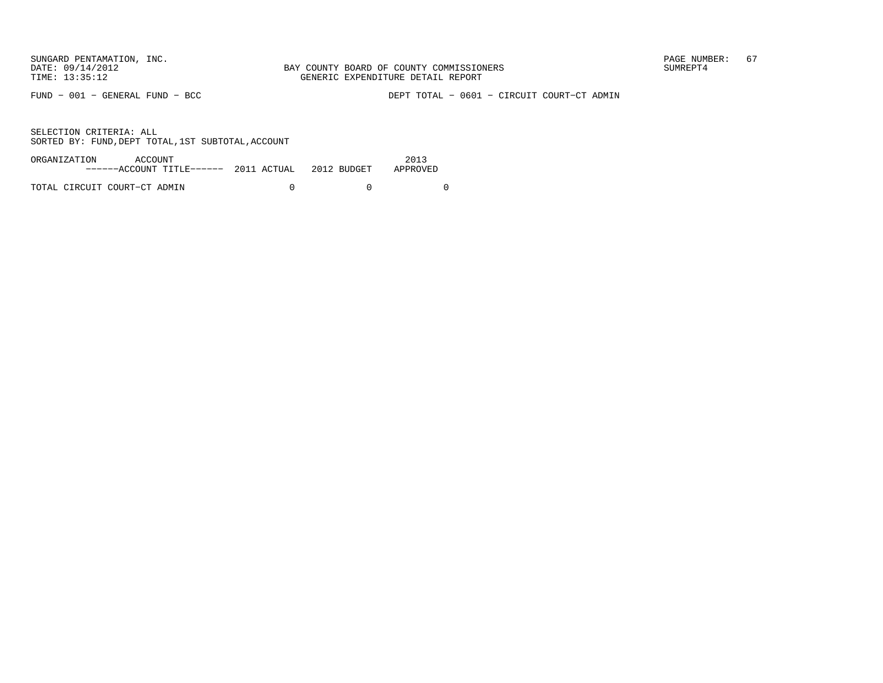SUNGARD PENTAMATION, INC.
DATE: 09/14/2012
TIME: 13:35:12

BAY COUNTY BOARD OF COUNTY COMMISSIONERS
GENERIC EXPENDITURE DETAIL REPORT

SUMREPT4

FUND − 001 − GENERAL FUND − BCC

DEPT TOTAL − 0601 − CIRCUIT COURT−CT ADMIN

SELECTION CRITERIA: ALL
SORTED BY: FUND,DEPT TOTAL,1ST SUBTOTAL,ACCOUNT

| ORGANIZATION ACCOUNT ------ACCOUNT TITLE------ | 2011 ACTUAL | 2012 BUDGET | 2013 APPROVED |
|---|---|---|---|
| TOTAL CIRCUIT COURT−CT ADMIN | 0 | 0 | 0 |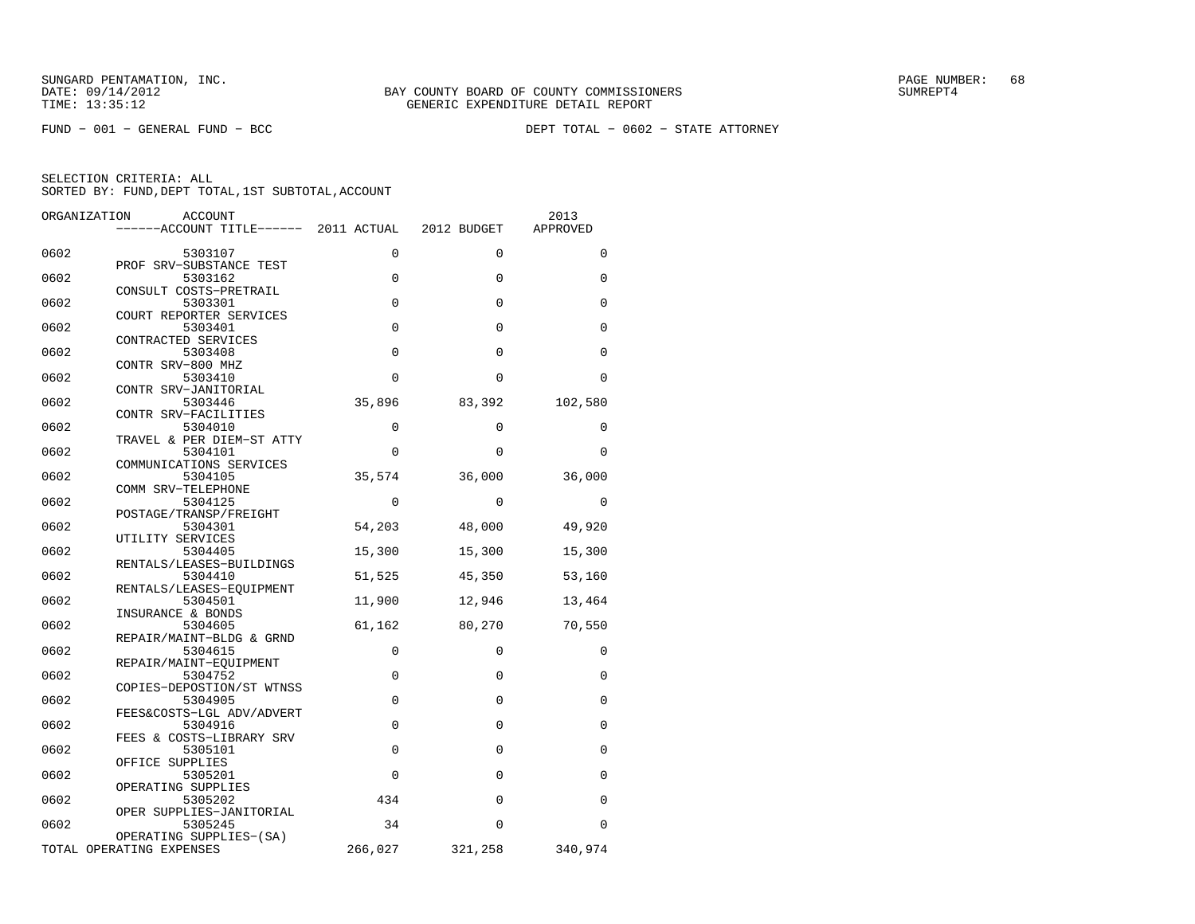SUNGARD PENTAMATION, INC.
DATE: 09/14/2012
TIME: 13:35:12

BAY COUNTY BOARD OF COUNTY COMMISSIONERS
GENERIC EXPENDITURE DETAIL REPORT

SUMREPT4

FUND - 001 - GENERAL FUND - BCC

DEPT TOTAL - 0602 - STATE ATTORNEY

SELECTION CRITERIA: ALL
SORTED BY: FUND,DEPT TOTAL,1ST SUBTOTAL,ACCOUNT

| ORGANIZATION | ACCOUNT / ACCOUNT TITLE | 2011 ACTUAL | 2012 BUDGET | 2013 APPROVED |
|---|---|---|---|---|
| 0602 | 5303107 PROF SRV-SUBSTANCE TEST | 0 | 0 | 0 |
| 0602 | 5303162 CONSULT COSTS-PRETRAIL | 0 | 0 | 0 |
| 0602 | 5303301 COURT REPORTER SERVICES | 0 | 0 | 0 |
| 0602 | 5303401 CONTRACTED SERVICES | 0 | 0 | 0 |
| 0602 | 5303408 CONTR SRV-800 MHZ | 0 | 0 | 0 |
| 0602 | 5303410 CONTR SRV-JANITORIAL | 0 | 0 | 0 |
| 0602 | 5303446 CONTR SRV-FACILITIES | 35,896 | 83,392 | 102,580 |
| 0602 | 5304010 TRAVEL & PER DIEM-ST ATTY | 0 | 0 | 0 |
| 0602 | 5304101 COMMUNICATIONS SERVICES | 0 | 0 | 0 |
| 0602 | 5304105 COMM SRV-TELEPHONE | 35,574 | 36,000 | 36,000 |
| 0602 | 5304125 POSTAGE/TRANSP/FREIGHT | 0 | 0 | 0 |
| 0602 | 5304301 UTILITY SERVICES | 54,203 | 48,000 | 49,920 |
| 0602 | 5304405 RENTALS/LEASES-BUILDINGS | 15,300 | 15,300 | 15,300 |
| 0602 | 5304410 RENTALS/LEASES-EQUIPMENT | 51,525 | 45,350 | 53,160 |
| 0602 | 5304501 INSURANCE & BONDS | 11,900 | 12,946 | 13,464 |
| 0602 | 5304605 REPAIR/MAINT-BLDG & GRND | 61,162 | 80,270 | 70,550 |
| 0602 | 5304615 REPAIR/MAINT-EQUIPMENT | 0 | 0 | 0 |
| 0602 | 5304752 COPIES-DEPOSTION/ST WTNSS | 0 | 0 | 0 |
| 0602 | 5304905 FEES&COSTS-LGL ADV/ADVERT | 0 | 0 | 0 |
| 0602 | 5304916 FEES & COSTS-LIBRARY SRV | 0 | 0 | 0 |
| 0602 | 5305101 OFFICE SUPPLIES | 0 | 0 | 0 |
| 0602 | 5305201 OPERATING SUPPLIES | 0 | 0 | 0 |
| 0602 | 5305202 OPER SUPPLIES-JANITORIAL | 434 | 0 | 0 |
| 0602 | 5305245 OPERATING SUPPLIES-(SA) | 34 | 0 | 0 |
| TOTAL OPERATING EXPENSES | | 266,027 | 321,258 | 340,974 |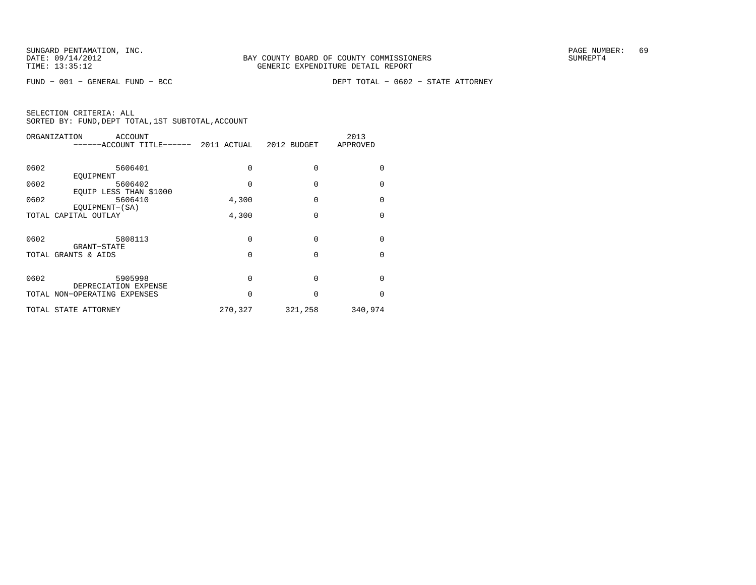SUNGARD PENTAMATION, INC.
DATE: 09/14/2012
TIME: 13:35:12

BAY COUNTY BOARD OF COUNTY COMMISSIONERS
GENERIC EXPENDITURE DETAIL REPORT

SUMREPT4

FUND − 001 − GENERAL FUND − BCC

DEPT TOTAL − 0602 − STATE ATTORNEY

SELECTION CRITERIA: ALL
SORTED BY: FUND,DEPT TOTAL,1ST SUBTOTAL,ACCOUNT

| ORGANIZATION | ACCOUNT / ACCOUNT TITLE | 2011 ACTUAL | 2012 BUDGET | 2013 APPROVED |
|---|---|---|---|---|
| 0602 | 5606401 EQUIPMENT | 0 | 0 | 0 |
| 0602 | 5606402 EQUIP LESS THAN $1000 | 0 | 0 | 0 |
| 0602 | 5606410 EQUIPMENT−(SA) | 4,300 | 0 | 0 |
| TOTAL CAPITAL OUTLAY | | 4,300 | 0 | 0 |
| 0602 | 5808113 GRANT−STATE | 0 | 0 | 0 |
| TOTAL GRANTS & AIDS | | 0 | 0 | 0 |
| 0602 | 5905998 DEPRECIATION EXPENSE | 0 | 0 | 0 |
| TOTAL NON−OPERATING EXPENSES | | 0 | 0 | 0 |
| TOTAL STATE ATTORNEY | | 270,327 | 321,258 | 340,974 |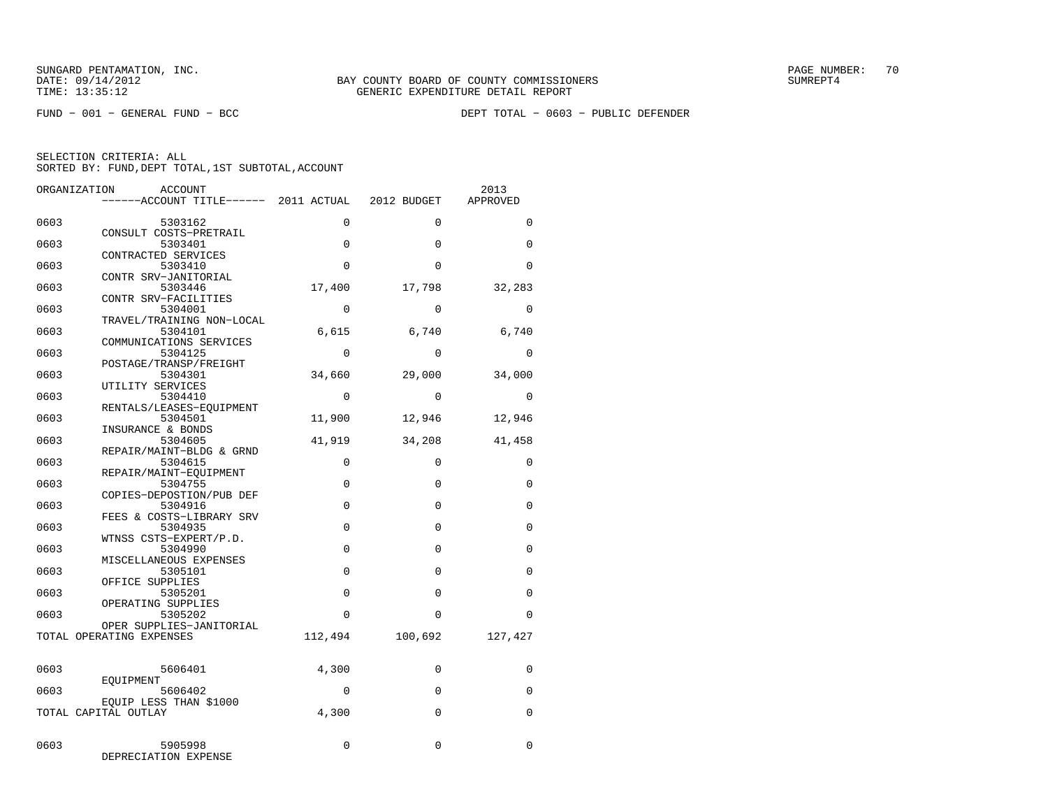SUNGARD PENTAMATION, INC.
DATE: 09/14/2012
TIME: 13:35:12

BAY COUNTY BOARD OF COUNTY COMMISSIONERS
GENERIC EXPENDITURE DETAIL REPORT

SUMREPT4

FUND − 001 − GENERAL FUND − BCC

DEPT TOTAL − 0603 − PUBLIC DEFENDER

SELECTION CRITERIA: ALL
SORTED BY: FUND,DEPT TOTAL,1ST SUBTOTAL,ACCOUNT

| ORGANIZATION | ACCOUNT / ACCOUNT TITLE | 2011 ACTUAL | 2012 BUDGET | 2013 APPROVED |
|---|---|---|---|---|
| 0603 | 5303162 CONSULT COSTS−PRETRAIL | 0 | 0 | 0 |
| 0603 | 5303401 CONTRACTED SERVICES | 0 | 0 | 0 |
| 0603 | 5303410 CONTR SRV−JANITORIAL | 0 | 0 | 0 |
| 0603 | 5303446 CONTR SRV−FACILITIES | 17,400 | 17,798 | 32,283 |
| 0603 | 5304001 TRAVEL/TRAINING NON−LOCAL | 0 | 0 | 0 |
| 0603 | 5304101 COMMUNICATIONS SERVICES | 6,615 | 6,740 | 6,740 |
| 0603 | 5304125 POSTAGE/TRANSP/FREIGHT | 0 | 0 | 0 |
| 0603 | 5304301 UTILITY SERVICES | 34,660 | 29,000 | 34,000 |
| 0603 | 5304410 RENTALS/LEASES−EQUIPMENT | 0 | 0 | 0 |
| 0603 | 5304501 INSURANCE & BONDS | 11,900 | 12,946 | 12,946 |
| 0603 | 5304605 REPAIR/MAINT−BLDG & GRND | 41,919 | 34,208 | 41,458 |
| 0603 | 5304615 REPAIR/MAINT−EQUIPMENT | 0 | 0 | 0 |
| 0603 | 5304755 COPIES−DEPOSTION/PUB DEF | 0 | 0 | 0 |
| 0603 | 5304916 FEES & COSTS−LIBRARY SRV | 0 | 0 | 0 |
| 0603 | 5304935 WTNSS CSTS−EXPERT/P.D. | 0 | 0 | 0 |
| 0603 | 5304990 MISCELLANEOUS EXPENSES | 0 | 0 | 0 |
| 0603 | 5305101 OFFICE SUPPLIES | 0 | 0 | 0 |
| 0603 | 5305201 OPERATING SUPPLIES | 0 | 0 | 0 |
| 0603 | 5305202 OPER SUPPLIES−JANITORIAL | 0 | 0 | 0 |
| TOTAL OPERATING EXPENSES | | 112,494 | 100,692 | 127,427 |
| 0603 | 5606401 EQUIPMENT | 4,300 | 0 | 0 |
| 0603 | 5606402 EQUIP LESS THAN $1000 | 0 | 0 | 0 |
| TOTAL CAPITAL OUTLAY | | 4,300 | 0 | 0 |
| 0603 | 5905998 DEPRECIATION EXPENSE | 0 | 0 | 0 |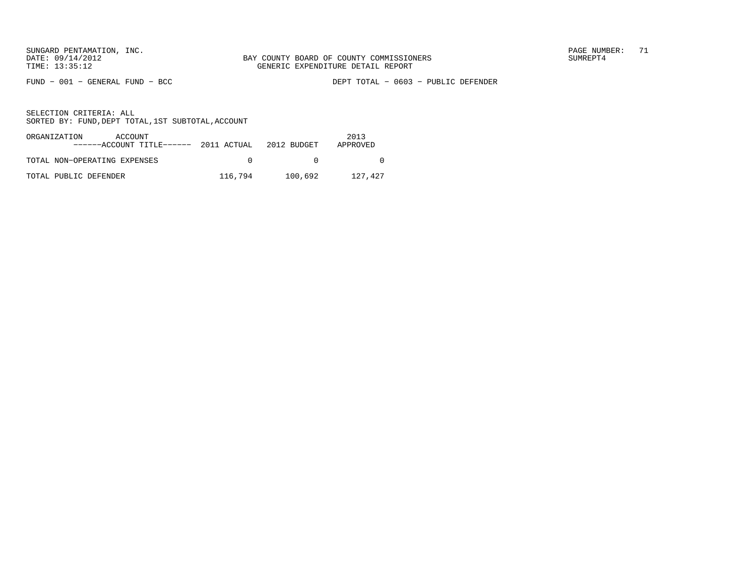BAY COUNTY BOARD OF COUNTY COMMISSIONERS
GENERIC EXPENDITURE DETAIL REPORT

FUND − 001 − GENERAL FUND − BCC

DEPT TOTAL − 0603 − PUBLIC DEFENDER

SELECTION CRITERIA: ALL
SORTED BY: FUND,DEPT TOTAL,1ST SUBTOTAL,ACCOUNT

| ORGANIZATION ACCOUNT ------ACCOUNT TITLE------ | 2011 ACTUAL | 2012 BUDGET | 2013 APPROVED |
|---|---|---|---|
| TOTAL NON−OPERATING EXPENSES | 0 | 0 | 0 |
| TOTAL PUBLIC DEFENDER | 116,794 | 100,692 | 127,427 |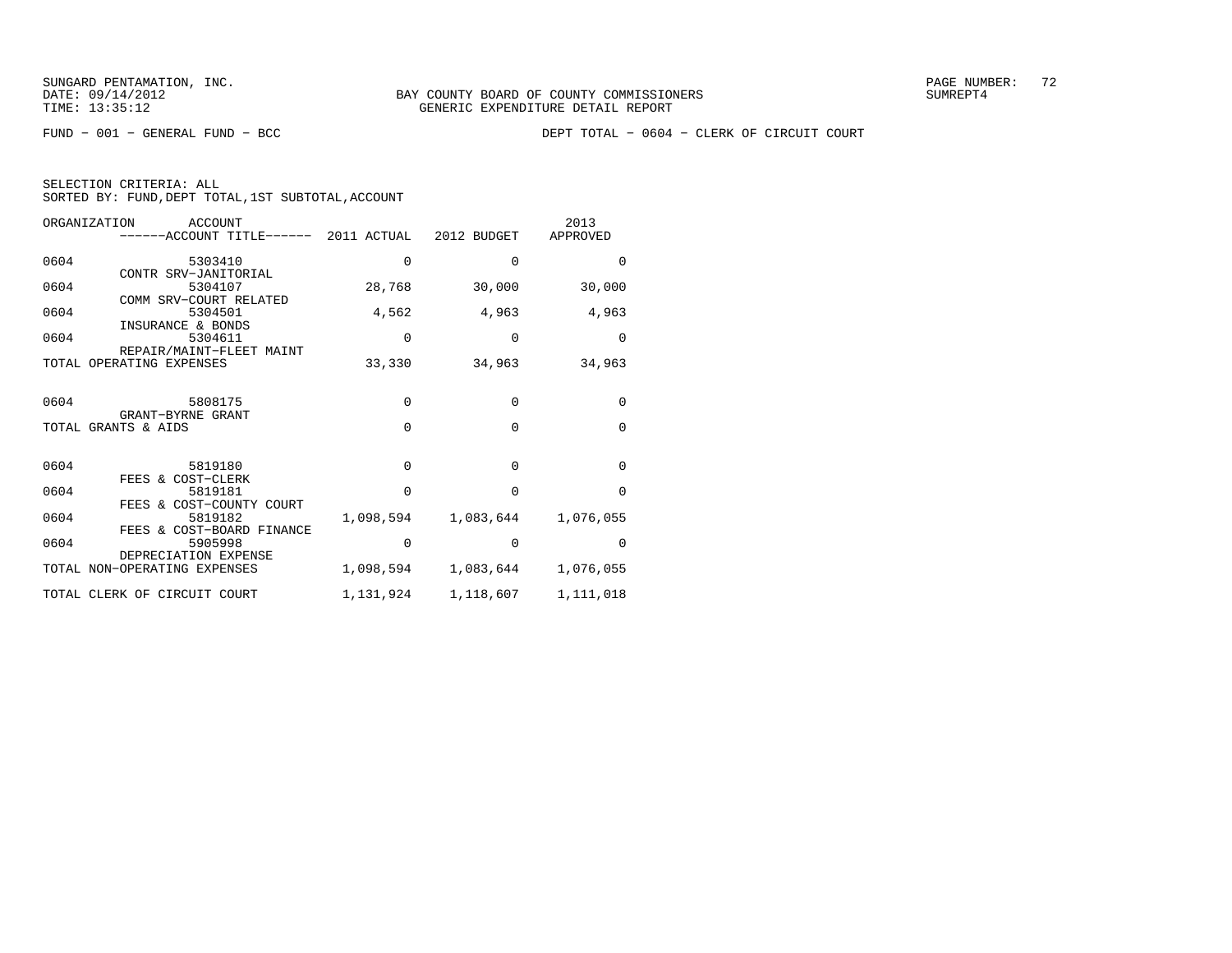BAY COUNTY BOARD OF COUNTY COMMISSIONERS
GENERIC EXPENDITURE DETAIL REPORT

FUND − 001 − GENERAL FUND − BCC

DEPT TOTAL − 0604 − CLERK OF CIRCUIT COURT

SELECTION CRITERIA: ALL
SORTED BY: FUND,DEPT TOTAL,1ST SUBTOTAL,ACCOUNT

| ORGANIZATION | ACCOUNT / ACCOUNT TITLE | 2011 ACTUAL | 2012 BUDGET | 2013 APPROVED |
|---|---|---|---|---|
| 0604 | 5303410 CONTR SRV−JANITORIAL | 0 | 0 | 0 |
| 0604 | 5304107 COMM SRV−COURT RELATED | 28,768 | 30,000 | 30,000 |
| 0604 | 5304501 INSURANCE & BONDS | 4,562 | 4,963 | 4,963 |
| 0604 | 5304611 REPAIR/MAINT−FLEET MAINT | 0 | 0 | 0 |
| TOTAL OPERATING EXPENSES | | 33,330 | 34,963 | 34,963 |
| 0604 | 5808175 GRANT−BYRNE GRANT | 0 | 0 | 0 |
| TOTAL GRANTS & AIDS | | 0 | 0 | 0 |
| 0604 | 5819180 FEES & COST−CLERK | 0 | 0 | 0 |
| 0604 | 5819181 FEES & COST−COUNTY COURT | 0 | 0 | 0 |
| 0604 | 5819182 FEES & COST−BOARD FINANCE | 1,098,594 | 1,083,644 | 1,076,055 |
| 0604 | 5905998 DEPRECIATION EXPENSE | 0 | 0 | 0 |
| TOTAL NON−OPERATING EXPENSES | | 1,098,594 | 1,083,644 | 1,076,055 |
| TOTAL CLERK OF CIRCUIT COURT | | 1,131,924 | 1,118,607 | 1,111,018 |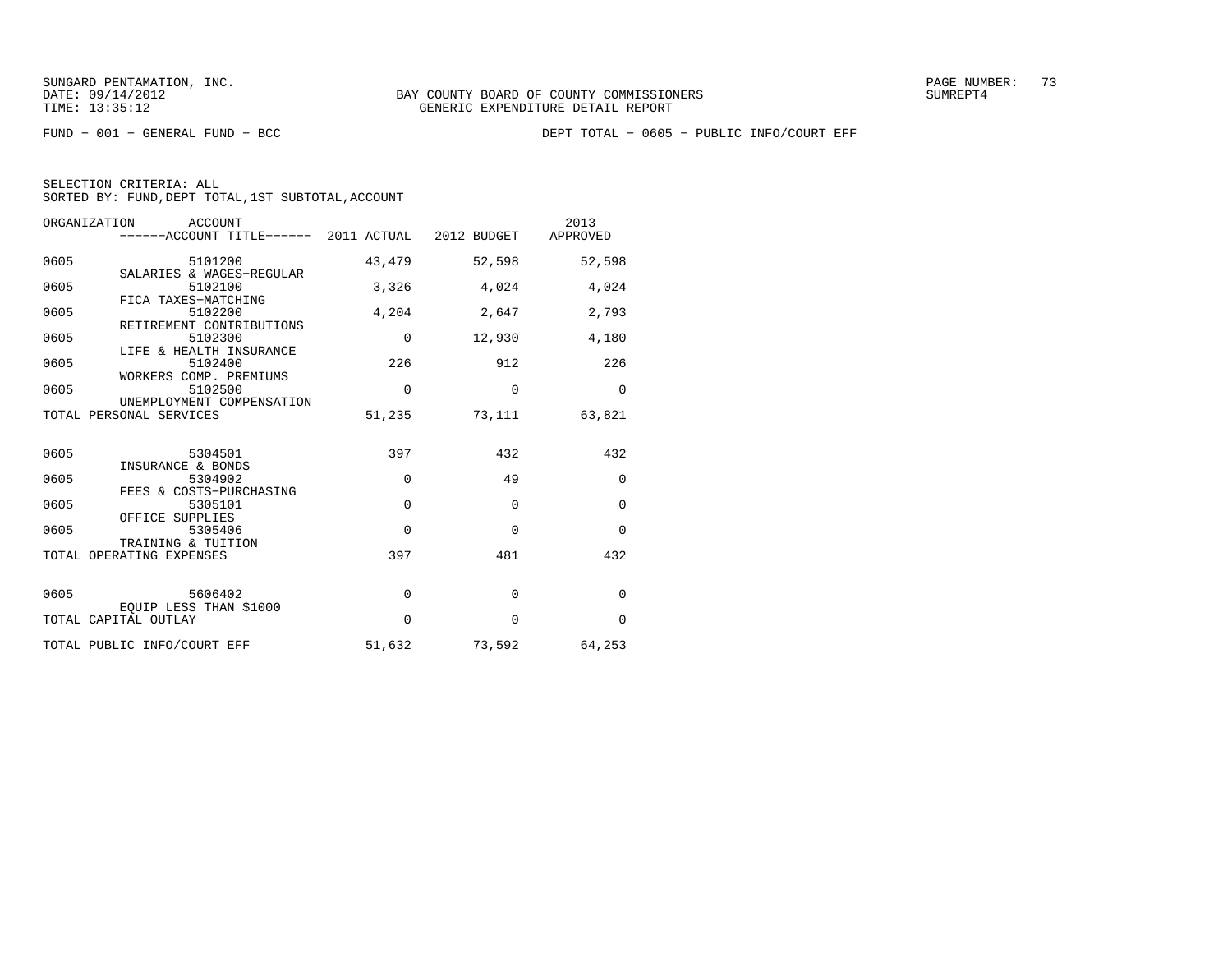SUNGARD PENTAMATION, INC.
DATE: 09/14/2012
TIME: 13:35:12

BAY COUNTY BOARD OF COUNTY COMMISSIONERS
GENERIC EXPENDITURE DETAIL REPORT

SUMREPT4

FUND − 001 − GENERAL FUND − BCC

DEPT TOTAL − 0605 − PUBLIC INFO/COURT EFF

SELECTION CRITERIA: ALL
SORTED BY: FUND,DEPT TOTAL,1ST SUBTOTAL,ACCOUNT

| ORGANIZATION | ACCOUNT / ACCOUNT TITLE | 2011 ACTUAL | 2012 BUDGET | 2013 APPROVED |
|---|---|---|---|---|
| 0605 | 5101200 SALARIES & WAGES−REGULAR | 43,479 | 52,598 | 52,598 |
| 0605 | 5102100 FICA TAXES−MATCHING | 3,326 | 4,024 | 4,024 |
| 0605 | 5102200 RETIREMENT CONTRIBUTIONS | 4,204 | 2,647 | 2,793 |
| 0605 | 5102300 LIFE & HEALTH INSURANCE | 0 | 12,930 | 4,180 |
| 0605 | 5102400 WORKERS COMP. PREMIUMS | 226 | 912 | 226 |
| 0605 | 5102500 UNEMPLOYMENT COMPENSATION | 0 | 0 | 0 |
| TOTAL PERSONAL SERVICES | | 51,235 | 73,111 | 63,821 |
| 0605 | 5304501 INSURANCE & BONDS | 397 | 432 | 432 |
| 0605 | 5304902 FEES & COSTS−PURCHASING | 0 | 49 | 0 |
| 0605 | 5305101 OFFICE SUPPLIES | 0 | 0 | 0 |
| 0605 | 5305406 TRAINING & TUITION | 0 | 0 | 0 |
| TOTAL OPERATING EXPENSES | | 397 | 481 | 432 |
| 0605 | 5606402 EQUIP LESS THAN $1000 | 0 | 0 | 0 |
| TOTAL CAPITAL OUTLAY | | 0 | 0 | 0 |
| TOTAL PUBLIC INFO/COURT EFF | | 51,632 | 73,592 | 64,253 |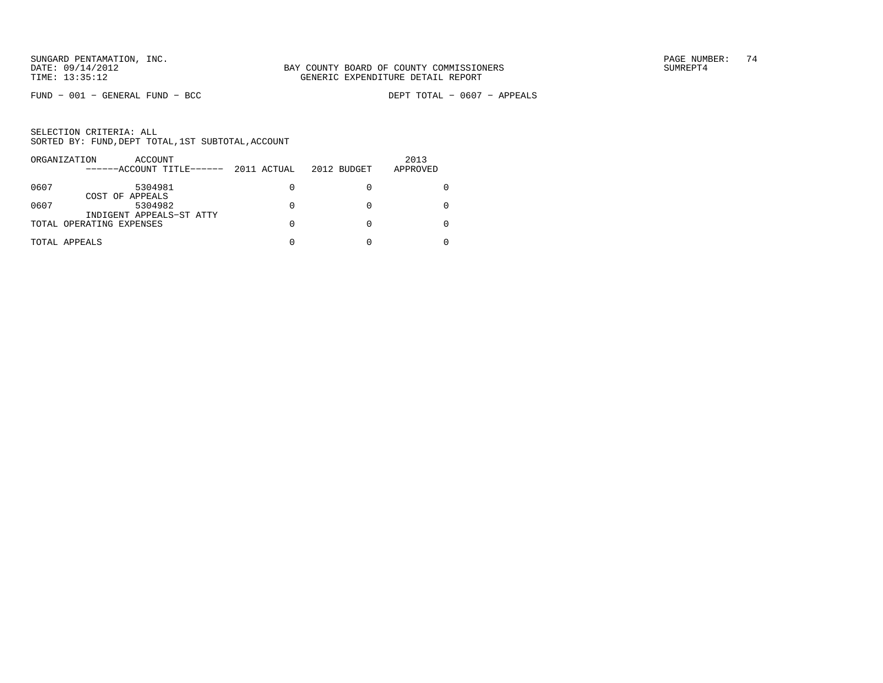SUNGARD PENTAMATION, INC.
DATE: 09/14/2012
TIME: 13:35:12

BAY COUNTY BOARD OF COUNTY COMMISSIONERS
GENERIC EXPENDITURE DETAIL REPORT

PAGE NUMBER: 74
SUMREPT4

FUND − 001 − GENERAL FUND − BCC

DEPT TOTAL − 0607 − APPEALS

SELECTION CRITERIA: ALL
SORTED BY: FUND,DEPT TOTAL,1ST SUBTOTAL,ACCOUNT

| ORGANIZATION | ACCOUNT ------ACCOUNT TITLE------ | 2011 ACTUAL | 2012 BUDGET | 2013 APPROVED |
|---|---|---|---|---|
| 0607 | 5304981 COST OF APPEALS | 0 | 0 | 0 |
| 0607 | 5304982 INDIGENT APPEALS−ST ATTY | 0 | 0 | 0 |
| TOTAL OPERATING EXPENSES | | 0 | 0 | 0 |
| TOTAL APPEALS | | 0 | 0 | 0 |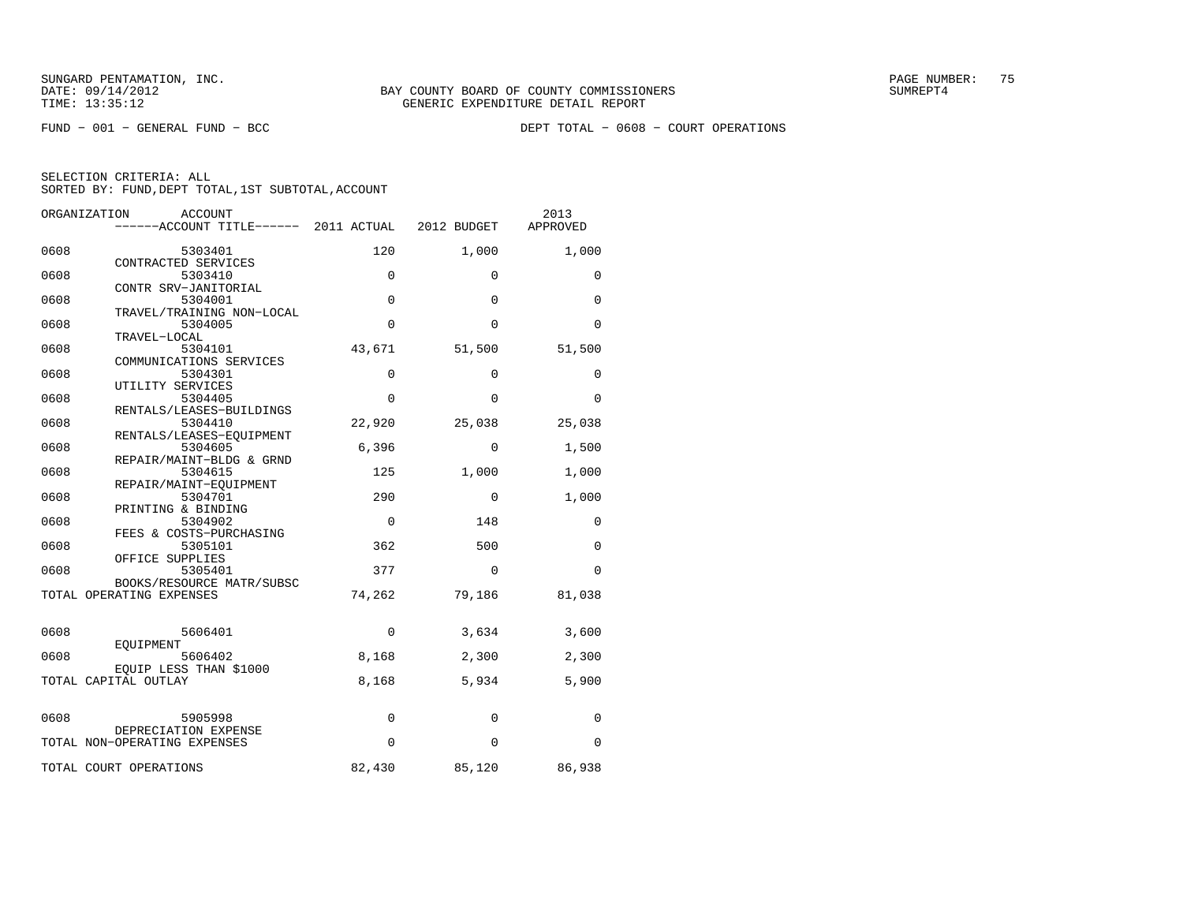SUNGARD PENTAMATION, INC.
DATE: 09/14/2012
TIME: 13:35:12

BAY COUNTY BOARD OF COUNTY COMMISSIONERS
GENERIC EXPENDITURE DETAIL REPORT

SUMREPT4

FUND − 001 − GENERAL FUND − BCC

DEPT TOTAL − 0608 − COURT OPERATIONS

SELECTION CRITERIA: ALL
SORTED BY: FUND,DEPT TOTAL,1ST SUBTOTAL,ACCOUNT

| ORGANIZATION | ACCOUNT / ACCOUNT TITLE | 2011 ACTUAL | 2012 BUDGET | 2013 APPROVED |
|---|---|---|---|---|
| 0608 | 5303401 CONTRACTED SERVICES | 120 | 1,000 | 1,000 |
| 0608 | 5303410 CONTR SRV−JANITORIAL | 0 | 0 | 0 |
| 0608 | 5304001 TRAVEL/TRAINING NON−LOCAL | 0 | 0 | 0 |
| 0608 | 5304005 TRAVEL−LOCAL | 0 | 0 | 0 |
| 0608 | 5304101 COMMUNICATIONS SERVICES | 43,671 | 51,500 | 51,500 |
| 0608 | 5304301 UTILITY SERVICES | 0 | 0 | 0 |
| 0608 | 5304405 RENTALS/LEASES−BUILDINGS | 0 | 0 | 0 |
| 0608 | 5304410 RENTALS/LEASES−EQUIPMENT | 22,920 | 25,038 | 25,038 |
| 0608 | 5304605 REPAIR/MAINT−BLDG & GRND | 6,396 | 0 | 1,500 |
| 0608 | 5304615 REPAIR/MAINT−EQUIPMENT | 125 | 1,000 | 1,000 |
| 0608 | 5304701 PRINTING & BINDING | 290 | 0 | 1,000 |
| 0608 | 5304902 FEES & COSTS−PURCHASING | 0 | 148 | 0 |
| 0608 | 5305101 OFFICE SUPPLIES | 362 | 500 | 0 |
| 0608 | 5305401 BOOKS/RESOURCE MATR/SUBSC | 377 | 0 | 0 |
| TOTAL OPERATING EXPENSES | | 74,262 | 79,186 | 81,038 |
| 0608 | 5606401 EQUIPMENT | 0 | 3,634 | 3,600 |
| 0608 | 5606402 EQUIP LESS THAN $1000 | 8,168 | 2,300 | 2,300 |
| TOTAL CAPITAL OUTLAY | | 8,168 | 5,934 | 5,900 |
| 0608 | 5905998 DEPRECIATION EXPENSE | 0 | 0 | 0 |
| TOTAL NON−OPERATING EXPENSES | | 0 | 0 | 0 |
| TOTAL COURT OPERATIONS | | 82,430 | 85,120 | 86,938 |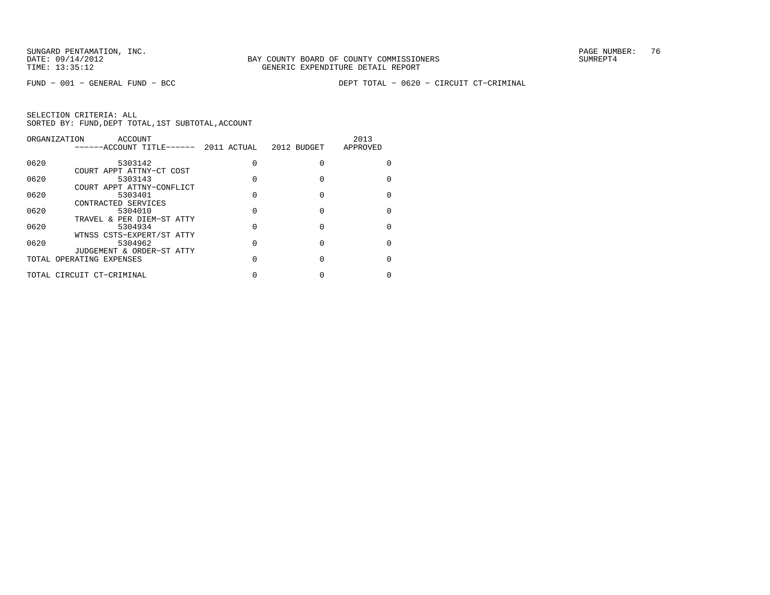BAY COUNTY BOARD OF COUNTY COMMISSIONERS
GENERIC EXPENDITURE DETAIL REPORT

FUND − 001 − GENERAL FUND − BCC

DEPT TOTAL − 0620 − CIRCUIT CT−CRIMINAL

SELECTION CRITERIA: ALL
SORTED BY: FUND,DEPT TOTAL,1ST SUBTOTAL,ACCOUNT

| ORGANIZATION | ACCOUNT / ACCOUNT TITLE | 2011 ACTUAL | 2012 BUDGET | 2013 APPROVED |
|---|---|---|---|---|
| 0620 | 5303142 COURT APPT ATTNY−CT COST | 0 | 0 | 0 |
| 0620 | 5303143 COURT APPT ATTNY−CONFLICT | 0 | 0 | 0 |
| 0620 | 5303401 CONTRACTED SERVICES | 0 | 0 | 0 |
| 0620 | 5304010 TRAVEL & PER DIEM−ST ATTY | 0 | 0 | 0 |
| 0620 | 5304934 WTNSS CSTS−EXPERT/ST ATTY | 0 | 0 | 0 |
| 0620 | 5304962 JUDGEMENT & ORDER−ST ATTY | 0 | 0 | 0 |
| TOTAL OPERATING EXPENSES | | 0 | 0 | 0 |
| TOTAL CIRCUIT CT−CRIMINAL | | 0 | 0 | 0 |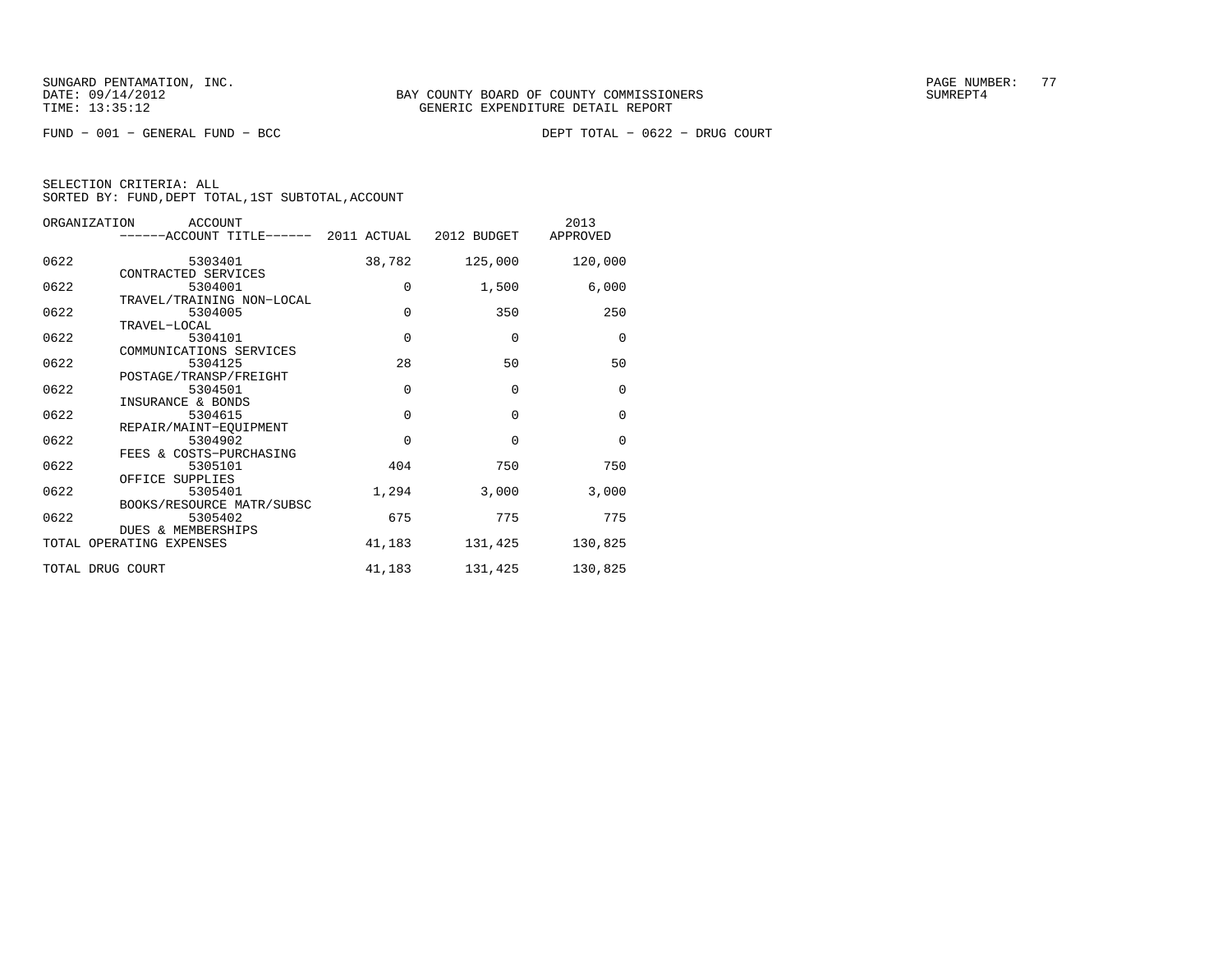SUNGARD PENTAMATION, INC.
DATE: 09/14/2012
TIME: 13:35:12

BAY COUNTY BOARD OF COUNTY COMMISSIONERS
GENERIC EXPENDITURE DETAIL REPORT

SUMREPT4

FUND - 001 - GENERAL FUND - BCC

DEPT TOTAL - 0622 - DRUG COURT

SELECTION CRITERIA: ALL
SORTED BY: FUND,DEPT TOTAL,1ST SUBTOTAL,ACCOUNT

| ORGANIZATION | ACCOUNT ------ACCOUNT TITLE------ | 2011 ACTUAL | 2012 BUDGET | 2013 APPROVED |
|---|---|---|---|---|
| 0622 | 5303401 CONTRACTED SERVICES | 38,782 | 125,000 | 120,000 |
| 0622 | 5304001 TRAVEL/TRAINING NON-LOCAL | 0 | 1,500 | 6,000 |
| 0622 | 5304005 TRAVEL-LOCAL | 0 | 350 | 250 |
| 0622 | 5304101 COMMUNICATIONS SERVICES | 0 | 0 | 0 |
| 0622 | 5304125 POSTAGE/TRANSP/FREIGHT | 28 | 50 | 50 |
| 0622 | 5304501 INSURANCE & BONDS | 0 | 0 | 0 |
| 0622 | 5304615 REPAIR/MAINT-EQUIPMENT | 0 | 0 | 0 |
| 0622 | 5304902 FEES & COSTS-PURCHASING | 0 | 0 | 0 |
| 0622 | 5305101 OFFICE SUPPLIES | 404 | 750 | 750 |
| 0622 | 5305401 BOOKS/RESOURCE MATR/SUBSC | 1,294 | 3,000 | 3,000 |
| 0622 | 5305402 DUES & MEMBERSHIPS | 675 | 775 | 775 |
| TOTAL OPERATING EXPENSES | | 41,183 | 131,425 | 130,825 |
| TOTAL DRUG COURT | | 41,183 | 131,425 | 130,825 |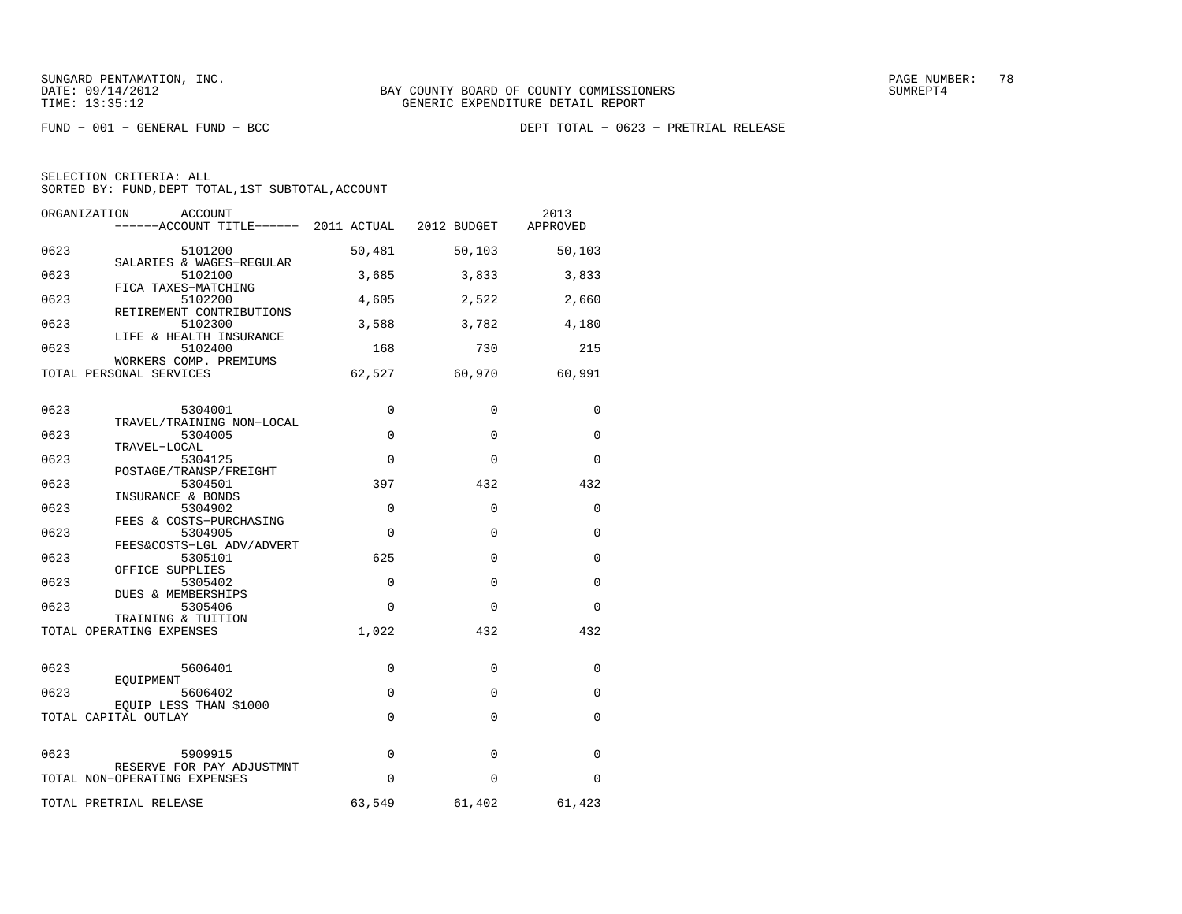SUNGARD PENTAMATION, INC.
DATE: 09/14/2012
TIME: 13:35:12

BAY COUNTY BOARD OF COUNTY COMMISSIONERS
GENERIC EXPENDITURE DETAIL REPORT

SUMREPT4

FUND − 001 − GENERAL FUND − BCC

DEPT TOTAL − 0623 − PRETRIAL RELEASE

SELECTION CRITERIA: ALL
SORTED BY: FUND,DEPT TOTAL,1ST SUBTOTAL,ACCOUNT

| ORGANIZATION | ACCOUNT<br>------ACCOUNT TITLE------ | 2011 ACTUAL | 2012 BUDGET | 2013 APPROVED |
|---|---|---|---|---|
| 0623 | 5101200<br>SALARIES & WAGES−REGULAR | 50,481 | 50,103 | 50,103 |
| 0623 | 5102100<br>FICA TAXES−MATCHING | 3,685 | 3,833 | 3,833 |
| 0623 | 5102200<br>RETIREMENT CONTRIBUTIONS | 4,605 | 2,522 | 2,660 |
| 0623 | 5102300<br>LIFE & HEALTH INSURANCE | 3,588 | 3,782 | 4,180 |
| 0623 | 5102400<br>WORKERS COMP. PREMIUMS | 168 | 730 | 215 |
| TOTAL PERSONAL SERVICES | | 62,527 | 60,970 | 60,991 |
| 0623 | 5304001<br>TRAVEL/TRAINING NON−LOCAL | 0 | 0 | 0 |
| 0623 | 5304005<br>TRAVEL−LOCAL | 0 | 0 | 0 |
| 0623 | 5304125<br>POSTAGE/TRANSP/FREIGHT | 0 | 0 | 0 |
| 0623 | 5304501<br>INSURANCE & BONDS | 397 | 432 | 432 |
| 0623 | 5304902<br>FEES & COSTS−PURCHASING | 0 | 0 | 0 |
| 0623 | 5304905<br>FEES&COSTS−LGL ADV/ADVERT | 0 | 0 | 0 |
| 0623 | 5305101<br>OFFICE SUPPLIES | 625 | 0 | 0 |
| 0623 | 5305402<br>DUES & MEMBERSHIPS | 0 | 0 | 0 |
| 0623 | 5305406<br>TRAINING & TUITION | 0 | 0 | 0 |
| TOTAL OPERATING EXPENSES | | 1,022 | 432 | 432 |
| 0623 | 5606401<br>EQUIPMENT | 0 | 0 | 0 |
| 0623 | 5606402<br>EQUIP LESS THAN $1000 | 0 | 0 | 0 |
| TOTAL CAPITAL OUTLAY | | 0 | 0 | 0 |
| 0623 | 5909915<br>RESERVE FOR PAY ADJUSTMNT | 0 | 0 | 0 |
| TOTAL NON−OPERATING EXPENSES | | 0 | 0 | 0 |
| TOTAL PRETRIAL RELEASE | | 63,549 | 61,402 | 61,423 |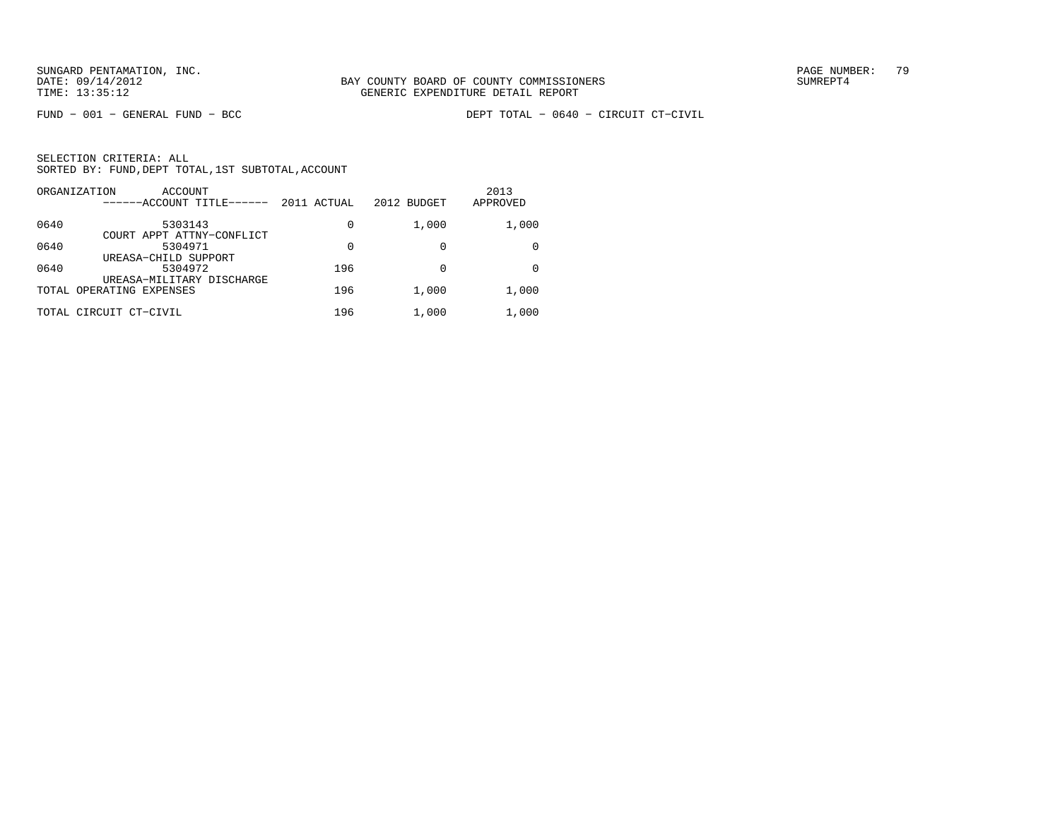BAY COUNTY BOARD OF COUNTY COMMISSIONERS
GENERIC EXPENDITURE DETAIL REPORT

SUNGARD PENTAMATION, INC.
DATE: 09/14/2012
TIME: 13:35:12

PAGE NUMBER: 79
SUMREPT4

FUND − 001 − GENERAL FUND − BCC

DEPT TOTAL − 0640 − CIRCUIT CT−CIVIL

SELECTION CRITERIA: ALL
SORTED BY: FUND,DEPT TOTAL,1ST SUBTOTAL,ACCOUNT

| ORGANIZATION | ACCOUNT<br>------ACCOUNT TITLE------ | 2011 ACTUAL | 2012 BUDGET | 2013<br>APPROVED |
|---|---|---|---|---|
| 0640 | 5303143<br>COURT APPT ATTNY−CONFLICT | 0 | 1,000 | 1,000 |
| 0640 | 5304971<br>UREASA−CHILD SUPPORT | 0 | 0 | 0 |
| 0640 | 5304972<br>UREASA−MILITARY DISCHARGE | 196 | 0 | 0 |
| TOTAL OPERATING EXPENSES | | 196 | 1,000 | 1,000 |
| TOTAL CIRCUIT CT−CIVIL | | 196 | 1,000 | 1,000 |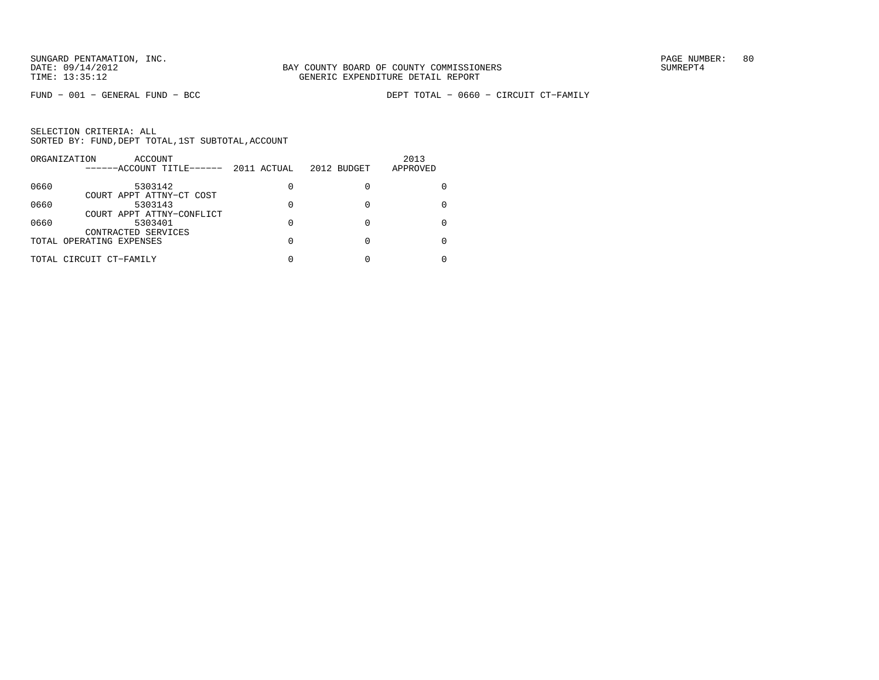SUNGARD PENTAMATION, INC.
DATE: 09/14/2012
TIME: 13:35:12

BAY COUNTY BOARD OF COUNTY COMMISSIONERS
GENERIC EXPENDITURE DETAIL REPORT

SUMREPT4

FUND − 001 − GENERAL FUND − BCC

DEPT TOTAL − 0660 − CIRCUIT CT−FAMILY

SELECTION CRITERIA: ALL
SORTED BY: FUND,DEPT TOTAL,1ST SUBTOTAL,ACCOUNT

| ORGANIZATION | ACCOUNT / ------ACCOUNT TITLE------ | 2011 ACTUAL | 2012 BUDGET | 2013 APPROVED |
|---|---|---|---|---|
| 0660 | 5303142 COURT APPT ATTNY−CT COST | 0 | 0 | 0 |
| 0660 | 5303143 COURT APPT ATTNY−CONFLICT | 0 | 0 | 0 |
| 0660 | 5303401 CONTRACTED SERVICES | 0 | 0 | 0 |
| TOTAL OPERATING EXPENSES | | 0 | 0 | 0 |
| TOTAL CIRCUIT CT−FAMILY | | 0 | 0 | 0 |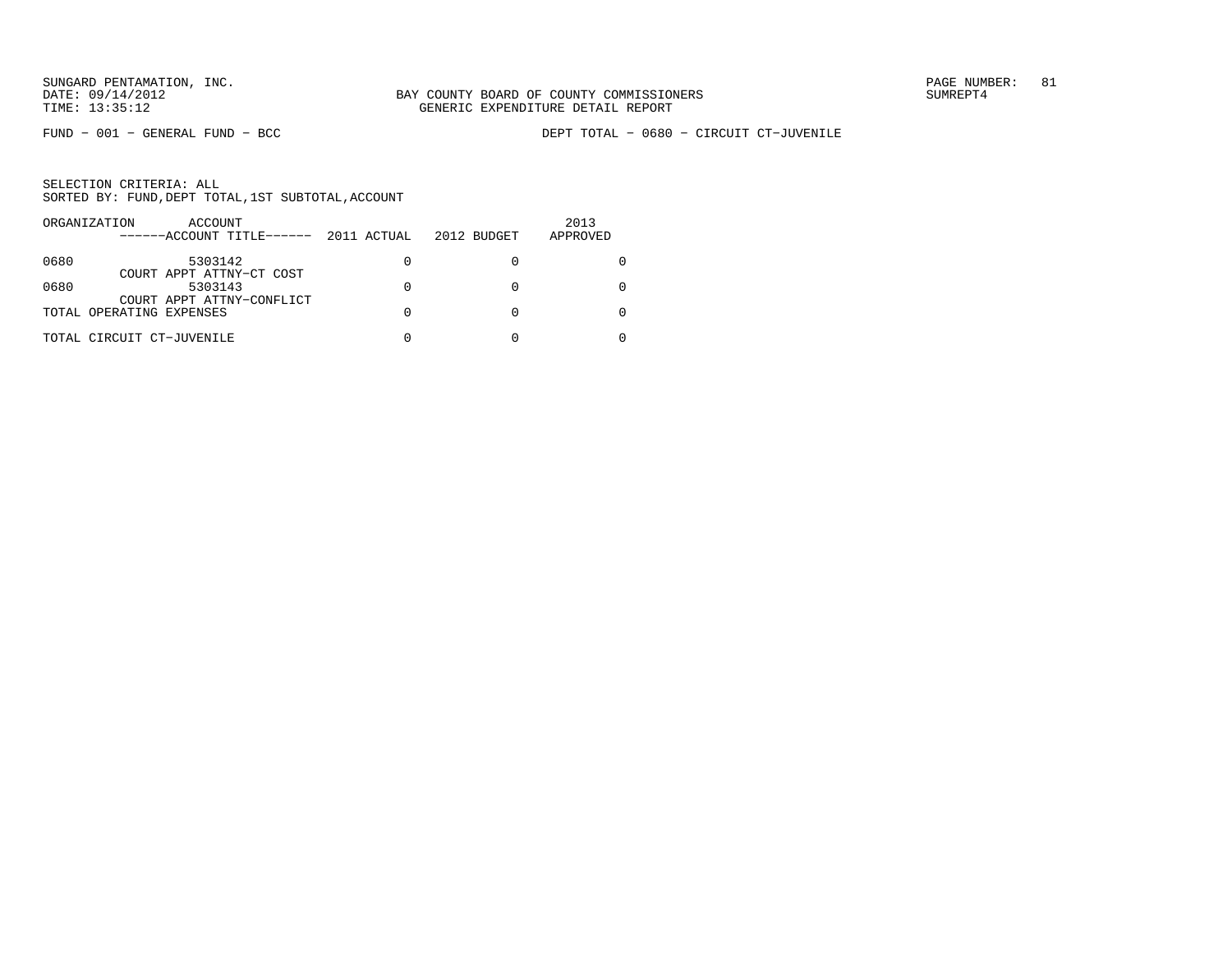SUNGARD PENTAMATION, INC.
DATE: 09/14/2012
TIME: 13:35:12

BAY COUNTY BOARD OF COUNTY COMMISSIONERS
GENERIC EXPENDITURE DETAIL REPORT

SUMREPT4

FUND − 001 − GENERAL FUND − BCC

DEPT TOTAL − 0680 − CIRCUIT CT−JUVENILE

SELECTION CRITERIA: ALL
SORTED BY: FUND,DEPT TOTAL,1ST SUBTOTAL,ACCOUNT

| ORGANIZATION | ACCOUNT ------ACCOUNT TITLE------ | 2011 ACTUAL | 2012 BUDGET | 2013 APPROVED |
|---|---|---|---|---|
| 0680 | 5303142 COURT APPT ATTNY−CT COST | 0 | 0 | 0 |
| 0680 | 5303143 COURT APPT ATTNY−CONFLICT | 0 | 0 | 0 |
| TOTAL OPERATING EXPENSES | | 0 | 0 | 0 |
| TOTAL CIRCUIT CT−JUVENILE | | 0 | 0 | 0 |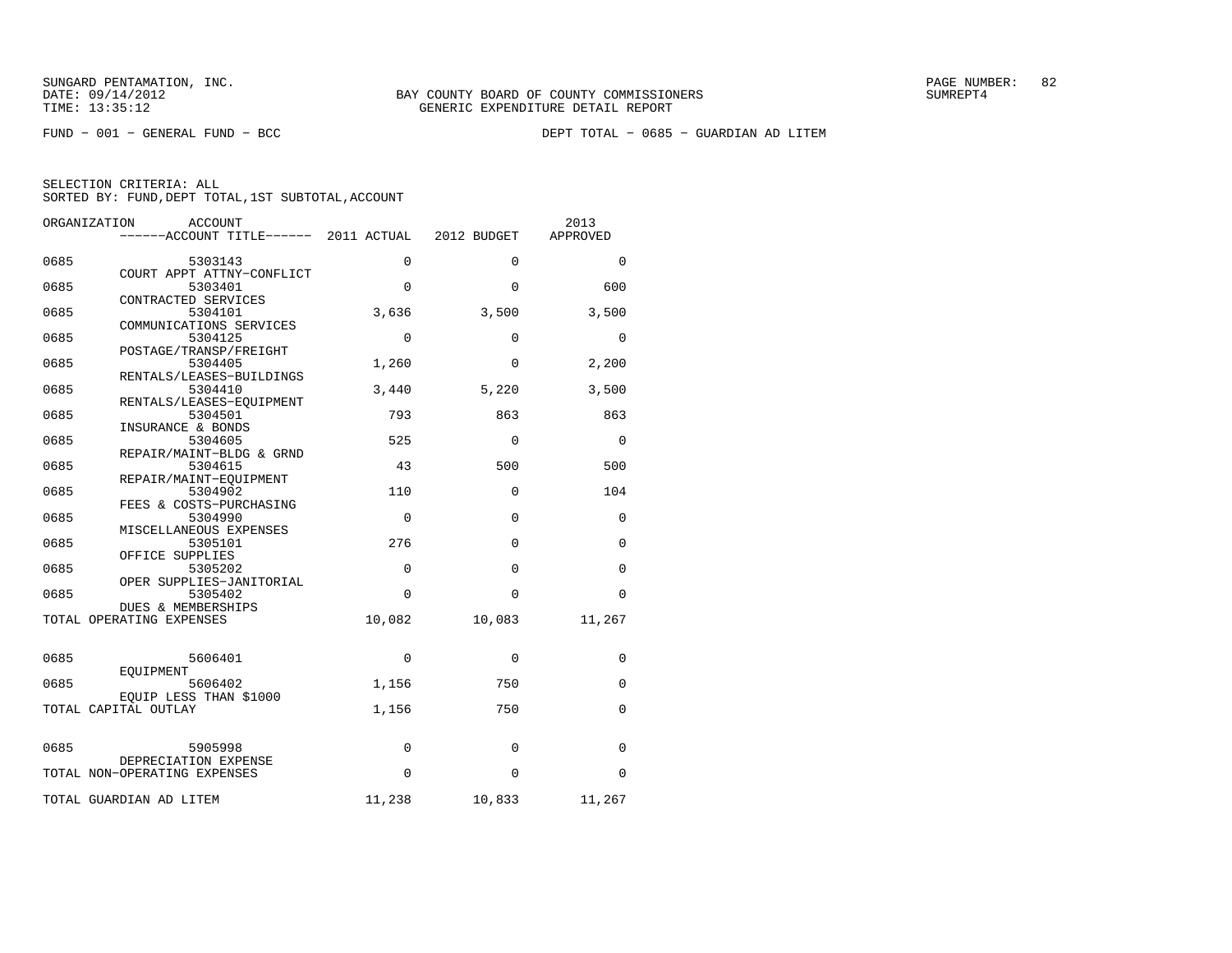SUNGARD PENTAMATION, INC.
DATE: 09/14/2012
TIME: 13:35:12

BAY COUNTY BOARD OF COUNTY COMMISSIONERS
GENERIC EXPENDITURE DETAIL REPORT

PAGE NUMBER: 82
SUMREPT4

FUND - 001 - GENERAL FUND - BCC

DEPT TOTAL - 0685 - GUARDIAN AD LITEM

SELECTION CRITERIA: ALL
SORTED BY: FUND,DEPT TOTAL,1ST SUBTOTAL,ACCOUNT

| ORGANIZATION | ACCOUNT / ------ACCOUNT TITLE------ | 2011 ACTUAL | 2012 BUDGET | 2013 APPROVED |
|---|---|---|---|---|
| 0685 | 5303143 COURT APPT ATTNY-CONFLICT | 0 | 0 | 0 |
| 0685 | 5303401 CONTRACTED SERVICES | 0 | 0 | 600 |
| 0685 | 5304101 COMMUNICATIONS SERVICES | 3,636 | 3,500 | 3,500 |
| 0685 | 5304125 POSTAGE/TRANSP/FREIGHT | 0 | 0 | 0 |
| 0685 | 5304405 RENTALS/LEASES-BUILDINGS | 1,260 | 0 | 2,200 |
| 0685 | 5304410 RENTALS/LEASES-EQUIPMENT | 3,440 | 5,220 | 3,500 |
| 0685 | 5304501 INSURANCE & BONDS | 793 | 863 | 863 |
| 0685 | 5304605 REPAIR/MAINT-BLDG & GRND | 525 | 0 | 0 |
| 0685 | 5304615 REPAIR/MAINT-EQUIPMENT | 43 | 500 | 500 |
| 0685 | 5304902 FEES & COSTS-PURCHASING | 110 | 0 | 104 |
| 0685 | 5304990 MISCELLANEOUS EXPENSES | 0 | 0 | 0 |
| 0685 | 5305101 OFFICE SUPPLIES | 276 | 0 | 0 |
| 0685 | 5305202 OPER SUPPLIES-JANITORIAL | 0 | 0 | 0 |
| 0685 | 5305402 DUES & MEMBERSHIPS | 0 | 0 | 0 |
| TOTAL OPERATING EXPENSES | | 10,082 | 10,083 | 11,267 |
| 0685 | 5606401 EQUIPMENT | 0 | 0 | 0 |
| 0685 | 5606402 EQUIP LESS THAN $1000 | 1,156 | 750 | 0 |
| TOTAL CAPITAL OUTLAY | | 1,156 | 750 | 0 |
| 0685 | 5905998 DEPRECIATION EXPENSE | 0 | 0 | 0 |
| TOTAL NON-OPERATING EXPENSES | | 0 | 0 | 0 |
| TOTAL GUARDIAN AD LITEM | | 11,238 | 10,833 | 11,267 |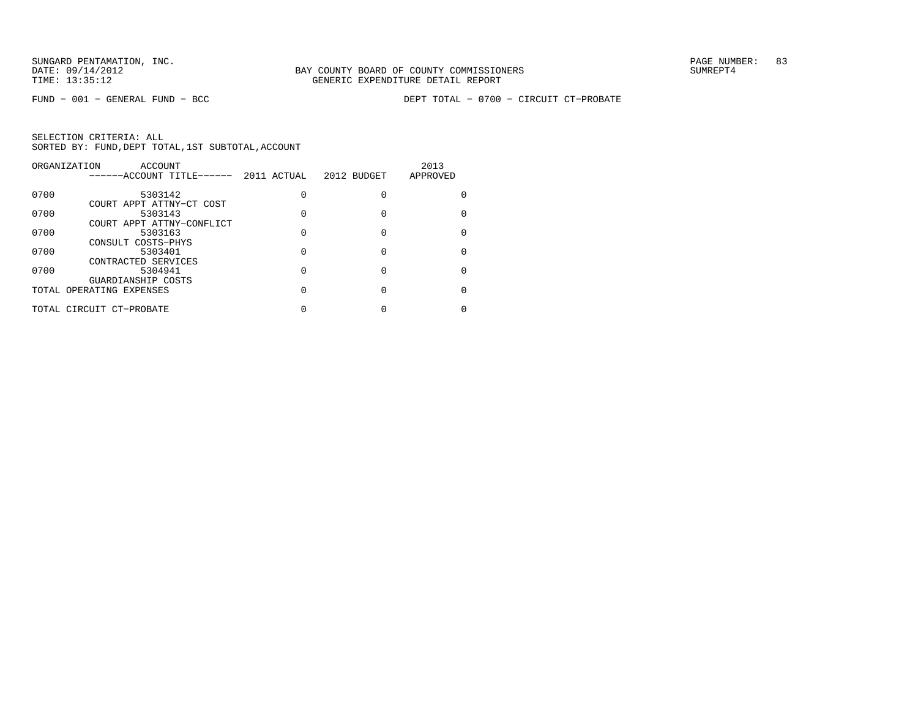BAY COUNTY BOARD OF COUNTY COMMISSIONERS
GENERIC EXPENDITURE DETAIL REPORT

SUNGARD PENTAMATION, INC.
DATE: 09/14/2012
TIME: 13:35:12

SUMREPT4

FUND - 001 - GENERAL FUND - BCC

DEPT TOTAL - 0700 - CIRCUIT CT-PROBATE

SELECTION CRITERIA: ALL
SORTED BY: FUND,DEPT TOTAL,1ST SUBTOTAL,ACCOUNT

| ORGANIZATION | ACCOUNT / ACCOUNT TITLE | 2011 ACTUAL | 2012 BUDGET | 2013 APPROVED |
|---|---|---|---|---|
| 0700 | 5303142<br>COURT APPT ATTNY-CT COST | 0 | 0 | 0 |
| 0700 | 5303143<br>COURT APPT ATTNY-CONFLICT | 0 | 0 | 0 |
| 0700 | 5303163<br>CONSULT COSTS-PHYS | 0 | 0 | 0 |
| 0700 | 5303401<br>CONTRACTED SERVICES | 0 | 0 | 0 |
| 0700 | 5304941<br>GUARDIANSHIP COSTS | 0 | 0 | 0 |
| TOTAL OPERATING EXPENSES | | 0 | 0 | 0 |
| TOTAL CIRCUIT CT-PROBATE | | 0 | 0 | 0 |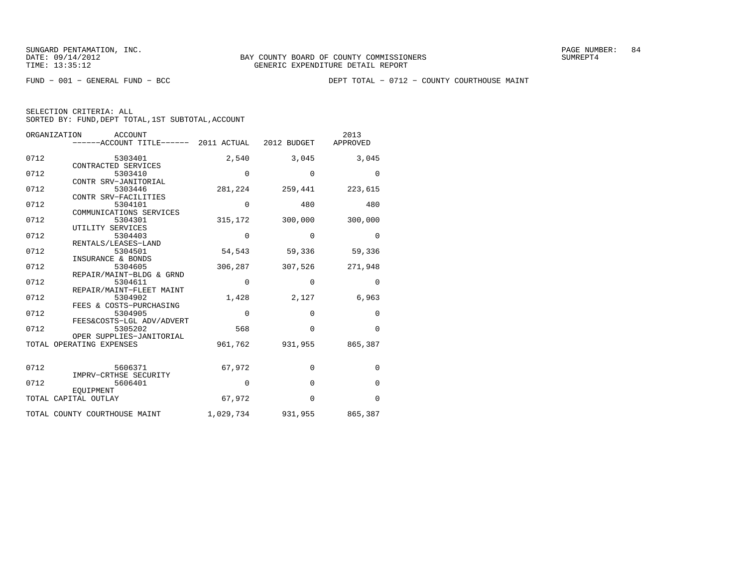SUNGARD PENTAMATION, INC.
DATE: 09/14/2012
TIME: 13:35:12

BAY COUNTY BOARD OF COUNTY COMMISSIONERS
GENERIC EXPENDITURE DETAIL REPORT

SUMREPT4

FUND − 001 − GENERAL FUND − BCC

DEPT TOTAL − 0712 − COUNTY COURTHOUSE MAINT

SELECTION CRITERIA: ALL
SORTED BY: FUND,DEPT TOTAL,1ST SUBTOTAL,ACCOUNT

| ORGANIZATION | ACCOUNT / ACCOUNT TITLE | 2011 ACTUAL | 2012 BUDGET | 2013 APPROVED |
|---|---|---|---|---|
| 0712 | 5303401 CONTRACTED SERVICES | 2,540 | 3,045 | 3,045 |
| 0712 | 5303410 CONTR SRV−JANITORIAL | 0 | 0 | 0 |
| 0712 | 5303446 CONTR SRV−FACILITIES | 281,224 | 259,441 | 223,615 |
| 0712 | 5304101 COMMUNICATIONS SERVICES | 0 | 480 | 480 |
| 0712 | 5304301 UTILITY SERVICES | 315,172 | 300,000 | 300,000 |
| 0712 | 5304403 RENTALS/LEASES−LAND | 0 | 0 | 0 |
| 0712 | 5304501 INSURANCE & BONDS | 54,543 | 59,336 | 59,336 |
| 0712 | 5304605 REPAIR/MAINT−BLDG & GRND | 306,287 | 307,526 | 271,948 |
| 0712 | 5304611 REPAIR/MAINT−FLEET MAINT | 0 | 0 | 0 |
| 0712 | 5304902 FEES & COSTS−PURCHASING | 1,428 | 2,127 | 6,963 |
| 0712 | 5304905 FEES&COSTS−LGL ADV/ADVERT | 0 | 0 | 0 |
| 0712 | 5305202 OPER SUPPLIES−JANITORIAL | 568 | 0 | 0 |
| TOTAL OPERATING EXPENSES | | 961,762 | 931,955 | 865,387 |
| 0712 | 5606371 IMPRV−CRTHSE SECURITY | 67,972 | 0 | 0 |
| 0712 | 5606401 EQUIPMENT | 0 | 0 | 0 |
| TOTAL CAPITAL OUTLAY | | 67,972 | 0 | 0 |
| TOTAL COUNTY COURTHOUSE MAINT | | 1,029,734 | 931,955 | 865,387 |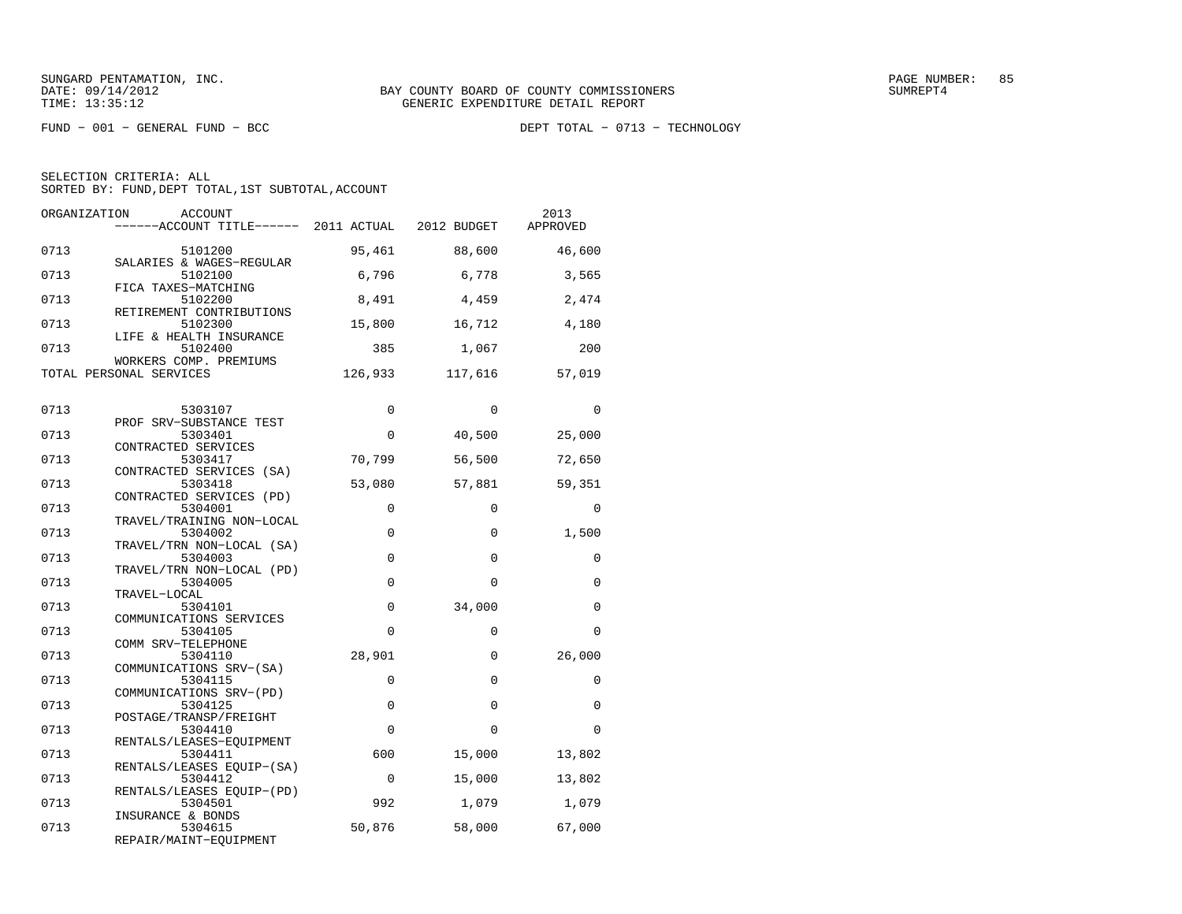SUNGARD PENTAMATION, INC.
DATE: 09/14/2012
TIME: 13:35:12

BAY COUNTY BOARD OF COUNTY COMMISSIONERS
GENERIC EXPENDITURE DETAIL REPORT

SUMREPT4

FUND − 001 − GENERAL FUND − BCC

DEPT TOTAL − 0713 − TECHNOLOGY

SELECTION CRITERIA: ALL
SORTED BY: FUND,DEPT TOTAL,1ST SUBTOTAL,ACCOUNT

| ORGANIZATION | ACCOUNT / ------ACCOUNT TITLE------ | 2011 ACTUAL | 2012 BUDGET | 2013 APPROVED |
|---|---|---|---|---|
| 0713 | 5101200 SALARIES & WAGES−REGULAR | 95,461 | 88,600 | 46,600 |
| 0713 | 5102100 FICA TAXES−MATCHING | 6,796 | 6,778 | 3,565 |
| 0713 | 5102200 RETIREMENT CONTRIBUTIONS | 8,491 | 4,459 | 2,474 |
| 0713 | 5102300 LIFE & HEALTH INSURANCE | 15,800 | 16,712 | 4,180 |
| 0713 | 5102400 WORKERS COMP. PREMIUMS | 385 | 1,067 | 200 |
| TOTAL PERSONAL SERVICES | | 126,933 | 117,616 | 57,019 |
| 0713 | 5303107 PROF SRV−SUBSTANCE TEST | 0 | 0 | 0 |
| 0713 | 5303401 CONTRACTED SERVICES | 0 | 40,500 | 25,000 |
| 0713 | 5303417 CONTRACTED SERVICES (SA) | 70,799 | 56,500 | 72,650 |
| 0713 | 5303418 CONTRACTED SERVICES (PD) | 53,080 | 57,881 | 59,351 |
| 0713 | 5304001 TRAVEL/TRAINING NON−LOCAL | 0 | 0 | 0 |
| 0713 | 5304002 TRAVEL/TRN NON−LOCAL (SA) | 0 | 0 | 1,500 |
| 0713 | 5304003 TRAVEL/TRN NON−LOCAL (PD) | 0 | 0 | 0 |
| 0713 | 5304005 TRAVEL−LOCAL | 0 | 0 | 0 |
| 0713 | 5304101 COMMUNICATIONS SERVICES | 0 | 34,000 | 0 |
| 0713 | 5304105 COMM SRV−TELEPHONE | 0 | 0 | 0 |
| 0713 | 5304110 COMMUNICATIONS SRV−(SA) | 28,901 | 0 | 26,000 |
| 0713 | 5304115 COMMUNICATIONS SRV−(PD) | 0 | 0 | 0 |
| 0713 | 5304125 POSTAGE/TRANSP/FREIGHT | 0 | 0 | 0 |
| 0713 | 5304410 RENTALS/LEASES−EQUIPMENT | 0 | 0 | 0 |
| 0713 | 5304411 RENTALS/LEASES EQUIP−(SA) | 600 | 15,000 | 13,802 |
| 0713 | 5304412 RENTALS/LEASES EQUIP−(PD) | 0 | 15,000 | 13,802 |
| 0713 | 5304501 INSURANCE & BONDS | 992 | 1,079 | 1,079 |
| 0713 | 5304615 REPAIR/MAINT−EQUIPMENT | 50,876 | 58,000 | 67,000 |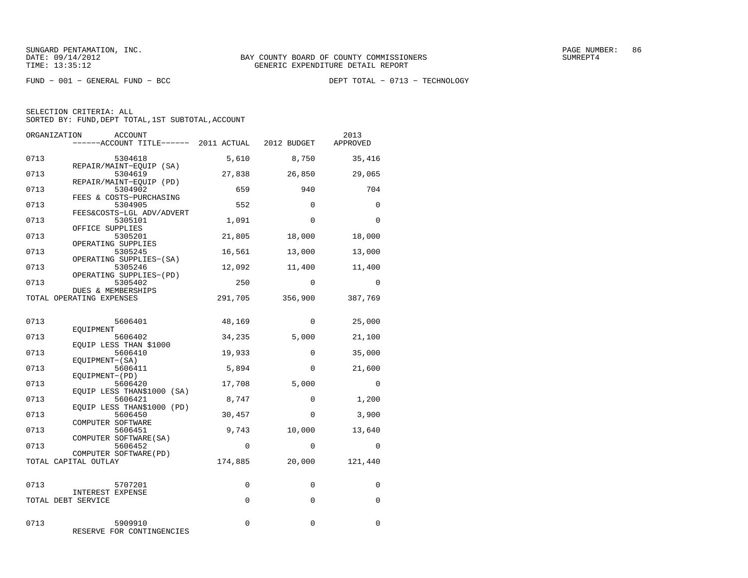SUNGARD PENTAMATION, INC.
DATE: 09/14/2012
TIME: 13:35:12

BAY COUNTY BOARD OF COUNTY COMMISSIONERS
GENERIC EXPENDITURE DETAIL REPORT

SUMREPT4

FUND − 001 − GENERAL FUND − BCC

DEPT TOTAL − 0713 − TECHNOLOGY

SELECTION CRITERIA: ALL
SORTED BY: FUND,DEPT TOTAL,1ST SUBTOTAL,ACCOUNT

| ORGANIZATION | ACCOUNT<br>------ACCOUNT TITLE------ | 2011 ACTUAL | 2012 BUDGET | 2013<br>APPROVED |
|---|---|---|---|---|
| 0713 | 5304618<br>REPAIR/MAINT−EQUIP (SA) | 5,610 | 8,750 | 35,416 |
| 0713 | 5304619<br>REPAIR/MAINT−EQUIP (PD) | 27,838 | 26,850 | 29,065 |
| 0713 | 5304902<br>FEES & COSTS−PURCHASING | 659 | 940 | 704 |
| 0713 | 5304905<br>FEES&COSTS−LGL ADV/ADVERT | 552 | 0 | 0 |
| 0713 | 5305101<br>OFFICE SUPPLIES | 1,091 | 0 | 0 |
| 0713 | 5305201<br>OPERATING SUPPLIES | 21,805 | 18,000 | 18,000 |
| 0713 | 5305245<br>OPERATING SUPPLIES−(SA) | 16,561 | 13,000 | 13,000 |
| 0713 | 5305246<br>OPERATING SUPPLIES−(PD) | 12,092 | 11,400 | 11,400 |
| 0713 | 5305402<br>DUES & MEMBERSHIPS | 250 | 0 | 0 |
| TOTAL OPERATING EXPENSES | | 291,705 | 356,900 | 387,769 |
| 0713 | 5606401<br>EQUIPMENT | 48,169 | 0 | 25,000 |
| 0713 | 5606402<br>EQUIP LESS THAN $1000 | 34,235 | 5,000 | 21,100 |
| 0713 | 5606410<br>EQUIPMENT−(SA) | 19,933 | 0 | 35,000 |
| 0713 | 5606411<br>EQUIPMENT−(PD) | 5,894 | 0 | 21,600 |
| 0713 | 5606420<br>EQUIP LESS THAN$1000 (SA) | 17,708 | 5,000 | 0 |
| 0713 | 5606421<br>EQUIP LESS THAN$1000 (PD) | 8,747 | 0 | 1,200 |
| 0713 | 5606450<br>COMPUTER SOFTWARE | 30,457 | 0 | 3,900 |
| 0713 | 5606451<br>COMPUTER SOFTWARE(SA) | 9,743 | 10,000 | 13,640 |
| 0713 | 5606452<br>COMPUTER SOFTWARE(PD) | 0 | 0 | 0 |
| TOTAL CAPITAL OUTLAY | | 174,885 | 20,000 | 121,440 |
| 0713 | 5707201<br>INTEREST EXPENSE | 0 | 0 | 0 |
| TOTAL DEBT SERVICE | | 0 | 0 | 0 |
| 0713 | 5909910<br>RESERVE FOR CONTINGENCIES | 0 | 0 | 0 |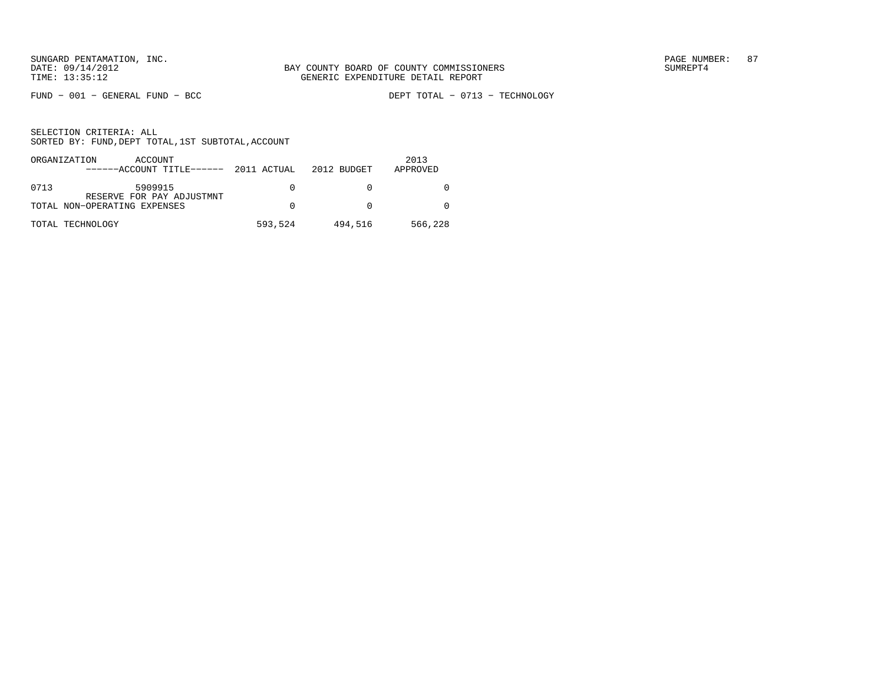SUNGARD PENTAMATION, INC.
DATE: 09/14/2012
TIME: 13:35:12

BAY COUNTY BOARD OF COUNTY COMMISSIONERS
GENERIC EXPENDITURE DETAIL REPORT

SUMREPT4

FUND − 001 − GENERAL FUND − BCC

DEPT TOTAL − 0713 − TECHNOLOGY

SELECTION CRITERIA: ALL
SORTED BY: FUND,DEPT TOTAL,1ST SUBTOTAL,ACCOUNT

| ORGANIZATION | ACCOUNT ------ACCOUNT TITLE------ | 2011 ACTUAL | 2012 BUDGET | 2013 APPROVED |
|---|---|---|---|---|
| 0713 | 5909915 RESERVE FOR PAY ADJUSTMNT | 0 | 0 | 0 |
| TOTAL NON−OPERATING EXPENSES | | 0 | 0 | 0 |
| TOTAL TECHNOLOGY | | 593,524 | 494,516 | 566,228 |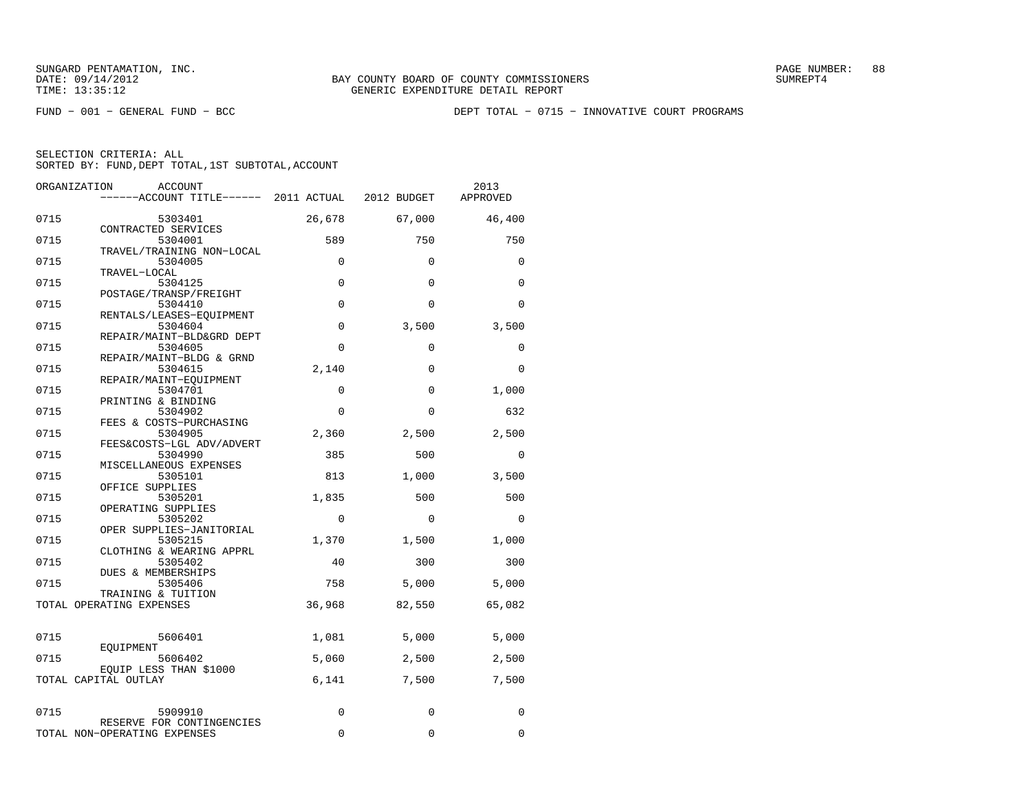FUND − 001 − GENERAL FUND − BCC    DEPT TOTAL − 0715 − INNOVATIVE COURT PROGRAMS

SELECTION CRITERIA: ALL
SORTED BY: FUND,DEPT TOTAL,1ST SUBTOTAL,ACCOUNT

| ORGANIZATION | ACCOUNT / ACCOUNT TITLE | 2011 ACTUAL | 2012 BUDGET | 2013 APPROVED |
|---|---|---|---|---|
| 0715 | 5303401 CONTRACTED SERVICES | 26,678 | 67,000 | 46,400 |
| 0715 | 5304001 TRAVEL/TRAINING NON−LOCAL | 589 | 750 | 750 |
| 0715 | 5304005 TRAVEL−LOCAL | 0 | 0 | 0 |
| 0715 | 5304125 POSTAGE/TRANSP/FREIGHT | 0 | 0 | 0 |
| 0715 | 5304410 RENTALS/LEASES−EQUIPMENT | 0 | 0 | 0 |
| 0715 | 5304604 REPAIR/MAINT−BLD&GRD DEPT | 0 | 3,500 | 3,500 |
| 0715 | 5304605 REPAIR/MAINT−BLDG & GRND | 0 | 0 | 0 |
| 0715 | 5304615 REPAIR/MAINT−EQUIPMENT | 2,140 | 0 | 0 |
| 0715 | 5304701 PRINTING & BINDING | 0 | 0 | 1,000 |
| 0715 | 5304902 FEES & COSTS−PURCHASING | 0 | 0 | 632 |
| 0715 | 5304905 FEES&COSTS−LGL ADV/ADVERT | 2,360 | 2,500 | 2,500 |
| 0715 | 5304990 MISCELLANEOUS EXPENSES | 385 | 500 | 0 |
| 0715 | 5305101 OFFICE SUPPLIES | 813 | 1,000 | 3,500 |
| 0715 | 5305201 OPERATING SUPPLIES | 1,835 | 500 | 500 |
| 0715 | 5305202 OPER SUPPLIES−JANITORIAL | 0 | 0 | 0 |
| 0715 | 5305215 CLOTHING & WEARING APPRL | 1,370 | 1,500 | 1,000 |
| 0715 | 5305402 DUES & MEMBERSHIPS | 40 | 300 | 300 |
| 0715 | 5305406 TRAINING & TUITION | 758 | 5,000 | 5,000 |
| TOTAL OPERATING EXPENSES | | 36,968 | 82,550 | 65,082 |
| 0715 | 5606401 EQUIPMENT | 1,081 | 5,000 | 5,000 |
| 0715 | 5606402 EQUIP LESS THAN $1000 | 5,060 | 2,500 | 2,500 |
| TOTAL CAPITAL OUTLAY | | 6,141 | 7,500 | 7,500 |
| 0715 | 5909910 RESERVE FOR CONTINGENCIES | 0 | 0 | 0 |
| TOTAL NON−OPERATING EXPENSES | | 0 | 0 | 0 |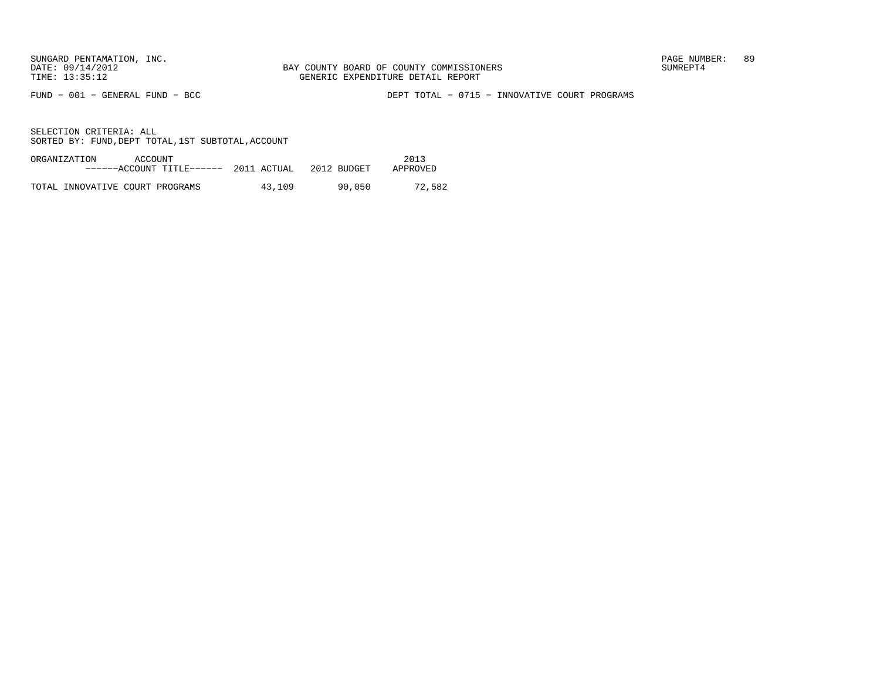SUNGARD PENTAMATION, INC.
DATE: 09/14/2012
TIME: 13:35:12

BAY COUNTY BOARD OF COUNTY COMMISSIONERS
GENERIC EXPENDITURE DETAIL REPORT

SUMREPT4

FUND − 001 − GENERAL FUND − BCC

DEPT TOTAL − 0715 − INNOVATIVE COURT PROGRAMS

SELECTION CRITERIA: ALL
SORTED BY: FUND,DEPT TOTAL,1ST SUBTOTAL,ACCOUNT

| ORGANIZATION ACCOUNT ------ACCOUNT TITLE------ | 2011 ACTUAL | 2012 BUDGET | 2013 APPROVED |
|---|---|---|---|
| TOTAL INNOVATIVE COURT PROGRAMS | 43,109 | 90,050 | 72,582 |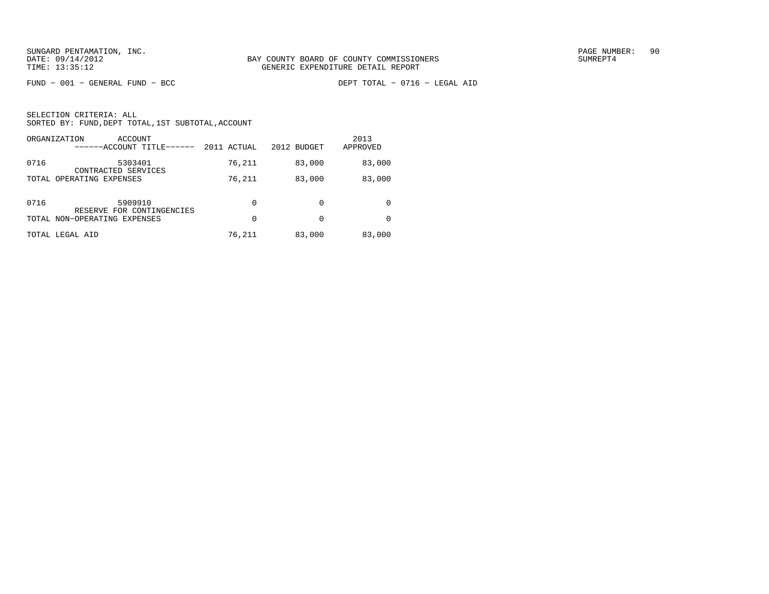SUNGARD PENTAMATION, INC.
DATE: 09/14/2012
TIME: 13:35:12

BAY COUNTY BOARD OF COUNTY COMMISSIONERS
GENERIC EXPENDITURE DETAIL REPORT

SUMREPT4

FUND − 001 − GENERAL FUND − BCC

DEPT TOTAL − 0716 − LEGAL AID

SELECTION CRITERIA: ALL
SORTED BY: FUND,DEPT TOTAL,1ST SUBTOTAL,ACCOUNT

| ORGANIZATION | ACCOUNT / ------ACCOUNT TITLE------ | 2011 ACTUAL | 2012 BUDGET | 2013 APPROVED |
|---|---|---|---|---|
| 0716 | 5303401 CONTRACTED SERVICES | 76,211 | 83,000 | 83,000 |
| TOTAL OPERATING EXPENSES | | 76,211 | 83,000 | 83,000 |
| 0716 | 5909910 RESERVE FOR CONTINGENCIES | 0 | 0 | 0 |
| TOTAL NON−OPERATING EXPENSES | | 0 | 0 | 0 |
| TOTAL LEGAL AID | | 76,211 | 83,000 | 83,000 |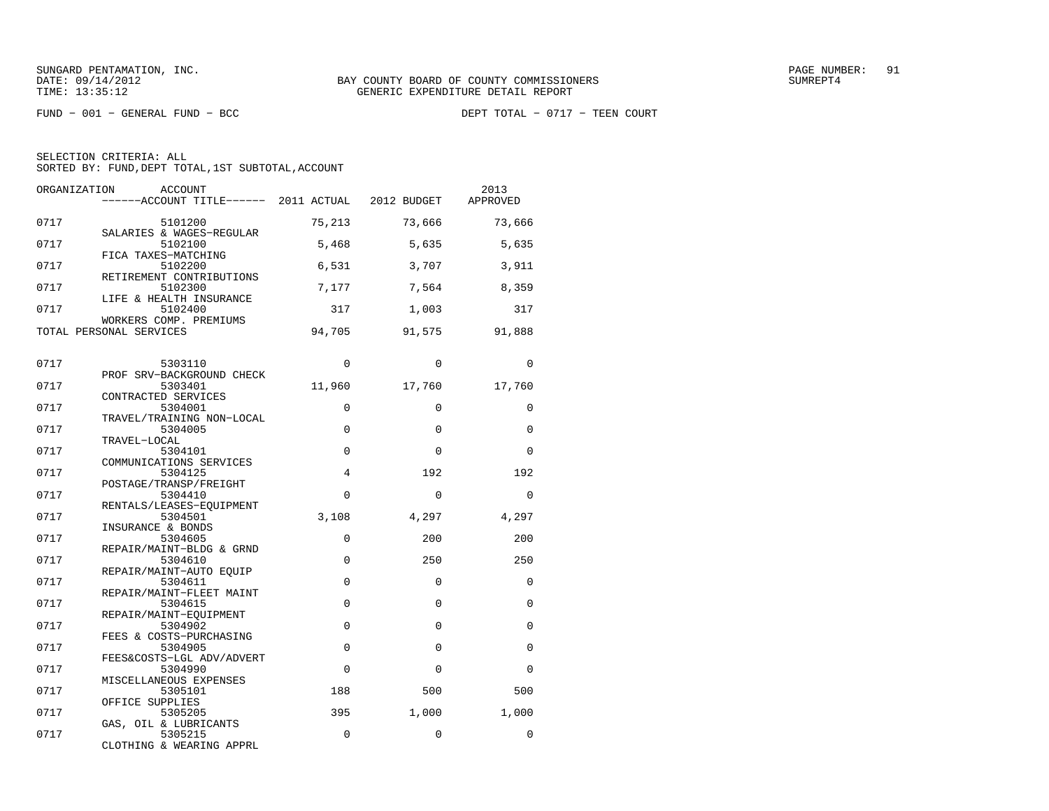SUNGARD PENTAMATION, INC.
DATE: 09/14/2012
TIME: 13:35:12

BAY COUNTY BOARD OF COUNTY COMMISSIONERS
GENERIC EXPENDITURE DETAIL REPORT

SUMREPT4

FUND - 001 - GENERAL FUND - BCC

DEPT TOTAL - 0717 - TEEN COURT

SELECTION CRITERIA: ALL
SORTED BY: FUND,DEPT TOTAL,1ST SUBTOTAL,ACCOUNT

| ORGANIZATION | ACCOUNT / ACCOUNT TITLE | 2011 ACTUAL | 2012 BUDGET | 2013 APPROVED |
|---|---|---|---|---|
| 0717 | 5101200 SALARIES & WAGES-REGULAR | 75,213 | 73,666 | 73,666 |
| 0717 | 5102100 FICA TAXES-MATCHING | 5,468 | 5,635 | 5,635 |
| 0717 | 5102200 RETIREMENT CONTRIBUTIONS | 6,531 | 3,707 | 3,911 |
| 0717 | 5102300 LIFE & HEALTH INSURANCE | 7,177 | 7,564 | 8,359 |
| 0717 | 5102400 WORKERS COMP. PREMIUMS | 317 | 1,003 | 317 |
| TOTAL PERSONAL SERVICES | | 94,705 | 91,575 | 91,888 |
| 0717 | 5303110 PROF SRV-BACKGROUND CHECK | 0 | 0 | 0 |
| 0717 | 5303401 CONTRACTED SERVICES | 11,960 | 17,760 | 17,760 |
| 0717 | 5304001 TRAVEL/TRAINING NON-LOCAL | 0 | 0 | 0 |
| 0717 | 5304005 TRAVEL-LOCAL | 0 | 0 | 0 |
| 0717 | 5304101 COMMUNICATIONS SERVICES | 0 | 0 | 0 |
| 0717 | 5304125 POSTAGE/TRANSP/FREIGHT | 4 | 192 | 192 |
| 0717 | 5304410 RENTALS/LEASES-EQUIPMENT | 0 | 0 | 0 |
| 0717 | 5304501 INSURANCE & BONDS | 3,108 | 4,297 | 4,297 |
| 0717 | 5304605 REPAIR/MAINT-BLDG & GRND | 0 | 200 | 200 |
| 0717 | 5304610 REPAIR/MAINT-AUTO EQUIP | 0 | 250 | 250 |
| 0717 | 5304611 REPAIR/MAINT-FLEET MAINT | 0 | 0 | 0 |
| 0717 | 5304615 REPAIR/MAINT-EQUIPMENT | 0 | 0 | 0 |
| 0717 | 5304902 FEES & COSTS-PURCHASING | 0 | 0 | 0 |
| 0717 | 5304905 FEES&COSTS-LGL ADV/ADVERT | 0 | 0 | 0 |
| 0717 | 5304990 MISCELLANEOUS EXPENSES | 0 | 0 | 0 |
| 0717 | 5305101 OFFICE SUPPLIES | 188 | 500 | 500 |
| 0717 | 5305205 GAS, OIL & LUBRICANTS | 395 | 1,000 | 1,000 |
| 0717 | 5305215 CLOTHING & WEARING APPRL | 0 | 0 | 0 |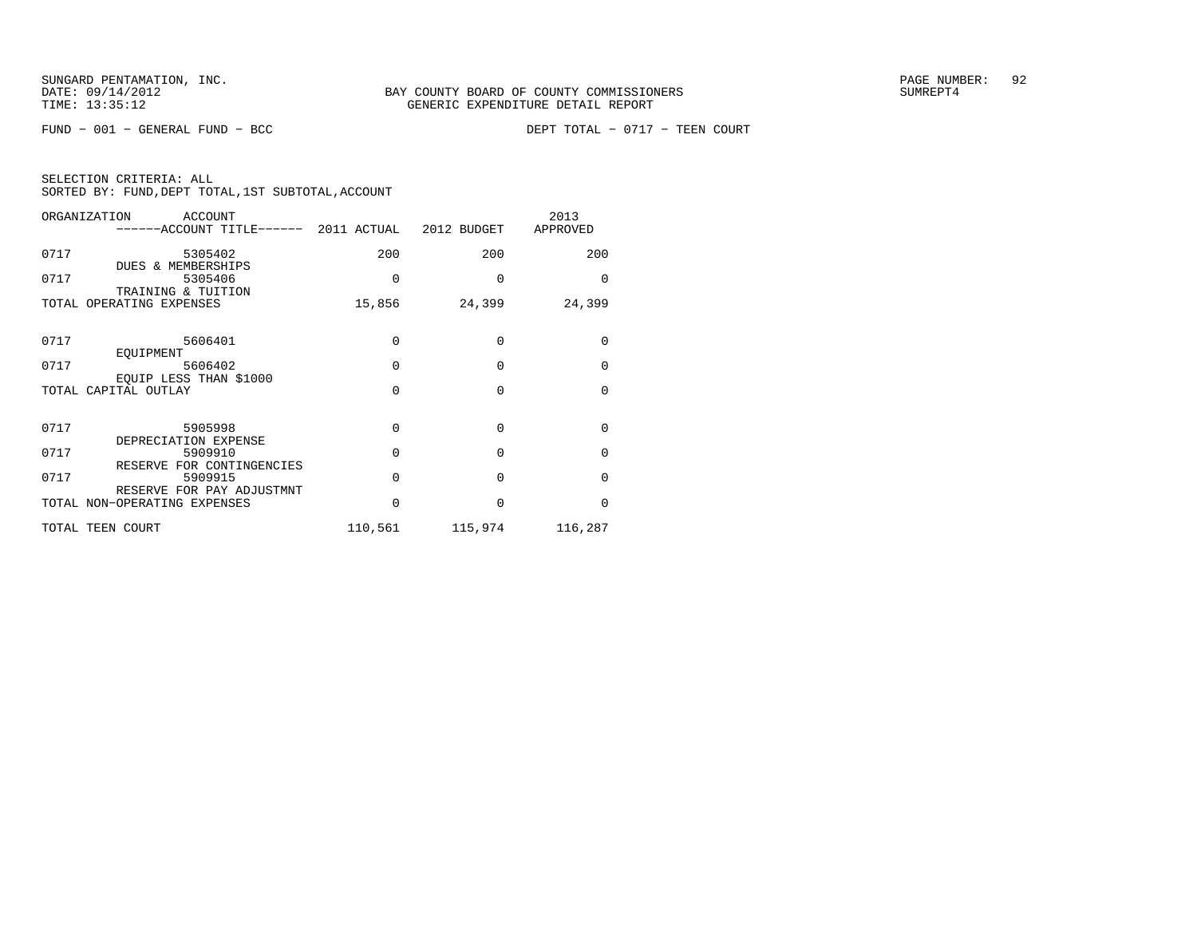BAY COUNTY BOARD OF COUNTY COMMISSIONERS
GENERIC EXPENDITURE DETAIL REPORT

FUND − 001 − GENERAL FUND − BCC

DEPT TOTAL − 0717 − TEEN COURT

SELECTION CRITERIA: ALL
SORTED BY: FUND,DEPT TOTAL,1ST SUBTOTAL,ACCOUNT

| ORGANIZATION | ACCOUNT / ACCOUNT TITLE | 2011 ACTUAL | 2012 BUDGET | 2013 APPROVED |
|---|---|---|---|---|
| 0717 | 5305402 DUES & MEMBERSHIPS | 200 | 200 | 200 |
| 0717 | 5305406 TRAINING & TUITION | 0 | 0 | 0 |
| TOTAL OPERATING EXPENSES | | 15,856 | 24,399 | 24,399 |
| 0717 | 5606401 EQUIPMENT | 0 | 0 | 0 |
| 0717 | 5606402 EQUIP LESS THAN $1000 | 0 | 0 | 0 |
| TOTAL CAPITAL OUTLAY | | 0 | 0 | 0 |
| 0717 | 5905998 DEPRECIATION EXPENSE | 0 | 0 | 0 |
| 0717 | 5909910 RESERVE FOR CONTINGENCIES | 0 | 0 | 0 |
| 0717 | 5909915 RESERVE FOR PAY ADJUSTMNT | 0 | 0 | 0 |
| TOTAL NON−OPERATING EXPENSES | | 0 | 0 | 0 |
| TOTAL TEEN COURT | | 110,561 | 115,974 | 116,287 |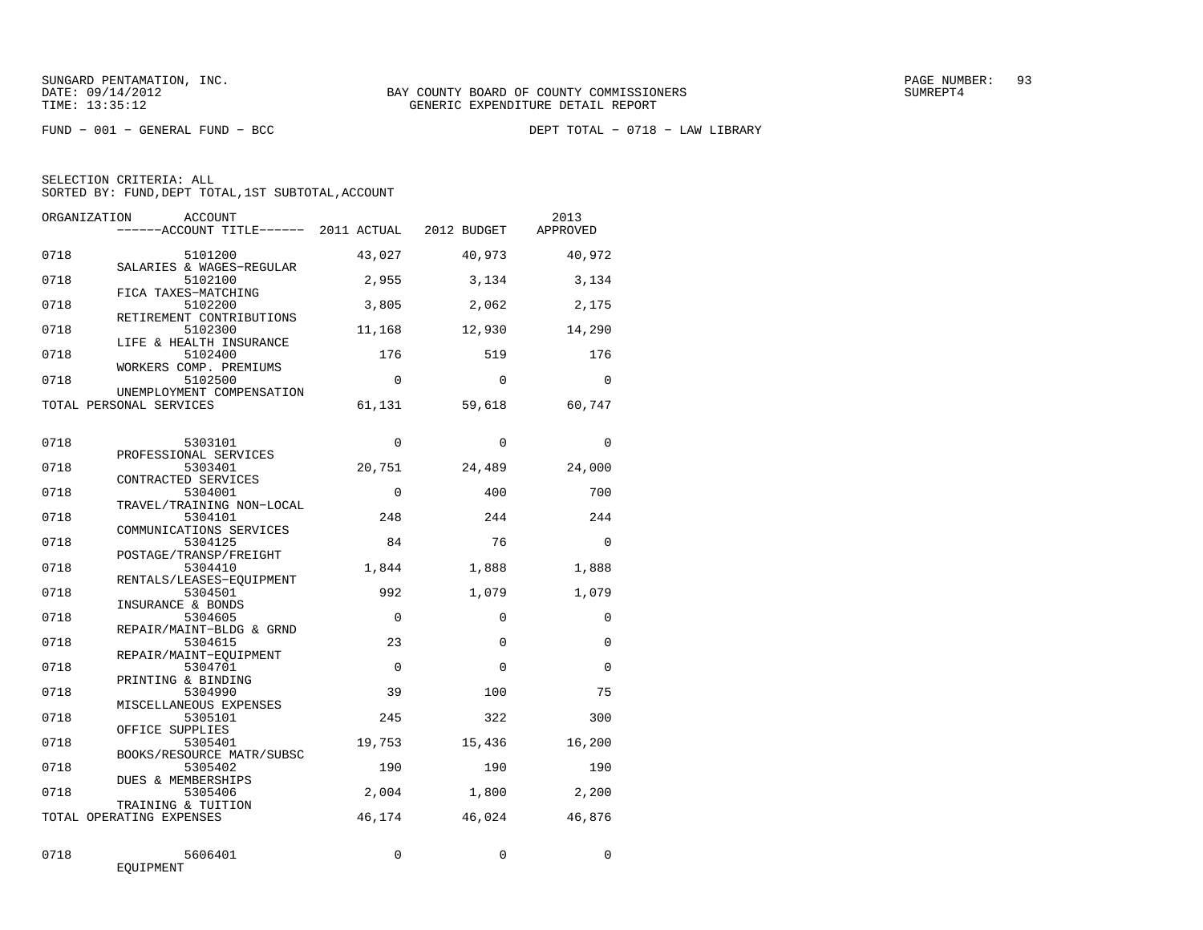SUNGARD PENTAMATION, INC.
DATE: 09/14/2012
TIME: 13:35:12

BAY COUNTY BOARD OF COUNTY COMMISSIONERS
GENERIC EXPENDITURE DETAIL REPORT

SUMREPT4

FUND − 001 − GENERAL FUND − BCC

DEPT TOTAL − 0718 − LAW LIBRARY

SELECTION CRITERIA: ALL
SORTED BY: FUND,DEPT TOTAL,1ST SUBTOTAL,ACCOUNT

| ORGANIZATION | ACCOUNT / ACCOUNT TITLE | 2011 ACTUAL | 2012 BUDGET | 2013 APPROVED |
|---|---|---|---|---|
| 0718 | 5101200 SALARIES & WAGES−REGULAR | 43,027 | 40,973 | 40,972 |
| 0718 | 5102100 FICA TAXES−MATCHING | 2,955 | 3,134 | 3,134 |
| 0718 | 5102200 RETIREMENT CONTRIBUTIONS | 3,805 | 2,062 | 2,175 |
| 0718 | 5102300 LIFE & HEALTH INSURANCE | 11,168 | 12,930 | 14,290 |
| 0718 | 5102400 WORKERS COMP. PREMIUMS | 176 | 519 | 176 |
| 0718 | 5102500 UNEMPLOYMENT COMPENSATION | 0 | 0 | 0 |
| TOTAL PERSONAL SERVICES | | 61,131 | 59,618 | 60,747 |
| 0718 | 5303101 PROFESSIONAL SERVICES | 0 | 0 | 0 |
| 0718 | 5303401 CONTRACTED SERVICES | 20,751 | 24,489 | 24,000 |
| 0718 | 5304001 TRAVEL/TRAINING NON−LOCAL | 0 | 400 | 700 |
| 0718 | 5304101 COMMUNICATIONS SERVICES | 248 | 244 | 244 |
| 0718 | 5304125 POSTAGE/TRANSP/FREIGHT | 84 | 76 | 0 |
| 0718 | 5304410 RENTALS/LEASES−EQUIPMENT | 1,844 | 1,888 | 1,888 |
| 0718 | 5304501 INSURANCE & BONDS | 992 | 1,079 | 1,079 |
| 0718 | 5304605 REPAIR/MAINT−BLDG & GRND | 0 | 0 | 0 |
| 0718 | 5304615 REPAIR/MAINT−EQUIPMENT | 23 | 0 | 0 |
| 0718 | 5304701 PRINTING & BINDING | 0 | 0 | 0 |
| 0718 | 5304990 MISCELLANEOUS EXPENSES | 39 | 100 | 75 |
| 0718 | 5305101 OFFICE SUPPLIES | 245 | 322 | 300 |
| 0718 | 5305401 BOOKS/RESOURCE MATR/SUBSC | 19,753 | 15,436 | 16,200 |
| 0718 | 5305402 DUES & MEMBERSHIPS | 190 | 190 | 190 |
| 0718 | 5305406 TRAINING & TUITION | 2,004 | 1,800 | 2,200 |
| TOTAL OPERATING EXPENSES | | 46,174 | 46,024 | 46,876 |
| 0718 | 5606401 EQUIPMENT | 0 | 0 | 0 |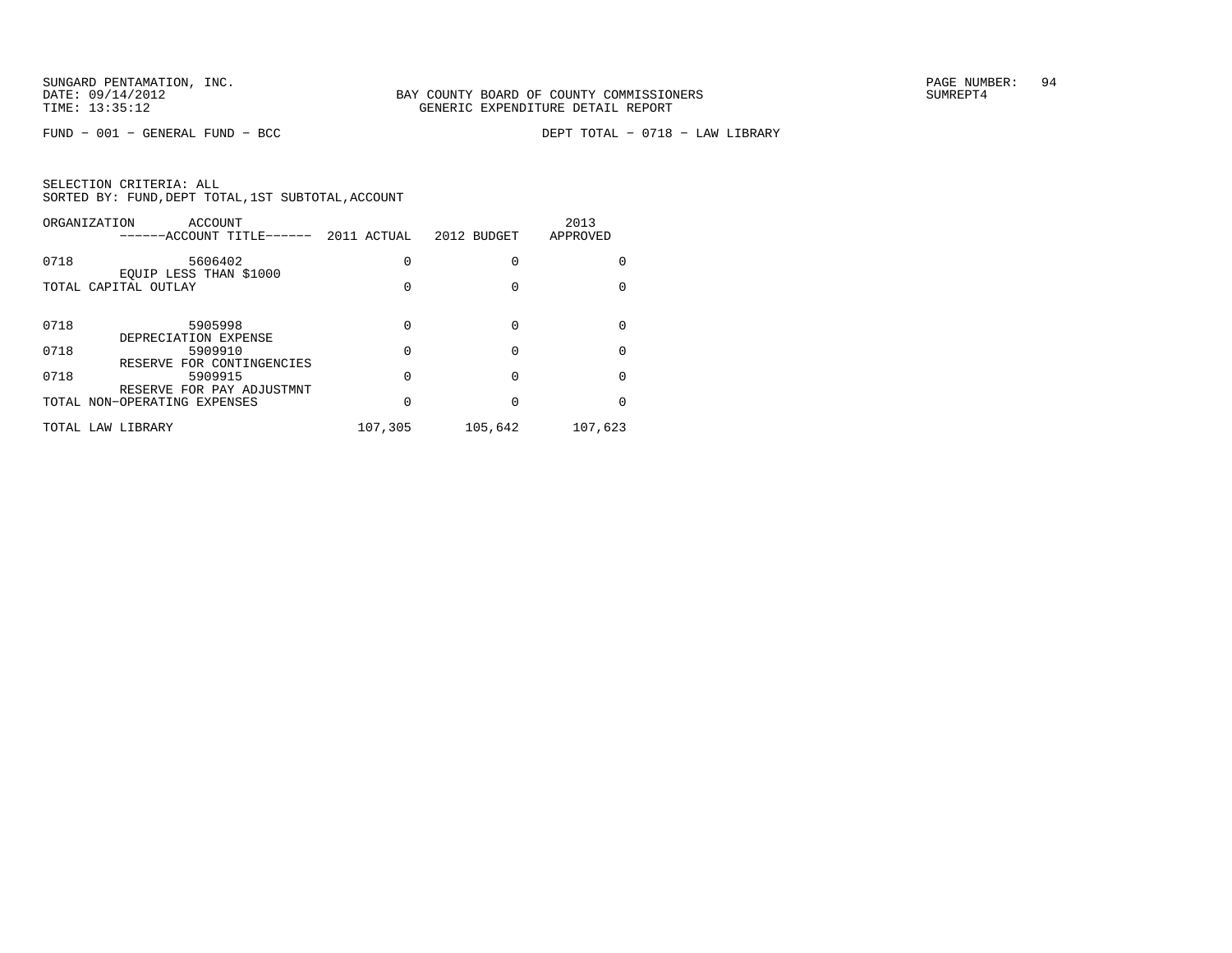SUNGARD PENTAMATION, INC.
DATE: 09/14/2012
TIME: 13:35:12

BAY COUNTY BOARD OF COUNTY COMMISSIONERS
GENERIC EXPENDITURE DETAIL REPORT

SUMREPT4

FUND - 001 - GENERAL FUND - BCC

DEPT TOTAL - 0718 - LAW LIBRARY

SELECTION CRITERIA: ALL
SORTED BY: FUND,DEPT TOTAL,1ST SUBTOTAL,ACCOUNT

| ORGANIZATION | ACCOUNT / ------ACCOUNT TITLE------ | 2011 ACTUAL | 2012 BUDGET | 2013 APPROVED |
|---|---|---|---|---|
| 0718 | 5606402 EQUIP LESS THAN $1000 | 0 | 0 | 0 |
| TOTAL CAPITAL OUTLAY | | 0 | 0 | 0 |
| 0718 | 5905998 DEPRECIATION EXPENSE | 0 | 0 | 0 |
| 0718 | 5909910 RESERVE FOR CONTINGENCIES | 0 | 0 | 0 |
| 0718 | 5909915 RESERVE FOR PAY ADJUSTMNT | 0 | 0 | 0 |
| TOTAL NON-OPERATING EXPENSES | | 0 | 0 | 0 |
| TOTAL LAW LIBRARY | | 107,305 | 105,642 | 107,623 |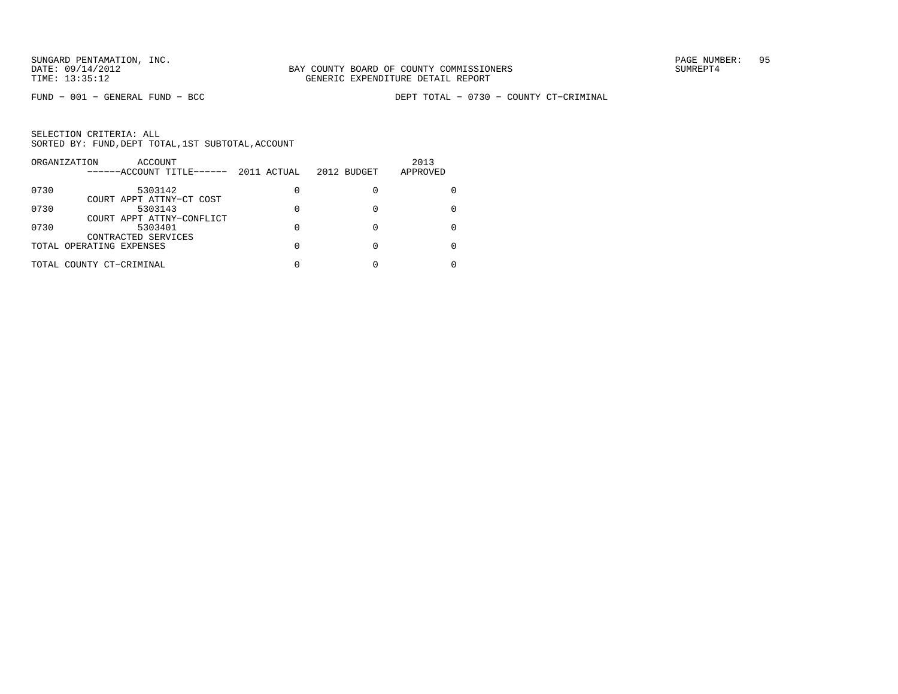BAY COUNTY BOARD OF COUNTY COMMISSIONERS
GENERIC EXPENDITURE DETAIL REPORT

SUNGARD PENTAMATION, INC.
DATE: 09/14/2012
TIME: 13:35:12

SUMREPT4

FUND − 001 − GENERAL FUND − BCC

DEPT TOTAL − 0730 − COUNTY CT−CRIMINAL

SELECTION CRITERIA: ALL
SORTED BY: FUND,DEPT TOTAL,1ST SUBTOTAL,ACCOUNT

| ORGANIZATION | ACCOUNT / ------ACCOUNT TITLE------ | 2011 ACTUAL | 2012 BUDGET | 2013 APPROVED |
|---|---|---|---|---|
| 0730 | 5303142 COURT APPT ATTNY−CT COST | 0 | 0 | 0 |
| 0730 | 5303143 COURT APPT ATTNY−CONFLICT | 0 | 0 | 0 |
| 0730 | 5303401 CONTRACTED SERVICES | 0 | 0 | 0 |
| TOTAL OPERATING EXPENSES | | 0 | 0 | 0 |
| TOTAL COUNTY CT−CRIMINAL | | 0 | 0 | 0 |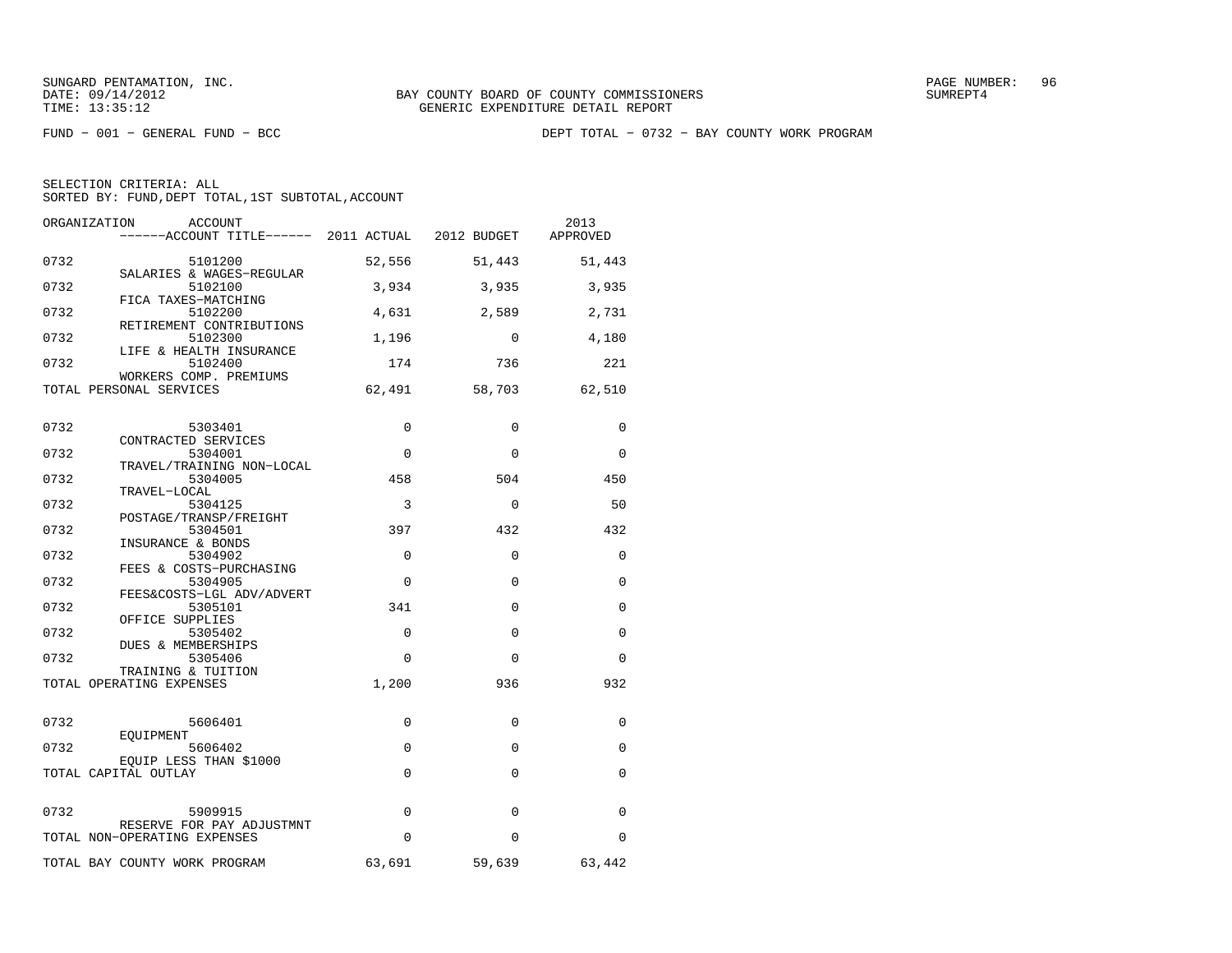SUNGARD PENTAMATION, INC.
DATE: 09/14/2012
TIME: 13:35:12

BAY COUNTY BOARD OF COUNTY COMMISSIONERS
GENERIC EXPENDITURE DETAIL REPORT

SUMREPT4

FUND - 001 - GENERAL FUND - BCC

DEPT TOTAL - 0732 - BAY COUNTY WORK PROGRAM

SELECTION CRITERIA: ALL
SORTED BY: FUND,DEPT TOTAL,1ST SUBTOTAL,ACCOUNT

| ORGANIZATION | ACCOUNT / ACCOUNT TITLE | 2011 ACTUAL | 2012 BUDGET | 2013 APPROVED |
|---|---|---|---|---|
| 0732 | 5101200 SALARIES & WAGES-REGULAR | 52,556 | 51,443 | 51,443 |
| 0732 | 5102100 FICA TAXES-MATCHING | 3,934 | 3,935 | 3,935 |
| 0732 | 5102200 RETIREMENT CONTRIBUTIONS | 4,631 | 2,589 | 2,731 |
| 0732 | 5102300 LIFE & HEALTH INSURANCE | 1,196 | 0 | 4,180 |
| 0732 | 5102400 WORKERS COMP. PREMIUMS | 174 | 736 | 221 |
| TOTAL PERSONAL SERVICES | | 62,491 | 58,703 | 62,510 |
| 0732 | 5303401 CONTRACTED SERVICES | 0 | 0 | 0 |
| 0732 | 5304001 TRAVEL/TRAINING NON-LOCAL | 0 | 0 | 0 |
| 0732 | 5304005 TRAVEL-LOCAL | 458 | 504 | 450 |
| 0732 | 5304125 POSTAGE/TRANSP/FREIGHT | 3 | 0 | 50 |
| 0732 | 5304501 INSURANCE & BONDS | 397 | 432 | 432 |
| 0732 | 5304902 FEES & COSTS-PURCHASING | 0 | 0 | 0 |
| 0732 | 5304905 FEES&COSTS-LGL ADV/ADVERT | 0 | 0 | 0 |
| 0732 | 5305101 OFFICE SUPPLIES | 341 | 0 | 0 |
| 0732 | 5305402 DUES & MEMBERSHIPS | 0 | 0 | 0 |
| 0732 | 5305406 TRAINING & TUITION | 0 | 0 | 0 |
| TOTAL OPERATING EXPENSES | | 1,200 | 936 | 932 |
| 0732 | 5606401 EQUIPMENT | 0 | 0 | 0 |
| 0732 | 5606402 EQUIP LESS THAN $1000 | 0 | 0 | 0 |
| TOTAL CAPITAL OUTLAY | | 0 | 0 | 0 |
| 0732 | 5909915 RESERVE FOR PAY ADJUSTMNT | 0 | 0 | 0 |
| TOTAL NON-OPERATING EXPENSES | | 0 | 0 | 0 |
| TOTAL BAY COUNTY WORK PROGRAM | | 63,691 | 59,639 | 63,442 |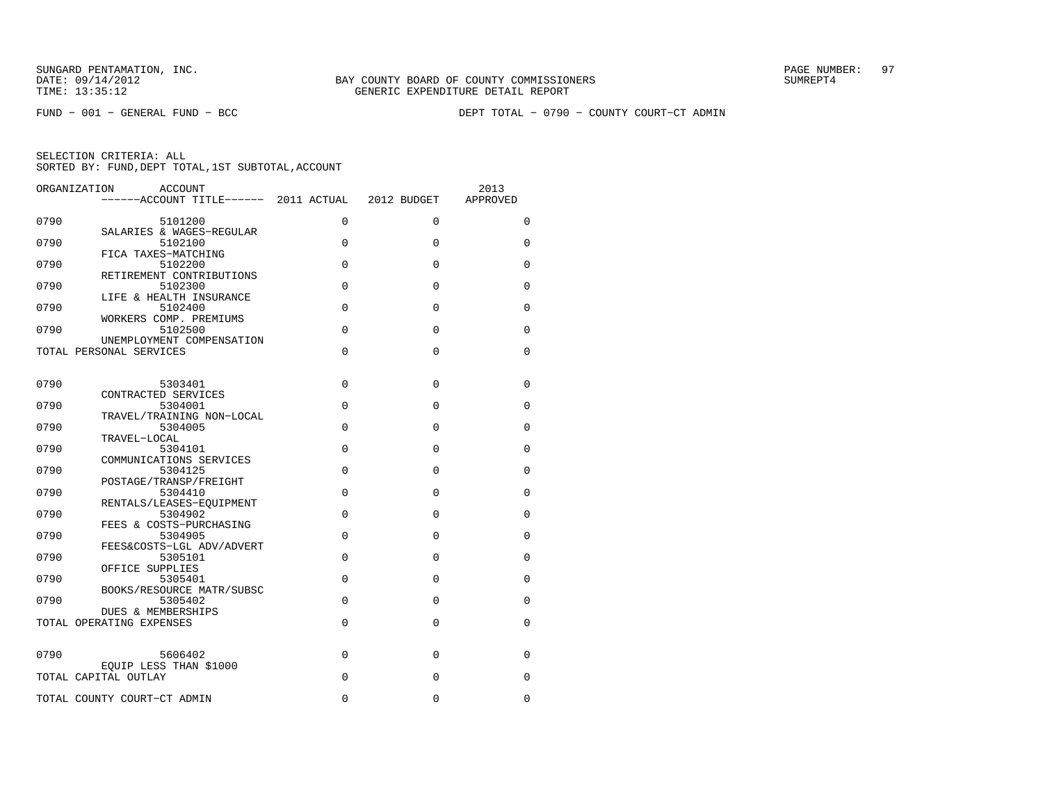SUNGARD PENTAMATION, INC.
DATE: 09/14/2012
TIME: 13:35:12

BAY COUNTY BOARD OF COUNTY COMMISSIONERS
GENERIC EXPENDITURE DETAIL REPORT

SUMREPT4

FUND − 001 − GENERAL FUND − BCC

DEPT TOTAL − 0790 − COUNTY COURT−CT ADMIN

SELECTION CRITERIA: ALL
SORTED BY: FUND,DEPT TOTAL,1ST SUBTOTAL,ACCOUNT

| ORGANIZATION | ACCOUNT / ACCOUNT TITLE | 2011 ACTUAL | 2012 BUDGET | 2013 APPROVED |
|---|---|---|---|---|
| 0790 | 5101200 SALARIES & WAGES−REGULAR | 0 | 0 | 0 |
| 0790 | 5102100 FICA TAXES−MATCHING | 0 | 0 | 0 |
| 0790 | 5102200 RETIREMENT CONTRIBUTIONS | 0 | 0 | 0 |
| 0790 | 5102300 LIFE & HEALTH INSURANCE | 0 | 0 | 0 |
| 0790 | 5102400 WORKERS COMP. PREMIUMS | 0 | 0 | 0 |
| 0790 | 5102500 UNEMPLOYMENT COMPENSATION | 0 | 0 | 0 |
| TOTAL PERSONAL SERVICES | | 0 | 0 | 0 |
| 0790 | 5303401 CONTRACTED SERVICES | 0 | 0 | 0 |
| 0790 | 5304001 TRAVEL/TRAINING NON−LOCAL | 0 | 0 | 0 |
| 0790 | 5304005 TRAVEL−LOCAL | 0 | 0 | 0 |
| 0790 | 5304101 COMMUNICATIONS SERVICES | 0 | 0 | 0 |
| 0790 | 5304125 POSTAGE/TRANSP/FREIGHT | 0 | 0 | 0 |
| 0790 | 5304410 RENTALS/LEASES−EQUIPMENT | 0 | 0 | 0 |
| 0790 | 5304902 FEES & COSTS−PURCHASING | 0 | 0 | 0 |
| 0790 | 5304905 FEES&COSTS−LGL ADV/ADVERT | 0 | 0 | 0 |
| 0790 | 5305101 OFFICE SUPPLIES | 0 | 0 | 0 |
| 0790 | 5305401 BOOKS/RESOURCE MATR/SUBSC | 0 | 0 | 0 |
| 0790 | 5305402 DUES & MEMBERSHIPS | 0 | 0 | 0 |
| TOTAL OPERATING EXPENSES | | 0 | 0 | 0 |
| 0790 | 5606402 EQUIP LESS THAN $1000 | 0 | 0 | 0 |
| TOTAL CAPITAL OUTLAY | | 0 | 0 | 0 |
| TOTAL COUNTY COURT−CT ADMIN | | 0 | 0 | 0 |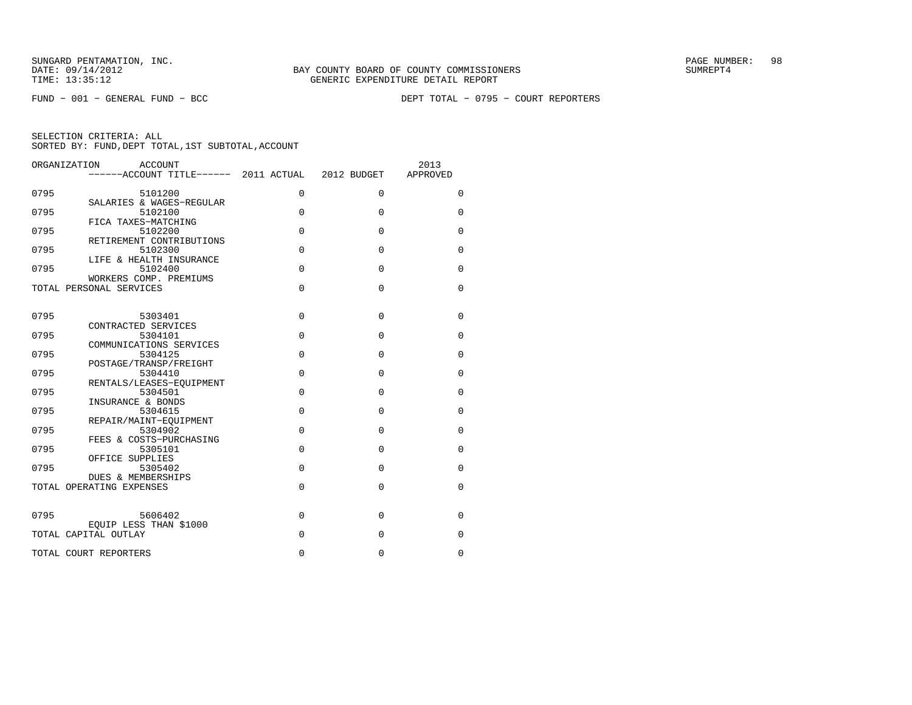BAY COUNTY BOARD OF COUNTY COMMISSIONERS
GENERIC EXPENDITURE DETAIL REPORT

SUNGARD PENTAMATION, INC.
DATE: 09/14/2012
TIME: 13:35:12
SUMREPT4

FUND - 001 - GENERAL FUND - BCC DEPT TOTAL - 0795 - COURT REPORTERS

SELECTION CRITERIA: ALL
SORTED BY: FUND,DEPT TOTAL,1ST SUBTOTAL,ACCOUNT

| ORGANIZATION | ACCOUNT / ------ACCOUNT TITLE------ | 2011 ACTUAL | 2012 BUDGET | 2013 APPROVED |
|---|---|---|---|---|
| 0795 | 5101200 SALARIES & WAGES-REGULAR | 0 | 0 | 0 |
| 0795 | 5102100 FICA TAXES-MATCHING | 0 | 0 | 0 |
| 0795 | 5102200 RETIREMENT CONTRIBUTIONS | 0 | 0 | 0 |
| 0795 | 5102300 LIFE & HEALTH INSURANCE | 0 | 0 | 0 |
| 0795 | 5102400 WORKERS COMP. PREMIUMS | 0 | 0 | 0 |
| TOTAL PERSONAL SERVICES | | 0 | 0 | 0 |
| 0795 | 5303401 CONTRACTED SERVICES | 0 | 0 | 0 |
| 0795 | 5304101 COMMUNICATIONS SERVICES | 0 | 0 | 0 |
| 0795 | 5304125 POSTAGE/TRANSP/FREIGHT | 0 | 0 | 0 |
| 0795 | 5304410 RENTALS/LEASES-EQUIPMENT | 0 | 0 | 0 |
| 0795 | 5304501 INSURANCE & BONDS | 0 | 0 | 0 |
| 0795 | 5304615 REPAIR/MAINT-EQUIPMENT | 0 | 0 | 0 |
| 0795 | 5304902 FEES & COSTS-PURCHASING | 0 | 0 | 0 |
| 0795 | 5305101 OFFICE SUPPLIES | 0 | 0 | 0 |
| 0795 | 5305402 DUES & MEMBERSHIPS | 0 | 0 | 0 |
| TOTAL OPERATING EXPENSES | | 0 | 0 | 0 |
| 0795 | 5606402 EQUIP LESS THAN $1000 | 0 | 0 | 0 |
| TOTAL CAPITAL OUTLAY | | 0 | 0 | 0 |
| TOTAL COURT REPORTERS | | 0 | 0 | 0 |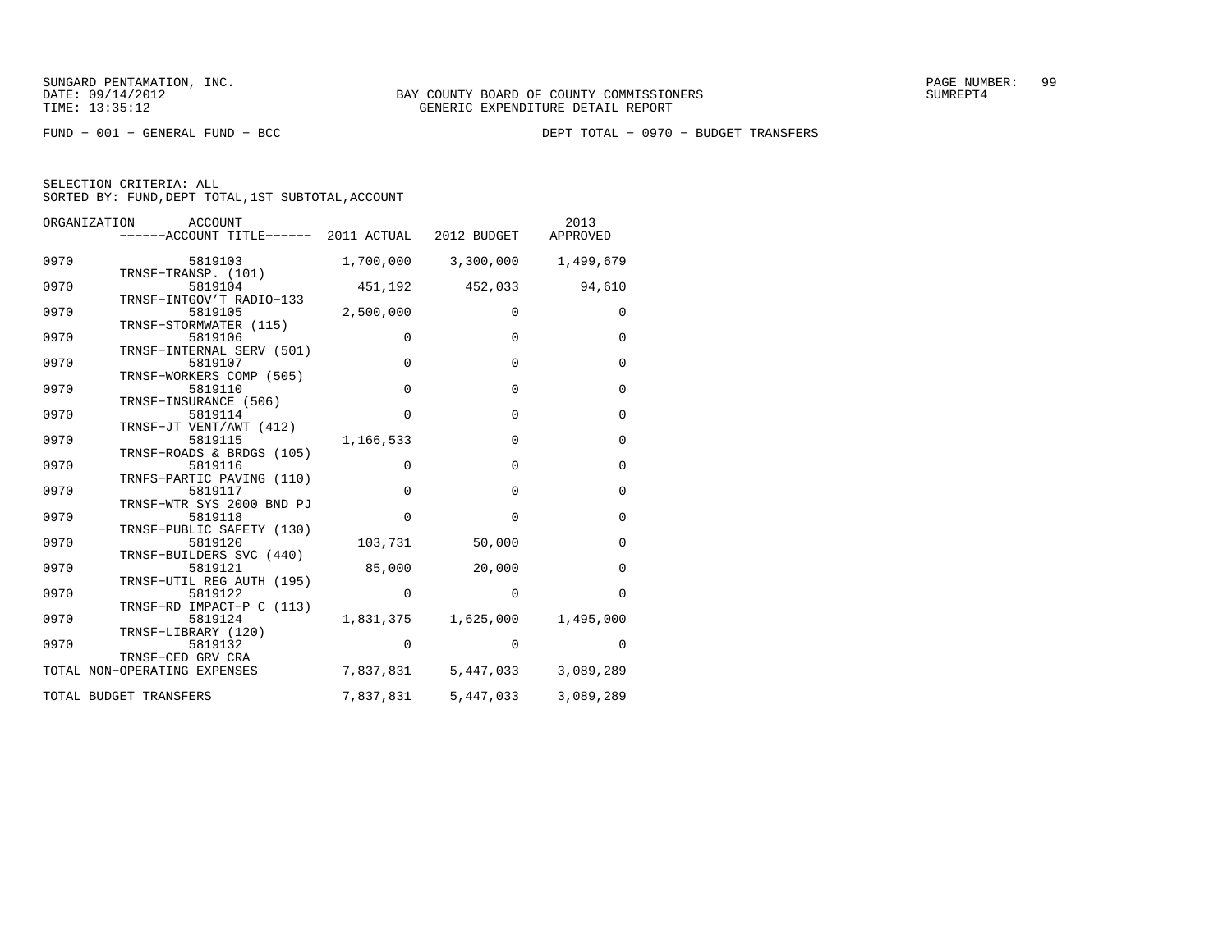SUNGARD PENTAMATION, INC.
DATE: 09/14/2012
TIME: 13:35:12

BAY COUNTY BOARD OF COUNTY COMMISSIONERS
GENERIC EXPENDITURE DETAIL REPORT

SUMREPT4

FUND − 001 − GENERAL FUND − BCC

DEPT TOTAL − 0970 − BUDGET TRANSFERS

SELECTION CRITERIA: ALL
SORTED BY: FUND,DEPT TOTAL,1ST SUBTOTAL,ACCOUNT

| ORGANIZATION | ACCOUNT ------ACCOUNT TITLE------ | 2011 ACTUAL | 2012 BUDGET | 2013 APPROVED |
|---|---|---|---|---|
| 0970 | 5819103 TRNSF−TRANSP. (101) | 1,700,000 | 3,300,000 | 1,499,679 |
| 0970 | 5819104 TRNSF−INTGOV'T RADIO−133 | 451,192 | 452,033 | 94,610 |
| 0970 | 5819105 TRNSF−STORMWATER (115) | 2,500,000 | 0 | 0 |
| 0970 | 5819106 TRNSF−INTERNAL SERV (501) | 0 | 0 | 0 |
| 0970 | 5819107 TRNSF−WORKERS COMP (505) | 0 | 0 | 0 |
| 0970 | 5819110 TRNSF−INSURANCE (506) | 0 | 0 | 0 |
| 0970 | 5819114 TRNSF−JT VENT/AWT (412) | 0 | 0 | 0 |
| 0970 | 5819115 TRNSF−ROADS & BRDGS (105) | 1,166,533 | 0 | 0 |
| 0970 | 5819116 TRNFS−PARTIC PAVING (110) | 0 | 0 | 0 |
| 0970 | 5819117 TRNSF−WTR SYS 2000 BND PJ | 0 | 0 | 0 |
| 0970 | 5819118 TRNSF−PUBLIC SAFETY (130) | 0 | 0 | 0 |
| 0970 | 5819120 TRNSF−BUILDERS SVC (440) | 103,731 | 50,000 | 0 |
| 0970 | 5819121 TRNSF−UTIL REG AUTH (195) | 85,000 | 20,000 | 0 |
| 0970 | 5819122 TRNSF−RD IMPACT−P C (113) | 0 | 0 | 0 |
| 0970 | 5819124 TRNSF−LIBRARY (120) | 1,831,375 | 1,625,000 | 1,495,000 |
| 0970 | 5819132 TRNSF−CED GRV CRA | 0 | 0 | 0 |
| TOTAL NON−OPERATING EXPENSES | | 7,837,831 | 5,447,033 | 3,089,289 |
| TOTAL BUDGET TRANSFERS | | 7,837,831 | 5,447,033 | 3,089,289 |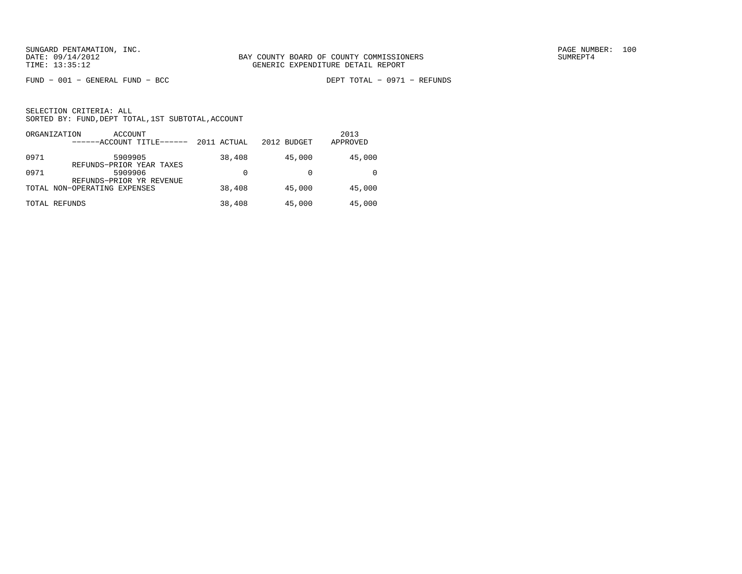BAY COUNTY BOARD OF COUNTY COMMISSIONERS
GENERIC EXPENDITURE DETAIL REPORT

FUND − 001 − GENERAL FUND − BCC

DEPT TOTAL − 0971 − REFUNDS

SELECTION CRITERIA: ALL
SORTED BY: FUND,DEPT TOTAL,1ST SUBTOTAL,ACCOUNT

| ORGANIZATION | ACCOUNT ------ACCOUNT TITLE------ | 2011 ACTUAL | 2012 BUDGET | 2013 APPROVED |
|---|---|---|---|---|
| 0971 | 5909905 REFUNDS−PRIOR YEAR TAXES | 38,408 | 45,000 | 45,000 |
| 0971 | 5909906 REFUNDS−PRIOR YR REVENUE | 0 | 0 | 0 |
| TOTAL NON−OPERATING EXPENSES | | 38,408 | 45,000 | 45,000 |
| TOTAL REFUNDS | | 38,408 | 45,000 | 45,000 |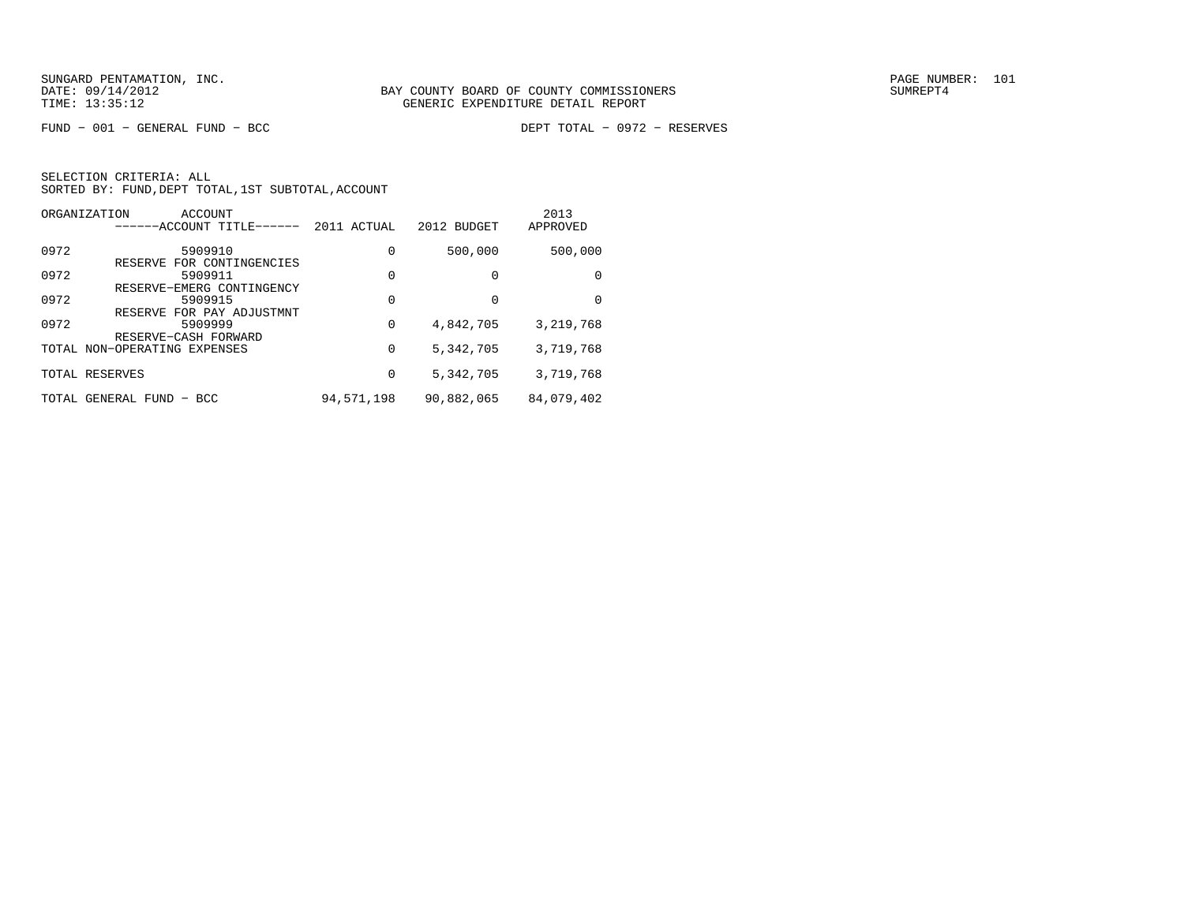SUNGARD PENTAMATION, INC.
DATE: 09/14/2012
TIME: 13:35:12

BAY COUNTY BOARD OF COUNTY COMMISSIONERS
GENERIC EXPENDITURE DETAIL REPORT

SUMREPT4

FUND − 001 − GENERAL FUND − BCC

DEPT TOTAL − 0972 − RESERVES

SELECTION CRITERIA: ALL
SORTED BY: FUND,DEPT TOTAL,1ST SUBTOTAL,ACCOUNT

| ORGANIZATION | ACCOUNT / ------ACCOUNT TITLE------ | 2011 ACTUAL | 2012 BUDGET | 2013 APPROVED |
|---|---|---|---|---|
| 0972 | 5909910 RESERVE FOR CONTINGENCIES | 0 | 500,000 | 500,000 |
| 0972 | 5909911 RESERVE−EMERG CONTINGENCY | 0 | 0 | 0 |
| 0972 | 5909915 RESERVE FOR PAY ADJUSTMNT | 0 | 0 | 0 |
| 0972 | 5909999 RESERVE−CASH FORWARD | 0 | 4,842,705 | 3,219,768 |
| TOTAL NON−OPERATING EXPENSES | | 0 | 5,342,705 | 3,719,768 |
| TOTAL RESERVES | | 0 | 5,342,705 | 3,719,768 |
| TOTAL GENERAL FUND − BCC | | 94,571,198 | 90,882,065 | 84,079,402 |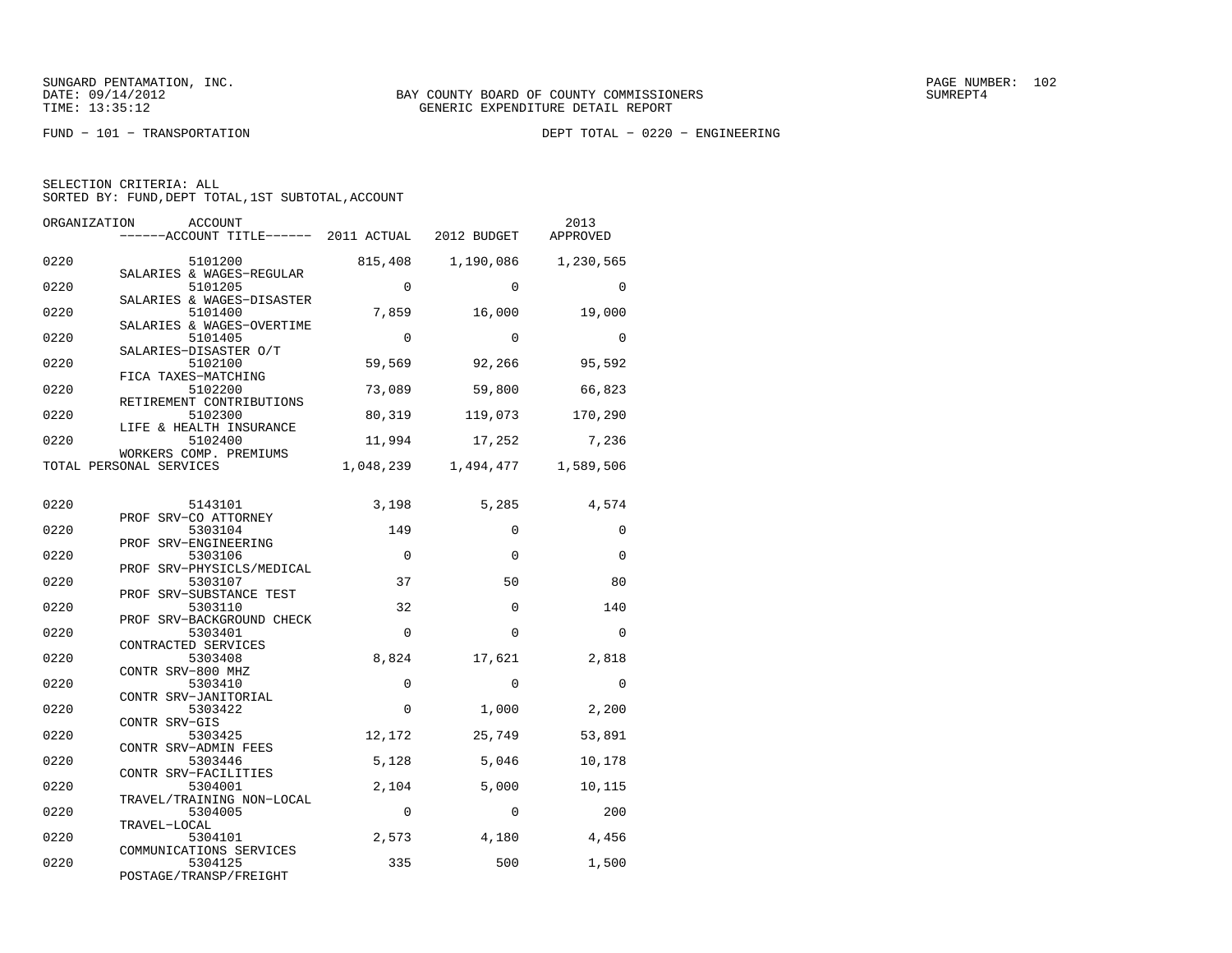SUNGARD PENTAMATION, INC.
DATE: 09/14/2012
TIME: 13:35:12

BAY COUNTY BOARD OF COUNTY COMMISSIONERS
GENERIC EXPENDITURE DETAIL REPORT

SUMREPT4

FUND − 101 − TRANSPORTATION

DEPT TOTAL − 0220 − ENGINEERING

SELECTION CRITERIA: ALL
SORTED BY: FUND,DEPT TOTAL,1ST SUBTOTAL,ACCOUNT

| ORGANIZATION | ACCOUNT / ACCOUNT TITLE | 2011 ACTUAL | 2012 BUDGET | 2013 APPROVED |
|---|---|---|---|---|
| 0220 | 5101200 SALARIES & WAGES−REGULAR | 815,408 | 1,190,086 | 1,230,565 |
| 0220 | 5101205 SALARIES & WAGES−DISASTER | 0 | 0 | 0 |
| 0220 | 5101400 SALARIES & WAGES−OVERTIME | 7,859 | 16,000 | 19,000 |
| 0220 | 5101405 SALARIES−DISASTER O/T | 0 | 0 | 0 |
| 0220 | 5102100 FICA TAXES−MATCHING | 59,569 | 92,266 | 95,592 |
| 0220 | 5102200 RETIREMENT CONTRIBUTIONS | 73,089 | 59,800 | 66,823 |
| 0220 | 5102300 LIFE & HEALTH INSURANCE | 80,319 | 119,073 | 170,290 |
| 0220 | 5102400 WORKERS COMP. PREMIUMS | 11,994 | 17,252 | 7,236 |
| TOTAL PERSONAL SERVICES | | 1,048,239 | 1,494,477 | 1,589,506 |
| 0220 | 5143101 PROF SRV−CO ATTORNEY | 3,198 | 5,285 | 4,574 |
| 0220 | 5303104 PROF SRV−ENGINEERING | 149 | 0 | 0 |
| 0220 | 5303106 PROF SRV−PHYSICLS/MEDICAL | 0 | 0 | 0 |
| 0220 | 5303107 PROF SRV−SUBSTANCE TEST | 37 | 50 | 80 |
| 0220 | 5303110 PROF SRV−BACKGROUND CHECK | 32 | 0 | 140 |
| 0220 | 5303401 CONTRACTED SERVICES | 0 | 0 | 0 |
| 0220 | 5303408 CONTR SRV−800 MHZ | 8,824 | 17,621 | 2,818 |
| 0220 | 5303410 CONTR SRV−JANITORIAL | 0 | 0 | 0 |
| 0220 | 5303422 CONTR SRV−GIS | 0 | 1,000 | 2,200 |
| 0220 | 5303425 CONTR SRV−ADMIN FEES | 12,172 | 25,749 | 53,891 |
| 0220 | 5303446 CONTR SRV−FACILITIES | 5,128 | 5,046 | 10,178 |
| 0220 | 5304001 TRAVEL/TRAINING NON−LOCAL | 2,104 | 5,000 | 10,115 |
| 0220 | 5304005 TRAVEL−LOCAL | 0 | 0 | 200 |
| 0220 | 5304101 COMMUNICATIONS SERVICES | 2,573 | 4,180 | 4,456 |
| 0220 | 5304125 POSTAGE/TRANSP/FREIGHT | 335 | 500 | 1,500 |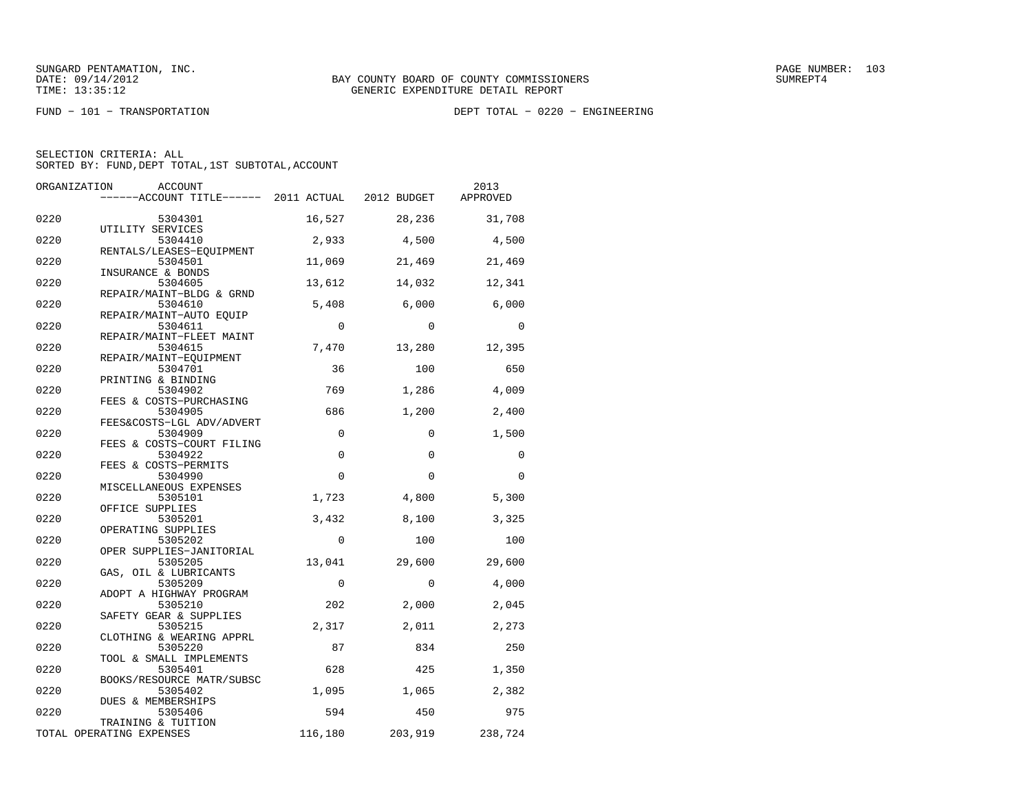SUNGARD PENTAMATION, INC.
DATE: 09/14/2012
TIME: 13:35:12

BAY COUNTY BOARD OF COUNTY COMMISSIONERS
GENERIC EXPENDITURE DETAIL REPORT

SUMREPT4

FUND − 101 − TRANSPORTATION

DEPT TOTAL − 0220 − ENGINEERING

SELECTION CRITERIA: ALL
SORTED BY: FUND,DEPT TOTAL,1ST SUBTOTAL,ACCOUNT

| ORGANIZATION | ACCOUNT / ACCOUNT TITLE | 2011 ACTUAL | 2012 BUDGET | 2013 APPROVED |
|---|---|---|---|---|
| 0220 | 5304301 UTILITY SERVICES | 16,527 | 28,236 | 31,708 |
| 0220 | 5304410 RENTALS/LEASES−EQUIPMENT | 2,933 | 4,500 | 4,500 |
| 0220 | 5304501 INSURANCE & BONDS | 11,069 | 21,469 | 21,469 |
| 0220 | 5304605 REPAIR/MAINT−BLDG & GRND | 13,612 | 14,032 | 12,341 |
| 0220 | 5304610 REPAIR/MAINT−AUTO EQUIP | 5,408 | 6,000 | 6,000 |
| 0220 | 5304611 REPAIR/MAINT−FLEET MAINT | 0 | 0 | 0 |
| 0220 | 5304615 REPAIR/MAINT−EQUIPMENT | 7,470 | 13,280 | 12,395 |
| 0220 | 5304701 PRINTING & BINDING | 36 | 100 | 650 |
| 0220 | 5304902 FEES & COSTS−PURCHASING | 769 | 1,286 | 4,009 |
| 0220 | 5304905 FEES&COSTS−LGL ADV/ADVERT | 686 | 1,200 | 2,400 |
| 0220 | 5304909 FEES & COSTS−COURT FILING | 0 | 0 | 1,500 |
| 0220 | 5304922 FEES & COSTS−PERMITS | 0 | 0 | 0 |
| 0220 | 5304990 MISCELLANEOUS EXPENSES | 0 | 0 | 0 |
| 0220 | 5305101 OFFICE SUPPLIES | 1,723 | 4,800 | 5,300 |
| 0220 | 5305201 OPERATING SUPPLIES | 3,432 | 8,100 | 3,325 |
| 0220 | 5305202 OPER SUPPLIES−JANITORIAL | 0 | 100 | 100 |
| 0220 | 5305205 GAS, OIL & LUBRICANTS | 13,041 | 29,600 | 29,600 |
| 0220 | 5305209 ADOPT A HIGHWAY PROGRAM | 0 | 0 | 4,000 |
| 0220 | 5305210 SAFETY GEAR & SUPPLIES | 202 | 2,000 | 2,045 |
| 0220 | 5305215 CLOTHING & WEARING APPRL | 2,317 | 2,011 | 2,273 |
| 0220 | 5305220 TOOL & SMALL IMPLEMENTS | 87 | 834 | 250 |
| 0220 | 5305401 BOOKS/RESOURCE MATR/SUBSC | 628 | 425 | 1,350 |
| 0220 | 5305402 DUES & MEMBERSHIPS | 1,095 | 1,065 | 2,382 |
| 0220 | 5305406 TRAINING & TUITION | 594 | 450 | 975 |
| TOTAL OPERATING EXPENSES | | 116,180 | 203,919 | 238,724 |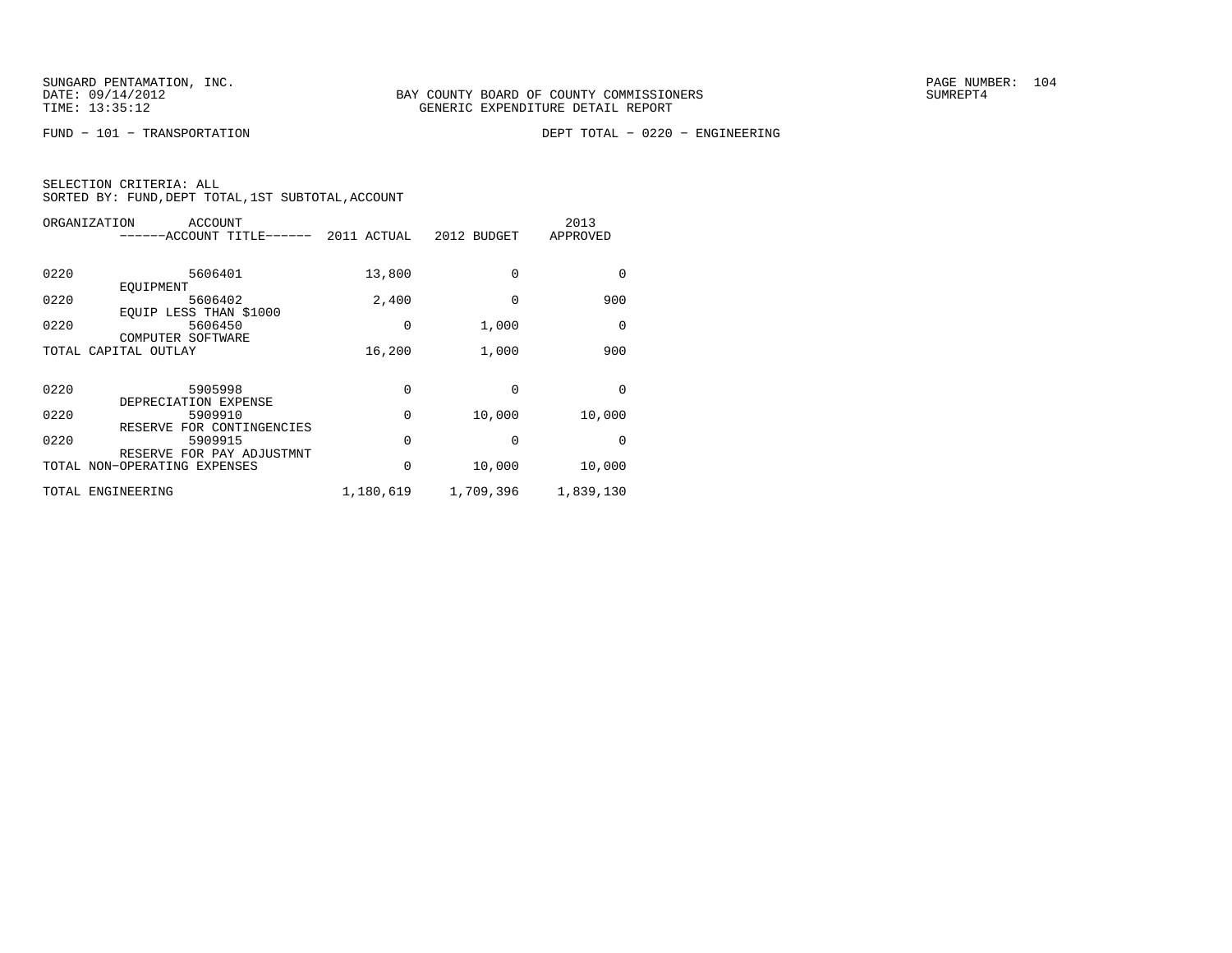SUNGARD PENTAMATION, INC.
DATE: 09/14/2012
TIME: 13:35:12

BAY COUNTY BOARD OF COUNTY COMMISSIONERS
GENERIC EXPENDITURE DETAIL REPORT

SUMREPT4

FUND − 101 − TRANSPORTATION

DEPT TOTAL − 0220 − ENGINEERING

SELECTION CRITERIA: ALL
SORTED BY: FUND,DEPT TOTAL,1ST SUBTOTAL,ACCOUNT

| ORGANIZATION | ACCOUNT ------ACCOUNT TITLE------ | 2011 ACTUAL | 2012 BUDGET | 2013 APPROVED |
|---|---|---|---|---|
| 0220 | 5606401 EQUIPMENT | 13,800 | 0 | 0 |
| 0220 | 5606402 EQUIP LESS THAN $1000 | 2,400 | 0 | 900 |
| 0220 | 5606450 COMPUTER SOFTWARE | 0 | 1,000 | 0 |
| TOTAL CAPITAL OUTLAY | | 16,200 | 1,000 | 900 |
| 0220 | 5905998 DEPRECIATION EXPENSE | 0 | 0 | 0 |
| 0220 | 5909910 RESERVE FOR CONTINGENCIES | 0 | 10,000 | 10,000 |
| 0220 | 5909915 RESERVE FOR PAY ADJUSTMNT | 0 | 0 | 0 |
| TOTAL NON−OPERATING EXPENSES | | 0 | 10,000 | 10,000 |
| TOTAL ENGINEERING | | 1,180,619 | 1,709,396 | 1,839,130 |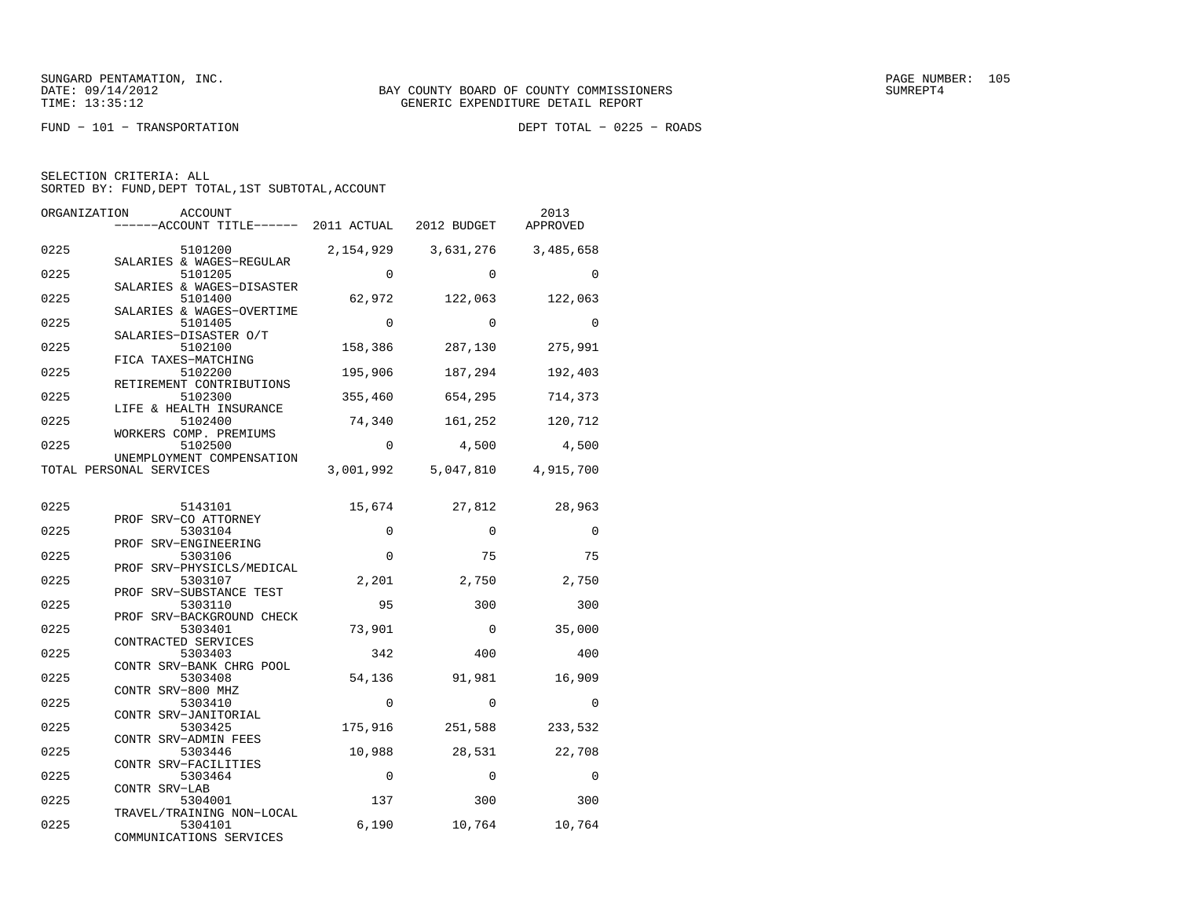SUNGARD PENTAMATION, INC.
DATE: 09/14/2012
TIME: 13:35:12

BAY COUNTY BOARD OF COUNTY COMMISSIONERS
GENERIC EXPENDITURE DETAIL REPORT

PAGE NUMBER: 105
SUMREPT4

FUND − 101 − TRANSPORTATION

DEPT TOTAL − 0225 − ROADS

SELECTION CRITERIA: ALL
SORTED BY: FUND,DEPT TOTAL,1ST SUBTOTAL,ACCOUNT

| ORGANIZATION | ACCOUNT / ACCOUNT TITLE | 2011 ACTUAL | 2012 BUDGET | 2013 APPROVED |
|---|---|---|---|---|
| 0225 | 5101200 SALARIES & WAGES−REGULAR | 2,154,929 | 3,631,276 | 3,485,658 |
| 0225 | 5101205 SALARIES & WAGES−DISASTER | 0 | 0 | 0 |
| 0225 | 5101400 SALARIES & WAGES−OVERTIME | 62,972 | 122,063 | 122,063 |
| 0225 | 5101405 SALARIES−DISASTER O/T | 0 | 0 | 0 |
| 0225 | 5102100 FICA TAXES−MATCHING | 158,386 | 287,130 | 275,991 |
| 0225 | 5102200 RETIREMENT CONTRIBUTIONS | 195,906 | 187,294 | 192,403 |
| 0225 | 5102300 LIFE & HEALTH INSURANCE | 355,460 | 654,295 | 714,373 |
| 0225 | 5102400 WORKERS COMP. PREMIUMS | 74,340 | 161,252 | 120,712 |
| 0225 | 5102500 UNEMPLOYMENT COMPENSATION | 0 | 4,500 | 4,500 |
| TOTAL PERSONAL SERVICES | | 3,001,992 | 5,047,810 | 4,915,700 |
| 0225 | 5143101 PROF SRV−CO ATTORNEY | 15,674 | 27,812 | 28,963 |
| 0225 | 5303104 PROF SRV−ENGINEERING | 0 | 0 | 0 |
| 0225 | 5303106 PROF SRV−PHYSICLS/MEDICAL | 0 | 75 | 75 |
| 0225 | 5303107 PROF SRV−SUBSTANCE TEST | 2,201 | 2,750 | 2,750 |
| 0225 | 5303110 PROF SRV−BACKGROUND CHECK | 95 | 300 | 300 |
| 0225 | 5303401 CONTRACTED SERVICES | 73,901 | 0 | 35,000 |
| 0225 | 5303403 CONTR SRV−BANK CHRG POOL | 342 | 400 | 400 |
| 0225 | 5303408 CONTR SRV−800 MHZ | 54,136 | 91,981 | 16,909 |
| 0225 | 5303410 CONTR SRV−JANITORIAL | 0 | 0 | 0 |
| 0225 | 5303425 CONTR SRV−ADMIN FEES | 175,916 | 251,588 | 233,532 |
| 0225 | 5303446 CONTR SRV−FACILITIES | 10,988 | 28,531 | 22,708 |
| 0225 | 5303464 CONTR SRV−LAB | 0 | 0 | 0 |
| 0225 | 5304001 TRAVEL/TRAINING NON−LOCAL | 137 | 300 | 300 |
| 0225 | 5304101 COMMUNICATIONS SERVICES | 6,190 | 10,764 | 10,764 |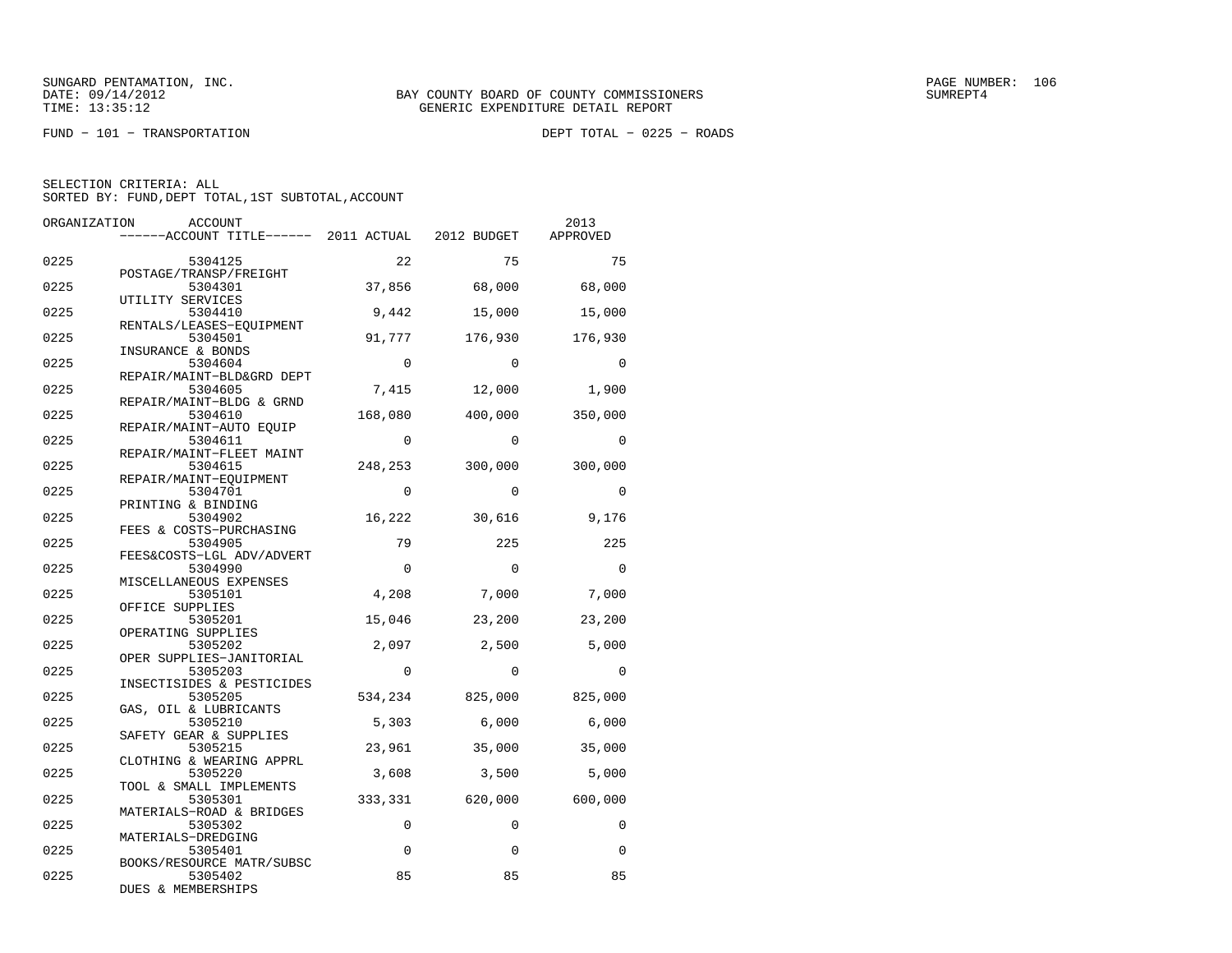SUNGARD PENTAMATION, INC.
DATE: 09/14/2012
TIME: 13:35:12

BAY COUNTY BOARD OF COUNTY COMMISSIONERS
GENERIC EXPENDITURE DETAIL REPORT

FUND - 101 - TRANSPORTATION

DEPT TOTAL - 0225 - ROADS

SELECTION CRITERIA: ALL
SORTED BY: FUND,DEPT TOTAL,1ST SUBTOTAL,ACCOUNT

| ORGANIZATION | ACCOUNT / ACCOUNT TITLE | 2011 ACTUAL | 2012 BUDGET | 2013 APPROVED |
|---|---|---|---|---|
| 0225 | 5304125 POSTAGE/TRANSP/FREIGHT | 22 | 75 | 75 |
| 0225 | 5304301 UTILITY SERVICES | 37,856 | 68,000 | 68,000 |
| 0225 | 5304410 RENTALS/LEASES-EQUIPMENT | 9,442 | 15,000 | 15,000 |
| 0225 | 5304501 INSURANCE & BONDS | 91,777 | 176,930 | 176,930 |
| 0225 | 5304604 REPAIR/MAINT-BLD&GRD DEPT | 0 | 0 | 0 |
| 0225 | 5304605 REPAIR/MAINT-BLDG & GRND | 7,415 | 12,000 | 1,900 |
| 0225 | 5304610 REPAIR/MAINT-AUTO EQUIP | 168,080 | 400,000 | 350,000 |
| 0225 | 5304611 REPAIR/MAINT-FLEET MAINT | 0 | 0 | 0 |
| 0225 | 5304615 REPAIR/MAINT-EQUIPMENT | 248,253 | 300,000 | 300,000 |
| 0225 | 5304701 PRINTING & BINDING | 0 | 0 | 0 |
| 0225 | 5304902 FEES & COSTS-PURCHASING | 16,222 | 30,616 | 9,176 |
| 0225 | 5304905 FEES&COSTS-LGL ADV/ADVERT | 79 | 225 | 225 |
| 0225 | 5304990 MISCELLANEOUS EXPENSES | 0 | 0 | 0 |
| 0225 | 5305101 OFFICE SUPPLIES | 4,208 | 7,000 | 7,000 |
| 0225 | 5305201 OPERATING SUPPLIES | 15,046 | 23,200 | 23,200 |
| 0225 | 5305202 OPER SUPPLIES-JANITORIAL | 2,097 | 2,500 | 5,000 |
| 0225 | 5305203 INSECTISIDES & PESTICIDES | 0 | 0 | 0 |
| 0225 | 5305205 GAS, OIL & LUBRICANTS | 534,234 | 825,000 | 825,000 |
| 0225 | 5305210 SAFETY GEAR & SUPPLIES | 5,303 | 6,000 | 6,000 |
| 0225 | 5305215 CLOTHING & WEARING APPRL | 23,961 | 35,000 | 35,000 |
| 0225 | 5305220 TOOL & SMALL IMPLEMENTS | 3,608 | 3,500 | 5,000 |
| 0225 | 5305301 MATERIALS-ROAD & BRIDGES | 333,331 | 620,000 | 600,000 |
| 0225 | 5305302 MATERIALS-DREDGING | 0 | 0 | 0 |
| 0225 | 5305401 BOOKS/RESOURCE MATR/SUBSC | 0 | 0 | 0 |
| 0225 | 5305402 DUES & MEMBERSHIPS | 85 | 85 | 85 |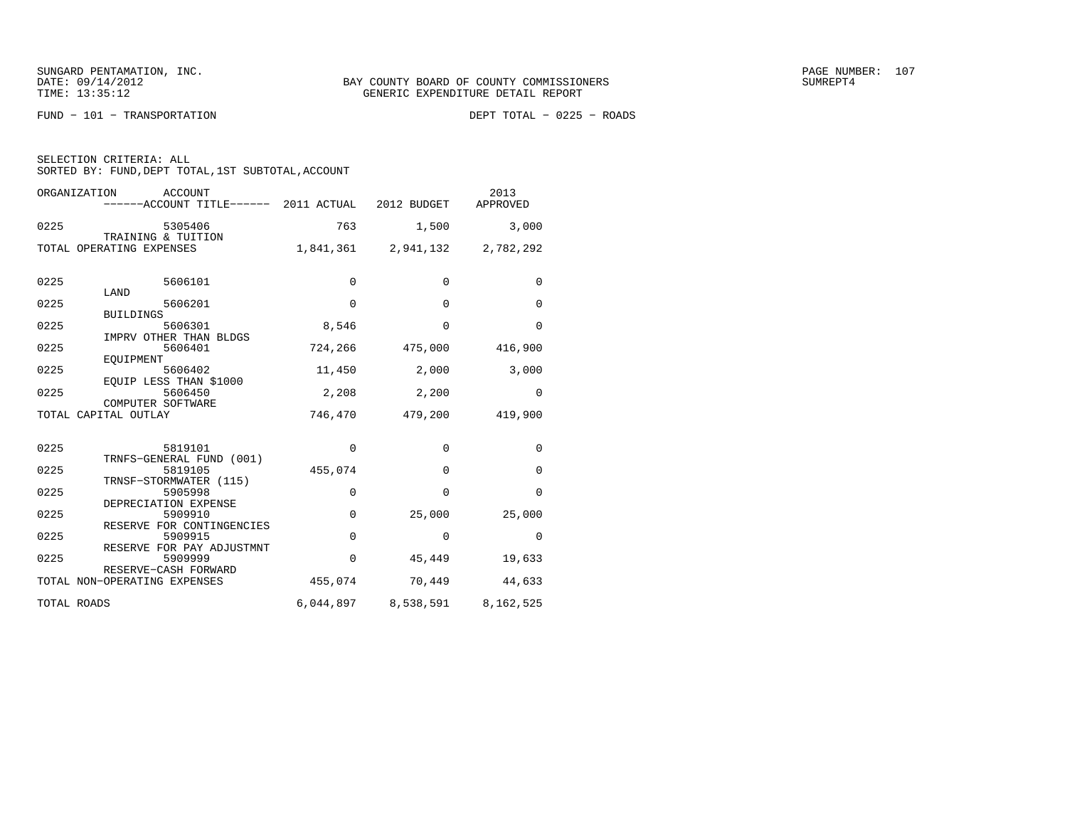SUNGARD PENTAMATION, INC.
DATE: 09/14/2012
TIME: 13:35:12

BAY COUNTY BOARD OF COUNTY COMMISSIONERS
GENERIC EXPENDITURE DETAIL REPORT

SUMREPT4

FUND − 101 − TRANSPORTATION

DEPT TOTAL − 0225 − ROADS

SELECTION CRITERIA: ALL
SORTED BY: FUND,DEPT TOTAL,1ST SUBTOTAL,ACCOUNT

| ORGANIZATION | ACCOUNT / ------ACCOUNT TITLE------ | 2011 ACTUAL | 2012 BUDGET | 2013 APPROVED |
|---|---|---|---|---|
| 0225 | 5305406 TRAINING & TUITION | 763 | 1,500 | 3,000 |
| TOTAL OPERATING EXPENSES | | 1,841,361 | 2,941,132 | 2,782,292 |
| 0225 | 5606101 LAND | 0 | 0 | 0 |
| 0225 | 5606201 BUILDINGS | 0 | 0 | 0 |
| 0225 | 5606301 IMPRV OTHER THAN BLDGS | 8,546 | 0 | 0 |
| 0225 | 5606401 EQUIPMENT | 724,266 | 475,000 | 416,900 |
| 0225 | 5606402 EQUIP LESS THAN $1000 | 11,450 | 2,000 | 3,000 |
| 0225 | 5606450 COMPUTER SOFTWARE | 2,208 | 2,200 | 0 |
| TOTAL CAPITAL OUTLAY | | 746,470 | 479,200 | 419,900 |
| 0225 | 5819101 TRNFS−GENERAL FUND (001) | 0 | 0 | 0 |
| 0225 | 5819105 TRNSF−STORMWATER (115) | 455,074 | 0 | 0 |
| 0225 | 5905998 DEPRECIATION EXPENSE | 0 | 0 | 0 |
| 0225 | 5909910 RESERVE FOR CONTINGENCIES | 0 | 25,000 | 25,000 |
| 0225 | 5909915 RESERVE FOR PAY ADJUSTMNT | 0 | 0 | 0 |
| 0225 | 5909999 RESERVE−CASH FORWARD | 0 | 45,449 | 19,633 |
| TOTAL NON−OPERATING EXPENSES | | 455,074 | 70,449 | 44,633 |
| TOTAL ROADS | | 6,044,897 | 8,538,591 | 8,162,525 |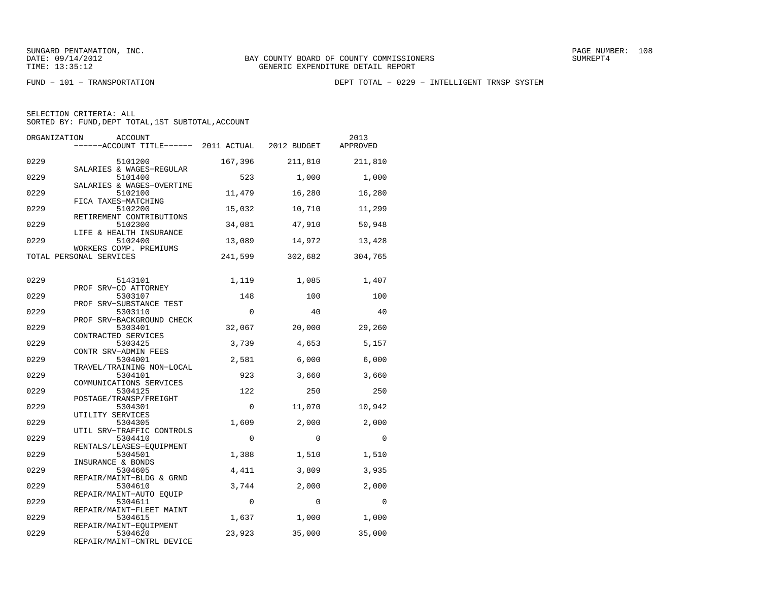SUNGARD PENTAMATION, INC.
DATE: 09/14/2012
TIME: 13:35:12

BAY COUNTY BOARD OF COUNTY COMMISSIONERS
GENERIC EXPENDITURE DETAIL REPORT

SUMREPT4

FUND - 101 - TRANSPORTATION

DEPT TOTAL - 0229 - INTELLIGENT TRNSP SYSTEM

SELECTION CRITERIA: ALL
SORTED BY: FUND,DEPT TOTAL,1ST SUBTOTAL,ACCOUNT

| ORGANIZATION | ACCOUNT / ACCOUNT TITLE | 2011 ACTUAL | 2012 BUDGET | 2013 APPROVED |
|---|---|---|---|---|
| 0229 | 5101200 SALARIES & WAGES-REGULAR | 167,396 | 211,810 | 211,810 |
| 0229 | 5101400 SALARIES & WAGES-OVERTIME | 523 | 1,000 | 1,000 |
| 0229 | 5102100 FICA TAXES-MATCHING | 11,479 | 16,280 | 16,280 |
| 0229 | 5102200 RETIREMENT CONTRIBUTIONS | 15,032 | 10,710 | 11,299 |
| 0229 | 5102300 LIFE & HEALTH INSURANCE | 34,081 | 47,910 | 50,948 |
| 0229 | 5102400 WORKERS COMP. PREMIUMS | 13,089 | 14,972 | 13,428 |
| TOTAL PERSONAL SERVICES | | 241,599 | 302,682 | 304,765 |
| 0229 | 5143101 PROF SRV-CO ATTORNEY | 1,119 | 1,085 | 1,407 |
| 0229 | 5303107 PROF SRV-SUBSTANCE TEST | 148 | 100 | 100 |
| 0229 | 5303110 PROF SRV-BACKGROUND CHECK | 0 | 40 | 40 |
| 0229 | 5303401 CONTRACTED SERVICES | 32,067 | 20,000 | 29,260 |
| 0229 | 5303425 CONTR SRV-ADMIN FEES | 3,739 | 4,653 | 5,157 |
| 0229 | 5304001 TRAVEL/TRAINING NON-LOCAL | 2,581 | 6,000 | 6,000 |
| 0229 | 5304101 COMMUNICATIONS SERVICES | 923 | 3,660 | 3,660 |
| 0229 | 5304125 POSTAGE/TRANSP/FREIGHT | 122 | 250 | 250 |
| 0229 | 5304301 UTILITY SERVICES | 0 | 11,070 | 10,942 |
| 0229 | 5304305 UTIL SRV-TRAFFIC CONTROLS | 1,609 | 2,000 | 2,000 |
| 0229 | 5304410 RENTALS/LEASES-EQUIPMENT | 0 | 0 | 0 |
| 0229 | 5304501 INSURANCE & BONDS | 1,388 | 1,510 | 1,510 |
| 0229 | 5304605 REPAIR/MAINT-BLDG & GRND | 4,411 | 3,809 | 3,935 |
| 0229 | 5304610 REPAIR/MAINT-AUTO EQUIP | 3,744 | 2,000 | 2,000 |
| 0229 | 5304611 REPAIR/MAINT-FLEET MAINT | 0 | 0 | 0 |
| 0229 | 5304615 REPAIR/MAINT-EQUIPMENT | 1,637 | 1,000 | 1,000 |
| 0229 | 5304620 REPAIR/MAINT-CNTRL DEVICE | 23,923 | 35,000 | 35,000 |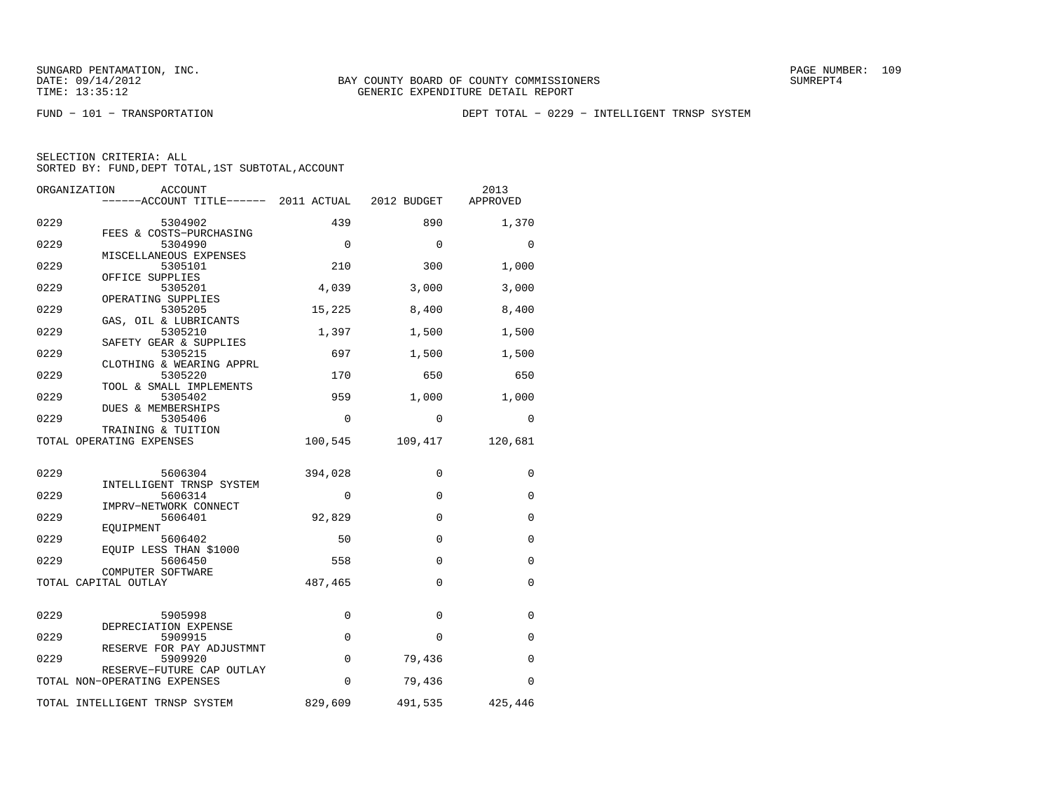SUNGARD PENTAMATION, INC.
DATE: 09/14/2012
TIME: 13:35:12

BAY COUNTY BOARD OF COUNTY COMMISSIONERS
GENERIC EXPENDITURE DETAIL REPORT

SUMREPT4

FUND − 101 − TRANSPORTATION

DEPT TOTAL − 0229 − INTELLIGENT TRNSP SYSTEM

SELECTION CRITERIA: ALL
SORTED BY: FUND,DEPT TOTAL,1ST SUBTOTAL,ACCOUNT

| ORGANIZATION | ACCOUNT / ------ACCOUNT TITLE------ | 2011 ACTUAL | 2012 BUDGET | 2013 APPROVED |
|---|---|---|---|---|
| 0229 | 5304902 FEES & COSTS−PURCHASING | 439 | 890 | 1,370 |
| 0229 | 5304990 MISCELLANEOUS EXPENSES | 0 | 0 | 0 |
| 0229 | 5305101 OFFICE SUPPLIES | 210 | 300 | 1,000 |
| 0229 | 5305201 OPERATING SUPPLIES | 4,039 | 3,000 | 3,000 |
| 0229 | 5305205 GAS, OIL & LUBRICANTS | 15,225 | 8,400 | 8,400 |
| 0229 | 5305210 SAFETY GEAR & SUPPLIES | 1,397 | 1,500 | 1,500 |
| 0229 | 5305215 CLOTHING & WEARING APPRL | 697 | 1,500 | 1,500 |
| 0229 | 5305220 TOOL & SMALL IMPLEMENTS | 170 | 650 | 650 |
| 0229 | 5305402 DUES & MEMBERSHIPS | 959 | 1,000 | 1,000 |
| 0229 | 5305406 TRAINING & TUITION | 0 | 0 | 0 |
| TOTAL OPERATING EXPENSES | | 100,545 | 109,417 | 120,681 |
| 0229 | 5606304 INTELLIGENT TRNSP SYSTEM | 394,028 | 0 | 0 |
| 0229 | 5606314 IMPRV−NETWORK CONNECT | 0 | 0 | 0 |
| 0229 | 5606401 EQUIPMENT | 92,829 | 0 | 0 |
| 0229 | 5606402 EQUIP LESS THAN $1000 | 50 | 0 | 0 |
| 0229 | 5606450 COMPUTER SOFTWARE | 558 | 0 | 0 |
| TOTAL CAPITAL OUTLAY | | 487,465 | 0 | 0 |
| 0229 | 5905998 DEPRECIATION EXPENSE | 0 | 0 | 0 |
| 0229 | 5909915 RESERVE FOR PAY ADJUSTMNT | 0 | 0 | 0 |
| 0229 | 5909920 RESERVE−FUTURE CAP OUTLAY | 0 | 79,436 | 0 |
| TOTAL NON−OPERATING EXPENSES | | 0 | 79,436 | 0 |
| TOTAL INTELLIGENT TRNSP SYSTEM | | 829,609 | 491,535 | 425,446 |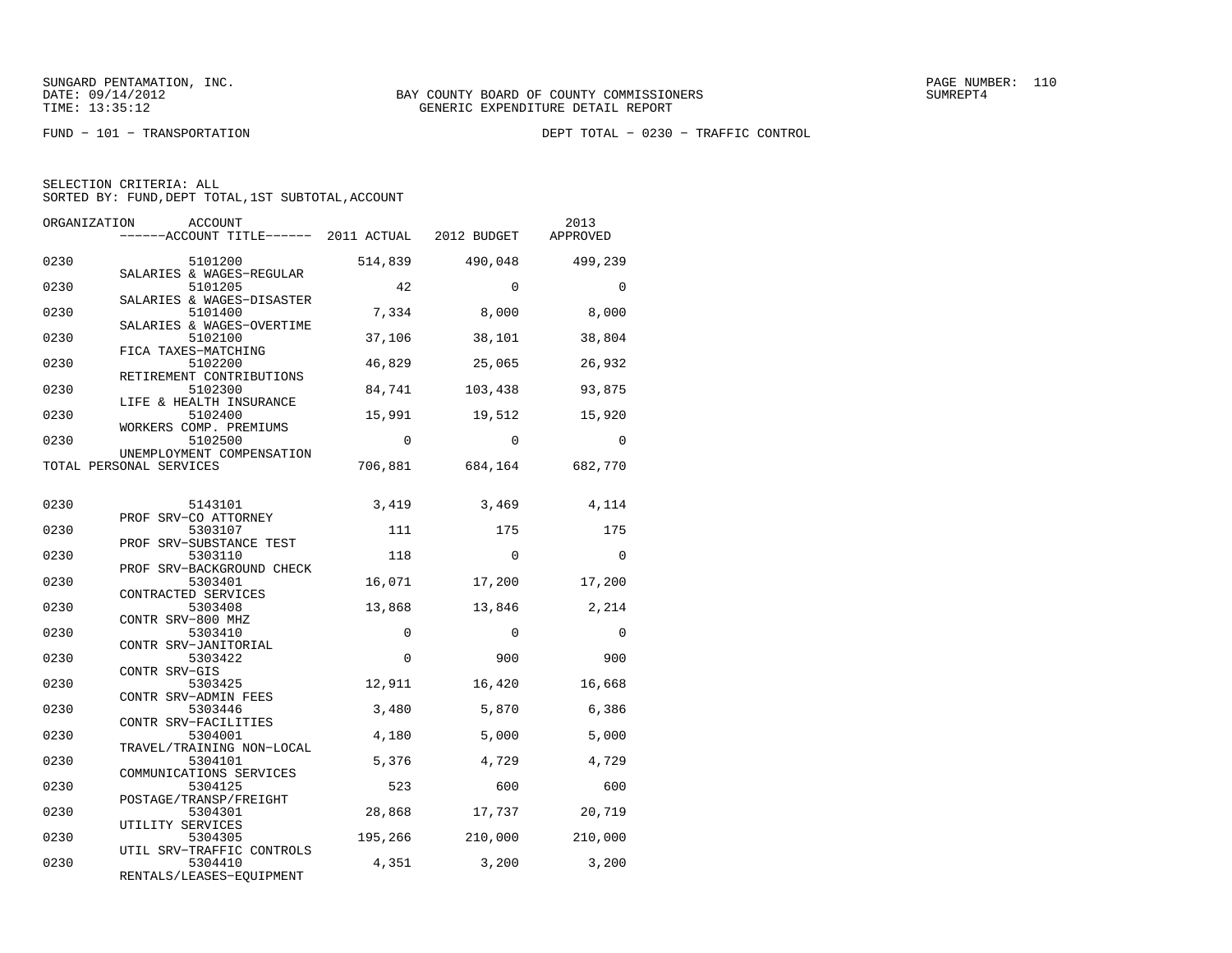SUNGARD PENTAMATION, INC.
DATE: 09/14/2012
TIME: 13:35:12

BAY COUNTY BOARD OF COUNTY COMMISSIONERS
GENERIC EXPENDITURE DETAIL REPORT

PAGE NUMBER: 110
SUMREPT4

FUND − 101 − TRANSPORTATION

DEPT TOTAL − 0230 − TRAFFIC CONTROL

SELECTION CRITERIA: ALL
SORTED BY: FUND,DEPT TOTAL,1ST SUBTOTAL,ACCOUNT

| ORGANIZATION | ACCOUNT / ACCOUNT TITLE | 2011 ACTUAL | 2012 BUDGET | 2013 APPROVED |
|---|---|---|---|---|
| 0230 | 5101200 SALARIES & WAGES−REGULAR | 514,839 | 490,048 | 499,239 |
| 0230 | 5101205 SALARIES & WAGES−DISASTER | 42 | 0 | 0 |
| 0230 | 5101400 SALARIES & WAGES−OVERTIME | 7,334 | 8,000 | 8,000 |
| 0230 | 5102100 FICA TAXES−MATCHING | 37,106 | 38,101 | 38,804 |
| 0230 | 5102200 RETIREMENT CONTRIBUTIONS | 46,829 | 25,065 | 26,932 |
| 0230 | 5102300 LIFE & HEALTH INSURANCE | 84,741 | 103,438 | 93,875 |
| 0230 | 5102400 WORKERS COMP. PREMIUMS | 15,991 | 19,512 | 15,920 |
| 0230 | 5102500 UNEMPLOYMENT COMPENSATION | 0 | 0 | 0 |
| TOTAL PERSONAL SERVICES | | 706,881 | 684,164 | 682,770 |
| 0230 | 5143101 PROF SRV−CO ATTORNEY | 3,419 | 3,469 | 4,114 |
| 0230 | 5303107 PROF SRV−SUBSTANCE TEST | 111 | 175 | 175 |
| 0230 | 5303110 PROF SRV−BACKGROUND CHECK | 118 | 0 | 0 |
| 0230 | 5303401 CONTRACTED SERVICES | 16,071 | 17,200 | 17,200 |
| 0230 | 5303408 CONTR SRV−800 MHZ | 13,868 | 13,846 | 2,214 |
| 0230 | 5303410 CONTR SRV−JANITORIAL | 0 | 0 | 0 |
| 0230 | 5303422 CONTR SRV−GIS | 0 | 900 | 900 |
| 0230 | 5303425 CONTR SRV−ADMIN FEES | 12,911 | 16,420 | 16,668 |
| 0230 | 5303446 CONTR SRV−FACILITIES | 3,480 | 5,870 | 6,386 |
| 0230 | 5304001 TRAVEL/TRAINING NON−LOCAL | 4,180 | 5,000 | 5,000 |
| 0230 | 5304101 COMMUNICATIONS SERVICES | 5,376 | 4,729 | 4,729 |
| 0230 | 5304125 POSTAGE/TRANSP/FREIGHT | 523 | 600 | 600 |
| 0230 | 5304301 UTILITY SERVICES | 28,868 | 17,737 | 20,719 |
| 0230 | 5304305 UTIL SRV−TRAFFIC CONTROLS | 195,266 | 210,000 | 210,000 |
| 0230 | 5304410 RENTALS/LEASES−EQUIPMENT | 4,351 | 3,200 | 3,200 |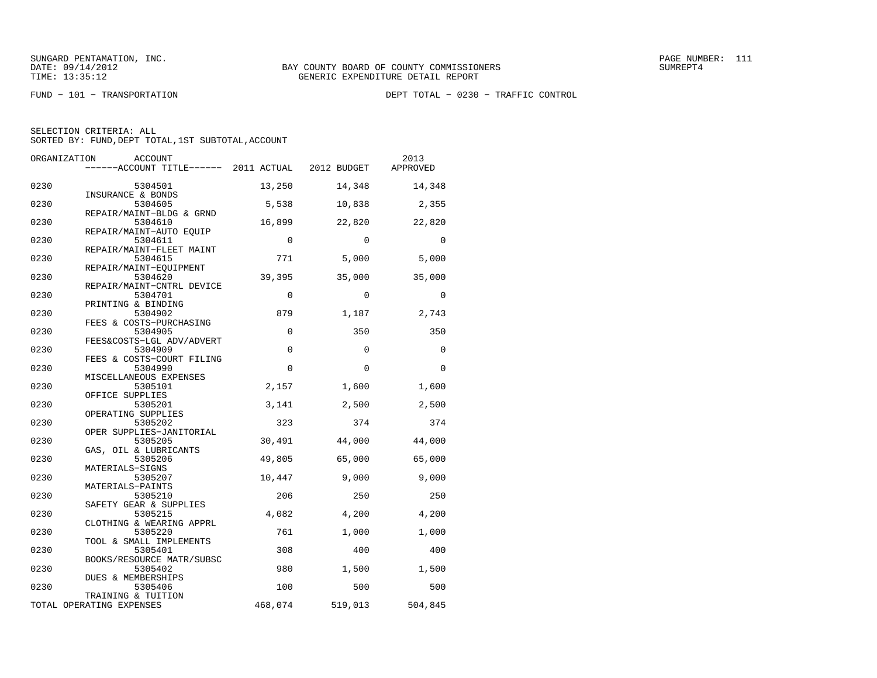SUNGARD PENTAMATION, INC.
DATE: 09/14/2012
TIME: 13:35:12

BAY COUNTY BOARD OF COUNTY COMMISSIONERS
GENERIC EXPENDITURE DETAIL REPORT

PAGE NUMBER: 111
SUMREPT4

FUND − 101 − TRANSPORTATION

DEPT TOTAL − 0230 − TRAFFIC CONTROL

SELECTION CRITERIA: ALL
SORTED BY: FUND,DEPT TOTAL,1ST SUBTOTAL,ACCOUNT

| ORGANIZATION | ACCOUNT / ACCOUNT TITLE | 2011 ACTUAL | 2012 BUDGET | 2013 APPROVED |
|---|---|---|---|---|
| 0230 | 5304501 INSURANCE & BONDS | 13,250 | 14,348 | 14,348 |
| 0230 | 5304605 REPAIR/MAINT−BLDG & GRND | 5,538 | 10,838 | 2,355 |
| 0230 | 5304610 REPAIR/MAINT−AUTO EQUIP | 16,899 | 22,820 | 22,820 |
| 0230 | 5304611 REPAIR/MAINT−FLEET MAINT | 0 | 0 | 0 |
| 0230 | 5304615 REPAIR/MAINT−EQUIPMENT | 771 | 5,000 | 5,000 |
| 0230 | 5304620 REPAIR/MAINT−CNTRL DEVICE | 39,395 | 35,000 | 35,000 |
| 0230 | 5304701 PRINTING & BINDING | 0 | 0 | 0 |
| 0230 | 5304902 FEES & COSTS−PURCHASING | 879 | 1,187 | 2,743 |
| 0230 | 5304905 FEES&COSTS−LGL ADV/ADVERT | 0 | 350 | 350 |
| 0230 | 5304909 FEES & COSTS−COURT FILING | 0 | 0 | 0 |
| 0230 | 5304990 MISCELLANEOUS EXPENSES | 0 | 0 | 0 |
| 0230 | 5305101 OFFICE SUPPLIES | 2,157 | 1,600 | 1,600 |
| 0230 | 5305201 OPERATING SUPPLIES | 3,141 | 2,500 | 2,500 |
| 0230 | 5305202 OPER SUPPLIES−JANITORIAL | 323 | 374 | 374 |
| 0230 | 5305205 GAS, OIL & LUBRICANTS | 30,491 | 44,000 | 44,000 |
| 0230 | 5305206 MATERIALS−SIGNS | 49,805 | 65,000 | 65,000 |
| 0230 | 5305207 MATERIALS−PAINTS | 10,447 | 9,000 | 9,000 |
| 0230 | 5305210 SAFETY GEAR & SUPPLIES | 206 | 250 | 250 |
| 0230 | 5305215 CLOTHING & WEARING APPRL | 4,082 | 4,200 | 4,200 |
| 0230 | 5305220 TOOL & SMALL IMPLEMENTS | 761 | 1,000 | 1,000 |
| 0230 | 5305401 BOOKS/RESOURCE MATR/SUBSC | 308 | 400 | 400 |
| 0230 | 5305402 DUES & MEMBERSHIPS | 980 | 1,500 | 1,500 |
| 0230 | 5305406 TRAINING & TUITION | 100 | 500 | 500 |
| TOTAL OPERATING EXPENSES | | 468,074 | 519,013 | 504,845 |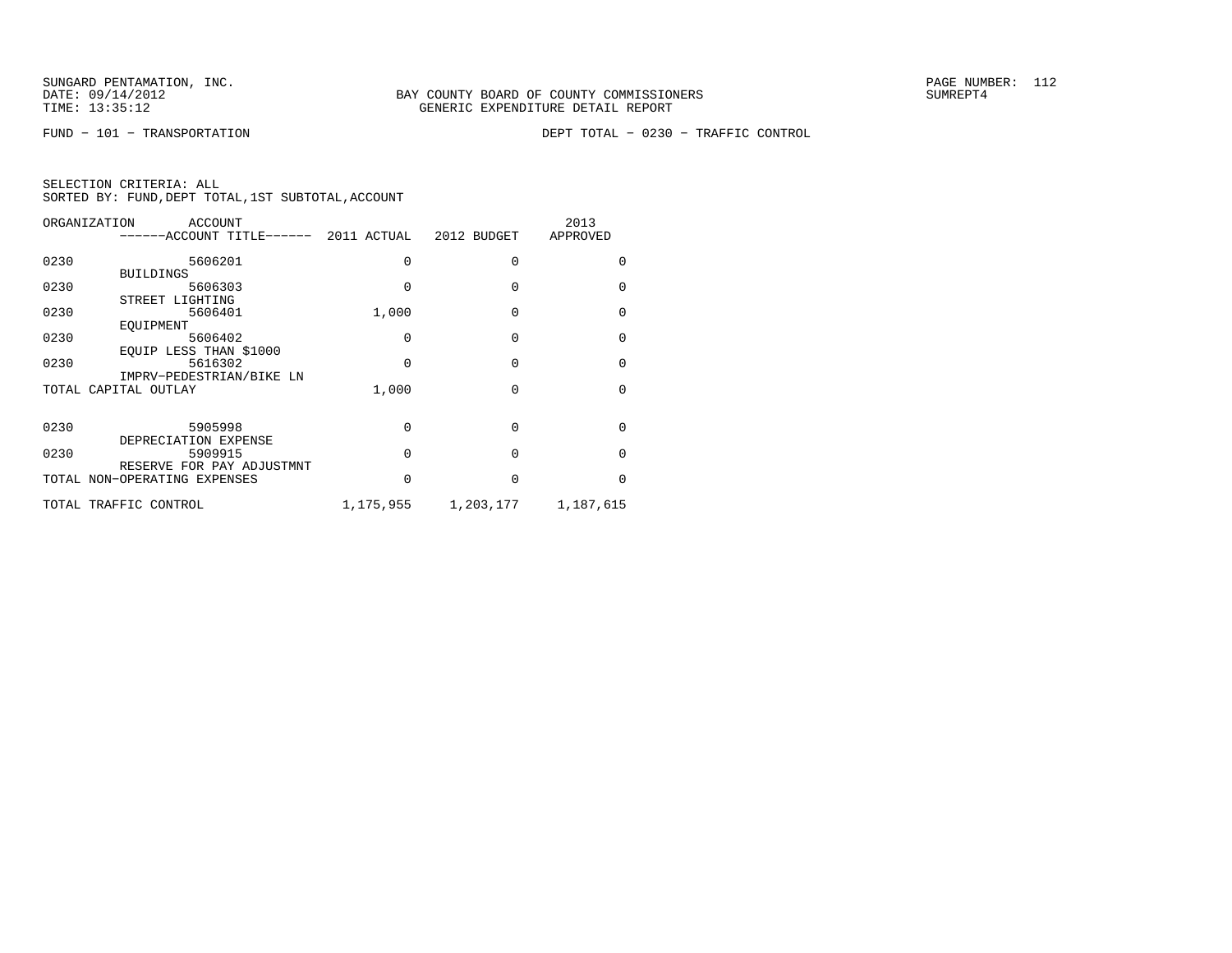SUNGARD PENTAMATION, INC.
DATE: 09/14/2012
TIME: 13:35:12

BAY COUNTY BOARD OF COUNTY COMMISSIONERS
GENERIC EXPENDITURE DETAIL REPORT

SUMREPT4

FUND − 101 − TRANSPORTATION　　　　DEPT TOTAL − 0230 − TRAFFIC CONTROL

SELECTION CRITERIA: ALL
SORTED BY: FUND,DEPT TOTAL,1ST SUBTOTAL,ACCOUNT

| ORGANIZATION | ACCOUNT / ------ACCOUNT TITLE------ | 2011 ACTUAL | 2012 BUDGET | 2013 APPROVED |
|---|---|---|---|---|
| 0230 | 5606201 BUILDINGS | 0 | 0 | 0 |
| 0230 | 5606303 STREET LIGHTING | 0 | 0 | 0 |
| 0230 | 5606401 EQUIPMENT | 1,000 | 0 | 0 |
| 0230 | 5606402 EQUIP LESS THAN $1000 | 0 | 0 | 0 |
| 0230 | 5616302 IMPRV−PEDESTRIAN/BIKE LN | 0 | 0 | 0 |
| TOTAL CAPITAL OUTLAY | | 1,000 | 0 | 0 |
| 0230 | 5905998 DEPRECIATION EXPENSE | 0 | 0 | 0 |
| 0230 | 5909915 RESERVE FOR PAY ADJUSTMNT | 0 | 0 | 0 |
| TOTAL NON−OPERATING EXPENSES | | 0 | 0 | 0 |
| TOTAL TRAFFIC CONTROL | | 1,175,955 | 1,203,177 | 1,187,615 |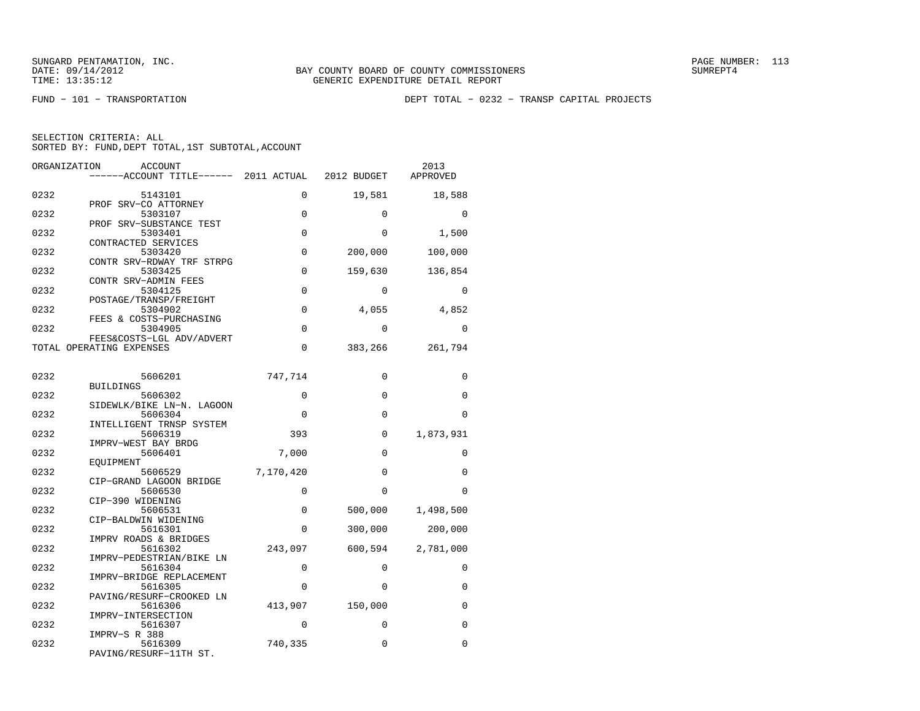SUNGARD PENTAMATION, INC.
DATE: 09/14/2012
TIME: 13:35:12

BAY COUNTY BOARD OF COUNTY COMMISSIONERS
GENERIC EXPENDITURE DETAIL REPORT

SUMREPT4

FUND − 101 − TRANSPORTATION

DEPT TOTAL − 0232 − TRANSP CAPITAL PROJECTS

SELECTION CRITERIA: ALL
SORTED BY: FUND,DEPT TOTAL,1ST SUBTOTAL,ACCOUNT

| ORGANIZATION | ACCOUNT / ACCOUNT TITLE | 2011 ACTUAL | 2012 BUDGET | 2013 APPROVED |
|---|---|---|---|---|
| 0232 | 5143101 PROF SRV−CO ATTORNEY | 0 | 19,581 | 18,588 |
| 0232 | 5303107 PROF SRV−SUBSTANCE TEST | 0 | 0 | 0 |
| 0232 | 5303401 CONTRACTED SERVICES | 0 | 0 | 1,500 |
| 0232 | 5303420 CONTR SRV−RDWAY TRF STRPG | 0 | 200,000 | 100,000 |
| 0232 | 5303425 CONTR SRV−ADMIN FEES | 0 | 159,630 | 136,854 |
| 0232 | 5304125 POSTAGE/TRANSP/FREIGHT | 0 | 0 | 0 |
| 0232 | 5304902 FEES & COSTS−PURCHASING | 0 | 4,055 | 4,852 |
| 0232 | 5304905 FEES&COSTS−LGL ADV/ADVERT | 0 | 0 | 0 |
| TOTAL OPERATING EXPENSES | | 0 | 383,266 | 261,794 |
| 0232 | 5606201 BUILDINGS | 747,714 | 0 | 0 |
| 0232 | 5606302 SIDEWLK/BIKE LN−N. LAGOON | 0 | 0 | 0 |
| 0232 | 5606304 INTELLIGENT TRNSP SYSTEM | 0 | 0 | 0 |
| 0232 | 5606319 IMPRV−WEST BAY BRDG | 393 | 0 | 1,873,931 |
| 0232 | 5606401 EQUIPMENT | 7,000 | 0 | 0 |
| 0232 | 5606529 CIP−GRAND LAGOON BRIDGE | 7,170,420 | 0 | 0 |
| 0232 | 5606530 CIP−390 WIDENING | 0 | 0 | 0 |
| 0232 | 5606531 CIP−BALDWIN WIDENING | 0 | 500,000 | 1,498,500 |
| 0232 | 5616301 IMPRV ROADS & BRIDGES | 0 | 300,000 | 200,000 |
| 0232 | 5616302 IMPRV−PEDESTRIAN/BIKE LN | 243,097 | 600,594 | 2,781,000 |
| 0232 | 5616304 IMPRV−BRIDGE REPLACEMENT | 0 | 0 | 0 |
| 0232 | 5616305 PAVING/RESURF−CROOKED LN | 0 | 0 | 0 |
| 0232 | 5616306 IMPRV−INTERSECTION | 413,907 | 150,000 | 0 |
| 0232 | 5616307 IMPRV−S R 388 | 0 | 0 | 0 |
| 0232 | 5616309 PAVING/RESURF−11TH ST. | 740,335 | 0 | 0 |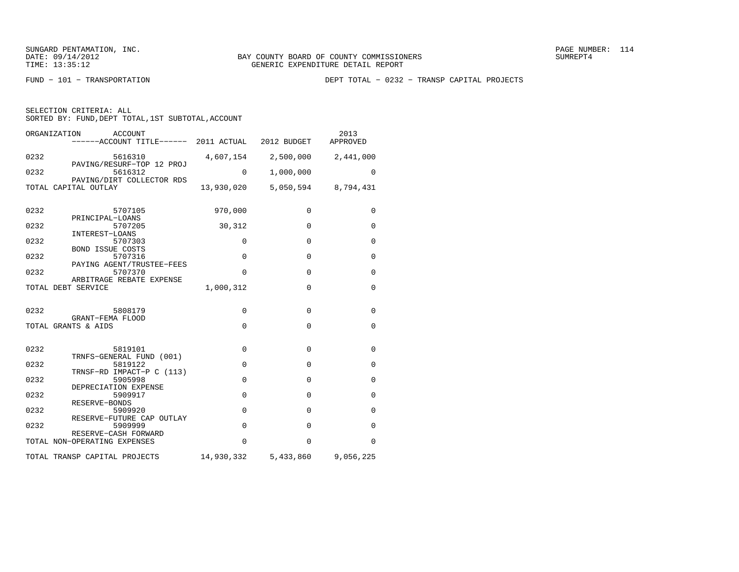SUNGARD PENTAMATION, INC.
DATE: 09/14/2012
TIME: 13:35:12

BAY COUNTY BOARD OF COUNTY COMMISSIONERS
GENERIC EXPENDITURE DETAIL REPORT

SUMREPT4

FUND - 101 - TRANSPORTATION

DEPT TOTAL - 0232 - TRANSP CAPITAL PROJECTS

SELECTION CRITERIA: ALL
SORTED BY: FUND,DEPT TOTAL,1ST SUBTOTAL,ACCOUNT

| ORGANIZATION | ACCOUNT / ------ACCOUNT TITLE------ | 2011 ACTUAL | 2012 BUDGET | 2013 APPROVED |
|---|---|---|---|---|
| 0232 | 5616310 PAVING/RESURF-TOP 12 PROJ | 4,607,154 | 2,500,000 | 2,441,000 |
| 0232 | 5616312 PAVING/DIRT COLLECTOR RDS | 0 | 1,000,000 | 0 |
| TOTAL CAPITAL OUTLAY | | 13,930,020 | 5,050,594 | 8,794,431 |
| 0232 | 5707105 PRINCIPAL-LOANS | 970,000 | 0 | 0 |
| 0232 | 5707205 INTEREST-LOANS | 30,312 | 0 | 0 |
| 0232 | 5707303 BOND ISSUE COSTS | 0 | 0 | 0 |
| 0232 | 5707316 PAYING AGENT/TRUSTEE-FEES | 0 | 0 | 0 |
| 0232 | 5707370 ARBITRAGE REBATE EXPENSE | 0 | 0 | 0 |
| TOTAL DEBT SERVICE | | 1,000,312 | 0 | 0 |
| 0232 | 5808179 GRANT-FEMA FLOOD | 0 | 0 | 0 |
| TOTAL GRANTS & AIDS | | 0 | 0 | 0 |
| 0232 | 5819101 TRNFS-GENERAL FUND (001) | 0 | 0 | 0 |
| 0232 | 5819122 TRNSF-RD IMPACT-P C (113) | 0 | 0 | 0 |
| 0232 | 5905998 DEPRECIATION EXPENSE | 0 | 0 | 0 |
| 0232 | 5909917 RESERVE-BONDS | 0 | 0 | 0 |
| 0232 | 5909920 RESERVE-FUTURE CAP OUTLAY | 0 | 0 | 0 |
| 0232 | 5909999 RESERVE-CASH FORWARD | 0 | 0 | 0 |
| TOTAL NON-OPERATING EXPENSES | | 0 | 0 | 0 |
| TOTAL TRANSP CAPITAL PROJECTS | | 14,930,332 | 5,433,860 | 9,056,225 |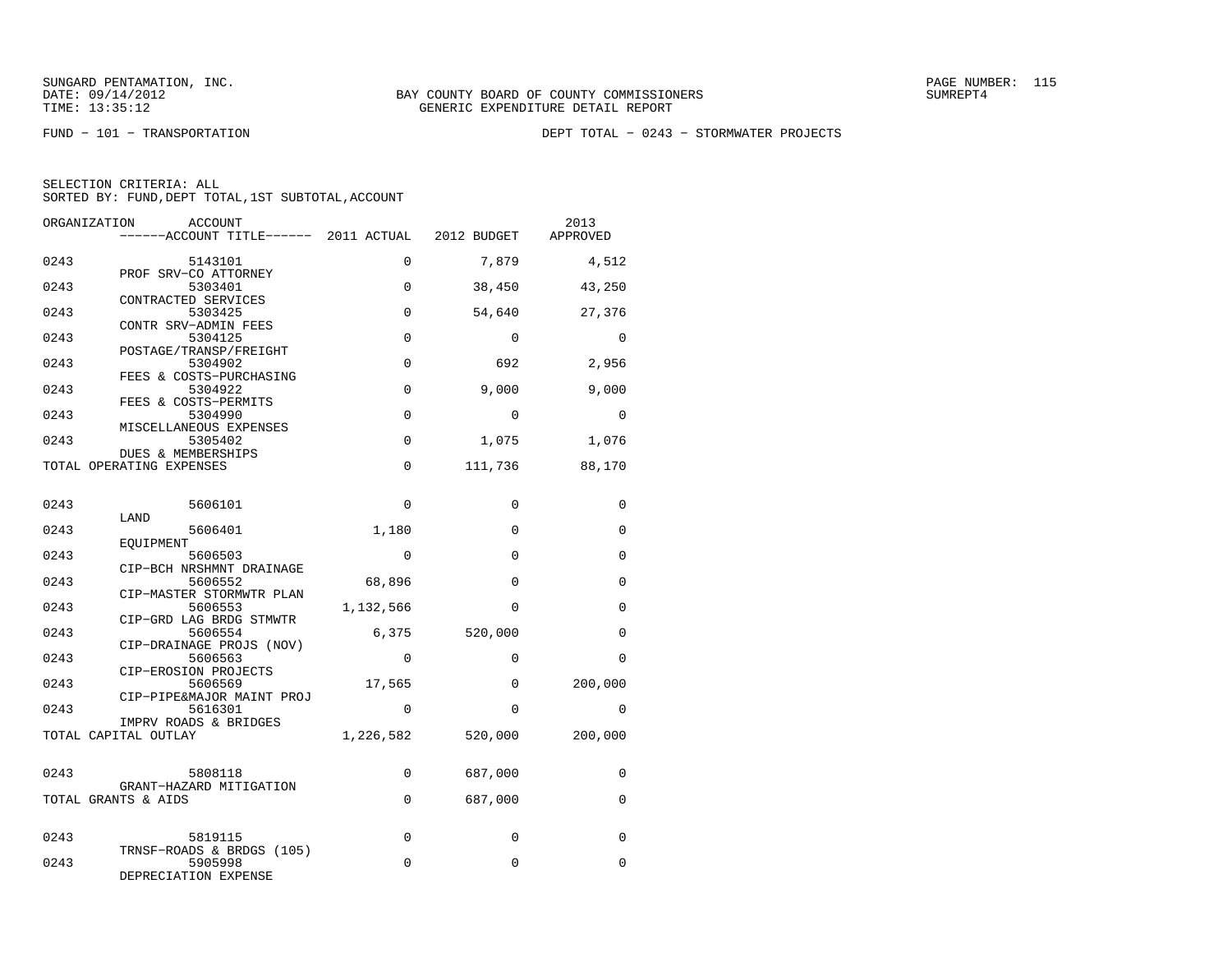BAY COUNTY BOARD OF COUNTY COMMISSIONERS
GENERIC EXPENDITURE DETAIL REPORT

FUND − 101 − TRANSPORTATION

DEPT TOTAL − 0243 − STORMWATER PROJECTS

SELECTION CRITERIA: ALL
SORTED BY: FUND,DEPT TOTAL,1ST SUBTOTAL,ACCOUNT

| ORGANIZATION | ACCOUNT / ACCOUNT TITLE | 2011 ACTUAL | 2012 BUDGET | 2013 APPROVED |
|---|---|---|---|---|
| 0243 | 5143101 PROF SRV−CO ATTORNEY | 0 | 7,879 | 4,512 |
| 0243 | 5303401 CONTRACTED SERVICES | 0 | 38,450 | 43,250 |
| 0243 | 5303425 CONTR SRV−ADMIN FEES | 0 | 54,640 | 27,376 |
| 0243 | 5304125 POSTAGE/TRANSP/FREIGHT | 0 | 0 | 0 |
| 0243 | 5304902 FEES & COSTS−PURCHASING | 0 | 692 | 2,956 |
| 0243 | 5304922 FEES & COSTS−PERMITS | 0 | 9,000 | 9,000 |
| 0243 | 5304990 MISCELLANEOUS EXPENSES | 0 | 0 | 0 |
| 0243 | 5305402 DUES & MEMBERSHIPS | 0 | 1,075 | 1,076 |
| TOTAL OPERATING EXPENSES | | 0 | 111,736 | 88,170 |
| 0243 | 5606101 LAND | 0 | 0 | 0 |
| 0243 | 5606401 EQUIPMENT | 1,180 | 0 | 0 |
| 0243 | 5606503 CIP−BCH NRSHMNT DRAINAGE | 0 | 0 | 0 |
| 0243 | 5606552 CIP−MASTER STORMWTR PLAN | 68,896 | 0 | 0 |
| 0243 | 5606553 CIP−GRD LAG BRDG STMWTR | 1,132,566 | 0 | 0 |
| 0243 | 5606554 CIP−DRAINAGE PROJS (NOV) | 6,375 | 520,000 | 0 |
| 0243 | 5606563 CIP−EROSION PROJECTS | 0 | 0 | 0 |
| 0243 | 5606569 CIP−PIPE&MAJOR MAINT PROJ | 17,565 | 0 | 200,000 |
| 0243 | 5616301 IMPRV ROADS & BRIDGES | 0 | 0 | 0 |
| TOTAL CAPITAL OUTLAY | | 1,226,582 | 520,000 | 200,000 |
| 0243 | 5808118 GRANT−HAZARD MITIGATION | 0 | 687,000 | 0 |
| TOTAL GRANTS & AIDS | | 0 | 687,000 | 0 |
| 0243 | 5819115 TRNSF−ROADS & BRDGS (105) | 0 | 0 | 0 |
| 0243 | 5905998 DEPRECIATION EXPENSE | 0 | 0 | 0 |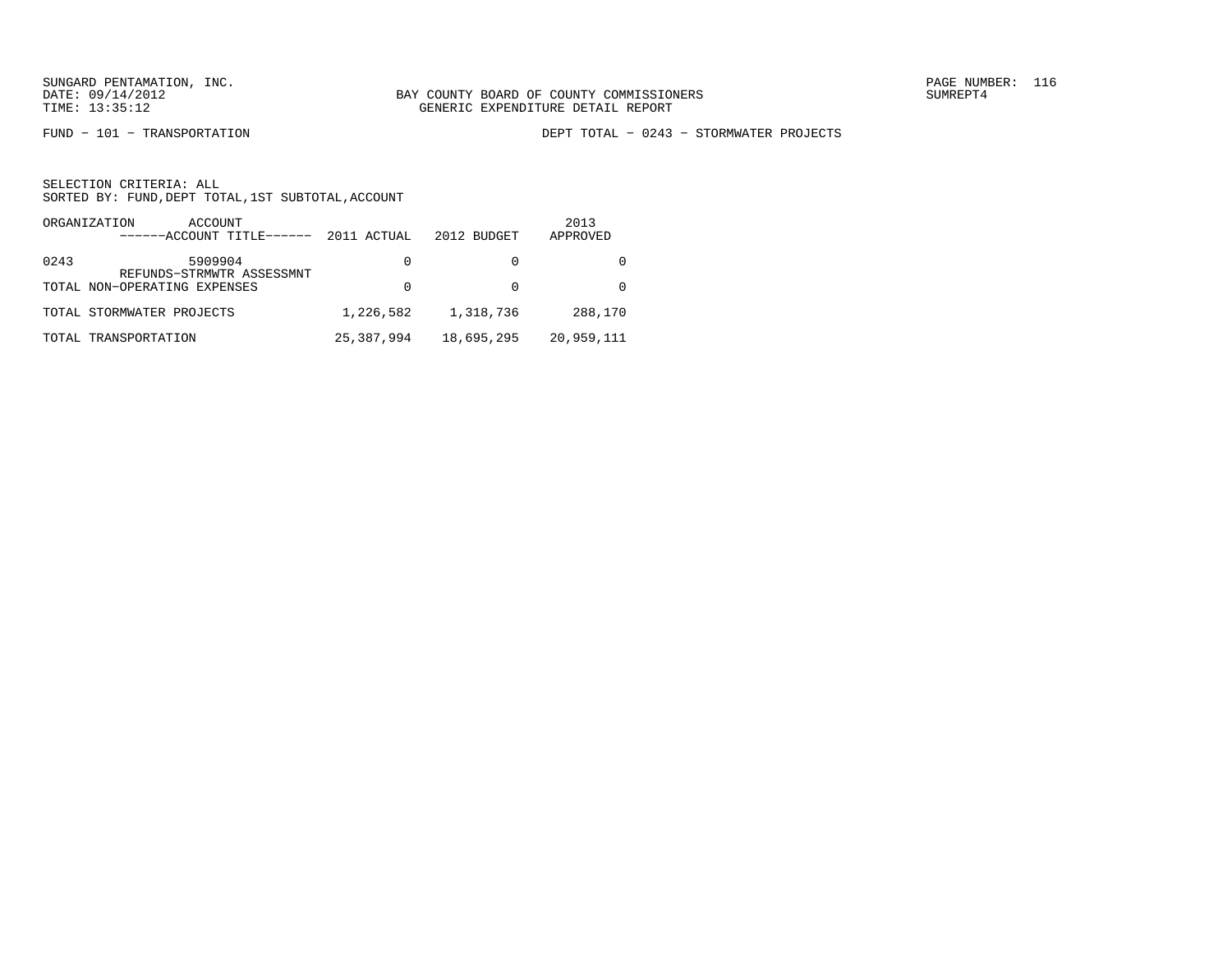BAY COUNTY BOARD OF COUNTY COMMISSIONERS
GENERIC EXPENDITURE DETAIL REPORT

FUND − 101 − TRANSPORTATION

DEPT TOTAL − 0243 − STORMWATER PROJECTS

SELECTION CRITERIA: ALL
SORTED BY: FUND,DEPT TOTAL,1ST SUBTOTAL,ACCOUNT

| ORGANIZATION | ACCOUNT ------ACCOUNT TITLE------ | 2011 ACTUAL | 2012 BUDGET | 2013 APPROVED |
|---|---|---|---|---|
| 0243 | 5909904 REFUNDS−STRMWTR ASSESSMNT | 0 | 0 | 0 |
| TOTAL NON−OPERATING EXPENSES | | 0 | 0 | 0 |
| TOTAL STORMWATER PROJECTS | | 1,226,582 | 1,318,736 | 288,170 |
| TOTAL TRANSPORTATION | | 25,387,994 | 18,695,295 | 20,959,111 |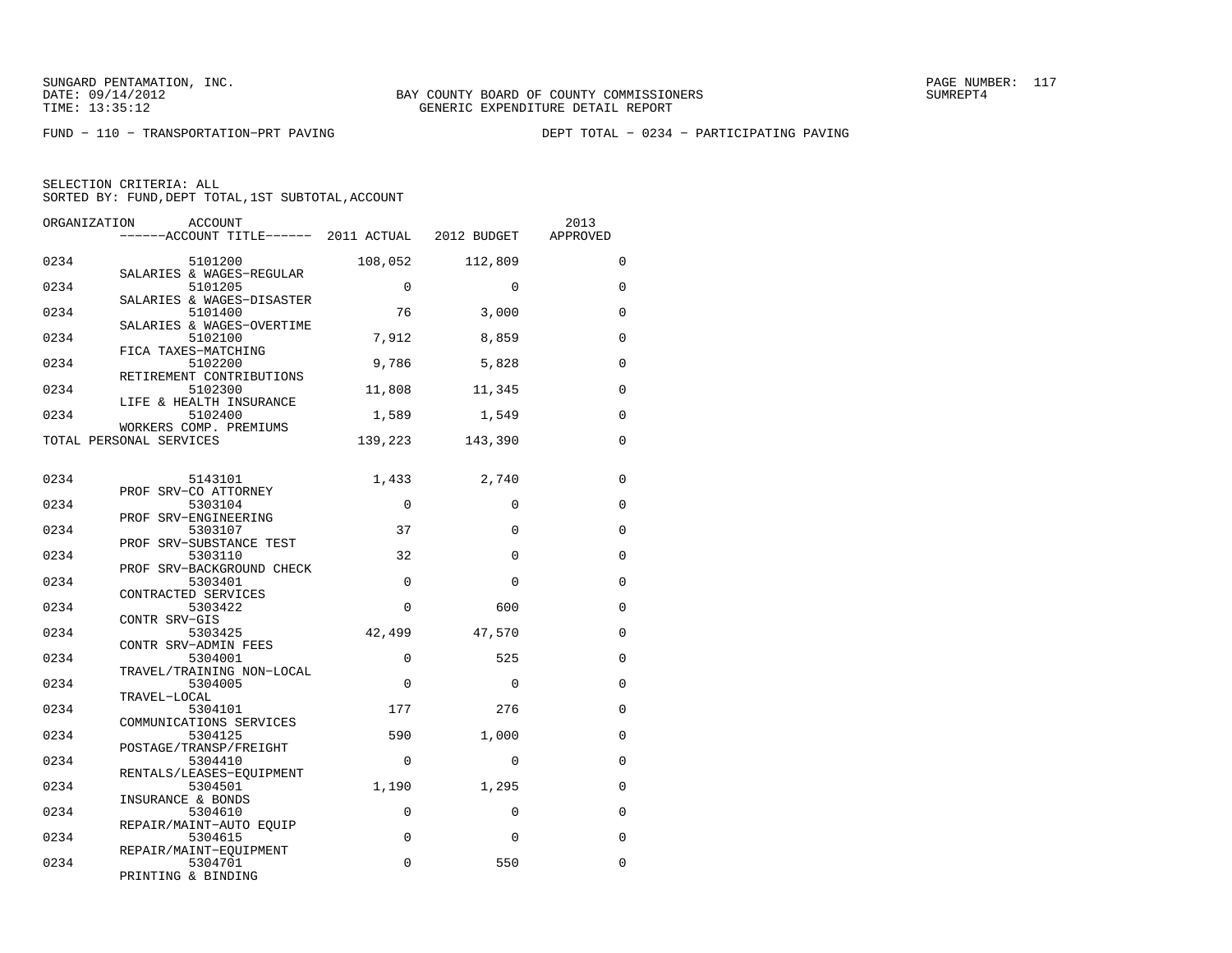FUND − 110 − TRANSPORTATION−PRT PAVING

DEPT TOTAL − 0234 − PARTICIPATING PAVING

SELECTION CRITERIA: ALL
SORTED BY: FUND,DEPT TOTAL,1ST SUBTOTAL,ACCOUNT

| ORGANIZATION | ACCOUNT / ACCOUNT TITLE | 2011 ACTUAL | 2012 BUDGET | 2013 APPROVED |
|---|---|---|---|---|
| 0234 | 5101200 SALARIES & WAGES−REGULAR | 108,052 | 112,809 | 0 |
| 0234 | 5101205 SALARIES & WAGES−DISASTER | 0 | 0 | 0 |
| 0234 | 5101400 SALARIES & WAGES−OVERTIME | 76 | 3,000 | 0 |
| 0234 | 5102100 FICA TAXES−MATCHING | 7,912 | 8,859 | 0 |
| 0234 | 5102200 RETIREMENT CONTRIBUTIONS | 9,786 | 5,828 | 0 |
| 0234 | 5102300 LIFE & HEALTH INSURANCE | 11,808 | 11,345 | 0 |
| 0234 | 5102400 WORKERS COMP. PREMIUMS | 1,589 | 1,549 | 0 |
| TOTAL PERSONAL SERVICES | | 139,223 | 143,390 | 0 |
| 0234 | 5143101 PROF SRV−CO ATTORNEY | 1,433 | 2,740 | 0 |
| 0234 | 5303104 PROF SRV−ENGINEERING | 0 | 0 | 0 |
| 0234 | 5303107 PROF SRV−SUBSTANCE TEST | 37 | 0 | 0 |
| 0234 | 5303110 PROF SRV−BACKGROUND CHECK | 32 | 0 | 0 |
| 0234 | 5303401 CONTRACTED SERVICES | 0 | 0 | 0 |
| 0234 | 5303422 CONTR SRV−GIS | 0 | 600 | 0 |
| 0234 | 5303425 CONTR SRV−ADMIN FEES | 42,499 | 47,570 | 0 |
| 0234 | 5304001 TRAVEL/TRAINING NON−LOCAL | 0 | 525 | 0 |
| 0234 | 5304005 TRAVEL−LOCAL | 0 | 0 | 0 |
| 0234 | 5304101 COMMUNICATIONS SERVICES | 177 | 276 | 0 |
| 0234 | 5304125 POSTAGE/TRANSP/FREIGHT | 590 | 1,000 | 0 |
| 0234 | 5304410 RENTALS/LEASES−EQUIPMENT | 0 | 0 | 0 |
| 0234 | 5304501 INSURANCE & BONDS | 1,190 | 1,295 | 0 |
| 0234 | 5304610 REPAIR/MAINT−AUTO EQUIP | 0 | 0 | 0 |
| 0234 | 5304615 REPAIR/MAINT−EQUIPMENT | 0 | 0 | 0 |
| 0234 | 5304701 PRINTING & BINDING | 0 | 550 | 0 |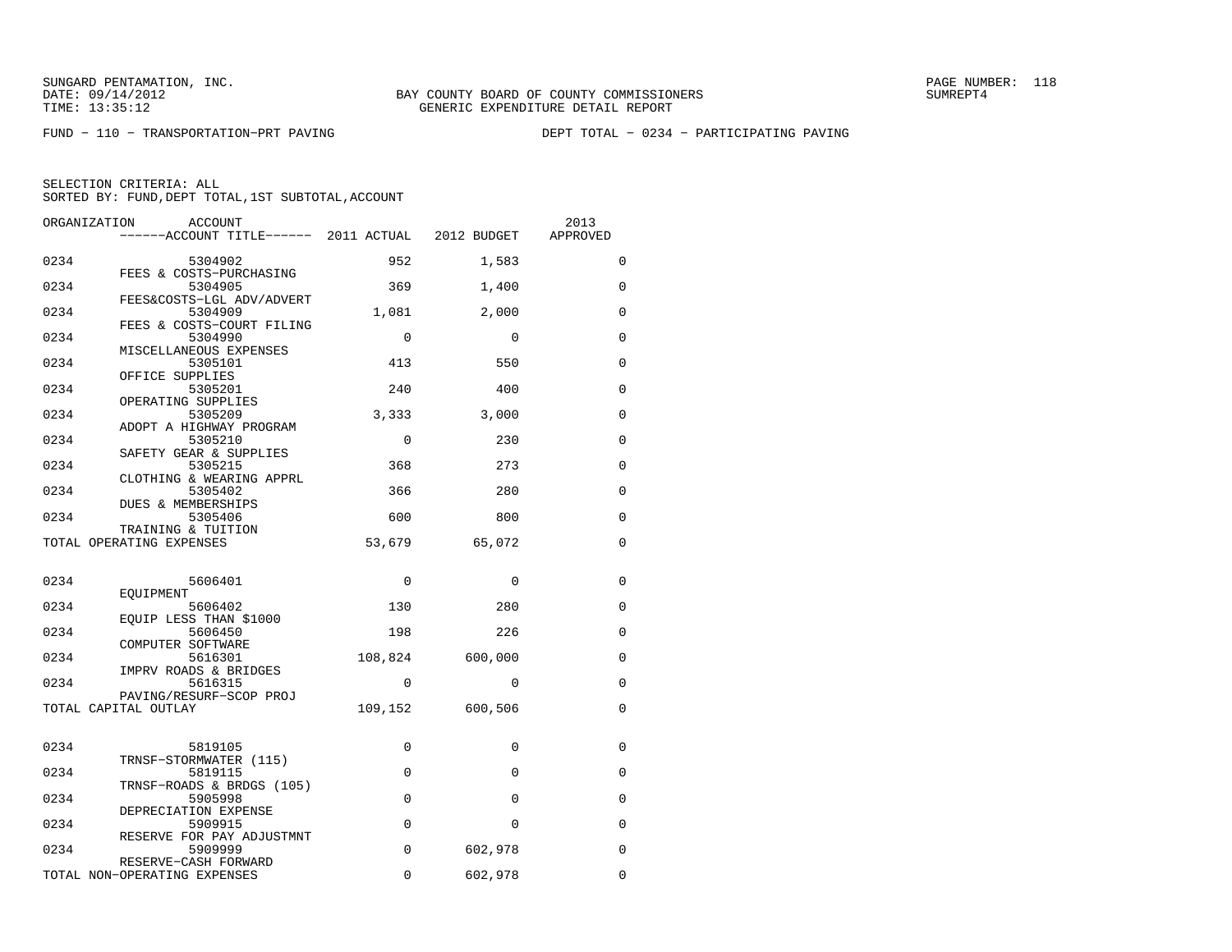SUNGARD PENTAMATION, INC.
DATE: 09/14/2012
TIME: 13:35:12

BAY COUNTY BOARD OF COUNTY COMMISSIONERS
GENERIC EXPENDITURE DETAIL REPORT

SUMREPT4

FUND − 110 − TRANSPORTATION−PRT PAVING

DEPT TOTAL − 0234 − PARTICIPATING PAVING

SELECTION CRITERIA: ALL
SORTED BY: FUND,DEPT TOTAL,1ST SUBTOTAL,ACCOUNT

| ORGANIZATION | ACCOUNT / ACCOUNT TITLE | 2011 ACTUAL | 2012 BUDGET | 2013 APPROVED |
|---|---|---|---|---|
| 0234 | 5304902 FEES & COSTS−PURCHASING | 952 | 1,583 | 0 |
| 0234 | 5304905 FEES&COSTS−LGL ADV/ADVERT | 369 | 1,400 | 0 |
| 0234 | 5304909 FEES & COSTS−COURT FILING | 1,081 | 2,000 | 0 |
| 0234 | 5304990 MISCELLANEOUS EXPENSES | 0 | 0 | 0 |
| 0234 | 5305101 OFFICE SUPPLIES | 413 | 550 | 0 |
| 0234 | 5305201 OPERATING SUPPLIES | 240 | 400 | 0 |
| 0234 | 5305209 ADOPT A HIGHWAY PROGRAM | 3,333 | 3,000 | 0 |
| 0234 | 5305210 SAFETY GEAR & SUPPLIES | 0 | 230 | 0 |
| 0234 | 5305215 CLOTHING & WEARING APPRL | 368 | 273 | 0 |
| 0234 | 5305402 DUES & MEMBERSHIPS | 366 | 280 | 0 |
| 0234 | 5305406 TRAINING & TUITION | 600 | 800 | 0 |
| TOTAL OPERATING EXPENSES | | 53,679 | 65,072 | 0 |
| 0234 | 5606401 EQUIPMENT | 0 | 0 | 0 |
| 0234 | 5606402 EQUIP LESS THAN $1000 | 130 | 280 | 0 |
| 0234 | 5606450 COMPUTER SOFTWARE | 198 | 226 | 0 |
| 0234 | 5616301 IMPRV ROADS & BRIDGES | 108,824 | 600,000 | 0 |
| 0234 | 5616315 PAVING/RESURF−SCOP PROJ | 0 | 0 | 0 |
| TOTAL CAPITAL OUTLAY | | 109,152 | 600,506 | 0 |
| 0234 | 5819105 TRNSF−STORMWATER (115) | 0 | 0 | 0 |
| 0234 | 5819115 TRNSF−ROADS & BRDGS (105) | 0 | 0 | 0 |
| 0234 | 5905998 DEPRECIATION EXPENSE | 0 | 0 | 0 |
| 0234 | 5909915 RESERVE FOR PAY ADJUSTMNT | 0 | 0 | 0 |
| 0234 | 5909999 RESERVE−CASH FORWARD | 0 | 602,978 | 0 |
| TOTAL NON−OPERATING EXPENSES | | 0 | 602,978 | 0 |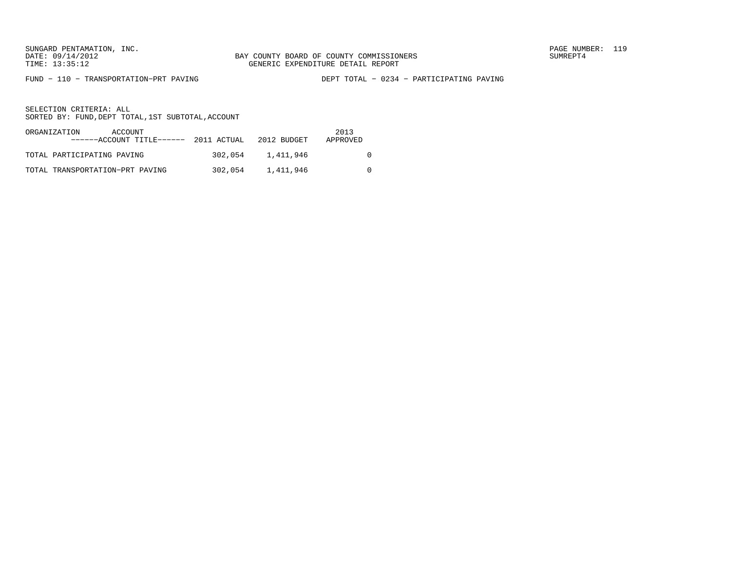SUNGARD PENTAMATION, INC.
DATE: 09/14/2012
TIME: 13:35:12

BAY COUNTY BOARD OF COUNTY COMMISSIONERS
GENERIC EXPENDITURE DETAIL REPORT

PAGE NUMBER: 119
SUMREPT4

FUND − 110 − TRANSPORTATION−PRT PAVING　　　　DEPT TOTAL − 0234 − PARTICIPATING PAVING

SELECTION CRITERIA: ALL
SORTED BY: FUND,DEPT TOTAL,1ST SUBTOTAL,ACCOUNT

| ORGANIZATION ACCOUNT ------ACCOUNT TITLE------ | 2011 ACTUAL | 2012 BUDGET | 2013 APPROVED |
|---|---|---|---|
| TOTAL PARTICIPATING PAVING | 302,054 | 1,411,946 | 0 |
| TOTAL TRANSPORTATION−PRT PAVING | 302,054 | 1,411,946 | 0 |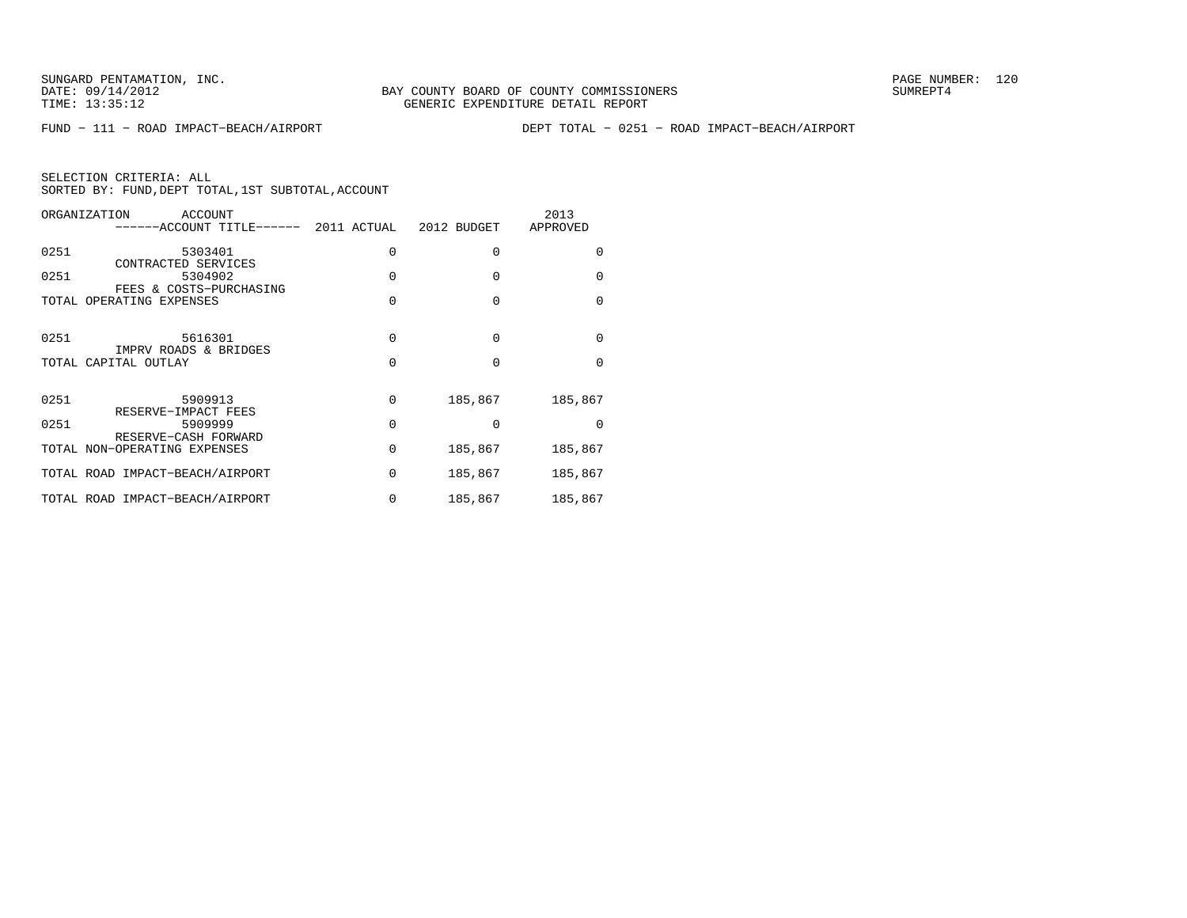BAY COUNTY BOARD OF COUNTY COMMISSIONERS
GENERIC EXPENDITURE DETAIL REPORT

FUND − 111 − ROAD IMPACT−BEACH/AIRPORT

DEPT TOTAL − 0251 − ROAD IMPACT−BEACH/AIRPORT

SELECTION CRITERIA: ALL
SORTED BY: FUND,DEPT TOTAL,1ST SUBTOTAL,ACCOUNT

| ORGANIZATION | ACCOUNT / ACCOUNT TITLE | 2011 ACTUAL | 2012 BUDGET | 2013 APPROVED |
|---|---|---|---|---|
| 0251 | 5303401 CONTRACTED SERVICES | 0 | 0 | 0 |
| 0251 | 5304902 FEES & COSTS−PURCHASING | 0 | 0 | 0 |
| TOTAL OPERATING EXPENSES | | 0 | 0 | 0 |
| 0251 | 5616301 IMPRV ROADS & BRIDGES | 0 | 0 | 0 |
| TOTAL CAPITAL OUTLAY | | 0 | 0 | 0 |
| 0251 | 5909913 RESERVE−IMPACT FEES | 0 | 185,867 | 185,867 |
| 0251 | 5909999 RESERVE−CASH FORWARD | 0 | 0 | 0 |
| TOTAL NON−OPERATING EXPENSES | | 0 | 185,867 | 185,867 |
| TOTAL ROAD IMPACT−BEACH/AIRPORT | | 0 | 185,867 | 185,867 |
| TOTAL ROAD IMPACT−BEACH/AIRPORT | | 0 | 185,867 | 185,867 |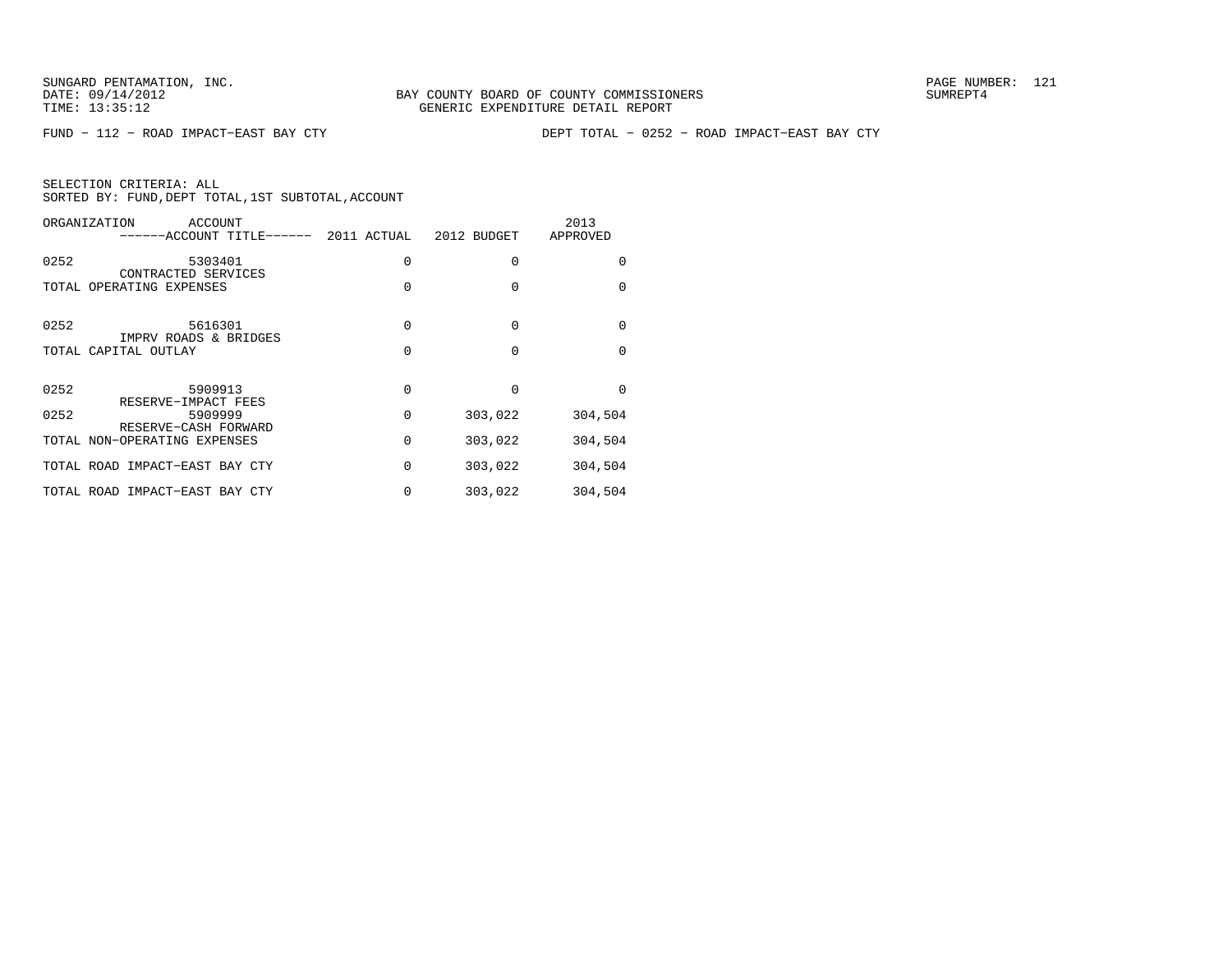SUNGARD PENTAMATION, INC.
DATE: 09/14/2012
TIME: 13:35:12

BAY COUNTY BOARD OF COUNTY COMMISSIONERS
GENERIC EXPENDITURE DETAIL REPORT

SUMREPT4

FUND − 112 − ROAD IMPACT−EAST BAY CTY

DEPT TOTAL − 0252 − ROAD IMPACT−EAST BAY CTY

SELECTION CRITERIA: ALL
SORTED BY: FUND,DEPT TOTAL,1ST SUBTOTAL,ACCOUNT

| ORGANIZATION | ACCOUNT ------ACCOUNT TITLE------ | 2011 ACTUAL | 2012 BUDGET | 2013 APPROVED |
|---|---|---|---|---|
| 0252 | 5303401 CONTRACTED SERVICES | 0 | 0 | 0 |
| TOTAL OPERATING EXPENSES | | 0 | 0 | 0 |
| 0252 | 5616301 IMPRV ROADS & BRIDGES | 0 | 0 | 0 |
| TOTAL CAPITAL OUTLAY | | 0 | 0 | 0 |
| 0252 | 5909913 RESERVE−IMPACT FEES | 0 | 0 | 0 |
| 0252 | 5909999 RESERVE−CASH FORWARD | 0 | 303,022 | 304,504 |
| TOTAL NON−OPERATING EXPENSES | | 0 | 303,022 | 304,504 |
| TOTAL ROAD IMPACT−EAST BAY CTY | | 0 | 303,022 | 304,504 |
| TOTAL ROAD IMPACT−EAST BAY CTY | | 0 | 303,022 | 304,504 |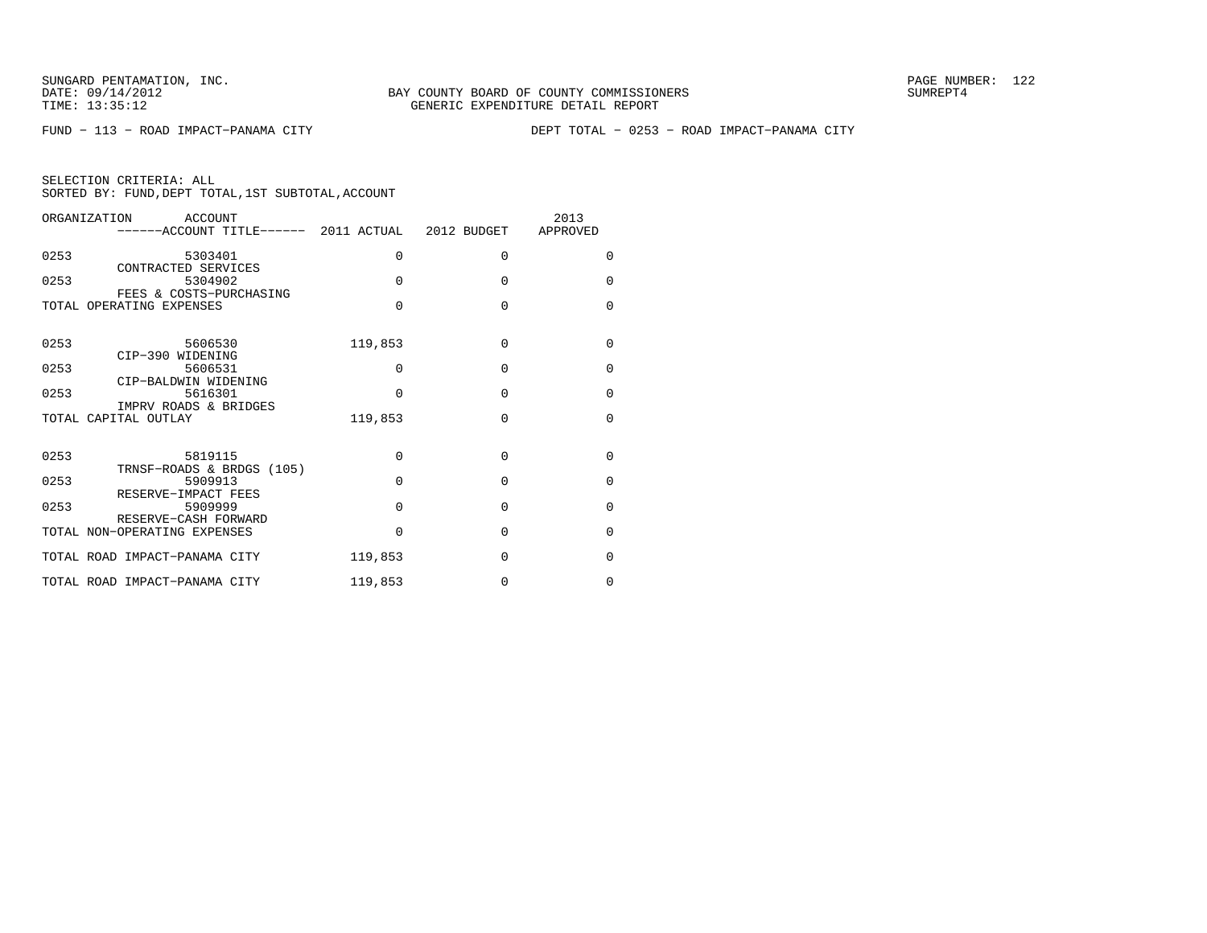SUNGARD PENTAMATION, INC.
DATE: 09/14/2012
TIME: 13:35:12

BAY COUNTY BOARD OF COUNTY COMMISSIONERS
GENERIC EXPENDITURE DETAIL REPORT

SUMREPT4

FUND − 113 − ROAD IMPACT−PANAMA CITY DEPT TOTAL − 0253 − ROAD IMPACT−PANAMA CITY

SELECTION CRITERIA: ALL
SORTED BY: FUND,DEPT TOTAL,1ST SUBTOTAL,ACCOUNT

| ORGANIZATION | ACCOUNT / ACCOUNT TITLE | 2011 ACTUAL | 2012 BUDGET | 2013 APPROVED |
|---|---|---|---|---|
| 0253 | 5303401 CONTRACTED SERVICES | 0 | 0 | 0 |
| 0253 | 5304902 FEES & COSTS−PURCHASING | 0 | 0 | 0 |
| TOTAL OPERATING EXPENSES | | 0 | 0 | 0 |
| 0253 | 5606530 CIP−390 WIDENING | 119,853 | 0 | 0 |
| 0253 | 5606531 CIP−BALDWIN WIDENING | 0 | 0 | 0 |
| 0253 | 5616301 IMPRV ROADS & BRIDGES | 0 | 0 | 0 |
| TOTAL CAPITAL OUTLAY | | 119,853 | 0 | 0 |
| 0253 | 5819115 TRNSF−ROADS & BRDGS (105) | 0 | 0 | 0 |
| 0253 | 5909913 RESERVE−IMPACT FEES | 0 | 0 | 0 |
| 0253 | 5909999 RESERVE−CASH FORWARD | 0 | 0 | 0 |
| TOTAL NON−OPERATING EXPENSES | | 0 | 0 | 0 |
| TOTAL ROAD IMPACT−PANAMA CITY | | 119,853 | 0 | 0 |
| TOTAL ROAD IMPACT−PANAMA CITY | | 119,853 | 0 | 0 |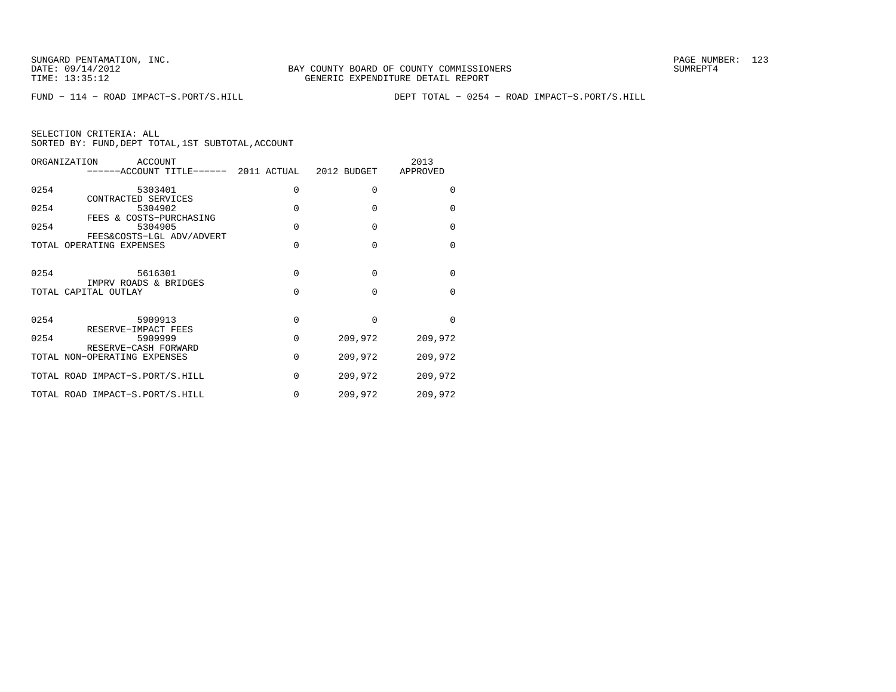SUNGARD PENTAMATION, INC.
DATE: 09/14/2012
TIME: 13:35:12

BAY COUNTY BOARD OF COUNTY COMMISSIONERS
GENERIC EXPENDITURE DETAIL REPORT

SUMREPT4

FUND − 114 − ROAD IMPACT−S.PORT/S.HILL DEPT TOTAL − 0254 − ROAD IMPACT−S.PORT/S.HILL

SELECTION CRITERIA: ALL
SORTED BY: FUND,DEPT TOTAL,1ST SUBTOTAL,ACCOUNT

| ORGANIZATION | ACCOUNT<br>------ACCOUNT TITLE------ | 2011 ACTUAL | 2012 BUDGET | 2013 APPROVED |
|---|---|---|---|---|
| 0254 | 5303401<br>CONTRACTED SERVICES | 0 | 0 | 0 |
| 0254 | 5304902<br>FEES & COSTS−PURCHASING | 0 | 0 | 0 |
| 0254 | 5304905<br>FEES&COSTS−LGL ADV/ADVERT | 0 | 0 | 0 |
| TOTAL OPERATING EXPENSES | | 0 | 0 | 0 |
| 0254 | 5616301<br>IMPRV ROADS & BRIDGES | 0 | 0 | 0 |
| TOTAL CAPITAL OUTLAY | | 0 | 0 | 0 |
| 0254 | 5909913<br>RESERVE−IMPACT FEES | 0 | 0 | 0 |
| 0254 | 5909999<br>RESERVE−CASH FORWARD | 0 | 209,972 | 209,972 |
| TOTAL NON−OPERATING EXPENSES | | 0 | 209,972 | 209,972 |
| TOTAL ROAD IMPACT−S.PORT/S.HILL | | 0 | 209,972 | 209,972 |
| TOTAL ROAD IMPACT−S.PORT/S.HILL | | 0 | 209,972 | 209,972 |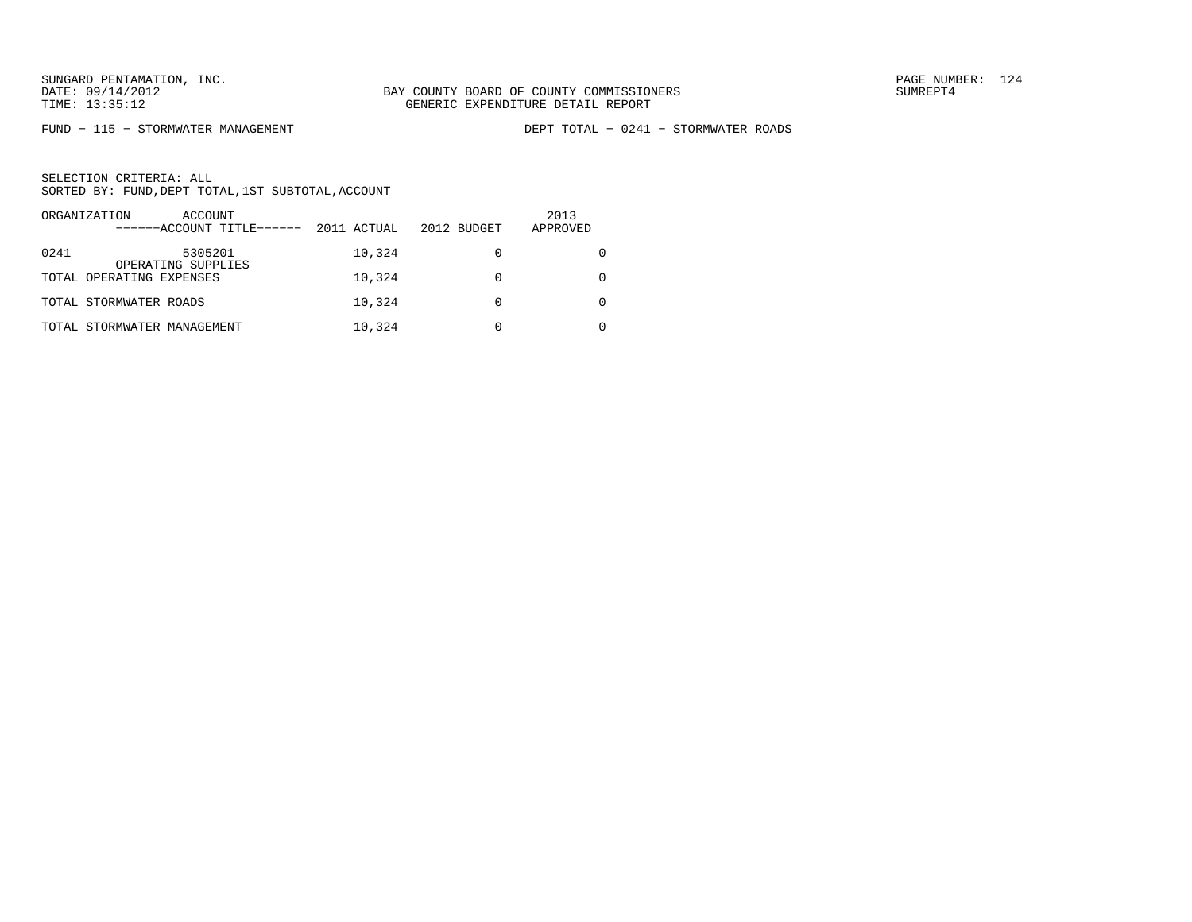SUNGARD PENTAMATION, INC.
DATE: 09/14/2012
TIME: 13:35:12

BAY COUNTY BOARD OF COUNTY COMMISSIONERS
GENERIC EXPENDITURE DETAIL REPORT

SUMREPT4

FUND - 115 - STORMWATER MANAGEMENT

DEPT TOTAL - 0241 - STORMWATER ROADS

SELECTION CRITERIA: ALL
SORTED BY: FUND,DEPT TOTAL,1ST SUBTOTAL,ACCOUNT

| ORGANIZATION | ACCOUNT ------ACCOUNT TITLE------ | 2011 ACTUAL | 2012 BUDGET | 2013 APPROVED |
|---|---|---|---|---|
| 0241 | 5305201 OPERATING SUPPLIES | 10,324 | 0 | 0 |
| TOTAL OPERATING EXPENSES | | 10,324 | 0 | 0 |
| TOTAL STORMWATER ROADS | | 10,324 | 0 | 0 |
| TOTAL STORMWATER MANAGEMENT | | 10,324 | 0 | 0 |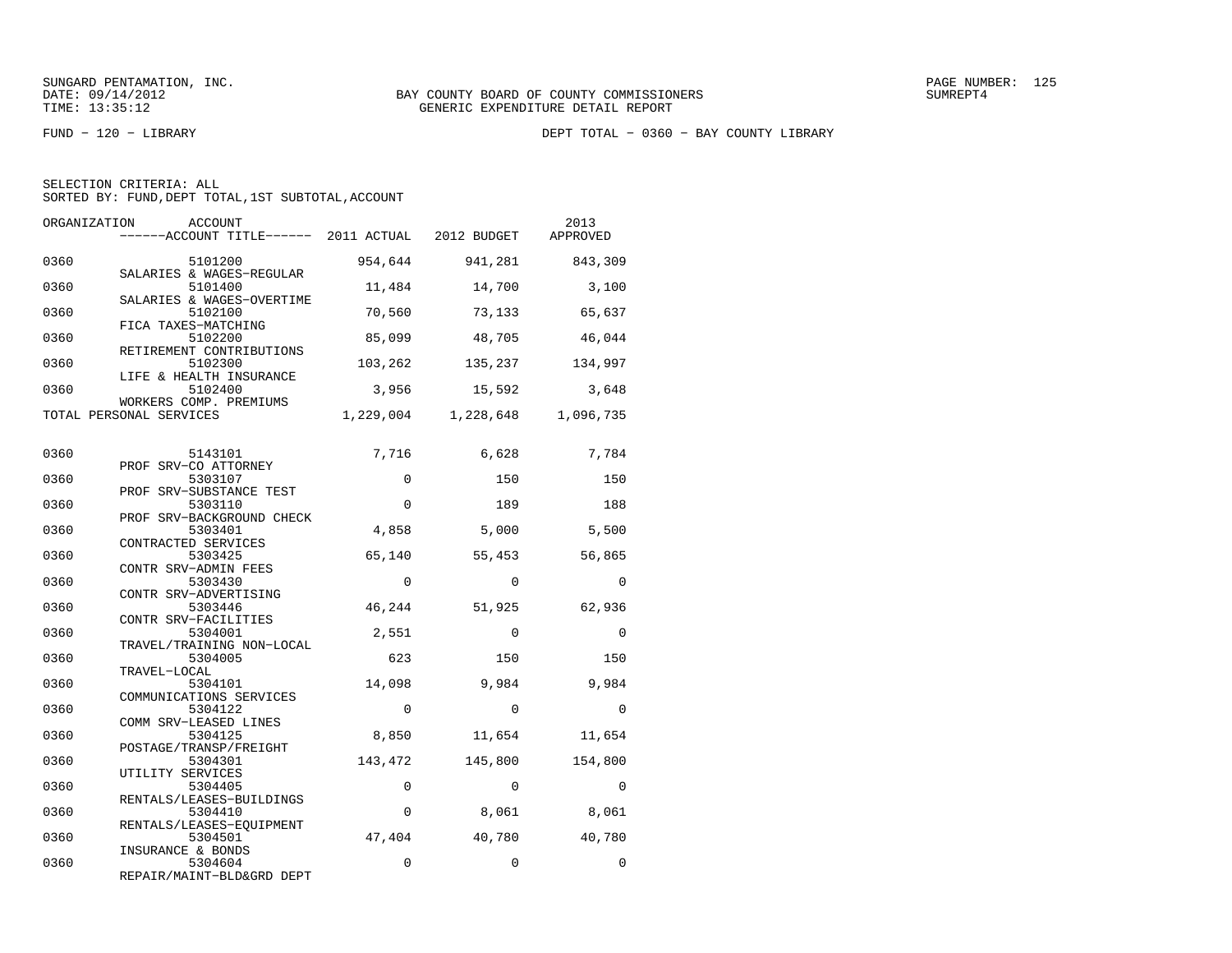SUNGARD PENTAMATION, INC.
DATE: 09/14/2012
TIME: 13:35:12

BAY COUNTY BOARD OF COUNTY COMMISSIONERS
GENERIC EXPENDITURE DETAIL REPORT

PAGE NUMBER: 125
SUMREPT4

FUND − 120 − LIBRARY

DEPT TOTAL − 0360 − BAY COUNTY LIBRARY

SELECTION CRITERIA: ALL
SORTED BY: FUND,DEPT TOTAL,1ST SUBTOTAL,ACCOUNT

| ORGANIZATION | ACCOUNT / ACCOUNT TITLE | 2011 ACTUAL | 2012 BUDGET | 2013 APPROVED |
|---|---|---|---|---|
| 0360 | 5101200 SALARIES & WAGES−REGULAR | 954,644 | 941,281 | 843,309 |
| 0360 | 5101400 SALARIES & WAGES−OVERTIME | 11,484 | 14,700 | 3,100 |
| 0360 | 5102100 FICA TAXES−MATCHING | 70,560 | 73,133 | 65,637 |
| 0360 | 5102200 RETIREMENT CONTRIBUTIONS | 85,099 | 48,705 | 46,044 |
| 0360 | 5102300 LIFE & HEALTH INSURANCE | 103,262 | 135,237 | 134,997 |
| 0360 | 5102400 WORKERS COMP. PREMIUMS | 3,956 | 15,592 | 3,648 |
| TOTAL PERSONAL SERVICES | | 1,229,004 | 1,228,648 | 1,096,735 |
| 0360 | 5143101 PROF SRV−CO ATTORNEY | 7,716 | 6,628 | 7,784 |
| 0360 | 5303107 PROF SRV−SUBSTANCE TEST | 0 | 150 | 150 |
| 0360 | 5303110 PROF SRV−BACKGROUND CHECK | 0 | 189 | 188 |
| 0360 | 5303401 CONTRACTED SERVICES | 4,858 | 5,000 | 5,500 |
| 0360 | 5303425 CONTR SRV−ADMIN FEES | 65,140 | 55,453 | 56,865 |
| 0360 | 5303430 CONTR SRV−ADVERTISING | 0 | 0 | 0 |
| 0360 | 5303446 CONTR SRV−FACILITIES | 46,244 | 51,925 | 62,936 |
| 0360 | 5304001 TRAVEL/TRAINING NON−LOCAL | 2,551 | 0 | 0 |
| 0360 | 5304005 TRAVEL−LOCAL | 623 | 150 | 150 |
| 0360 | 5304101 COMMUNICATIONS SERVICES | 14,098 | 9,984 | 9,984 |
| 0360 | 5304122 COMM SRV−LEASED LINES | 0 | 0 | 0 |
| 0360 | 5304125 POSTAGE/TRANSP/FREIGHT | 8,850 | 11,654 | 11,654 |
| 0360 | 5304301 UTILITY SERVICES | 143,472 | 145,800 | 154,800 |
| 0360 | 5304405 RENTALS/LEASES−BUILDINGS | 0 | 0 | 0 |
| 0360 | 5304410 RENTALS/LEASES−EQUIPMENT | 0 | 8,061 | 8,061 |
| 0360 | 5304501 INSURANCE & BONDS | 47,404 | 40,780 | 40,780 |
| 0360 | 5304604 REPAIR/MAINT−BLD&GRD DEPT | 0 | 0 | 0 |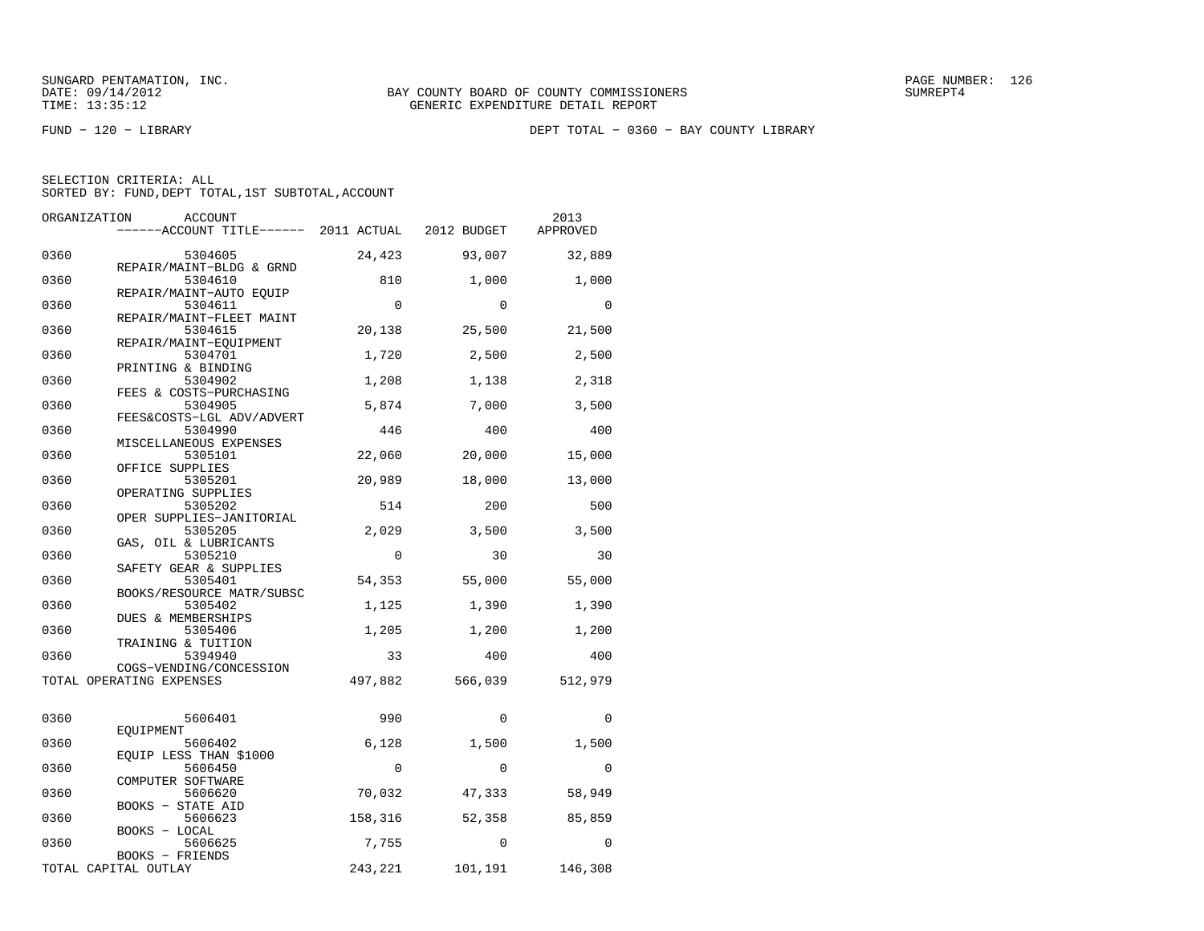SUNGARD PENTAMATION, INC.
DATE: 09/14/2012
TIME: 13:35:12

BAY COUNTY BOARD OF COUNTY COMMISSIONERS
GENERIC EXPENDITURE DETAIL REPORT

SUMREPT4

FUND − 120 − LIBRARY

DEPT TOTAL − 0360 − BAY COUNTY LIBRARY

SELECTION CRITERIA: ALL
SORTED BY: FUND,DEPT TOTAL,1ST SUBTOTAL,ACCOUNT

| ORGANIZATION | ACCOUNT / ACCOUNT TITLE | 2011 ACTUAL | 2012 BUDGET | 2013 APPROVED |
|---|---|---|---|---|
| 0360 | 5304605 REPAIR/MAINT−BLDG & GRND | 24,423 | 93,007 | 32,889 |
| 0360 | 5304610 REPAIR/MAINT−AUTO EQUIP | 810 | 1,000 | 1,000 |
| 0360 | 5304611 REPAIR/MAINT−FLEET MAINT | 0 | 0 | 0 |
| 0360 | 5304615 REPAIR/MAINT−EQUIPMENT | 20,138 | 25,500 | 21,500 |
| 0360 | 5304701 PRINTING & BINDING | 1,720 | 2,500 | 2,500 |
| 0360 | 5304902 FEES & COSTS−PURCHASING | 1,208 | 1,138 | 2,318 |
| 0360 | 5304905 FEES&COSTS−LGL ADV/ADVERT | 5,874 | 7,000 | 3,500 |
| 0360 | 5304990 MISCELLANEOUS EXPENSES | 446 | 400 | 400 |
| 0360 | 5305101 OFFICE SUPPLIES | 22,060 | 20,000 | 15,000 |
| 0360 | 5305201 OPERATING SUPPLIES | 20,989 | 18,000 | 13,000 |
| 0360 | 5305202 OPER SUPPLIES−JANITORIAL | 514 | 200 | 500 |
| 0360 | 5305205 GAS, OIL & LUBRICANTS | 2,029 | 3,500 | 3,500 |
| 0360 | 5305210 SAFETY GEAR & SUPPLIES | 0 | 30 | 30 |
| 0360 | 5305401 BOOKS/RESOURCE MATR/SUBSC | 54,353 | 55,000 | 55,000 |
| 0360 | 5305402 DUES & MEMBERSHIPS | 1,125 | 1,390 | 1,390 |
| 0360 | 5305406 TRAINING & TUITION | 1,205 | 1,200 | 1,200 |
| 0360 | 5394940 COGS−VENDING/CONCESSION | 33 | 400 | 400 |
| TOTAL OPERATING EXPENSES | | 497,882 | 566,039 | 512,979 |
| 0360 | 5606401 EQUIPMENT | 990 | 0 | 0 |
| 0360 | 5606402 EQUIP LESS THAN $1000 | 6,128 | 1,500 | 1,500 |
| 0360 | 5606450 COMPUTER SOFTWARE | 0 | 0 | 0 |
| 0360 | 5606620 BOOKS − STATE AID | 70,032 | 47,333 | 58,949 |
| 0360 | 5606623 BOOKS − LOCAL | 158,316 | 52,358 | 85,859 |
| 0360 | 5606625 BOOKS − FRIENDS | 7,755 | 0 | 0 |
| TOTAL CAPITAL OUTLAY | | 243,221 | 101,191 | 146,308 |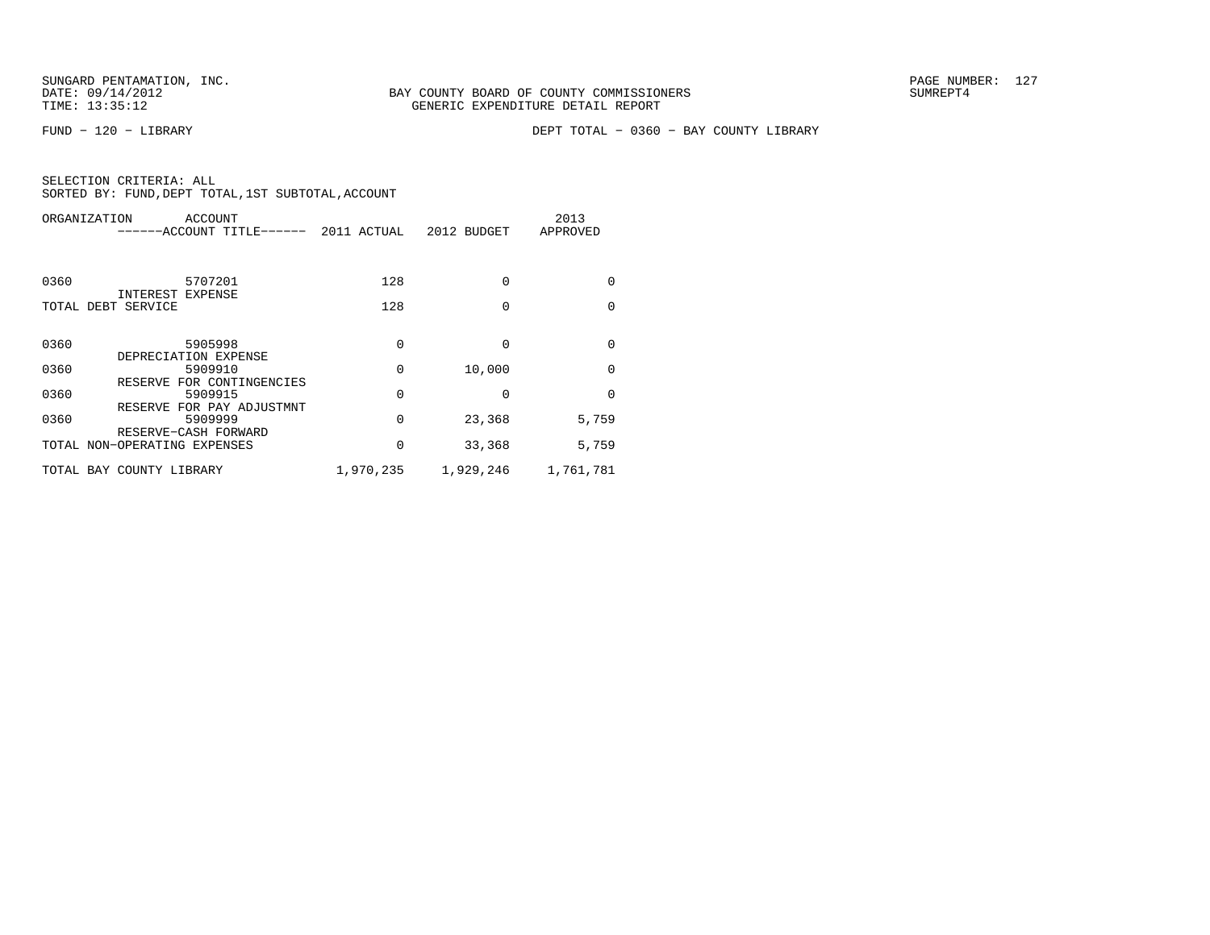SUNGARD PENTAMATION, INC.
DATE: 09/14/2012
TIME: 13:35:12

BAY COUNTY BOARD OF COUNTY COMMISSIONERS
GENERIC EXPENDITURE DETAIL REPORT

PAGE NUMBER: 127
SUMREPT4

FUND − 120 − LIBRARY

DEPT TOTAL − 0360 − BAY COUNTY LIBRARY

SELECTION CRITERIA: ALL
SORTED BY: FUND,DEPT TOTAL,1ST SUBTOTAL,ACCOUNT

| ORGANIZATION | ACCOUNT ------ACCOUNT TITLE------ | 2011 ACTUAL | 2012 BUDGET | 2013 APPROVED |
|---|---|---|---|---|
| 0360 | 5707201 INTEREST EXPENSE | 128 | 0 | 0 |
| TOTAL DEBT SERVICE | | 128 | 0 | 0 |
| 0360 | 5905998 DEPRECIATION EXPENSE | 0 | 0 | 0 |
| 0360 | 5909910 RESERVE FOR CONTINGENCIES | 0 | 10,000 | 0 |
| 0360 | 5909915 RESERVE FOR PAY ADJUSTMNT | 0 | 0 | 0 |
| 0360 | 5909999 RESERVE−CASH FORWARD | 0 | 23,368 | 5,759 |
| TOTAL NON−OPERATING EXPENSES | | 0 | 33,368 | 5,759 |
| TOTAL BAY COUNTY LIBRARY | | 1,970,235 | 1,929,246 | 1,761,781 |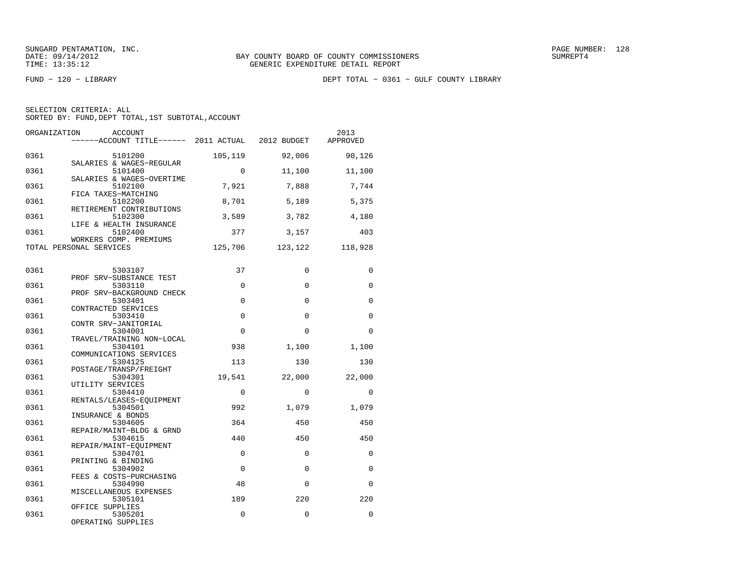SUNGARD PENTAMATION, INC.
DATE: 09/14/2012
TIME: 13:35:12

BAY COUNTY BOARD OF COUNTY COMMISSIONERS
GENERIC EXPENDITURE DETAIL REPORT

PAGE NUMBER: 128
SUMREPT4

FUND − 120 − LIBRARY

DEPT TOTAL − 0361 − GULF COUNTY LIBRARY

SELECTION CRITERIA: ALL
SORTED BY: FUND,DEPT TOTAL,1ST SUBTOTAL,ACCOUNT

| ORGANIZATION | ACCOUNT / ACCOUNT TITLE | 2011 ACTUAL | 2012 BUDGET | 2013 APPROVED |
|---|---|---|---|---|
| 0361 | 5101200 SALARIES & WAGES−REGULAR | 105,119 | 92,006 | 90,126 |
| 0361 | 5101400 SALARIES & WAGES−OVERTIME | 0 | 11,100 | 11,100 |
| 0361 | 5102100 FICA TAXES−MATCHING | 7,921 | 7,888 | 7,744 |
| 0361 | 5102200 RETIREMENT CONTRIBUTIONS | 8,701 | 5,189 | 5,375 |
| 0361 | 5102300 LIFE & HEALTH INSURANCE | 3,589 | 3,782 | 4,180 |
| 0361 | 5102400 WORKERS COMP. PREMIUMS | 377 | 3,157 | 403 |
| TOTAL PERSONAL SERVICES | | 125,706 | 123,122 | 118,928 |
| 0361 | 5303107 PROF SRV−SUBSTANCE TEST | 37 | 0 | 0 |
| 0361 | 5303110 PROF SRV−BACKGROUND CHECK | 0 | 0 | 0 |
| 0361 | 5303401 CONTRACTED SERVICES | 0 | 0 | 0 |
| 0361 | 5303410 CONTR SRV−JANITORIAL | 0 | 0 | 0 |
| 0361 | 5304001 TRAVEL/TRAINING NON−LOCAL | 0 | 0 | 0 |
| 0361 | 5304101 COMMUNICATIONS SERVICES | 938 | 1,100 | 1,100 |
| 0361 | 5304125 POSTAGE/TRANSP/FREIGHT | 113 | 130 | 130 |
| 0361 | 5304301 UTILITY SERVICES | 19,541 | 22,000 | 22,000 |
| 0361 | 5304410 RENTALS/LEASES−EQUIPMENT | 0 | 0 | 0 |
| 0361 | 5304501 INSURANCE & BONDS | 992 | 1,079 | 1,079 |
| 0361 | 5304605 REPAIR/MAINT−BLDG & GRND | 364 | 450 | 450 |
| 0361 | 5304615 REPAIR/MAINT−EQUIPMENT | 440 | 450 | 450 |
| 0361 | 5304701 PRINTING & BINDING | 0 | 0 | 0 |
| 0361 | 5304902 FEES & COSTS−PURCHASING | 0 | 0 | 0 |
| 0361 | 5304990 MISCELLANEOUS EXPENSES | 48 | 0 | 0 |
| 0361 | 5305101 OFFICE SUPPLIES | 189 | 220 | 220 |
| 0361 | 5305201 OPERATING SUPPLIES | 0 | 0 | 0 |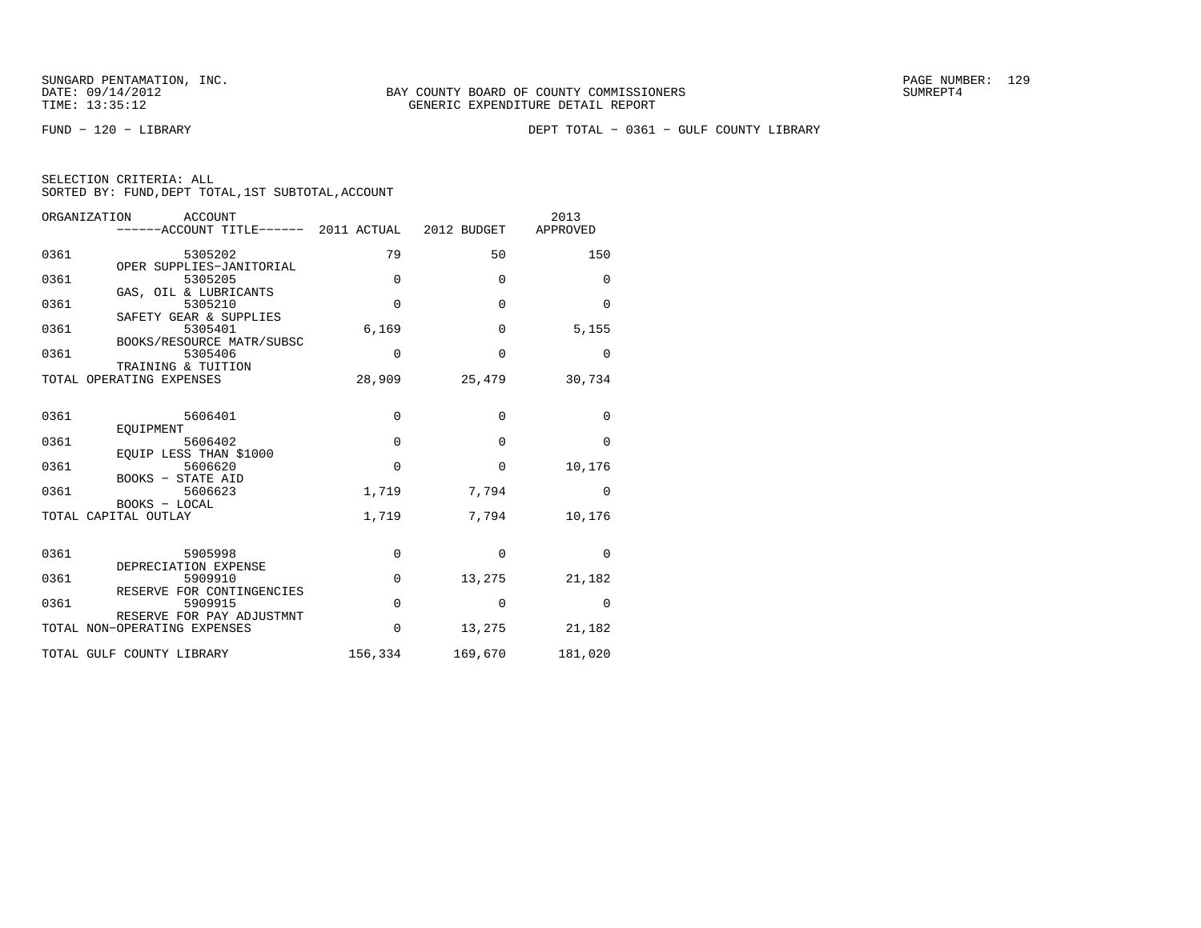SUNGARD PENTAMATION, INC.
DATE: 09/14/2012
TIME: 13:35:12

BAY COUNTY BOARD OF COUNTY COMMISSIONERS
GENERIC EXPENDITURE DETAIL REPORT

SUMREPT4

FUND − 120 − LIBRARY

DEPT TOTAL − 0361 − GULF COUNTY LIBRARY

SELECTION CRITERIA: ALL
SORTED BY: FUND,DEPT TOTAL,1ST SUBTOTAL,ACCOUNT

| ORGANIZATION | ACCOUNT / ------ACCOUNT TITLE------ | 2011 ACTUAL | 2012 BUDGET | 2013 APPROVED |
|---|---|---|---|---|
| 0361 | 5305202 OPER SUPPLIES−JANITORIAL | 79 | 50 | 150 |
| 0361 | 5305205 GAS, OIL & LUBRICANTS | 0 | 0 | 0 |
| 0361 | 5305210 SAFETY GEAR & SUPPLIES | 0 | 0 | 0 |
| 0361 | 5305401 BOOKS/RESOURCE MATR/SUBSC | 6,169 | 0 | 5,155 |
| 0361 | 5305406 TRAINING & TUITION | 0 | 0 | 0 |
| TOTAL OPERATING EXPENSES | | 28,909 | 25,479 | 30,734 |
| 0361 | 5606401 EQUIPMENT | 0 | 0 | 0 |
| 0361 | 5606402 EQUIP LESS THAN $1000 | 0 | 0 | 0 |
| 0361 | 5606620 BOOKS − STATE AID | 0 | 0 | 10,176 |
| 0361 | 5606623 BOOKS − LOCAL | 1,719 | 7,794 | 0 |
| TOTAL CAPITAL OUTLAY | | 1,719 | 7,794 | 10,176 |
| 0361 | 5905998 DEPRECIATION EXPENSE | 0 | 0 | 0 |
| 0361 | 5909910 RESERVE FOR CONTINGENCIES | 0 | 13,275 | 21,182 |
| 0361 | 5909915 RESERVE FOR PAY ADJUSTMNT | 0 | 0 | 0 |
| TOTAL NON−OPERATING EXPENSES | | 0 | 13,275 | 21,182 |
| TOTAL GULF COUNTY LIBRARY | | 156,334 | 169,670 | 181,020 |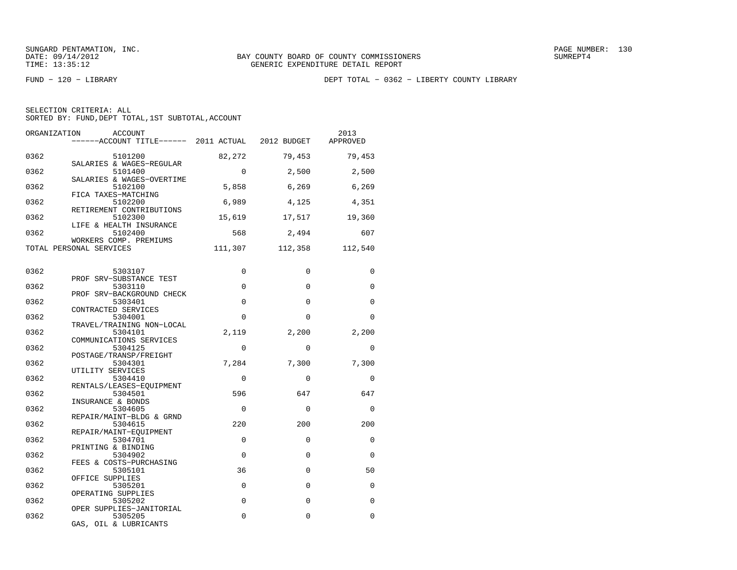SUNGARD PENTAMATION, INC.
DATE: 09/14/2012
TIME: 13:35:12

BAY COUNTY BOARD OF COUNTY COMMISSIONERS
GENERIC EXPENDITURE DETAIL REPORT

SUMREPT4

FUND − 120 − LIBRARY

DEPT TOTAL − 0362 − LIBERTY COUNTY LIBRARY

SELECTION CRITERIA: ALL
SORTED BY: FUND,DEPT TOTAL,1ST SUBTOTAL,ACCOUNT

| ORGANIZATION | ACCOUNT / ------ACCOUNT TITLE------ | 2011 ACTUAL | 2012 BUDGET | 2013 APPROVED |
|---|---|---|---|---|
| 0362 | 5101200 SALARIES & WAGES−REGULAR | 82,272 | 79,453 | 79,453 |
| 0362 | 5101400 SALARIES & WAGES−OVERTIME | 0 | 2,500 | 2,500 |
| 0362 | 5102100 FICA TAXES−MATCHING | 5,858 | 6,269 | 6,269 |
| 0362 | 5102200 RETIREMENT CONTRIBUTIONS | 6,989 | 4,125 | 4,351 |
| 0362 | 5102300 LIFE & HEALTH INSURANCE | 15,619 | 17,517 | 19,360 |
| 0362 | 5102400 WORKERS COMP. PREMIUMS | 568 | 2,494 | 607 |
| TOTAL PERSONAL SERVICES | | 111,307 | 112,358 | 112,540 |
| 0362 | 5303107 PROF SRV−SUBSTANCE TEST | 0 | 0 | 0 |
| 0362 | 5303110 PROF SRV−BACKGROUND CHECK | 0 | 0 | 0 |
| 0362 | 5303401 CONTRACTED SERVICES | 0 | 0 | 0 |
| 0362 | 5304001 TRAVEL/TRAINING NON−LOCAL | 0 | 0 | 0 |
| 0362 | 5304101 COMMUNICATIONS SERVICES | 2,119 | 2,200 | 2,200 |
| 0362 | 5304125 POSTAGE/TRANSP/FREIGHT | 0 | 0 | 0 |
| 0362 | 5304301 UTILITY SERVICES | 7,284 | 7,300 | 7,300 |
| 0362 | 5304410 RENTALS/LEASES−EQUIPMENT | 0 | 0 | 0 |
| 0362 | 5304501 INSURANCE & BONDS | 596 | 647 | 647 |
| 0362 | 5304605 REPAIR/MAINT−BLDG & GRND | 0 | 0 | 0 |
| 0362 | 5304615 REPAIR/MAINT−EQUIPMENT | 220 | 200 | 200 |
| 0362 | 5304701 PRINTING & BINDING | 0 | 0 | 0 |
| 0362 | 5304902 FEES & COSTS−PURCHASING | 0 | 0 | 0 |
| 0362 | 5305101 OFFICE SUPPLIES | 36 | 0 | 50 |
| 0362 | 5305201 OPERATING SUPPLIES | 0 | 0 | 0 |
| 0362 | 5305202 OPER SUPPLIES−JANITORIAL | 0 | 0 | 0 |
| 0362 | 5305205 GAS, OIL & LUBRICANTS | 0 | 0 | 0 |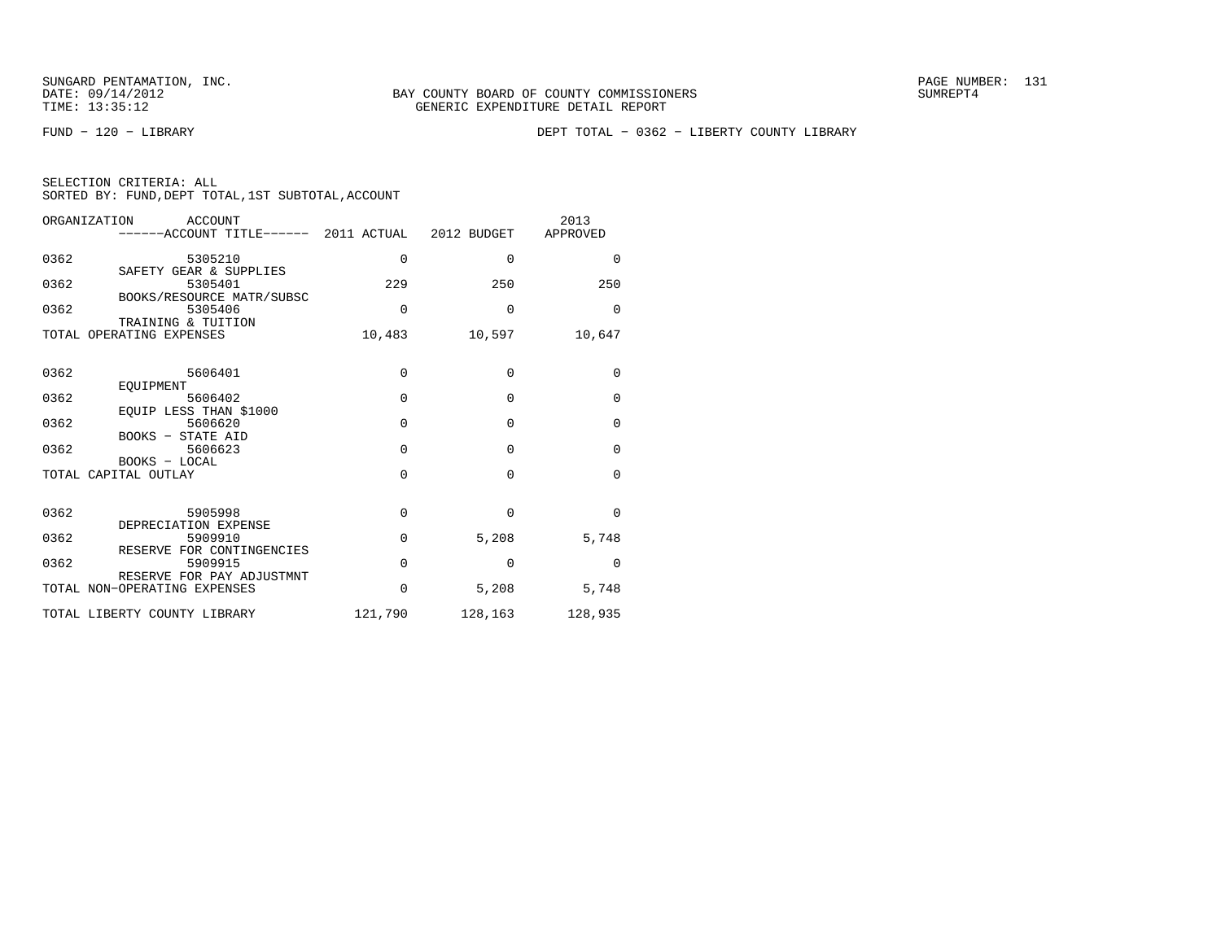SUNGARD PENTAMATION, INC.
DATE: 09/14/2012
TIME: 13:35:12

BAY COUNTY BOARD OF COUNTY COMMISSIONERS
GENERIC EXPENDITURE DETAIL REPORT

SUMREPT4

FUND − 120 − LIBRARY

DEPT TOTAL − 0362 − LIBERTY COUNTY LIBRARY

SELECTION CRITERIA: ALL
SORTED BY: FUND,DEPT TOTAL,1ST SUBTOTAL,ACCOUNT

| ORGANIZATION | ACCOUNT / ------ACCOUNT TITLE------ | 2011 ACTUAL | 2012 BUDGET | 2013 APPROVED |
|---|---|---|---|---|
| 0362 | 5305210 SAFETY GEAR & SUPPLIES | 0 | 0 | 0 |
| 0362 | 5305401 BOOKS/RESOURCE MATR/SUBSC | 229 | 250 | 250 |
| 0362 | 5305406 TRAINING & TUITION | 0 | 0 | 0 |
| TOTAL OPERATING EXPENSES | | 10,483 | 10,597 | 10,647 |
| 0362 | 5606401 EQUIPMENT | 0 | 0 | 0 |
| 0362 | 5606402 EQUIP LESS THAN $1000 | 0 | 0 | 0 |
| 0362 | 5606620 BOOKS − STATE AID | 0 | 0 | 0 |
| 0362 | 5606623 BOOKS − LOCAL | 0 | 0 | 0 |
| TOTAL CAPITAL OUTLAY | | 0 | 0 | 0 |
| 0362 | 5905998 DEPRECIATION EXPENSE | 0 | 0 | 0 |
| 0362 | 5909910 RESERVE FOR CONTINGENCIES | 0 | 5,208 | 5,748 |
| 0362 | 5909915 RESERVE FOR PAY ADJUSTMNT | 0 | 0 | 0 |
| TOTAL NON−OPERATING EXPENSES | | 0 | 5,208 | 5,748 |
| TOTAL LIBERTY COUNTY LIBRARY | | 121,790 | 128,163 | 128,935 |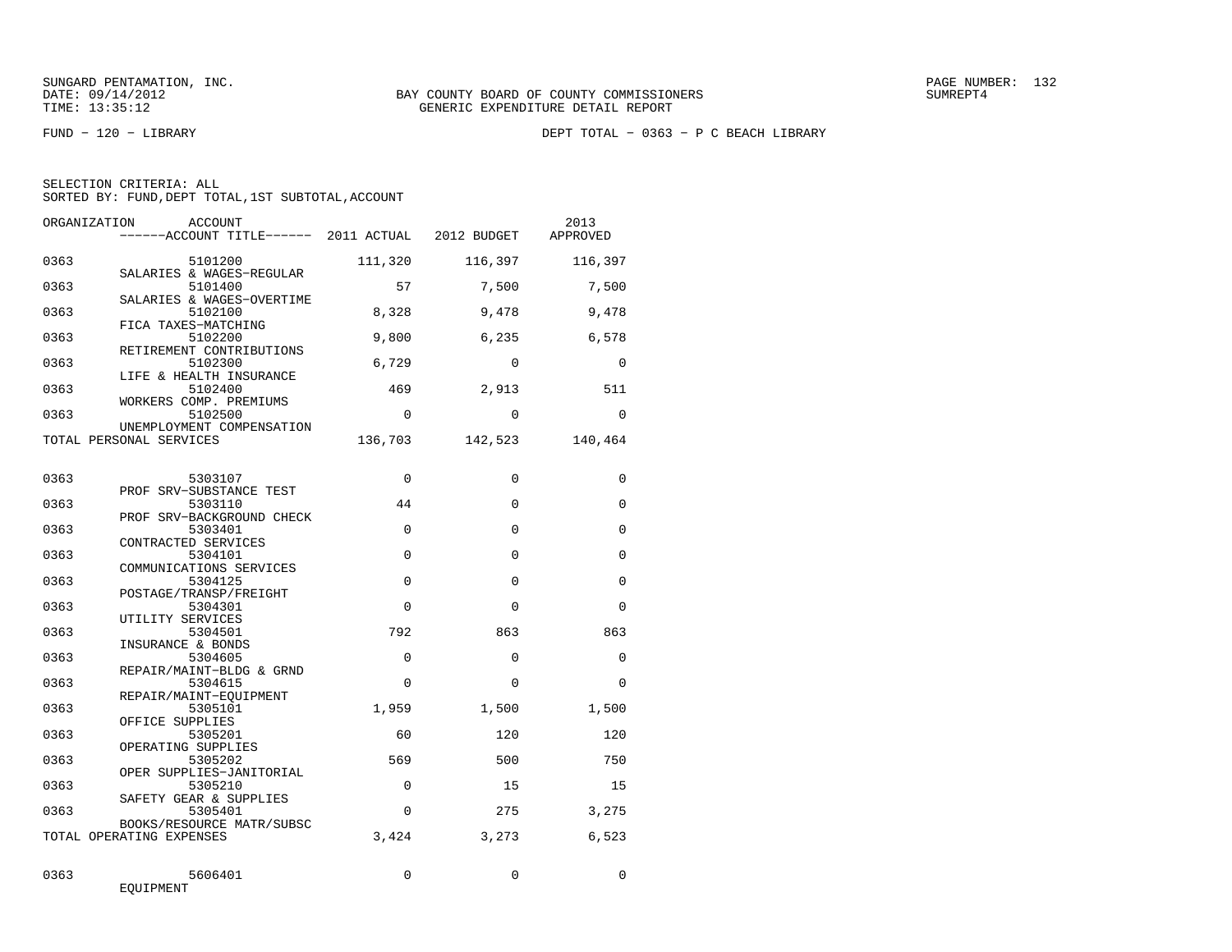SUNGARD PENTAMATION, INC.
DATE: 09/14/2012
TIME: 13:35:12

BAY COUNTY BOARD OF COUNTY COMMISSIONERS
GENERIC EXPENDITURE DETAIL REPORT

SUMREPT4

FUND - 120 - LIBRARY

DEPT TOTAL - 0363 - P C BEACH LIBRARY

SELECTION CRITERIA: ALL
SORTED BY: FUND,DEPT TOTAL,1ST SUBTOTAL,ACCOUNT

| ORGANIZATION | ACCOUNT / ACCOUNT TITLE | 2011 ACTUAL | 2012 BUDGET | 2013 APPROVED |
|---|---|---|---|---|
| 0363 | 5101200 SALARIES & WAGES-REGULAR | 111,320 | 116,397 | 116,397 |
| 0363 | 5101400 SALARIES & WAGES-OVERTIME | 57 | 7,500 | 7,500 |
| 0363 | 5102100 FICA TAXES-MATCHING | 8,328 | 9,478 | 9,478 |
| 0363 | 5102200 RETIREMENT CONTRIBUTIONS | 9,800 | 6,235 | 6,578 |
| 0363 | 5102300 LIFE & HEALTH INSURANCE | 6,729 | 0 | 0 |
| 0363 | 5102400 WORKERS COMP. PREMIUMS | 469 | 2,913 | 511 |
| 0363 | 5102500 UNEMPLOYMENT COMPENSATION | 0 | 0 | 0 |
| TOTAL PERSONAL SERVICES | | 136,703 | 142,523 | 140,464 |
| 0363 | 5303107 PROF SRV-SUBSTANCE TEST | 0 | 0 | 0 |
| 0363 | 5303110 PROF SRV-BACKGROUND CHECK | 44 | 0 | 0 |
| 0363 | 5303401 CONTRACTED SERVICES | 0 | 0 | 0 |
| 0363 | 5304101 COMMUNICATIONS SERVICES | 0 | 0 | 0 |
| 0363 | 5304125 POSTAGE/TRANSP/FREIGHT | 0 | 0 | 0 |
| 0363 | 5304301 UTILITY SERVICES | 0 | 0 | 0 |
| 0363 | 5304501 INSURANCE & BONDS | 792 | 863 | 863 |
| 0363 | 5304605 REPAIR/MAINT-BLDG & GRND | 0 | 0 | 0 |
| 0363 | 5304615 REPAIR/MAINT-EQUIPMENT | 0 | 0 | 0 |
| 0363 | 5305101 OFFICE SUPPLIES | 1,959 | 1,500 | 1,500 |
| 0363 | 5305201 OPERATING SUPPLIES | 60 | 120 | 120 |
| 0363 | 5305202 OPER SUPPLIES-JANITORIAL | 569 | 500 | 750 |
| 0363 | 5305210 SAFETY GEAR & SUPPLIES | 0 | 15 | 15 |
| 0363 | 5305401 BOOKS/RESOURCE MATR/SUBSC | 0 | 275 | 3,275 |
| TOTAL OPERATING EXPENSES | | 3,424 | 3,273 | 6,523 |
| 0363 | 5606401 EQUIPMENT | 0 | 0 | 0 |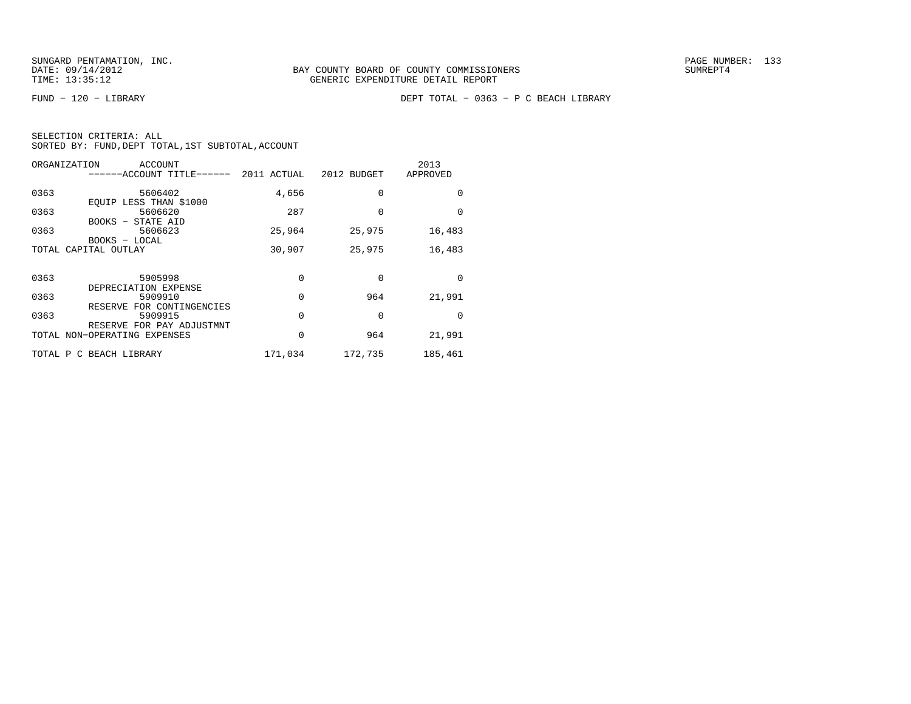BAY COUNTY BOARD OF COUNTY COMMISSIONERS
GENERIC EXPENDITURE DETAIL REPORT

FUND − 120 − LIBRARY

DEPT TOTAL − 0363 − P C BEACH LIBRARY

SELECTION CRITERIA: ALL
SORTED BY: FUND,DEPT TOTAL,1ST SUBTOTAL,ACCOUNT

| ORGANIZATION | ACCOUNT / ------ACCOUNT TITLE------ | 2011 ACTUAL | 2012 BUDGET | 2013 APPROVED |
|---|---|---|---|---|
| 0363 | 5606402 EQUIP LESS THAN $1000 | 4,656 | 0 | 0 |
| 0363 | 5606620 BOOKS − STATE AID | 287 | 0 | 0 |
| 0363 | 5606623 BOOKS − LOCAL | 25,964 | 25,975 | 16,483 |
| TOTAL CAPITAL OUTLAY | | 30,907 | 25,975 | 16,483 |
| 0363 | 5905998 DEPRECIATION EXPENSE | 0 | 0 | 0 |
| 0363 | 5909910 RESERVE FOR CONTINGENCIES | 0 | 964 | 21,991 |
| 0363 | 5909915 RESERVE FOR PAY ADJUSTMNT | 0 | 0 | 0 |
| TOTAL NON−OPERATING EXPENSES | | 0 | 964 | 21,991 |
| TOTAL P C BEACH LIBRARY | | 171,034 | 172,735 | 185,461 |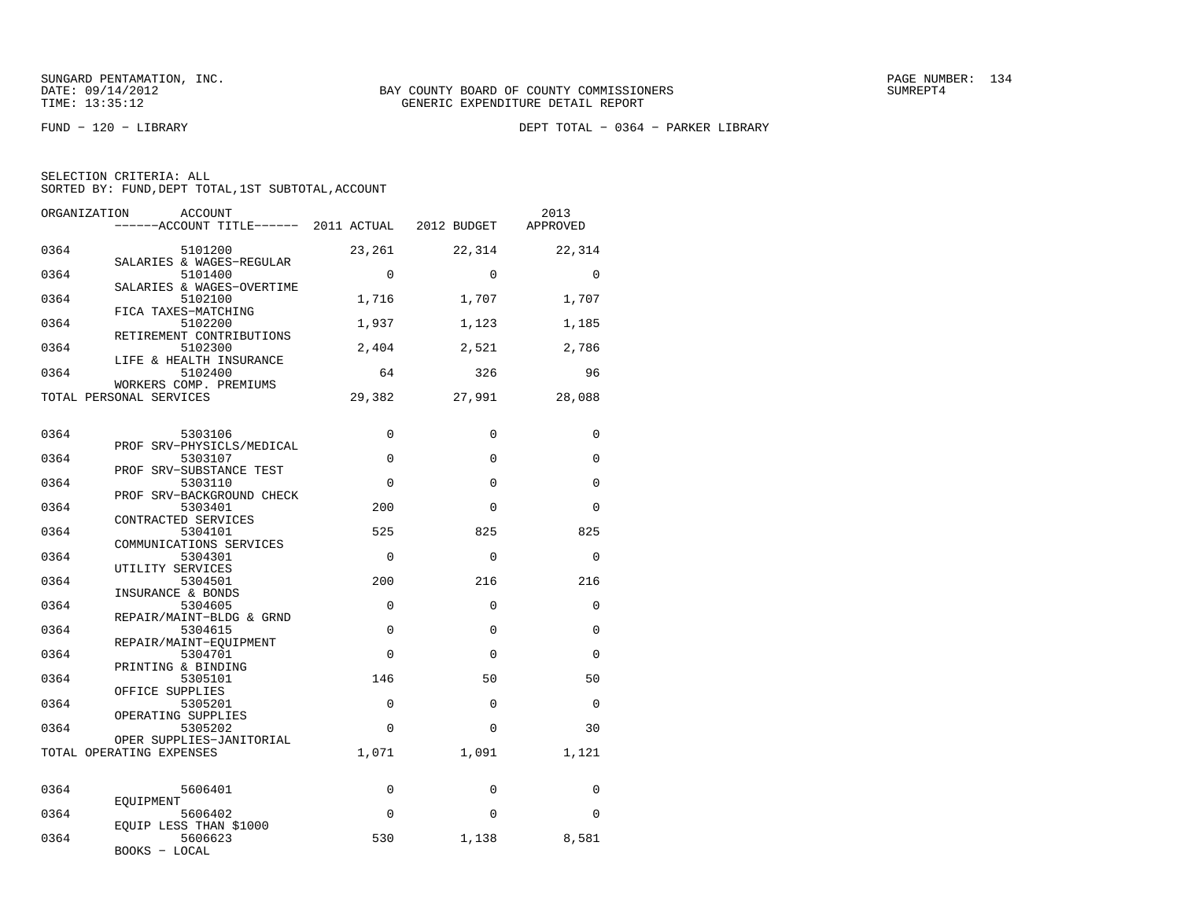SUNGARD PENTAMATION, INC.
DATE: 09/14/2012
TIME: 13:35:12

BAY COUNTY BOARD OF COUNTY COMMISSIONERS
GENERIC EXPENDITURE DETAIL REPORT

SUMREPT4

FUND − 120 − LIBRARY

DEPT TOTAL − 0364 − PARKER LIBRARY

SELECTION CRITERIA: ALL
SORTED BY: FUND,DEPT TOTAL,1ST SUBTOTAL,ACCOUNT

| ORGANIZATION | ACCOUNT / ACCOUNT TITLE | 2011 ACTUAL | 2012 BUDGET | 2013 APPROVED |
|---|---|---|---|---|
| 0364 | 5101200 SALARIES & WAGES−REGULAR | 23,261 | 22,314 | 22,314 |
| 0364 | 5101400 SALARIES & WAGES−OVERTIME | 0 | 0 | 0 |
| 0364 | 5102100 FICA TAXES−MATCHING | 1,716 | 1,707 | 1,707 |
| 0364 | 5102200 RETIREMENT CONTRIBUTIONS | 1,937 | 1,123 | 1,185 |
| 0364 | 5102300 LIFE & HEALTH INSURANCE | 2,404 | 2,521 | 2,786 |
| 0364 | 5102400 WORKERS COMP. PREMIUMS | 64 | 326 | 96 |
| TOTAL PERSONAL SERVICES | | 29,382 | 27,991 | 28,088 |
| 0364 | 5303106 PROF SRV−PHYSICLS/MEDICAL | 0 | 0 | 0 |
| 0364 | 5303107 PROF SRV−SUBSTANCE TEST | 0 | 0 | 0 |
| 0364 | 5303110 PROF SRV−BACKGROUND CHECK | 0 | 0 | 0 |
| 0364 | 5303401 CONTRACTED SERVICES | 200 | 0 | 0 |
| 0364 | 5304101 COMMUNICATIONS SERVICES | 525 | 825 | 825 |
| 0364 | 5304301 UTILITY SERVICES | 0 | 0 | 0 |
| 0364 | 5304501 INSURANCE & BONDS | 200 | 216 | 216 |
| 0364 | 5304605 REPAIR/MAINT−BLDG & GRND | 0 | 0 | 0 |
| 0364 | 5304615 REPAIR/MAINT−EQUIPMENT | 0 | 0 | 0 |
| 0364 | 5304701 PRINTING & BINDING | 0 | 0 | 0 |
| 0364 | 5305101 OFFICE SUPPLIES | 146 | 50 | 50 |
| 0364 | 5305201 OPERATING SUPPLIES | 0 | 0 | 0 |
| 0364 | 5305202 OPER SUPPLIES−JANITORIAL | 0 | 0 | 30 |
| TOTAL OPERATING EXPENSES | | 1,071 | 1,091 | 1,121 |
| 0364 | 5606401 EQUIPMENT | 0 | 0 | 0 |
| 0364 | 5606402 EQUIP LESS THAN $1000 | 0 | 0 | 0 |
| 0364 | 5606623 BOOKS − LOCAL | 530 | 1,138 | 8,581 |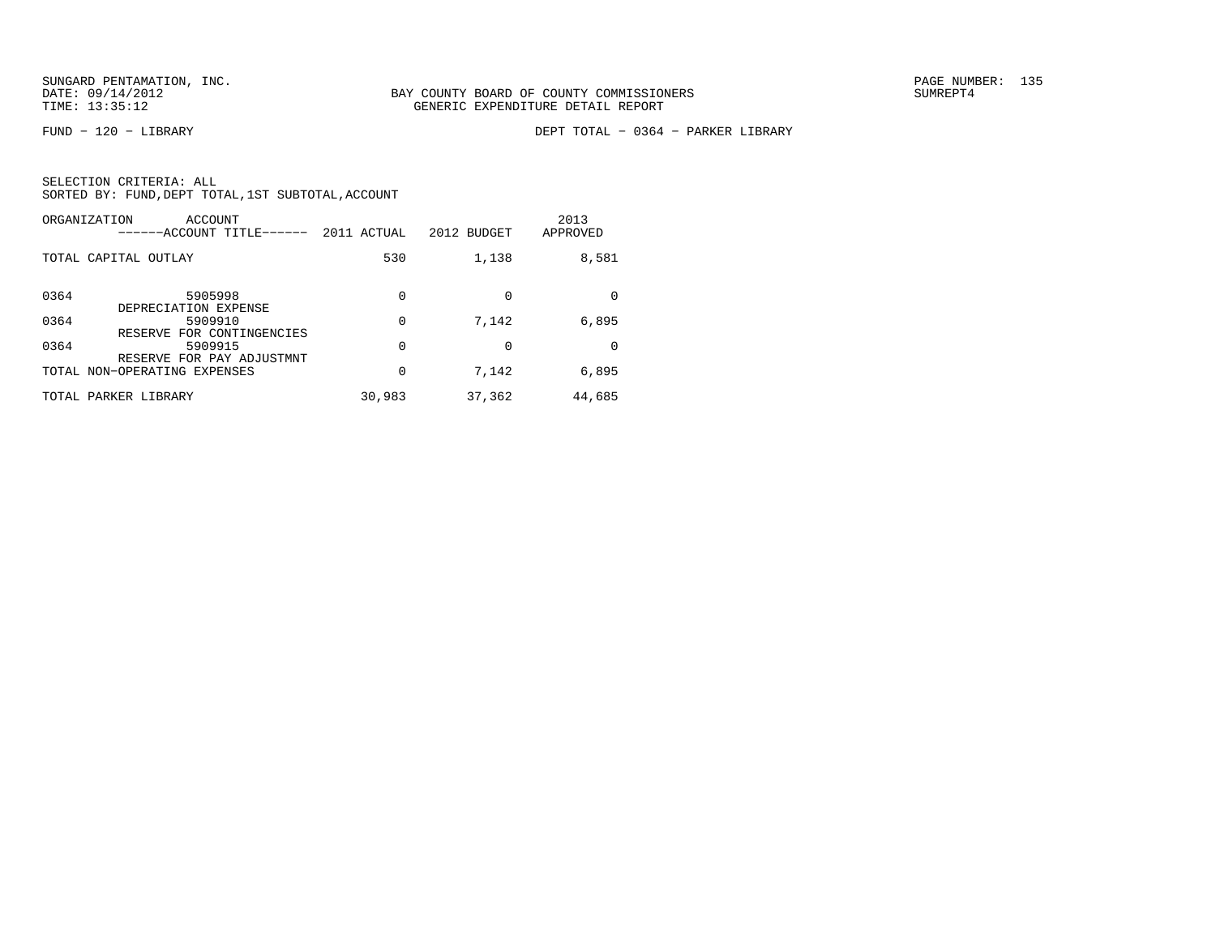SUNGARD PENTAMATION, INC.
DATE: 09/14/2012
TIME: 13:35:12

BAY COUNTY BOARD OF COUNTY COMMISSIONERS
GENERIC EXPENDITURE DETAIL REPORT

PAGE NUMBER: 135
SUMREPT4

FUND − 120 − LIBRARY

DEPT TOTAL − 0364 − PARKER LIBRARY

SELECTION CRITERIA: ALL
SORTED BY: FUND,DEPT TOTAL,1ST SUBTOTAL,ACCOUNT

| ORGANIZATION | ACCOUNT ------ACCOUNT TITLE------ | 2011 ACTUAL | 2012 BUDGET | 2013 APPROVED |
|---|---|---|---|---|
| TOTAL CAPITAL OUTLAY | | 530 | 1,138 | 8,581 |
| 0364 | 5905998 DEPRECIATION EXPENSE | 0 | 0 | 0 |
| 0364 | 5909910 RESERVE FOR CONTINGENCIES | 0 | 7,142 | 6,895 |
| 0364 | 5909915 RESERVE FOR PAY ADJUSTMNT | 0 | 0 | 0 |
| TOTAL NON−OPERATING EXPENSES | | 0 | 7,142 | 6,895 |
| TOTAL PARKER LIBRARY | | 30,983 | 37,362 | 44,685 |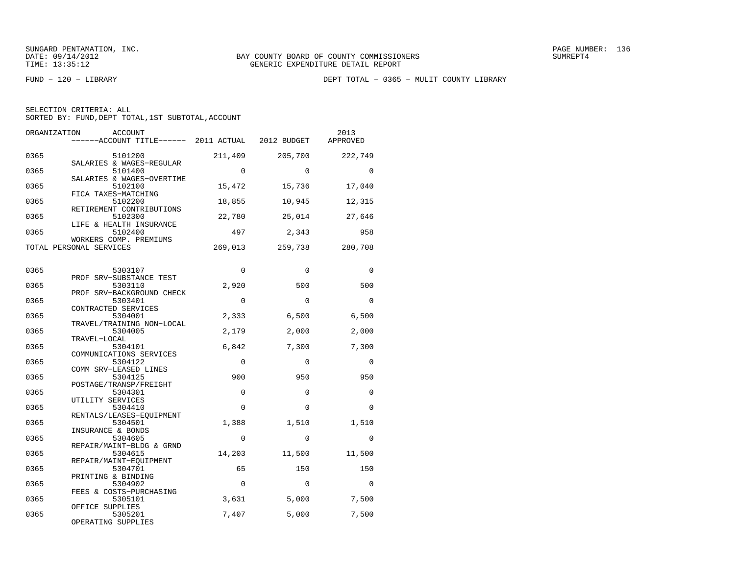SUNGARD PENTAMATION, INC.
DATE: 09/14/2012
TIME: 13:35:12

BAY COUNTY BOARD OF COUNTY COMMISSIONERS
GENERIC EXPENDITURE DETAIL REPORT

SUMREPT4

FUND − 120 − LIBRARY

DEPT TOTAL − 0365 − MULIT COUNTY LIBRARY

SELECTION CRITERIA: ALL
SORTED BY: FUND,DEPT TOTAL,1ST SUBTOTAL,ACCOUNT

| ORGANIZATION | ACCOUNT / ------ACCOUNT TITLE------ | 2011 ACTUAL | 2012 BUDGET | 2013 APPROVED |
|---|---|---|---|---|
| 0365 | 5101200 SALARIES & WAGES−REGULAR | 211,409 | 205,700 | 222,749 |
| 0365 | 5101400 SALARIES & WAGES−OVERTIME | 0 | 0 | 0 |
| 0365 | 5102100 FICA TAXES−MATCHING | 15,472 | 15,736 | 17,040 |
| 0365 | 5102200 RETIREMENT CONTRIBUTIONS | 18,855 | 10,945 | 12,315 |
| 0365 | 5102300 LIFE & HEALTH INSURANCE | 22,780 | 25,014 | 27,646 |
| 0365 | 5102400 WORKERS COMP. PREMIUMS | 497 | 2,343 | 958 |
| TOTAL PERSONAL SERVICES | | 269,013 | 259,738 | 280,708 |
| 0365 | 5303107 PROF SRV−SUBSTANCE TEST | 0 | 0 | 0 |
| 0365 | 5303110 PROF SRV−BACKGROUND CHECK | 2,920 | 500 | 500 |
| 0365 | 5303401 CONTRACTED SERVICES | 0 | 0 | 0 |
| 0365 | 5304001 TRAVEL/TRAINING NON−LOCAL | 2,333 | 6,500 | 6,500 |
| 0365 | 5304005 TRAVEL−LOCAL | 2,179 | 2,000 | 2,000 |
| 0365 | 5304101 COMMUNICATIONS SERVICES | 6,842 | 7,300 | 7,300 |
| 0365 | 5304122 COMM SRV−LEASED LINES | 0 | 0 | 0 |
| 0365 | 5304125 POSTAGE/TRANSP/FREIGHT | 900 | 950 | 950 |
| 0365 | 5304301 UTILITY SERVICES | 0 | 0 | 0 |
| 0365 | 5304410 RENTALS/LEASES−EQUIPMENT | 0 | 0 | 0 |
| 0365 | 5304501 INSURANCE & BONDS | 1,388 | 1,510 | 1,510 |
| 0365 | 5304605 REPAIR/MAINT−BLDG & GRND | 0 | 0 | 0 |
| 0365 | 5304615 REPAIR/MAINT−EQUIPMENT | 14,203 | 11,500 | 11,500 |
| 0365 | 5304701 PRINTING & BINDING | 65 | 150 | 150 |
| 0365 | 5304902 FEES & COSTS−PURCHASING | 0 | 0 | 0 |
| 0365 | 5305101 OFFICE SUPPLIES | 3,631 | 5,000 | 7,500 |
| 0365 | 5305201 OPERATING SUPPLIES | 7,407 | 5,000 | 7,500 |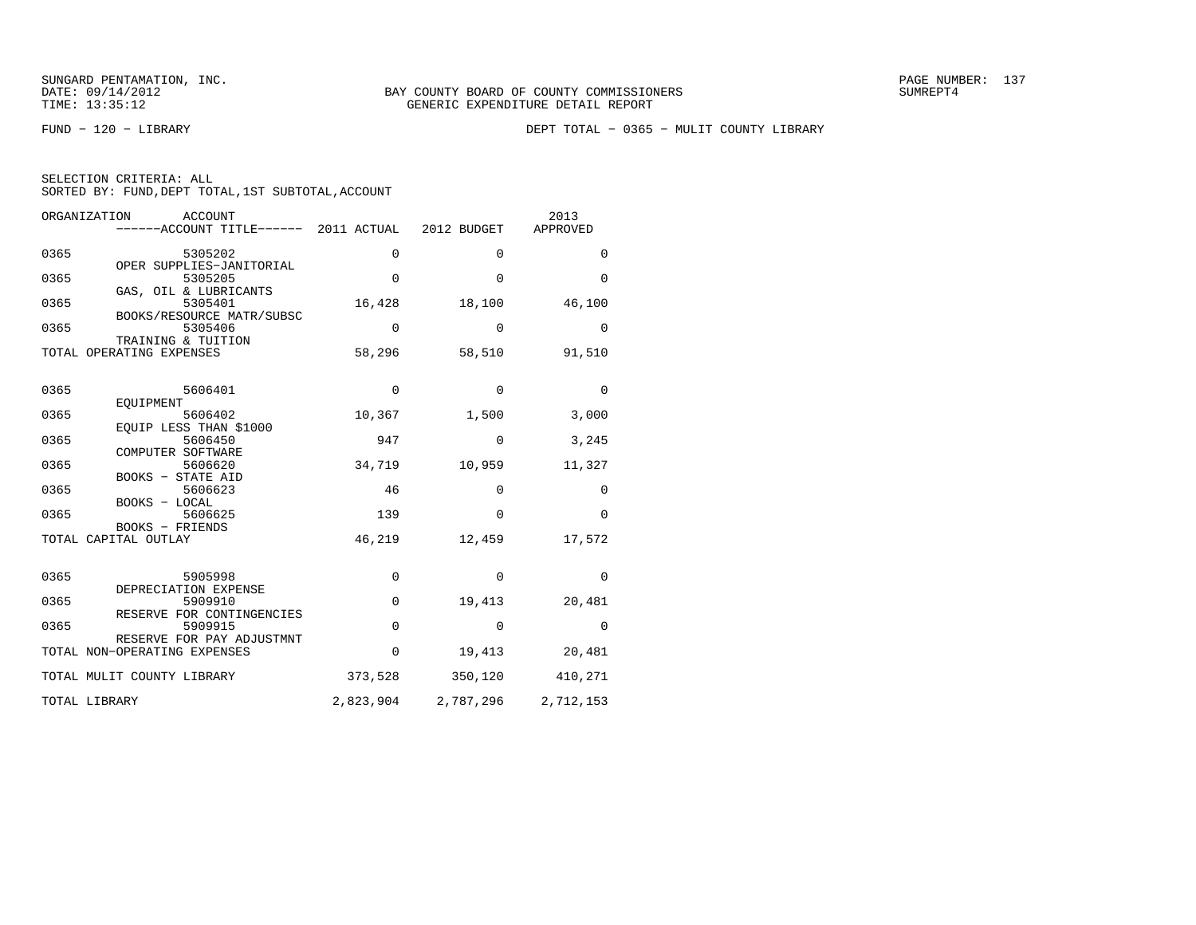SUNGARD PENTAMATION, INC.
DATE: 09/14/2012
TIME: 13:35:12

BAY COUNTY BOARD OF COUNTY COMMISSIONERS
GENERIC EXPENDITURE DETAIL REPORT

SUMREPT4

FUND − 120 − LIBRARY

DEPT TOTAL − 0365 − MULIT COUNTY LIBRARY

SELECTION CRITERIA: ALL
SORTED BY: FUND,DEPT TOTAL,1ST SUBTOTAL,ACCOUNT

| ORGANIZATION | ACCOUNT ------ACCOUNT TITLE------ | 2011 ACTUAL | 2012 BUDGET | 2013 APPROVED |
|---|---|---|---|---|
| 0365 | 5305202 OPER SUPPLIES−JANITORIAL | 0 | 0 | 0 |
| 0365 | 5305205 GAS, OIL & LUBRICANTS | 0 | 0 | 0 |
| 0365 | 5305401 BOOKS/RESOURCE MATR/SUBSC | 16,428 | 18,100 | 46,100 |
| 0365 | 5305406 TRAINING & TUITION | 0 | 0 | 0 |
| TOTAL OPERATING EXPENSES | | 58,296 | 58,510 | 91,510 |
| 0365 | 5606401 EQUIPMENT | 0 | 0 | 0 |
| 0365 | 5606402 EQUIP LESS THAN $1000 | 10,367 | 1,500 | 3,000 |
| 0365 | 5606450 COMPUTER SOFTWARE | 947 | 0 | 3,245 |
| 0365 | 5606620 BOOKS − STATE AID | 34,719 | 10,959 | 11,327 |
| 0365 | 5606623 BOOKS − LOCAL | 46 | 0 | 0 |
| 0365 | 5606625 BOOKS − FRIENDS | 139 | 0 | 0 |
| TOTAL CAPITAL OUTLAY | | 46,219 | 12,459 | 17,572 |
| 0365 | 5905998 DEPRECIATION EXPENSE | 0 | 0 | 0 |
| 0365 | 5909910 RESERVE FOR CONTINGENCIES | 0 | 19,413 | 20,481 |
| 0365 | 5909915 RESERVE FOR PAY ADJUSTMNT | 0 | 0 | 0 |
| TOTAL NON−OPERATING EXPENSES | | 0 | 19,413 | 20,481 |
| TOTAL MULIT COUNTY LIBRARY | | 373,528 | 350,120 | 410,271 |
| TOTAL LIBRARY | | 2,823,904 | 2,787,296 | 2,712,153 |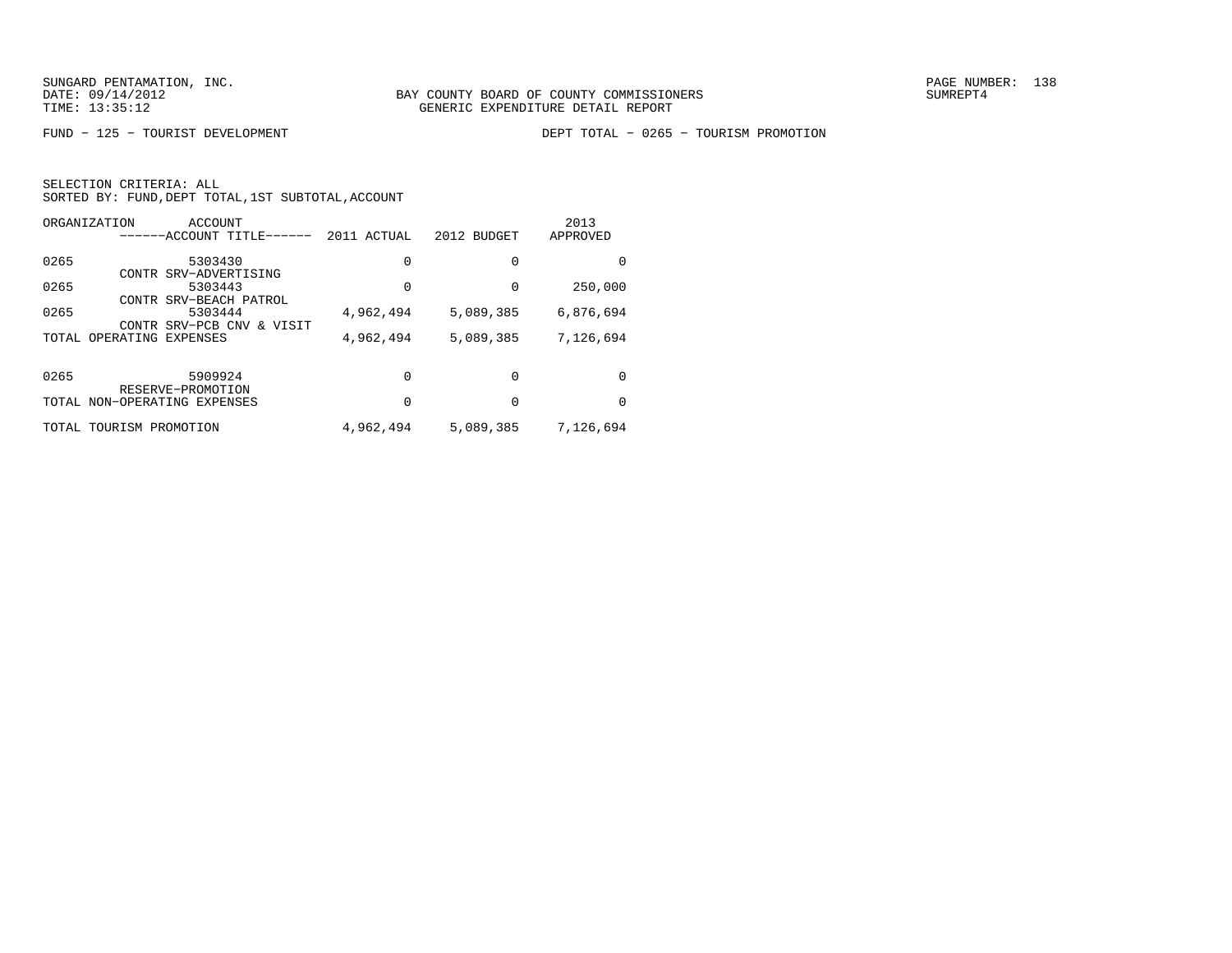SUNGARD PENTAMATION, INC.
DATE: 09/14/2012
TIME: 13:35:12

BAY COUNTY BOARD OF COUNTY COMMISSIONERS
GENERIC EXPENDITURE DETAIL REPORT

SUMREPT4

FUND − 125 − TOURIST DEVELOPMENT

DEPT TOTAL − 0265 − TOURISM PROMOTION

SELECTION CRITERIA: ALL
SORTED BY: FUND,DEPT TOTAL,1ST SUBTOTAL,ACCOUNT

| ORGANIZATION | ACCOUNT ------ACCOUNT TITLE------ | 2011 ACTUAL | 2012 BUDGET | 2013 APPROVED |
|---|---|---|---|---|
| 0265 | 5303430 CONTR SRV−ADVERTISING | 0 | 0 | 0 |
| 0265 | 5303443 CONTR SRV−BEACH PATROL | 0 | 0 | 250,000 |
| 0265 | 5303444 CONTR SRV−PCB CNV & VISIT | 4,962,494 | 5,089,385 | 6,876,694 |
| TOTAL OPERATING EXPENSES | | 4,962,494 | 5,089,385 | 7,126,694 |
| 0265 | 5909924 RESERVE−PROMOTION | 0 | 0 | 0 |
| TOTAL NON−OPERATING EXPENSES | | 0 | 0 | 0 |
| TOTAL TOURISM PROMOTION | | 4,962,494 | 5,089,385 | 7,126,694 |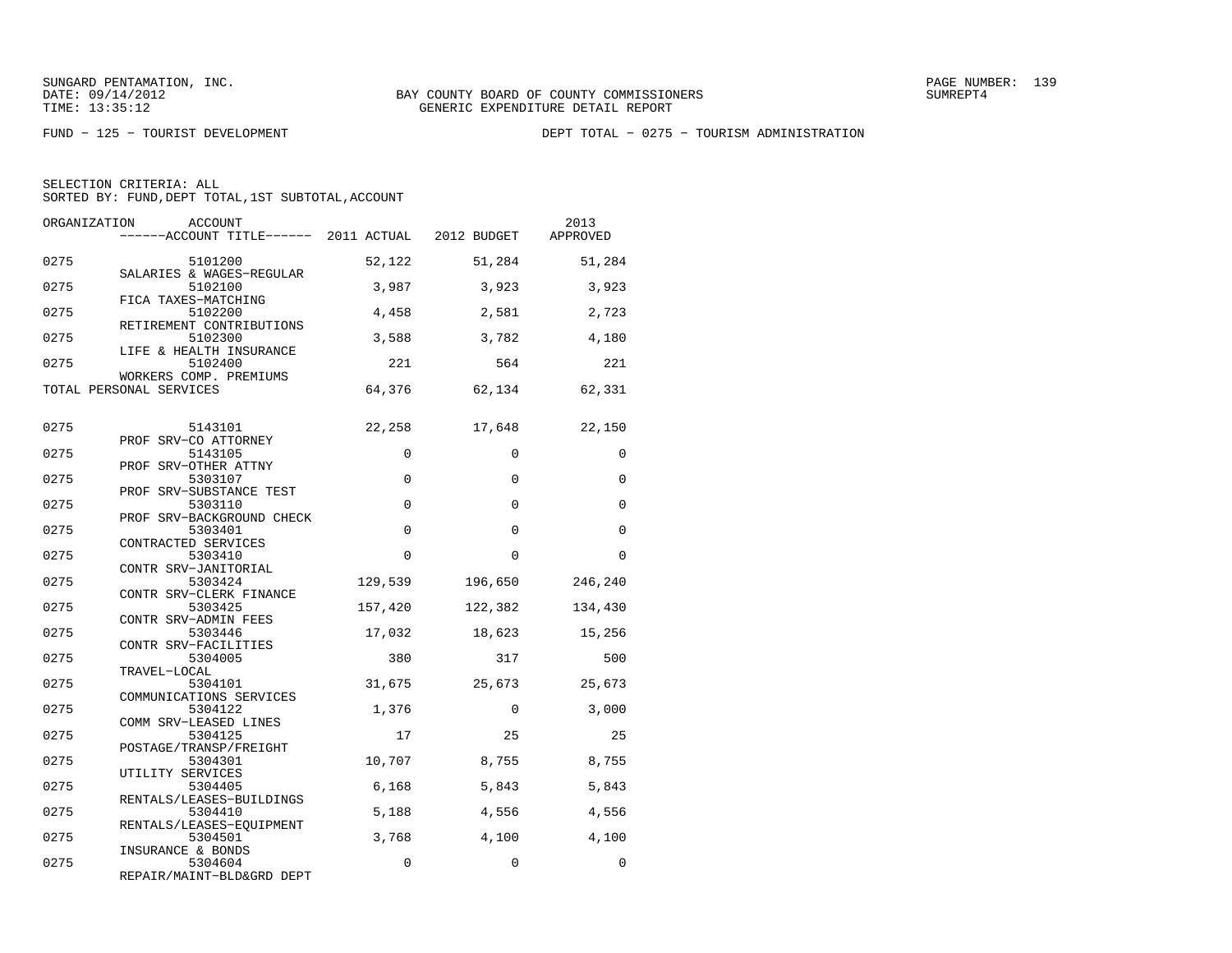SUNGARD PENTAMATION, INC.
DATE: 09/14/2012
TIME: 13:35:12

BAY COUNTY BOARD OF COUNTY COMMISSIONERS
GENERIC EXPENDITURE DETAIL REPORT

SUMREPT4

FUND − 125 − TOURIST DEVELOPMENT

DEPT TOTAL − 0275 − TOURISM ADMINISTRATION

SELECTION CRITERIA: ALL
SORTED BY: FUND,DEPT TOTAL,1ST SUBTOTAL,ACCOUNT

| ORGANIZATION | ACCOUNT / ACCOUNT TITLE | 2011 ACTUAL | 2012 BUDGET | 2013 APPROVED |
|---|---|---|---|---|
| 0275 | 5101200 SALARIES & WAGES−REGULAR | 52,122 | 51,284 | 51,284 |
| 0275 | 5102100 FICA TAXES−MATCHING | 3,987 | 3,923 | 3,923 |
| 0275 | 5102200 RETIREMENT CONTRIBUTIONS | 4,458 | 2,581 | 2,723 |
| 0275 | 5102300 LIFE & HEALTH INSURANCE | 3,588 | 3,782 | 4,180 |
| 0275 | 5102400 WORKERS COMP. PREMIUMS | 221 | 564 | 221 |
| TOTAL PERSONAL SERVICES | | 64,376 | 62,134 | 62,331 |
| 0275 | 5143101 PROF SRV−CO ATTORNEY | 22,258 | 17,648 | 22,150 |
| 0275 | 5143105 PROF SRV−OTHER ATTNY | 0 | 0 | 0 |
| 0275 | 5303107 PROF SRV−SUBSTANCE TEST | 0 | 0 | 0 |
| 0275 | 5303110 PROF SRV−BACKGROUND CHECK | 0 | 0 | 0 |
| 0275 | 5303401 CONTRACTED SERVICES | 0 | 0 | 0 |
| 0275 | 5303410 CONTR SRV−JANITORIAL | 0 | 0 | 0 |
| 0275 | 5303424 CONTR SRV−CLERK FINANCE | 129,539 | 196,650 | 246,240 |
| 0275 | 5303425 CONTR SRV−ADMIN FEES | 157,420 | 122,382 | 134,430 |
| 0275 | 5303446 CONTR SRV−FACILITIES | 17,032 | 18,623 | 15,256 |
| 0275 | 5304005 TRAVEL−LOCAL | 380 | 317 | 500 |
| 0275 | 5304101 COMMUNICATIONS SERVICES | 31,675 | 25,673 | 25,673 |
| 0275 | 5304122 COMM SRV−LEASED LINES | 1,376 | 0 | 3,000 |
| 0275 | 5304125 POSTAGE/TRANSP/FREIGHT | 17 | 25 | 25 |
| 0275 | 5304301 UTILITY SERVICES | 10,707 | 8,755 | 8,755 |
| 0275 | 5304405 RENTALS/LEASES−BUILDINGS | 6,168 | 5,843 | 5,843 |
| 0275 | 5304410 RENTALS/LEASES−EQUIPMENT | 5,188 | 4,556 | 4,556 |
| 0275 | 5304501 INSURANCE & BONDS | 3,768 | 4,100 | 4,100 |
| 0275 | 5304604 REPAIR/MAINT−BLD&GRD DEPT | 0 | 0 | 0 |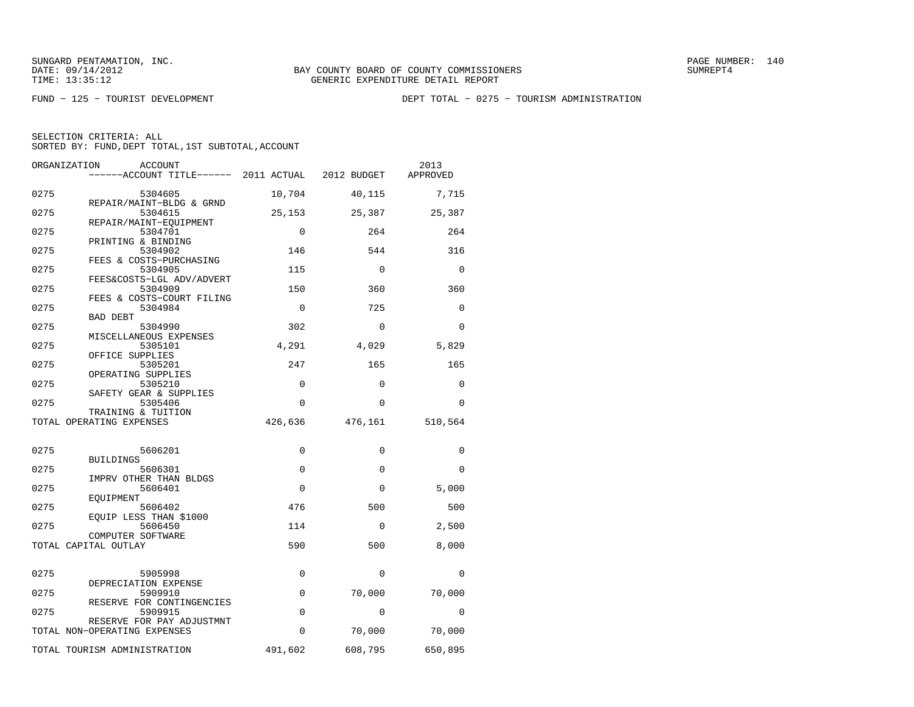SUNGARD PENTAMATION, INC.
DATE: 09/14/2012
TIME: 13:35:12

BAY COUNTY BOARD OF COUNTY COMMISSIONERS
GENERIC EXPENDITURE DETAIL REPORT

SUMREPT4

FUND − 125 − TOURIST DEVELOPMENT

DEPT TOTAL − 0275 − TOURISM ADMINISTRATION

SELECTION CRITERIA: ALL
SORTED BY: FUND,DEPT TOTAL,1ST SUBTOTAL,ACCOUNT

| ORGANIZATION | ACCOUNT / ACCOUNT TITLE | 2011 ACTUAL | 2012 BUDGET | 2013 APPROVED |
|---|---|---|---|---|
| 0275 | 5304605 REPAIR/MAINT−BLDG & GRND | 10,704 | 40,115 | 7,715 |
| 0275 | 5304615 REPAIR/MAINT−EQUIPMENT | 25,153 | 25,387 | 25,387 |
| 0275 | 5304701 PRINTING & BINDING | 0 | 264 | 264 |
| 0275 | 5304902 FEES & COSTS−PURCHASING | 146 | 544 | 316 |
| 0275 | 5304905 FEES&COSTS−LGL ADV/ADVERT | 115 | 0 | 0 |
| 0275 | 5304909 FEES & COSTS−COURT FILING | 150 | 360 | 360 |
| 0275 | 5304984 BAD DEBT | 0 | 725 | 0 |
| 0275 | 5304990 MISCELLANEOUS EXPENSES | 302 | 0 | 0 |
| 0275 | 5305101 OFFICE SUPPLIES | 4,291 | 4,029 | 5,829 |
| 0275 | 5305201 OPERATING SUPPLIES | 247 | 165 | 165 |
| 0275 | 5305210 SAFETY GEAR & SUPPLIES | 0 | 0 | 0 |
| 0275 | 5305406 TRAINING & TUITION | 0 | 0 | 0 |
| TOTAL OPERATING EXPENSES | | 426,636 | 476,161 | 510,564 |
| 0275 | 5606201 BUILDINGS | 0 | 0 | 0 |
| 0275 | 5606301 IMPRV OTHER THAN BLDGS | 0 | 0 | 0 |
| 0275 | 5606401 EQUIPMENT | 0 | 0 | 5,000 |
| 0275 | 5606402 EQUIP LESS THAN $1000 | 476 | 500 | 500 |
| 0275 | 5606450 COMPUTER SOFTWARE | 114 | 0 | 2,500 |
| TOTAL CAPITAL OUTLAY | | 590 | 500 | 8,000 |
| 0275 | 5905998 DEPRECIATION EXPENSE | 0 | 0 | 0 |
| 0275 | 5909910 RESERVE FOR CONTINGENCIES | 0 | 70,000 | 70,000 |
| 0275 | 5909915 RESERVE FOR PAY ADJUSTMNT | 0 | 0 | 0 |
| TOTAL NON−OPERATING EXPENSES | | 0 | 70,000 | 70,000 |
| TOTAL TOURISM ADMINISTRATION | | 491,602 | 608,795 | 650,895 |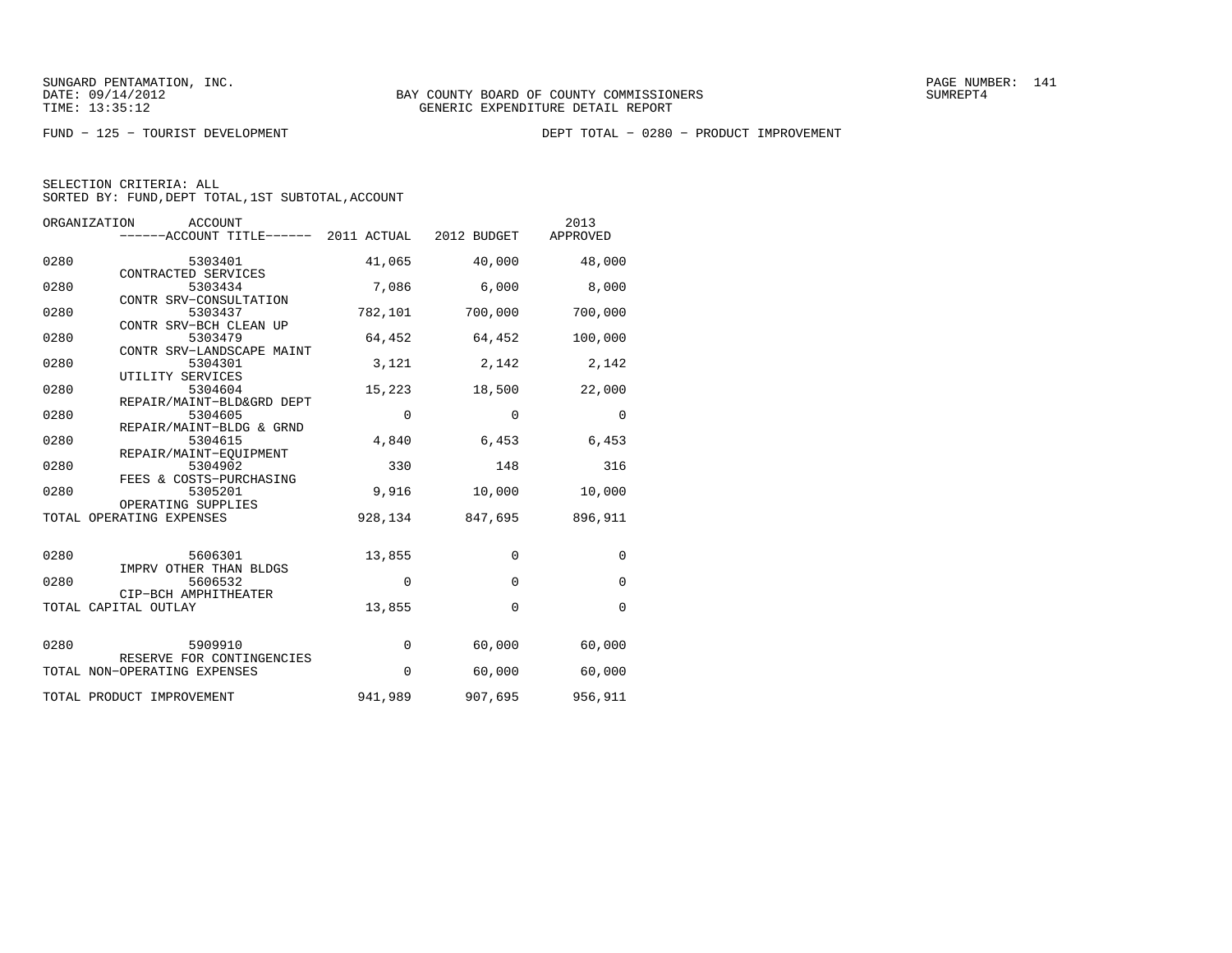SUNGARD PENTAMATION, INC.
DATE: 09/14/2012
TIME: 13:35:12

BAY COUNTY BOARD OF COUNTY COMMISSIONERS
GENERIC EXPENDITURE DETAIL REPORT

SUMREPT4

FUND − 125 − TOURIST DEVELOPMENT

DEPT TOTAL − 0280 − PRODUCT IMPROVEMENT

SELECTION CRITERIA: ALL
SORTED BY: FUND,DEPT TOTAL,1ST SUBTOTAL,ACCOUNT

| ORGANIZATION | ACCOUNT / ------ACCOUNT TITLE------ | 2011 ACTUAL | 2012 BUDGET | 2013 APPROVED |
|---|---|---|---|---|
| 0280 | 5303401 CONTRACTED SERVICES | 41,065 | 40,000 | 48,000 |
| 0280 | 5303434 CONTR SRV−CONSULTATION | 7,086 | 6,000 | 8,000 |
| 0280 | 5303437 CONTR SRV−BCH CLEAN UP | 782,101 | 700,000 | 700,000 |
| 0280 | 5303479 CONTR SRV−LANDSCAPE MAINT | 64,452 | 64,452 | 100,000 |
| 0280 | 5304301 UTILITY SERVICES | 3,121 | 2,142 | 2,142 |
| 0280 | 5304604 REPAIR/MAINT−BLD&GRD DEPT | 15,223 | 18,500 | 22,000 |
| 0280 | 5304605 REPAIR/MAINT−BLDG & GRND | 0 | 0 | 0 |
| 0280 | 5304615 REPAIR/MAINT−EQUIPMENT | 4,840 | 6,453 | 6,453 |
| 0280 | 5304902 FEES & COSTS−PURCHASING | 330 | 148 | 316 |
| 0280 | 5305201 OPERATING SUPPLIES | 9,916 | 10,000 | 10,000 |
| TOTAL OPERATING EXPENSES | | 928,134 | 847,695 | 896,911 |
| 0280 | 5606301 IMPRV OTHER THAN BLDGS | 13,855 | 0 | 0 |
| 0280 | 5606532 CIP−BCH AMPHITHEATER | 0 | 0 | 0 |
| TOTAL CAPITAL OUTLAY | | 13,855 | 0 | 0 |
| 0280 | 5909910 RESERVE FOR CONTINGENCIES | 0 | 60,000 | 60,000 |
| TOTAL NON−OPERATING EXPENSES | | 0 | 60,000 | 60,000 |
| TOTAL PRODUCT IMPROVEMENT | | 941,989 | 907,695 | 956,911 |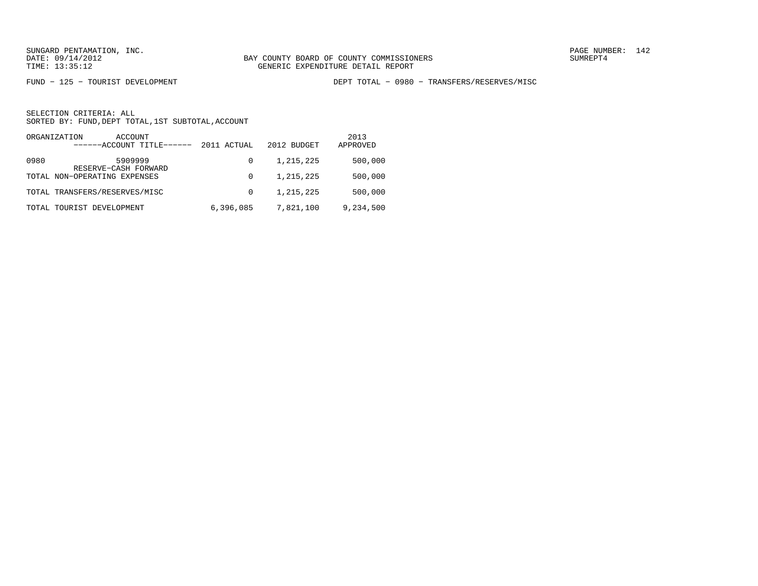SUNGARD PENTAMATION, INC.
DATE: 09/14/2012
TIME: 13:35:12

BAY COUNTY BOARD OF COUNTY COMMISSIONERS
GENERIC EXPENDITURE DETAIL REPORT

SUMREPT4

FUND − 125 − TOURIST DEVELOPMENT

DEPT TOTAL − 0980 − TRANSFERS/RESERVES/MISC

SELECTION CRITERIA: ALL
SORTED BY: FUND,DEPT TOTAL,1ST SUBTOTAL,ACCOUNT

| ORGANIZATION | ACCOUNT<br>------ACCOUNT TITLE------ | 2011 ACTUAL | 2012 BUDGET | 2013<br>APPROVED |
|---|---|---|---|---|
| 0980 | 5909999<br>RESERVE−CASH FORWARD | 0 | 1,215,225 | 500,000 |
| TOTAL NON−OPERATING EXPENSES | | 0 | 1,215,225 | 500,000 |
| TOTAL TRANSFERS/RESERVES/MISC | | 0 | 1,215,225 | 500,000 |
| TOTAL TOURIST DEVELOPMENT | | 6,396,085 | 7,821,100 | 9,234,500 |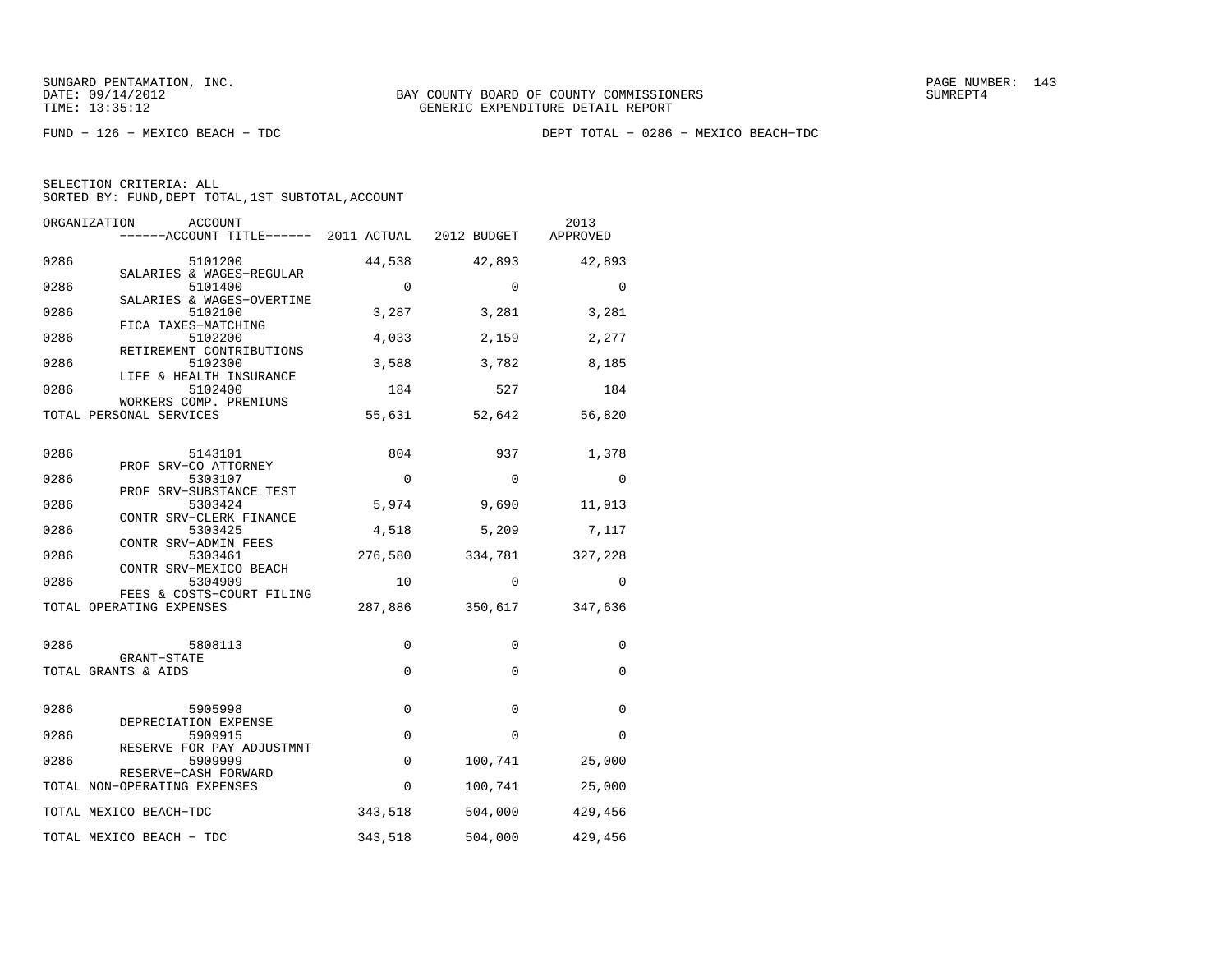SUNGARD PENTAMATION, INC.
DATE: 09/14/2012
TIME: 13:35:12

BAY COUNTY BOARD OF COUNTY COMMISSIONERS
GENERIC EXPENDITURE DETAIL REPORT

PAGE NUMBER: 143
SUMREPT4

FUND − 126 − MEXICO BEACH − TDC

DEPT TOTAL − 0286 − MEXICO BEACH−TDC

SELECTION CRITERIA: ALL
SORTED BY: FUND,DEPT TOTAL,1ST SUBTOTAL,ACCOUNT

| ORGANIZATION | ACCOUNT / ACCOUNT TITLE | 2011 ACTUAL | 2012 BUDGET | 2013 APPROVED |
|---|---|---|---|---|
| 0286 | 5101200 SALARIES & WAGES−REGULAR | 44,538 | 42,893 | 42,893 |
| 0286 | 5101400 SALARIES & WAGES−OVERTIME | 0 | 0 | 0 |
| 0286 | 5102100 FICA TAXES−MATCHING | 3,287 | 3,281 | 3,281 |
| 0286 | 5102200 RETIREMENT CONTRIBUTIONS | 4,033 | 2,159 | 2,277 |
| 0286 | 5102300 LIFE & HEALTH INSURANCE | 3,588 | 3,782 | 8,185 |
| 0286 | 5102400 WORKERS COMP. PREMIUMS | 184 | 527 | 184 |
| TOTAL PERSONAL SERVICES | | 55,631 | 52,642 | 56,820 |
| 0286 | 5143101 PROF SRV−CO ATTORNEY | 804 | 937 | 1,378 |
| 0286 | 5303107 PROF SRV−SUBSTANCE TEST | 0 | 0 | 0 |
| 0286 | 5303424 CONTR SRV−CLERK FINANCE | 5,974 | 9,690 | 11,913 |
| 0286 | 5303425 CONTR SRV−ADMIN FEES | 4,518 | 5,209 | 7,117 |
| 0286 | 5303461 CONTR SRV−MEXICO BEACH | 276,580 | 334,781 | 327,228 |
| 0286 | 5304909 FEES & COSTS−COURT FILING | 10 | 0 | 0 |
| TOTAL OPERATING EXPENSES | | 287,886 | 350,617 | 347,636 |
| 0286 | 5808113 GRANT−STATE | 0 | 0 | 0 |
| TOTAL GRANTS & AIDS | | 0 | 0 | 0 |
| 0286 | 5905998 DEPRECIATION EXPENSE | 0 | 0 | 0 |
| 0286 | 5909915 RESERVE FOR PAY ADJUSTMNT | 0 | 0 | 0 |
| 0286 | 5909999 RESERVE−CASH FORWARD | 0 | 100,741 | 25,000 |
| TOTAL NON−OPERATING EXPENSES | | 0 | 100,741 | 25,000 |
| TOTAL MEXICO BEACH−TDC | | 343,518 | 504,000 | 429,456 |
| TOTAL MEXICO BEACH − TDC | | 343,518 | 504,000 | 429,456 |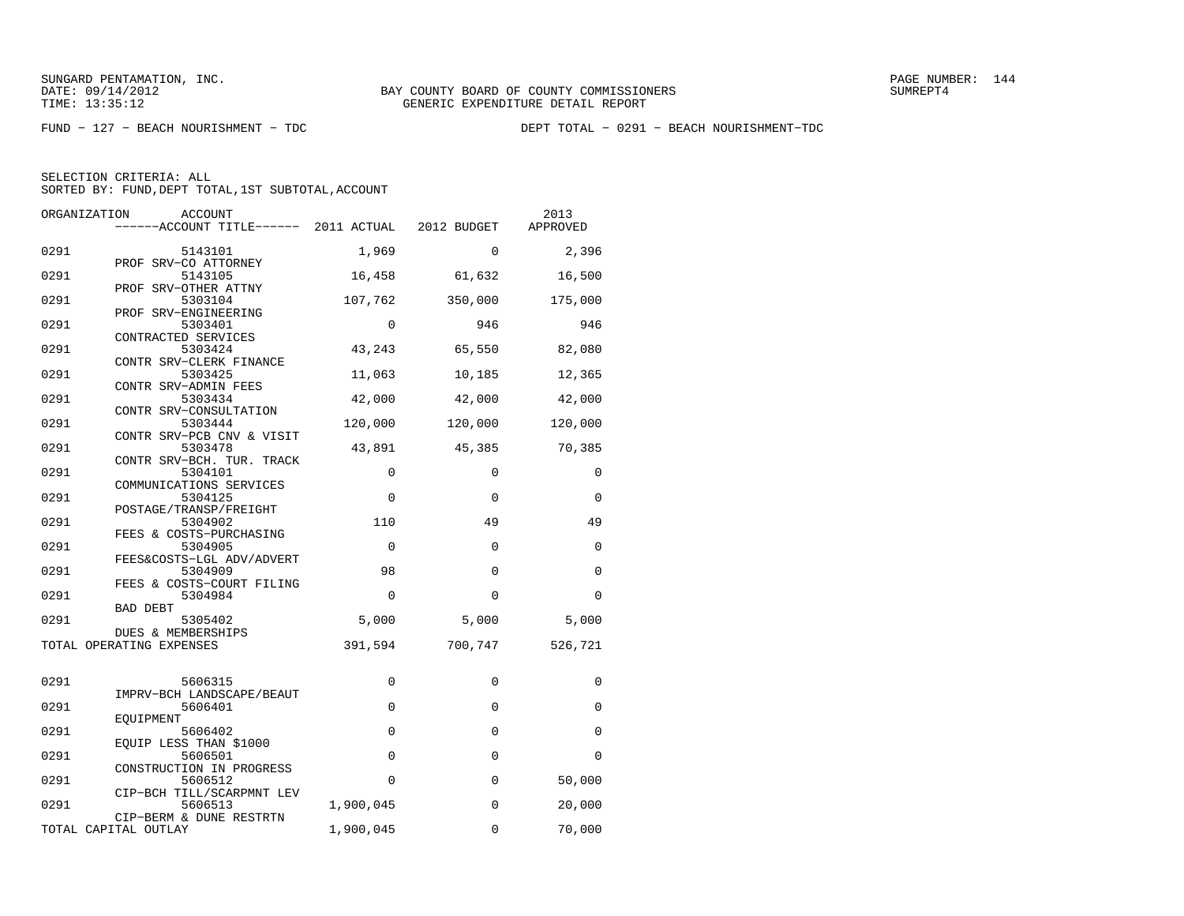SUNGARD PENTAMATION, INC.
DATE: 09/14/2012
TIME: 13:35:12

BAY COUNTY BOARD OF COUNTY COMMISSIONERS
GENERIC EXPENDITURE DETAIL REPORT

SUMREPT4

FUND − 127 − BEACH NOURISHMENT − TDC

DEPT TOTAL − 0291 − BEACH NOURISHMENT−TDC

SELECTION CRITERIA: ALL
SORTED BY: FUND,DEPT TOTAL,1ST SUBTOTAL,ACCOUNT

| ORGANIZATION | ACCOUNT / ACCOUNT TITLE | 2011 ACTUAL | 2012 BUDGET | 2013 APPROVED |
|---|---|---|---|---|
| 0291 | 5143101 PROF SRV−CO ATTORNEY | 1,969 | 0 | 2,396 |
| 0291 | 5143105 PROF SRV−OTHER ATTNY | 16,458 | 61,632 | 16,500 |
| 0291 | 5303104 PROF SRV−ENGINEERING | 107,762 | 350,000 | 175,000 |
| 0291 | 5303401 CONTRACTED SERVICES | 0 | 946 | 946 |
| 0291 | 5303424 CONTR SRV−CLERK FINANCE | 43,243 | 65,550 | 82,080 |
| 0291 | 5303425 CONTR SRV−ADMIN FEES | 11,063 | 10,185 | 12,365 |
| 0291 | 5303434 CONTR SRV−CONSULTATION | 42,000 | 42,000 | 42,000 |
| 0291 | 5303444 CONTR SRV−PCB CNV & VISIT | 120,000 | 120,000 | 120,000 |
| 0291 | 5303478 CONTR SRV−BCH. TUR. TRACK | 43,891 | 45,385 | 70,385 |
| 0291 | 5304101 COMMUNICATIONS SERVICES | 0 | 0 | 0 |
| 0291 | 5304125 POSTAGE/TRANSP/FREIGHT | 0 | 0 | 0 |
| 0291 | 5304902 FEES & COSTS−PURCHASING | 110 | 49 | 49 |
| 0291 | 5304905 FEES&COSTS−LGL ADV/ADVERT | 0 | 0 | 0 |
| 0291 | 5304909 FEES & COSTS−COURT FILING | 98 | 0 | 0 |
| 0291 | 5304984 BAD DEBT | 0 | 0 | 0 |
| 0291 | 5305402 DUES & MEMBERSHIPS | 5,000 | 5,000 | 5,000 |
| TOTAL OPERATING EXPENSES | | 391,594 | 700,747 | 526,721 |
| 0291 | 5606315 IMPRV−BCH LANDSCAPE/BEAUT | 0 | 0 | 0 |
| 0291 | 5606401 EQUIPMENT | 0 | 0 | 0 |
| 0291 | 5606402 EQUIP LESS THAN $1000 | 0 | 0 | 0 |
| 0291 | 5606501 CONSTRUCTION IN PROGRESS | 0 | 0 | 0 |
| 0291 | 5606512 CIP−BCH TILL/SCARPMNT LEV | 0 | 0 | 50,000 |
| 0291 | 5606513 CIP−BERM & DUNE RESTRTN | 1,900,045 | 0 | 20,000 |
| TOTAL CAPITAL OUTLAY | | 1,900,045 | 0 | 70,000 |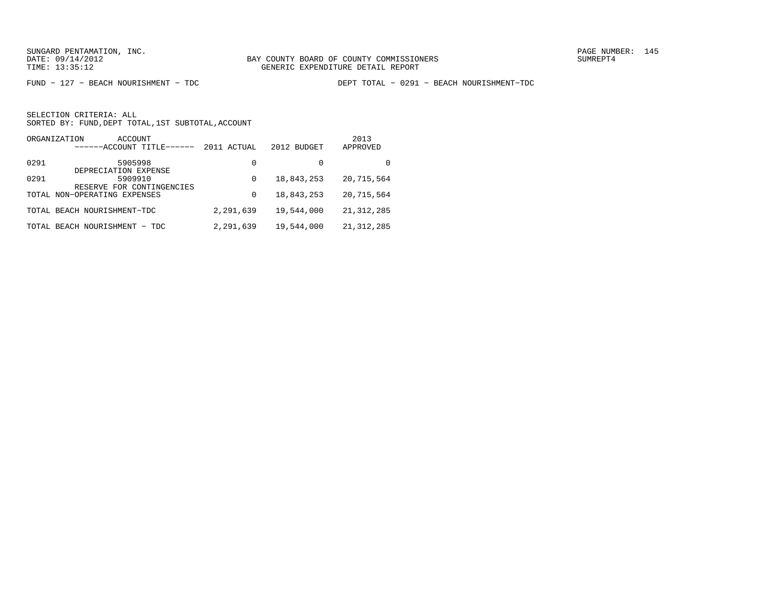SUNGARD PENTAMATION, INC.
DATE: 09/14/2012
TIME: 13:35:12

BAY COUNTY BOARD OF COUNTY COMMISSIONERS
GENERIC EXPENDITURE DETAIL REPORT

SUMREPT4

FUND − 127 − BEACH NOURISHMENT − TDC

DEPT TOTAL − 0291 − BEACH NOURISHMENT−TDC

SELECTION CRITERIA: ALL
SORTED BY: FUND,DEPT TOTAL,1ST SUBTOTAL,ACCOUNT

| ORGANIZATION | ACCOUNT ------ACCOUNT TITLE------ | 2011 ACTUAL | 2012 BUDGET | 2013 APPROVED |
|---|---|---|---|---|
| 0291 | 5905998 DEPRECIATION EXPENSE | 0 | 0 | 0 |
| 0291 | 5909910 RESERVE FOR CONTINGENCIES | 0 | 18,843,253 | 20,715,564 |
| TOTAL NON−OPERATING EXPENSES | | 0 | 18,843,253 | 20,715,564 |
| TOTAL BEACH NOURISHMENT−TDC | | 2,291,639 | 19,544,000 | 21,312,285 |
| TOTAL BEACH NOURISHMENT − TDC | | 2,291,639 | 19,544,000 | 21,312,285 |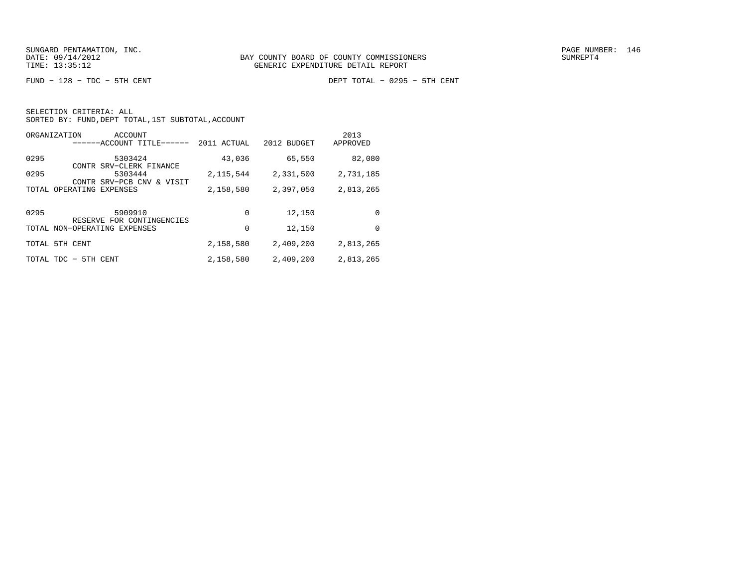BAY COUNTY BOARD OF COUNTY COMMISSIONERS
GENERIC EXPENDITURE DETAIL REPORT

FUND − 128 − TDC − 5TH CENT

DEPT TOTAL − 0295 − 5TH CENT

SELECTION CRITERIA: ALL
SORTED BY: FUND,DEPT TOTAL,1ST SUBTOTAL,ACCOUNT

| ORGANIZATION | ACCOUNT / ------ACCOUNT TITLE------ | 2011 ACTUAL | 2012 BUDGET | 2013 APPROVED |
|---|---|---|---|---|
| 0295 | 5303424 CONTR SRV−CLERK FINANCE | 43,036 | 65,550 | 82,080 |
| 0295 | 5303444 CONTR SRV−PCB CNV & VISIT | 2,115,544 | 2,331,500 | 2,731,185 |
| TOTAL OPERATING EXPENSES | | 2,158,580 | 2,397,050 | 2,813,265 |
| 0295 | 5909910 RESERVE FOR CONTINGENCIES | 0 | 12,150 | 0 |
| TOTAL NON−OPERATING EXPENSES | | 0 | 12,150 | 0 |
| TOTAL 5TH CENT | | 2,158,580 | 2,409,200 | 2,813,265 |
| TOTAL TDC − 5TH CENT | | 2,158,580 | 2,409,200 | 2,813,265 |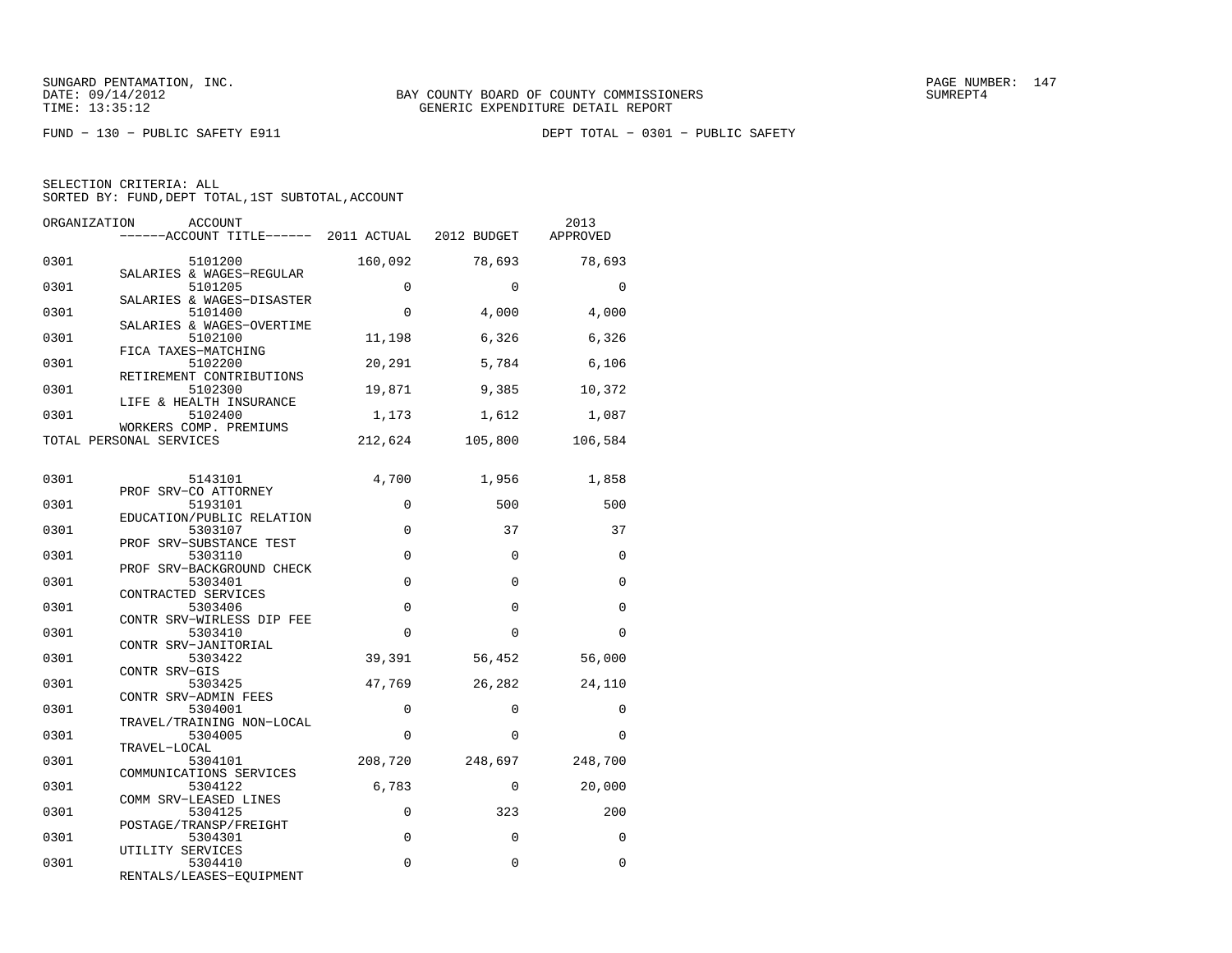SUNGARD PENTAMATION, INC.
DATE: 09/14/2012
TIME: 13:35:12

BAY COUNTY BOARD OF COUNTY COMMISSIONERS
GENERIC EXPENDITURE DETAIL REPORT

SUMREPT4

FUND − 130 − PUBLIC SAFETY E911

DEPT TOTAL − 0301 − PUBLIC SAFETY

SELECTION CRITERIA: ALL
SORTED BY: FUND,DEPT TOTAL,1ST SUBTOTAL,ACCOUNT

| ORGANIZATION | ACCOUNT / ------ACCOUNT TITLE------ | 2011 ACTUAL | 2012 BUDGET | 2013 APPROVED |
|---|---|---|---|---|
| 0301 | 5101200 SALARIES & WAGES−REGULAR | 160,092 | 78,693 | 78,693 |
| 0301 | 5101205 SALARIES & WAGES−DISASTER | 0 | 0 | 0 |
| 0301 | 5101400 SALARIES & WAGES−OVERTIME | 0 | 4,000 | 4,000 |
| 0301 | 5102100 FICA TAXES−MATCHING | 11,198 | 6,326 | 6,326 |
| 0301 | 5102200 RETIREMENT CONTRIBUTIONS | 20,291 | 5,784 | 6,106 |
| 0301 | 5102300 LIFE & HEALTH INSURANCE | 19,871 | 9,385 | 10,372 |
| 0301 | 5102400 WORKERS COMP. PREMIUMS | 1,173 | 1,612 | 1,087 |
| TOTAL PERSONAL SERVICES | | 212,624 | 105,800 | 106,584 |
| 0301 | 5143101 PROF SRV−CO ATTORNEY | 4,700 | 1,956 | 1,858 |
| 0301 | 5193101 EDUCATION/PUBLIC RELATION | 0 | 500 | 500 |
| 0301 | 5303107 PROF SRV−SUBSTANCE TEST | 0 | 37 | 37 |
| 0301 | 5303110 PROF SRV−BACKGROUND CHECK | 0 | 0 | 0 |
| 0301 | 5303401 CONTRACTED SERVICES | 0 | 0 | 0 |
| 0301 | 5303406 CONTR SRV−WIRLESS DIP FEE | 0 | 0 | 0 |
| 0301 | 5303410 CONTR SRV−JANITORIAL | 0 | 0 | 0 |
| 0301 | 5303422 CONTR SRV−GIS | 39,391 | 56,452 | 56,000 |
| 0301 | 5303425 CONTR SRV−ADMIN FEES | 47,769 | 26,282 | 24,110 |
| 0301 | 5304001 TRAVEL/TRAINING NON−LOCAL | 0 | 0 | 0 |
| 0301 | 5304005 TRAVEL−LOCAL | 0 | 0 | 0 |
| 0301 | 5304101 COMMUNICATIONS SERVICES | 208,720 | 248,697 | 248,700 |
| 0301 | 5304122 COMM SRV−LEASED LINES | 6,783 | 0 | 20,000 |
| 0301 | 5304125 POSTAGE/TRANSP/FREIGHT | 0 | 323 | 200 |
| 0301 | 5304301 UTILITY SERVICES | 0 | 0 | 0 |
| 0301 | 5304410 RENTALS/LEASES−EQUIPMENT | 0 | 0 | 0 |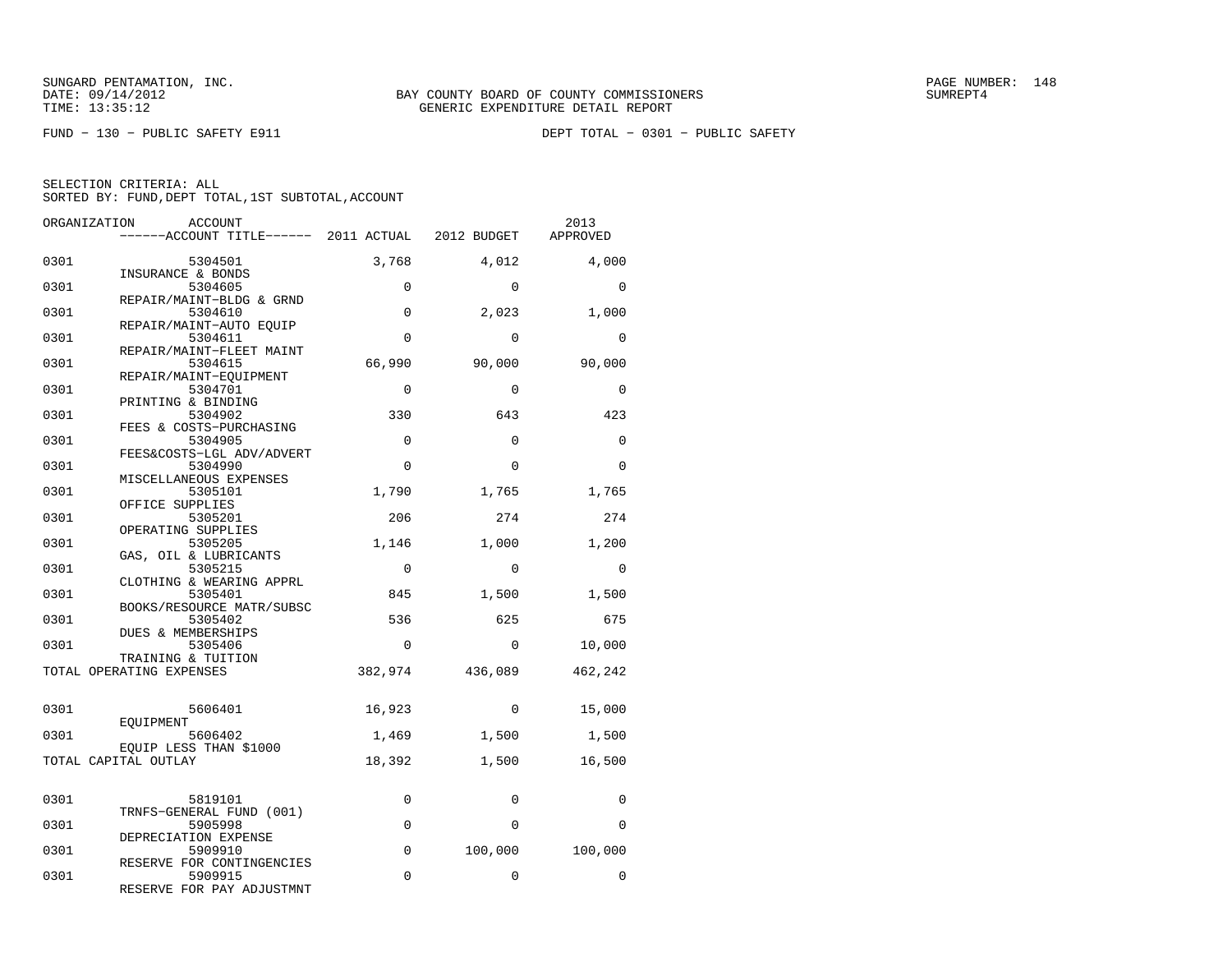SUNGARD PENTAMATION, INC.
DATE: 09/14/2012
TIME: 13:35:12

BAY COUNTY BOARD OF COUNTY COMMISSIONERS
GENERIC EXPENDITURE DETAIL REPORT

SUMREPT4

FUND − 130 − PUBLIC SAFETY E911

DEPT TOTAL − 0301 − PUBLIC SAFETY

SELECTION CRITERIA: ALL
SORTED BY: FUND,DEPT TOTAL,1ST SUBTOTAL,ACCOUNT

| ORGANIZATION | ACCOUNT / ------ACCOUNT TITLE------ | 2011 ACTUAL | 2012 BUDGET | 2013 APPROVED |
|---|---|---|---|---|
| 0301 | 5304501 INSURANCE & BONDS | 3,768 | 4,012 | 4,000 |
| 0301 | 5304605 REPAIR/MAINT−BLDG & GRND | 0 | 0 | 0 |
| 0301 | 5304610 REPAIR/MAINT−AUTO EQUIP | 0 | 2,023 | 1,000 |
| 0301 | 5304611 REPAIR/MAINT−FLEET MAINT | 0 | 0 | 0 |
| 0301 | 5304615 REPAIR/MAINT−EQUIPMENT | 66,990 | 90,000 | 90,000 |
| 0301 | 5304701 PRINTING & BINDING | 0 | 0 | 0 |
| 0301 | 5304902 FEES & COSTS−PURCHASING | 330 | 643 | 423 |
| 0301 | 5304905 FEES&COSTS−LGL ADV/ADVERT | 0 | 0 | 0 |
| 0301 | 5304990 MISCELLANEOUS EXPENSES | 0 | 0 | 0 |
| 0301 | 5305101 OFFICE SUPPLIES | 1,790 | 1,765 | 1,765 |
| 0301 | 5305201 OPERATING SUPPLIES | 206 | 274 | 274 |
| 0301 | 5305205 GAS, OIL & LUBRICANTS | 1,146 | 1,000 | 1,200 |
| 0301 | 5305215 CLOTHING & WEARING APPRL | 0 | 0 | 0 |
| 0301 | 5305401 BOOKS/RESOURCE MATR/SUBSC | 845 | 1,500 | 1,500 |
| 0301 | 5305402 DUES & MEMBERSHIPS | 536 | 625 | 675 |
| 0301 | 5305406 TRAINING & TUITION | 0 | 0 | 10,000 |
| TOTAL OPERATING EXPENSES | | 382,974 | 436,089 | 462,242 |
| 0301 | 5606401 EQUIPMENT | 16,923 | 0 | 15,000 |
| 0301 | 5606402 EQUIP LESS THAN $1000 | 1,469 | 1,500 | 1,500 |
| TOTAL CAPITAL OUTLAY | | 18,392 | 1,500 | 16,500 |
| 0301 | 5819101 TRNFS−GENERAL FUND (001) | 0 | 0 | 0 |
| 0301 | 5905998 DEPRECIATION EXPENSE | 0 | 0 | 0 |
| 0301 | 5909910 RESERVE FOR CONTINGENCIES | 0 | 100,000 | 100,000 |
| 0301 | 5909915 RESERVE FOR PAY ADJUSTMNT | 0 | 0 | 0 |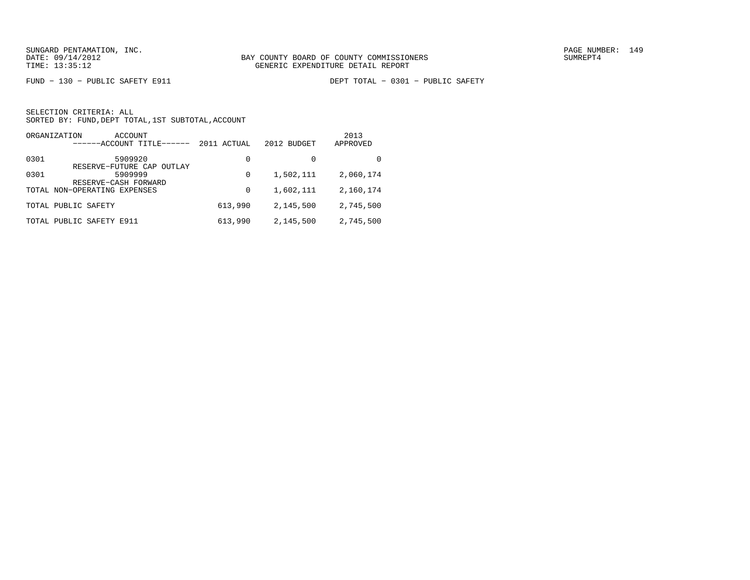SUNGARD PENTAMATION, INC.
DATE: 09/14/2012
TIME: 13:35:12

BAY COUNTY BOARD OF COUNTY COMMISSIONERS
GENERIC EXPENDITURE DETAIL REPORT

SUMREPT4

FUND − 130 − PUBLIC SAFETY E911 DEPT TOTAL − 0301 − PUBLIC SAFETY

SELECTION CRITERIA: ALL
SORTED BY: FUND,DEPT TOTAL,1ST SUBTOTAL,ACCOUNT

| ORGANIZATION | ACCOUNT ------ACCOUNT TITLE------ | 2011 ACTUAL | 2012 BUDGET | 2013 APPROVED |
|---|---|---|---|---|
| 0301 | 5909920 RESERVE−FUTURE CAP OUTLAY | 0 | 0 | 0 |
| 0301 | 5909999 RESERVE−CASH FORWARD | 0 | 1,502,111 | 2,060,174 |
| TOTAL NON−OPERATING EXPENSES | | 0 | 1,602,111 | 2,160,174 |
| TOTAL PUBLIC SAFETY | | 613,990 | 2,145,500 | 2,745,500 |
| TOTAL PUBLIC SAFETY E911 | | 613,990 | 2,145,500 | 2,745,500 |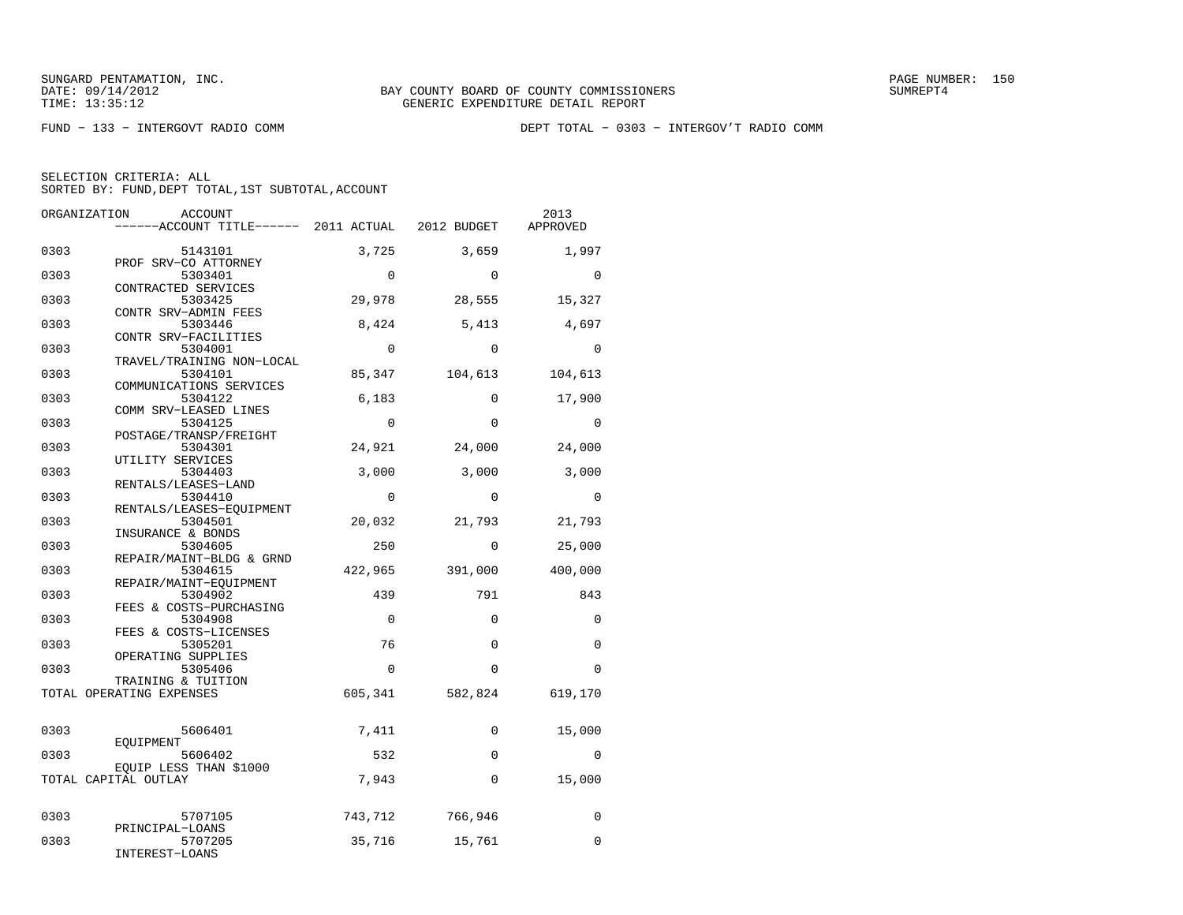SUNGARD PENTAMATION, INC.
DATE: 09/14/2012
TIME: 13:35:12

BAY COUNTY BOARD OF COUNTY COMMISSIONERS
GENERIC EXPENDITURE DETAIL REPORT

SUMREPT4

FUND − 133 − INTERGOVT RADIO COMM

DEPT TOTAL − 0303 − INTERGOV'T RADIO COMM

SELECTION CRITERIA: ALL
SORTED BY: FUND,DEPT TOTAL,1ST SUBTOTAL,ACCOUNT

| ORGANIZATION | ACCOUNT / ACCOUNT TITLE | 2011 ACTUAL | 2012 BUDGET | 2013 APPROVED |
|---|---|---|---|---|
| 0303 | 5143101 PROF SRV−CO ATTORNEY | 3,725 | 3,659 | 1,997 |
| 0303 | 5303401 CONTRACTED SERVICES | 0 | 0 | 0 |
| 0303 | 5303425 CONTR SRV−ADMIN FEES | 29,978 | 28,555 | 15,327 |
| 0303 | 5303446 CONTR SRV−FACILITIES | 8,424 | 5,413 | 4,697 |
| 0303 | 5304001 TRAVEL/TRAINING NON−LOCAL | 0 | 0 | 0 |
| 0303 | 5304101 COMMUNICATIONS SERVICES | 85,347 | 104,613 | 104,613 |
| 0303 | 5304122 COMM SRV−LEASED LINES | 6,183 | 0 | 17,900 |
| 0303 | 5304125 POSTAGE/TRANSP/FREIGHT | 0 | 0 | 0 |
| 0303 | 5304301 UTILITY SERVICES | 24,921 | 24,000 | 24,000 |
| 0303 | 5304403 RENTALS/LEASES−LAND | 3,000 | 3,000 | 3,000 |
| 0303 | 5304410 RENTALS/LEASES−EQUIPMENT | 0 | 0 | 0 |
| 0303 | 5304501 INSURANCE & BONDS | 20,032 | 21,793 | 21,793 |
| 0303 | 5304605 REPAIR/MAINT−BLDG & GRND | 250 | 0 | 25,000 |
| 0303 | 5304615 REPAIR/MAINT−EQUIPMENT | 422,965 | 391,000 | 400,000 |
| 0303 | 5304902 FEES & COSTS−PURCHASING | 439 | 791 | 843 |
| 0303 | 5304908 FEES & COSTS−LICENSES | 0 | 0 | 0 |
| 0303 | 5305201 OPERATING SUPPLIES | 76 | 0 | 0 |
| 0303 | 5305406 TRAINING & TUITION | 0 | 0 | 0 |
| TOTAL OPERATING EXPENSES | | 605,341 | 582,824 | 619,170 |
| 0303 | 5606401 EQUIPMENT | 7,411 | 0 | 15,000 |
| 0303 | 5606402 EQUIP LESS THAN $1000 | 532 | 0 | 0 |
| TOTAL CAPITAL OUTLAY | | 7,943 | 0 | 15,000 |
| 0303 | 5707105 PRINCIPAL−LOANS | 743,712 | 766,946 | 0 |
| 0303 | 5707205 INTEREST−LOANS | 35,716 | 15,761 | 0 |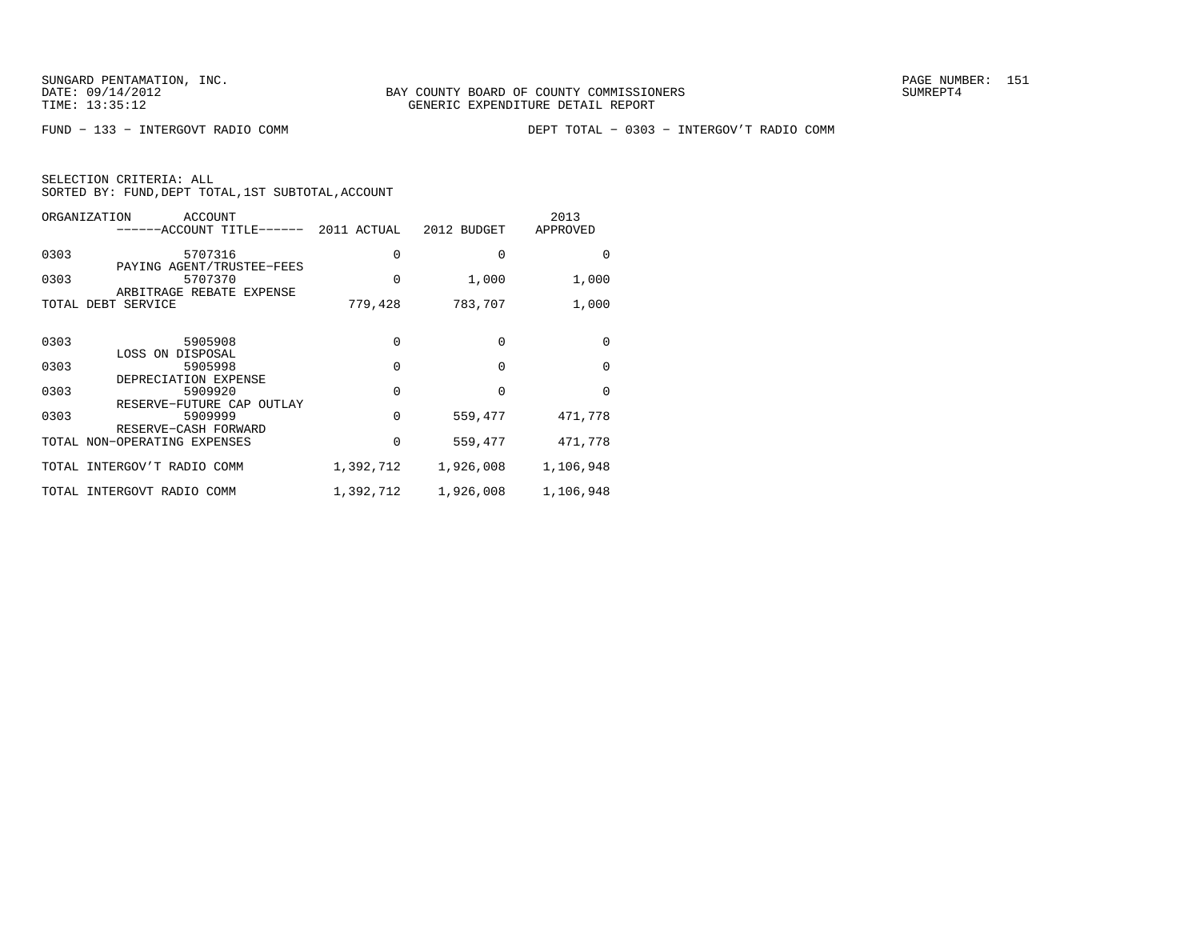BAY COUNTY BOARD OF COUNTY COMMISSIONERS
GENERIC EXPENDITURE DETAIL REPORT

FUND − 133 − INTERGOVT RADIO COMM    DEPT TOTAL − 0303 − INTERGOV'T RADIO COMM

SELECTION CRITERIA: ALL
SORTED BY: FUND,DEPT TOTAL,1ST SUBTOTAL,ACCOUNT

| ORGANIZATION | ACCOUNT / ACCOUNT TITLE | 2011 ACTUAL | 2012 BUDGET | 2013 APPROVED |
|---|---|---|---|---|
| 0303 | 5707316 PAYING AGENT/TRUSTEE−FEES | 0 | 0 | 0 |
| 0303 | 5707370 ARBITRAGE REBATE EXPENSE | 0 | 1,000 | 1,000 |
| TOTAL DEBT SERVICE | | 779,428 | 783,707 | 1,000 |
| 0303 | 5905908 LOSS ON DISPOSAL | 0 | 0 | 0 |
| 0303 | 5905998 DEPRECIATION EXPENSE | 0 | 0 | 0 |
| 0303 | 5909920 RESERVE−FUTURE CAP OUTLAY | 0 | 0 | 0 |
| 0303 | 5909999 RESERVE−CASH FORWARD | 0 | 559,477 | 471,778 |
| TOTAL NON−OPERATING EXPENSES | | 0 | 559,477 | 471,778 |
| TOTAL INTERGOV'T RADIO COMM | | 1,392,712 | 1,926,008 | 1,106,948 |
| TOTAL INTERGOVT RADIO COMM | | 1,392,712 | 1,926,008 | 1,106,948 |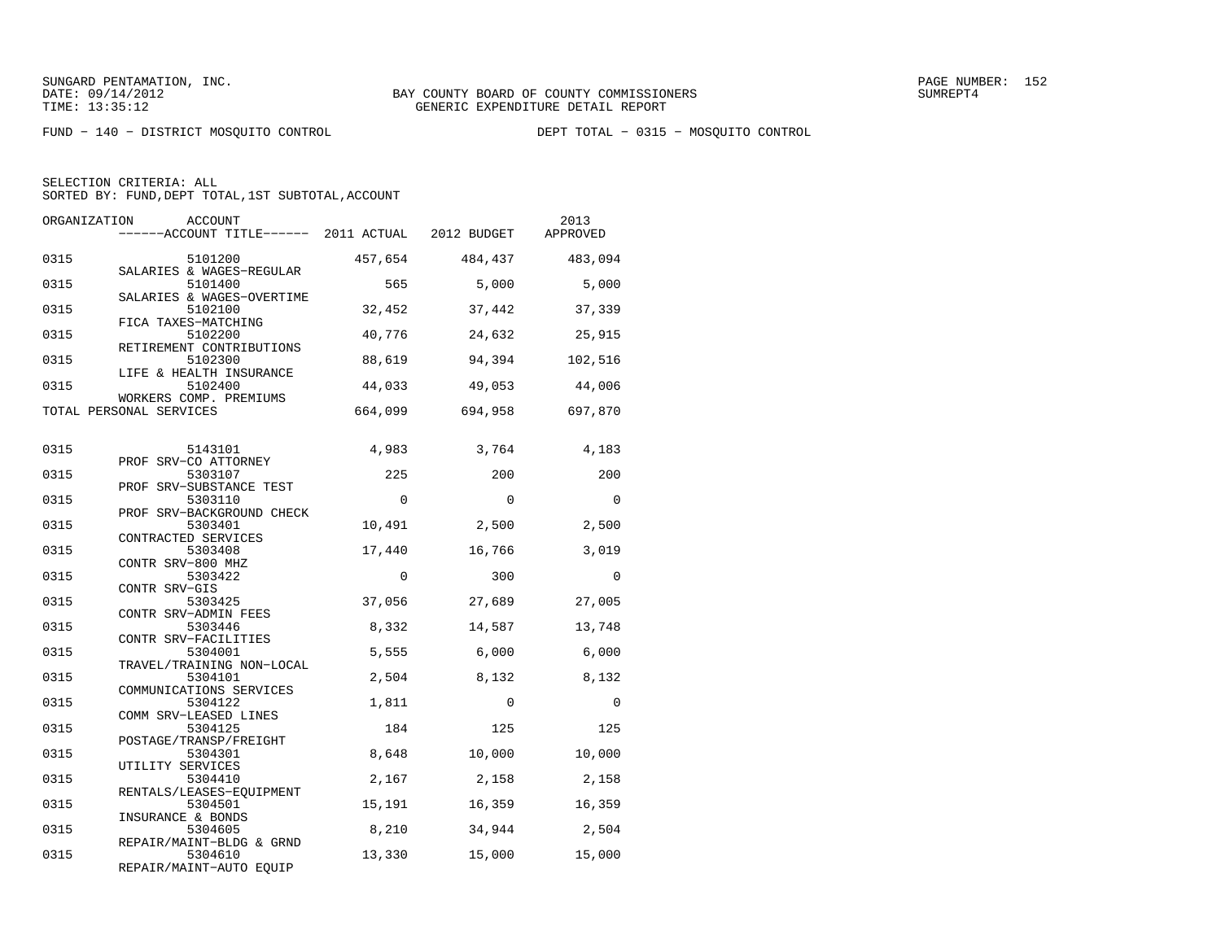BAY COUNTY BOARD OF COUNTY COMMISSIONERS
GENERIC EXPENDITURE DETAIL REPORT

FUND − 140 − DISTRICT MOSQUITO CONTROL

DEPT TOTAL − 0315 − MOSQUITO CONTROL

SELECTION CRITERIA: ALL
SORTED BY: FUND,DEPT TOTAL,1ST SUBTOTAL,ACCOUNT

| ORGANIZATION | ACCOUNT / ACCOUNT TITLE | 2011 ACTUAL | 2012 BUDGET | 2013 APPROVED |
|---|---|---|---|---|
| 0315 | 5101200 SALARIES & WAGES−REGULAR | 457,654 | 484,437 | 483,094 |
| 0315 | 5101400 SALARIES & WAGES−OVERTIME | 565 | 5,000 | 5,000 |
| 0315 | 5102100 FICA TAXES−MATCHING | 32,452 | 37,442 | 37,339 |
| 0315 | 5102200 RETIREMENT CONTRIBUTIONS | 40,776 | 24,632 | 25,915 |
| 0315 | 5102300 LIFE & HEALTH INSURANCE | 88,619 | 94,394 | 102,516 |
| 0315 | 5102400 WORKERS COMP. PREMIUMS | 44,033 | 49,053 | 44,006 |
| TOTAL PERSONAL SERVICES | | 664,099 | 694,958 | 697,870 |
| 0315 | 5143101 PROF SRV−CO ATTORNEY | 4,983 | 3,764 | 4,183 |
| 0315 | 5303107 PROF SRV−SUBSTANCE TEST | 225 | 200 | 200 |
| 0315 | 5303110 PROF SRV−BACKGROUND CHECK | 0 | 0 | 0 |
| 0315 | 5303401 CONTRACTED SERVICES | 10,491 | 2,500 | 2,500 |
| 0315 | 5303408 CONTR SRV−800 MHZ | 17,440 | 16,766 | 3,019 |
| 0315 | 5303422 CONTR SRV−GIS | 0 | 300 | 0 |
| 0315 | 5303425 CONTR SRV−ADMIN FEES | 37,056 | 27,689 | 27,005 |
| 0315 | 5303446 CONTR SRV−FACILITIES | 8,332 | 14,587 | 13,748 |
| 0315 | 5304001 TRAVEL/TRAINING NON−LOCAL | 5,555 | 6,000 | 6,000 |
| 0315 | 5304101 COMMUNICATIONS SERVICES | 2,504 | 8,132 | 8,132 |
| 0315 | 5304122 COMM SRV−LEASED LINES | 1,811 | 0 | 0 |
| 0315 | 5304125 POSTAGE/TRANSP/FREIGHT | 184 | 125 | 125 |
| 0315 | 5304301 UTILITY SERVICES | 8,648 | 10,000 | 10,000 |
| 0315 | 5304410 RENTALS/LEASES−EQUIPMENT | 2,167 | 2,158 | 2,158 |
| 0315 | 5304501 INSURANCE & BONDS | 15,191 | 16,359 | 16,359 |
| 0315 | 5304605 REPAIR/MAINT−BLDG & GRND | 8,210 | 34,944 | 2,504 |
| 0315 | 5304610 REPAIR/MAINT−AUTO EQUIP | 13,330 | 15,000 | 15,000 |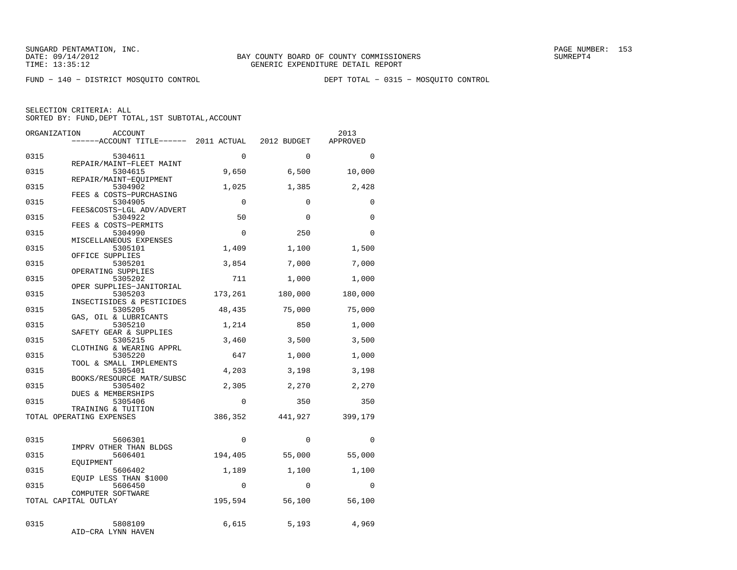SUNGARD PENTAMATION, INC.
DATE: 09/14/2012
TIME: 13:35:12

BAY COUNTY BOARD OF COUNTY COMMISSIONERS
GENERIC EXPENDITURE DETAIL REPORT

SUMREPT4

FUND - 140 - DISTRICT MOSQUITO CONTROL

DEPT TOTAL - 0315 - MOSQUITO CONTROL

SELECTION CRITERIA: ALL
SORTED BY: FUND,DEPT TOTAL,1ST SUBTOTAL,ACCOUNT

| ORGANIZATION | ACCOUNT / ACCOUNT TITLE | 2011 ACTUAL | 2012 BUDGET | 2013 APPROVED |
|---|---|---|---|---|
| 0315 | 5304611 REPAIR/MAINT-FLEET MAINT | 0 | 0 | 0 |
| 0315 | 5304615 REPAIR/MAINT-EQUIPMENT | 9,650 | 6,500 | 10,000 |
| 0315 | 5304902 FEES & COSTS-PURCHASING | 1,025 | 1,385 | 2,428 |
| 0315 | 5304905 FEES&COSTS-LGL ADV/ADVERT | 0 | 0 | 0 |
| 0315 | 5304922 FEES & COSTS-PERMITS | 50 | 0 | 0 |
| 0315 | 5304990 MISCELLANEOUS EXPENSES | 0 | 250 | 0 |
| 0315 | 5305101 OFFICE SUPPLIES | 1,409 | 1,100 | 1,500 |
| 0315 | 5305201 OPERATING SUPPLIES | 3,854 | 7,000 | 7,000 |
| 0315 | 5305202 OPER SUPPLIES-JANITORIAL | 711 | 1,000 | 1,000 |
| 0315 | 5305203 INSECTISIDES & PESTICIDES | 173,261 | 180,000 | 180,000 |
| 0315 | 5305205 GAS, OIL & LUBRICANTS | 48,435 | 75,000 | 75,000 |
| 0315 | 5305210 SAFETY GEAR & SUPPLIES | 1,214 | 850 | 1,000 |
| 0315 | 5305215 CLOTHING & WEARING APPRL | 3,460 | 3,500 | 3,500 |
| 0315 | 5305220 TOOL & SMALL IMPLEMENTS | 647 | 1,000 | 1,000 |
| 0315 | 5305401 BOOKS/RESOURCE MATR/SUBSC | 4,203 | 3,198 | 3,198 |
| 0315 | 5305402 DUES & MEMBERSHIPS | 2,305 | 2,270 | 2,270 |
| 0315 | 5305406 TRAINING & TUITION | 0 | 350 | 350 |
| TOTAL OPERATING EXPENSES | | 386,352 | 441,927 | 399,179 |
| 0315 | 5606301 IMPRV OTHER THAN BLDGS | 0 | 0 | 0 |
| 0315 | 5606401 EQUIPMENT | 194,405 | 55,000 | 55,000 |
| 0315 | 5606402 EQUIP LESS THAN $1000 | 1,189 | 1,100 | 1,100 |
| 0315 | 5606450 COMPUTER SOFTWARE | 0 | 0 | 0 |
| TOTAL CAPITAL OUTLAY | | 195,594 | 56,100 | 56,100 |
| 0315 | 5808109 AID-CRA LYNN HAVEN | 6,615 | 5,193 | 4,969 |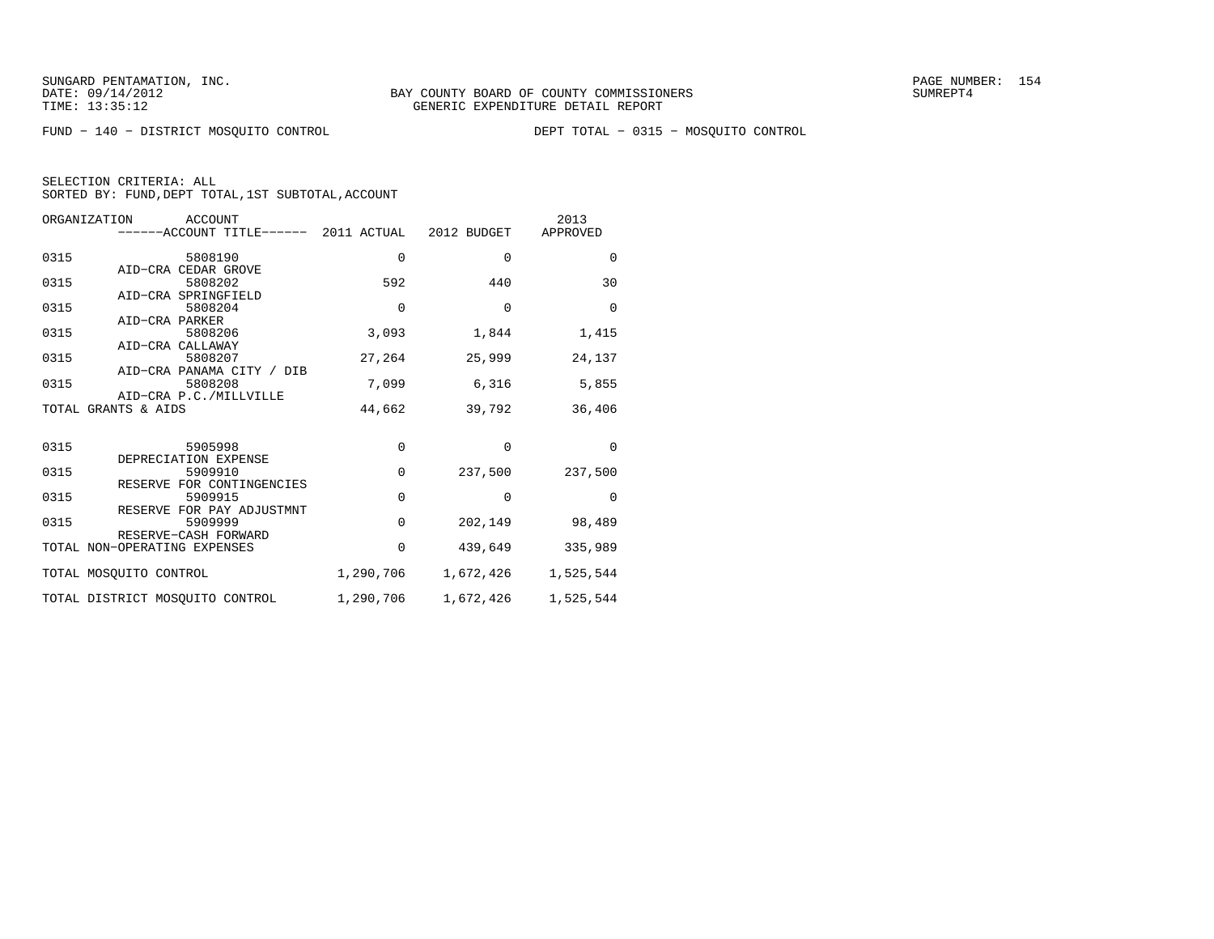SUNGARD PENTAMATION, INC.
DATE: 09/14/2012
TIME: 13:35:12

BAY COUNTY BOARD OF COUNTY COMMISSIONERS
GENERIC EXPENDITURE DETAIL REPORT

PAGE NUMBER: 154
SUMREPT4

FUND − 140 − DISTRICT MOSQUITO CONTROL

DEPT TOTAL − 0315 − MOSQUITO CONTROL

SELECTION CRITERIA: ALL
SORTED BY: FUND,DEPT TOTAL,1ST SUBTOTAL,ACCOUNT

| ORGANIZATION | ACCOUNT / ------ACCOUNT TITLE------ | 2011 ACTUAL | 2012 BUDGET | 2013 APPROVED |
|---|---|---|---|---|
| 0315 | 5808190 AID−CRA CEDAR GROVE | 0 | 0 | 0 |
| 0315 | 5808202 AID−CRA SPRINGFIELD | 592 | 440 | 30 |
| 0315 | 5808204 AID−CRA PARKER | 0 | 0 | 0 |
| 0315 | 5808206 AID−CRA CALLAWAY | 3,093 | 1,844 | 1,415 |
| 0315 | 5808207 AID−CRA PANAMA CITY / DIB | 27,264 | 25,999 | 24,137 |
| 0315 | 5808208 AID−CRA P.C./MILLVILLE | 7,099 | 6,316 | 5,855 |
| TOTAL GRANTS & AIDS | | 44,662 | 39,792 | 36,406 |
| 0315 | 5905998 DEPRECIATION EXPENSE | 0 | 0 | 0 |
| 0315 | 5909910 RESERVE FOR CONTINGENCIES | 0 | 237,500 | 237,500 |
| 0315 | 5909915 RESERVE FOR PAY ADJUSTMNT | 0 | 0 | 0 |
| 0315 | 5909999 RESERVE−CASH FORWARD | 0 | 202,149 | 98,489 |
| TOTAL NON−OPERATING EXPENSES | | 0 | 439,649 | 335,989 |
| TOTAL MOSQUITO CONTROL | | 1,290,706 | 1,672,426 | 1,525,544 |
| TOTAL DISTRICT MOSQUITO CONTROL | | 1,290,706 | 1,672,426 | 1,525,544 |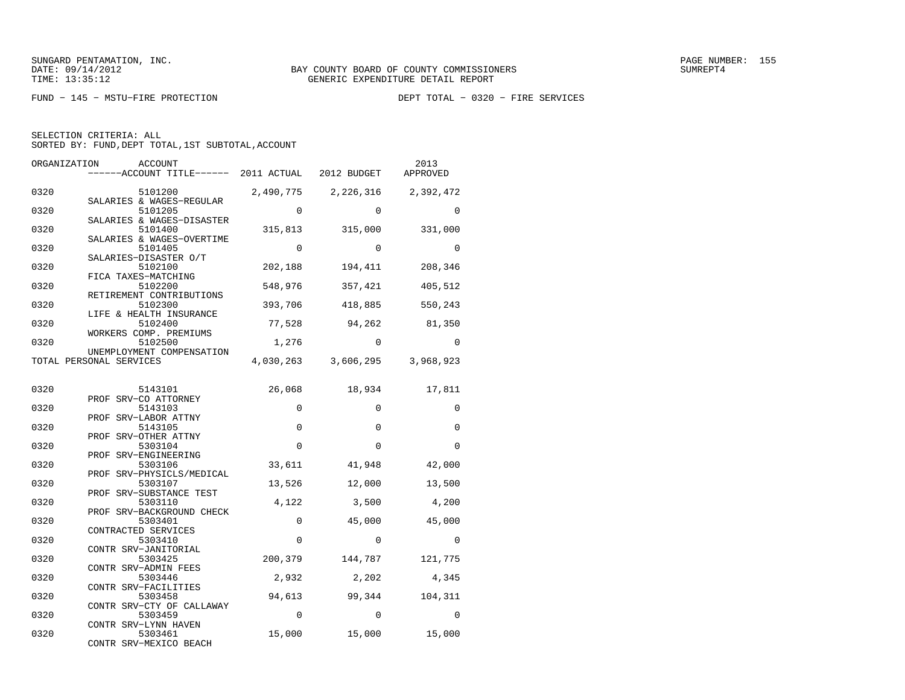SUNGARD PENTAMATION, INC.
DATE: 09/14/2012
TIME: 13:35:12

BAY COUNTY BOARD OF COUNTY COMMISSIONERS
GENERIC EXPENDITURE DETAIL REPORT

SUMREPT4

FUND − 145 − MSTU−FIRE PROTECTION

DEPT TOTAL − 0320 − FIRE SERVICES

SELECTION CRITERIA: ALL
SORTED BY: FUND,DEPT TOTAL,1ST SUBTOTAL,ACCOUNT

| ORGANIZATION | ACCOUNT / ACCOUNT TITLE | 2011 ACTUAL | 2012 BUDGET | 2013 APPROVED |
|---|---|---|---|---|
| 0320 | 5101200 SALARIES & WAGES−REGULAR | 2,490,775 | 2,226,316 | 2,392,472 |
| 0320 | 5101205 SALARIES & WAGES−DISASTER | 0 | 0 | 0 |
| 0320 | 5101400 SALARIES & WAGES−OVERTIME | 315,813 | 315,000 | 331,000 |
| 0320 | 5101405 SALARIES−DISASTER O/T | 0 | 0 | 0 |
| 0320 | 5102100 FICA TAXES−MATCHING | 202,188 | 194,411 | 208,346 |
| 0320 | 5102200 RETIREMENT CONTRIBUTIONS | 548,976 | 357,421 | 405,512 |
| 0320 | 5102300 LIFE & HEALTH INSURANCE | 393,706 | 418,885 | 550,243 |
| 0320 | 5102400 WORKERS COMP. PREMIUMS | 77,528 | 94,262 | 81,350 |
| 0320 | 5102500 UNEMPLOYMENT COMPENSATION | 1,276 | 0 | 0 |
| TOTAL PERSONAL SERVICES | | 4,030,263 | 3,606,295 | 3,968,923 |
| 0320 | 5143101 PROF SRV−CO ATTORNEY | 26,068 | 18,934 | 17,811 |
| 0320 | 5143103 PROF SRV−LABOR ATTNY | 0 | 0 | 0 |
| 0320 | 5143105 PROF SRV−OTHER ATTNY | 0 | 0 | 0 |
| 0320 | 5303104 PROF SRV−ENGINEERING | 0 | 0 | 0 |
| 0320 | 5303106 PROF SRV−PHYSICLS/MEDICAL | 33,611 | 41,948 | 42,000 |
| 0320 | 5303107 PROF SRV−SUBSTANCE TEST | 13,526 | 12,000 | 13,500 |
| 0320 | 5303110 PROF SRV−BACKGROUND CHECK | 4,122 | 3,500 | 4,200 |
| 0320 | 5303401 CONTRACTED SERVICES | 0 | 45,000 | 45,000 |
| 0320 | 5303410 CONTR SRV−JANITORIAL | 0 | 0 | 0 |
| 0320 | 5303425 CONTR SRV−ADMIN FEES | 200,379 | 144,787 | 121,775 |
| 0320 | 5303446 CONTR SRV−FACILITIES | 2,932 | 2,202 | 4,345 |
| 0320 | 5303458 CONTR SRV−CTY OF CALLAWAY | 94,613 | 99,344 | 104,311 |
| 0320 | 5303459 CONTR SRV−LYNN HAVEN | 0 | 0 | 0 |
| 0320 | 5303461 CONTR SRV−MEXICO BEACH | 15,000 | 15,000 | 15,000 |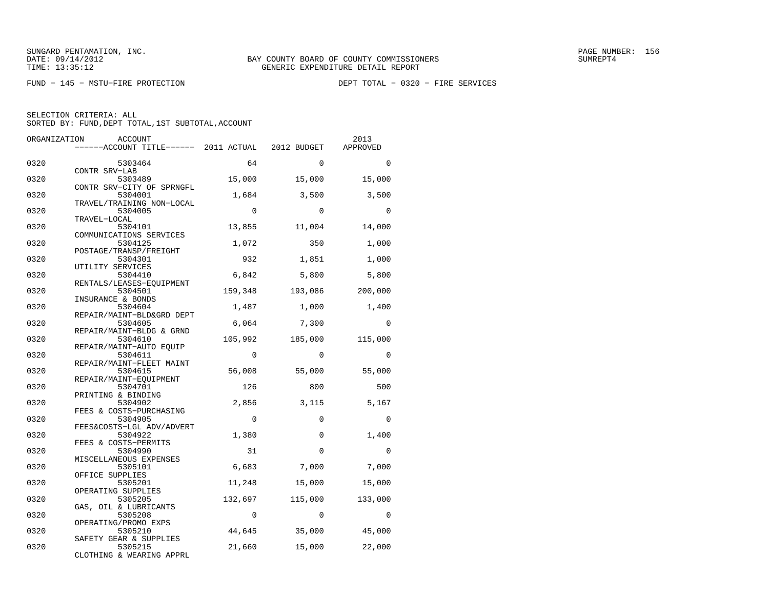SUNGARD PENTAMATION, INC.
DATE: 09/14/2012
TIME: 13:35:12

BAY COUNTY BOARD OF COUNTY COMMISSIONERS
GENERIC EXPENDITURE DETAIL REPORT

SUMREPT4

FUND − 145 − MSTU−FIRE PROTECTION

DEPT TOTAL − 0320 − FIRE SERVICES

SELECTION CRITERIA: ALL
SORTED BY: FUND,DEPT TOTAL,1ST SUBTOTAL,ACCOUNT

| ORGANIZATION | ACCOUNT / ACCOUNT TITLE | 2011 ACTUAL | 2012 BUDGET | 2013 APPROVED |
|---|---|---|---|---|
| 0320 | 5303464 CONTR SRV−LAB | 64 | 0 | 0 |
| 0320 | 5303489 CONTR SRV−CITY OF SPRNGFL | 15,000 | 15,000 | 15,000 |
| 0320 | 5304001 TRAVEL/TRAINING NON−LOCAL | 1,684 | 3,500 | 3,500 |
| 0320 | 5304005 TRAVEL−LOCAL | 0 | 0 | 0 |
| 0320 | 5304101 COMMUNICATIONS SERVICES | 13,855 | 11,004 | 14,000 |
| 0320 | 5304125 POSTAGE/TRANSP/FREIGHT | 1,072 | 350 | 1,000 |
| 0320 | 5304301 UTILITY SERVICES | 932 | 1,851 | 1,000 |
| 0320 | 5304410 RENTALS/LEASES−EQUIPMENT | 6,842 | 5,800 | 5,800 |
| 0320 | 5304501 INSURANCE & BONDS | 159,348 | 193,086 | 200,000 |
| 0320 | 5304604 REPAIR/MAINT−BLD&GRD DEPT | 1,487 | 1,000 | 1,400 |
| 0320 | 5304605 REPAIR/MAINT−BLDG & GRND | 6,064 | 7,300 | 0 |
| 0320 | 5304610 REPAIR/MAINT−AUTO EQUIP | 105,992 | 185,000 | 115,000 |
| 0320 | 5304611 REPAIR/MAINT−FLEET MAINT | 0 | 0 | 0 |
| 0320 | 5304615 REPAIR/MAINT−EQUIPMENT | 56,008 | 55,000 | 55,000 |
| 0320 | 5304701 PRINTING & BINDING | 126 | 800 | 500 |
| 0320 | 5304902 FEES & COSTS−PURCHASING | 2,856 | 3,115 | 5,167 |
| 0320 | 5304905 FEES&COSTS−LGL ADV/ADVERT | 0 | 0 | 0 |
| 0320 | 5304922 FEES & COSTS−PERMITS | 1,380 | 0 | 1,400 |
| 0320 | 5304990 MISCELLANEOUS EXPENSES | 31 | 0 | 0 |
| 0320 | 5305101 OFFICE SUPPLIES | 6,683 | 7,000 | 7,000 |
| 0320 | 5305201 OPERATING SUPPLIES | 11,248 | 15,000 | 15,000 |
| 0320 | 5305205 GAS, OIL & LUBRICANTS | 132,697 | 115,000 | 133,000 |
| 0320 | 5305208 OPERATING/PROMO EXPS | 0 | 0 | 0 |
| 0320 | 5305210 SAFETY GEAR & SUPPLIES | 44,645 | 35,000 | 45,000 |
| 0320 | 5305215 CLOTHING & WEARING APPRL | 21,660 | 15,000 | 22,000 |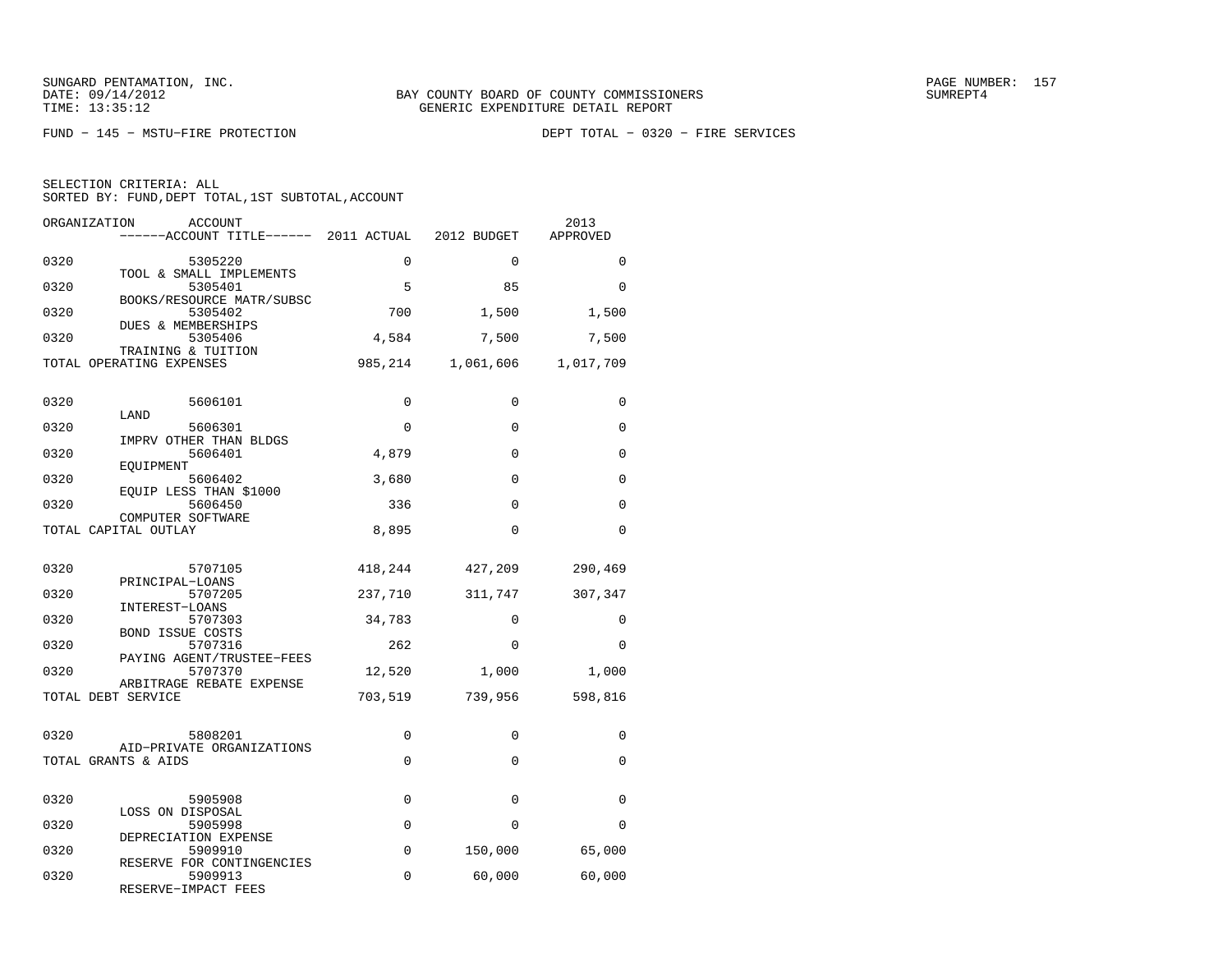SUNGARD PENTAMATION, INC.
DATE: 09/14/2012
TIME: 13:35:12

BAY COUNTY BOARD OF COUNTY COMMISSIONERS
GENERIC EXPENDITURE DETAIL REPORT

SUMREPT4

FUND − 145 − MSTU−FIRE PROTECTION

DEPT TOTAL − 0320 − FIRE SERVICES

SELECTION CRITERIA: ALL
SORTED BY: FUND,DEPT TOTAL,1ST SUBTOTAL,ACCOUNT

| ORGANIZATION | ACCOUNT / ACCOUNT TITLE | 2011 ACTUAL | 2012 BUDGET | 2013 APPROVED |
|---|---|---|---|---|
| 0320 | 5305220 TOOL & SMALL IMPLEMENTS | 0 | 0 | 0 |
| 0320 | 5305401 BOOKS/RESOURCE MATR/SUBSC | 5 | 85 | 0 |
| 0320 | 5305402 DUES & MEMBERSHIPS | 700 | 1,500 | 1,500 |
| 0320 | 5305406 TRAINING & TUITION | 4,584 | 7,500 | 7,500 |
| TOTAL OPERATING EXPENSES | | 985,214 | 1,061,606 | 1,017,709 |
| 0320 | 5606101 LAND | 0 | 0 | 0 |
| 0320 | 5606301 IMPRV OTHER THAN BLDGS | 0 | 0 | 0 |
| 0320 | 5606401 EQUIPMENT | 4,879 | 0 | 0 |
| 0320 | 5606402 EQUIP LESS THAN $1000 | 3,680 | 0 | 0 |
| 0320 | 5606450 COMPUTER SOFTWARE | 336 | 0 | 0 |
| TOTAL CAPITAL OUTLAY | | 8,895 | 0 | 0 |
| 0320 | 5707105 PRINCIPAL−LOANS | 418,244 | 427,209 | 290,469 |
| 0320 | 5707205 INTEREST−LOANS | 237,710 | 311,747 | 307,347 |
| 0320 | 5707303 BOND ISSUE COSTS | 34,783 | 0 | 0 |
| 0320 | 5707316 PAYING AGENT/TRUSTEE−FEES | 262 | 0 | 0 |
| 0320 | 5707370 ARBITRAGE REBATE EXPENSE | 12,520 | 1,000 | 1,000 |
| TOTAL DEBT SERVICE | | 703,519 | 739,956 | 598,816 |
| 0320 | 5808201 AID−PRIVATE ORGANIZATIONS | 0 | 0 | 0 |
| TOTAL GRANTS & AIDS | | 0 | 0 | 0 |
| 0320 | 5905908 LOSS ON DISPOSAL | 0 | 0 | 0 |
| 0320 | 5905998 DEPRECIATION EXPENSE | 0 | 0 | 0 |
| 0320 | 5909910 RESERVE FOR CONTINGENCIES | 0 | 150,000 | 65,000 |
| 0320 | 5909913 RESERVE−IMPACT FEES | 0 | 60,000 | 60,000 |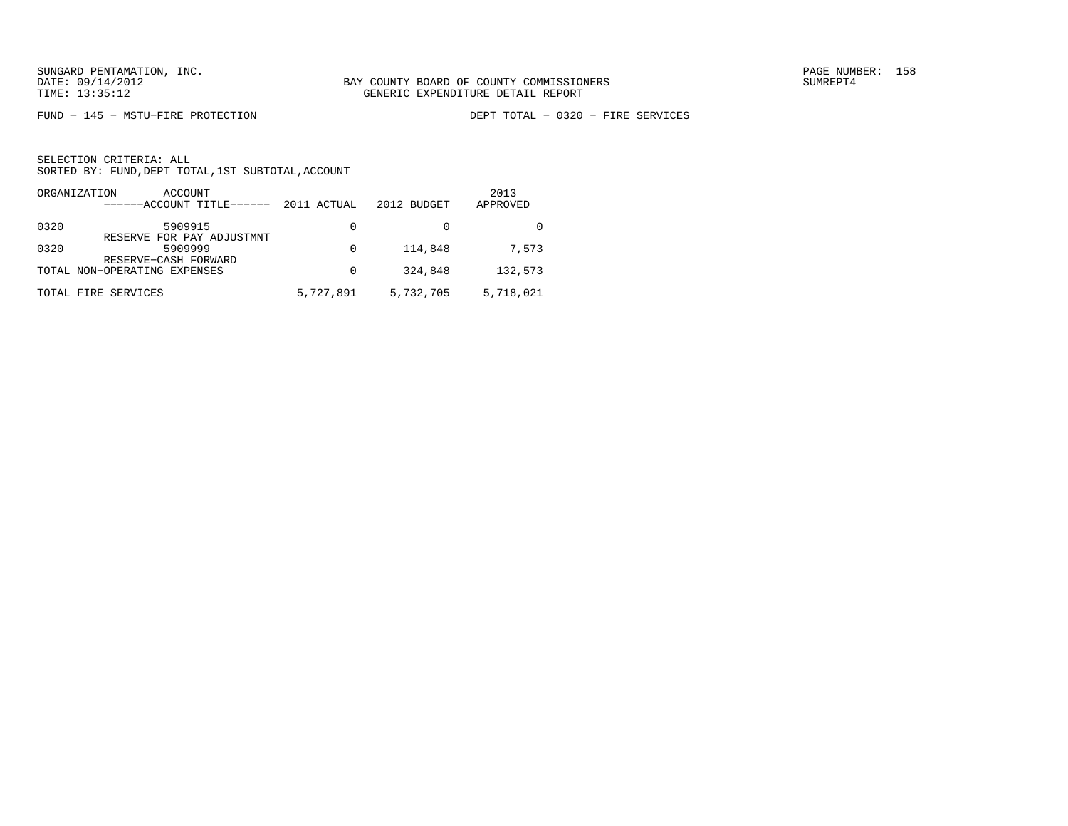BAY COUNTY BOARD OF COUNTY COMMISSIONERS
GENERIC EXPENDITURE DETAIL REPORT

FUND − 145 − MSTU−FIRE PROTECTION    DEPT TOTAL − 0320 − FIRE SERVICES

SELECTION CRITERIA: ALL
SORTED BY: FUND,DEPT TOTAL,1ST SUBTOTAL,ACCOUNT

| ORGANIZATION | ACCOUNT ------ACCOUNT TITLE------ | 2011 ACTUAL | 2012 BUDGET | 2013 APPROVED |
|---|---|---|---|---|
| 0320 | 5909915 RESERVE FOR PAY ADJUSTMNT | 0 | 0 | 0 |
| 0320 | 5909999 RESERVE−CASH FORWARD | 0 | 114,848 | 7,573 |
| TOTAL NON−OPERATING EXPENSES | | 0 | 324,848 | 132,573 |
| TOTAL FIRE SERVICES | | 5,727,891 | 5,732,705 | 5,718,021 |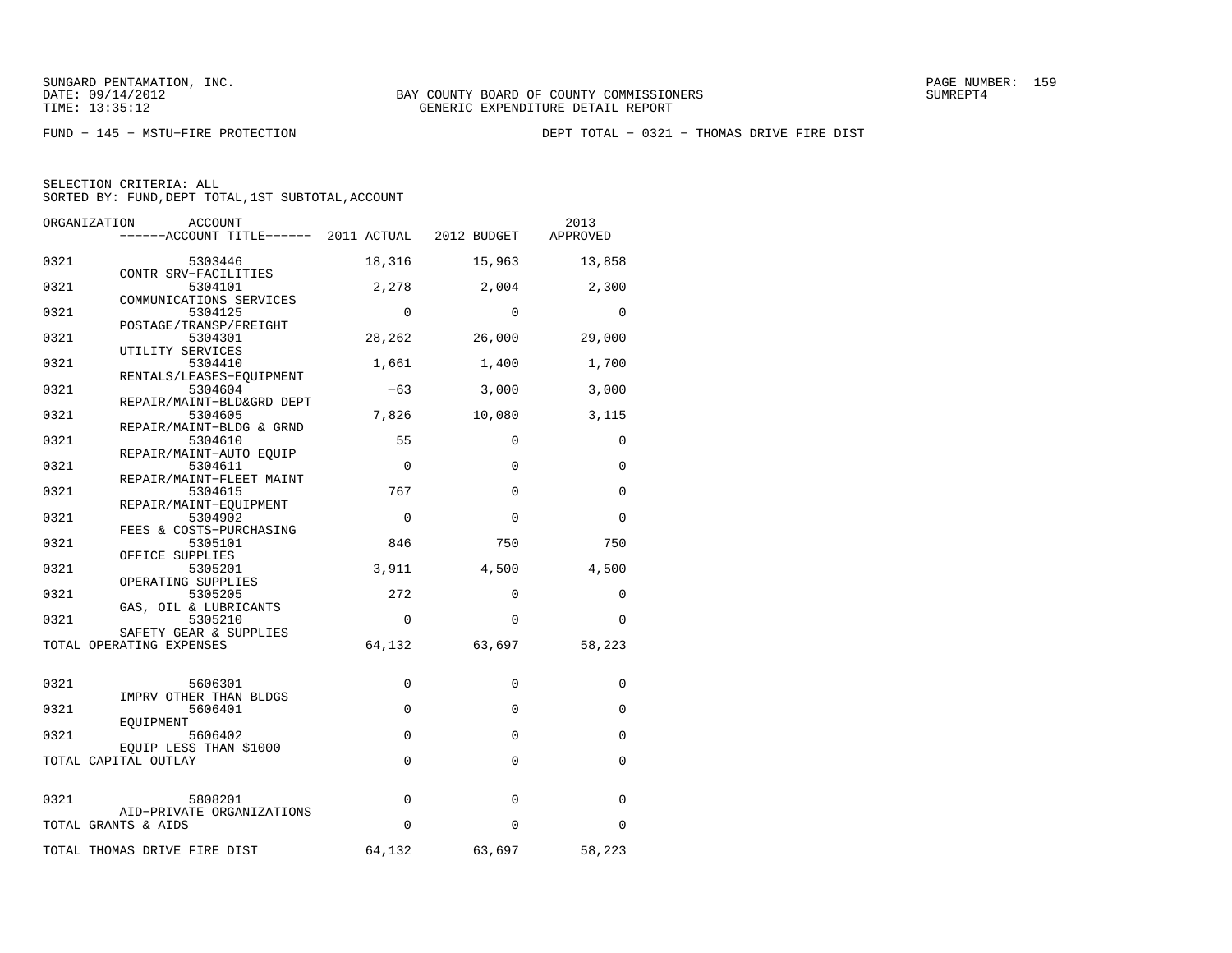SUNGARD PENTAMATION, INC.
DATE: 09/14/2012
TIME: 13:35:12

BAY COUNTY BOARD OF COUNTY COMMISSIONERS
GENERIC EXPENDITURE DETAIL REPORT

PAGE NUMBER: 159
SUMREPT4

FUND - 145 - MSTU-FIRE PROTECTION

DEPT TOTAL - 0321 - THOMAS DRIVE FIRE DIST

SELECTION CRITERIA: ALL
SORTED BY: FUND,DEPT TOTAL,1ST SUBTOTAL,ACCOUNT

| ORGANIZATION | ACCOUNT / ACCOUNT TITLE | 2011 ACTUAL | 2012 BUDGET | 2013 APPROVED |
|---|---|---|---|---|
| 0321 | 5303446 CONTR SRV-FACILITIES | 18,316 | 15,963 | 13,858 |
| 0321 | 5304101 COMMUNICATIONS SERVICES | 2,278 | 2,004 | 2,300 |
| 0321 | 5304125 POSTAGE/TRANSP/FREIGHT | 0 | 0 | 0 |
| 0321 | 5304301 UTILITY SERVICES | 28,262 | 26,000 | 29,000 |
| 0321 | 5304410 RENTALS/LEASES-EQUIPMENT | 1,661 | 1,400 | 1,700 |
| 0321 | 5304604 REPAIR/MAINT-BLD&GRD DEPT | -63 | 3,000 | 3,000 |
| 0321 | 5304605 REPAIR/MAINT-BLDG & GRND | 7,826 | 10,080 | 3,115 |
| 0321 | 5304610 REPAIR/MAINT-AUTO EQUIP | 55 | 0 | 0 |
| 0321 | 5304611 REPAIR/MAINT-FLEET MAINT | 0 | 0 | 0 |
| 0321 | 5304615 REPAIR/MAINT-EQUIPMENT | 767 | 0 | 0 |
| 0321 | 5304902 FEES & COSTS-PURCHASING | 0 | 0 | 0 |
| 0321 | 5305101 OFFICE SUPPLIES | 846 | 750 | 750 |
| 0321 | 5305201 OPERATING SUPPLIES | 3,911 | 4,500 | 4,500 |
| 0321 | 5305205 GAS, OIL & LUBRICANTS | 272 | 0 | 0 |
| 0321 | 5305210 SAFETY GEAR & SUPPLIES | 0 | 0 | 0 |
| TOTAL OPERATING EXPENSES | | 64,132 | 63,697 | 58,223 |
| 0321 | 5606301 IMPRV OTHER THAN BLDGS | 0 | 0 | 0 |
| 0321 | 5606401 EQUIPMENT | 0 | 0 | 0 |
| 0321 | 5606402 EQUIP LESS THAN $1000 | 0 | 0 | 0 |
| TOTAL CAPITAL OUTLAY | | 0 | 0 | 0 |
| 0321 | 5808201 AID-PRIVATE ORGANIZATIONS | 0 | 0 | 0 |
| TOTAL GRANTS & AIDS | | 0 | 0 | 0 |
| TOTAL THOMAS DRIVE FIRE DIST | | 64,132 | 63,697 | 58,223 |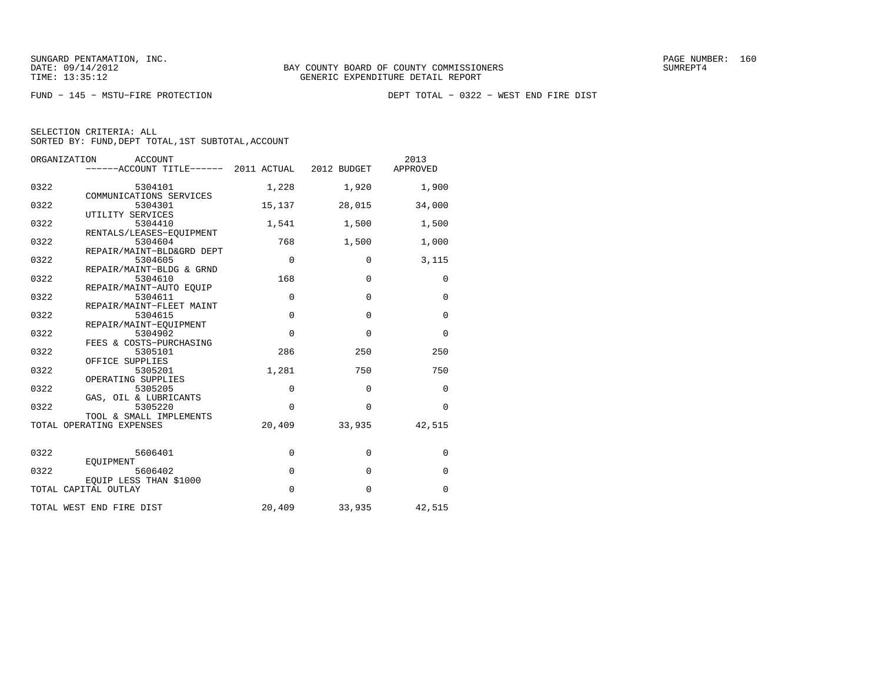SUNGARD PENTAMATION, INC.
DATE: 09/14/2012
TIME: 13:35:12

BAY COUNTY BOARD OF COUNTY COMMISSIONERS
GENERIC EXPENDITURE DETAIL REPORT

SUMREPT4

FUND − 145 − MSTU−FIRE PROTECTION

DEPT TOTAL − 0322 − WEST END FIRE DIST

SELECTION CRITERIA: ALL
SORTED BY: FUND,DEPT TOTAL,1ST SUBTOTAL,ACCOUNT

| ORGANIZATION | ACCOUNT / ACCOUNT TITLE | 2011 ACTUAL | 2012 BUDGET | 2013 APPROVED |
|---|---|---|---|---|
| 0322 | 5304101 COMMUNICATIONS SERVICES | 1,228 | 1,920 | 1,900 |
| 0322 | 5304301 UTILITY SERVICES | 15,137 | 28,015 | 34,000 |
| 0322 | 5304410 RENTALS/LEASES−EQUIPMENT | 1,541 | 1,500 | 1,500 |
| 0322 | 5304604 REPAIR/MAINT−BLD&GRD DEPT | 768 | 1,500 | 1,000 |
| 0322 | 5304605 REPAIR/MAINT−BLDG & GRND | 0 | 0 | 3,115 |
| 0322 | 5304610 REPAIR/MAINT−AUTO EQUIP | 168 | 0 | 0 |
| 0322 | 5304611 REPAIR/MAINT−FLEET MAINT | 0 | 0 | 0 |
| 0322 | 5304615 REPAIR/MAINT−EQUIPMENT | 0 | 0 | 0 |
| 0322 | 5304902 FEES & COSTS−PURCHASING | 0 | 0 | 0 |
| 0322 | 5305101 OFFICE SUPPLIES | 286 | 250 | 250 |
| 0322 | 5305201 OPERATING SUPPLIES | 1,281 | 750 | 750 |
| 0322 | 5305205 GAS, OIL & LUBRICANTS | 0 | 0 | 0 |
| 0322 | 5305220 TOOL & SMALL IMPLEMENTS | 0 | 0 | 0 |
| TOTAL OPERATING EXPENSES | | 20,409 | 33,935 | 42,515 |
| 0322 | 5606401 EQUIPMENT | 0 | 0 | 0 |
| 0322 | 5606402 EQUIP LESS THAN $1000 | 0 | 0 | 0 |
| TOTAL CAPITAL OUTLAY | | 0 | 0 | 0 |
| TOTAL WEST END FIRE DIST | | 20,409 | 33,935 | 42,515 |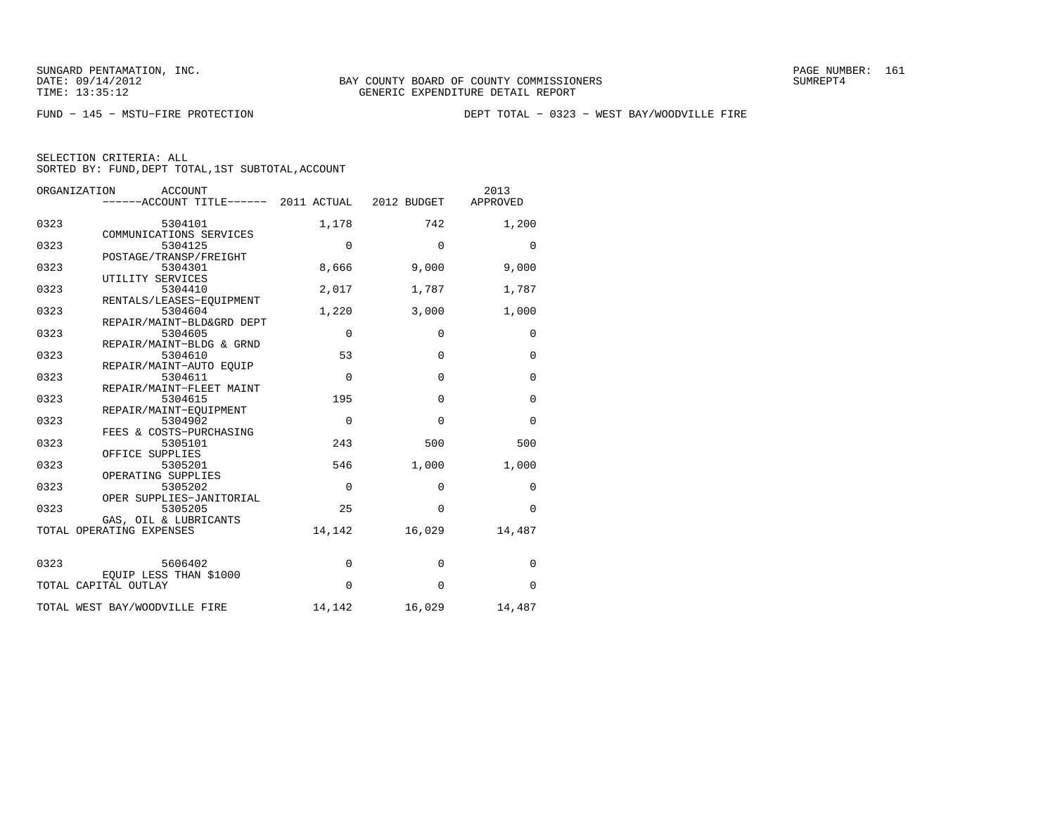SUNGARD PENTAMATION, INC.
DATE: 09/14/2012
TIME: 13:35:12

BAY COUNTY BOARD OF COUNTY COMMISSIONERS
GENERIC EXPENDITURE DETAIL REPORT

PAGE NUMBER: 161
SUMREPT4

FUND − 145 − MSTU−FIRE PROTECTION

DEPT TOTAL − 0323 − WEST BAY/WOODVILLE FIRE

SELECTION CRITERIA: ALL
SORTED BY: FUND,DEPT TOTAL,1ST SUBTOTAL,ACCOUNT

| ORGANIZATION | ACCOUNT ------ACCOUNT TITLE------ | 2011 ACTUAL | 2012 BUDGET | 2013 APPROVED |
|---|---|---|---|---|
| 0323 | 5304101 COMMUNICATIONS SERVICES | 1,178 | 742 | 1,200 |
| 0323 | 5304125 POSTAGE/TRANSP/FREIGHT | 0 | 0 | 0 |
| 0323 | 5304301 UTILITY SERVICES | 8,666 | 9,000 | 9,000 |
| 0323 | 5304410 RENTALS/LEASES−EQUIPMENT | 2,017 | 1,787 | 1,787 |
| 0323 | 5304604 REPAIR/MAINT−BLD&GRD DEPT | 1,220 | 3,000 | 1,000 |
| 0323 | 5304605 REPAIR/MAINT−BLDG & GRND | 0 | 0 | 0 |
| 0323 | 5304610 REPAIR/MAINT−AUTO EQUIP | 53 | 0 | 0 |
| 0323 | 5304611 REPAIR/MAINT−FLEET MAINT | 0 | 0 | 0 |
| 0323 | 5304615 REPAIR/MAINT−EQUIPMENT | 195 | 0 | 0 |
| 0323 | 5304902 FEES & COSTS−PURCHASING | 0 | 0 | 0 |
| 0323 | 5305101 OFFICE SUPPLIES | 243 | 500 | 500 |
| 0323 | 5305201 OPERATING SUPPLIES | 546 | 1,000 | 1,000 |
| 0323 | 5305202 OPER SUPPLIES−JANITORIAL | 0 | 0 | 0 |
| 0323 | 5305205 GAS, OIL & LUBRICANTS | 25 | 0 | 0 |
| TOTAL OPERATING EXPENSES | | 14,142 | 16,029 | 14,487 |
| 0323 | 5606402 EQUIP LESS THAN $1000 | 0 | 0 | 0 |
| TOTAL CAPITAL OUTLAY | | 0 | 0 | 0 |
| TOTAL WEST BAY/WOODVILLE FIRE | | 14,142 | 16,029 | 14,487 |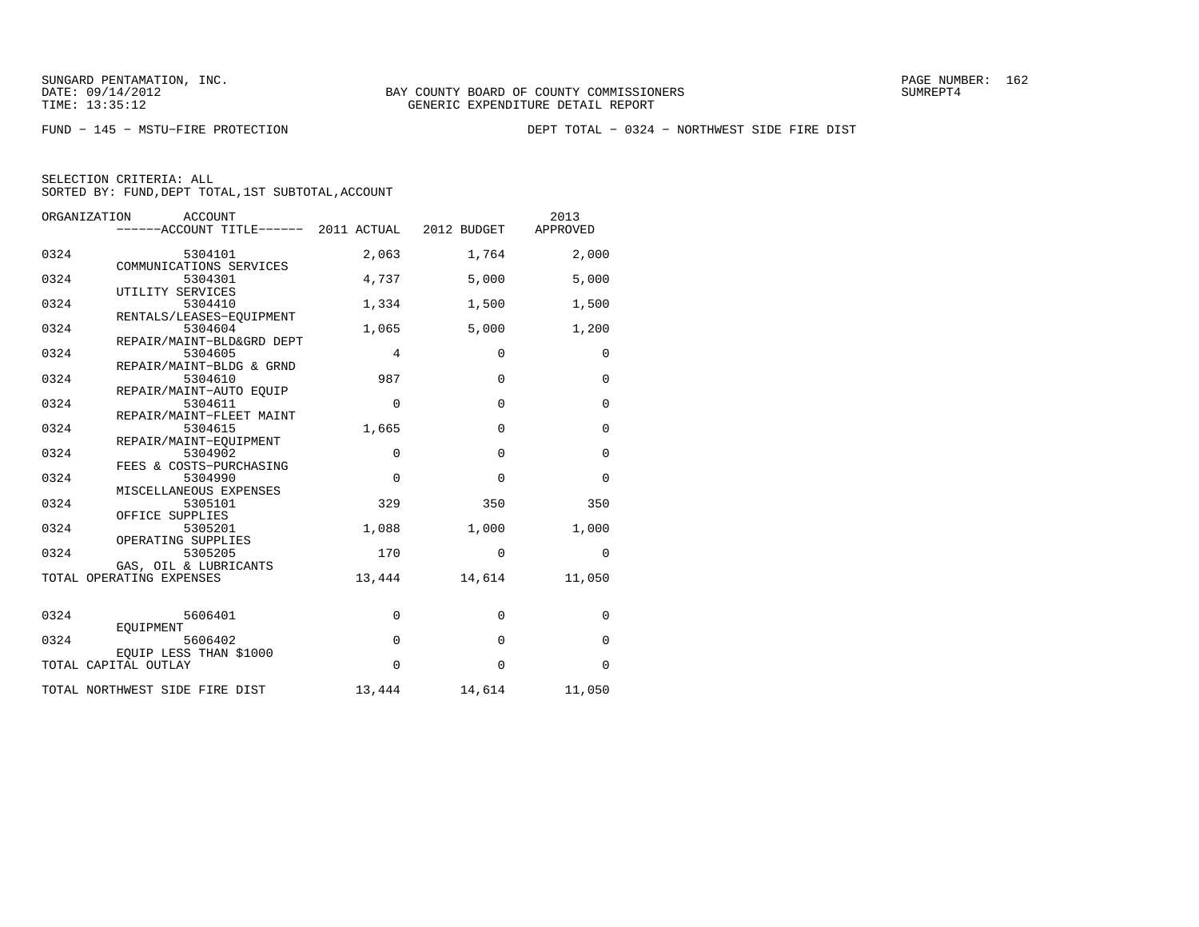BAY COUNTY BOARD OF COUNTY COMMISSIONERS
GENERIC EXPENDITURE DETAIL REPORT

FUND − 145 − MSTU−FIRE PROTECTION

DEPT TOTAL − 0324 − NORTHWEST SIDE FIRE DIST

SELECTION CRITERIA: ALL
SORTED BY: FUND,DEPT TOTAL,1ST SUBTOTAL,ACCOUNT

| ORGANIZATION | ACCOUNT / ACCOUNT TITLE | 2011 ACTUAL | 2012 BUDGET | 2013 APPROVED |
|---|---|---|---|---|
| 0324 | 5304101 COMMUNICATIONS SERVICES | 2,063 | 1,764 | 2,000 |
| 0324 | 5304301 UTILITY SERVICES | 4,737 | 5,000 | 5,000 |
| 0324 | 5304410 RENTALS/LEASES−EQUIPMENT | 1,334 | 1,500 | 1,500 |
| 0324 | 5304604 REPAIR/MAINT−BLD&GRD DEPT | 1,065 | 5,000 | 1,200 |
| 0324 | 5304605 REPAIR/MAINT−BLDG & GRND | 4 | 0 | 0 |
| 0324 | 5304610 REPAIR/MAINT−AUTO EQUIP | 987 | 0 | 0 |
| 0324 | 5304611 REPAIR/MAINT−FLEET MAINT | 0 | 0 | 0 |
| 0324 | 5304615 REPAIR/MAINT−EQUIPMENT | 1,665 | 0 | 0 |
| 0324 | 5304902 FEES & COSTS−PURCHASING | 0 | 0 | 0 |
| 0324 | 5304990 MISCELLANEOUS EXPENSES | 0 | 0 | 0 |
| 0324 | 5305101 OFFICE SUPPLIES | 329 | 350 | 350 |
| 0324 | 5305201 OPERATING SUPPLIES | 1,088 | 1,000 | 1,000 |
| 0324 | 5305205 GAS, OIL & LUBRICANTS | 170 | 0 | 0 |
| TOTAL OPERATING EXPENSES | | 13,444 | 14,614 | 11,050 |
| 0324 | 5606401 EQUIPMENT | 0 | 0 | 0 |
| 0324 | 5606402 EQUIP LESS THAN $1000 | 0 | 0 | 0 |
| TOTAL CAPITAL OUTLAY | | 0 | 0 | 0 |
| TOTAL NORTHWEST SIDE FIRE DIST | | 13,444 | 14,614 | 11,050 |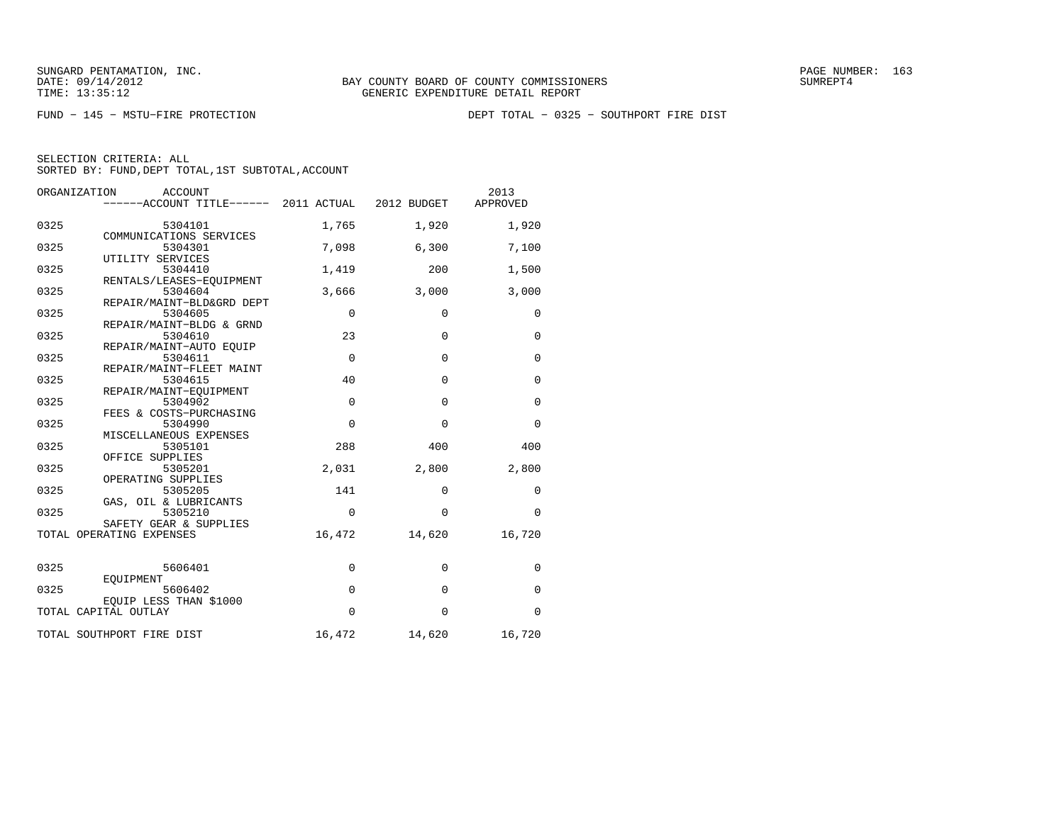SUNGARD PENTAMATION, INC.
DATE: 09/14/2012
TIME: 13:35:12

BAY COUNTY BOARD OF COUNTY COMMISSIONERS
GENERIC EXPENDITURE DETAIL REPORT

SUMREPT4

FUND − 145 − MSTU−FIRE PROTECTION

DEPT TOTAL − 0325 − SOUTHPORT FIRE DIST

SELECTION CRITERIA: ALL
SORTED BY: FUND,DEPT TOTAL,1ST SUBTOTAL,ACCOUNT

| ORGANIZATION | ACCOUNT / ACCOUNT TITLE | 2011 ACTUAL | 2012 BUDGET | 2013 APPROVED |
|---|---|---|---|---|
| 0325 | 5304101 COMMUNICATIONS SERVICES | 1,765 | 1,920 | 1,920 |
| 0325 | 5304301 UTILITY SERVICES | 7,098 | 6,300 | 7,100 |
| 0325 | 5304410 RENTALS/LEASES−EQUIPMENT | 1,419 | 200 | 1,500 |
| 0325 | 5304604 REPAIR/MAINT−BLD&GRD DEPT | 3,666 | 3,000 | 3,000 |
| 0325 | 5304605 REPAIR/MAINT−BLDG & GRND | 0 | 0 | 0 |
| 0325 | 5304610 REPAIR/MAINT−AUTO EQUIP | 23 | 0 | 0 |
| 0325 | 5304611 REPAIR/MAINT−FLEET MAINT | 0 | 0 | 0 |
| 0325 | 5304615 REPAIR/MAINT−EQUIPMENT | 40 | 0 | 0 |
| 0325 | 5304902 FEES & COSTS−PURCHASING | 0 | 0 | 0 |
| 0325 | 5304990 MISCELLANEOUS EXPENSES | 0 | 0 | 0 |
| 0325 | 5305101 OFFICE SUPPLIES | 288 | 400 | 400 |
| 0325 | 5305201 OPERATING SUPPLIES | 2,031 | 2,800 | 2,800 |
| 0325 | 5305205 GAS, OIL & LUBRICANTS | 141 | 0 | 0 |
| 0325 | 5305210 SAFETY GEAR & SUPPLIES | 0 | 0 | 0 |
| TOTAL OPERATING EXPENSES | | 16,472 | 14,620 | 16,720 |
| 0325 | 5606401 EQUIPMENT | 0 | 0 | 0 |
| 0325 | 5606402 EQUIP LESS THAN $1000 | 0 | 0 | 0 |
| TOTAL CAPITAL OUTLAY | | 0 | 0 | 0 |
| TOTAL SOUTHPORT FIRE DIST | | 16,472 | 14,620 | 16,720 |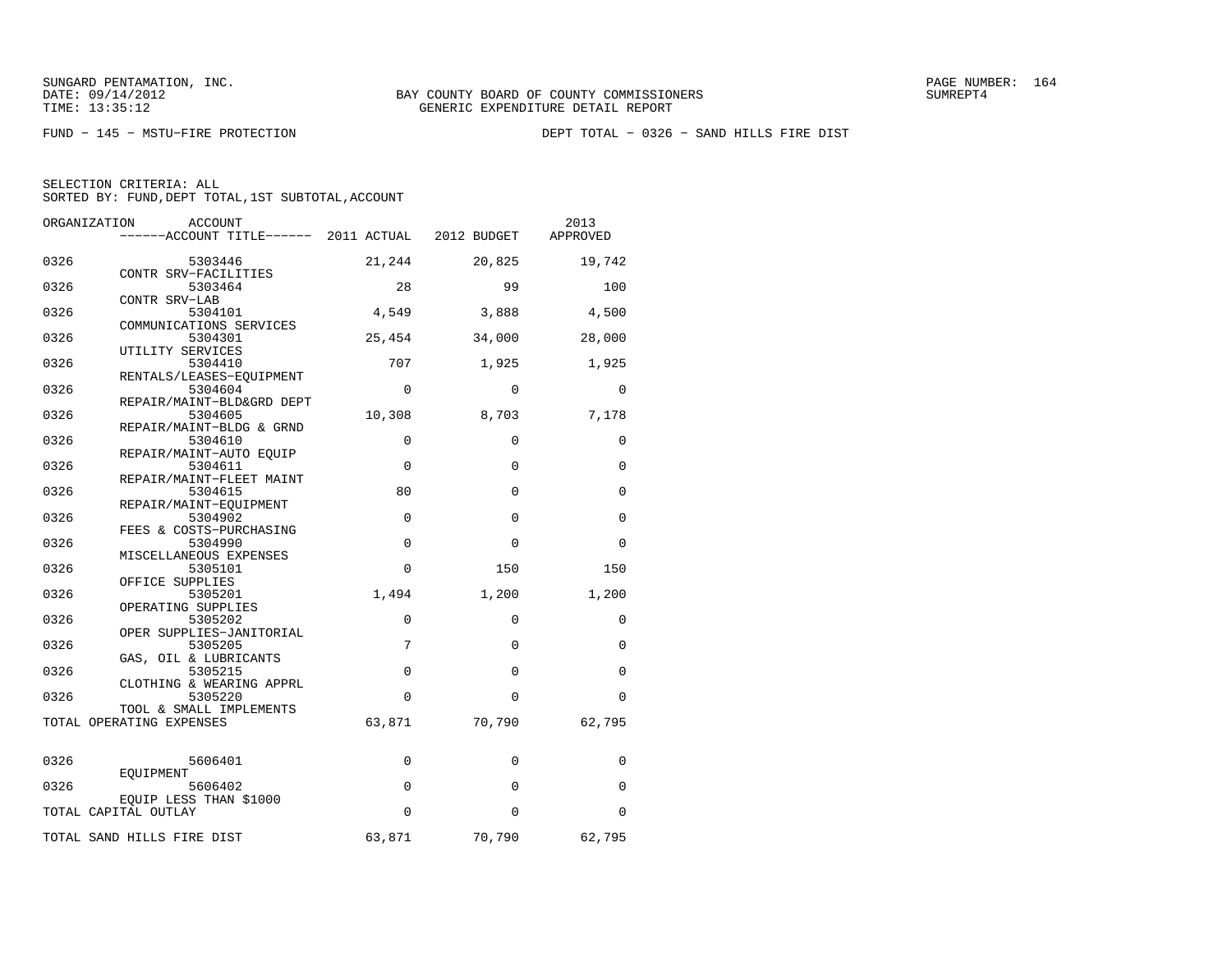SUNGARD PENTAMATION, INC.
DATE: 09/14/2012
TIME: 13:35:12

BAY COUNTY BOARD OF COUNTY COMMISSIONERS
GENERIC EXPENDITURE DETAIL REPORT

SUMREPT4

FUND − 145 − MSTU−FIRE PROTECTION

DEPT TOTAL − 0326 − SAND HILLS FIRE DIST

SELECTION CRITERIA: ALL
SORTED BY: FUND,DEPT TOTAL,1ST SUBTOTAL,ACCOUNT

| ORGANIZATION | ACCOUNT / ACCOUNT TITLE | 2011 ACTUAL | 2012 BUDGET | 2013 APPROVED |
|---|---|---|---|---|
| 0326 | 5303446 CONTR SRV−FACILITIES | 21,244 | 20,825 | 19,742 |
| 0326 | 5303464 CONTR SRV−LAB | 28 | 99 | 100 |
| 0326 | 5304101 COMMUNICATIONS SERVICES | 4,549 | 3,888 | 4,500 |
| 0326 | 5304301 UTILITY SERVICES | 25,454 | 34,000 | 28,000 |
| 0326 | 5304410 RENTALS/LEASES−EQUIPMENT | 707 | 1,925 | 1,925 |
| 0326 | 5304604 REPAIR/MAINT−BLD&GRD DEPT | 0 | 0 | 0 |
| 0326 | 5304605 REPAIR/MAINT−BLDG & GRND | 10,308 | 8,703 | 7,178 |
| 0326 | 5304610 REPAIR/MAINT−AUTO EQUIP | 0 | 0 | 0 |
| 0326 | 5304611 REPAIR/MAINT−FLEET MAINT | 0 | 0 | 0 |
| 0326 | 5304615 REPAIR/MAINT−EQUIPMENT | 80 | 0 | 0 |
| 0326 | 5304902 FEES & COSTS−PURCHASING | 0 | 0 | 0 |
| 0326 | 5304990 MISCELLANEOUS EXPENSES | 0 | 0 | 0 |
| 0326 | 5305101 OFFICE SUPPLIES | 0 | 150 | 150 |
| 0326 | 5305201 OPERATING SUPPLIES | 1,494 | 1,200 | 1,200 |
| 0326 | 5305202 OPER SUPPLIES−JANITORIAL | 0 | 0 | 0 |
| 0326 | 5305205 GAS, OIL & LUBRICANTS | 7 | 0 | 0 |
| 0326 | 5305215 CLOTHING & WEARING APPRL | 0 | 0 | 0 |
| 0326 | 5305220 TOOL & SMALL IMPLEMENTS | 0 | 0 | 0 |
| TOTAL OPERATING EXPENSES | | 63,871 | 70,790 | 62,795 |
| 0326 | 5606401 EQUIPMENT | 0 | 0 | 0 |
| 0326 | 5606402 EQUIP LESS THAN $1000 | 0 | 0 | 0 |
| TOTAL CAPITAL OUTLAY | | 0 | 0 | 0 |
| TOTAL SAND HILLS FIRE DIST | | 63,871 | 70,790 | 62,795 |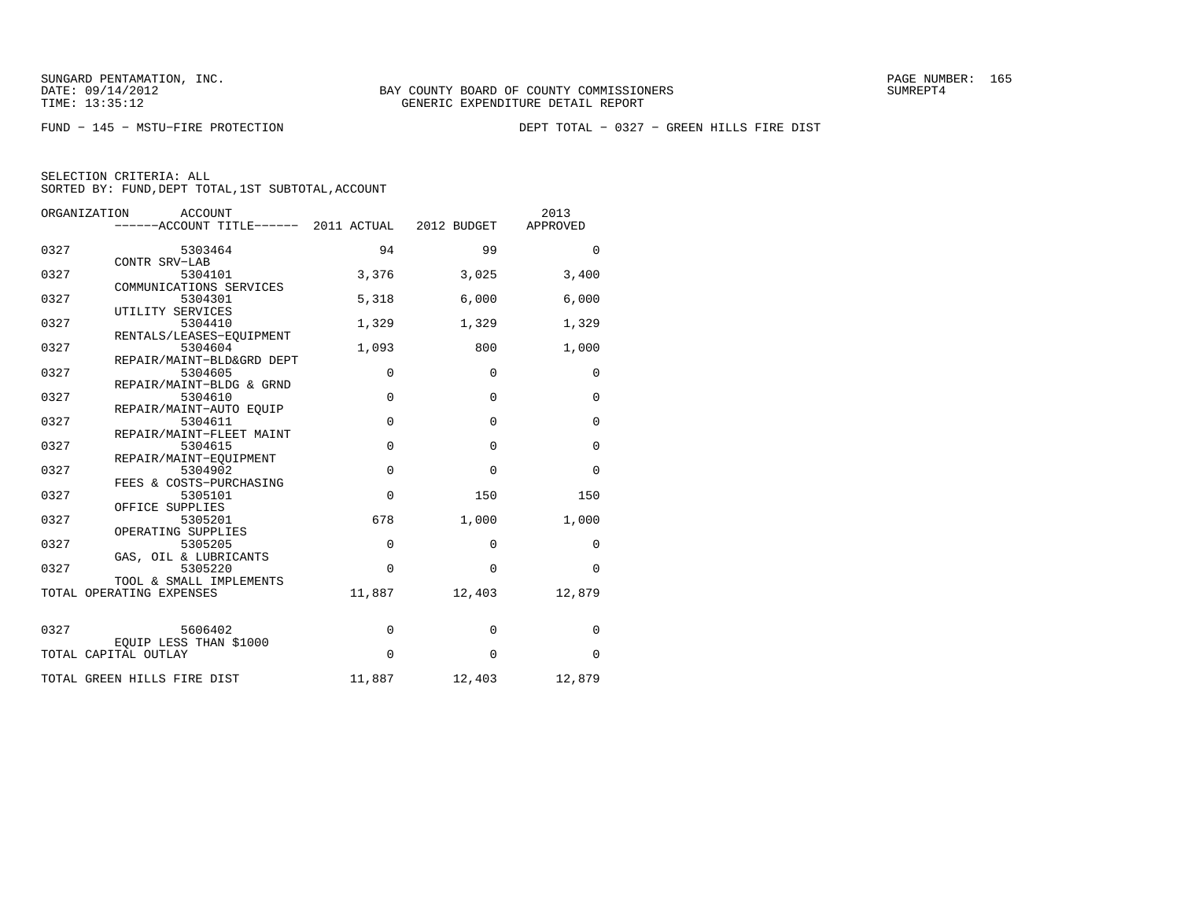SUNGARD PENTAMATION, INC.
DATE: 09/14/2012
TIME: 13:35:12

BAY COUNTY BOARD OF COUNTY COMMISSIONERS
GENERIC EXPENDITURE DETAIL REPORT

SUMREPT4

FUND − 145 − MSTU−FIRE PROTECTION

DEPT TOTAL − 0327 − GREEN HILLS FIRE DIST

SELECTION CRITERIA: ALL
SORTED BY: FUND,DEPT TOTAL,1ST SUBTOTAL,ACCOUNT

| ORGANIZATION | ACCOUNT / ------ACCOUNT TITLE------ | 2011 ACTUAL | 2012 BUDGET | 2013 APPROVED |
|---|---|---|---|---|
| 0327 | 5303464 CONTR SRV−LAB | 94 | 99 | 0 |
| 0327 | 5304101 COMMUNICATIONS SERVICES | 3,376 | 3,025 | 3,400 |
| 0327 | 5304301 UTILITY SERVICES | 5,318 | 6,000 | 6,000 |
| 0327 | 5304410 RENTALS/LEASES−EQUIPMENT | 1,329 | 1,329 | 1,329 |
| 0327 | 5304604 REPAIR/MAINT−BLD&GRD DEPT | 1,093 | 800 | 1,000 |
| 0327 | 5304605 REPAIR/MAINT−BLDG & GRND | 0 | 0 | 0 |
| 0327 | 5304610 REPAIR/MAINT−AUTO EQUIP | 0 | 0 | 0 |
| 0327 | 5304611 REPAIR/MAINT−FLEET MAINT | 0 | 0 | 0 |
| 0327 | 5304615 REPAIR/MAINT−EQUIPMENT | 0 | 0 | 0 |
| 0327 | 5304902 FEES & COSTS−PURCHASING | 0 | 0 | 0 |
| 0327 | 5305101 OFFICE SUPPLIES | 0 | 150 | 150 |
| 0327 | 5305201 OPERATING SUPPLIES | 678 | 1,000 | 1,000 |
| 0327 | 5305205 GAS, OIL & LUBRICANTS | 0 | 0 | 0 |
| 0327 | 5305220 TOOL & SMALL IMPLEMENTS | 0 | 0 | 0 |
| TOTAL OPERATING EXPENSES | | 11,887 | 12,403 | 12,879 |
| 0327 | 5606402 EQUIP LESS THAN $1000 | 0 | 0 | 0 |
| TOTAL CAPITAL OUTLAY | | 0 | 0 | 0 |
| TOTAL GREEN HILLS FIRE DIST | | 11,887 | 12,403 | 12,879 |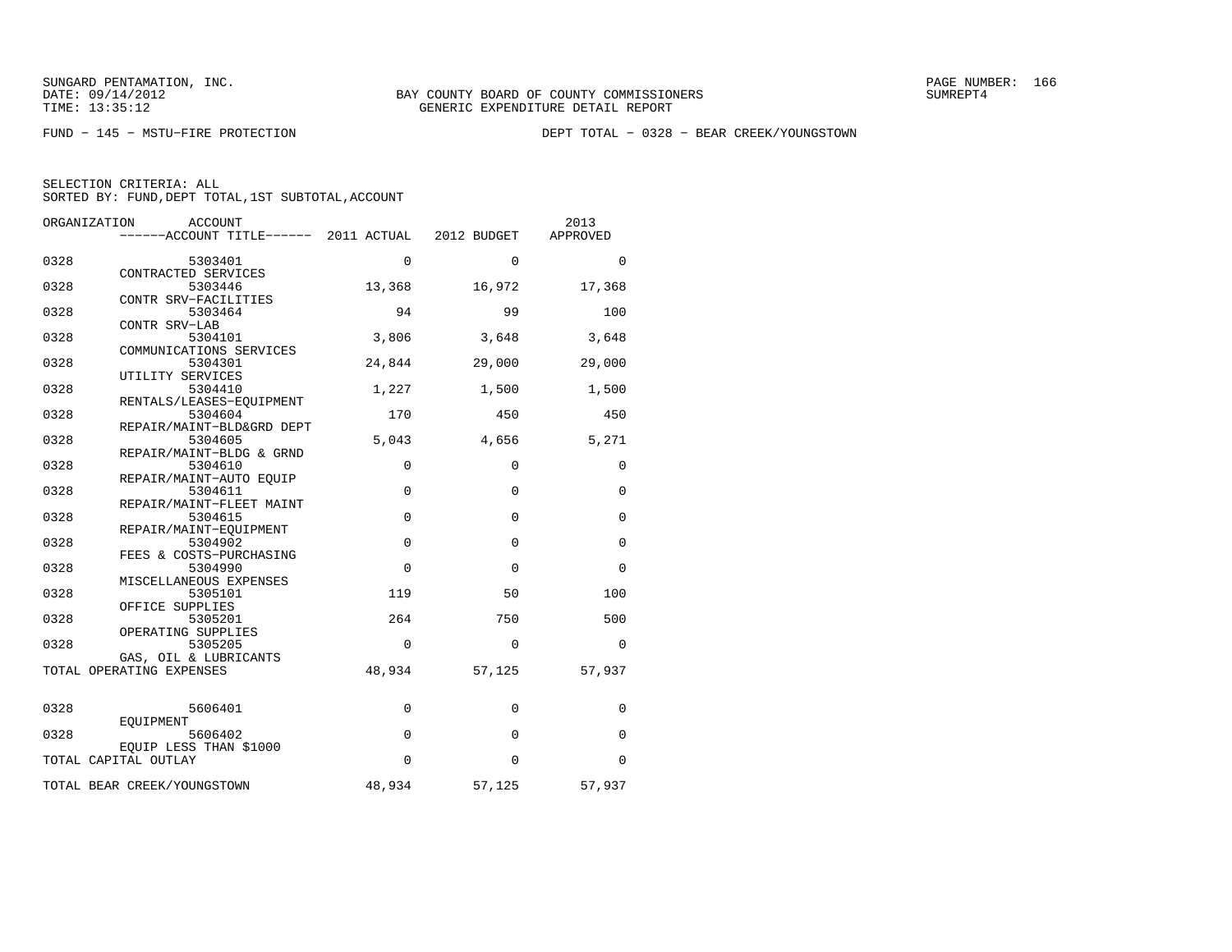SUNGARD PENTAMATION, INC.
DATE: 09/14/2012 BAY COUNTY BOARD OF COUNTY COMMISSIONERS SUMREPT4
TIME: 13:35:12 GENERIC EXPENDITURE DETAIL REPORT

FUND − 145 − MSTU−FIRE PROTECTION DEPT TOTAL − 0328 − BEAR CREEK/YOUNGSTOWN

SELECTION CRITERIA: ALL
SORTED BY: FUND,DEPT TOTAL,1ST SUBTOTAL,ACCOUNT

| ORGANIZATION | ACCOUNT / ACCOUNT TITLE | 2011 ACTUAL | 2012 BUDGET | 2013 APPROVED |
|---|---|---|---|---|
| 0328 | 5303401 CONTRACTED SERVICES | 0 | 0 | 0 |
| 0328 | 5303446 CONTR SRV−FACILITIES | 13,368 | 16,972 | 17,368 |
| 0328 | 5303464 CONTR SRV−LAB | 94 | 99 | 100 |
| 0328 | 5304101 COMMUNICATIONS SERVICES | 3,806 | 3,648 | 3,648 |
| 0328 | 5304301 UTILITY SERVICES | 24,844 | 29,000 | 29,000 |
| 0328 | 5304410 RENTALS/LEASES−EQUIPMENT | 1,227 | 1,500 | 1,500 |
| 0328 | 5304604 REPAIR/MAINT−BLD&GRD DEPT | 170 | 450 | 450 |
| 0328 | 5304605 REPAIR/MAINT−BLDG & GRND | 5,043 | 4,656 | 5,271 |
| 0328 | 5304610 REPAIR/MAINT−AUTO EQUIP | 0 | 0 | 0 |
| 0328 | 5304611 REPAIR/MAINT−FLEET MAINT | 0 | 0 | 0 |
| 0328 | 5304615 REPAIR/MAINT−EQUIPMENT | 0 | 0 | 0 |
| 0328 | 5304902 FEES & COSTS−PURCHASING | 0 | 0 | 0 |
| 0328 | 5304990 MISCELLANEOUS EXPENSES | 0 | 0 | 0 |
| 0328 | 5305101 OFFICE SUPPLIES | 119 | 50 | 100 |
| 0328 | 5305201 OPERATING SUPPLIES | 264 | 750 | 500 |
| 0328 | 5305205 GAS, OIL & LUBRICANTS | 0 | 0 | 0 |
| TOTAL OPERATING EXPENSES | | 48,934 | 57,125 | 57,937 |
| 0328 | 5606401 EQUIPMENT | 0 | 0 | 0 |
| 0328 | 5606402 EQUIP LESS THAN $1000 | 0 | 0 | 0 |
| TOTAL CAPITAL OUTLAY | | 0 | 0 | 0 |
| TOTAL BEAR CREEK/YOUNGSTOWN | | 48,934 | 57,125 | 57,937 |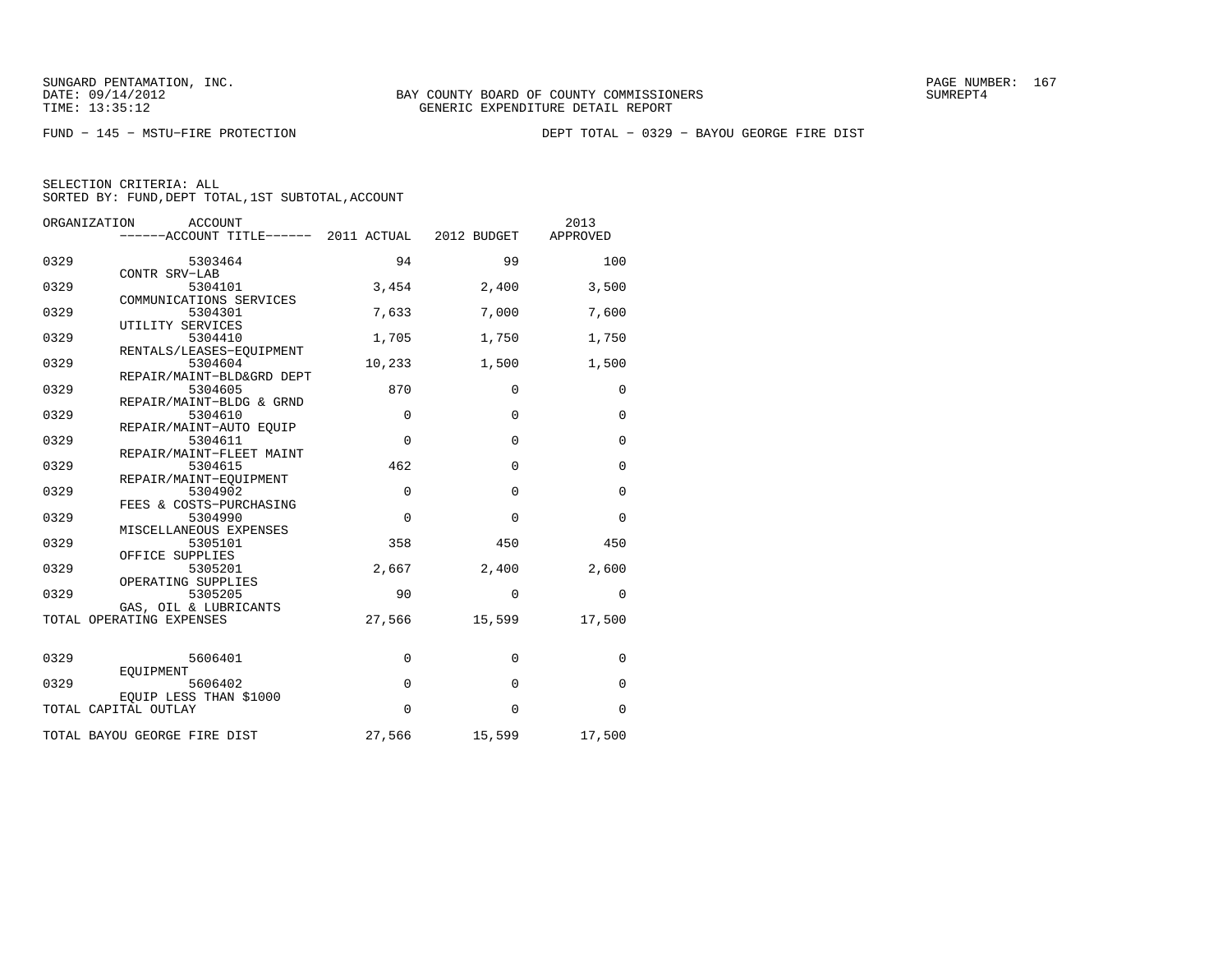SUNGARD PENTAMATION, INC.
DATE: 09/14/2012
TIME: 13:35:12

BAY COUNTY BOARD OF COUNTY COMMISSIONERS
GENERIC EXPENDITURE DETAIL REPORT

SUMREPT4

FUND − 145 − MSTU−FIRE PROTECTION

DEPT TOTAL − 0329 − BAYOU GEORGE FIRE DIST

SELECTION CRITERIA: ALL
SORTED BY: FUND,DEPT TOTAL,1ST SUBTOTAL,ACCOUNT

| ORGANIZATION | ACCOUNT / ------ACCOUNT TITLE------ | 2011 ACTUAL | 2012 BUDGET | 2013 APPROVED |
|---|---|---|---|---|
| 0329 | 5303464 CONTR SRV−LAB | 94 | 99 | 100 |
| 0329 | 5304101 COMMUNICATIONS SERVICES | 3,454 | 2,400 | 3,500 |
| 0329 | 5304301 UTILITY SERVICES | 7,633 | 7,000 | 7,600 |
| 0329 | 5304410 RENTALS/LEASES−EQUIPMENT | 1,705 | 1,750 | 1,750 |
| 0329 | 5304604 REPAIR/MAINT−BLD&GRD DEPT | 10,233 | 1,500 | 1,500 |
| 0329 | 5304605 REPAIR/MAINT−BLDG & GRND | 870 | 0 | 0 |
| 0329 | 5304610 REPAIR/MAINT−AUTO EQUIP | 0 | 0 | 0 |
| 0329 | 5304611 REPAIR/MAINT−FLEET MAINT | 0 | 0 | 0 |
| 0329 | 5304615 REPAIR/MAINT−EQUIPMENT | 462 | 0 | 0 |
| 0329 | 5304902 FEES & COSTS−PURCHASING | 0 | 0 | 0 |
| 0329 | 5304990 MISCELLANEOUS EXPENSES | 0 | 0 | 0 |
| 0329 | 5305101 OFFICE SUPPLIES | 358 | 450 | 450 |
| 0329 | 5305201 OPERATING SUPPLIES | 2,667 | 2,400 | 2,600 |
| 0329 | 5305205 GAS, OIL & LUBRICANTS | 90 | 0 | 0 |
| TOTAL OPERATING EXPENSES | | 27,566 | 15,599 | 17,500 |
| 0329 | 5606401 EQUIPMENT | 0 | 0 | 0 |
| 0329 | 5606402 EQUIP LESS THAN $1000 | 0 | 0 | 0 |
| TOTAL CAPITAL OUTLAY | | 0 | 0 | 0 |
| TOTAL BAYOU GEORGE FIRE DIST | | 27,566 | 15,599 | 17,500 |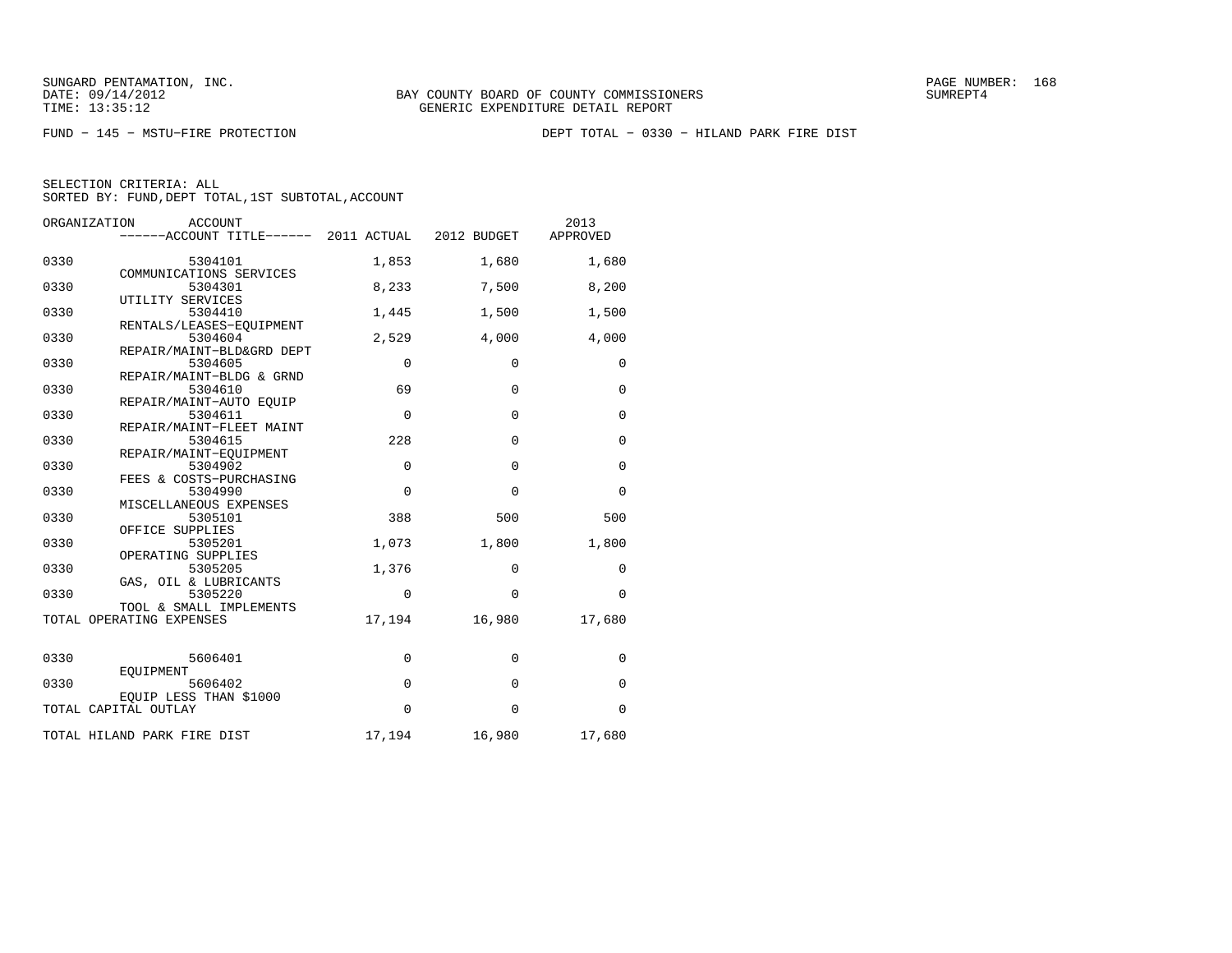SUNGARD PENTAMATION, INC.
DATE: 09/14/2012
TIME: 13:35:12

BAY COUNTY BOARD OF COUNTY COMMISSIONERS
GENERIC EXPENDITURE DETAIL REPORT

SUMREPT4

FUND − 145 − MSTU−FIRE PROTECTION

DEPT TOTAL − 0330 − HILAND PARK FIRE DIST

SELECTION CRITERIA: ALL
SORTED BY: FUND,DEPT TOTAL,1ST SUBTOTAL,ACCOUNT

| ORGANIZATION | ACCOUNT / ACCOUNT TITLE | 2011 ACTUAL | 2012 BUDGET | 2013 APPROVED |
|---|---|---|---|---|
| 0330 | 5304101 COMMUNICATIONS SERVICES | 1,853 | 1,680 | 1,680 |
| 0330 | 5304301 UTILITY SERVICES | 8,233 | 7,500 | 8,200 |
| 0330 | 5304410 RENTALS/LEASES−EQUIPMENT | 1,445 | 1,500 | 1,500 |
| 0330 | 5304604 REPAIR/MAINT−BLD&GRD DEPT | 2,529 | 4,000 | 4,000 |
| 0330 | 5304605 REPAIR/MAINT−BLDG & GRND | 0 | 0 | 0 |
| 0330 | 5304610 REPAIR/MAINT−AUTO EQUIP | 69 | 0 | 0 |
| 0330 | 5304611 REPAIR/MAINT−FLEET MAINT | 0 | 0 | 0 |
| 0330 | 5304615 REPAIR/MAINT−EQUIPMENT | 228 | 0 | 0 |
| 0330 | 5304902 FEES & COSTS−PURCHASING | 0 | 0 | 0 |
| 0330 | 5304990 MISCELLANEOUS EXPENSES | 0 | 0 | 0 |
| 0330 | 5305101 OFFICE SUPPLIES | 388 | 500 | 500 |
| 0330 | 5305201 OPERATING SUPPLIES | 1,073 | 1,800 | 1,800 |
| 0330 | 5305205 GAS, OIL & LUBRICANTS | 1,376 | 0 | 0 |
| 0330 | 5305220 TOOL & SMALL IMPLEMENTS | 0 | 0 | 0 |
| TOTAL OPERATING EXPENSES | | 17,194 | 16,980 | 17,680 |
| 0330 | 5606401 EQUIPMENT | 0 | 0 | 0 |
| 0330 | 5606402 EQUIP LESS THAN $1000 | 0 | 0 | 0 |
| TOTAL CAPITAL OUTLAY | | 0 | 0 | 0 |
| TOTAL HILAND PARK FIRE DIST | | 17,194 | 16,980 | 17,680 |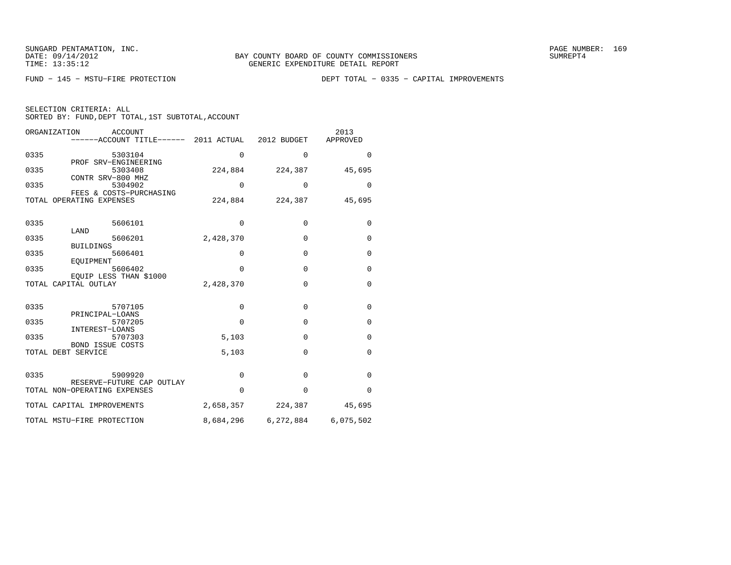SUNGARD PENTAMATION, INC.
DATE: 09/14/2012
TIME: 13:35:12

BAY COUNTY BOARD OF COUNTY COMMISSIONERS
GENERIC EXPENDITURE DETAIL REPORT

SUMREPT4

FUND − 145 − MSTU−FIRE PROTECTION

DEPT TOTAL − 0335 − CAPITAL IMPROVEMENTS

SELECTION CRITERIA: ALL
SORTED BY: FUND,DEPT TOTAL,1ST SUBTOTAL,ACCOUNT

| ORGANIZATION | ACCOUNT ------ACCOUNT TITLE------ | 2011 ACTUAL | 2012 BUDGET | 2013 APPROVED |
|---|---|---|---|---|
| 0335 | 5303104 PROF SRV−ENGINEERING | 0 | 0 | 0 |
| 0335 | 5303408 CONTR SRV−800 MHZ | 224,884 | 224,387 | 45,695 |
| 0335 | 5304902 FEES & COSTS−PURCHASING | 0 | 0 | 0 |
| TOTAL OPERATING EXPENSES | | 224,884 | 224,387 | 45,695 |
| 0335 | 5606101 LAND | 0 | 0 | 0 |
| 0335 | 5606201 BUILDINGS | 2,428,370 | 0 | 0 |
| 0335 | 5606401 EQUIPMENT | 0 | 0 | 0 |
| 0335 | 5606402 EQUIP LESS THAN $1000 | 0 | 0 | 0 |
| TOTAL CAPITAL OUTLAY | | 2,428,370 | 0 | 0 |
| 0335 | 5707105 PRINCIPAL−LOANS | 0 | 0 | 0 |
| 0335 | 5707205 INTEREST−LOANS | 0 | 0 | 0 |
| 0335 | 5707303 BOND ISSUE COSTS | 5,103 | 0 | 0 |
| TOTAL DEBT SERVICE | | 5,103 | 0 | 0 |
| 0335 | 5909920 RESERVE−FUTURE CAP OUTLAY | 0 | 0 | 0 |
| TOTAL NON−OPERATING EXPENSES | | 0 | 0 | 0 |
| TOTAL CAPITAL IMPROVEMENTS | | 2,658,357 | 224,387 | 45,695 |
| TOTAL MSTU−FIRE PROTECTION | | 8,684,296 | 6,272,884 | 6,075,502 |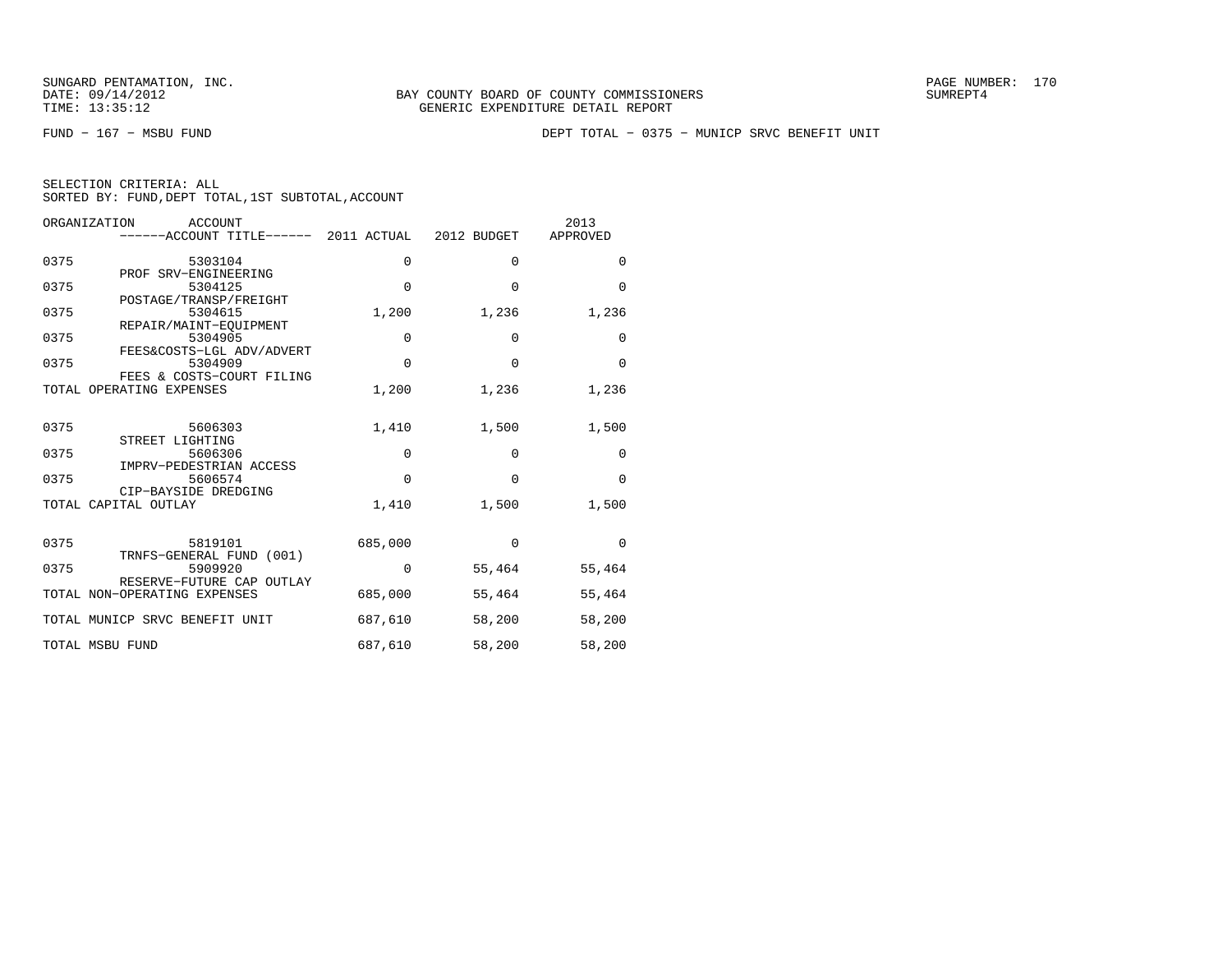SUNGARD PENTAMATION, INC.
DATE: 09/14/2012
TIME: 13:35:12

BAY COUNTY BOARD OF COUNTY COMMISSIONERS
GENERIC EXPENDITURE DETAIL REPORT

SUMREPT4

FUND − 167 − MSBU FUND

DEPT TOTAL − 0375 − MUNICP SRVC BENEFIT UNIT

SELECTION CRITERIA: ALL
SORTED BY: FUND,DEPT TOTAL,1ST SUBTOTAL,ACCOUNT

| ORGANIZATION | ACCOUNT ------ACCOUNT TITLE------ | 2011 ACTUAL | 2012 BUDGET | 2013 APPROVED |
|---|---|---|---|---|
| 0375 | 5303104 PROF SRV−ENGINEERING | 0 | 0 | 0 |
| 0375 | 5304125 POSTAGE/TRANSP/FREIGHT | 0 | 0 | 0 |
| 0375 | 5304615 REPAIR/MAINT−EQUIPMENT | 1,200 | 1,236 | 1,236 |
| 0375 | 5304905 FEES&COSTS−LGL ADV/ADVERT | 0 | 0 | 0 |
| 0375 | 5304909 FEES & COSTS−COURT FILING | 0 | 0 | 0 |
| TOTAL OPERATING EXPENSES | | 1,200 | 1,236 | 1,236 |
| 0375 | 5606303 STREET LIGHTING | 1,410 | 1,500 | 1,500 |
| 0375 | 5606306 IMPRV−PEDESTRIAN ACCESS | 0 | 0 | 0 |
| 0375 | 5606574 CIP−BAYSIDE DREDGING | 0 | 0 | 0 |
| TOTAL CAPITAL OUTLAY | | 1,410 | 1,500 | 1,500 |
| 0375 | 5819101 TRNFS−GENERAL FUND (001) | 685,000 | 0 | 0 |
| 0375 | 5909920 RESERVE−FUTURE CAP OUTLAY | 0 | 55,464 | 55,464 |
| TOTAL NON−OPERATING EXPENSES | | 685,000 | 55,464 | 55,464 |
| TOTAL MUNICP SRVC BENEFIT UNIT | | 687,610 | 58,200 | 58,200 |
| TOTAL MSBU FUND | | 687,610 | 58,200 | 58,200 |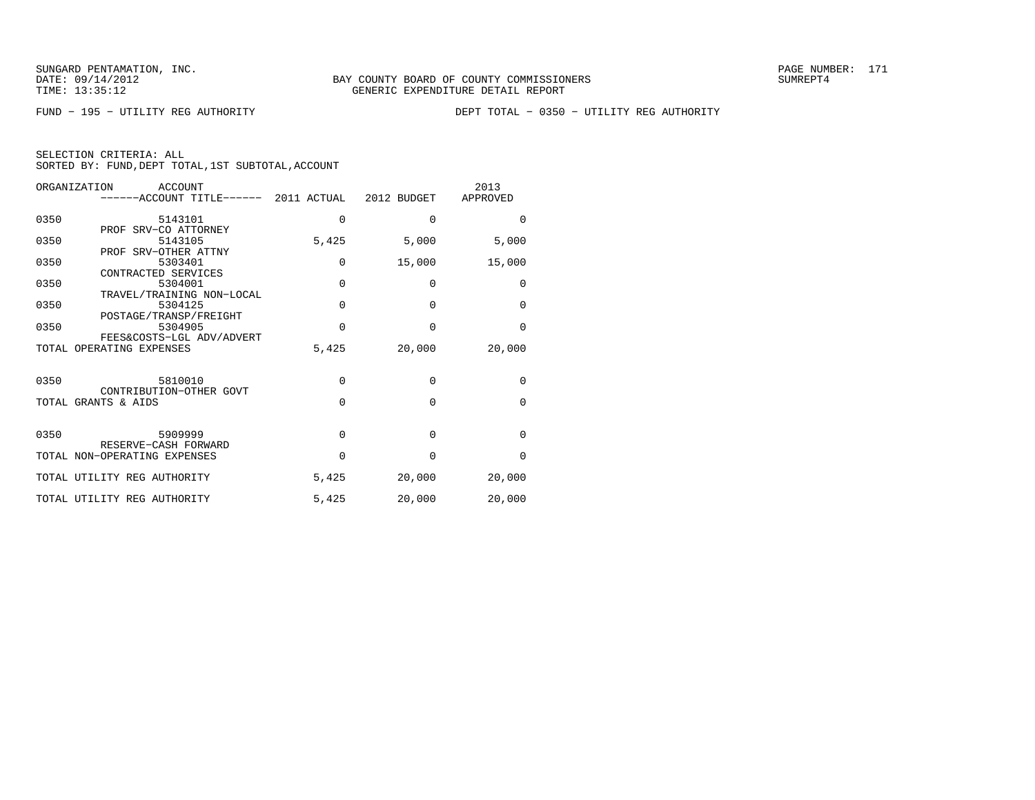SUNGARD PENTAMATION, INC.
DATE: 09/14/2012
TIME: 13:35:12

BAY COUNTY BOARD OF COUNTY COMMISSIONERS
GENERIC EXPENDITURE DETAIL REPORT

SUMREPT4

FUND − 195 − UTILITY REG AUTHORITY

DEPT TOTAL − 0350 − UTILITY REG AUTHORITY

SELECTION CRITERIA: ALL
SORTED BY: FUND,DEPT TOTAL,1ST SUBTOTAL,ACCOUNT

| ORGANIZATION | ACCOUNT / ------ACCOUNT TITLE------ | 2011 ACTUAL | 2012 BUDGET | 2013 APPROVED |
|---|---|---|---|---|
| 0350 | 5143101 PROF SRV−CO ATTORNEY | 0 | 0 | 0 |
| 0350 | 5143105 PROF SRV−OTHER ATTNY | 5,425 | 5,000 | 5,000 |
| 0350 | 5303401 CONTRACTED SERVICES | 0 | 15,000 | 15,000 |
| 0350 | 5304001 TRAVEL/TRAINING NON−LOCAL | 0 | 0 | 0 |
| 0350 | 5304125 POSTAGE/TRANSP/FREIGHT | 0 | 0 | 0 |
| 0350 | 5304905 FEES&COSTS−LGL ADV/ADVERT | 0 | 0 | 0 |
| TOTAL OPERATING EXPENSES | | 5,425 | 20,000 | 20,000 |
| 0350 | 5810010 CONTRIBUTION−OTHER GOVT | 0 | 0 | 0 |
| TOTAL GRANTS & AIDS | | 0 | 0 | 0 |
| 0350 | 5909999 RESERVE−CASH FORWARD | 0 | 0 | 0 |
| TOTAL NON−OPERATING EXPENSES | | 0 | 0 | 0 |
| TOTAL UTILITY REG AUTHORITY | | 5,425 | 20,000 | 20,000 |
| TOTAL UTILITY REG AUTHORITY | | 5,425 | 20,000 | 20,000 |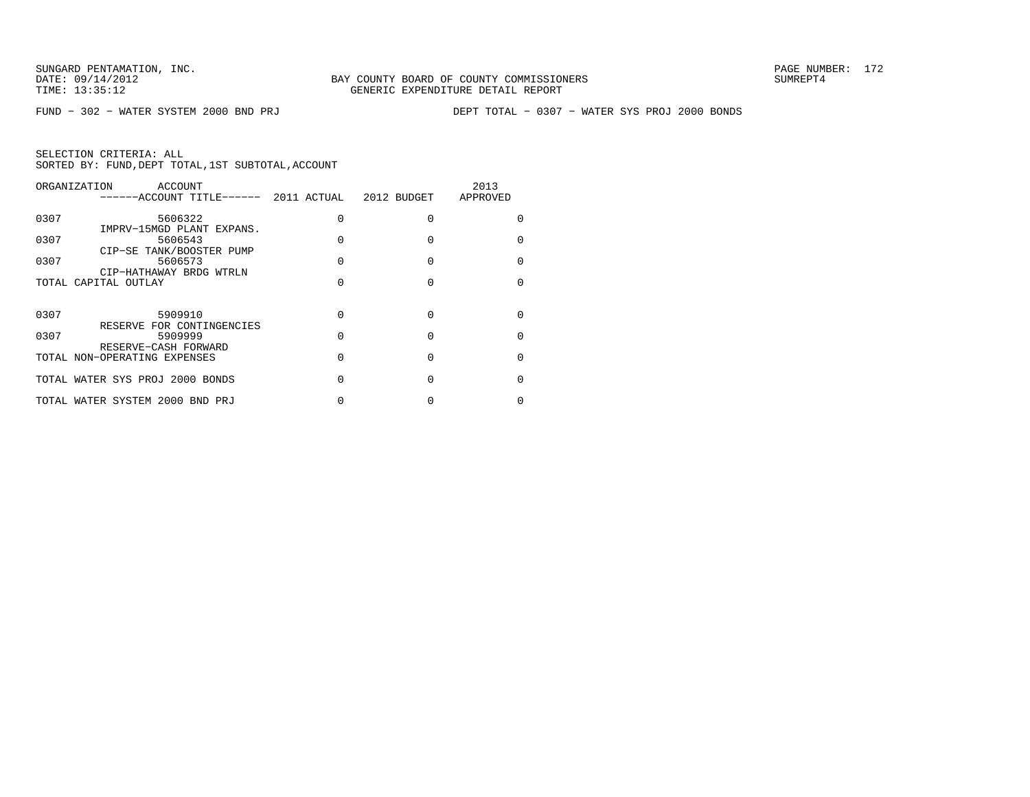SUNGARD PENTAMATION, INC.
DATE: 09/14/2012
TIME: 13:35:12

BAY COUNTY BOARD OF COUNTY COMMISSIONERS
GENERIC EXPENDITURE DETAIL REPORT

SUMREPT4

FUND − 302 − WATER SYSTEM 2000 BND PRJ        DEPT TOTAL − 0307 − WATER SYS PROJ 2000 BONDS

SELECTION CRITERIA: ALL
SORTED BY: FUND,DEPT TOTAL,1ST SUBTOTAL,ACCOUNT

| ORGANIZATION | ACCOUNT / ------ACCOUNT TITLE------ | 2011 ACTUAL | 2012 BUDGET | 2013 APPROVED |
|---|---|---|---|---|
| 0307 | 5606322 IMPRV−15MGD PLANT EXPANS. | 0 | 0 | 0 |
| 0307 | 5606543 CIP−SE TANK/BOOSTER PUMP | 0 | 0 | 0 |
| 0307 | 5606573 CIP−HATHAWAY BRDG WTRLN | 0 | 0 | 0 |
| TOTAL CAPITAL OUTLAY | | 0 | 0 | 0 |
| 0307 | 5909910 RESERVE FOR CONTINGENCIES | 0 | 0 | 0 |
| 0307 | 5909999 RESERVE−CASH FORWARD | 0 | 0 | 0 |
| TOTAL NON−OPERATING EXPENSES | | 0 | 0 | 0 |
| TOTAL WATER SYS PROJ 2000 BONDS | | 0 | 0 | 0 |
| TOTAL WATER SYSTEM 2000 BND PRJ | | 0 | 0 | 0 |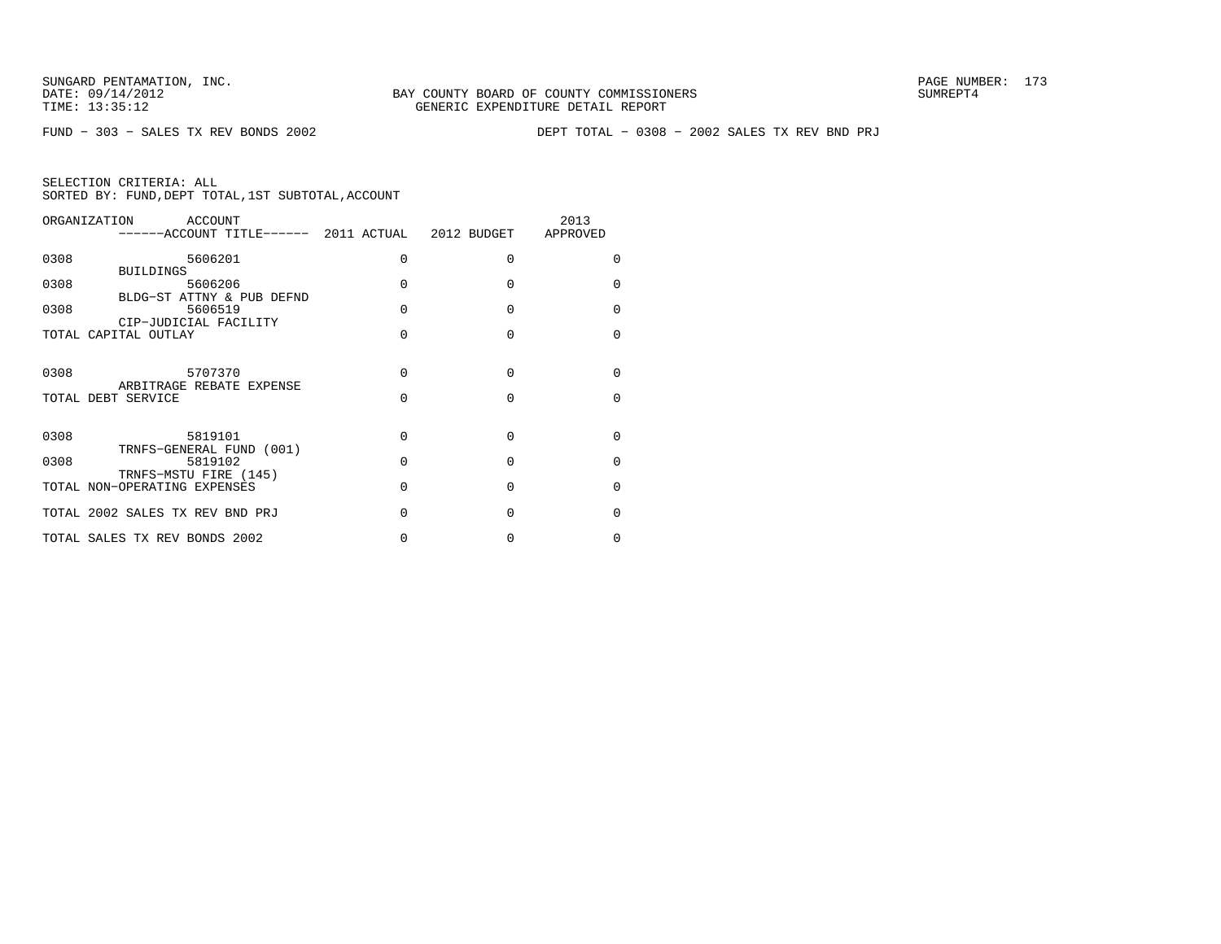SUNGARD PENTAMATION, INC.
DATE: 09/14/2012
TIME: 13:35:12

BAY COUNTY BOARD OF COUNTY COMMISSIONERS
GENERIC EXPENDITURE DETAIL REPORT

SUMREPT4

FUND - 303 - SALES TX REV BONDS 2002 DEPT TOTAL - 0308 - 2002 SALES TX REV BND PRJ

SELECTION CRITERIA: ALL
SORTED BY: FUND,DEPT TOTAL,1ST SUBTOTAL,ACCOUNT

| ORGANIZATION | ACCOUNT / ------ACCOUNT TITLE------ | 2011 ACTUAL | 2012 BUDGET | 2013 APPROVED |
|---|---|---|---|---|
| 0308 | 5606201 BUILDINGS | 0 | 0 | 0 |
| 0308 | 5606206 BLDG-ST ATTNY & PUB DEFND | 0 | 0 | 0 |
| 0308 | 5606519 CIP-JUDICIAL FACILITY | 0 | 0 | 0 |
| TOTAL CAPITAL OUTLAY | | 0 | 0 | 0 |
| 0308 | 5707370 ARBITRAGE REBATE EXPENSE | 0 | 0 | 0 |
| TOTAL DEBT SERVICE | | 0 | 0 | 0 |
| 0308 | 5819101 TRNFS-GENERAL FUND (001) | 0 | 0 | 0 |
| 0308 | 5819102 TRNFS-MSTU FIRE (145) | 0 | 0 | 0 |
| TOTAL NON-OPERATING EXPENSES | | 0 | 0 | 0 |
| TOTAL 2002 SALES TX REV BND PRJ | | 0 | 0 | 0 |
| TOTAL SALES TX REV BONDS 2002 | | 0 | 0 | 0 |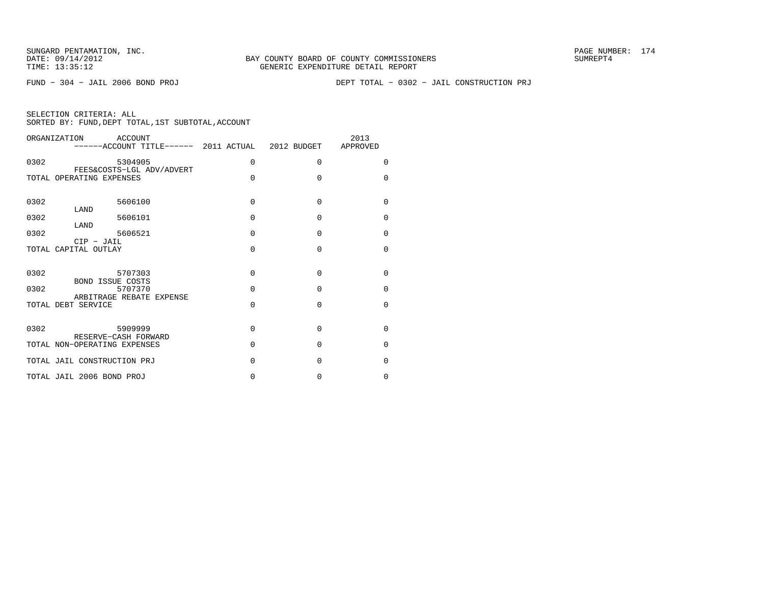SUNGARD PENTAMATION, INC.
DATE: 09/14/2012
TIME: 13:35:12

BAY COUNTY BOARD OF COUNTY COMMISSIONERS
GENERIC EXPENDITURE DETAIL REPORT

SUMREPT4

FUND − 304 − JAIL 2006 BOND PROJ

DEPT TOTAL − 0302 − JAIL CONSTRUCTION PRJ

SELECTION CRITERIA: ALL
SORTED BY: FUND,DEPT TOTAL,1ST SUBTOTAL,ACCOUNT

| ORGANIZATION | ACCOUNT / ACCOUNT TITLE | 2011 ACTUAL | 2012 BUDGET | 2013 APPROVED |
|---|---|---|---|---|
| 0302 | 5304905 FEES&COSTS−LGL ADV/ADVERT | 0 | 0 | 0 |
| TOTAL OPERATING EXPENSES | | 0 | 0 | 0 |
| 0302 | 5606100 LAND | 0 | 0 | 0 |
| 0302 | 5606101 LAND | 0 | 0 | 0 |
| 0302 | 5606521 CIP − JAIL | 0 | 0 | 0 |
| TOTAL CAPITAL OUTLAY | | 0 | 0 | 0 |
| 0302 | 5707303 BOND ISSUE COSTS | 0 | 0 | 0 |
| 0302 | 5707370 ARBITRAGE REBATE EXPENSE | 0 | 0 | 0 |
| TOTAL DEBT SERVICE | | 0 | 0 | 0 |
| 0302 | 5909999 RESERVE−CASH FORWARD | 0 | 0 | 0 |
| TOTAL NON−OPERATING EXPENSES | | 0 | 0 | 0 |
| TOTAL JAIL CONSTRUCTION PRJ | | 0 | 0 | 0 |
| TOTAL JAIL 2006 BOND PROJ | | 0 | 0 | 0 |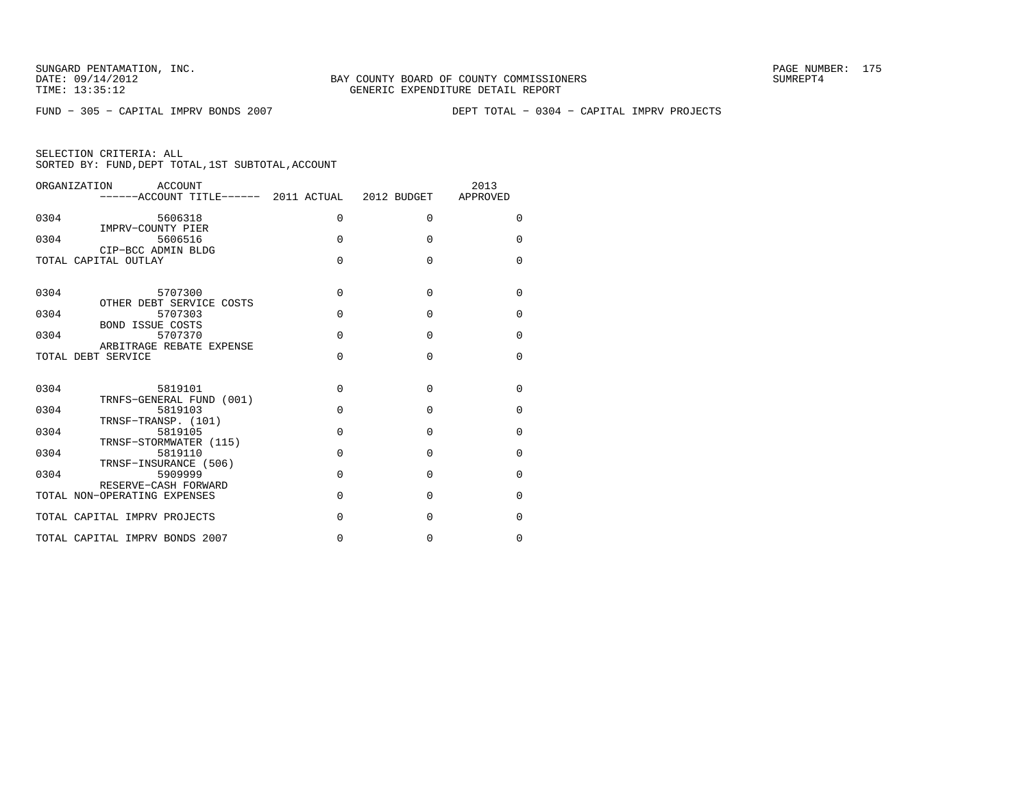SUNGARD PENTAMATION, INC.
DATE: 09/14/2012
TIME: 13:35:12

BAY COUNTY BOARD OF COUNTY COMMISSIONERS
GENERIC EXPENDITURE DETAIL REPORT

SUMREPT4

FUND − 305 − CAPITAL IMPRV BONDS 2007

DEPT TOTAL − 0304 − CAPITAL IMPRV PROJECTS

SELECTION CRITERIA: ALL
SORTED BY: FUND,DEPT TOTAL,1ST SUBTOTAL,ACCOUNT

| ORGANIZATION | ACCOUNT / ACCOUNT TITLE | 2011 ACTUAL | 2012 BUDGET | 2013 APPROVED |
|---|---|---|---|---|
| 0304 | 5606318 IMPRV−COUNTY PIER | 0 | 0 | 0 |
| 0304 | 5606516 CIP−BCC ADMIN BLDG | 0 | 0 | 0 |
| TOTAL CAPITAL OUTLAY | | 0 | 0 | 0 |
| 0304 | 5707300 OTHER DEBT SERVICE COSTS | 0 | 0 | 0 |
| 0304 | 5707303 BOND ISSUE COSTS | 0 | 0 | 0 |
| 0304 | 5707370 ARBITRAGE REBATE EXPENSE | 0 | 0 | 0 |
| TOTAL DEBT SERVICE | | 0 | 0 | 0 |
| 0304 | 5819101 TRNFS−GENERAL FUND (001) | 0 | 0 | 0 |
| 0304 | 5819103 TRNSF−TRANSP. (101) | 0 | 0 | 0 |
| 0304 | 5819105 TRNSF−STORMWATER (115) | 0 | 0 | 0 |
| 0304 | 5819110 TRNSF−INSURANCE (506) | 0 | 0 | 0 |
| 0304 | 5909999 RESERVE−CASH FORWARD | 0 | 0 | 0 |
| TOTAL NON−OPERATING EXPENSES | | 0 | 0 | 0 |
| TOTAL CAPITAL IMPRV PROJECTS | | 0 | 0 | 0 |
| TOTAL CAPITAL IMPRV BONDS 2007 | | 0 | 0 | 0 |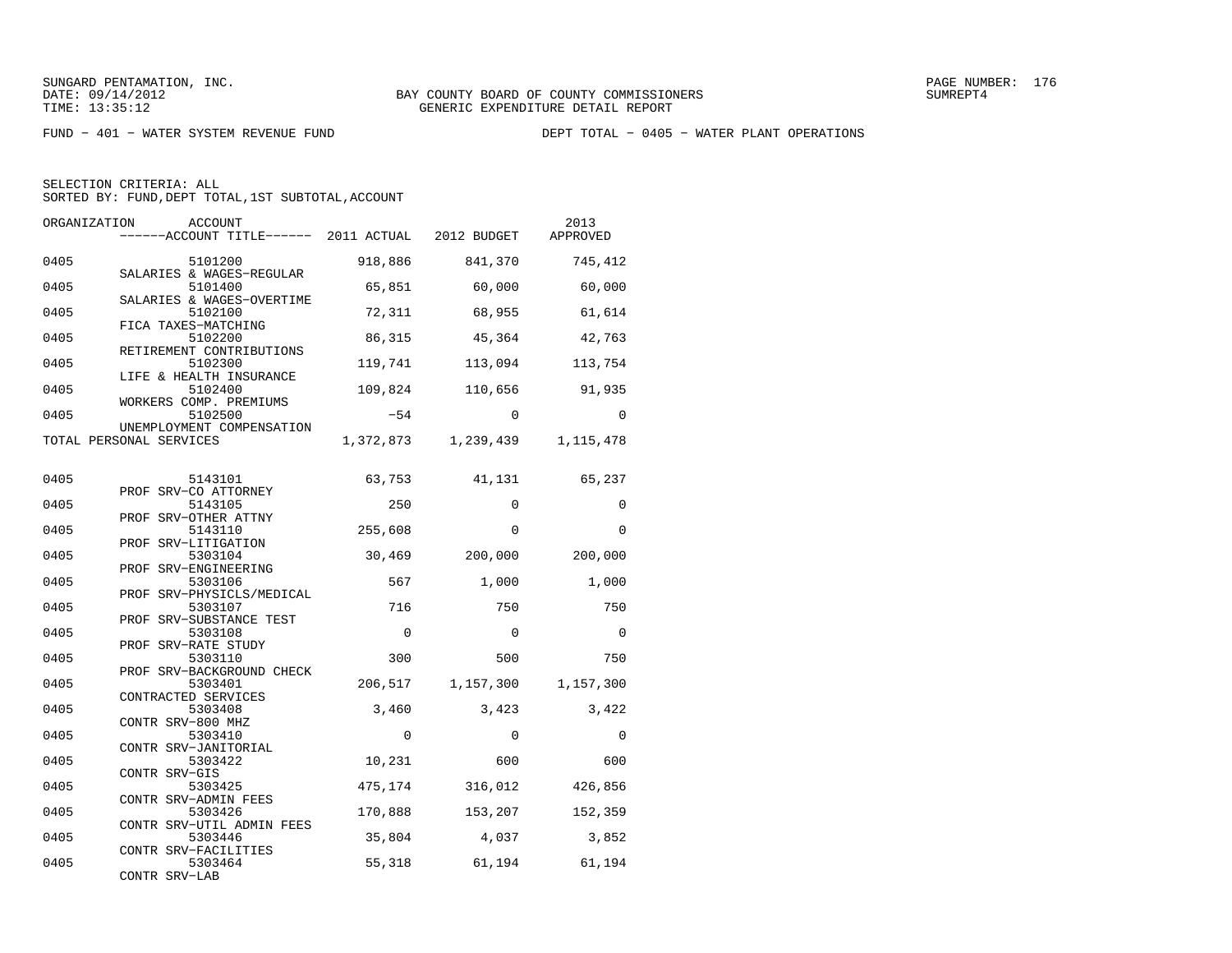SUNGARD PENTAMATION, INC.
DATE: 09/14/2012
TIME: 13:35:12

BAY COUNTY BOARD OF COUNTY COMMISSIONERS
GENERIC EXPENDITURE DETAIL REPORT

SUMREPT4

FUND − 401 − WATER SYSTEM REVENUE FUND

DEPT TOTAL − 0405 − WATER PLANT OPERATIONS

SELECTION CRITERIA: ALL
SORTED BY: FUND,DEPT TOTAL,1ST SUBTOTAL,ACCOUNT

| ORGANIZATION | ACCOUNT / ACCOUNT TITLE | 2011 ACTUAL | 2012 BUDGET | 2013 APPROVED |
|---|---|---|---|---|
| 0405 | 5101200 SALARIES & WAGES−REGULAR | 918,886 | 841,370 | 745,412 |
| 0405 | 5101400 SALARIES & WAGES−OVERTIME | 65,851 | 60,000 | 60,000 |
| 0405 | 5102100 FICA TAXES−MATCHING | 72,311 | 68,955 | 61,614 |
| 0405 | 5102200 RETIREMENT CONTRIBUTIONS | 86,315 | 45,364 | 42,763 |
| 0405 | 5102300 LIFE & HEALTH INSURANCE | 119,741 | 113,094 | 113,754 |
| 0405 | 5102400 WORKERS COMP. PREMIUMS | 109,824 | 110,656 | 91,935 |
| 0405 | 5102500 UNEMPLOYMENT COMPENSATION | −54 | 0 | 0 |
| TOTAL PERSONAL SERVICES | | 1,372,873 | 1,239,439 | 1,115,478 |
| 0405 | 5143101 PROF SRV−CO ATTORNEY | 63,753 | 41,131 | 65,237 |
| 0405 | 5143105 PROF SRV−OTHER ATTNY | 250 | 0 | 0 |
| 0405 | 5143110 PROF SRV−LITIGATION | 255,608 | 0 | 0 |
| 0405 | 5303104 PROF SRV−ENGINEERING | 30,469 | 200,000 | 200,000 |
| 0405 | 5303106 PROF SRV−PHYSICLS/MEDICAL | 567 | 1,000 | 1,000 |
| 0405 | 5303107 PROF SRV−SUBSTANCE TEST | 716 | 750 | 750 |
| 0405 | 5303108 PROF SRV−RATE STUDY | 0 | 0 | 0 |
| 0405 | 5303110 PROF SRV−BACKGROUND CHECK | 300 | 500 | 750 |
| 0405 | 5303401 CONTRACTED SERVICES | 206,517 | 1,157,300 | 1,157,300 |
| 0405 | 5303408 CONTR SRV−800 MHZ | 3,460 | 3,423 | 3,422 |
| 0405 | 5303410 CONTR SRV−JANITORIAL | 0 | 0 | 0 |
| 0405 | 5303422 CONTR SRV−GIS | 10,231 | 600 | 600 |
| 0405 | 5303425 CONTR SRV−ADMIN FEES | 475,174 | 316,012 | 426,856 |
| 0405 | 5303426 CONTR SRV−UTIL ADMIN FEES | 170,888 | 153,207 | 152,359 |
| 0405 | 5303446 CONTR SRV−FACILITIES | 35,804 | 4,037 | 3,852 |
| 0405 | 5303464 CONTR SRV−LAB | 55,318 | 61,194 | 61,194 |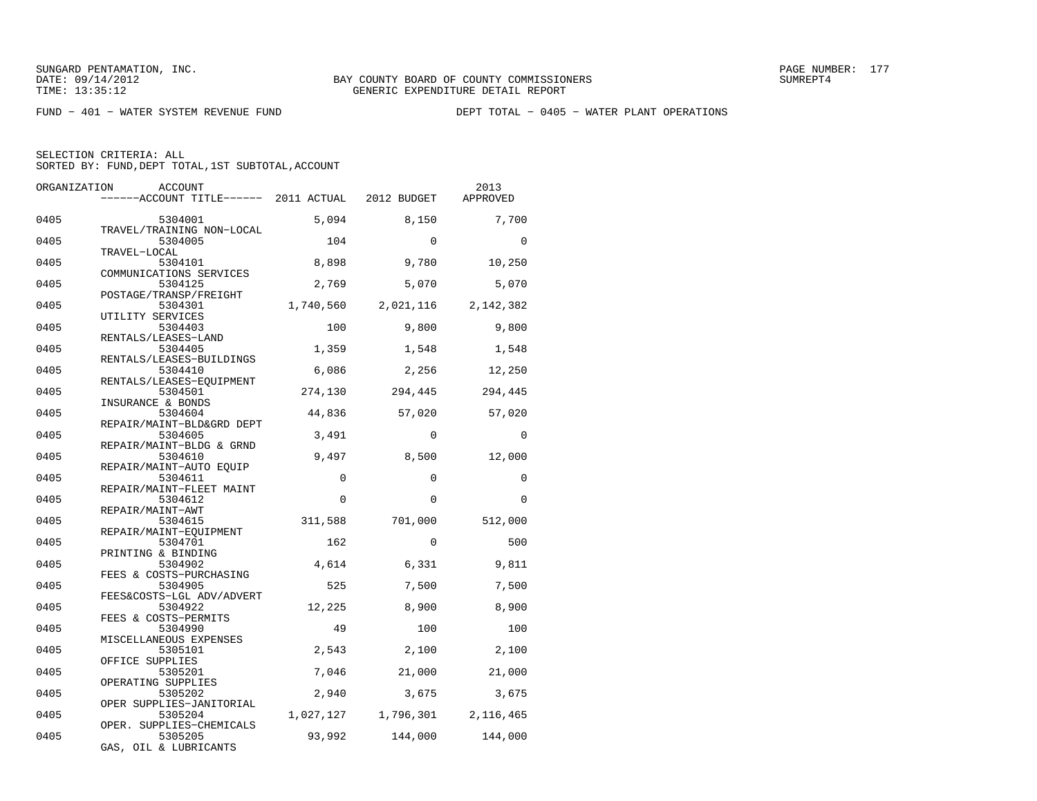SUNGARD PENTAMATION, INC.
DATE: 09/14/2012
TIME: 13:35:12

BAY COUNTY BOARD OF COUNTY COMMISSIONERS
GENERIC EXPENDITURE DETAIL REPORT

SUMREPT4

FUND − 401 − WATER SYSTEM REVENUE FUND

DEPT TOTAL − 0405 − WATER PLANT OPERATIONS

SELECTION CRITERIA: ALL
SORTED BY: FUND,DEPT TOTAL,1ST SUBTOTAL,ACCOUNT

| ORGANIZATION | ACCOUNT / ACCOUNT TITLE | 2011 ACTUAL | 2012 BUDGET | 2013 APPROVED |
|---|---|---|---|---|
| 0405 | 5304001 TRAVEL/TRAINING NON−LOCAL | 5,094 | 8,150 | 7,700 |
| 0405 | 5304005 TRAVEL−LOCAL | 104 | 0 | 0 |
| 0405 | 5304101 COMMUNICATIONS SERVICES | 8,898 | 9,780 | 10,250 |
| 0405 | 5304125 POSTAGE/TRANSP/FREIGHT | 2,769 | 5,070 | 5,070 |
| 0405 | 5304301 UTILITY SERVICES | 1,740,560 | 2,021,116 | 2,142,382 |
| 0405 | 5304403 RENTALS/LEASES−LAND | 100 | 9,800 | 9,800 |
| 0405 | 5304405 RENTALS/LEASES−BUILDINGS | 1,359 | 1,548 | 1,548 |
| 0405 | 5304410 RENTALS/LEASES−EQUIPMENT | 6,086 | 2,256 | 12,250 |
| 0405 | 5304501 INSURANCE & BONDS | 274,130 | 294,445 | 294,445 |
| 0405 | 5304604 REPAIR/MAINT−BLD&GRD DEPT | 44,836 | 57,020 | 57,020 |
| 0405 | 5304605 REPAIR/MAINT−BLDG & GRND | 3,491 | 0 | 0 |
| 0405 | 5304610 REPAIR/MAINT−AUTO EQUIP | 9,497 | 8,500 | 12,000 |
| 0405 | 5304611 REPAIR/MAINT−FLEET MAINT | 0 | 0 | 0 |
| 0405 | 5304612 REPAIR/MAINT−AWT | 0 | 0 | 0 |
| 0405 | 5304615 REPAIR/MAINT−EQUIPMENT | 311,588 | 701,000 | 512,000 |
| 0405 | 5304701 PRINTING & BINDING | 162 | 0 | 500 |
| 0405 | 5304902 FEES & COSTS−PURCHASING | 4,614 | 6,331 | 9,811 |
| 0405 | 5304905 FEES&COSTS−LGL ADV/ADVERT | 525 | 7,500 | 7,500 |
| 0405 | 5304922 FEES & COSTS−PERMITS | 12,225 | 8,900 | 8,900 |
| 0405 | 5304990 MISCELLANEOUS EXPENSES | 49 | 100 | 100 |
| 0405 | 5305101 OFFICE SUPPLIES | 2,543 | 2,100 | 2,100 |
| 0405 | 5305201 OPERATING SUPPLIES | 7,046 | 21,000 | 21,000 |
| 0405 | 5305202 OPER SUPPLIES−JANITORIAL | 2,940 | 3,675 | 3,675 |
| 0405 | 5305204 OPER. SUPPLIES−CHEMICALS | 1,027,127 | 1,796,301 | 2,116,465 |
| 0405 | 5305205 GAS, OIL & LUBRICANTS | 93,992 | 144,000 | 144,000 |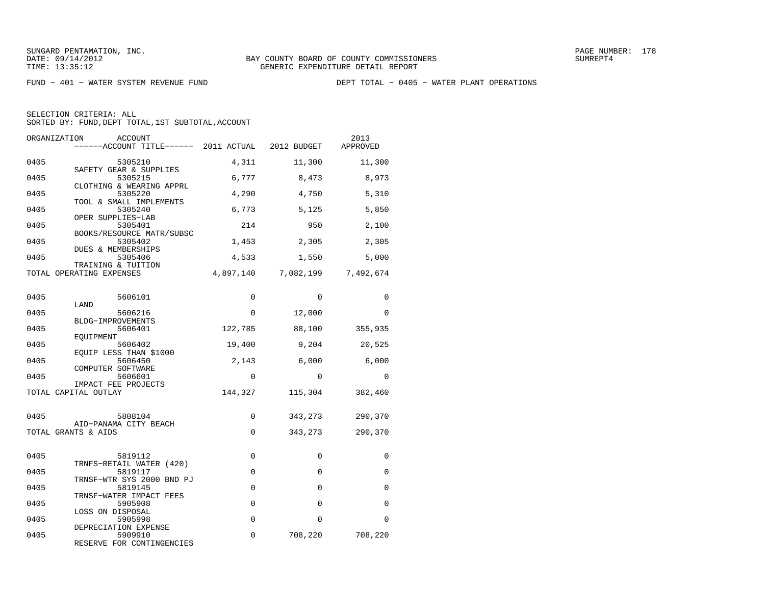SUNGARD PENTAMATION, INC.
DATE: 09/14/2012
TIME: 13:35:12

BAY COUNTY BOARD OF COUNTY COMMISSIONERS
GENERIC EXPENDITURE DETAIL REPORT

SUMREPT4

FUND - 401 - WATER SYSTEM REVENUE FUND

DEPT TOTAL - 0405 - WATER PLANT OPERATIONS

SELECTION CRITERIA: ALL
SORTED BY: FUND,DEPT TOTAL,1ST SUBTOTAL,ACCOUNT

| ORGANIZATION | ACCOUNT / ACCOUNT TITLE | 2011 ACTUAL | 2012 BUDGET | 2013 APPROVED |
|---|---|---|---|---|
| 0405 | 5305210 SAFETY GEAR & SUPPLIES | 4,311 | 11,300 | 11,300 |
| 0405 | 5305215 CLOTHING & WEARING APPRL | 6,777 | 8,473 | 8,973 |
| 0405 | 5305220 TOOL & SMALL IMPLEMENTS | 4,290 | 4,750 | 5,310 |
| 0405 | 5305240 OPER SUPPLIES-LAB | 6,773 | 5,125 | 5,850 |
| 0405 | 5305401 BOOKS/RESOURCE MATR/SUBSC | 214 | 950 | 2,100 |
| 0405 | 5305402 DUES & MEMBERSHIPS | 1,453 | 2,305 | 2,305 |
| 0405 | 5305406 TRAINING & TUITION | 4,533 | 1,550 | 5,000 |
| TOTAL OPERATING EXPENSES | | 4,897,140 | 7,082,199 | 7,492,674 |
| 0405 | 5606101 LAND | 0 | 0 | 0 |
| 0405 | 5606216 BLDG-IMPROVEMENTS | 0 | 12,000 | 0 |
| 0405 | 5606401 EQUIPMENT | 122,785 | 88,100 | 355,935 |
| 0405 | 5606402 EQUIP LESS THAN $1000 | 19,400 | 9,204 | 20,525 |
| 0405 | 5606450 COMPUTER SOFTWARE | 2,143 | 6,000 | 6,000 |
| 0405 | 5606601 IMPACT FEE PROJECTS | 0 | 0 | 0 |
| TOTAL CAPITAL OUTLAY | | 144,327 | 115,304 | 382,460 |
| 0405 | 5808104 AID-PANAMA CITY BEACH | 0 | 343,273 | 290,370 |
| TOTAL GRANTS & AIDS | | 0 | 343,273 | 290,370 |
| 0405 | 5819112 TRNFS-RETAIL WATER (420) | 0 | 0 | 0 |
| 0405 | 5819117 TRNSF-WTR SYS 2000 BND PJ | 0 | 0 | 0 |
| 0405 | 5819145 TRNSF-WATER IMPACT FEES | 0 | 0 | 0 |
| 0405 | 5905908 LOSS ON DISPOSAL | 0 | 0 | 0 |
| 0405 | 5905998 DEPRECIATION EXPENSE | 0 | 0 | 0 |
| 0405 | 5909910 RESERVE FOR CONTINGENCIES | 0 | 708,220 | 708,220 |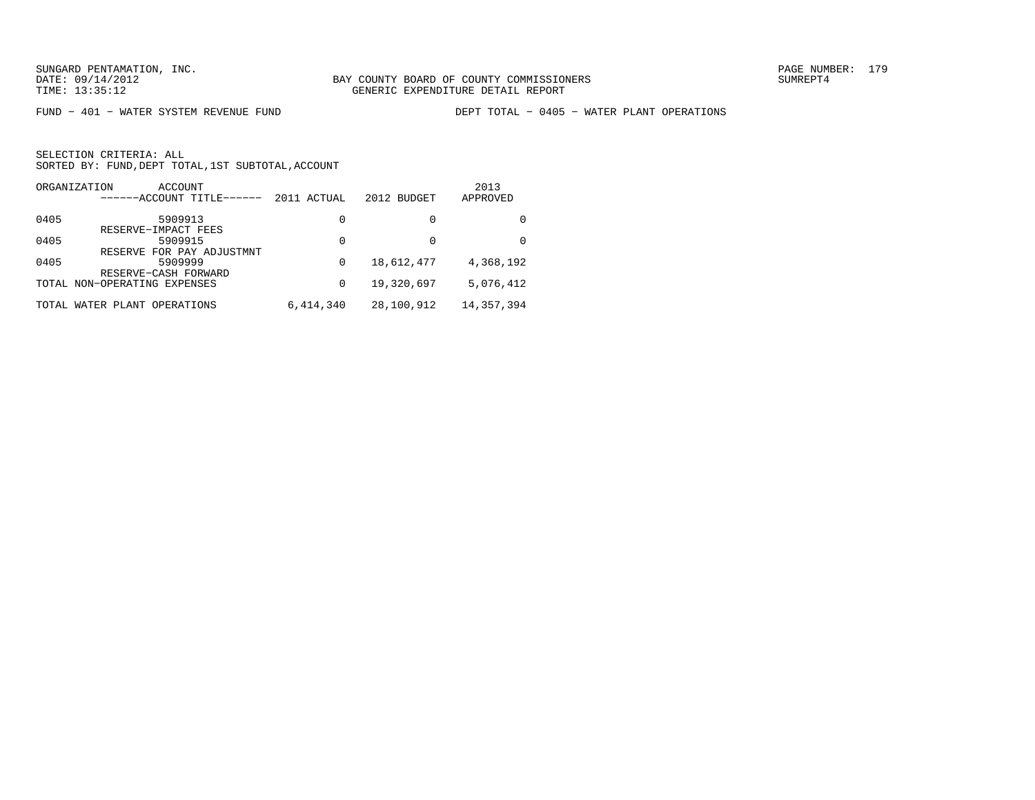BAY COUNTY BOARD OF COUNTY COMMISSIONERS
GENERIC EXPENDITURE DETAIL REPORT

FUND − 401 − WATER SYSTEM REVENUE FUND

DEPT TOTAL − 0405 − WATER PLANT OPERATIONS

SELECTION CRITERIA: ALL
SORTED BY: FUND,DEPT TOTAL,1ST SUBTOTAL,ACCOUNT

| ORGANIZATION | ACCOUNT ------ACCOUNT TITLE------ | 2011 ACTUAL | 2012 BUDGET | 2013 APPROVED |
|---|---|---|---|---|
| 0405 | 5909913 RESERVE−IMPACT FEES | 0 | 0 | 0 |
| 0405 | 5909915 RESERVE FOR PAY ADJUSTMNT | 0 | 0 | 0 |
| 0405 | 5909999 RESERVE−CASH FORWARD | 0 | 18,612,477 | 4,368,192 |
| TOTAL NON−OPERATING EXPENSES | | 0 | 19,320,697 | 5,076,412 |
| TOTAL WATER PLANT OPERATIONS | | 6,414,340 | 28,100,912 | 14,357,394 |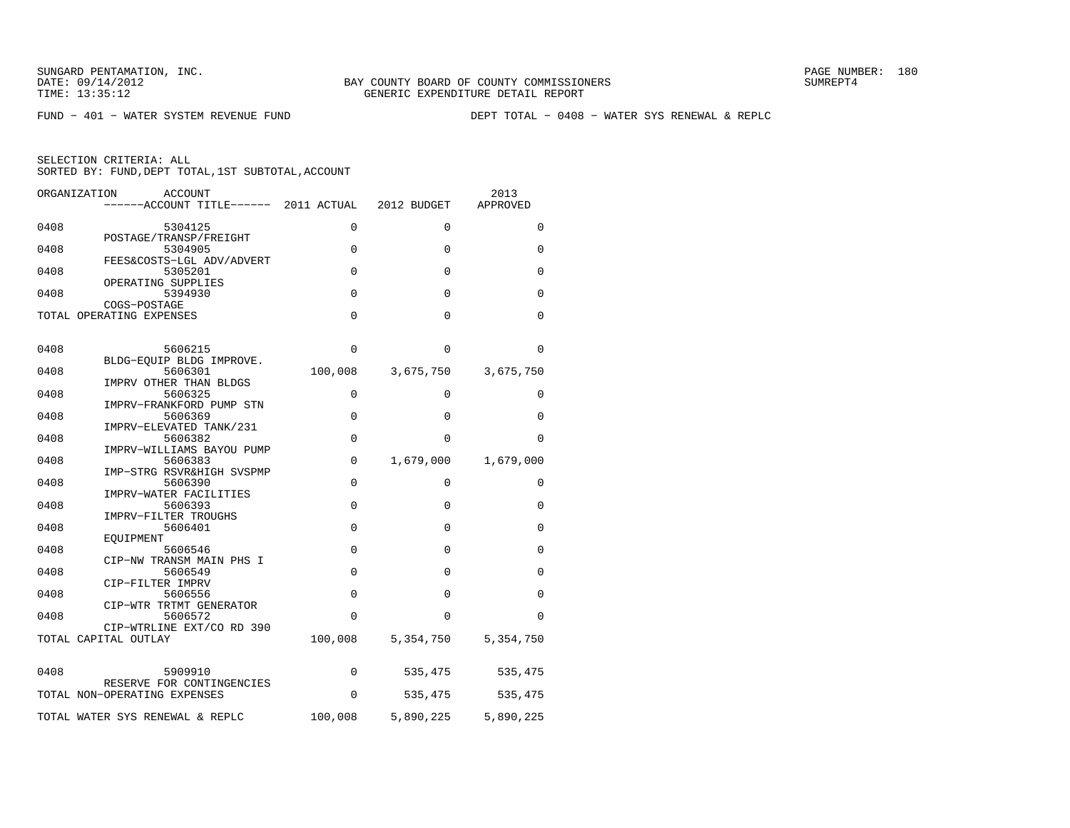SUNGARD PENTAMATION, INC.
DATE: 09/14/2012
TIME: 13:35:12

BAY COUNTY BOARD OF COUNTY COMMISSIONERS
GENERIC EXPENDITURE DETAIL REPORT

SUMREPT4

FUND − 401 − WATER SYSTEM REVENUE FUND

DEPT TOTAL − 0408 − WATER SYS RENEWAL & REPLC

SELECTION CRITERIA: ALL
SORTED BY: FUND,DEPT TOTAL,1ST SUBTOTAL,ACCOUNT

| ORGANIZATION | ACCOUNT / ------ACCOUNT TITLE------ | 2011 ACTUAL | 2012 BUDGET | 2013 APPROVED |
|---|---|---|---|---|
| 0408 | 5304125 POSTAGE/TRANSP/FREIGHT | 0 | 0 | 0 |
| 0408 | 5304905 FEES&COSTS−LGL ADV/ADVERT | 0 | 0 | 0 |
| 0408 | 5305201 OPERATING SUPPLIES | 0 | 0 | 0 |
| 0408 | 5394930 COGS−POSTAGE | 0 | 0 | 0 |
| TOTAL OPERATING EXPENSES | | 0 | 0 | 0 |
| 0408 | 5606215 BLDG−EQUIP BLDG IMPROVE. | 0 | 0 | 0 |
| 0408 | 5606301 IMPRV OTHER THAN BLDGS | 100,008 | 3,675,750 | 3,675,750 |
| 0408 | 5606325 IMPRV−FRANKFORD PUMP STN | 0 | 0 | 0 |
| 0408 | 5606369 IMPRV−ELEVATED TANK/231 | 0 | 0 | 0 |
| 0408 | 5606382 IMPRV−WILLIAMS BAYOU PUMP | 0 | 0 | 0 |
| 0408 | 5606383 IMP−STRG RSVR&HIGH SVSPMP | 0 | 1,679,000 | 1,679,000 |
| 0408 | 5606390 IMPRV−WATER FACILITIES | 0 | 0 | 0 |
| 0408 | 5606393 IMPRV−FILTER TROUGHS | 0 | 0 | 0 |
| 0408 | 5606401 EQUIPMENT | 0 | 0 | 0 |
| 0408 | 5606546 CIP−NW TRANSM MAIN PHS I | 0 | 0 | 0 |
| 0408 | 5606549 CIP−FILTER IMPRV | 0 | 0 | 0 |
| 0408 | 5606556 CIP−WTR TRTMT GENERATOR | 0 | 0 | 0 |
| 0408 | 5606572 CIP−WTRLINE EXT/CO RD 390 | 0 | 0 | 0 |
| TOTAL CAPITAL OUTLAY | | 100,008 | 5,354,750 | 5,354,750 |
| 0408 | 5909910 RESERVE FOR CONTINGENCIES | 0 | 535,475 | 535,475 |
| TOTAL NON−OPERATING EXPENSES | | 0 | 535,475 | 535,475 |
| TOTAL WATER SYS RENEWAL & REPLC | | 100,008 | 5,890,225 | 5,890,225 |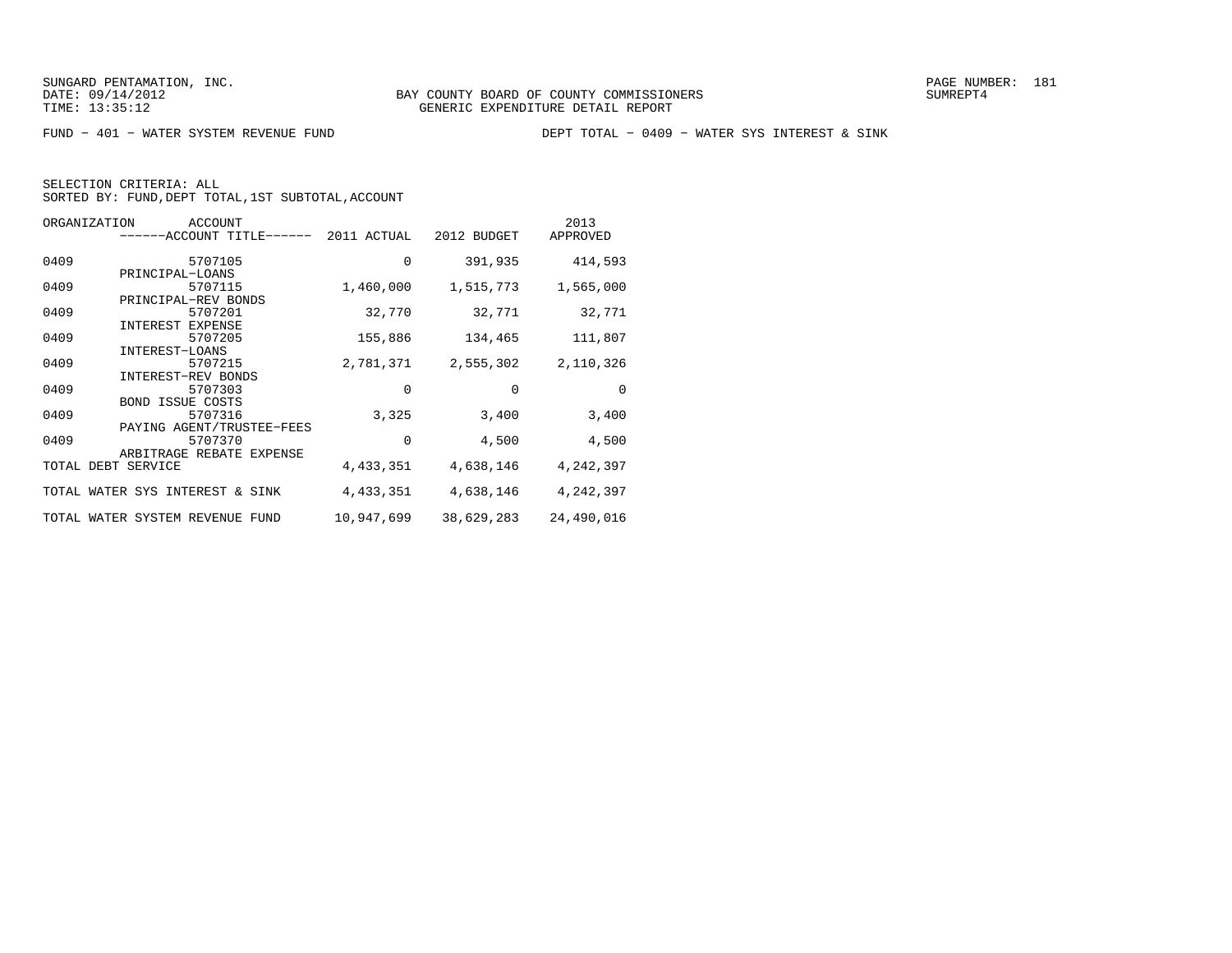SUNGARD PENTAMATION, INC.
DATE: 09/14/2012
TIME: 13:35:12

BAY COUNTY BOARD OF COUNTY COMMISSIONERS
GENERIC EXPENDITURE DETAIL REPORT

SUMREPT4

FUND - 401 - WATER SYSTEM REVENUE FUND

DEPT TOTAL - 0409 - WATER SYS INTEREST & SINK

SELECTION CRITERIA: ALL
SORTED BY: FUND,DEPT TOTAL,1ST SUBTOTAL,ACCOUNT

| ORGANIZATION | ACCOUNT / ------ACCOUNT TITLE------ | 2011 ACTUAL | 2012 BUDGET | 2013 APPROVED |
|---|---|---|---|---|
| 0409 | 5707105 PRINCIPAL-LOANS | 0 | 391,935 | 414,593 |
| 0409 | 5707115 PRINCIPAL-REV BONDS | 1,460,000 | 1,515,773 | 1,565,000 |
| 0409 | 5707201 INTEREST EXPENSE | 32,770 | 32,771 | 32,771 |
| 0409 | 5707205 INTEREST-LOANS | 155,886 | 134,465 | 111,807 |
| 0409 | 5707215 INTEREST-REV BONDS | 2,781,371 | 2,555,302 | 2,110,326 |
| 0409 | 5707303 BOND ISSUE COSTS | 0 | 0 | 0 |
| 0409 | 5707316 PAYING AGENT/TRUSTEE-FEES | 3,325 | 3,400 | 3,400 |
| 0409 | 5707370 ARBITRAGE REBATE EXPENSE | 0 | 4,500 | 4,500 |
| TOTAL DEBT SERVICE | | 4,433,351 | 4,638,146 | 4,242,397 |
| TOTAL WATER SYS INTEREST & SINK | | 4,433,351 | 4,638,146 | 4,242,397 |
| TOTAL WATER SYSTEM REVENUE FUND | | 10,947,699 | 38,629,283 | 24,490,016 |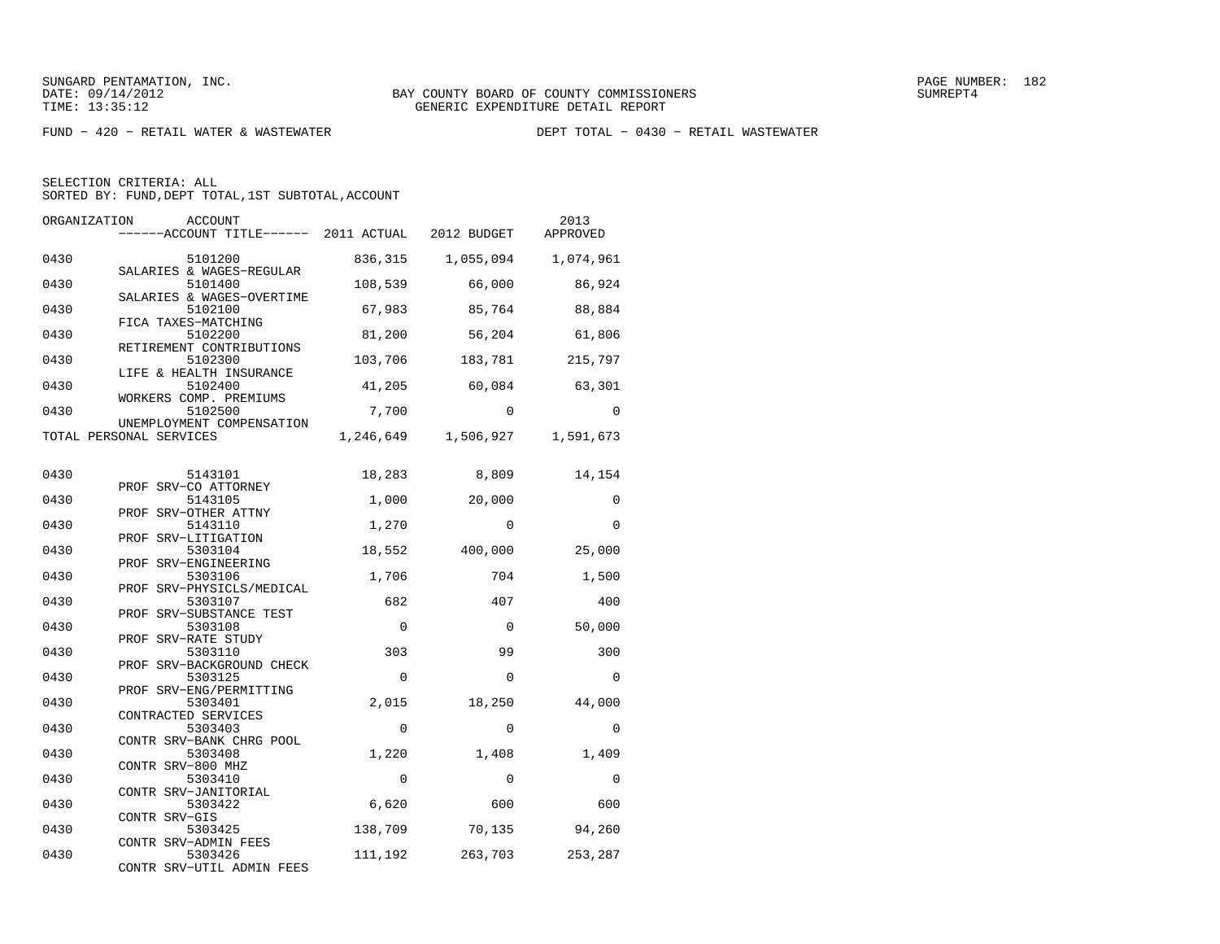SUNGARD PENTAMATION, INC.
DATE: 09/14/2012
TIME: 13:35:12

BAY COUNTY BOARD OF COUNTY COMMISSIONERS
GENERIC EXPENDITURE DETAIL REPORT

SUMREPT4

FUND − 420 − RETAIL WATER & WASTEWATER

DEPT TOTAL − 0430 − RETAIL WASTEWATER

SELECTION CRITERIA: ALL
SORTED BY: FUND,DEPT TOTAL,1ST SUBTOTAL,ACCOUNT

| ORGANIZATION | ACCOUNT / ACCOUNT TITLE | 2011 ACTUAL | 2012 BUDGET | 2013 APPROVED |
|---|---|---|---|---|
| 0430 | 5101200 SALARIES & WAGES−REGULAR | 836,315 | 1,055,094 | 1,074,961 |
| 0430 | 5101400 SALARIES & WAGES−OVERTIME | 108,539 | 66,000 | 86,924 |
| 0430 | 5102100 FICA TAXES−MATCHING | 67,983 | 85,764 | 88,884 |
| 0430 | 5102200 RETIREMENT CONTRIBUTIONS | 81,200 | 56,204 | 61,806 |
| 0430 | 5102300 LIFE & HEALTH INSURANCE | 103,706 | 183,781 | 215,797 |
| 0430 | 5102400 WORKERS COMP. PREMIUMS | 41,205 | 60,084 | 63,301 |
| 0430 | 5102500 UNEMPLOYMENT COMPENSATION | 7,700 | 0 | 0 |
| TOTAL PERSONAL SERVICES | | 1,246,649 | 1,506,927 | 1,591,673 |
| 0430 | 5143101 PROF SRV−CO ATTORNEY | 18,283 | 8,809 | 14,154 |
| 0430 | 5143105 PROF SRV−OTHER ATTNY | 1,000 | 20,000 | 0 |
| 0430 | 5143110 PROF SRV−LITIGATION | 1,270 | 0 | 0 |
| 0430 | 5303104 PROF SRV−ENGINEERING | 18,552 | 400,000 | 25,000 |
| 0430 | 5303106 PROF SRV−PHYSICLS/MEDICAL | 1,706 | 704 | 1,500 |
| 0430 | 5303107 PROF SRV−SUBSTANCE TEST | 682 | 407 | 400 |
| 0430 | 5303108 PROF SRV−RATE STUDY | 0 | 0 | 50,000 |
| 0430 | 5303110 PROF SRV−BACKGROUND CHECK | 303 | 99 | 300 |
| 0430 | 5303125 PROF SRV−ENG/PERMITTING | 0 | 0 | 0 |
| 0430 | 5303401 CONTRACTED SERVICES | 2,015 | 18,250 | 44,000 |
| 0430 | 5303403 CONTR SRV−BANK CHRG POOL | 0 | 0 | 0 |
| 0430 | 5303408 CONTR SRV−800 MHZ | 1,220 | 1,408 | 1,409 |
| 0430 | 5303410 CONTR SRV−JANITORIAL | 0 | 0 | 0 |
| 0430 | 5303422 CONTR SRV−GIS | 6,620 | 600 | 600 |
| 0430 | 5303425 CONTR SRV−ADMIN FEES | 138,709 | 70,135 | 94,260 |
| 0430 | 5303426 CONTR SRV−UTIL ADMIN FEES | 111,192 | 263,703 | 253,287 |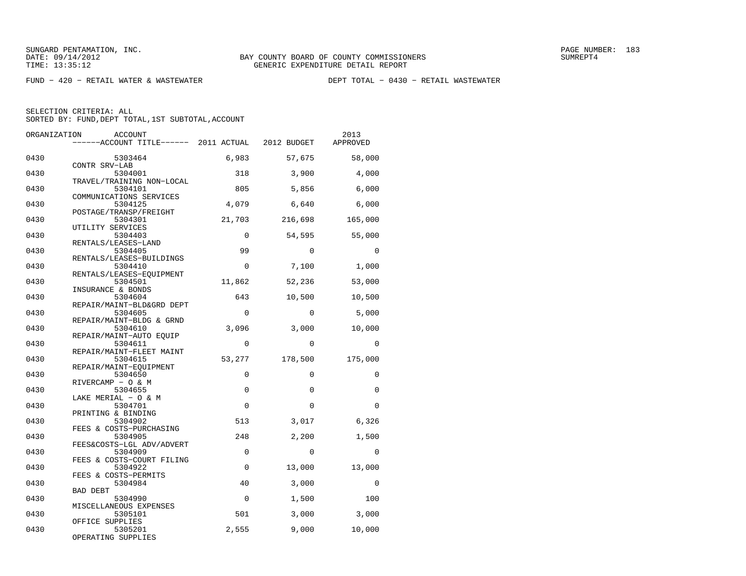SUNGARD PENTAMATION, INC.
DATE: 09/14/2012
TIME: 13:35:12

BAY COUNTY BOARD OF COUNTY COMMISSIONERS
GENERIC EXPENDITURE DETAIL REPORT

SUMREPT4

FUND − 420 − RETAIL WATER & WASTEWATER

DEPT TOTAL − 0430 − RETAIL WASTEWATER

SELECTION CRITERIA: ALL
SORTED BY: FUND,DEPT TOTAL,1ST SUBTOTAL,ACCOUNT

| ORGANIZATION | ACCOUNT / ------ACCOUNT TITLE------ | 2011 ACTUAL | 2012 BUDGET | 2013 APPROVED |
|---|---|---|---|---|
| 0430 | 5303464 CONTR SRV−LAB | 6,983 | 57,675 | 58,000 |
| 0430 | 5304001 TRAVEL/TRAINING NON−LOCAL | 318 | 3,900 | 4,000 |
| 0430 | 5304101 COMMUNICATIONS SERVICES | 805 | 5,856 | 6,000 |
| 0430 | 5304125 POSTAGE/TRANSP/FREIGHT | 4,079 | 6,640 | 6,000 |
| 0430 | 5304301 UTILITY SERVICES | 21,703 | 216,698 | 165,000 |
| 0430 | 5304403 RENTALS/LEASES−LAND | 0 | 54,595 | 55,000 |
| 0430 | 5304405 RENTALS/LEASES−BUILDINGS | 99 | 0 | 0 |
| 0430 | 5304410 RENTALS/LEASES−EQUIPMENT | 0 | 7,100 | 1,000 |
| 0430 | 5304501 INSURANCE & BONDS | 11,862 | 52,236 | 53,000 |
| 0430 | 5304604 REPAIR/MAINT−BLD&GRD DEPT | 643 | 10,500 | 10,500 |
| 0430 | 5304605 REPAIR/MAINT−BLDG & GRND | 0 | 0 | 5,000 |
| 0430 | 5304610 REPAIR/MAINT−AUTO EQUIP | 3,096 | 3,000 | 10,000 |
| 0430 | 5304611 REPAIR/MAINT−FLEET MAINT | 0 | 0 | 0 |
| 0430 | 5304615 REPAIR/MAINT−EQUIPMENT | 53,277 | 178,500 | 175,000 |
| 0430 | 5304650 RIVERCAMP − O & M | 0 | 0 | 0 |
| 0430 | 5304655 LAKE MERIAL − O & M | 0 | 0 | 0 |
| 0430 | 5304701 PRINTING & BINDING | 0 | 0 | 0 |
| 0430 | 5304902 FEES & COSTS−PURCHASING | 513 | 3,017 | 6,326 |
| 0430 | 5304905 FEES&COSTS−LGL ADV/ADVERT | 248 | 2,200 | 1,500 |
| 0430 | 5304909 FEES & COSTS−COURT FILING | 0 | 0 | 0 |
| 0430 | 5304922 FEES & COSTS−PERMITS | 0 | 13,000 | 13,000 |
| 0430 | 5304984 BAD DEBT | 40 | 3,000 | 0 |
| 0430 | 5304990 MISCELLANEOUS EXPENSES | 0 | 1,500 | 100 |
| 0430 | 5305101 OFFICE SUPPLIES | 501 | 3,000 | 3,000 |
| 0430 | 5305201 OPERATING SUPPLIES | 2,555 | 9,000 | 10,000 |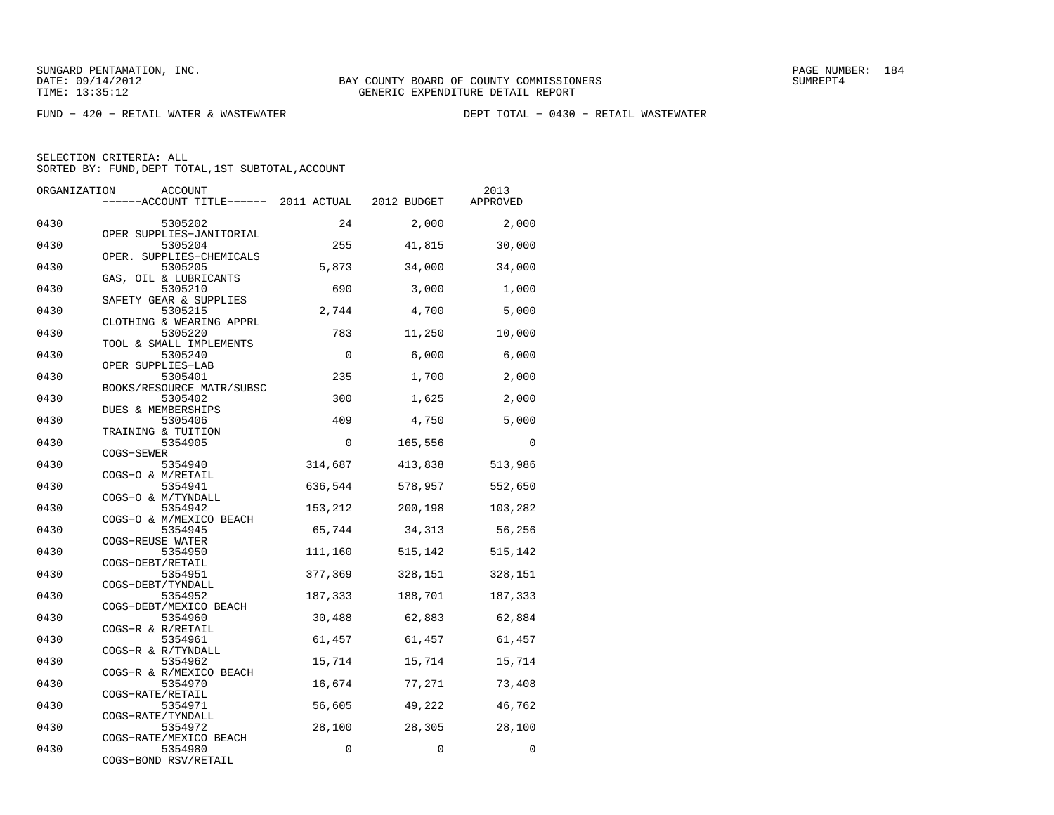SUNGARD PENTAMATION, INC.
DATE: 09/14/2012
TIME: 13:35:12

BAY COUNTY BOARD OF COUNTY COMMISSIONERS
GENERIC EXPENDITURE DETAIL REPORT

PAGE NUMBER: 184
SUMREPT4

FUND − 420 − RETAIL WATER & WASTEWATER

DEPT TOTAL − 0430 − RETAIL WASTEWATER

SELECTION CRITERIA: ALL
SORTED BY: FUND,DEPT TOTAL,1ST SUBTOTAL,ACCOUNT

| ORGANIZATION | ACCOUNT / ACCOUNT TITLE | 2011 ACTUAL | 2012 BUDGET | 2013 APPROVED |
|---|---|---|---|---|
| 0430 | 5305202 OPER SUPPLIES−JANITORIAL | 24 | 2,000 | 2,000 |
| 0430 | 5305204 OPER. SUPPLIES−CHEMICALS | 255 | 41,815 | 30,000 |
| 0430 | 5305205 GAS, OIL & LUBRICANTS | 5,873 | 34,000 | 34,000 |
| 0430 | 5305210 SAFETY GEAR & SUPPLIES | 690 | 3,000 | 1,000 |
| 0430 | 5305215 CLOTHING & WEARING APPRL | 2,744 | 4,700 | 5,000 |
| 0430 | 5305220 TOOL & SMALL IMPLEMENTS | 783 | 11,250 | 10,000 |
| 0430 | 5305240 OPER SUPPLIES−LAB | 0 | 6,000 | 6,000 |
| 0430 | 5305401 BOOKS/RESOURCE MATR/SUBSC | 235 | 1,700 | 2,000 |
| 0430 | 5305402 DUES & MEMBERSHIPS | 300 | 1,625 | 2,000 |
| 0430 | 5305406 TRAINING & TUITION | 409 | 4,750 | 5,000 |
| 0430 | 5354905 COGS−SEWER | 0 | 165,556 | 0 |
| 0430 | 5354940 COGS−O & M/RETAIL | 314,687 | 413,838 | 513,986 |
| 0430 | 5354941 COGS−O & M/TYNDALL | 636,544 | 578,957 | 552,650 |
| 0430 | 5354942 COGS−O & M/MEXICO BEACH | 153,212 | 200,198 | 103,282 |
| 0430 | 5354945 COGS−REUSE WATER | 65,744 | 34,313 | 56,256 |
| 0430 | 5354950 COGS−DEBT/RETAIL | 111,160 | 515,142 | 515,142 |
| 0430 | 5354951 COGS−DEBT/TYNDALL | 377,369 | 328,151 | 328,151 |
| 0430 | 5354952 COGS−DEBT/MEXICO BEACH | 187,333 | 188,701 | 187,333 |
| 0430 | 5354960 COGS−R & R/RETAIL | 30,488 | 62,883 | 62,884 |
| 0430 | 5354961 COGS−R & R/TYNDALL | 61,457 | 61,457 | 61,457 |
| 0430 | 5354962 COGS−R & R/MEXICO BEACH | 15,714 | 15,714 | 15,714 |
| 0430 | 5354970 COGS−RATE/RETAIL | 16,674 | 77,271 | 73,408 |
| 0430 | 5354971 COGS−RATE/TYNDALL | 56,605 | 49,222 | 46,762 |
| 0430 | 5354972 COGS−RATE/MEXICO BEACH | 28,100 | 28,305 | 28,100 |
| 0430 | 5354980 COGS−BOND RSV/RETAIL | 0 | 0 | 0 |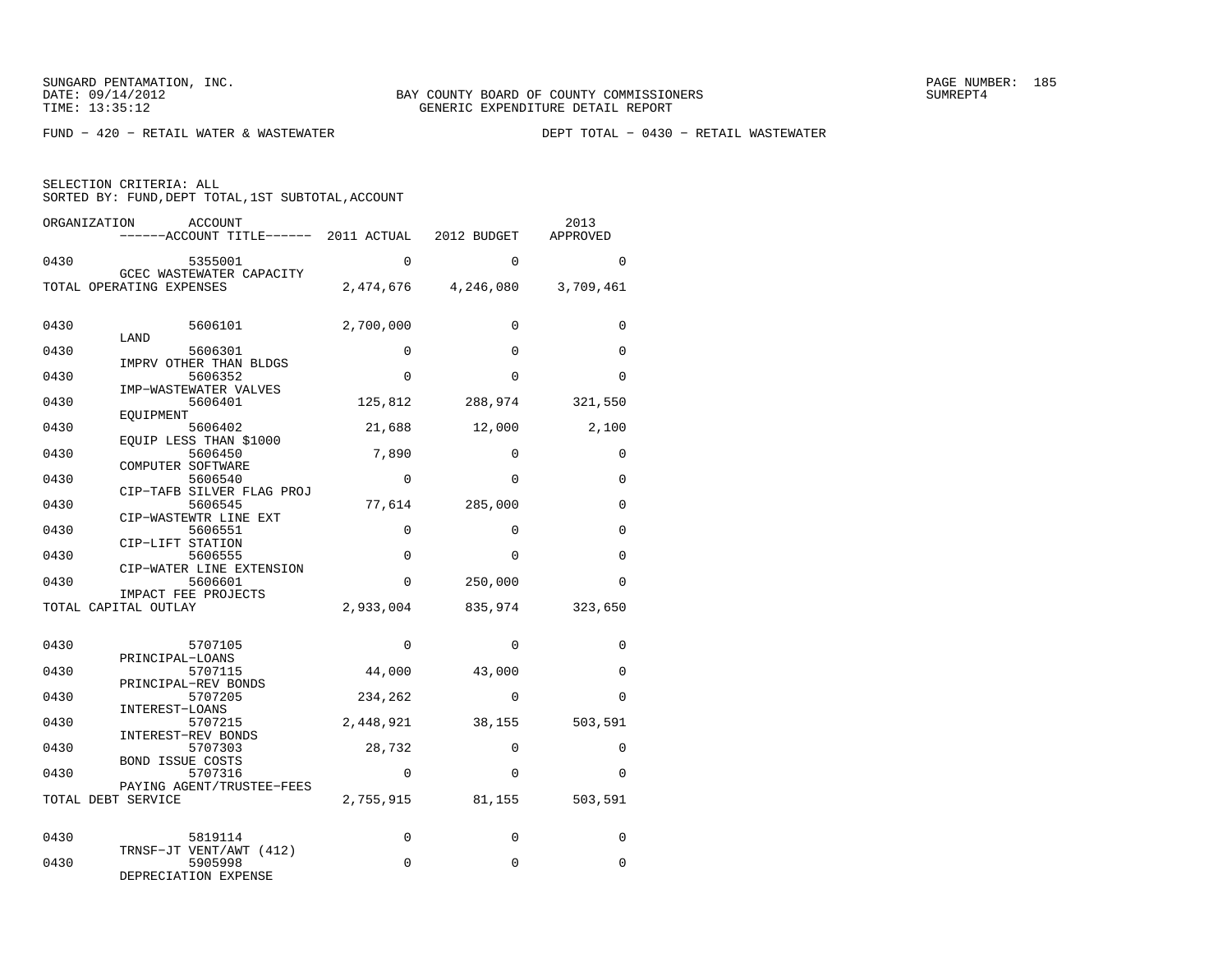SUNGARD PENTAMATION, INC.
DATE: 09/14/2012
TIME: 13:35:12

BAY COUNTY BOARD OF COUNTY COMMISSIONERS
GENERIC EXPENDITURE DETAIL REPORT

SUMREPT4

FUND - 420 - RETAIL WATER & WASTEWATER

DEPT TOTAL - 0430 - RETAIL WASTEWATER

SELECTION CRITERIA: ALL
SORTED BY: FUND,DEPT TOTAL,1ST SUBTOTAL,ACCOUNT

| ORGANIZATION | ACCOUNT / ACCOUNT TITLE | 2011 ACTUAL | 2012 BUDGET | 2013 APPROVED |
|---|---|---|---|---|
| 0430 | 5355001 GCEC WASTEWATER CAPACITY | 0 | 0 | 0 |
| TOTAL OPERATING EXPENSES | | 2,474,676 | 4,246,080 | 3,709,461 |
| 0430 | 5606101 LAND | 2,700,000 | 0 | 0 |
| 0430 | 5606301 IMPRV OTHER THAN BLDGS | 0 | 0 | 0 |
| 0430 | 5606352 IMP-WASTEWATER VALVES | 0 | 0 | 0 |
| 0430 | 5606401 EQUIPMENT | 125,812 | 288,974 | 321,550 |
| 0430 | 5606402 EQUIP LESS THAN $1000 | 21,688 | 12,000 | 2,100 |
| 0430 | 5606450 COMPUTER SOFTWARE | 7,890 | 0 | 0 |
| 0430 | 5606540 CIP-TAFB SILVER FLAG PROJ | 0 | 0 | 0 |
| 0430 | 5606545 CIP-WASTEWTR LINE EXT | 77,614 | 285,000 | 0 |
| 0430 | 5606551 CIP-LIFT STATION | 0 | 0 | 0 |
| 0430 | 5606555 CIP-WATER LINE EXTENSION | 0 | 0 | 0 |
| 0430 | 5606601 IMPACT FEE PROJECTS | 0 | 250,000 | 0 |
| TOTAL CAPITAL OUTLAY | | 2,933,004 | 835,974 | 323,650 |
| 0430 | 5707105 PRINCIPAL-LOANS | 0 | 0 | 0 |
| 0430 | 5707115 PRINCIPAL-REV BONDS | 44,000 | 43,000 | 0 |
| 0430 | 5707205 INTEREST-LOANS | 234,262 | 0 | 0 |
| 0430 | 5707215 INTEREST-REV BONDS | 2,448,921 | 38,155 | 503,591 |
| 0430 | 5707303 BOND ISSUE COSTS | 28,732 | 0 | 0 |
| 0430 | 5707316 PAYING AGENT/TRUSTEE-FEES | 0 | 0 | 0 |
| TOTAL DEBT SERVICE | | 2,755,915 | 81,155 | 503,591 |
| 0430 | 5819114 TRNSF-JT VENT/AWT (412) | 0 | 0 | 0 |
| 0430 | 5905998 DEPRECIATION EXPENSE | 0 | 0 | 0 |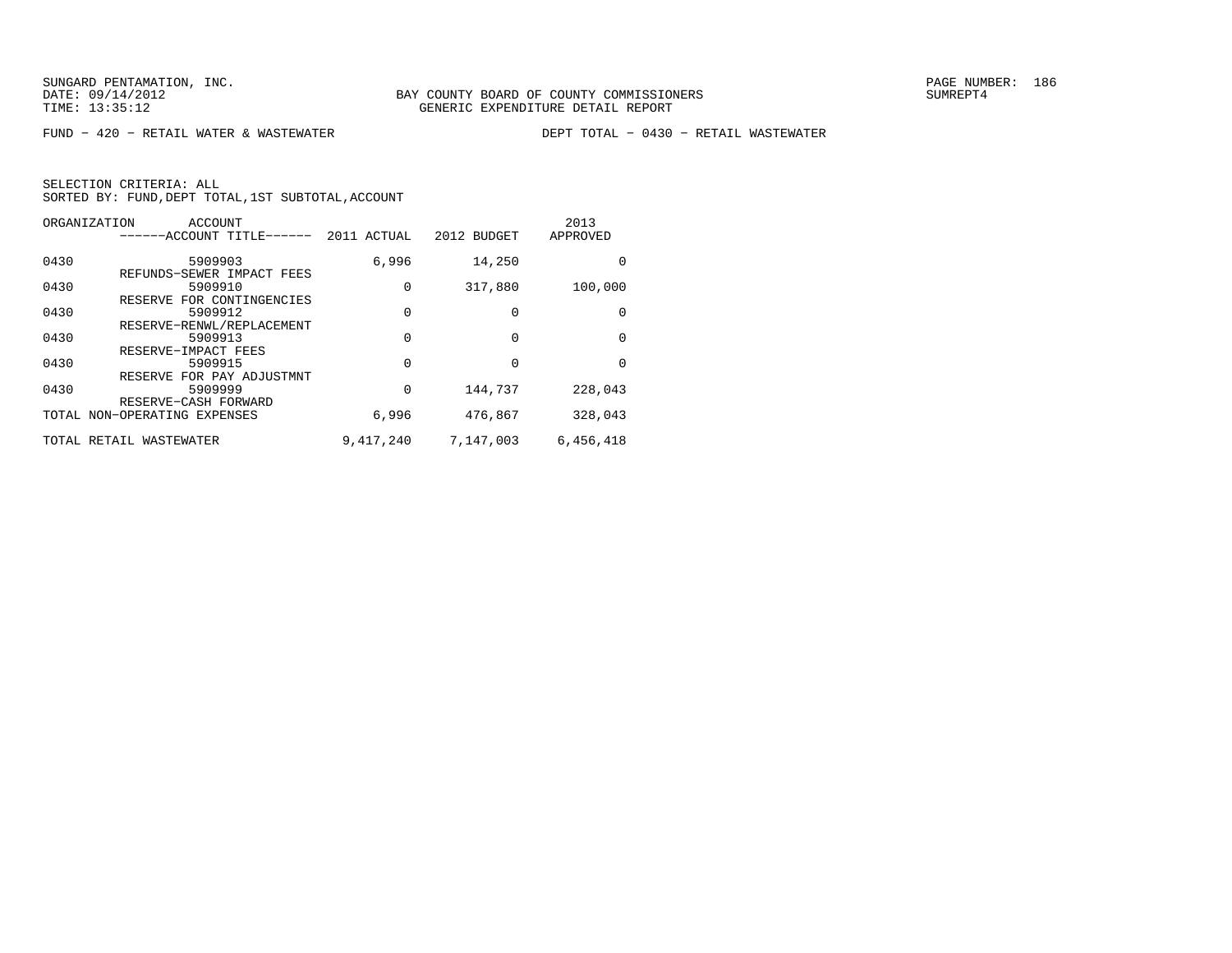SUNGARD PENTAMATION, INC.
DATE: 09/14/2012
TIME: 13:35:12

BAY COUNTY BOARD OF COUNTY COMMISSIONERS
GENERIC EXPENDITURE DETAIL REPORT

SUMREPT4

FUND − 420 − RETAIL WATER & WASTEWATER

DEPT TOTAL − 0430 − RETAIL WASTEWATER

SELECTION CRITERIA: ALL
SORTED BY: FUND,DEPT TOTAL,1ST SUBTOTAL,ACCOUNT

| ORGANIZATION | ACCOUNT ------ACCOUNT TITLE------ | 2011 ACTUAL | 2012 BUDGET | 2013 APPROVED |
|---|---|---|---|---|
| 0430 | 5909903 REFUNDS−SEWER IMPACT FEES | 6,996 | 14,250 | 0 |
| 0430 | 5909910 RESERVE FOR CONTINGENCIES | 0 | 317,880 | 100,000 |
| 0430 | 5909912 RESERVE−RENWL/REPLACEMENT | 0 | 0 | 0 |
| 0430 | 5909913 RESERVE−IMPACT FEES | 0 | 0 | 0 |
| 0430 | 5909915 RESERVE FOR PAY ADJUSTMNT | 0 | 0 | 0 |
| 0430 | 5909999 RESERVE−CASH FORWARD | 0 | 144,737 | 228,043 |
| TOTAL NON−OPERATING EXPENSES | | 6,996 | 476,867 | 328,043 |
| TOTAL RETAIL WASTEWATER | | 9,417,240 | 7,147,003 | 6,456,418 |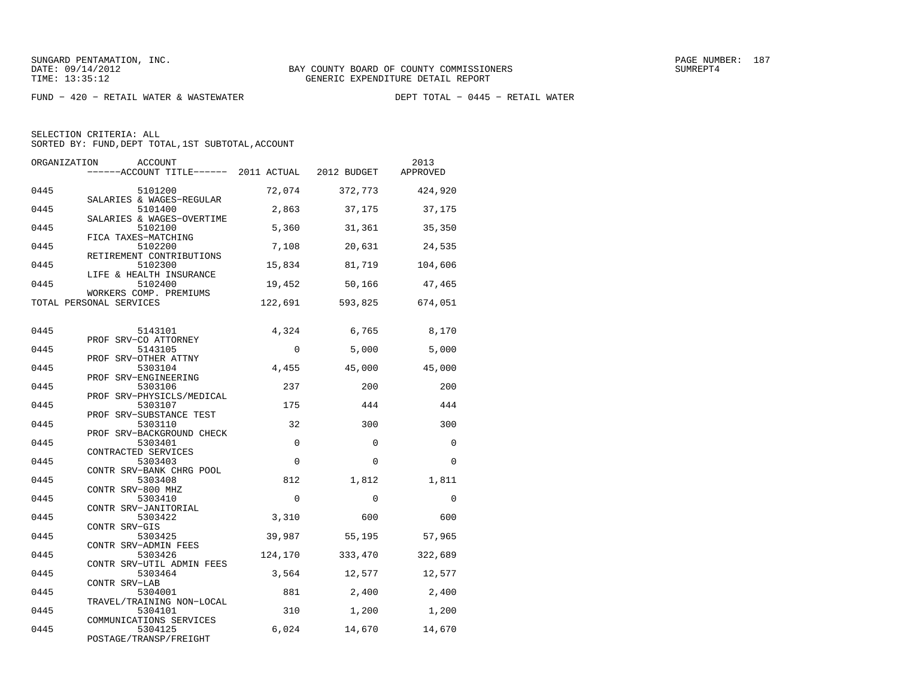SUNGARD PENTAMATION, INC.
DATE: 09/14/2012
TIME: 13:35:12

BAY COUNTY BOARD OF COUNTY COMMISSIONERS
GENERIC EXPENDITURE DETAIL REPORT

SUMREPT4

FUND − 420 − RETAIL WATER & WASTEWATER    DEPT TOTAL − 0445 − RETAIL WATER

SELECTION CRITERIA: ALL
SORTED BY: FUND,DEPT TOTAL,1ST SUBTOTAL,ACCOUNT

| ORGANIZATION | ACCOUNT / ACCOUNT TITLE | 2011 ACTUAL | 2012 BUDGET | 2013 APPROVED |
|---|---|---|---|---|
| 0445 | 5101200 SALARIES & WAGES−REGULAR | 72,074 | 372,773 | 424,920 |
| 0445 | 5101400 SALARIES & WAGES−OVERTIME | 2,863 | 37,175 | 37,175 |
| 0445 | 5102100 FICA TAXES−MATCHING | 5,360 | 31,361 | 35,350 |
| 0445 | 5102200 RETIREMENT CONTRIBUTIONS | 7,108 | 20,631 | 24,535 |
| 0445 | 5102300 LIFE & HEALTH INSURANCE | 15,834 | 81,719 | 104,606 |
| 0445 | 5102400 WORKERS COMP. PREMIUMS | 19,452 | 50,166 | 47,465 |
| TOTAL PERSONAL SERVICES | | 122,691 | 593,825 | 674,051 |
| 0445 | 5143101 PROF SRV−CO ATTORNEY | 4,324 | 6,765 | 8,170 |
| 0445 | 5143105 PROF SRV−OTHER ATTNY | 0 | 5,000 | 5,000 |
| 0445 | 5303104 PROF SRV−ENGINEERING | 4,455 | 45,000 | 45,000 |
| 0445 | 5303106 PROF SRV−PHYSICLS/MEDICAL | 237 | 200 | 200 |
| 0445 | 5303107 PROF SRV−SUBSTANCE TEST | 175 | 444 | 444 |
| 0445 | 5303110 PROF SRV−BACKGROUND CHECK | 32 | 300 | 300 |
| 0445 | 5303401 CONTRACTED SERVICES | 0 | 0 | 0 |
| 0445 | 5303403 CONTR SRV−BANK CHRG POOL | 0 | 0 | 0 |
| 0445 | 5303408 CONTR SRV−800 MHZ | 812 | 1,812 | 1,811 |
| 0445 | 5303410 CONTR SRV−JANITORIAL | 0 | 0 | 0 |
| 0445 | 5303422 CONTR SRV−GIS | 3,310 | 600 | 600 |
| 0445 | 5303425 CONTR SRV−ADMIN FEES | 39,987 | 55,195 | 57,965 |
| 0445 | 5303426 CONTR SRV−UTIL ADMIN FEES | 124,170 | 333,470 | 322,689 |
| 0445 | 5303464 CONTR SRV−LAB | 3,564 | 12,577 | 12,577 |
| 0445 | 5304001 TRAVEL/TRAINING NON−LOCAL | 881 | 2,400 | 2,400 |
| 0445 | 5304101 COMMUNICATIONS SERVICES | 310 | 1,200 | 1,200 |
| 0445 | 5304125 POSTAGE/TRANSP/FREIGHT | 6,024 | 14,670 | 14,670 |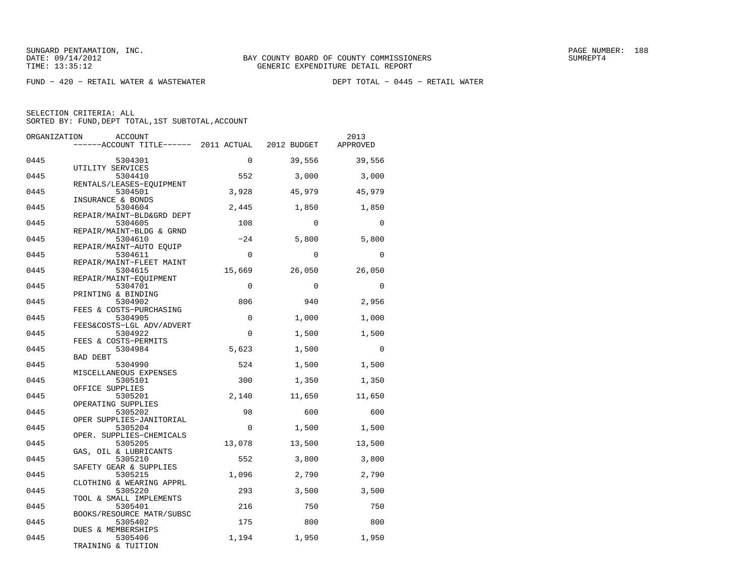SUNGARD PENTAMATION, INC.
DATE: 09/14/2012
TIME: 13:35:12

BAY COUNTY BOARD OF COUNTY COMMISSIONERS
GENERIC EXPENDITURE DETAIL REPORT

SUMREPT4

FUND − 420 − RETAIL WATER & WASTEWATER    DEPT TOTAL − 0445 − RETAIL WATER

SELECTION CRITERIA: ALL
SORTED BY: FUND,DEPT TOTAL,1ST SUBTOTAL,ACCOUNT

| ORGANIZATION | ACCOUNT / ACCOUNT TITLE | 2011 ACTUAL | 2012 BUDGET | 2013 APPROVED |
|---|---|---|---|---|
| 0445 | 5304301 UTILITY SERVICES | 0 | 39,556 | 39,556 |
| 0445 | 5304410 RENTALS/LEASES−EQUIPMENT | 552 | 3,000 | 3,000 |
| 0445 | 5304501 INSURANCE & BONDS | 3,928 | 45,979 | 45,979 |
| 0445 | 5304604 REPAIR/MAINT−BLD&GRD DEPT | 2,445 | 1,850 | 1,850 |
| 0445 | 5304605 REPAIR/MAINT−BLDG & GRND | 108 | 0 | 0 |
| 0445 | 5304610 REPAIR/MAINT−AUTO EQUIP | −24 | 5,800 | 5,800 |
| 0445 | 5304611 REPAIR/MAINT−FLEET MAINT | 0 | 0 | 0 |
| 0445 | 5304615 REPAIR/MAINT−EQUIPMENT | 15,669 | 26,050 | 26,050 |
| 0445 | 5304701 PRINTING & BINDING | 0 | 0 | 0 |
| 0445 | 5304902 FEES & COSTS−PURCHASING | 806 | 940 | 2,956 |
| 0445 | 5304905 FEES&COSTS−LGL ADV/ADVERT | 0 | 1,000 | 1,000 |
| 0445 | 5304922 FEES & COSTS−PERMITS | 0 | 1,500 | 1,500 |
| 0445 | 5304984 BAD DEBT | 5,623 | 1,500 | 0 |
| 0445 | 5304990 MISCELLANEOUS EXPENSES | 524 | 1,500 | 1,500 |
| 0445 | 5305101 OFFICE SUPPLIES | 300 | 1,350 | 1,350 |
| 0445 | 5305201 OPERATING SUPPLIES | 2,140 | 11,650 | 11,650 |
| 0445 | 5305202 OPER SUPPLIES−JANITORIAL | 98 | 600 | 600 |
| 0445 | 5305204 OPER. SUPPLIES−CHEMICALS | 0 | 1,500 | 1,500 |
| 0445 | 5305205 GAS, OIL & LUBRICANTS | 13,078 | 13,500 | 13,500 |
| 0445 | 5305210 SAFETY GEAR & SUPPLIES | 552 | 3,800 | 3,800 |
| 0445 | 5305215 CLOTHING & WEARING APPRL | 1,096 | 2,790 | 2,790 |
| 0445 | 5305220 TOOL & SMALL IMPLEMENTS | 293 | 3,500 | 3,500 |
| 0445 | 5305401 BOOKS/RESOURCE MATR/SUBSC | 216 | 750 | 750 |
| 0445 | 5305402 DUES & MEMBERSHIPS | 175 | 800 | 800 |
| 0445 | 5305406 TRAINING & TUITION | 1,194 | 1,950 | 1,950 |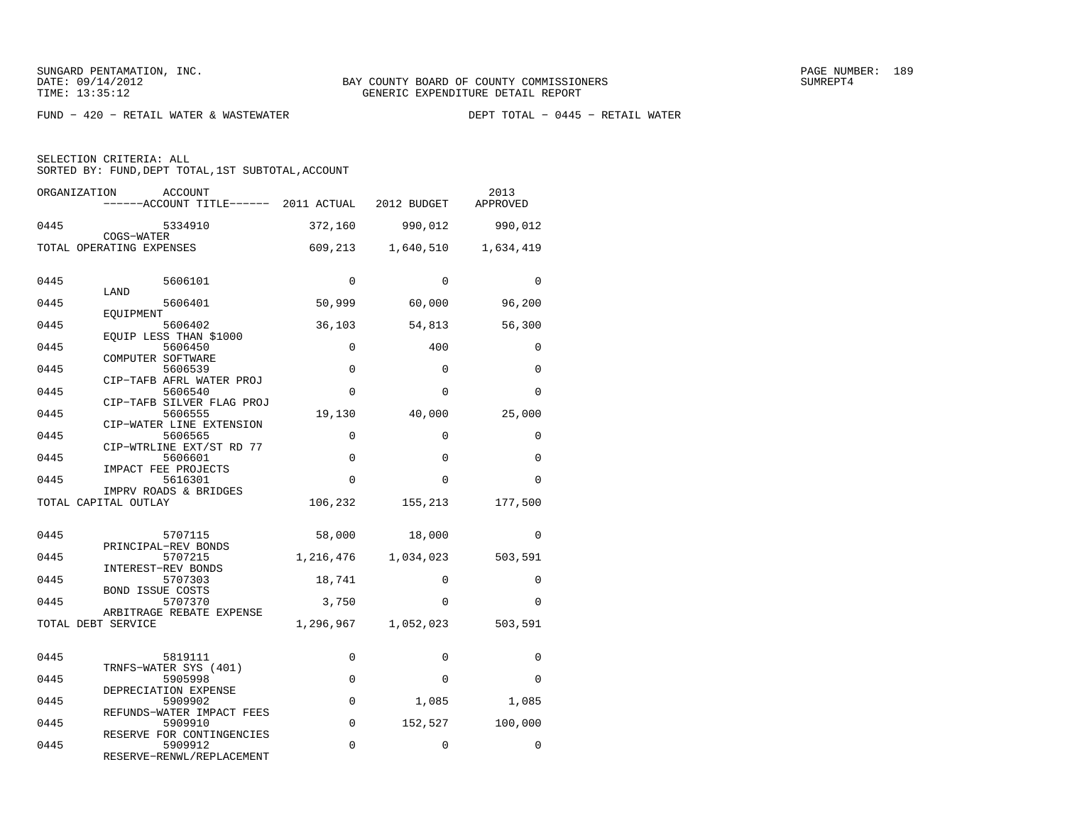SUNGARD PENTAMATION, INC.
DATE: 09/14/2012
TIME: 13:35:12

BAY COUNTY BOARD OF COUNTY COMMISSIONERS
GENERIC EXPENDITURE DETAIL REPORT

SUMREPT4

FUND − 420 − RETAIL WATER & WASTEWATER

DEPT TOTAL − 0445 − RETAIL WATER

SELECTION CRITERIA: ALL
SORTED BY: FUND,DEPT TOTAL,1ST SUBTOTAL,ACCOUNT

| ORGANIZATION | ACCOUNT / ACCOUNT TITLE | 2011 ACTUAL | 2012 BUDGET | 2013 APPROVED |
|---|---|---|---|---|
| 0445 | 5334910 COGS−WATER | 372,160 | 990,012 | 990,012 |
| TOTAL OPERATING EXPENSES | | 609,213 | 1,640,510 | 1,634,419 |
| 0445 | 5606101 LAND | 0 | 0 | 0 |
| 0445 | 5606401 EQUIPMENT | 50,999 | 60,000 | 96,200 |
| 0445 | 5606402 EQUIP LESS THAN $1000 | 36,103 | 54,813 | 56,300 |
| 0445 | 5606450 COMPUTER SOFTWARE | 0 | 400 | 0 |
| 0445 | 5606539 CIP−TAFB AFRL WATER PROJ | 0 | 0 | 0 |
| 0445 | 5606540 CIP−TAFB SILVER FLAG PROJ | 0 | 0 | 0 |
| 0445 | 5606555 CIP−WATER LINE EXTENSION | 19,130 | 40,000 | 25,000 |
| 0445 | 5606565 CIP−WTRLINE EXT/ST RD 77 | 0 | 0 | 0 |
| 0445 | 5606601 IMPACT FEE PROJECTS | 0 | 0 | 0 |
| 0445 | 5616301 IMPRV ROADS & BRIDGES | 0 | 0 | 0 |
| TOTAL CAPITAL OUTLAY | | 106,232 | 155,213 | 177,500 |
| 0445 | 5707115 PRINCIPAL−REV BONDS | 58,000 | 18,000 | 0 |
| 0445 | 5707215 INTEREST−REV BONDS | 1,216,476 | 1,034,023 | 503,591 |
| 0445 | 5707303 BOND ISSUE COSTS | 18,741 | 0 | 0 |
| 0445 | 5707370 ARBITRAGE REBATE EXPENSE | 3,750 | 0 | 0 |
| TOTAL DEBT SERVICE | | 1,296,967 | 1,052,023 | 503,591 |
| 0445 | 5819111 TRNFS−WATER SYS (401) | 0 | 0 | 0 |
| 0445 | 5905998 DEPRECIATION EXPENSE | 0 | 0 | 0 |
| 0445 | 5909902 REFUNDS−WATER IMPACT FEES | 0 | 1,085 | 1,085 |
| 0445 | 5909910 RESERVE FOR CONTINGENCIES | 0 | 152,527 | 100,000 |
| 0445 | 5909912 RESERVE−RENWL/REPLACEMENT | 0 | 0 | 0 |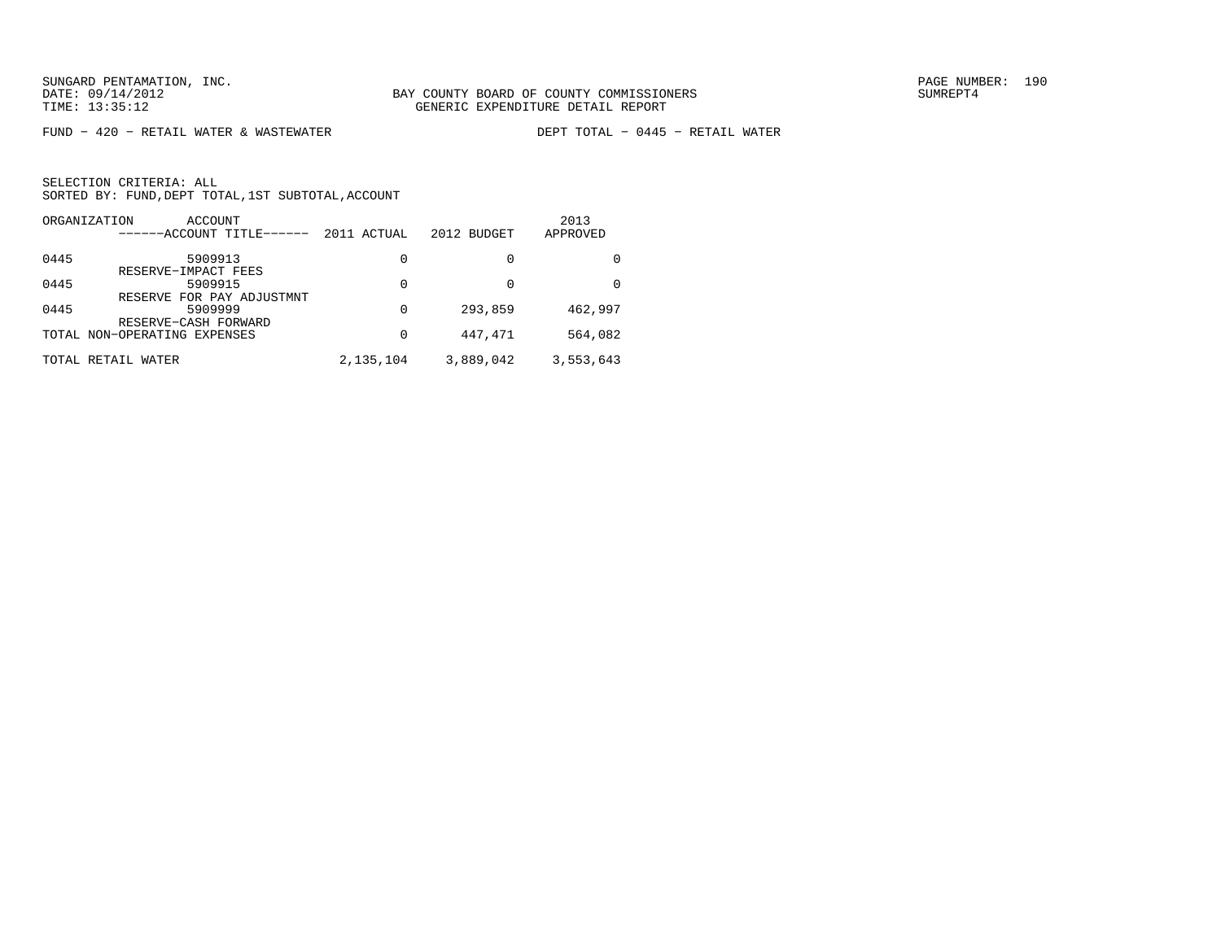SUNGARD PENTAMATION, INC.
DATE: 09/14/2012
TIME: 13:35:12

BAY COUNTY BOARD OF COUNTY COMMISSIONERS
GENERIC EXPENDITURE DETAIL REPORT

SUMREPT4

FUND − 420 − RETAIL WATER & WASTEWATER

DEPT TOTAL − 0445 − RETAIL WATER

SELECTION CRITERIA: ALL
SORTED BY: FUND,DEPT TOTAL,1ST SUBTOTAL,ACCOUNT

| ORGANIZATION | ACCOUNT / ------ACCOUNT TITLE------ | 2011 ACTUAL | 2012 BUDGET | 2013 APPROVED |
|---|---|---|---|---|
| 0445 | 5909913 RESERVE−IMPACT FEES | 0 | 0 | 0 |
| 0445 | 5909915 RESERVE FOR PAY ADJUSTMNT | 0 | 0 | 0 |
| 0445 | 5909999 RESERVE−CASH FORWARD | 0 | 293,859 | 462,997 |
| TOTAL NON−OPERATING EXPENSES | | 0 | 447,471 | 564,082 |
| TOTAL RETAIL WATER | | 2,135,104 | 3,889,042 | 3,553,643 |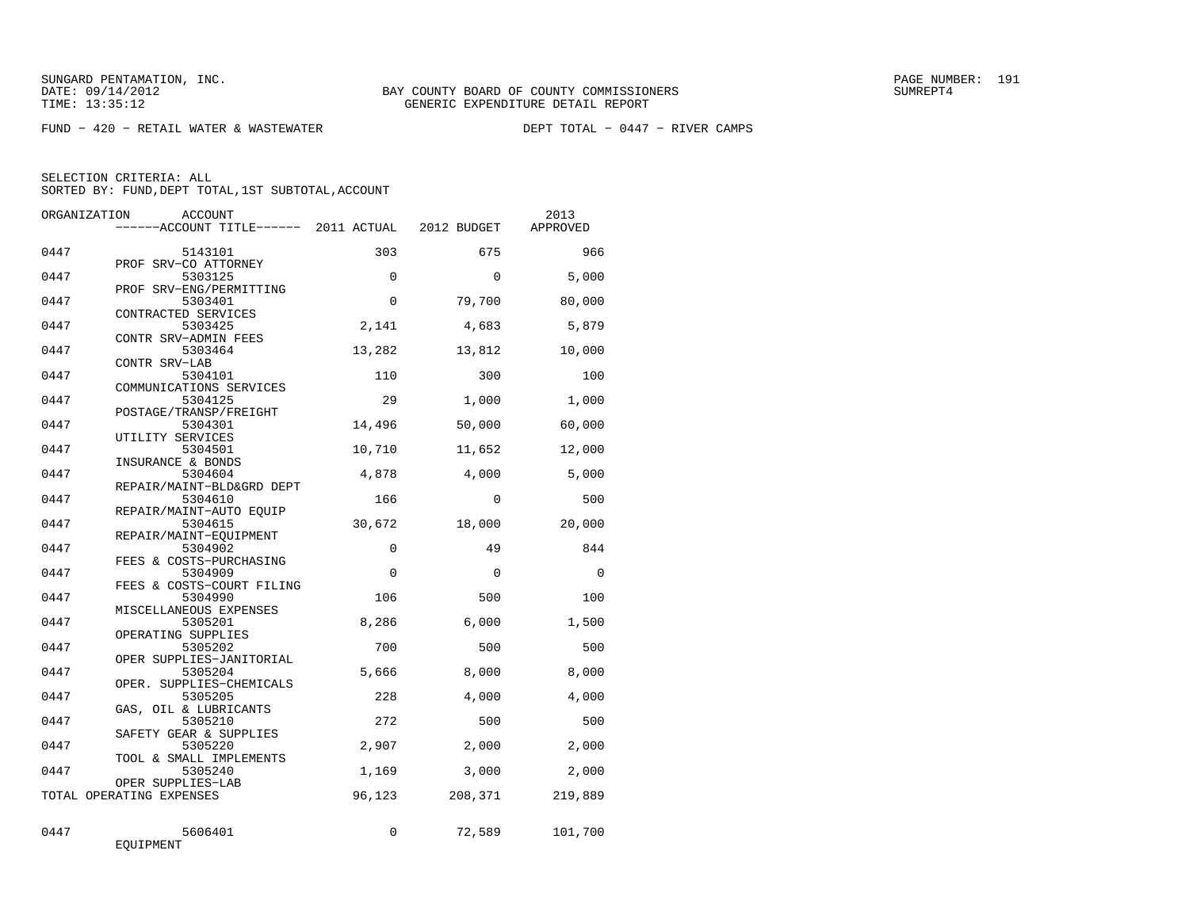SUNGARD PENTAMATION, INC.
DATE: 09/14/2012
TIME: 13:35:12

BAY COUNTY BOARD OF COUNTY COMMISSIONERS
GENERIC EXPENDITURE DETAIL REPORT

SUMREPT4

FUND − 420 − RETAIL WATER & WASTEWATER

DEPT TOTAL − 0447 − RIVER CAMPS

SELECTION CRITERIA: ALL
SORTED BY: FUND,DEPT TOTAL,1ST SUBTOTAL,ACCOUNT

| ORGANIZATION | ACCOUNT / ACCOUNT TITLE | 2011 ACTUAL | 2012 BUDGET | 2013 APPROVED |
|---|---|---|---|---|
| 0447 | 5143101 PROF SRV−CO ATTORNEY | 303 | 675 | 966 |
| 0447 | 5303125 PROF SRV−ENG/PERMITTING | 0 | 0 | 5,000 |
| 0447 | 5303401 CONTRACTED SERVICES | 0 | 79,700 | 80,000 |
| 0447 | 5303425 CONTR SRV−ADMIN FEES | 2,141 | 4,683 | 5,879 |
| 0447 | 5303464 CONTR SRV−LAB | 13,282 | 13,812 | 10,000 |
| 0447 | 5304101 COMMUNICATIONS SERVICES | 110 | 300 | 100 |
| 0447 | 5304125 POSTAGE/TRANSP/FREIGHT | 29 | 1,000 | 1,000 |
| 0447 | 5304301 UTILITY SERVICES | 14,496 | 50,000 | 60,000 |
| 0447 | 5304501 INSURANCE & BONDS | 10,710 | 11,652 | 12,000 |
| 0447 | 5304604 REPAIR/MAINT−BLD&GRD DEPT | 4,878 | 4,000 | 5,000 |
| 0447 | 5304610 REPAIR/MAINT−AUTO EQUIP | 166 | 0 | 500 |
| 0447 | 5304615 REPAIR/MAINT−EQUIPMENT | 30,672 | 18,000 | 20,000 |
| 0447 | 5304902 FEES & COSTS−PURCHASING | 0 | 49 | 844 |
| 0447 | 5304909 FEES & COSTS−COURT FILING | 0 | 0 | 0 |
| 0447 | 5304990 MISCELLANEOUS EXPENSES | 106 | 500 | 100 |
| 0447 | 5305201 OPERATING SUPPLIES | 8,286 | 6,000 | 1,500 |
| 0447 | 5305202 OPER SUPPLIES−JANITORIAL | 700 | 500 | 500 |
| 0447 | 5305204 OPER. SUPPLIES−CHEMICALS | 5,666 | 8,000 | 8,000 |
| 0447 | 5305205 GAS, OIL & LUBRICANTS | 228 | 4,000 | 4,000 |
| 0447 | 5305210 SAFETY GEAR & SUPPLIES | 272 | 500 | 500 |
| 0447 | 5305220 TOOL & SMALL IMPLEMENTS | 2,907 | 2,000 | 2,000 |
| 0447 | 5305240 OPER SUPPLIES−LAB | 1,169 | 3,000 | 2,000 |
| TOTAL OPERATING EXPENSES | | 96,123 | 208,371 | 219,889 |
| 0447 | 5606401 EQUIPMENT | 0 | 72,589 | 101,700 |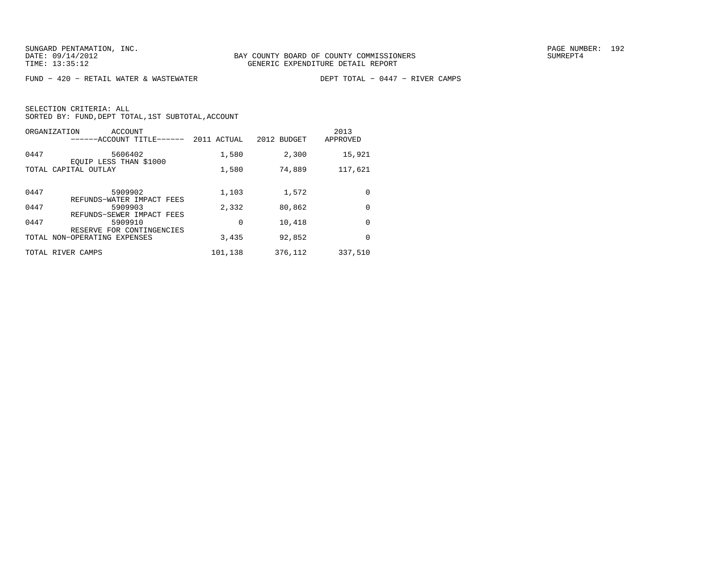SUNGARD PENTAMATION, INC.
DATE: 09/14/2012
TIME: 13:35:12

BAY COUNTY BOARD OF COUNTY COMMISSIONERS
GENERIC EXPENDITURE DETAIL REPORT

SUMREPT4

FUND − 420 − RETAIL WATER & WASTEWATER

DEPT TOTAL − 0447 − RIVER CAMPS

SELECTION CRITERIA: ALL
SORTED BY: FUND,DEPT TOTAL,1ST SUBTOTAL,ACCOUNT

| ORGANIZATION | ACCOUNT ------ACCOUNT TITLE------ | 2011 ACTUAL | 2012 BUDGET | 2013 APPROVED |
|---|---|---|---|---|
| 0447 | 5606402 EQUIP LESS THAN $1000 | 1,580 | 2,300 | 15,921 |
| TOTAL CAPITAL OUTLAY | | 1,580 | 74,889 | 117,621 |
| 0447 | 5909902 REFUNDS−WATER IMPACT FEES | 1,103 | 1,572 | 0 |
| 0447 | 5909903 REFUNDS−SEWER IMPACT FEES | 2,332 | 80,862 | 0 |
| 0447 | 5909910 RESERVE FOR CONTINGENCIES | 0 | 10,418 | 0 |
| TOTAL NON−OPERATING EXPENSES | | 3,435 | 92,852 | 0 |
| TOTAL RIVER CAMPS | | 101,138 | 376,112 | 337,510 |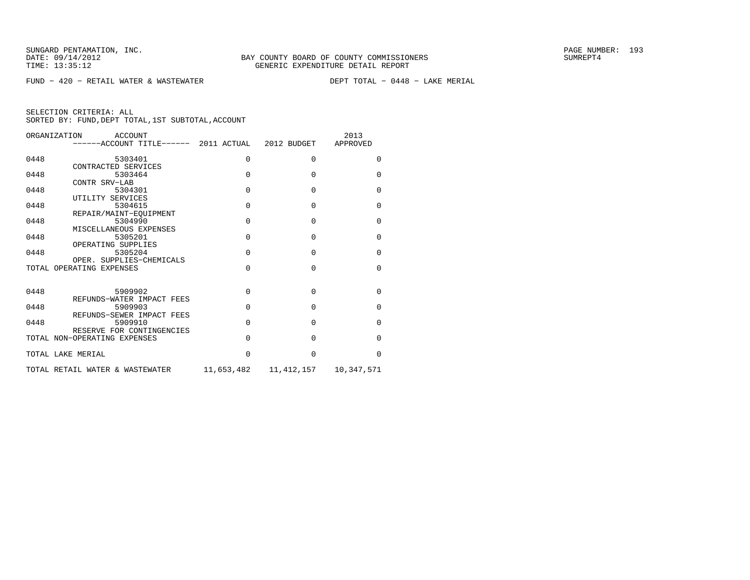SUNGARD PENTAMATION, INC.
DATE: 09/14/2012
TIME: 13:35:12

BAY COUNTY BOARD OF COUNTY COMMISSIONERS
GENERIC EXPENDITURE DETAIL REPORT

SUMREPT4

FUND - 420 - RETAIL WATER & WASTEWATER

DEPT TOTAL - 0448 - LAKE MERIAL

SELECTION CRITERIA: ALL
SORTED BY: FUND,DEPT TOTAL,1ST SUBTOTAL,ACCOUNT

| ORGANIZATION | ACCOUNT / ACCOUNT TITLE | 2011 ACTUAL | 2012 BUDGET | 2013 APPROVED |
|---|---|---|---|---|
| 0448 | 5303401 CONTRACTED SERVICES | 0 | 0 | 0 |
| 0448 | 5303464 CONTR SRV-LAB | 0 | 0 | 0 |
| 0448 | 5304301 UTILITY SERVICES | 0 | 0 | 0 |
| 0448 | 5304615 REPAIR/MAINT-EQUIPMENT | 0 | 0 | 0 |
| 0448 | 5304990 MISCELLANEOUS EXPENSES | 0 | 0 | 0 |
| 0448 | 5305201 OPERATING SUPPLIES | 0 | 0 | 0 |
| 0448 | 5305204 OPER. SUPPLIES-CHEMICALS | 0 | 0 | 0 |
| TOTAL OPERATING EXPENSES | | 0 | 0 | 0 |
| 0448 | 5909902 REFUNDS-WATER IMPACT FEES | 0 | 0 | 0 |
| 0448 | 5909903 REFUNDS-SEWER IMPACT FEES | 0 | 0 | 0 |
| 0448 | 5909910 RESERVE FOR CONTINGENCIES | 0 | 0 | 0 |
| TOTAL NON-OPERATING EXPENSES | | 0 | 0 | 0 |
| TOTAL LAKE MERIAL | | 0 | 0 | 0 |
| TOTAL RETAIL WATER & WASTEWATER | | 11,653,482 | 11,412,157 | 10,347,571 |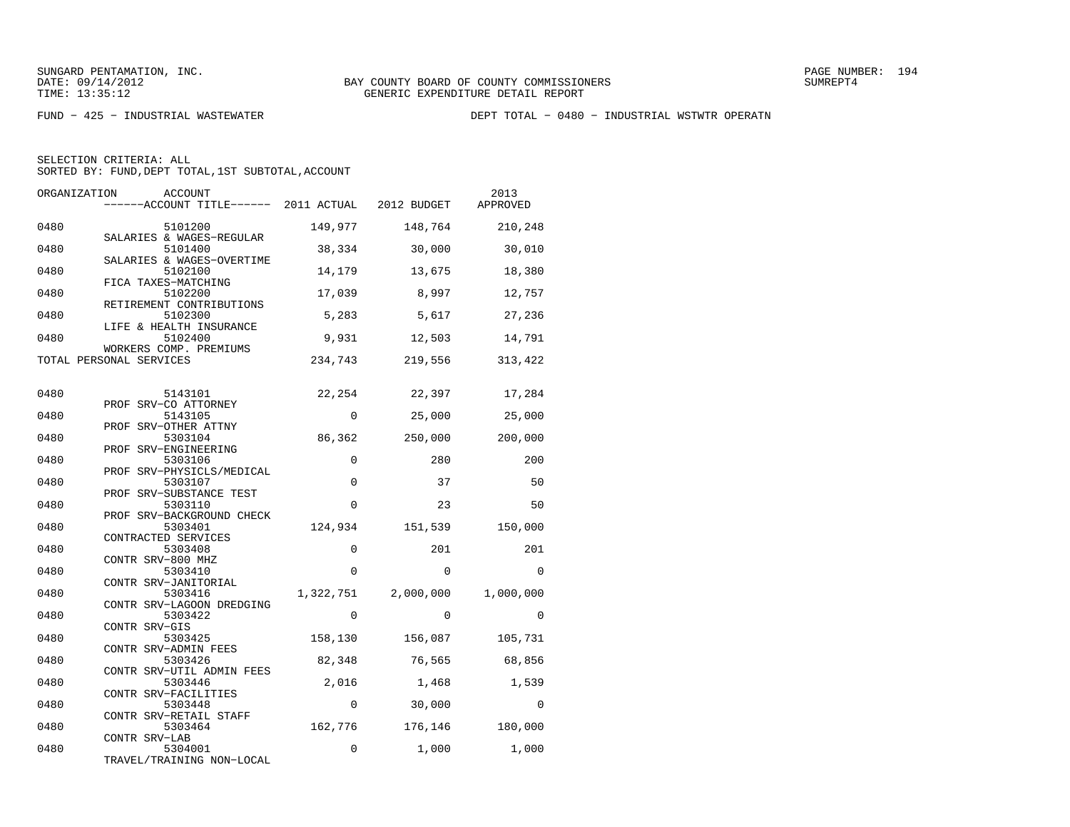SUNGARD PENTAMATION, INC.
DATE: 09/14/2012
TIME: 13:35:12

BAY COUNTY BOARD OF COUNTY COMMISSIONERS
GENERIC EXPENDITURE DETAIL REPORT

SUMREPT4

FUND − 425 − INDUSTRIAL WASTEWATER

DEPT TOTAL − 0480 − INDUSTRIAL WSTWTR OPERATN

SELECTION CRITERIA: ALL
SORTED BY: FUND,DEPT TOTAL,1ST SUBTOTAL,ACCOUNT

| ORGANIZATION | ACCOUNT / ------ACCOUNT TITLE------ | 2011 ACTUAL | 2012 BUDGET | 2013 APPROVED |
|---|---|---|---|---|
| 0480 | 5101200 SALARIES & WAGES−REGULAR | 149,977 | 148,764 | 210,248 |
| 0480 | 5101400 SALARIES & WAGES−OVERTIME | 38,334 | 30,000 | 30,010 |
| 0480 | 5102100 FICA TAXES−MATCHING | 14,179 | 13,675 | 18,380 |
| 0480 | 5102200 RETIREMENT CONTRIBUTIONS | 17,039 | 8,997 | 12,757 |
| 0480 | 5102300 LIFE & HEALTH INSURANCE | 5,283 | 5,617 | 27,236 |
| 0480 | 5102400 WORKERS COMP. PREMIUMS | 9,931 | 12,503 | 14,791 |
| TOTAL PERSONAL SERVICES | | 234,743 | 219,556 | 313,422 |
| 0480 | 5143101 PROF SRV−CO ATTORNEY | 22,254 | 22,397 | 17,284 |
| 0480 | 5143105 PROF SRV−OTHER ATTNY | 0 | 25,000 | 25,000 |
| 0480 | 5303104 PROF SRV−ENGINEERING | 86,362 | 250,000 | 200,000 |
| 0480 | 5303106 PROF SRV−PHYSICLS/MEDICAL | 0 | 280 | 200 |
| 0480 | 5303107 PROF SRV−SUBSTANCE TEST | 0 | 37 | 50 |
| 0480 | 5303110 PROF SRV−BACKGROUND CHECK | 0 | 23 | 50 |
| 0480 | 5303401 CONTRACTED SERVICES | 124,934 | 151,539 | 150,000 |
| 0480 | 5303408 CONTR SRV−800 MHZ | 0 | 201 | 201 |
| 0480 | 5303410 CONTR SRV−JANITORIAL | 0 | 0 | 0 |
| 0480 | 5303416 CONTR SRV−LAGOON DREDGING | 1,322,751 | 2,000,000 | 1,000,000 |
| 0480 | 5303422 CONTR SRV−GIS | 0 | 0 | 0 |
| 0480 | 5303425 CONTR SRV−ADMIN FEES | 158,130 | 156,087 | 105,731 |
| 0480 | 5303426 CONTR SRV−UTIL ADMIN FEES | 82,348 | 76,565 | 68,856 |
| 0480 | 5303446 CONTR SRV−FACILITIES | 2,016 | 1,468 | 1,539 |
| 0480 | 5303448 CONTR SRV−RETAIL STAFF | 0 | 30,000 | 0 |
| 0480 | 5303464 CONTR SRV−LAB | 162,776 | 176,146 | 180,000 |
| 0480 | 5304001 TRAVEL/TRAINING NON−LOCAL | 0 | 1,000 | 1,000 |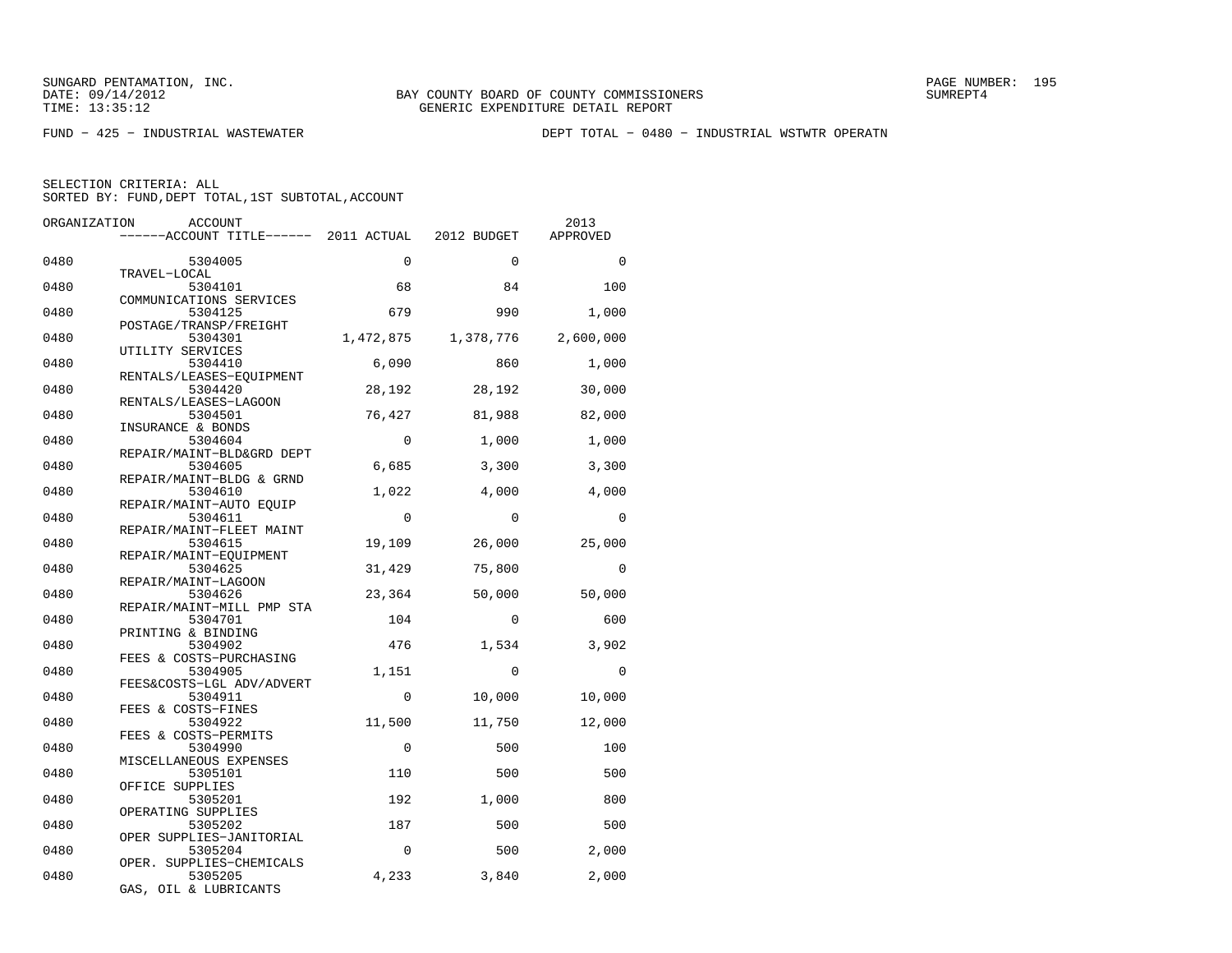SUNGARD PENTAMATION, INC.
DATE: 09/14/2012
TIME: 13:35:12

BAY COUNTY BOARD OF COUNTY COMMISSIONERS
GENERIC EXPENDITURE DETAIL REPORT

PAGE NUMBER: 195
SUMREPT4

FUND − 425 − INDUSTRIAL WASTEWATER

DEPT TOTAL − 0480 − INDUSTRIAL WSTWTR OPERATN

SELECTION CRITERIA: ALL
SORTED BY: FUND,DEPT TOTAL,1ST SUBTOTAL,ACCOUNT

| ORGANIZATION | ACCOUNT / ACCOUNT TITLE | 2011 ACTUAL | 2012 BUDGET | 2013 APPROVED |
|---|---|---|---|---|
| 0480 | 5304005 TRAVEL−LOCAL | 0 | 0 | 0 |
| 0480 | 5304101 COMMUNICATIONS SERVICES | 68 | 84 | 100 |
| 0480 | 5304125 POSTAGE/TRANSP/FREIGHT | 679 | 990 | 1,000 |
| 0480 | 5304301 UTILITY SERVICES | 1,472,875 | 1,378,776 | 2,600,000 |
| 0480 | 5304410 RENTALS/LEASES−EQUIPMENT | 6,090 | 860 | 1,000 |
| 0480 | 5304420 RENTALS/LEASES−LAGOON | 28,192 | 28,192 | 30,000 |
| 0480 | 5304501 INSURANCE & BONDS | 76,427 | 81,988 | 82,000 |
| 0480 | 5304604 REPAIR/MAINT−BLD&GRD DEPT | 0 | 1,000 | 1,000 |
| 0480 | 5304605 REPAIR/MAINT−BLDG & GRND | 6,685 | 3,300 | 3,300 |
| 0480 | 5304610 REPAIR/MAINT−AUTO EQUIP | 1,022 | 4,000 | 4,000 |
| 0480 | 5304611 REPAIR/MAINT−FLEET MAINT | 0 | 0 | 0 |
| 0480 | 5304615 REPAIR/MAINT−EQUIPMENT | 19,109 | 26,000 | 25,000 |
| 0480 | 5304625 REPAIR/MAINT−LAGOON | 31,429 | 75,800 | 0 |
| 0480 | 5304626 REPAIR/MAINT−MILL PMP STA | 23,364 | 50,000 | 50,000 |
| 0480 | 5304701 PRINTING & BINDING | 104 | 0 | 600 |
| 0480 | 5304902 FEES & COSTS−PURCHASING | 476 | 1,534 | 3,902 |
| 0480 | 5304905 FEES&COSTS−LGL ADV/ADVERT | 1,151 | 0 | 0 |
| 0480 | 5304911 FEES & COSTS−FINES | 0 | 10,000 | 10,000 |
| 0480 | 5304922 FEES & COSTS−PERMITS | 11,500 | 11,750 | 12,000 |
| 0480 | 5304990 MISCELLANEOUS EXPENSES | 0 | 500 | 100 |
| 0480 | 5305101 OFFICE SUPPLIES | 110 | 500 | 500 |
| 0480 | 5305201 OPERATING SUPPLIES | 192 | 1,000 | 800 |
| 0480 | 5305202 OPER SUPPLIES−JANITORIAL | 187 | 500 | 500 |
| 0480 | 5305204 OPER. SUPPLIES−CHEMICALS | 0 | 500 | 2,000 |
| 0480 | 5305205 GAS, OIL & LUBRICANTS | 4,233 | 3,840 | 2,000 |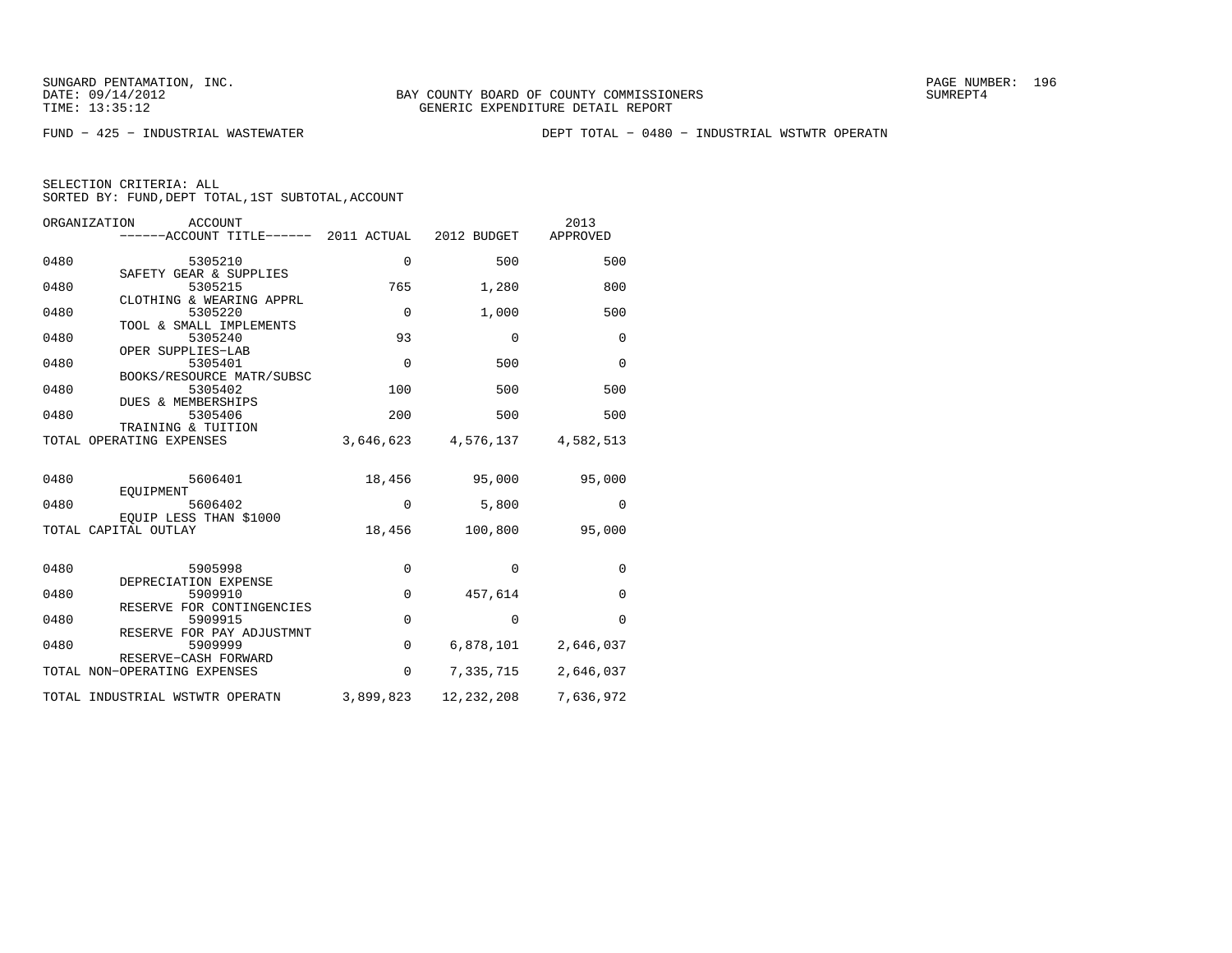FUND − 425 − INDUSTRIAL WASTEWATER　　　　　　DEPT TOTAL − 0480 − INDUSTRIAL WSTWTR OPERATN

SELECTION CRITERIA: ALL
SORTED BY: FUND,DEPT TOTAL,1ST SUBTOTAL,ACCOUNT

| ORGANIZATION | ACCOUNT / ACCOUNT TITLE | 2011 ACTUAL | 2012 BUDGET | 2013 APPROVED |
|---|---|---|---|---|
| 0480 | 5305210 SAFETY GEAR & SUPPLIES | 0 | 500 | 500 |
| 0480 | 5305215 CLOTHING & WEARING APPRL | 765 | 1,280 | 800 |
| 0480 | 5305220 TOOL & SMALL IMPLEMENTS | 0 | 1,000 | 500 |
| 0480 | 5305240 OPER SUPPLIES−LAB | 93 | 0 | 0 |
| 0480 | 5305401 BOOKS/RESOURCE MATR/SUBSC | 0 | 500 | 0 |
| 0480 | 5305402 DUES & MEMBERSHIPS | 100 | 500 | 500 |
| 0480 | 5305406 TRAINING & TUITION | 200 | 500 | 500 |
| TOTAL OPERATING EXPENSES | | 3,646,623 | 4,576,137 | 4,582,513 |
| 0480 | 5606401 EQUIPMENT | 18,456 | 95,000 | 95,000 |
| 0480 | 5606402 EQUIP LESS THAN $1000 | 0 | 5,800 | 0 |
| TOTAL CAPITAL OUTLAY | | 18,456 | 100,800 | 95,000 |
| 0480 | 5905998 DEPRECIATION EXPENSE | 0 | 0 | 0 |
| 0480 | 5909910 RESERVE FOR CONTINGENCIES | 0 | 457,614 | 0 |
| 0480 | 5909915 RESERVE FOR PAY ADJUSTMNT | 0 | 0 | 0 |
| 0480 | 5909999 RESERVE−CASH FORWARD | 0 | 6,878,101 | 2,646,037 |
| TOTAL NON−OPERATING EXPENSES | | 0 | 7,335,715 | 2,646,037 |
| TOTAL INDUSTRIAL WSTWTR OPERATN | | 3,899,823 | 12,232,208 | 7,636,972 |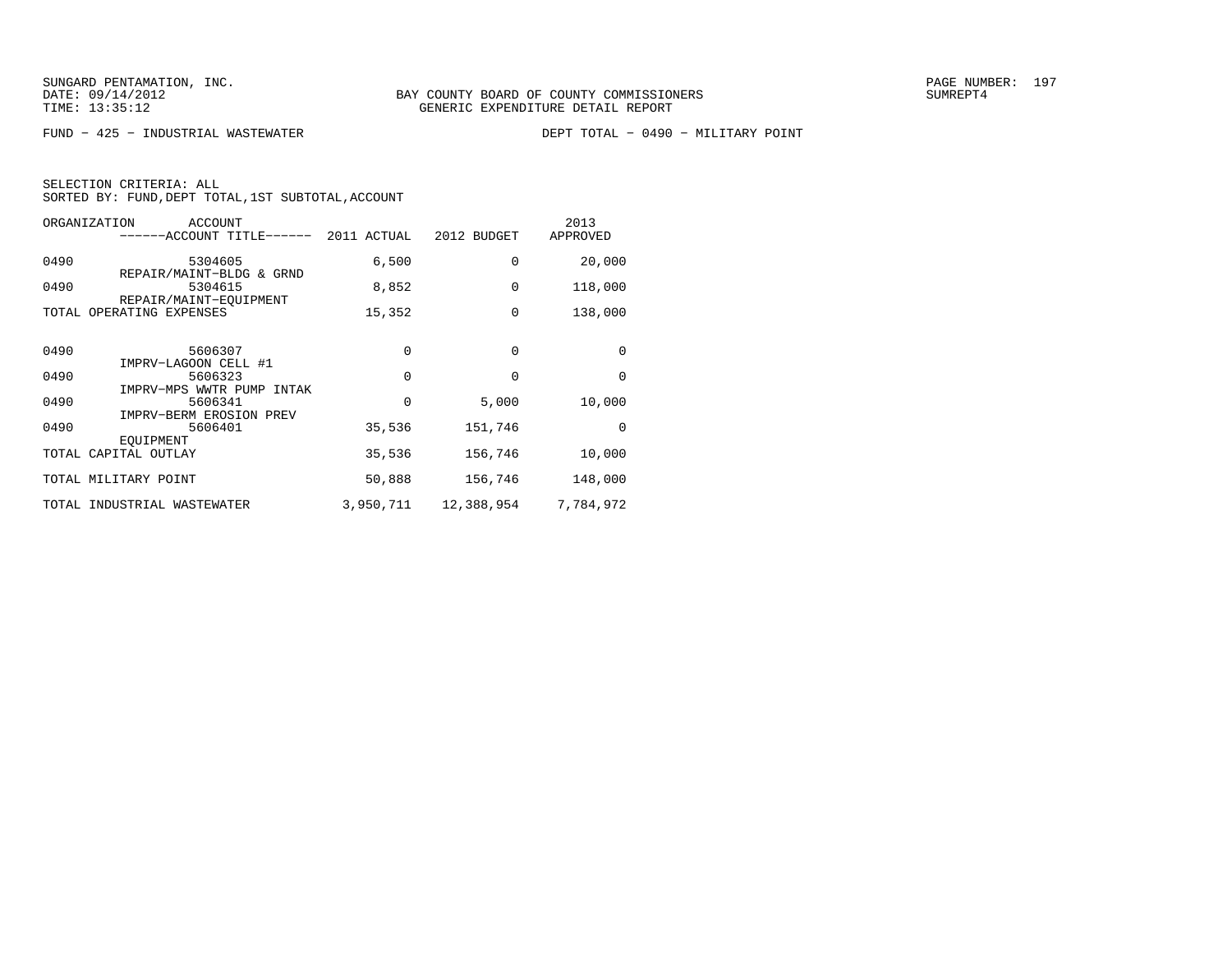SUNGARD PENTAMATION, INC.
DATE: 09/14/2012
TIME: 13:35:12

BAY COUNTY BOARD OF COUNTY COMMISSIONERS
GENERIC EXPENDITURE DETAIL REPORT

SUMREPT4

FUND - 425 - INDUSTRIAL WASTEWATER

DEPT TOTAL - 0490 - MILITARY POINT

SELECTION CRITERIA: ALL
SORTED BY: FUND,DEPT TOTAL,1ST SUBTOTAL,ACCOUNT

| ORGANIZATION | ACCOUNT / ------ACCOUNT TITLE------ | 2011 ACTUAL | 2012 BUDGET | 2013 APPROVED |
|---|---|---|---|---|
| 0490 | 5304605 REPAIR/MAINT-BLDG & GRND | 6,500 | 0 | 20,000 |
| 0490 | 5304615 REPAIR/MAINT-EQUIPMENT | 8,852 | 0 | 118,000 |
| TOTAL OPERATING EXPENSES | | 15,352 | 0 | 138,000 |
| 0490 | 5606307 IMPRV-LAGOON CELL #1 | 0 | 0 | 0 |
| 0490 | 5606323 IMPRV-MPS WWTR PUMP INTAK | 0 | 0 | 0 |
| 0490 | 5606341 IMPRV-BERM EROSION PREV | 0 | 5,000 | 10,000 |
| 0490 | 5606401 EQUIPMENT | 35,536 | 151,746 | 0 |
| TOTAL CAPITAL OUTLAY | | 35,536 | 156,746 | 10,000 |
| TOTAL MILITARY POINT | | 50,888 | 156,746 | 148,000 |
| TOTAL INDUSTRIAL WASTEWATER | | 3,950,711 | 12,388,954 | 7,784,972 |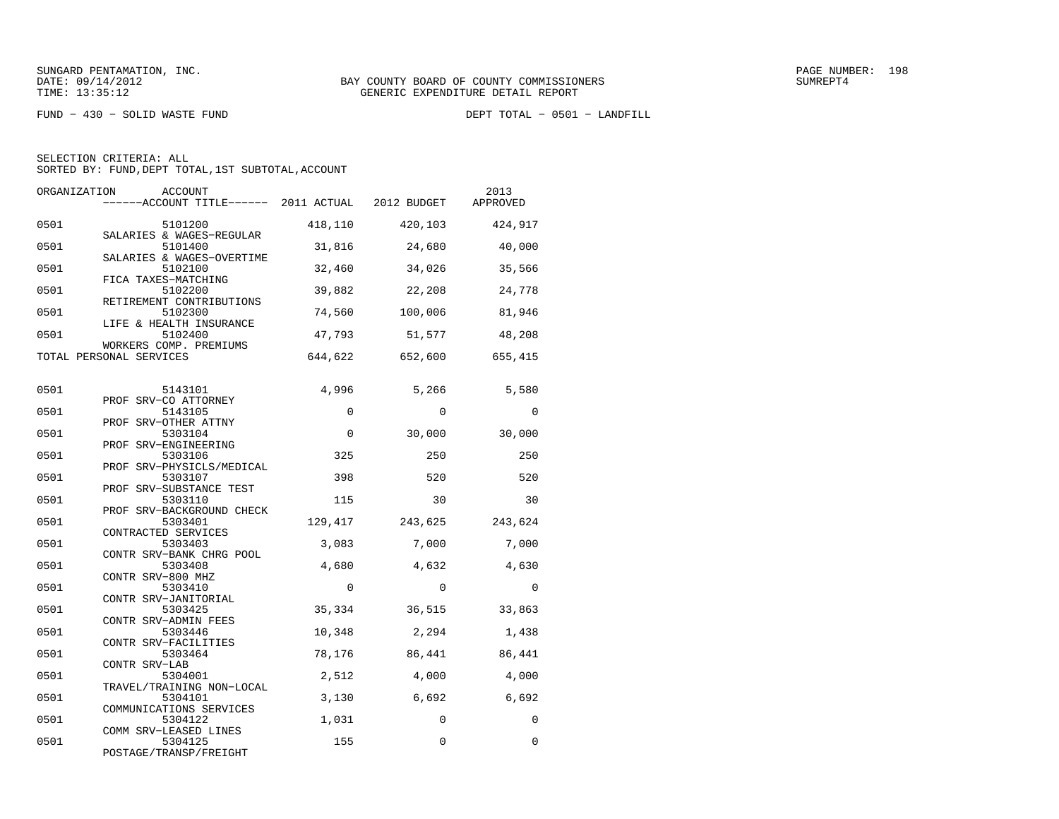SUNGARD PENTAMATION, INC.
DATE: 09/14/2012
TIME: 13:35:12

BAY COUNTY BOARD OF COUNTY COMMISSIONERS
GENERIC EXPENDITURE DETAIL REPORT

SUMREPT4

FUND − 430 − SOLID WASTE FUND

DEPT TOTAL − 0501 − LANDFILL

SELECTION CRITERIA: ALL
SORTED BY: FUND,DEPT TOTAL,1ST SUBTOTAL,ACCOUNT

| ORGANIZATION | ACCOUNT / ------ACCOUNT TITLE------ | 2011 ACTUAL | 2012 BUDGET | 2013 APPROVED |
|---|---|---|---|---|
| 0501 | 5101200 SALARIES & WAGES−REGULAR | 418,110 | 420,103 | 424,917 |
| 0501 | 5101400 SALARIES & WAGES−OVERTIME | 31,816 | 24,680 | 40,000 |
| 0501 | 5102100 FICA TAXES−MATCHING | 32,460 | 34,026 | 35,566 |
| 0501 | 5102200 RETIREMENT CONTRIBUTIONS | 39,882 | 22,208 | 24,778 |
| 0501 | 5102300 LIFE & HEALTH INSURANCE | 74,560 | 100,006 | 81,946 |
| 0501 | 5102400 WORKERS COMP. PREMIUMS | 47,793 | 51,577 | 48,208 |
| TOTAL PERSONAL SERVICES | | 644,622 | 652,600 | 655,415 |
| 0501 | 5143101 PROF SRV−CO ATTORNEY | 4,996 | 5,266 | 5,580 |
| 0501 | 5143105 PROF SRV−OTHER ATTNY | 0 | 0 | 0 |
| 0501 | 5303104 PROF SRV−ENGINEERING | 0 | 30,000 | 30,000 |
| 0501 | 5303106 PROF SRV−PHYSICLS/MEDICAL | 325 | 250 | 250 |
| 0501 | 5303107 PROF SRV−SUBSTANCE TEST | 398 | 520 | 520 |
| 0501 | 5303110 PROF SRV−BACKGROUND CHECK | 115 | 30 | 30 |
| 0501 | 5303401 CONTRACTED SERVICES | 129,417 | 243,625 | 243,624 |
| 0501 | 5303403 CONTR SRV−BANK CHRG POOL | 3,083 | 7,000 | 7,000 |
| 0501 | 5303408 CONTR SRV−800 MHZ | 4,680 | 4,632 | 4,630 |
| 0501 | 5303410 CONTR SRV−JANITORIAL | 0 | 0 | 0 |
| 0501 | 5303425 CONTR SRV−ADMIN FEES | 35,334 | 36,515 | 33,863 |
| 0501 | 5303446 CONTR SRV−FACILITIES | 10,348 | 2,294 | 1,438 |
| 0501 | 5303464 CONTR SRV−LAB | 78,176 | 86,441 | 86,441 |
| 0501 | 5304001 TRAVEL/TRAINING NON−LOCAL | 2,512 | 4,000 | 4,000 |
| 0501 | 5304101 COMMUNICATIONS SERVICES | 3,130 | 6,692 | 6,692 |
| 0501 | 5304122 COMM SRV−LEASED LINES | 1,031 | 0 | 0 |
| 0501 | 5304125 POSTAGE/TRANSP/FREIGHT | 155 | 0 | 0 |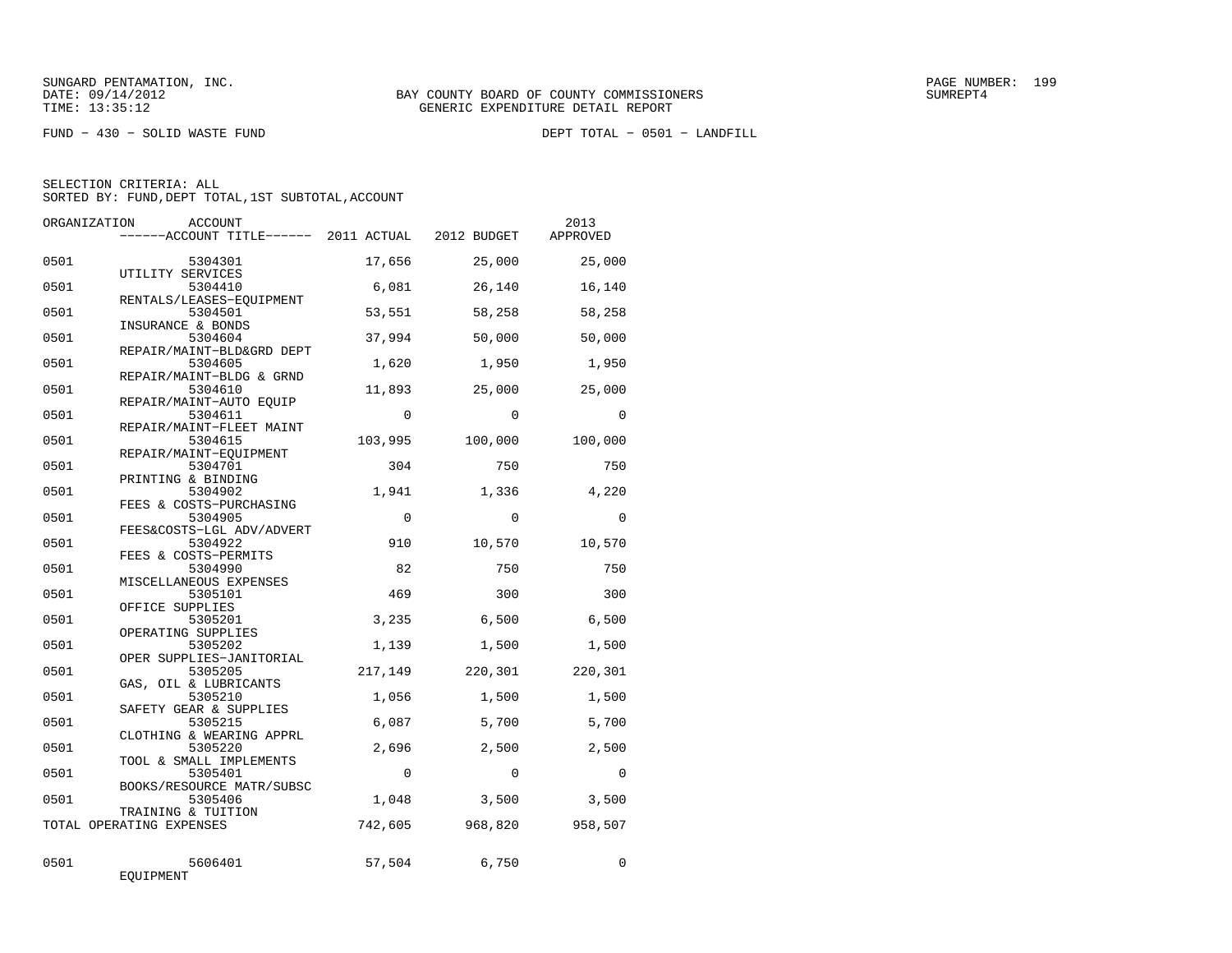SUNGARD PENTAMATION, INC.
DATE: 09/14/2012
TIME: 13:35:12

BAY COUNTY BOARD OF COUNTY COMMISSIONERS
GENERIC EXPENDITURE DETAIL REPORT

PAGE NUMBER: 199
SUMREPT4

FUND − 430 − SOLID WASTE FUND

DEPT TOTAL − 0501 − LANDFILL

SELECTION CRITERIA: ALL
SORTED BY: FUND,DEPT TOTAL,1ST SUBTOTAL,ACCOUNT

| ORGANIZATION | ACCOUNT / ACCOUNT TITLE | 2011 ACTUAL | 2012 BUDGET | 2013 APPROVED |
|---|---|---|---|---|
| 0501 | 5304301 UTILITY SERVICES | 17,656 | 25,000 | 25,000 |
| 0501 | 5304410 RENTALS/LEASES−EQUIPMENT | 6,081 | 26,140 | 16,140 |
| 0501 | 5304501 INSURANCE & BONDS | 53,551 | 58,258 | 58,258 |
| 0501 | 5304604 REPAIR/MAINT−BLD&GRD DEPT | 37,994 | 50,000 | 50,000 |
| 0501 | 5304605 REPAIR/MAINT−BLDG & GRND | 1,620 | 1,950 | 1,950 |
| 0501 | 5304610 REPAIR/MAINT−AUTO EQUIP | 11,893 | 25,000 | 25,000 |
| 0501 | 5304611 REPAIR/MAINT−FLEET MAINT | 0 | 0 | 0 |
| 0501 | 5304615 REPAIR/MAINT−EQUIPMENT | 103,995 | 100,000 | 100,000 |
| 0501 | 5304701 PRINTING & BINDING | 304 | 750 | 750 |
| 0501 | 5304902 FEES & COSTS−PURCHASING | 1,941 | 1,336 | 4,220 |
| 0501 | 5304905 FEES&COSTS−LGL ADV/ADVERT | 0 | 0 | 0 |
| 0501 | 5304922 FEES & COSTS−PERMITS | 910 | 10,570 | 10,570 |
| 0501 | 5304990 MISCELLANEOUS EXPENSES | 82 | 750 | 750 |
| 0501 | 5305101 OFFICE SUPPLIES | 469 | 300 | 300 |
| 0501 | 5305201 OPERATING SUPPLIES | 3,235 | 6,500 | 6,500 |
| 0501 | 5305202 OPER SUPPLIES−JANITORIAL | 1,139 | 1,500 | 1,500 |
| 0501 | 5305205 GAS, OIL & LUBRICANTS | 217,149 | 220,301 | 220,301 |
| 0501 | 5305210 SAFETY GEAR & SUPPLIES | 1,056 | 1,500 | 1,500 |
| 0501 | 5305215 CLOTHING & WEARING APPRL | 6,087 | 5,700 | 5,700 |
| 0501 | 5305220 TOOL & SMALL IMPLEMENTS | 2,696 | 2,500 | 2,500 |
| 0501 | 5305401 BOOKS/RESOURCE MATR/SUBSC | 0 | 0 | 0 |
| 0501 | 5305406 TRAINING & TUITION | 1,048 | 3,500 | 3,500 |
| TOTAL OPERATING EXPENSES | | 742,605 | 968,820 | 958,507 |
| 0501 | 5606401 EQUIPMENT | 57,504 | 6,750 | 0 |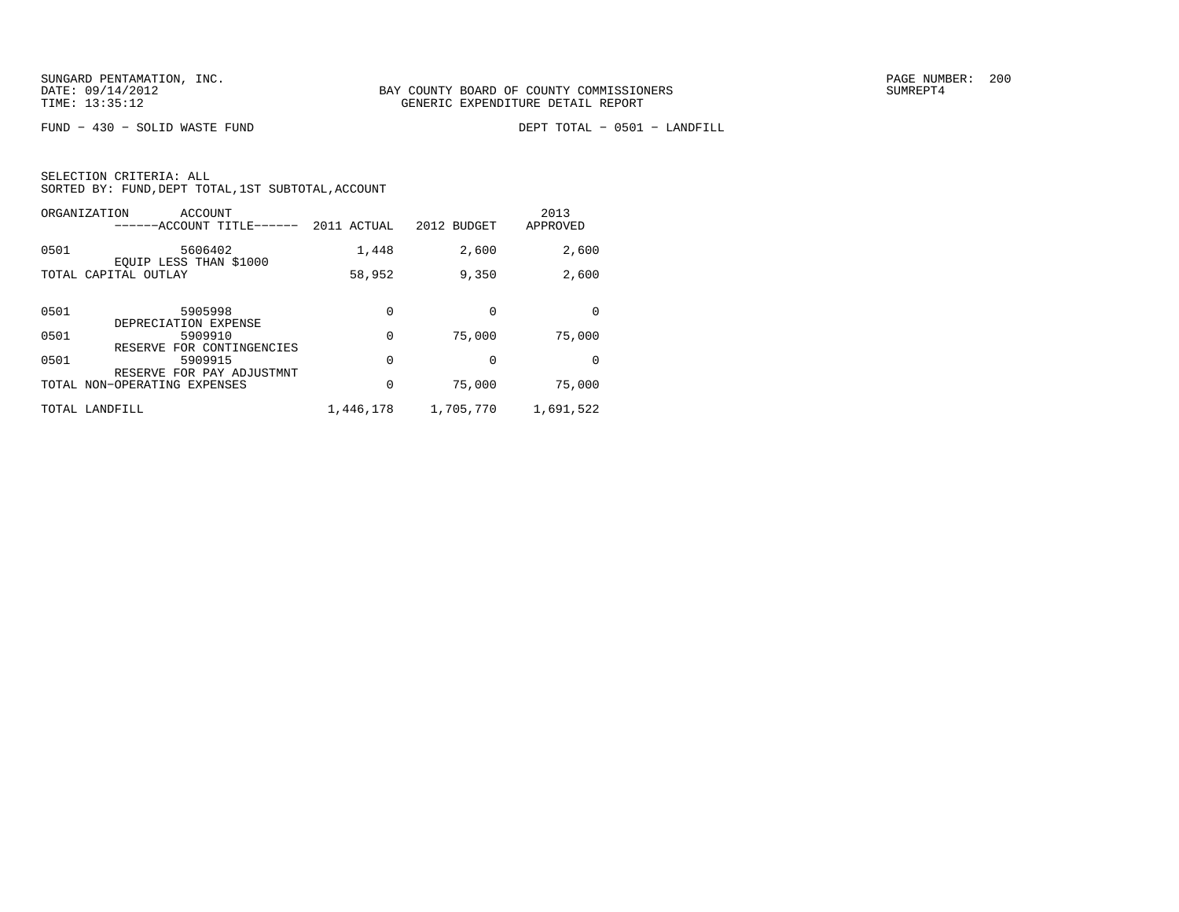BAY COUNTY BOARD OF COUNTY COMMISSIONERS
GENERIC EXPENDITURE DETAIL REPORT

FUND − 430 − SOLID WASTE FUND　　　　DEPT TOTAL − 0501 − LANDFILL

SELECTION CRITERIA: ALL
SORTED BY: FUND,DEPT TOTAL,1ST SUBTOTAL,ACCOUNT

| ORGANIZATION | ACCOUNT / ------ACCOUNT TITLE------ | 2011 ACTUAL | 2012 BUDGET | 2013 APPROVED |
|---|---|---|---|---|
| 0501 | 5606402 EQUIP LESS THAN $1000 | 1,448 | 2,600 | 2,600 |
| TOTAL CAPITAL OUTLAY | | 58,952 | 9,350 | 2,600 |
| 0501 | 5905998 DEPRECIATION EXPENSE | 0 | 0 | 0 |
| 0501 | 5909910 RESERVE FOR CONTINGENCIES | 0 | 75,000 | 75,000 |
| 0501 | 5909915 RESERVE FOR PAY ADJUSTMNT | 0 | 0 | 0 |
| TOTAL NON−OPERATING EXPENSES | | 0 | 75,000 | 75,000 |
| TOTAL LANDFILL | | 1,446,178 | 1,705,770 | 1,691,522 |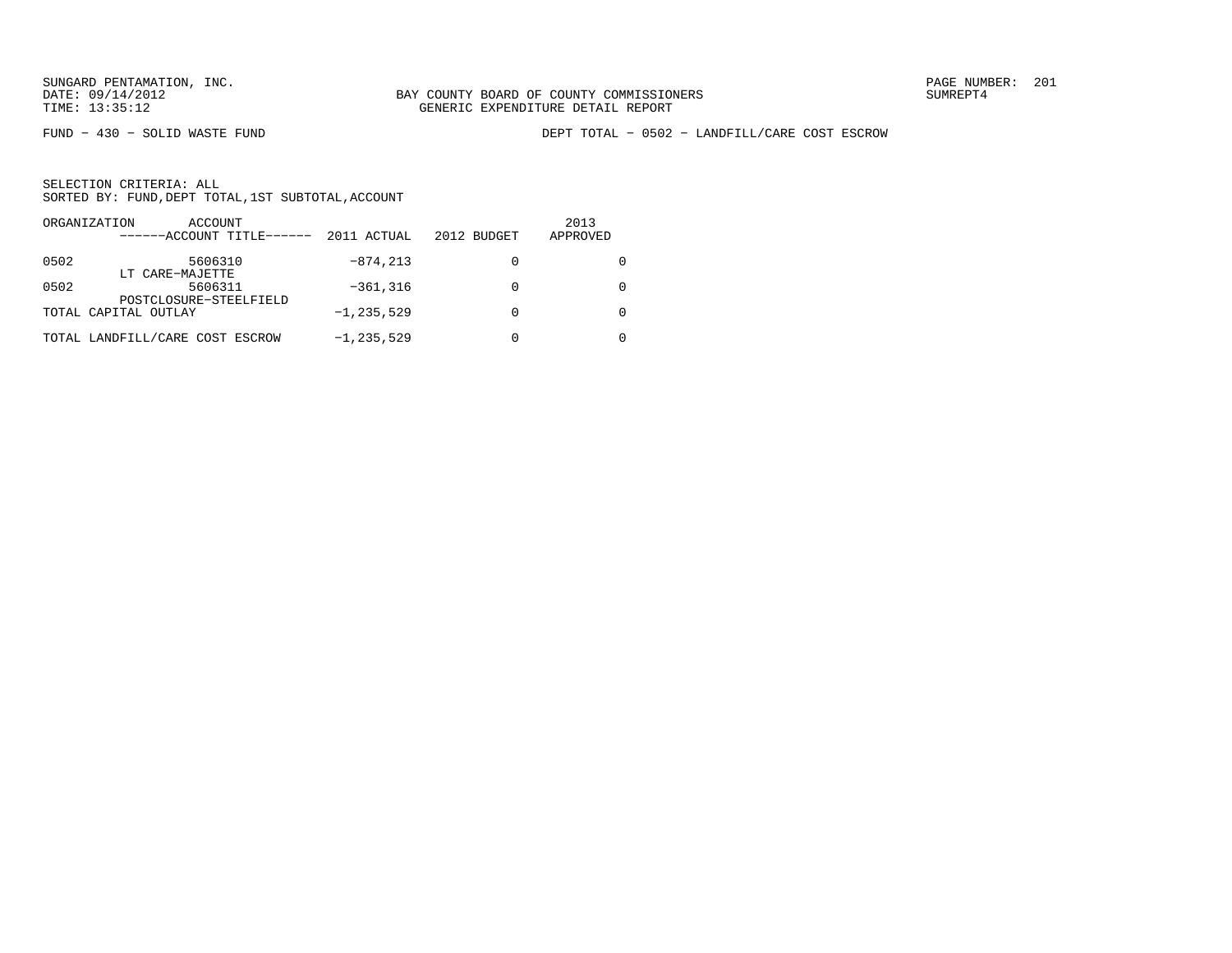SUNGARD PENTAMATION, INC.
DATE: 09/14/2012
TIME: 13:35:12

BAY COUNTY BOARD OF COUNTY COMMISSIONERS
GENERIC EXPENDITURE DETAIL REPORT

PAGE NUMBER: 201
SUMREPT4

FUND − 430 − SOLID WASTE FUND

DEPT TOTAL − 0502 − LANDFILL/CARE COST ESCROW

SELECTION CRITERIA: ALL
SORTED BY: FUND,DEPT TOTAL,1ST SUBTOTAL,ACCOUNT

| ORGANIZATION | ACCOUNT ------ACCOUNT TITLE------ | 2011 ACTUAL | 2012 BUDGET | 2013 APPROVED |
|---|---|---|---|---|
| 0502 | 5606310 LT CARE−MAJETTE | −874,213 | 0 | 0 |
| 0502 | 5606311 POSTCLOSURE−STEELFIELD | −361,316 | 0 | 0 |
| TOTAL CAPITAL OUTLAY | | −1,235,529 | 0 | 0 |
| TOTAL LANDFILL/CARE COST ESCROW | | −1,235,529 | 0 | 0 |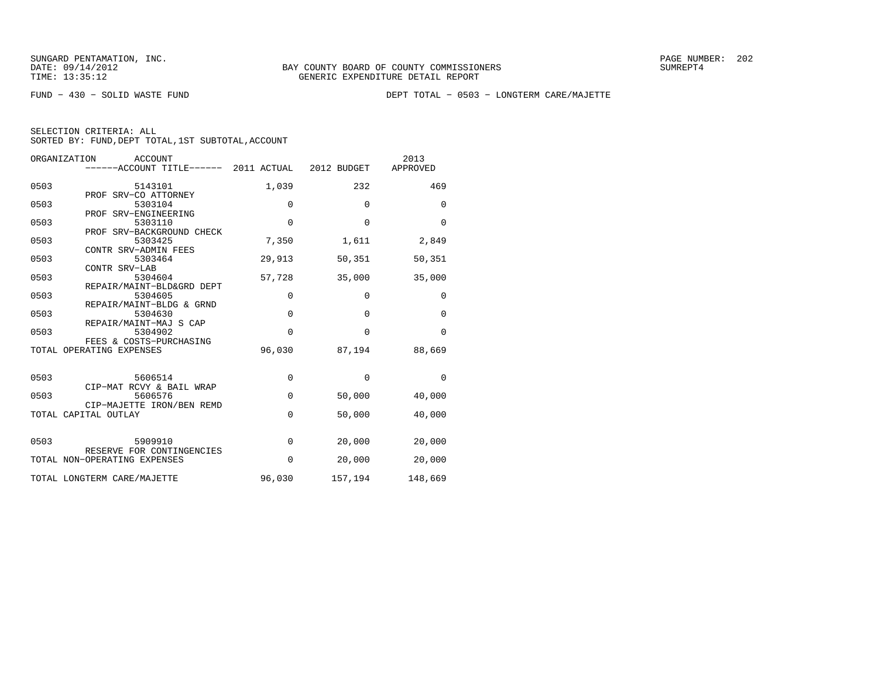SUNGARD PENTAMATION, INC.
DATE: 09/14/2012
TIME: 13:35:12

BAY COUNTY BOARD OF COUNTY COMMISSIONERS
GENERIC EXPENDITURE DETAIL REPORT

SUMREPT4

FUND - 430 - SOLID WASTE FUND

DEPT TOTAL - 0503 - LONGTERM CARE/MAJETTE

SELECTION CRITERIA: ALL
SORTED BY: FUND,DEPT TOTAL,1ST SUBTOTAL,ACCOUNT

| ORGANIZATION | ACCOUNT / ACCOUNT TITLE | 2011 ACTUAL | 2012 BUDGET | 2013 APPROVED |
|---|---|---|---|---|
| 0503 | 5143101 PROF SRV-CO ATTORNEY | 1,039 | 232 | 469 |
| 0503 | 5303104 PROF SRV-ENGINEERING | 0 | 0 | 0 |
| 0503 | 5303110 PROF SRV-BACKGROUND CHECK | 0 | 0 | 0 |
| 0503 | 5303425 CONTR SRV-ADMIN FEES | 7,350 | 1,611 | 2,849 |
| 0503 | 5303464 CONTR SRV-LAB | 29,913 | 50,351 | 50,351 |
| 0503 | 5304604 REPAIR/MAINT-BLD&GRD DEPT | 57,728 | 35,000 | 35,000 |
| 0503 | 5304605 REPAIR/MAINT-BLDG & GRND | 0 | 0 | 0 |
| 0503 | 5304630 REPAIR/MAINT-MAJ S CAP | 0 | 0 | 0 |
| 0503 | 5304902 FEES & COSTS-PURCHASING | 0 | 0 | 0 |
| TOTAL OPERATING EXPENSES | | 96,030 | 87,194 | 88,669 |
| 0503 | 5606514 CIP-MAT RCVY & BAIL WRAP | 0 | 0 | 0 |
| 0503 | 5606576 CIP-MAJETTE IRON/BEN REMD | 0 | 50,000 | 40,000 |
| TOTAL CAPITAL OUTLAY | | 0 | 50,000 | 40,000 |
| 0503 | 5909910 RESERVE FOR CONTINGENCIES | 0 | 20,000 | 20,000 |
| TOTAL NON-OPERATING EXPENSES | | 0 | 20,000 | 20,000 |
| TOTAL LONGTERM CARE/MAJETTE | | 96,030 | 157,194 | 148,669 |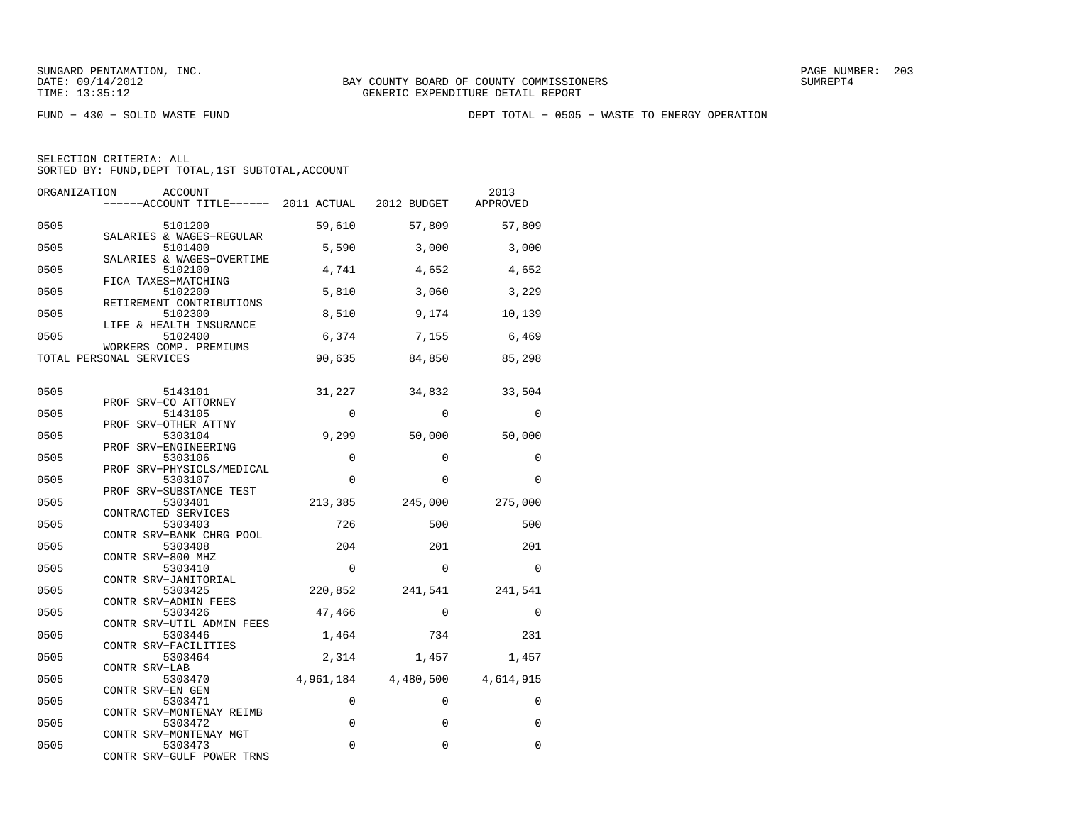SUNGARD PENTAMATION, INC.
DATE: 09/14/2012
TIME: 13:35:12

BAY COUNTY BOARD OF COUNTY COMMISSIONERS
GENERIC EXPENDITURE DETAIL REPORT

SUMREPT4

FUND − 430 − SOLID WASTE FUND

DEPT TOTAL − 0505 − WASTE TO ENERGY OPERATION

SELECTION CRITERIA: ALL
SORTED BY: FUND,DEPT TOTAL,1ST SUBTOTAL,ACCOUNT

| ORGANIZATION | ACCOUNT / ACCOUNT TITLE | 2011 ACTUAL | 2012 BUDGET | 2013 APPROVED |
|---|---|---|---|---|
| 0505 | 5101200 SALARIES & WAGES−REGULAR | 59,610 | 57,809 | 57,809 |
| 0505 | 5101400 SALARIES & WAGES−OVERTIME | 5,590 | 3,000 | 3,000 |
| 0505 | 5102100 FICA TAXES−MATCHING | 4,741 | 4,652 | 4,652 |
| 0505 | 5102200 RETIREMENT CONTRIBUTIONS | 5,810 | 3,060 | 3,229 |
| 0505 | 5102300 LIFE & HEALTH INSURANCE | 8,510 | 9,174 | 10,139 |
| 0505 | 5102400 WORKERS COMP. PREMIUMS | 6,374 | 7,155 | 6,469 |
| TOTAL PERSONAL SERVICES | | 90,635 | 84,850 | 85,298 |
| 0505 | 5143101 PROF SRV−CO ATTORNEY | 31,227 | 34,832 | 33,504 |
| 0505 | 5143105 PROF SRV−OTHER ATTNY | 0 | 0 | 0 |
| 0505 | 5303104 PROF SRV−ENGINEERING | 9,299 | 50,000 | 50,000 |
| 0505 | 5303106 PROF SRV−PHYSICLS/MEDICAL | 0 | 0 | 0 |
| 0505 | 5303107 PROF SRV−SUBSTANCE TEST | 0 | 0 | 0 |
| 0505 | 5303401 CONTRACTED SERVICES | 213,385 | 245,000 | 275,000 |
| 0505 | 5303403 CONTR SRV−BANK CHRG POOL | 726 | 500 | 500 |
| 0505 | 5303408 CONTR SRV−800 MHZ | 204 | 201 | 201 |
| 0505 | 5303410 CONTR SRV−JANITORIAL | 0 | 0 | 0 |
| 0505 | 5303425 CONTR SRV−ADMIN FEES | 220,852 | 241,541 | 241,541 |
| 0505 | 5303426 CONTR SRV−UTIL ADMIN FEES | 47,466 | 0 | 0 |
| 0505 | 5303446 CONTR SRV−FACILITIES | 1,464 | 734 | 231 |
| 0505 | 5303464 CONTR SRV−LAB | 2,314 | 1,457 | 1,457 |
| 0505 | 5303470 CONTR SRV−EN GEN | 4,961,184 | 4,480,500 | 4,614,915 |
| 0505 | 5303471 CONTR SRV−MONTENAY REIMB | 0 | 0 | 0 |
| 0505 | 5303472 CONTR SRV−MONTENAY MGT | 0 | 0 | 0 |
| 0505 | 5303473 CONTR SRV−GULF POWER TRNS | 0 | 0 | 0 |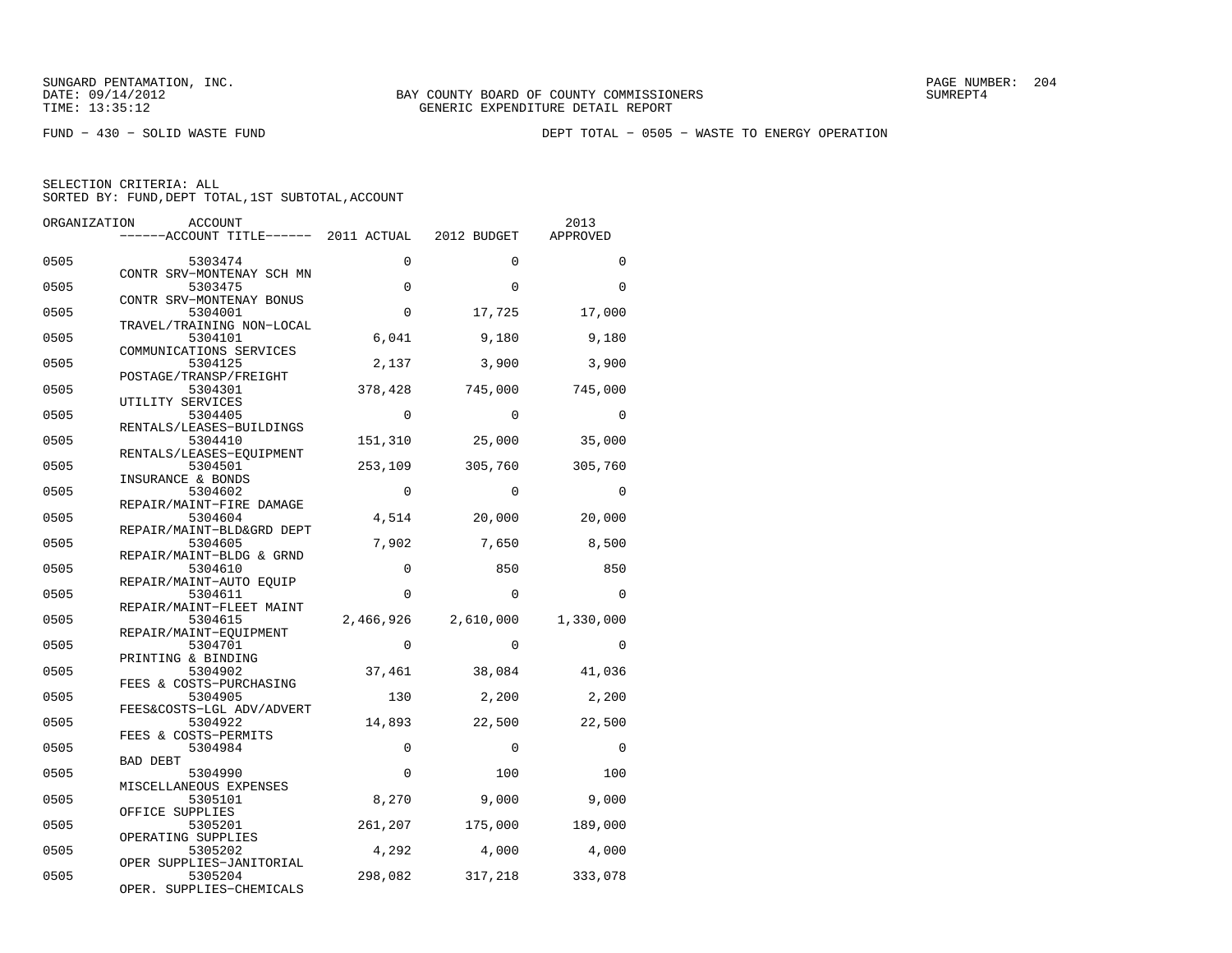SUNGARD PENTAMATION, INC.
DATE: 09/14/2012
TIME: 13:35:12

BAY COUNTY BOARD OF COUNTY COMMISSIONERS
GENERIC EXPENDITURE DETAIL REPORT

SUMREPT4

FUND − 430 − SOLID WASTE FUND

DEPT TOTAL − 0505 − WASTE TO ENERGY OPERATION

SELECTION CRITERIA: ALL
SORTED BY: FUND,DEPT TOTAL,1ST SUBTOTAL,ACCOUNT

| ORGANIZATION | ACCOUNT / ACCOUNT TITLE | 2011 ACTUAL | 2012 BUDGET | 2013 APPROVED |
|---|---|---|---|---|
| 0505 | 5303474 CONTR SRV−MONTENAY SCH MN | 0 | 0 | 0 |
| 0505 | 5303475 CONTR SRV−MONTENAY BONUS | 0 | 0 | 0 |
| 0505 | 5304001 TRAVEL/TRAINING NON−LOCAL | 0 | 17,725 | 17,000 |
| 0505 | 5304101 COMMUNICATIONS SERVICES | 6,041 | 9,180 | 9,180 |
| 0505 | 5304125 POSTAGE/TRANSP/FREIGHT | 2,137 | 3,900 | 3,900 |
| 0505 | 5304301 UTILITY SERVICES | 378,428 | 745,000 | 745,000 |
| 0505 | 5304405 RENTALS/LEASES−BUILDINGS | 0 | 0 | 0 |
| 0505 | 5304410 RENTALS/LEASES−EQUIPMENT | 151,310 | 25,000 | 35,000 |
| 0505 | 5304501 INSURANCE & BONDS | 253,109 | 305,760 | 305,760 |
| 0505 | 5304602 REPAIR/MAINT−FIRE DAMAGE | 0 | 0 | 0 |
| 0505 | 5304604 REPAIR/MAINT−BLD&GRD DEPT | 4,514 | 20,000 | 20,000 |
| 0505 | 5304605 REPAIR/MAINT−BLDG & GRND | 7,902 | 7,650 | 8,500 |
| 0505 | 5304610 REPAIR/MAINT−AUTO EQUIP | 0 | 850 | 850 |
| 0505 | 5304611 REPAIR/MAINT−FLEET MAINT | 0 | 0 | 0 |
| 0505 | 5304615 REPAIR/MAINT−EQUIPMENT | 2,466,926 | 2,610,000 | 1,330,000 |
| 0505 | 5304701 PRINTING & BINDING | 0 | 0 | 0 |
| 0505 | 5304902 FEES & COSTS−PURCHASING | 37,461 | 38,084 | 41,036 |
| 0505 | 5304905 FEES&COSTS−LGL ADV/ADVERT | 130 | 2,200 | 2,200 |
| 0505 | 5304922 FEES & COSTS−PERMITS | 14,893 | 22,500 | 22,500 |
| 0505 | 5304984 BAD DEBT | 0 | 0 | 0 |
| 0505 | 5304990 MISCELLANEOUS EXPENSES | 0 | 100 | 100 |
| 0505 | 5305101 OFFICE SUPPLIES | 8,270 | 9,000 | 9,000 |
| 0505 | 5305201 OPERATING SUPPLIES | 261,207 | 175,000 | 189,000 |
| 0505 | 5305202 OPER SUPPLIES−JANITORIAL | 4,292 | 4,000 | 4,000 |
| 0505 | 5305204 OPER. SUPPLIES−CHEMICALS | 298,082 | 317,218 | 333,078 |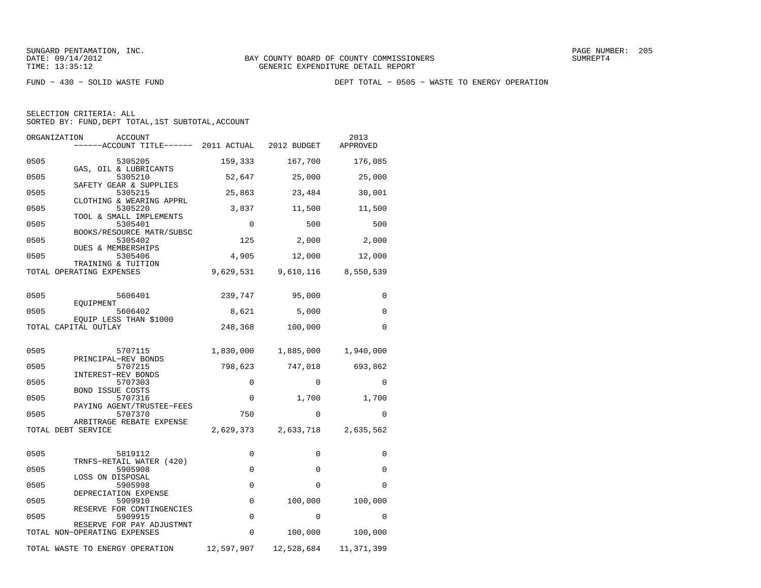SUNGARD PENTAMATION, INC.
DATE: 09/14/2012
TIME: 13:35:12

BAY COUNTY BOARD OF COUNTY COMMISSIONERS
GENERIC EXPENDITURE DETAIL REPORT

SUMREPT4

FUND − 430 − SOLID WASTE FUND

DEPT TOTAL − 0505 − WASTE TO ENERGY OPERATION

SELECTION CRITERIA: ALL
SORTED BY: FUND,DEPT TOTAL,1ST SUBTOTAL,ACCOUNT

| ORGANIZATION | ACCOUNT / ACCOUNT TITLE | 2011 ACTUAL | 2012 BUDGET | 2013 APPROVED |
|---|---|---|---|---|
| 0505 | 5305205 GAS, OIL & LUBRICANTS | 159,333 | 167,700 | 176,085 |
| 0505 | 5305210 SAFETY GEAR & SUPPLIES | 52,647 | 25,000 | 25,000 |
| 0505 | 5305215 CLOTHING & WEARING APPRL | 25,863 | 23,484 | 30,001 |
| 0505 | 5305220 TOOL & SMALL IMPLEMENTS | 3,837 | 11,500 | 11,500 |
| 0505 | 5305401 BOOKS/RESOURCE MATR/SUBSC | 0 | 500 | 500 |
| 0505 | 5305402 DUES & MEMBERSHIPS | 125 | 2,000 | 2,000 |
| 0505 | 5305406 TRAINING & TUITION | 4,905 | 12,000 | 12,000 |
| TOTAL OPERATING EXPENSES | | 9,629,531 | 9,610,116 | 8,550,539 |
| 0505 | 5606401 EQUIPMENT | 239,747 | 95,000 | 0 |
| 0505 | 5606402 EQUIP LESS THAN $1000 | 8,621 | 5,000 | 0 |
| TOTAL CAPITAL OUTLAY | | 248,368 | 100,000 | 0 |
| 0505 | 5707115 PRINCIPAL−REV BONDS | 1,830,000 | 1,885,000 | 1,940,000 |
| 0505 | 5707215 INTEREST−REV BONDS | 798,623 | 747,018 | 693,862 |
| 0505 | 5707303 BOND ISSUE COSTS | 0 | 0 | 0 |
| 0505 | 5707316 PAYING AGENT/TRUSTEE−FEES | 0 | 1,700 | 1,700 |
| 0505 | 5707370 ARBITRAGE REBATE EXPENSE | 750 | 0 | 0 |
| TOTAL DEBT SERVICE | | 2,629,373 | 2,633,718 | 2,635,562 |
| 0505 | 5819112 TRNFS−RETAIL WATER (420) | 0 | 0 | 0 |
| 0505 | 5905908 LOSS ON DISPOSAL | 0 | 0 | 0 |
| 0505 | 5905998 DEPRECIATION EXPENSE | 0 | 0 | 0 |
| 0505 | 5909910 RESERVE FOR CONTINGENCIES | 0 | 100,000 | 100,000 |
| 0505 | 5909915 RESERVE FOR PAY ADJUSTMNT | 0 | 0 | 0 |
| TOTAL NON−OPERATING EXPENSES | | 0 | 100,000 | 100,000 |
| TOTAL WASTE TO ENERGY OPERATION | | 12,597,907 | 12,528,684 | 11,371,399 |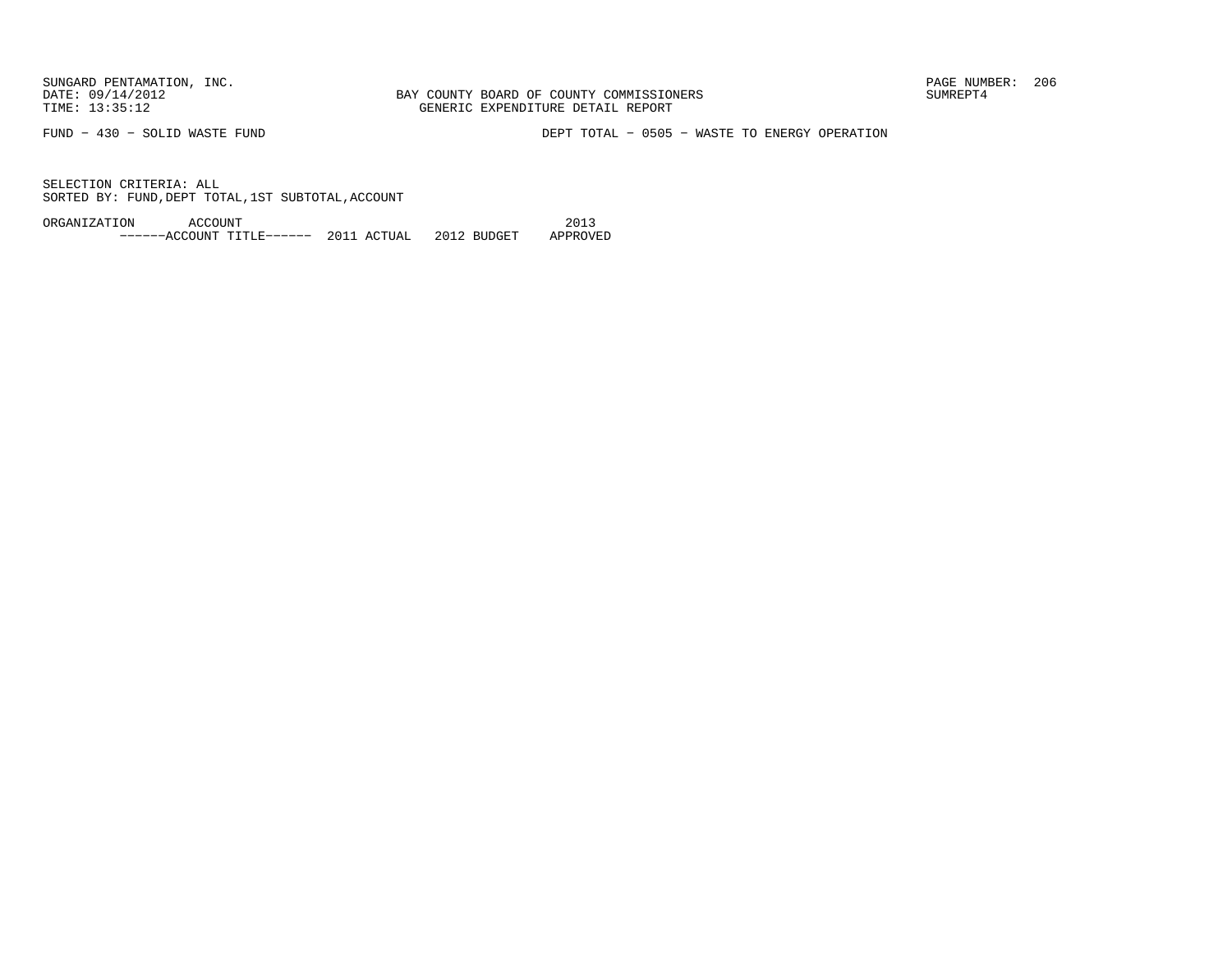BAY COUNTY BOARD OF COUNTY COMMISSIONERS
GENERIC EXPENDITURE DETAIL REPORT

FUND - 430 - SOLID WASTE FUND

DEPT TOTAL - 0505 - WASTE TO ENERGY OPERATION

SELECTION CRITERIA: ALL
SORTED BY: FUND,DEPT TOTAL,1ST SUBTOTAL,ACCOUNT

| ORGANIZATION | ACCOUNT ------ACCOUNT TITLE------ | 2011 ACTUAL | 2012 BUDGET | 2013 APPROVED |
|---|---|---|---|---|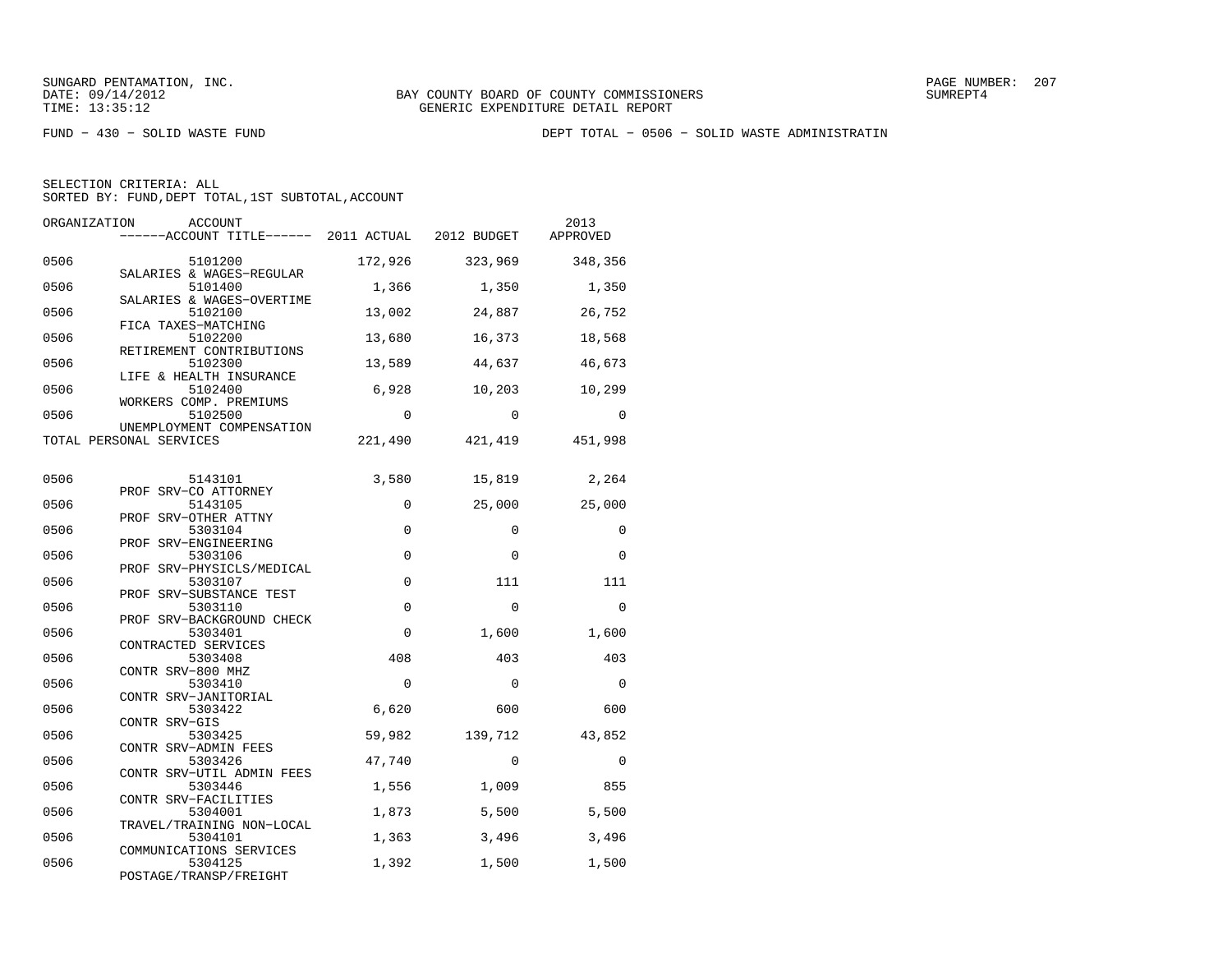SUNGARD PENTAMATION, INC.
DATE: 09/14/2012
TIME: 13:35:12

BAY COUNTY BOARD OF COUNTY COMMISSIONERS
GENERIC EXPENDITURE DETAIL REPORT

SUMREPT4

FUND − 430 − SOLID WASTE FUND

DEPT TOTAL − 0506 − SOLID WASTE ADMINISTRATIN

SELECTION CRITERIA: ALL
SORTED BY: FUND,DEPT TOTAL,1ST SUBTOTAL,ACCOUNT

| ORGANIZATION | ACCOUNT / ACCOUNT TITLE | 2011 ACTUAL | 2012 BUDGET | 2013 APPROVED |
|---|---|---|---|---|
| 0506 | 5101200 SALARIES & WAGES−REGULAR | 172,926 | 323,969 | 348,356 |
| 0506 | 5101400 SALARIES & WAGES−OVERTIME | 1,366 | 1,350 | 1,350 |
| 0506 | 5102100 FICA TAXES−MATCHING | 13,002 | 24,887 | 26,752 |
| 0506 | 5102200 RETIREMENT CONTRIBUTIONS | 13,680 | 16,373 | 18,568 |
| 0506 | 5102300 LIFE & HEALTH INSURANCE | 13,589 | 44,637 | 46,673 |
| 0506 | 5102400 WORKERS COMP. PREMIUMS | 6,928 | 10,203 | 10,299 |
| 0506 | 5102500 UNEMPLOYMENT COMPENSATION | 0 | 0 | 0 |
| TOTAL PERSONAL SERVICES | | 221,490 | 421,419 | 451,998 |
| 0506 | 5143101 PROF SRV−CO ATTORNEY | 3,580 | 15,819 | 2,264 |
| 0506 | 5143105 PROF SRV−OTHER ATTNY | 0 | 25,000 | 25,000 |
| 0506 | 5303104 PROF SRV−ENGINEERING | 0 | 0 | 0 |
| 0506 | 5303106 PROF SRV−PHYSICLS/MEDICAL | 0 | 0 | 0 |
| 0506 | 5303107 PROF SRV−SUBSTANCE TEST | 0 | 111 | 111 |
| 0506 | 5303110 PROF SRV−BACKGROUND CHECK | 0 | 0 | 0 |
| 0506 | 5303401 CONTRACTED SERVICES | 0 | 1,600 | 1,600 |
| 0506 | 5303408 CONTR SRV−800 MHZ | 408 | 403 | 403 |
| 0506 | 5303410 CONTR SRV−JANITORIAL | 0 | 0 | 0 |
| 0506 | 5303422 CONTR SRV−GIS | 6,620 | 600 | 600 |
| 0506 | 5303425 CONTR SRV−ADMIN FEES | 59,982 | 139,712 | 43,852 |
| 0506 | 5303426 CONTR SRV−UTIL ADMIN FEES | 47,740 | 0 | 0 |
| 0506 | 5303446 CONTR SRV−FACILITIES | 1,556 | 1,009 | 855 |
| 0506 | 5304001 TRAVEL/TRAINING NON−LOCAL | 1,873 | 5,500 | 5,500 |
| 0506 | 5304101 COMMUNICATIONS SERVICES | 1,363 | 3,496 | 3,496 |
| 0506 | 5304125 POSTAGE/TRANSP/FREIGHT | 1,392 | 1,500 | 1,500 |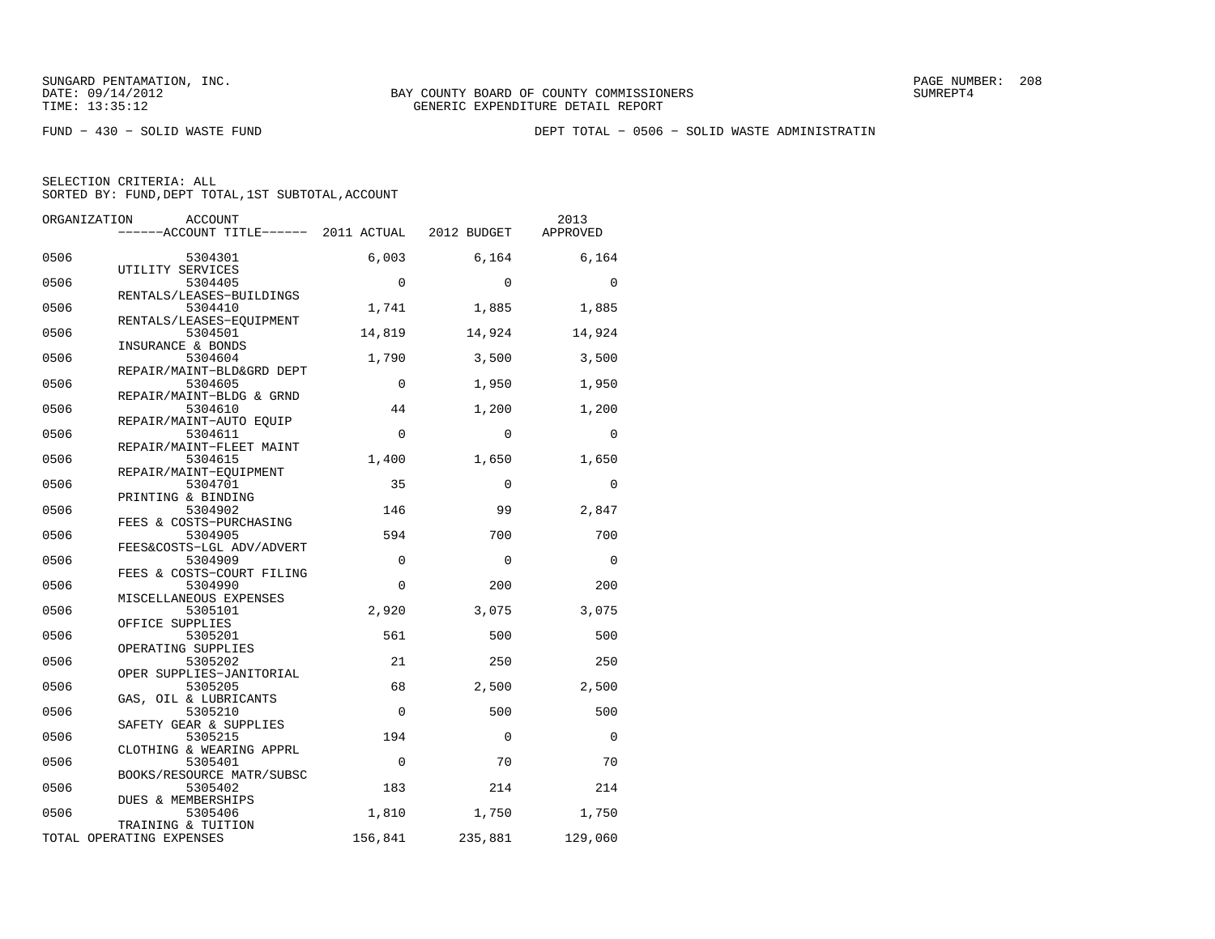BAY COUNTY BOARD OF COUNTY COMMISSIONERS
GENERIC EXPENDITURE DETAIL REPORT

FUND - 430 - SOLID WASTE FUND

DEPT TOTAL - 0506 - SOLID WASTE ADMINISTRATIN

SELECTION CRITERIA: ALL
SORTED BY: FUND,DEPT TOTAL,1ST SUBTOTAL,ACCOUNT

| ORGANIZATION | ACCOUNT / ACCOUNT TITLE | 2011 ACTUAL | 2012 BUDGET | 2013 APPROVED |
|---|---|---|---|---|
| 0506 | 5304301 UTILITY SERVICES | 6,003 | 6,164 | 6,164 |
| 0506 | 5304405 RENTALS/LEASES-BUILDINGS | 0 | 0 | 0 |
| 0506 | 5304410 RENTALS/LEASES-EQUIPMENT | 1,741 | 1,885 | 1,885 |
| 0506 | 5304501 INSURANCE & BONDS | 14,819 | 14,924 | 14,924 |
| 0506 | 5304604 REPAIR/MAINT-BLD&GRD DEPT | 1,790 | 3,500 | 3,500 |
| 0506 | 5304605 REPAIR/MAINT-BLDG & GRND | 0 | 1,950 | 1,950 |
| 0506 | 5304610 REPAIR/MAINT-AUTO EQUIP | 44 | 1,200 | 1,200 |
| 0506 | 5304611 REPAIR/MAINT-FLEET MAINT | 0 | 0 | 0 |
| 0506 | 5304615 REPAIR/MAINT-EQUIPMENT | 1,400 | 1,650 | 1,650 |
| 0506 | 5304701 PRINTING & BINDING | 35 | 0 | 0 |
| 0506 | 5304902 FEES & COSTS-PURCHASING | 146 | 99 | 2,847 |
| 0506 | 5304905 FEES&COSTS-LGL ADV/ADVERT | 594 | 700 | 700 |
| 0506 | 5304909 FEES & COSTS-COURT FILING | 0 | 0 | 0 |
| 0506 | 5304990 MISCELLANEOUS EXPENSES | 0 | 200 | 200 |
| 0506 | 5305101 OFFICE SUPPLIES | 2,920 | 3,075 | 3,075 |
| 0506 | 5305201 OPERATING SUPPLIES | 561 | 500 | 500 |
| 0506 | 5305202 OPER SUPPLIES-JANITORIAL | 21 | 250 | 250 |
| 0506 | 5305205 GAS, OIL & LUBRICANTS | 68 | 2,500 | 2,500 |
| 0506 | 5305210 SAFETY GEAR & SUPPLIES | 0 | 500 | 500 |
| 0506 | 5305215 CLOTHING & WEARING APPRL | 194 | 0 | 0 |
| 0506 | 5305401 BOOKS/RESOURCE MATR/SUBSC | 0 | 70 | 70 |
| 0506 | 5305402 DUES & MEMBERSHIPS | 183 | 214 | 214 |
| 0506 | 5305406 TRAINING & TUITION | 1,810 | 1,750 | 1,750 |
| TOTAL OPERATING EXPENSES | | 156,841 | 235,881 | 129,060 |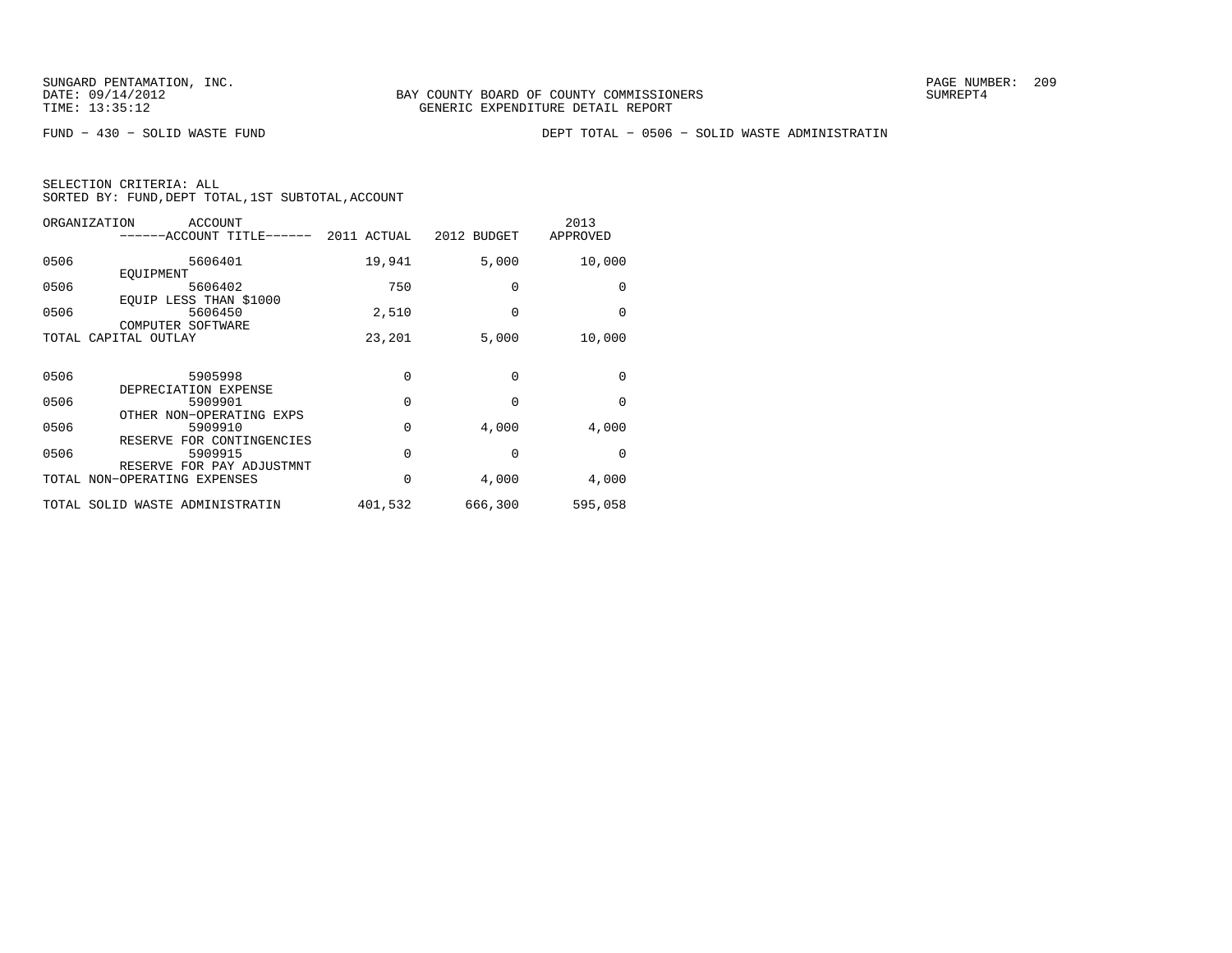SUNGARD PENTAMATION, INC.
DATE: 09/14/2012
TIME: 13:35:12

BAY COUNTY BOARD OF COUNTY COMMISSIONERS
GENERIC EXPENDITURE DETAIL REPORT

SUMREPT4

FUND - 430 - SOLID WASTE FUND

DEPT TOTAL - 0506 - SOLID WASTE ADMINISTRATIN

SELECTION CRITERIA: ALL
SORTED BY: FUND,DEPT TOTAL,1ST SUBTOTAL,ACCOUNT

| ORGANIZATION | ACCOUNT / ------ACCOUNT TITLE------ | 2011 ACTUAL | 2012 BUDGET | 2013 APPROVED |
|---|---|---|---|---|
| 0506 | 5606401 EQUIPMENT | 19,941 | 5,000 | 10,000 |
| 0506 | 5606402 EQUIP LESS THAN $1000 | 750 | 0 | 0 |
| 0506 | 5606450 COMPUTER SOFTWARE | 2,510 | 0 | 0 |
| TOTAL CAPITAL OUTLAY | | 23,201 | 5,000 | 10,000 |
| 0506 | 5905998 DEPRECIATION EXPENSE | 0 | 0 | 0 |
| 0506 | 5909901 OTHER NON-OPERATING EXPS | 0 | 0 | 0 |
| 0506 | 5909910 RESERVE FOR CONTINGENCIES | 0 | 4,000 | 4,000 |
| 0506 | 5909915 RESERVE FOR PAY ADJUSTMNT | 0 | 0 | 0 |
| TOTAL NON-OPERATING EXPENSES | | 0 | 4,000 | 4,000 |
| TOTAL SOLID WASTE ADMINISTRATIN | | 401,532 | 666,300 | 595,058 |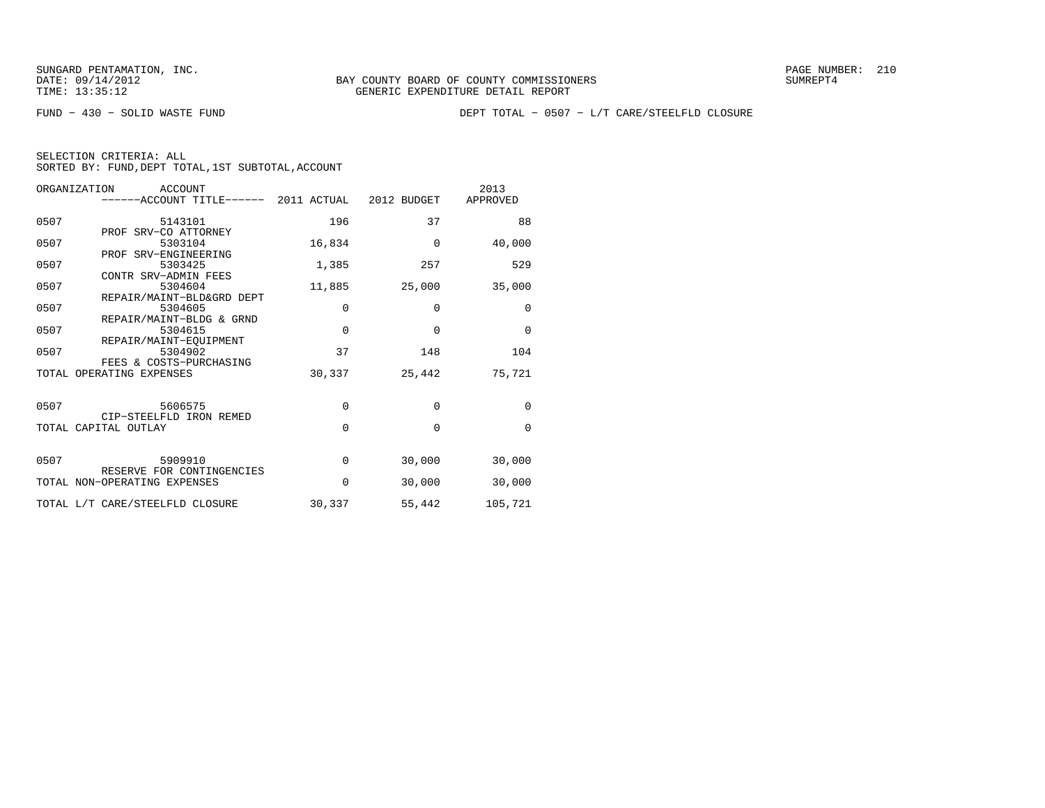FUND − 430 − SOLID WASTE FUND

DEPT TOTAL − 0507 − L/T CARE/STEELFLD CLOSURE

SELECTION CRITERIA: ALL
SORTED BY: FUND,DEPT TOTAL,1ST SUBTOTAL,ACCOUNT

| ORGANIZATION | ACCOUNT / ACCOUNT TITLE | 2011 ACTUAL | 2012 BUDGET | 2013 APPROVED |
|---|---|---|---|---|
| 0507 | 5143101 PROF SRV−CO ATTORNEY | 196 | 37 | 88 |
| 0507 | 5303104 PROF SRV−ENGINEERING | 16,834 | 0 | 40,000 |
| 0507 | 5303425 CONTR SRV−ADMIN FEES | 1,385 | 257 | 529 |
| 0507 | 5304604 REPAIR/MAINT−BLD&GRD DEPT | 11,885 | 25,000 | 35,000 |
| 0507 | 5304605 REPAIR/MAINT−BLDG & GRND | 0 | 0 | 0 |
| 0507 | 5304615 REPAIR/MAINT−EQUIPMENT | 0 | 0 | 0 |
| 0507 | 5304902 FEES & COSTS−PURCHASING | 37 | 148 | 104 |
| TOTAL OPERATING EXPENSES | | 30,337 | 25,442 | 75,721 |
| 0507 | 5606575 CIP−STEELFLD IRON REMED | 0 | 0 | 0 |
| TOTAL CAPITAL OUTLAY | | 0 | 0 | 0 |
| 0507 | 5909910 RESERVE FOR CONTINGENCIES | 0 | 30,000 | 30,000 |
| TOTAL NON−OPERATING EXPENSES | | 0 | 30,000 | 30,000 |
| TOTAL L/T CARE/STEELFLD CLOSURE | | 30,337 | 55,442 | 105,721 |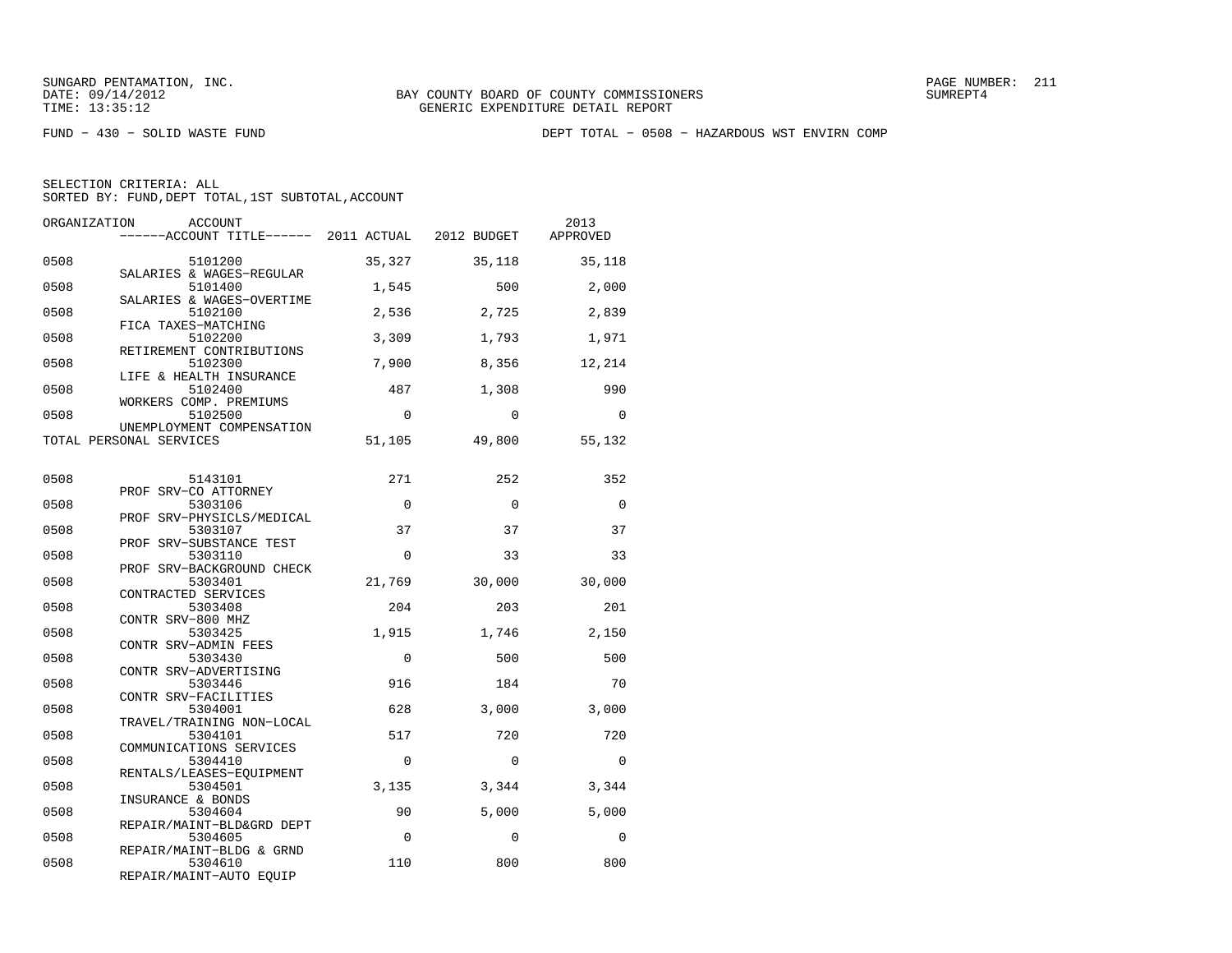SUNGARD PENTAMATION, INC.
DATE: 09/14/2012
TIME: 13:35:12

BAY COUNTY BOARD OF COUNTY COMMISSIONERS
GENERIC EXPENDITURE DETAIL REPORT

PAGE NUMBER: 211
SUMREPT4

FUND - 430 - SOLID WASTE FUND

DEPT TOTAL - 0508 - HAZARDOUS WST ENVIRN COMP

SELECTION CRITERIA: ALL
SORTED BY: FUND,DEPT TOTAL,1ST SUBTOTAL,ACCOUNT

| ORGANIZATION | ACCOUNT / ACCOUNT TITLE | 2011 ACTUAL | 2012 BUDGET | 2013 APPROVED |
|---|---|---|---|---|
| 0508 | 5101200 SALARIES & WAGES-REGULAR | 35,327 | 35,118 | 35,118 |
| 0508 | 5101400 SALARIES & WAGES-OVERTIME | 1,545 | 500 | 2,000 |
| 0508 | 5102100 FICA TAXES-MATCHING | 2,536 | 2,725 | 2,839 |
| 0508 | 5102200 RETIREMENT CONTRIBUTIONS | 3,309 | 1,793 | 1,971 |
| 0508 | 5102300 LIFE & HEALTH INSURANCE | 7,900 | 8,356 | 12,214 |
| 0508 | 5102400 WORKERS COMP. PREMIUMS | 487 | 1,308 | 990 |
| 0508 | 5102500 UNEMPLOYMENT COMPENSATION | 0 | 0 | 0 |
| TOTAL PERSONAL SERVICES | | 51,105 | 49,800 | 55,132 |
| 0508 | 5143101 PROF SRV-CO ATTORNEY | 271 | 252 | 352 |
| 0508 | 5303106 PROF SRV-PHYSICLS/MEDICAL | 0 | 0 | 0 |
| 0508 | 5303107 PROF SRV-SUBSTANCE TEST | 37 | 37 | 37 |
| 0508 | 5303110 PROF SRV-BACKGROUND CHECK | 0 | 33 | 33 |
| 0508 | 5303401 CONTRACTED SERVICES | 21,769 | 30,000 | 30,000 |
| 0508 | 5303408 CONTR SRV-800 MHZ | 204 | 203 | 201 |
| 0508 | 5303425 CONTR SRV-ADMIN FEES | 1,915 | 1,746 | 2,150 |
| 0508 | 5303430 CONTR SRV-ADVERTISING | 0 | 500 | 500 |
| 0508 | 5303446 CONTR SRV-FACILITIES | 916 | 184 | 70 |
| 0508 | 5304001 TRAVEL/TRAINING NON-LOCAL | 628 | 3,000 | 3,000 |
| 0508 | 5304101 COMMUNICATIONS SERVICES | 517 | 720 | 720 |
| 0508 | 5304410 RENTALS/LEASES-EQUIPMENT | 0 | 0 | 0 |
| 0508 | 5304501 INSURANCE & BONDS | 3,135 | 3,344 | 3,344 |
| 0508 | 5304604 REPAIR/MAINT-BLD&GRD DEPT | 90 | 5,000 | 5,000 |
| 0508 | 5304605 REPAIR/MAINT-BLDG & GRND | 0 | 0 | 0 |
| 0508 | 5304610 REPAIR/MAINT-AUTO EQUIP | 110 | 800 | 800 |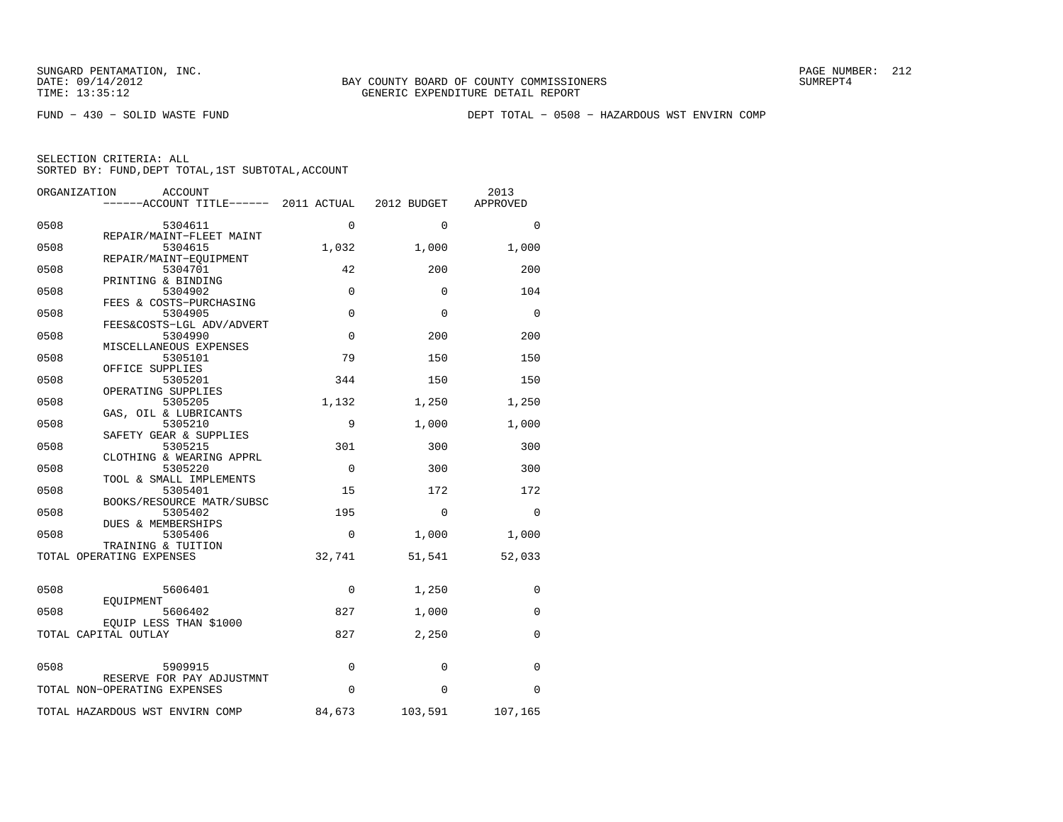SUNGARD PENTAMATION, INC.
DATE: 09/14/2012
TIME: 13:35:12

BAY COUNTY BOARD OF COUNTY COMMISSIONERS
GENERIC EXPENDITURE DETAIL REPORT

PAGE NUMBER: 212
SUMREPT4

FUND − 430 − SOLID WASTE FUND

DEPT TOTAL − 0508 − HAZARDOUS WST ENVIRN COMP

SELECTION CRITERIA: ALL
SORTED BY: FUND,DEPT TOTAL,1ST SUBTOTAL,ACCOUNT

| ORGANIZATION | ACCOUNT / ACCOUNT TITLE | 2011 ACTUAL | 2012 BUDGET | 2013 APPROVED |
|---|---|---|---|---|
| 0508 | 5304611 REPAIR/MAINT−FLEET MAINT | 0 | 0 | 0 |
| 0508 | 5304615 REPAIR/MAINT−EQUIPMENT | 1,032 | 1,000 | 1,000 |
| 0508 | 5304701 PRINTING & BINDING | 42 | 200 | 200 |
| 0508 | 5304902 FEES & COSTS−PURCHASING | 0 | 0 | 104 |
| 0508 | 5304905 FEES&COSTS−LGL ADV/ADVERT | 0 | 0 | 0 |
| 0508 | 5304990 MISCELLANEOUS EXPENSES | 0 | 200 | 200 |
| 0508 | 5305101 OFFICE SUPPLIES | 79 | 150 | 150 |
| 0508 | 5305201 OPERATING SUPPLIES | 344 | 150 | 150 |
| 0508 | 5305205 GAS, OIL & LUBRICANTS | 1,132 | 1,250 | 1,250 |
| 0508 | 5305210 SAFETY GEAR & SUPPLIES | 9 | 1,000 | 1,000 |
| 0508 | 5305215 CLOTHING & WEARING APPRL | 301 | 300 | 300 |
| 0508 | 5305220 TOOL & SMALL IMPLEMENTS | 0 | 300 | 300 |
| 0508 | 5305401 BOOKS/RESOURCE MATR/SUBSC | 15 | 172 | 172 |
| 0508 | 5305402 DUES & MEMBERSHIPS | 195 | 0 | 0 |
| 0508 | 5305406 TRAINING & TUITION | 0 | 1,000 | 1,000 |
| TOTAL OPERATING EXPENSES | | 32,741 | 51,541 | 52,033 |
| 0508 | 5606401 EQUIPMENT | 0 | 1,250 | 0 |
| 0508 | 5606402 EQUIP LESS THAN $1000 | 827 | 1,000 | 0 |
| TOTAL CAPITAL OUTLAY | | 827 | 2,250 | 0 |
| 0508 | 5909915 RESERVE FOR PAY ADJUSTMNT | 0 | 0 | 0 |
| TOTAL NON−OPERATING EXPENSES | | 0 | 0 | 0 |
| TOTAL HAZARDOUS WST ENVIRN COMP | | 84,673 | 103,591 | 107,165 |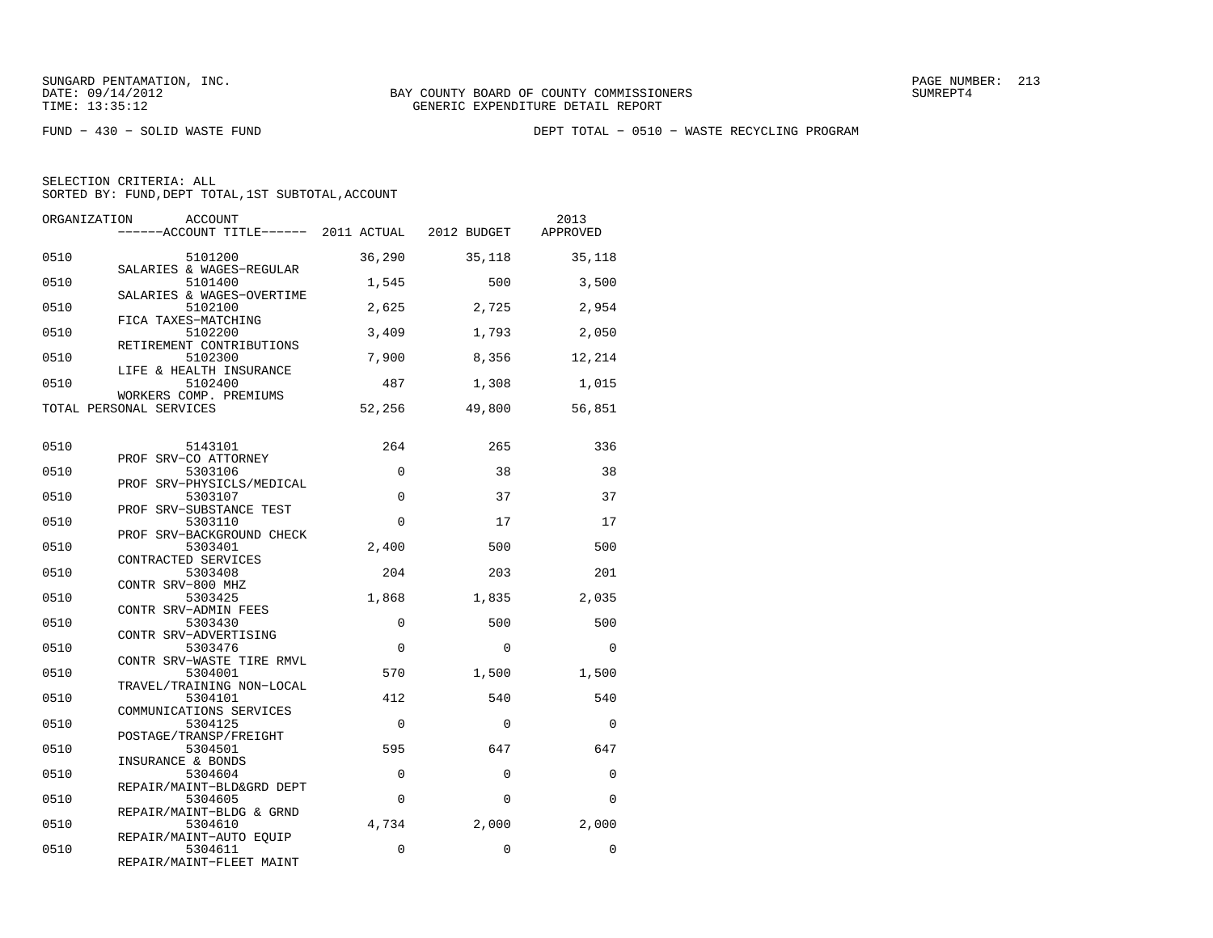SUNGARD PENTAMATION, INC.
DATE: 09/14/2012
TIME: 13:35:12

BAY COUNTY BOARD OF COUNTY COMMISSIONERS
GENERIC EXPENDITURE DETAIL REPORT

SUMREPT4

FUND - 430 - SOLID WASTE FUND

DEPT TOTAL - 0510 - WASTE RECYCLING PROGRAM

SELECTION CRITERIA: ALL
SORTED BY: FUND,DEPT TOTAL,1ST SUBTOTAL,ACCOUNT

| ORGANIZATION | ACCOUNT / ------ACCOUNT TITLE------ | 2011 ACTUAL | 2012 BUDGET | 2013 APPROVED |
|---|---|---|---|---|
| 0510 | 5101200 SALARIES & WAGES-REGULAR | 36,290 | 35,118 | 35,118 |
| 0510 | 5101400 SALARIES & WAGES-OVERTIME | 1,545 | 500 | 3,500 |
| 0510 | 5102100 FICA TAXES-MATCHING | 2,625 | 2,725 | 2,954 |
| 0510 | 5102200 RETIREMENT CONTRIBUTIONS | 3,409 | 1,793 | 2,050 |
| 0510 | 5102300 LIFE & HEALTH INSURANCE | 7,900 | 8,356 | 12,214 |
| 0510 | 5102400 WORKERS COMP. PREMIUMS | 487 | 1,308 | 1,015 |
| TOTAL PERSONAL SERVICES | | 52,256 | 49,800 | 56,851 |
| 0510 | 5143101 PROF SRV-CO ATTORNEY | 264 | 265 | 336 |
| 0510 | 5303106 PROF SRV-PHYSICLS/MEDICAL | 0 | 38 | 38 |
| 0510 | 5303107 PROF SRV-SUBSTANCE TEST | 0 | 37 | 37 |
| 0510 | 5303110 PROF SRV-BACKGROUND CHECK | 0 | 17 | 17 |
| 0510 | 5303401 CONTRACTED SERVICES | 2,400 | 500 | 500 |
| 0510 | 5303408 CONTR SRV-800 MHZ | 204 | 203 | 201 |
| 0510 | 5303425 CONTR SRV-ADMIN FEES | 1,868 | 1,835 | 2,035 |
| 0510 | 5303430 CONTR SRV-ADVERTISING | 0 | 500 | 500 |
| 0510 | 5303476 CONTR SRV-WASTE TIRE RMVL | 0 | 0 | 0 |
| 0510 | 5304001 TRAVEL/TRAINING NON-LOCAL | 570 | 1,500 | 1,500 |
| 0510 | 5304101 COMMUNICATIONS SERVICES | 412 | 540 | 540 |
| 0510 | 5304125 POSTAGE/TRANSP/FREIGHT | 0 | 0 | 0 |
| 0510 | 5304501 INSURANCE & BONDS | 595 | 647 | 647 |
| 0510 | 5304604 REPAIR/MAINT-BLD&GRD DEPT | 0 | 0 | 0 |
| 0510 | 5304605 REPAIR/MAINT-BLDG & GRND | 0 | 0 | 0 |
| 0510 | 5304610 REPAIR/MAINT-AUTO EQUIP | 4,734 | 2,000 | 2,000 |
| 0510 | 5304611 REPAIR/MAINT-FLEET MAINT | 0 | 0 | 0 |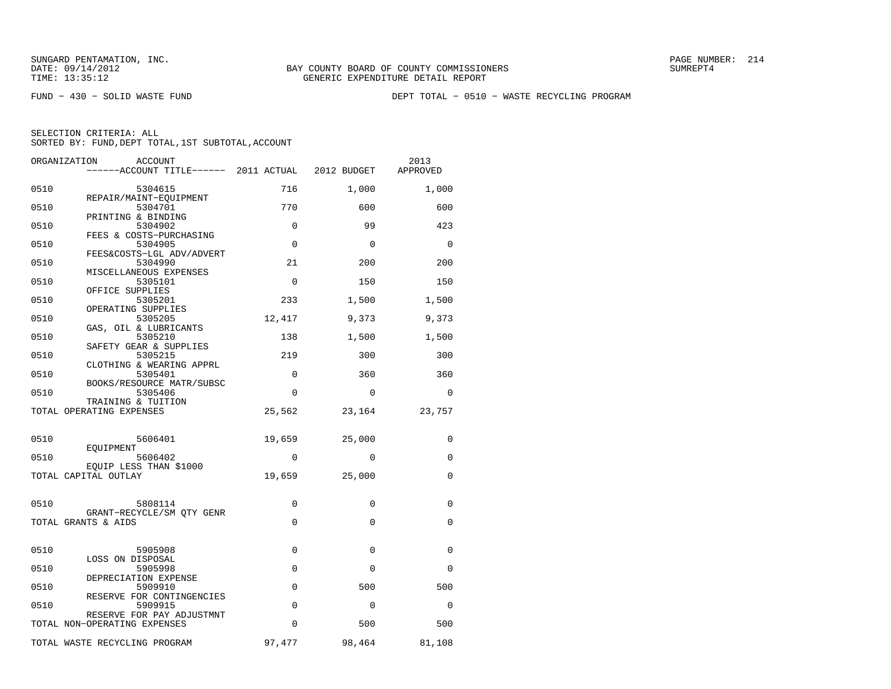SUNGARD PENTAMATION, INC.
DATE: 09/14/2012
TIME: 13:35:12

BAY COUNTY BOARD OF COUNTY COMMISSIONERS
GENERIC EXPENDITURE DETAIL REPORT

SUMREPT4

FUND − 430 − SOLID WASTE FUND

DEPT TOTAL − 0510 − WASTE RECYCLING PROGRAM

SELECTION CRITERIA: ALL
SORTED BY: FUND,DEPT TOTAL,1ST SUBTOTAL,ACCOUNT

| ORGANIZATION | ACCOUNT / ACCOUNT TITLE | 2011 ACTUAL | 2012 BUDGET | 2013 APPROVED |
|---|---|---|---|---|
| 0510 | 5304615 REPAIR/MAINT−EQUIPMENT | 716 | 1,000 | 1,000 |
| 0510 | 5304701 PRINTING & BINDING | 770 | 600 | 600 |
| 0510 | 5304902 FEES & COSTS−PURCHASING | 0 | 99 | 423 |
| 0510 | 5304905 FEES&COSTS−LGL ADV/ADVERT | 0 | 0 | 0 |
| 0510 | 5304990 MISCELLANEOUS EXPENSES | 21 | 200 | 200 |
| 0510 | 5305101 OFFICE SUPPLIES | 0 | 150 | 150 |
| 0510 | 5305201 OPERATING SUPPLIES | 233 | 1,500 | 1,500 |
| 0510 | 5305205 GAS, OIL & LUBRICANTS | 12,417 | 9,373 | 9,373 |
| 0510 | 5305210 SAFETY GEAR & SUPPLIES | 138 | 1,500 | 1,500 |
| 0510 | 5305215 CLOTHING & WEARING APPRL | 219 | 300 | 300 |
| 0510 | 5305401 BOOKS/RESOURCE MATR/SUBSC | 0 | 360 | 360 |
| 0510 | 5305406 TRAINING & TUITION | 0 | 0 | 0 |
| TOTAL OPERATING EXPENSES | | 25,562 | 23,164 | 23,757 |
| 0510 | 5606401 EQUIPMENT | 19,659 | 25,000 | 0 |
| 0510 | 5606402 EQUIP LESS THAN $1000 | 0 | 0 | 0 |
| TOTAL CAPITAL OUTLAY | | 19,659 | 25,000 | 0 |
| 0510 | 5808114 GRANT−RECYCLE/SM QTY GENR | 0 | 0 | 0 |
| TOTAL GRANTS & AIDS | | 0 | 0 | 0 |
| 0510 | 5905908 LOSS ON DISPOSAL | 0 | 0 | 0 |
| 0510 | 5905998 DEPRECIATION EXPENSE | 0 | 0 | 0 |
| 0510 | 5909910 RESERVE FOR CONTINGENCIES | 0 | 500 | 500 |
| 0510 | 5909915 RESERVE FOR PAY ADJUSTMNT | 0 | 0 | 0 |
| TOTAL NON−OPERATING EXPENSES | | 0 | 500 | 500 |
| TOTAL WASTE RECYCLING PROGRAM | | 97,477 | 98,464 | 81,108 |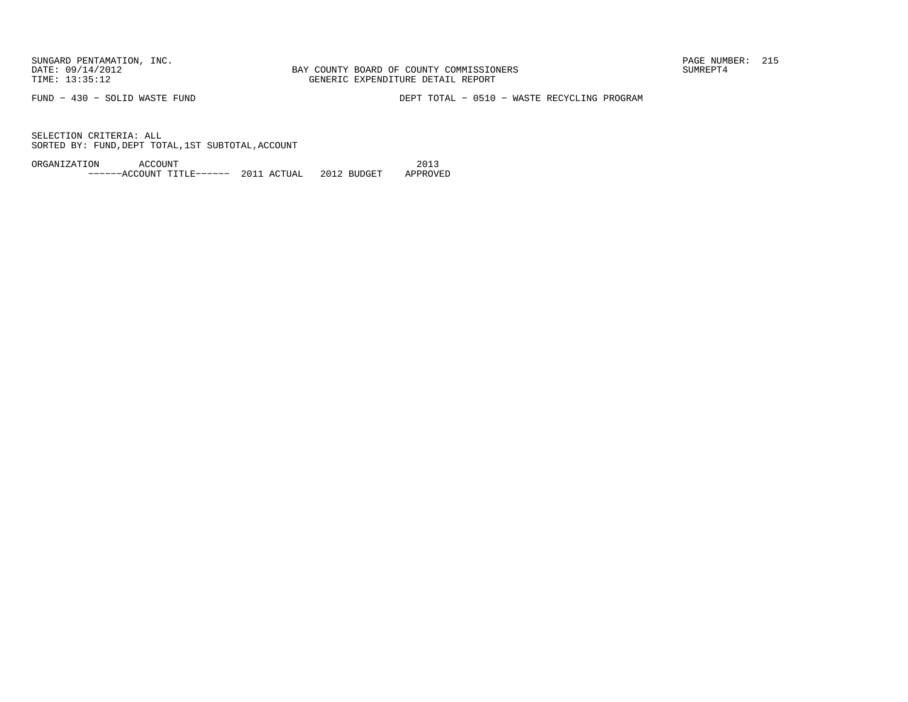FUND − 430 − SOLID WASTE FUND　　　　　　　　DEPT TOTAL − 0510 − WASTE RECYCLING PROGRAM

SELECTION CRITERIA: ALL
SORTED BY: FUND,DEPT TOTAL,1ST SUBTOTAL,ACCOUNT

| ORGANIZATION | ACCOUNT | | | 2013 |
|---|---|---|---|---|
| | ------ACCOUNT TITLE------ | 2011 ACTUAL | 2012 BUDGET | APPROVED |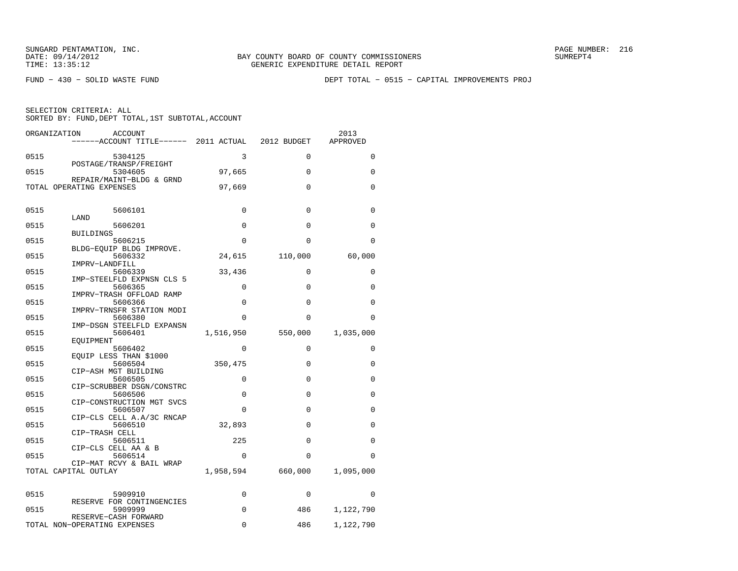SUNGARD PENTAMATION, INC.
DATE: 09/14/2012
TIME: 13:35:12

BAY COUNTY BOARD OF COUNTY COMMISSIONERS
GENERIC EXPENDITURE DETAIL REPORT

SUMREPT4

FUND − 430 − SOLID WASTE FUND

DEPT TOTAL − 0515 − CAPITAL IMPROVEMENTS PROJ

SELECTION CRITERIA: ALL
SORTED BY: FUND,DEPT TOTAL,1ST SUBTOTAL,ACCOUNT

| ORGANIZATION | ACCOUNT / ACCOUNT TITLE | 2011 ACTUAL | 2012 BUDGET | 2013 APPROVED |
|---|---|---|---|---|
| 0515 | 5304125 POSTAGE/TRANSP/FREIGHT | 3 | 0 | 0 |
| 0515 | 5304605 REPAIR/MAINT−BLDG & GRND | 97,665 | 0 | 0 |
| TOTAL OPERATING EXPENSES | | 97,669 | 0 | 0 |
| 0515 | 5606101 LAND | 0 | 0 | 0 |
| 0515 | 5606201 BUILDINGS | 0 | 0 | 0 |
| 0515 | 5606215 BLDG−EQUIP BLDG IMPROVE. | 0 | 0 | 0 |
| 0515 | 5606332 IMPRV−LANDFILL | 24,615 | 110,000 | 60,000 |
| 0515 | 5606339 IMP−STEELFLD EXPNSN CLS 5 | 33,436 | 0 | 0 |
| 0515 | 5606365 IMPRV−TRASH OFFLOAD RAMP | 0 | 0 | 0 |
| 0515 | 5606366 IMPRV−TRNSFR STATION MODI | 0 | 0 | 0 |
| 0515 | 5606380 IMP−DSGN STEELFLD EXPANSN | 0 | 0 | 0 |
| 0515 | 5606401 EQUIPMENT | 1,516,950 | 550,000 | 1,035,000 |
| 0515 | 5606402 EQUIP LESS THAN $1000 | 0 | 0 | 0 |
| 0515 | 5606504 CIP−ASH MGT BUILDING | 350,475 | 0 | 0 |
| 0515 | 5606505 CIP−SCRUBBER DSGN/CONSTRC | 0 | 0 | 0 |
| 0515 | 5606506 CIP−CONSTRUCTION MGT SVCS | 0 | 0 | 0 |
| 0515 | 5606507 CIP−CLS CELL A.A/3C RNCAP | 0 | 0 | 0 |
| 0515 | 5606510 CIP−TRASH CELL | 32,893 | 0 | 0 |
| 0515 | 5606511 CIP−CLS CELL AA & B | 225 | 0 | 0 |
| 0515 | 5606514 CIP−MAT RCVY & BAIL WRAP | 0 | 0 | 0 |
| TOTAL CAPITAL OUTLAY | | 1,958,594 | 660,000 | 1,095,000 |
| 0515 | 5909910 RESERVE FOR CONTINGENCIES | 0 | 0 | 0 |
| 0515 | 5909999 RESERVE−CASH FORWARD | 0 | 486 | 1,122,790 |
| TOTAL NON−OPERATING EXPENSES | | 0 | 486 | 1,122,790 |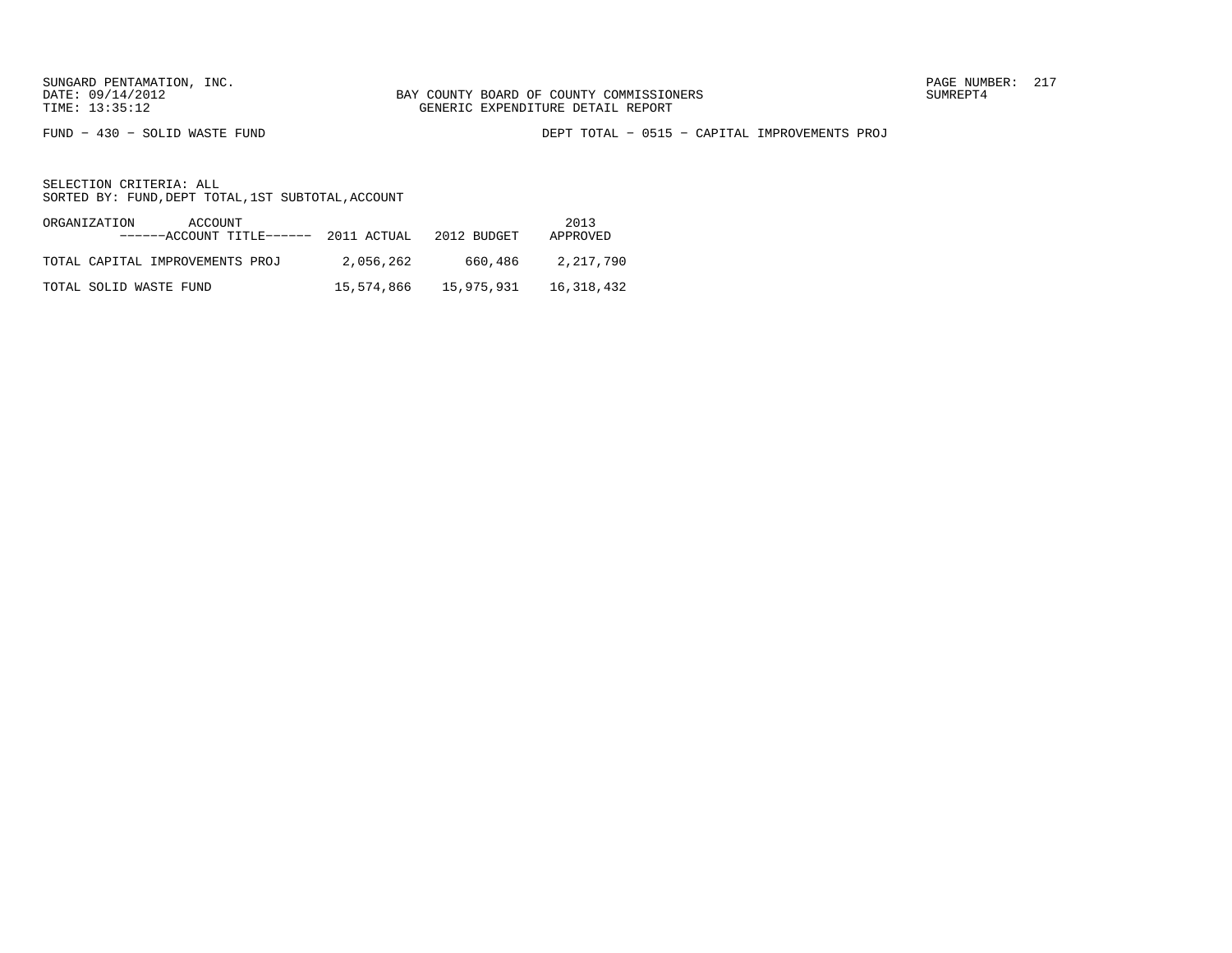SUNGARD PENTAMATION, INC.
DATE: 09/14/2012
TIME: 13:35:12

BAY COUNTY BOARD OF COUNTY COMMISSIONERS
GENERIC EXPENDITURE DETAIL REPORT

SUMREPT4

FUND - 430 - SOLID WASTE FUND

DEPT TOTAL - 0515 - CAPITAL IMPROVEMENTS PROJ

SELECTION CRITERIA: ALL
SORTED BY: FUND,DEPT TOTAL,1ST SUBTOTAL,ACCOUNT

| ORGANIZATION ACCOUNT ------ACCOUNT TITLE------ | 2011 ACTUAL | 2012 BUDGET | 2013 APPROVED |
|---|---|---|---|
| TOTAL CAPITAL IMPROVEMENTS PROJ | 2,056,262 | 660,486 | 2,217,790 |
| TOTAL SOLID WASTE FUND | 15,574,866 | 15,975,931 | 16,318,432 |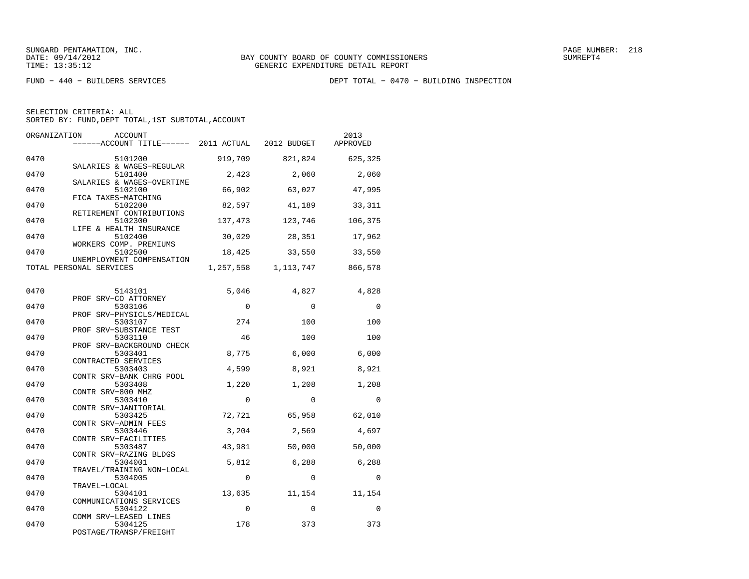SUNGARD PENTAMATION, INC.
DATE: 09/14/2012
TIME: 13:35:12

BAY COUNTY BOARD OF COUNTY COMMISSIONERS
GENERIC EXPENDITURE DETAIL REPORT

SUMREPT4

FUND - 440 - BUILDERS SERVICES

DEPT TOTAL - 0470 - BUILDING INSPECTION

SELECTION CRITERIA: ALL
SORTED BY: FUND,DEPT TOTAL,1ST SUBTOTAL,ACCOUNT

| ORGANIZATION | ACCOUNT / ACCOUNT TITLE | 2011 ACTUAL | 2012 BUDGET | 2013 APPROVED |
|---|---|---|---|---|
| 0470 | 5101200 SALARIES & WAGES-REGULAR | 919,709 | 821,824 | 625,325 |
| 0470 | 5101400 SALARIES & WAGES-OVERTIME | 2,423 | 2,060 | 2,060 |
| 0470 | 5102100 FICA TAXES-MATCHING | 66,902 | 63,027 | 47,995 |
| 0470 | 5102200 RETIREMENT CONTRIBUTIONS | 82,597 | 41,189 | 33,311 |
| 0470 | 5102300 LIFE & HEALTH INSURANCE | 137,473 | 123,746 | 106,375 |
| 0470 | 5102400 WORKERS COMP. PREMIUMS | 30,029 | 28,351 | 17,962 |
| 0470 | 5102500 UNEMPLOYMENT COMPENSATION | 18,425 | 33,550 | 33,550 |
| TOTAL PERSONAL SERVICES | | 1,257,558 | 1,113,747 | 866,578 |
| 0470 | 5143101 PROF SRV-CO ATTORNEY | 5,046 | 4,827 | 4,828 |
| 0470 | 5303106 PROF SRV-PHYSICLS/MEDICAL | 0 | 0 | 0 |
| 0470 | 5303107 PROF SRV-SUBSTANCE TEST | 274 | 100 | 100 |
| 0470 | 5303110 PROF SRV-BACKGROUND CHECK | 46 | 100 | 100 |
| 0470 | 5303401 CONTRACTED SERVICES | 8,775 | 6,000 | 6,000 |
| 0470 | 5303403 CONTR SRV-BANK CHRG POOL | 4,599 | 8,921 | 8,921 |
| 0470 | 5303408 CONTR SRV-800 MHZ | 1,220 | 1,208 | 1,208 |
| 0470 | 5303410 CONTR SRV-JANITORIAL | 0 | 0 | 0 |
| 0470 | 5303425 CONTR SRV-ADMIN FEES | 72,721 | 65,958 | 62,010 |
| 0470 | 5303446 CONTR SRV-FACILITIES | 3,204 | 2,569 | 4,697 |
| 0470 | 5303487 CONTR SRV-RAZING BLDGS | 43,981 | 50,000 | 50,000 |
| 0470 | 5304001 TRAVEL/TRAINING NON-LOCAL | 5,812 | 6,288 | 6,288 |
| 0470 | 5304005 TRAVEL-LOCAL | 0 | 0 | 0 |
| 0470 | 5304101 COMMUNICATIONS SERVICES | 13,635 | 11,154 | 11,154 |
| 0470 | 5304122 COMM SRV-LEASED LINES | 0 | 0 | 0 |
| 0470 | 5304125 POSTAGE/TRANSP/FREIGHT | 178 | 373 | 373 |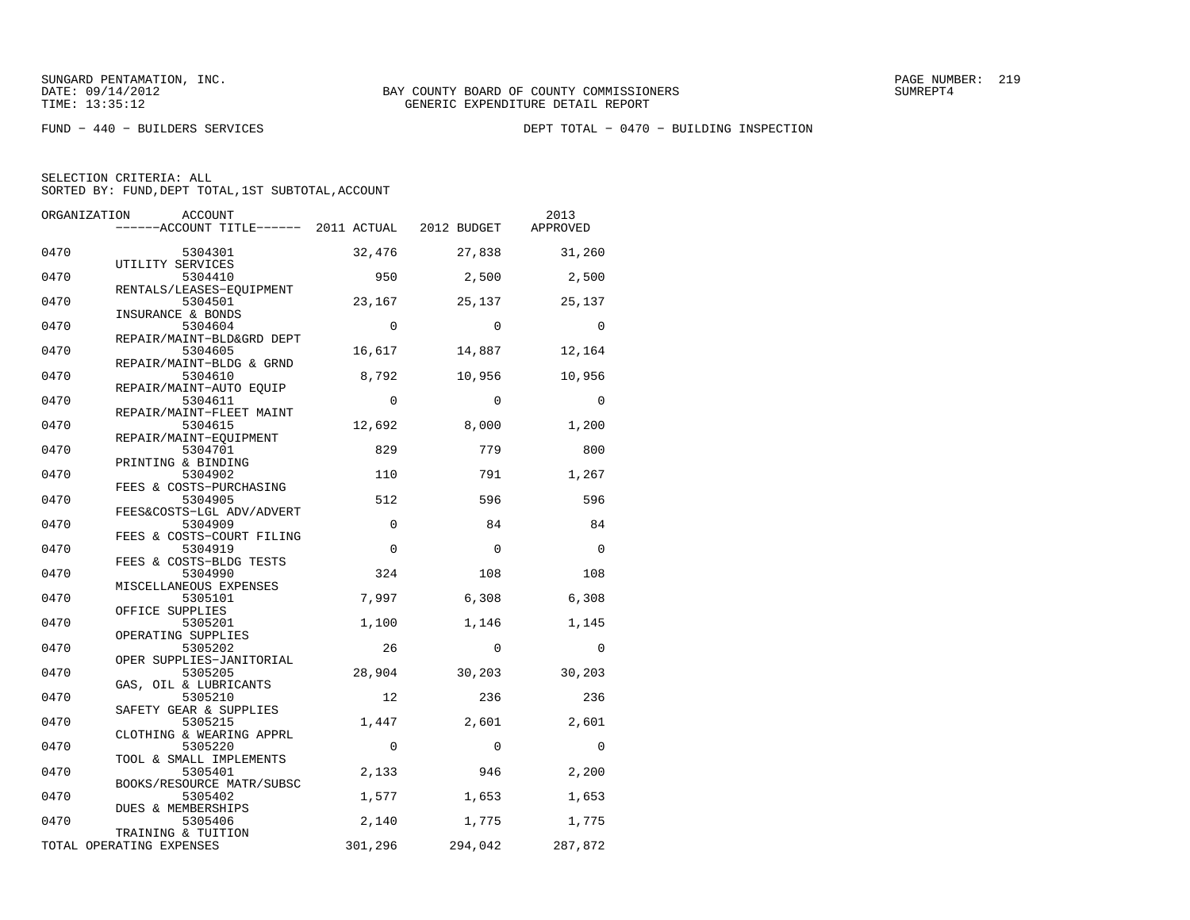SUNGARD PENTAMATION, INC.
DATE: 09/14/2012
TIME: 13:35:12

BAY COUNTY BOARD OF COUNTY COMMISSIONERS
GENERIC EXPENDITURE DETAIL REPORT

SUMREPT4

FUND − 440 − BUILDERS SERVICES

DEPT TOTAL − 0470 − BUILDING INSPECTION

SELECTION CRITERIA: ALL
SORTED BY: FUND,DEPT TOTAL,1ST SUBTOTAL,ACCOUNT

| ORGANIZATION | ACCOUNT / ------ACCOUNT TITLE------ | 2011 ACTUAL | 2012 BUDGET | 2013 APPROVED |
|---|---|---|---|---|
| 0470 | 5304301 UTILITY SERVICES | 32,476 | 27,838 | 31,260 |
| 0470 | 5304410 RENTALS/LEASES−EQUIPMENT | 950 | 2,500 | 2,500 |
| 0470 | 5304501 INSURANCE & BONDS | 23,167 | 25,137 | 25,137 |
| 0470 | 5304604 REPAIR/MAINT−BLD&GRD DEPT | 0 | 0 | 0 |
| 0470 | 5304605 REPAIR/MAINT−BLDG & GRND | 16,617 | 14,887 | 12,164 |
| 0470 | 5304610 REPAIR/MAINT−AUTO EQUIP | 8,792 | 10,956 | 10,956 |
| 0470 | 5304611 REPAIR/MAINT−FLEET MAINT | 0 | 0 | 0 |
| 0470 | 5304615 REPAIR/MAINT−EQUIPMENT | 12,692 | 8,000 | 1,200 |
| 0470 | 5304701 PRINTING & BINDING | 829 | 779 | 800 |
| 0470 | 5304902 FEES & COSTS−PURCHASING | 110 | 791 | 1,267 |
| 0470 | 5304905 FEES&COSTS−LGL ADV/ADVERT | 512 | 596 | 596 |
| 0470 | 5304909 FEES & COSTS−COURT FILING | 0 | 84 | 84 |
| 0470 | 5304919 FEES & COSTS−BLDG TESTS | 0 | 0 | 0 |
| 0470 | 5304990 MISCELLANEOUS EXPENSES | 324 | 108 | 108 |
| 0470 | 5305101 OFFICE SUPPLIES | 7,997 | 6,308 | 6,308 |
| 0470 | 5305201 OPERATING SUPPLIES | 1,100 | 1,146 | 1,145 |
| 0470 | 5305202 OPER SUPPLIES−JANITORIAL | 26 | 0 | 0 |
| 0470 | 5305205 GAS, OIL & LUBRICANTS | 28,904 | 30,203 | 30,203 |
| 0470 | 5305210 SAFETY GEAR & SUPPLIES | 12 | 236 | 236 |
| 0470 | 5305215 CLOTHING & WEARING APPRL | 1,447 | 2,601 | 2,601 |
| 0470 | 5305220 TOOL & SMALL IMPLEMENTS | 0 | 0 | 0 |
| 0470 | 5305401 BOOKS/RESOURCE MATR/SUBSC | 2,133 | 946 | 2,200 |
| 0470 | 5305402 DUES & MEMBERSHIPS | 1,577 | 1,653 | 1,653 |
| 0470 | 5305406 TRAINING & TUITION | 2,140 | 1,775 | 1,775 |
| TOTAL OPERATING EXPENSES | | 301,296 | 294,042 | 287,872 |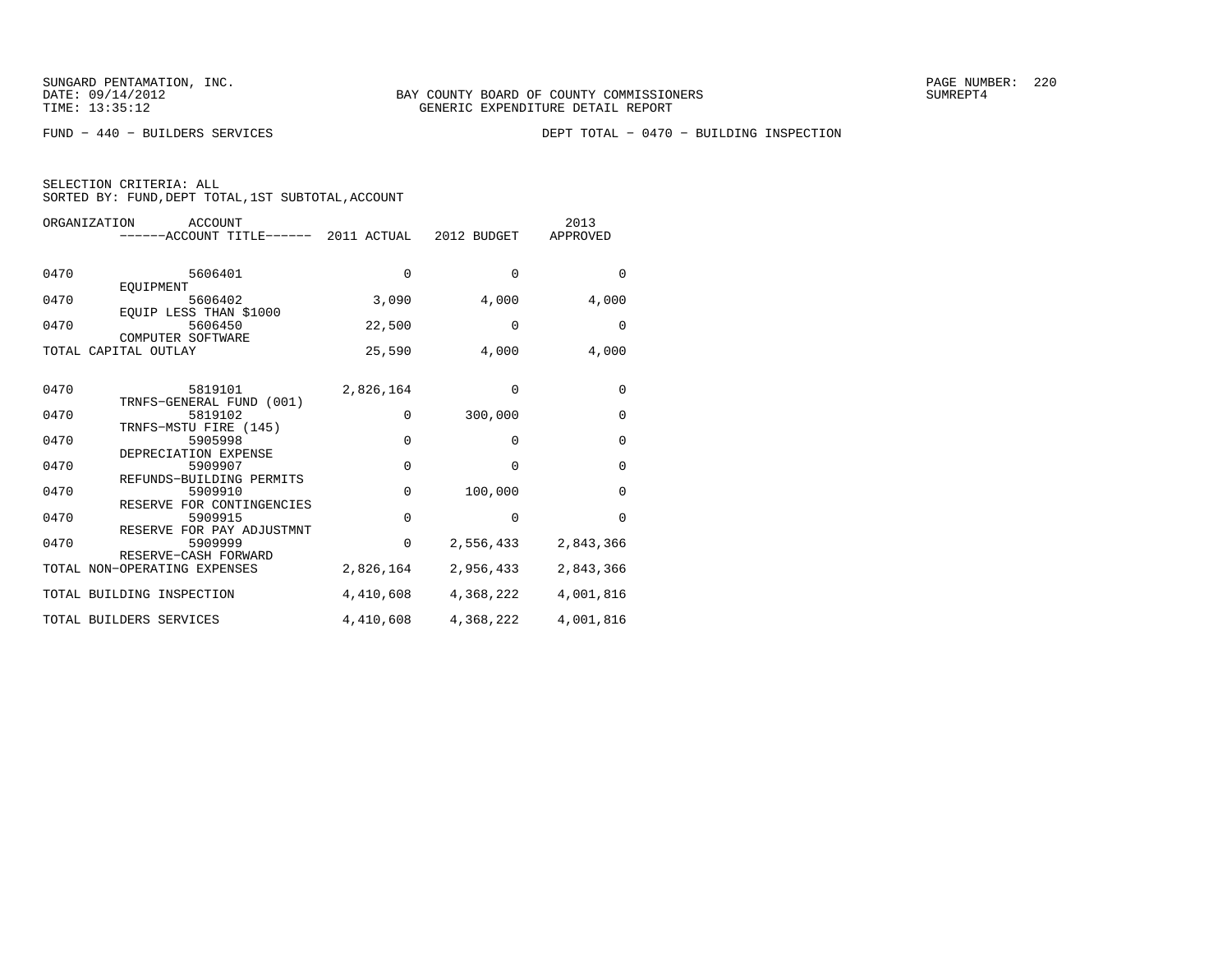SUNGARD PENTAMATION, INC.
DATE: 09/14/2012
TIME: 13:35:12

BAY COUNTY BOARD OF COUNTY COMMISSIONERS
GENERIC EXPENDITURE DETAIL REPORT

SUMREPT4

FUND - 440 - BUILDERS SERVICES

DEPT TOTAL - 0470 - BUILDING INSPECTION

SELECTION CRITERIA: ALL
SORTED BY: FUND,DEPT TOTAL,1ST SUBTOTAL,ACCOUNT

| ORGANIZATION | ACCOUNT / ------ACCOUNT TITLE------ | 2011 ACTUAL | 2012 BUDGET | 2013 APPROVED |
|---|---|---|---|---|
| 0470 | 5606401 EQUIPMENT | 0 | 0 | 0 |
| 0470 | 5606402 EQUIP LESS THAN $1000 | 3,090 | 4,000 | 4,000 |
| 0470 | 5606450 COMPUTER SOFTWARE | 22,500 | 0 | 0 |
| TOTAL CAPITAL OUTLAY | | 25,590 | 4,000 | 4,000 |
| 0470 | 5819101 TRNFS-GENERAL FUND (001) | 2,826,164 | 0 | 0 |
| 0470 | 5819102 TRNFS-MSTU FIRE (145) | 0 | 300,000 | 0 |
| 0470 | 5905998 DEPRECIATION EXPENSE | 0 | 0 | 0 |
| 0470 | 5909907 REFUNDS-BUILDING PERMITS | 0 | 0 | 0 |
| 0470 | 5909910 RESERVE FOR CONTINGENCIES | 0 | 100,000 | 0 |
| 0470 | 5909915 RESERVE FOR PAY ADJUSTMNT | 0 | 0 | 0 |
| 0470 | 5909999 RESERVE-CASH FORWARD | 0 | 2,556,433 | 2,843,366 |
| TOTAL NON-OPERATING EXPENSES | | 2,826,164 | 2,956,433 | 2,843,366 |
| TOTAL BUILDING INSPECTION | | 4,410,608 | 4,368,222 | 4,001,816 |
| TOTAL BUILDERS SERVICES | | 4,410,608 | 4,368,222 | 4,001,816 |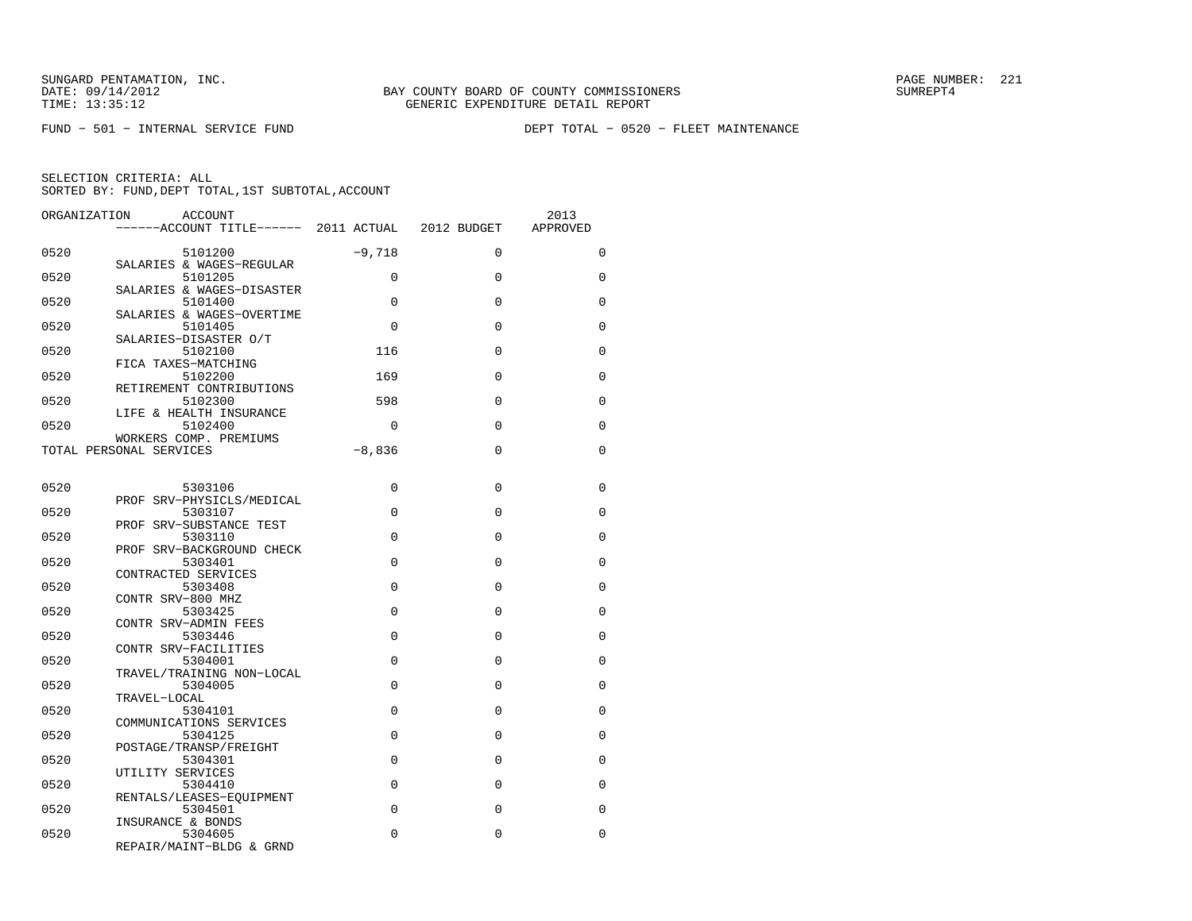SUNGARD PENTAMATION, INC.
DATE: 09/14/2012
TIME: 13:35:12

BAY COUNTY BOARD OF COUNTY COMMISSIONERS
GENERIC EXPENDITURE DETAIL REPORT

SUMREPT4

FUND - 501 - INTERNAL SERVICE FUND

DEPT TOTAL - 0520 - FLEET MAINTENANCE

SELECTION CRITERIA: ALL
SORTED BY: FUND,DEPT TOTAL,1ST SUBTOTAL,ACCOUNT

| ORGANIZATION | ACCOUNT / ------ACCOUNT TITLE------ | 2011 ACTUAL | 2012 BUDGET | 2013 APPROVED |
|---|---|---|---|---|
| 0520 | 5101200 SALARIES & WAGES-REGULAR | -9,718 | 0 | 0 |
| 0520 | 5101205 SALARIES & WAGES-DISASTER | 0 | 0 | 0 |
| 0520 | 5101400 SALARIES & WAGES-OVERTIME | 0 | 0 | 0 |
| 0520 | 5101405 SALARIES-DISASTER O/T | 0 | 0 | 0 |
| 0520 | 5102100 FICA TAXES-MATCHING | 116 | 0 | 0 |
| 0520 | 5102200 RETIREMENT CONTRIBUTIONS | 169 | 0 | 0 |
| 0520 | 5102300 LIFE & HEALTH INSURANCE | 598 | 0 | 0 |
| 0520 | 5102400 WORKERS COMP. PREMIUMS | 0 | 0 | 0 |
| TOTAL PERSONAL SERVICES | | -8,836 | 0 | 0 |
| 0520 | 5303106 PROF SRV-PHYSICLS/MEDICAL | 0 | 0 | 0 |
| 0520 | 5303107 PROF SRV-SUBSTANCE TEST | 0 | 0 | 0 |
| 0520 | 5303110 PROF SRV-BACKGROUND CHECK | 0 | 0 | 0 |
| 0520 | 5303401 CONTRACTED SERVICES | 0 | 0 | 0 |
| 0520 | 5303408 CONTR SRV-800 MHZ | 0 | 0 | 0 |
| 0520 | 5303425 CONTR SRV-ADMIN FEES | 0 | 0 | 0 |
| 0520 | 5303446 CONTR SRV-FACILITIES | 0 | 0 | 0 |
| 0520 | 5304001 TRAVEL/TRAINING NON-LOCAL | 0 | 0 | 0 |
| 0520 | 5304005 TRAVEL-LOCAL | 0 | 0 | 0 |
| 0520 | 5304101 COMMUNICATIONS SERVICES | 0 | 0 | 0 |
| 0520 | 5304125 POSTAGE/TRANSP/FREIGHT | 0 | 0 | 0 |
| 0520 | 5304301 UTILITY SERVICES | 0 | 0 | 0 |
| 0520 | 5304410 RENTALS/LEASES-EQUIPMENT | 0 | 0 | 0 |
| 0520 | 5304501 INSURANCE & BONDS | 0 | 0 | 0 |
| 0520 | 5304605 REPAIR/MAINT-BLDG & GRND | 0 | 0 | 0 |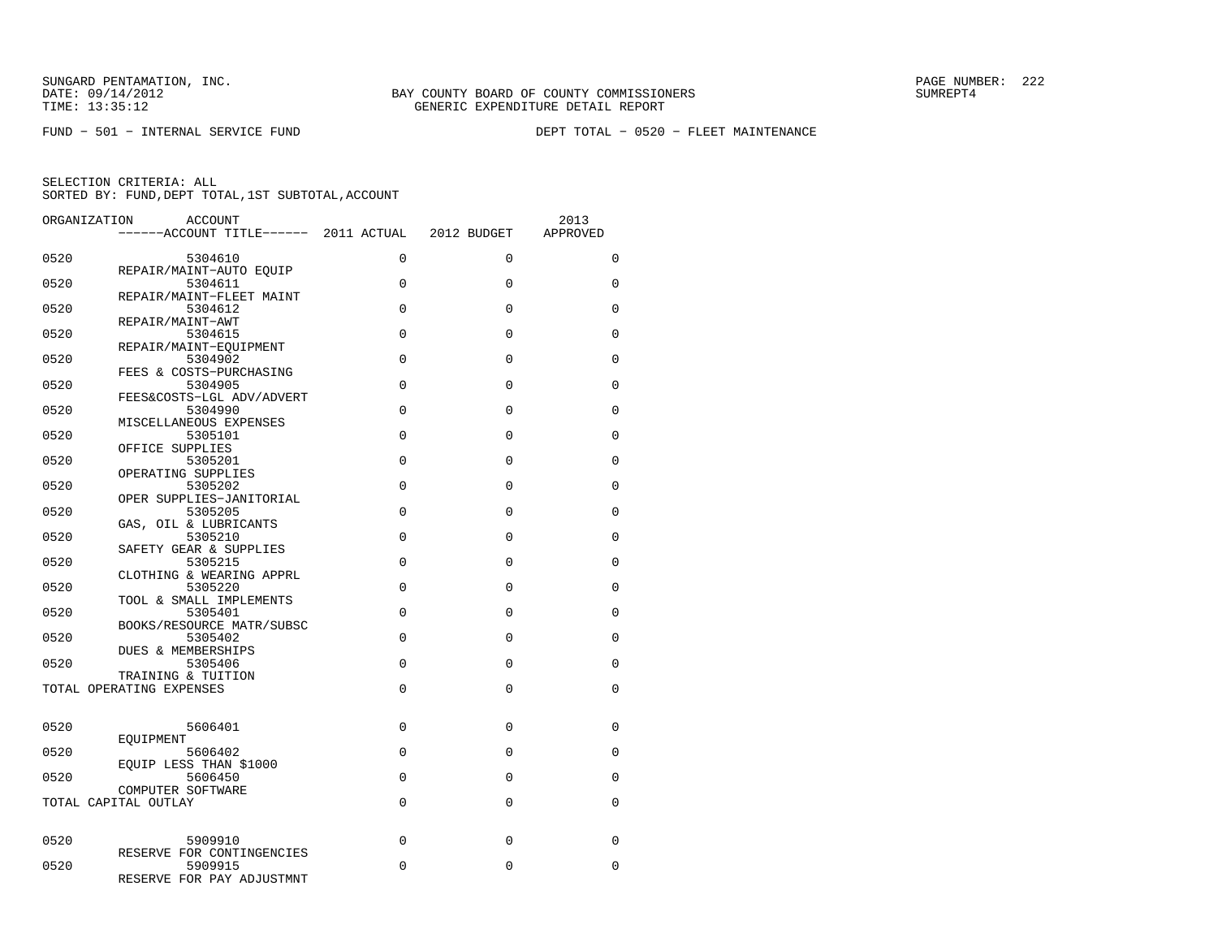SUNGARD PENTAMATION, INC.
DATE: 09/14/2012
TIME: 13:35:12

BAY COUNTY BOARD OF COUNTY COMMISSIONERS
GENERIC EXPENDITURE DETAIL REPORT

SUMREPT4

FUND − 501 − INTERNAL SERVICE FUND    DEPT TOTAL − 0520 − FLEET MAINTENANCE

SELECTION CRITERIA: ALL
SORTED BY: FUND,DEPT TOTAL,1ST SUBTOTAL,ACCOUNT

| ORGANIZATION | ACCOUNT / ACCOUNT TITLE | 2011 ACTUAL | 2012 BUDGET | 2013 APPROVED |
|---|---|---|---|---|
| 0520 | 5304610 REPAIR/MAINT−AUTO EQUIP | 0 | 0 | 0 |
| 0520 | 5304611 REPAIR/MAINT−FLEET MAINT | 0 | 0 | 0 |
| 0520 | 5304612 REPAIR/MAINT−AWT | 0 | 0 | 0 |
| 0520 | 5304615 REPAIR/MAINT−EQUIPMENT | 0 | 0 | 0 |
| 0520 | 5304902 FEES & COSTS−PURCHASING | 0 | 0 | 0 |
| 0520 | 5304905 FEES&COSTS−LGL ADV/ADVERT | 0 | 0 | 0 |
| 0520 | 5304990 MISCELLANEOUS EXPENSES | 0 | 0 | 0 |
| 0520 | 5305101 OFFICE SUPPLIES | 0 | 0 | 0 |
| 0520 | 5305201 OPERATING SUPPLIES | 0 | 0 | 0 |
| 0520 | 5305202 OPER SUPPLIES−JANITORIAL | 0 | 0 | 0 |
| 0520 | 5305205 GAS, OIL & LUBRICANTS | 0 | 0 | 0 |
| 0520 | 5305210 SAFETY GEAR & SUPPLIES | 0 | 0 | 0 |
| 0520 | 5305215 CLOTHING & WEARING APPRL | 0 | 0 | 0 |
| 0520 | 5305220 TOOL & SMALL IMPLEMENTS | 0 | 0 | 0 |
| 0520 | 5305401 BOOKS/RESOURCE MATR/SUBSC | 0 | 0 | 0 |
| 0520 | 5305402 DUES & MEMBERSHIPS | 0 | 0 | 0 |
| 0520 | 5305406 TRAINING & TUITION | 0 | 0 | 0 |
| TOTAL OPERATING EXPENSES | | 0 | 0 | 0 |
| 0520 | 5606401 EQUIPMENT | 0 | 0 | 0 |
| 0520 | 5606402 EQUIP LESS THAN $1000 | 0 | 0 | 0 |
| 0520 | 5606450 COMPUTER SOFTWARE | 0 | 0 | 0 |
| TOTAL CAPITAL OUTLAY | | 0 | 0 | 0 |
| 0520 | 5909910 RESERVE FOR CONTINGENCIES | 0 | 0 | 0 |
| 0520 | 5909915 RESERVE FOR PAY ADJUSTMNT | 0 | 0 | 0 |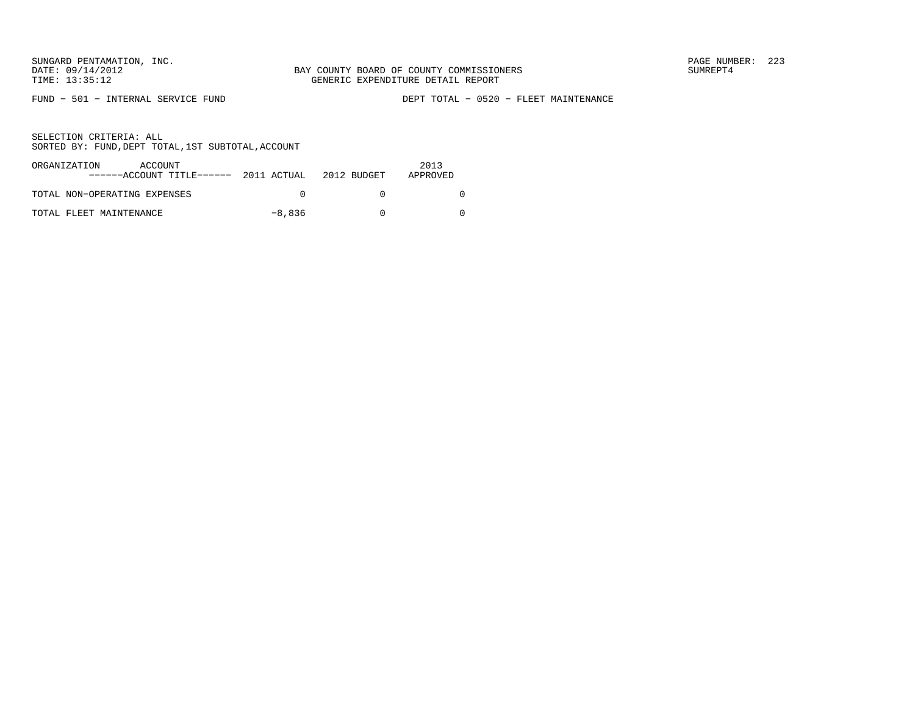SUNGARD PENTAMATION, INC.
DATE: 09/14/2012
TIME: 13:35:12

BAY COUNTY BOARD OF COUNTY COMMISSIONERS
GENERIC EXPENDITURE DETAIL REPORT

SUMREPT4

FUND - 501 - INTERNAL SERVICE FUND

DEPT TOTAL - 0520 - FLEET MAINTENANCE

SELECTION CRITERIA: ALL
SORTED BY: FUND,DEPT TOTAL,1ST SUBTOTAL,ACCOUNT

| ORGANIZATION ACCOUNT ------ACCOUNT TITLE------ | 2011 ACTUAL | 2012 BUDGET | 2013 APPROVED |
|---|---|---|---|
| TOTAL NON-OPERATING EXPENSES | 0 | 0 | 0 |
| TOTAL FLEET MAINTENANCE | -8,836 | 0 | 0 |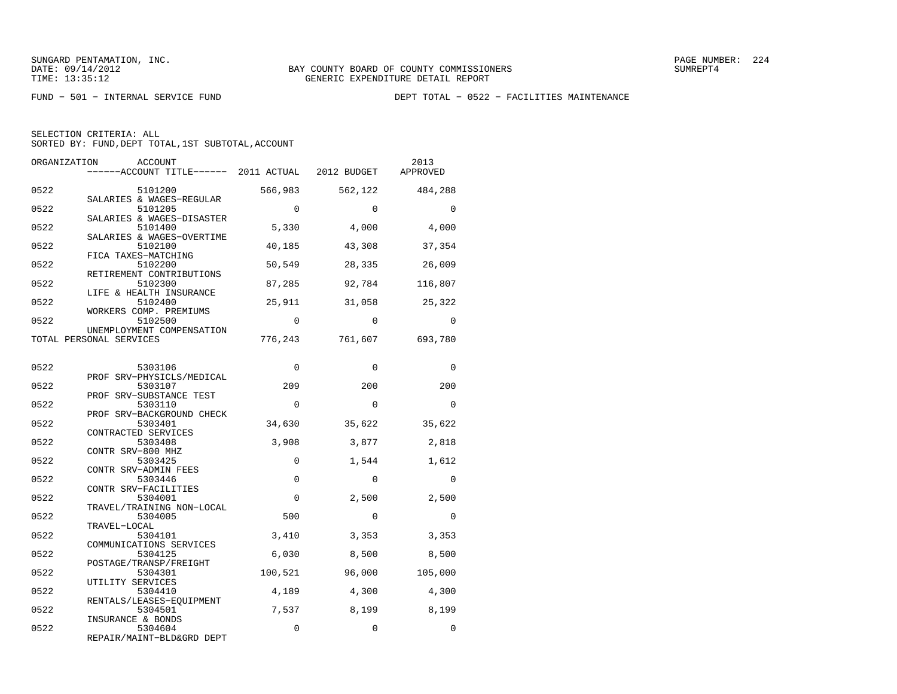SUNGARD PENTAMATION, INC.
DATE: 09/14/2012
TIME: 13:35:12

BAY COUNTY BOARD OF COUNTY COMMISSIONERS
GENERIC EXPENDITURE DETAIL REPORT

SUMREPT4

FUND − 501 − INTERNAL SERVICE FUND

DEPT TOTAL − 0522 − FACILITIES MAINTENANCE

SELECTION CRITERIA: ALL
SORTED BY: FUND,DEPT TOTAL,1ST SUBTOTAL,ACCOUNT

| ORGANIZATION | ACCOUNT / ACCOUNT TITLE | 2011 ACTUAL | 2012 BUDGET | 2013 APPROVED |
|---|---|---|---|---|
| 0522 | 5101200 SALARIES & WAGES−REGULAR | 566,983 | 562,122 | 484,288 |
| 0522 | 5101205 SALARIES & WAGES−DISASTER | 0 | 0 | 0 |
| 0522 | 5101400 SALARIES & WAGES−OVERTIME | 5,330 | 4,000 | 4,000 |
| 0522 | 5102100 FICA TAXES−MATCHING | 40,185 | 43,308 | 37,354 |
| 0522 | 5102200 RETIREMENT CONTRIBUTIONS | 50,549 | 28,335 | 26,009 |
| 0522 | 5102300 LIFE & HEALTH INSURANCE | 87,285 | 92,784 | 116,807 |
| 0522 | 5102400 WORKERS COMP. PREMIUMS | 25,911 | 31,058 | 25,322 |
| 0522 | 5102500 UNEMPLOYMENT COMPENSATION | 0 | 0 | 0 |
| TOTAL PERSONAL SERVICES | | 776,243 | 761,607 | 693,780 |
| 0522 | 5303106 PROF SRV−PHYSICLS/MEDICAL | 0 | 0 | 0 |
| 0522 | 5303107 PROF SRV−SUBSTANCE TEST | 209 | 200 | 200 |
| 0522 | 5303110 PROF SRV−BACKGROUND CHECK | 0 | 0 | 0 |
| 0522 | 5303401 CONTRACTED SERVICES | 34,630 | 35,622 | 35,622 |
| 0522 | 5303408 CONTR SRV−800 MHZ | 3,908 | 3,877 | 2,818 |
| 0522 | 5303425 CONTR SRV−ADMIN FEES | 0 | 1,544 | 1,612 |
| 0522 | 5303446 CONTR SRV−FACILITIES | 0 | 0 | 0 |
| 0522 | 5304001 TRAVEL/TRAINING NON−LOCAL | 0 | 2,500 | 2,500 |
| 0522 | 5304005 TRAVEL−LOCAL | 500 | 0 | 0 |
| 0522 | 5304101 COMMUNICATIONS SERVICES | 3,410 | 3,353 | 3,353 |
| 0522 | 5304125 POSTAGE/TRANSP/FREIGHT | 6,030 | 8,500 | 8,500 |
| 0522 | 5304301 UTILITY SERVICES | 100,521 | 96,000 | 105,000 |
| 0522 | 5304410 RENTALS/LEASES−EQUIPMENT | 4,189 | 4,300 | 4,300 |
| 0522 | 5304501 INSURANCE & BONDS | 7,537 | 8,199 | 8,199 |
| 0522 | 5304604 REPAIR/MAINT−BLD&GRD DEPT | 0 | 0 | 0 |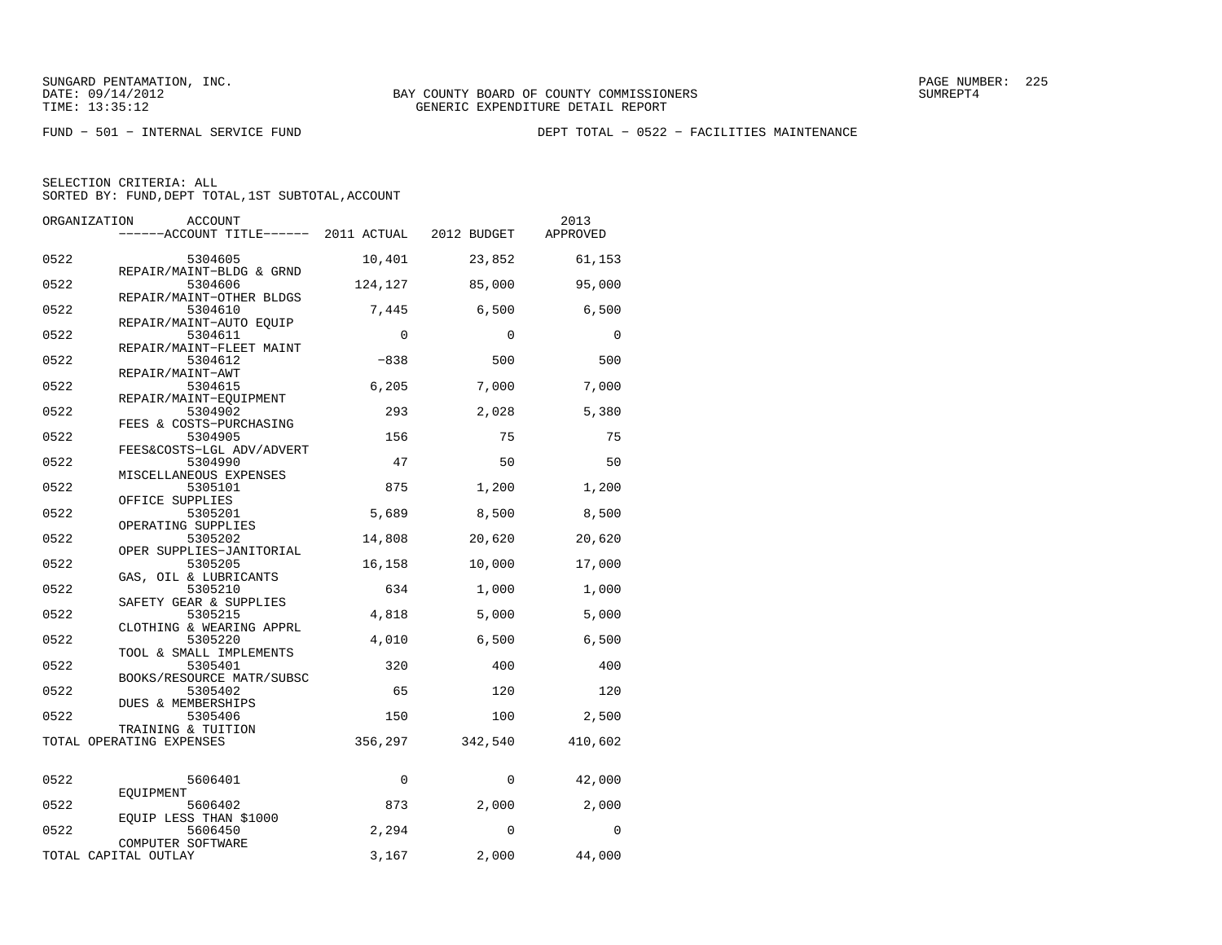SUNGARD PENTAMATION, INC.
DATE: 09/14/2012 BAY COUNTY BOARD OF COUNTY COMMISSIONERS SUMREPT4
TIME: 13:35:12 GENERIC EXPENDITURE DETAIL REPORT

FUND − 501 − INTERNAL SERVICE FUND DEPT TOTAL − 0522 − FACILITIES MAINTENANCE

SELECTION CRITERIA: ALL
SORTED BY: FUND,DEPT TOTAL,1ST SUBTOTAL,ACCOUNT

| ORGANIZATION | ACCOUNT / ACCOUNT TITLE | 2011 ACTUAL | 2012 BUDGET | 2013 APPROVED |
|---|---|---|---|---|
| 0522 | 5304605 REPAIR/MAINT−BLDG & GRND | 10,401 | 23,852 | 61,153 |
| 0522 | 5304606 REPAIR/MAINT−OTHER BLDGS | 124,127 | 85,000 | 95,000 |
| 0522 | 5304610 REPAIR/MAINT−AUTO EQUIP | 7,445 | 6,500 | 6,500 |
| 0522 | 5304611 REPAIR/MAINT−FLEET MAINT | 0 | 0 | 0 |
| 0522 | 5304612 REPAIR/MAINT−AWT | −838 | 500 | 500 |
| 0522 | 5304615 REPAIR/MAINT−EQUIPMENT | 6,205 | 7,000 | 7,000 |
| 0522 | 5304902 FEES & COSTS−PURCHASING | 293 | 2,028 | 5,380 |
| 0522 | 5304905 FEES&COSTS−LGL ADV/ADVERT | 156 | 75 | 75 |
| 0522 | 5304990 MISCELLANEOUS EXPENSES | 47 | 50 | 50 |
| 0522 | 5305101 OFFICE SUPPLIES | 875 | 1,200 | 1,200 |
| 0522 | 5305201 OPERATING SUPPLIES | 5,689 | 8,500 | 8,500 |
| 0522 | 5305202 OPER SUPPLIES−JANITORIAL | 14,808 | 20,620 | 20,620 |
| 0522 | 5305205 GAS, OIL & LUBRICANTS | 16,158 | 10,000 | 17,000 |
| 0522 | 5305210 SAFETY GEAR & SUPPLIES | 634 | 1,000 | 1,000 |
| 0522 | 5305215 CLOTHING & WEARING APPRL | 4,818 | 5,000 | 5,000 |
| 0522 | 5305220 TOOL & SMALL IMPLEMENTS | 4,010 | 6,500 | 6,500 |
| 0522 | 5305401 BOOKS/RESOURCE MATR/SUBSC | 320 | 400 | 400 |
| 0522 | 5305402 DUES & MEMBERSHIPS | 65 | 120 | 120 |
| 0522 | 5305406 TRAINING & TUITION | 150 | 100 | 2,500 |
| TOTAL OPERATING EXPENSES | | 356,297 | 342,540 | 410,602 |
| 0522 | 5606401 EQUIPMENT | 0 | 0 | 42,000 |
| 0522 | 5606402 EQUIP LESS THAN $1000 | 873 | 2,000 | 2,000 |
| 0522 | 5606450 COMPUTER SOFTWARE | 2,294 | 0 | 0 |
| TOTAL CAPITAL OUTLAY | | 3,167 | 2,000 | 44,000 |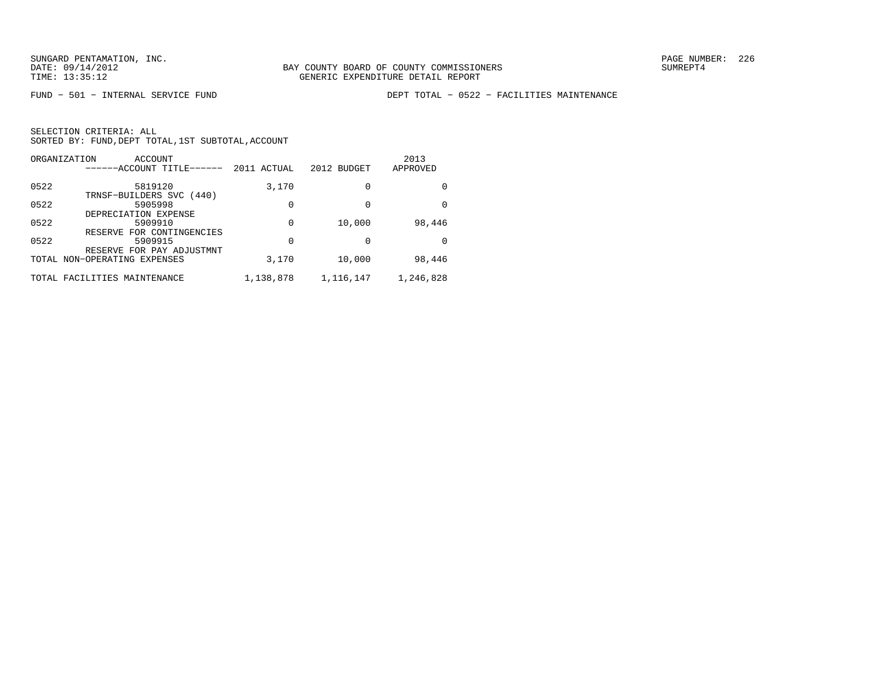BAY COUNTY BOARD OF COUNTY COMMISSIONERS
GENERIC EXPENDITURE DETAIL REPORT

FUND − 501 − INTERNAL SERVICE FUND　　　　DEPT TOTAL − 0522 − FACILITIES MAINTENANCE

SELECTION CRITERIA: ALL
SORTED BY: FUND,DEPT TOTAL,1ST SUBTOTAL,ACCOUNT

| ORGANIZATION | ACCOUNT / ------ACCOUNT TITLE------ | 2011 ACTUAL | 2012 BUDGET | 2013 APPROVED |
|---|---|---|---|---|
| 0522 | 5819120 TRNSF−BUILDERS SVC (440) | 3,170 | 0 | 0 |
| 0522 | 5905998 DEPRECIATION EXPENSE | 0 | 0 | 0 |
| 0522 | 5909910 RESERVE FOR CONTINGENCIES | 0 | 10,000 | 98,446 |
| 0522 | 5909915 RESERVE FOR PAY ADJUSTMNT | 0 | 0 | 0 |
| TOTAL NON−OPERATING EXPENSES | | 3,170 | 10,000 | 98,446 |
| TOTAL FACILITIES MAINTENANCE | | 1,138,878 | 1,116,147 | 1,246,828 |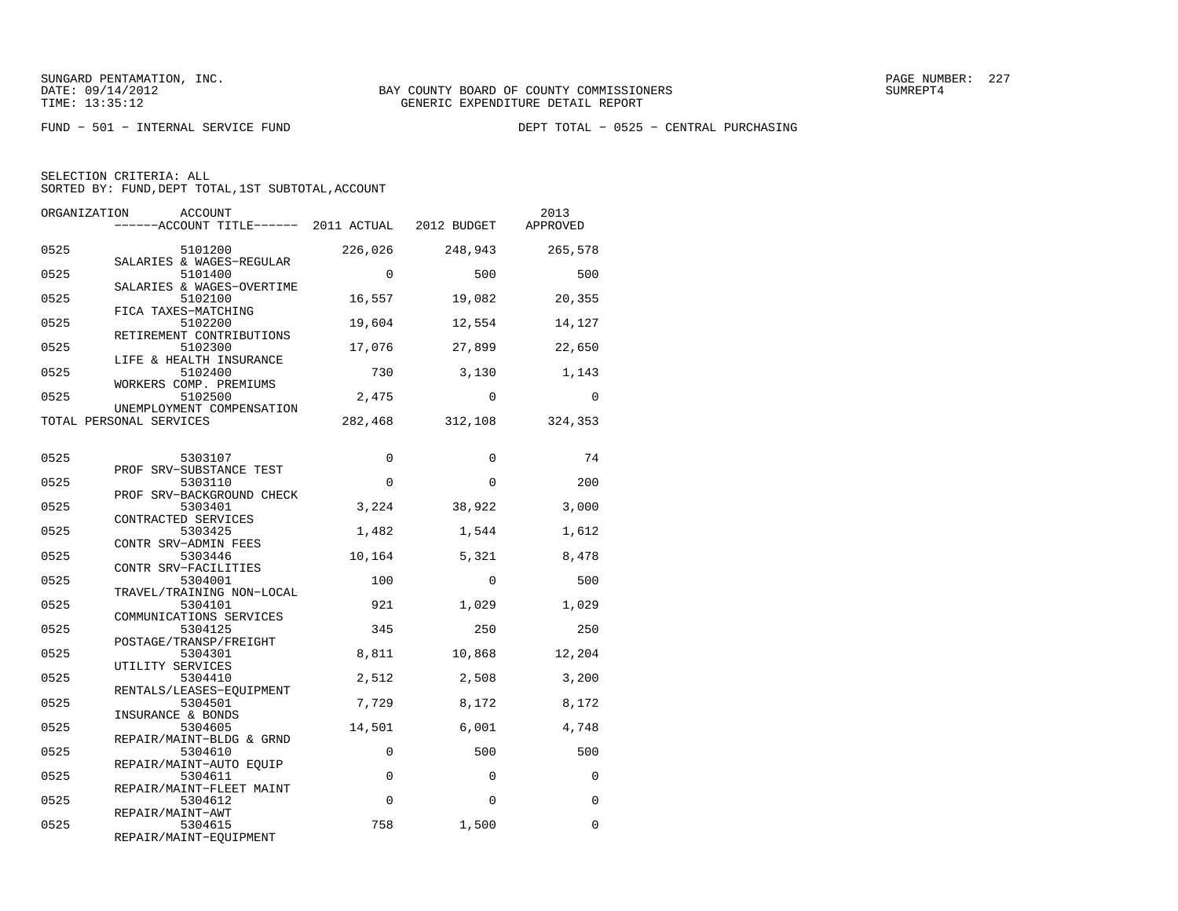SUNGARD PENTAMATION, INC.
DATE: 09/14/2012
TIME: 13:35:12

BAY COUNTY BOARD OF COUNTY COMMISSIONERS
GENERIC EXPENDITURE DETAIL REPORT

SUMREPT4

FUND − 501 − INTERNAL SERVICE FUND

DEPT TOTAL − 0525 − CENTRAL PURCHASING

SELECTION CRITERIA: ALL
SORTED BY: FUND,DEPT TOTAL,1ST SUBTOTAL,ACCOUNT

| ORGANIZATION | ACCOUNT / ------ACCOUNT TITLE------ | 2011 ACTUAL | 2012 BUDGET | 2013 APPROVED |
|---|---|---|---|---|
| 0525 | 5101200 SALARIES & WAGES−REGULAR | 226,026 | 248,943 | 265,578 |
| 0525 | 5101400 SALARIES & WAGES−OVERTIME | 0 | 500 | 500 |
| 0525 | 5102100 FICA TAXES−MATCHING | 16,557 | 19,082 | 20,355 |
| 0525 | 5102200 RETIREMENT CONTRIBUTIONS | 19,604 | 12,554 | 14,127 |
| 0525 | 5102300 LIFE & HEALTH INSURANCE | 17,076 | 27,899 | 22,650 |
| 0525 | 5102400 WORKERS COMP. PREMIUMS | 730 | 3,130 | 1,143 |
| 0525 | 5102500 UNEMPLOYMENT COMPENSATION | 2,475 | 0 | 0 |
| TOTAL PERSONAL SERVICES | | 282,468 | 312,108 | 324,353 |
| 0525 | 5303107 PROF SRV−SUBSTANCE TEST | 0 | 0 | 74 |
| 0525 | 5303110 PROF SRV−BACKGROUND CHECK | 0 | 0 | 200 |
| 0525 | 5303401 CONTRACTED SERVICES | 3,224 | 38,922 | 3,000 |
| 0525 | 5303425 CONTR SRV−ADMIN FEES | 1,482 | 1,544 | 1,612 |
| 0525 | 5303446 CONTR SRV−FACILITIES | 10,164 | 5,321 | 8,478 |
| 0525 | 5304001 TRAVEL/TRAINING NON−LOCAL | 100 | 0 | 500 |
| 0525 | 5304101 COMMUNICATIONS SERVICES | 921 | 1,029 | 1,029 |
| 0525 | 5304125 POSTAGE/TRANSP/FREIGHT | 345 | 250 | 250 |
| 0525 | 5304301 UTILITY SERVICES | 8,811 | 10,868 | 12,204 |
| 0525 | 5304410 RENTALS/LEASES−EQUIPMENT | 2,512 | 2,508 | 3,200 |
| 0525 | 5304501 INSURANCE & BONDS | 7,729 | 8,172 | 8,172 |
| 0525 | 5304605 REPAIR/MAINT−BLDG & GRND | 14,501 | 6,001 | 4,748 |
| 0525 | 5304610 REPAIR/MAINT−AUTO EQUIP | 0 | 500 | 500 |
| 0525 | 5304611 REPAIR/MAINT−FLEET MAINT | 0 | 0 | 0 |
| 0525 | 5304612 REPAIR/MAINT−AWT | 0 | 0 | 0 |
| 0525 | 5304615 REPAIR/MAINT−EQUIPMENT | 758 | 1,500 | 0 |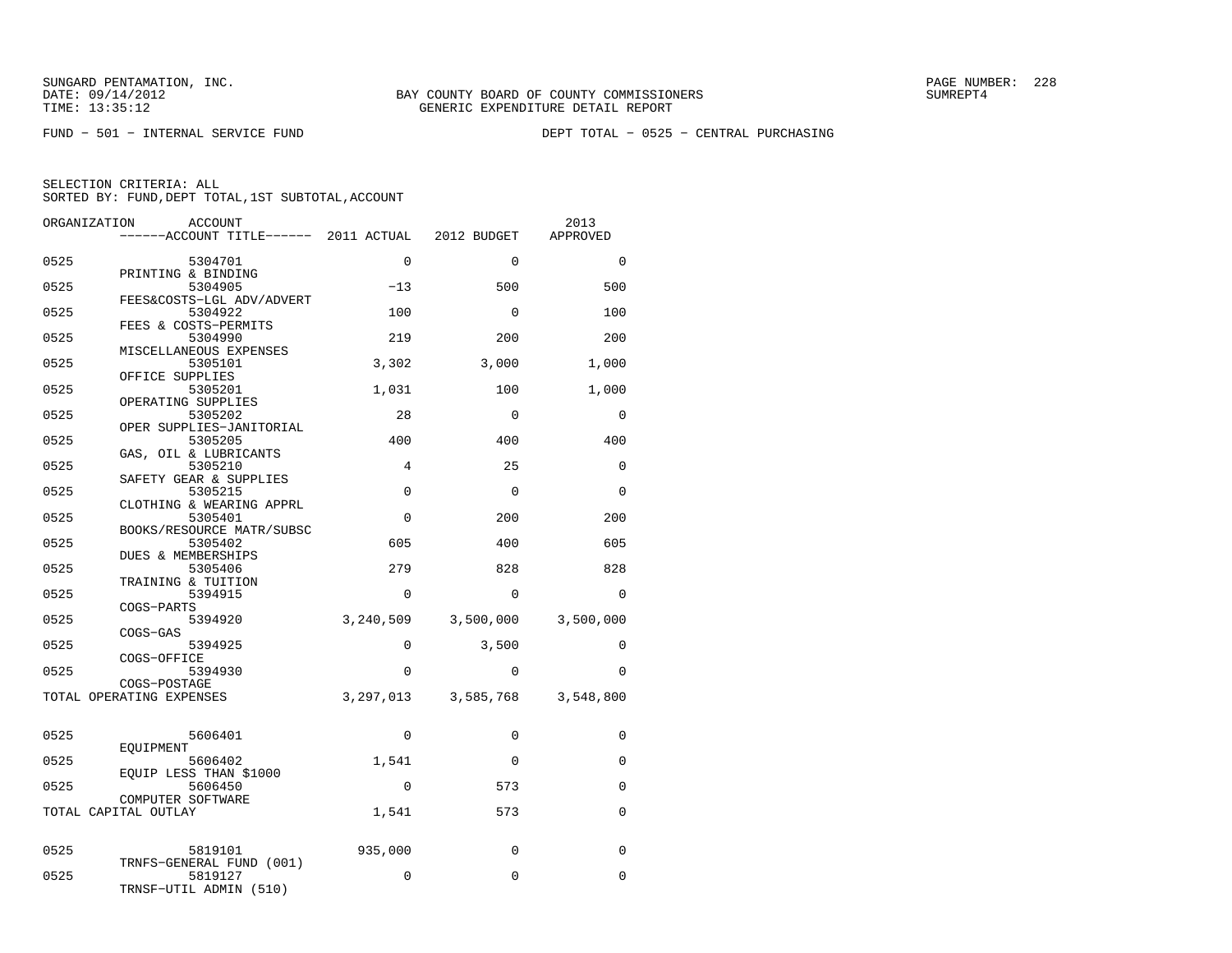SUNGARD PENTAMATION, INC.
DATE: 09/14/2012
TIME: 13:35:12

BAY COUNTY BOARD OF COUNTY COMMISSIONERS
GENERIC EXPENDITURE DETAIL REPORT

SUMREPT4

FUND − 501 − INTERNAL SERVICE FUND

DEPT TOTAL − 0525 − CENTRAL PURCHASING

SELECTION CRITERIA: ALL
SORTED BY: FUND,DEPT TOTAL,1ST SUBTOTAL,ACCOUNT

| ORGANIZATION | ACCOUNT / ACCOUNT TITLE | 2011 ACTUAL | 2012 BUDGET | 2013 APPROVED |
|---|---|---|---|---|
| 0525 | 5304701 PRINTING & BINDING | 0 | 0 | 0 |
| 0525 | 5304905 FEES&COSTS−LGL ADV/ADVERT | −13 | 500 | 500 |
| 0525 | 5304922 FEES & COSTS−PERMITS | 100 | 0 | 100 |
| 0525 | 5304990 MISCELLANEOUS EXPENSES | 219 | 200 | 200 |
| 0525 | 5305101 OFFICE SUPPLIES | 3,302 | 3,000 | 1,000 |
| 0525 | 5305201 OPERATING SUPPLIES | 1,031 | 100 | 1,000 |
| 0525 | 5305202 OPER SUPPLIES−JANITORIAL | 28 | 0 | 0 |
| 0525 | 5305205 GAS, OIL & LUBRICANTS | 400 | 400 | 400 |
| 0525 | 5305210 SAFETY GEAR & SUPPLIES | 4 | 25 | 0 |
| 0525 | 5305215 CLOTHING & WEARING APPRL | 0 | 0 | 0 |
| 0525 | 5305401 BOOKS/RESOURCE MATR/SUBSC | 0 | 200 | 200 |
| 0525 | 5305402 DUES & MEMBERSHIPS | 605 | 400 | 605 |
| 0525 | 5305406 TRAINING & TUITION | 279 | 828 | 828 |
| 0525 | 5394915 COGS−PARTS | 0 | 0 | 0 |
| 0525 | 5394920 COGS−GAS | 3,240,509 | 3,500,000 | 3,500,000 |
| 0525 | 5394925 COGS−OFFICE | 0 | 3,500 | 0 |
| 0525 | 5394930 COGS−POSTAGE | 0 | 0 | 0 |
| TOTAL OPERATING EXPENSES | | 3,297,013 | 3,585,768 | 3,548,800 |
| 0525 | 5606401 EQUIPMENT | 0 | 0 | 0 |
| 0525 | 5606402 EQUIP LESS THAN $1000 | 1,541 | 0 | 0 |
| 0525 | 5606450 COMPUTER SOFTWARE | 0 | 573 | 0 |
| TOTAL CAPITAL OUTLAY | | 1,541 | 573 | 0 |
| 0525 | 5819101 TRNFS−GENERAL FUND (001) | 935,000 | 0 | 0 |
| 0525 | 5819127 TRNSF−UTIL ADMIN (510) | 0 | 0 | 0 |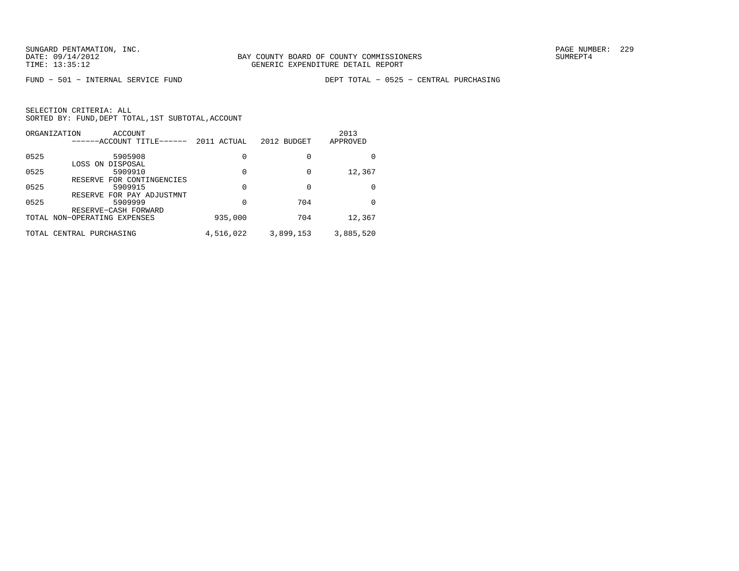SUNGARD PENTAMATION, INC.
DATE: 09/14/2012
TIME: 13:35:12

BAY COUNTY BOARD OF COUNTY COMMISSIONERS
GENERIC EXPENDITURE DETAIL REPORT

SUMREPT4

FUND − 501 − INTERNAL SERVICE FUND

DEPT TOTAL − 0525 − CENTRAL PURCHASING

SELECTION CRITERIA: ALL
SORTED BY: FUND,DEPT TOTAL,1ST SUBTOTAL,ACCOUNT

| ORGANIZATION | ACCOUNT / ------ACCOUNT TITLE------ | 2011 ACTUAL | 2012 BUDGET | 2013 APPROVED |
|---|---|---|---|---|
| 0525 | 5905908 LOSS ON DISPOSAL | 0 | 0 | 0 |
| 0525 | 5909910 RESERVE FOR CONTINGENCIES | 0 | 0 | 12,367 |
| 0525 | 5909915 RESERVE FOR PAY ADJUSTMNT | 0 | 0 | 0 |
| 0525 | 5909999 RESERVE−CASH FORWARD | 0 | 704 | 0 |
| TOTAL NON−OPERATING EXPENSES | | 935,000 | 704 | 12,367 |
| TOTAL CENTRAL PURCHASING | | 4,516,022 | 3,899,153 | 3,885,520 |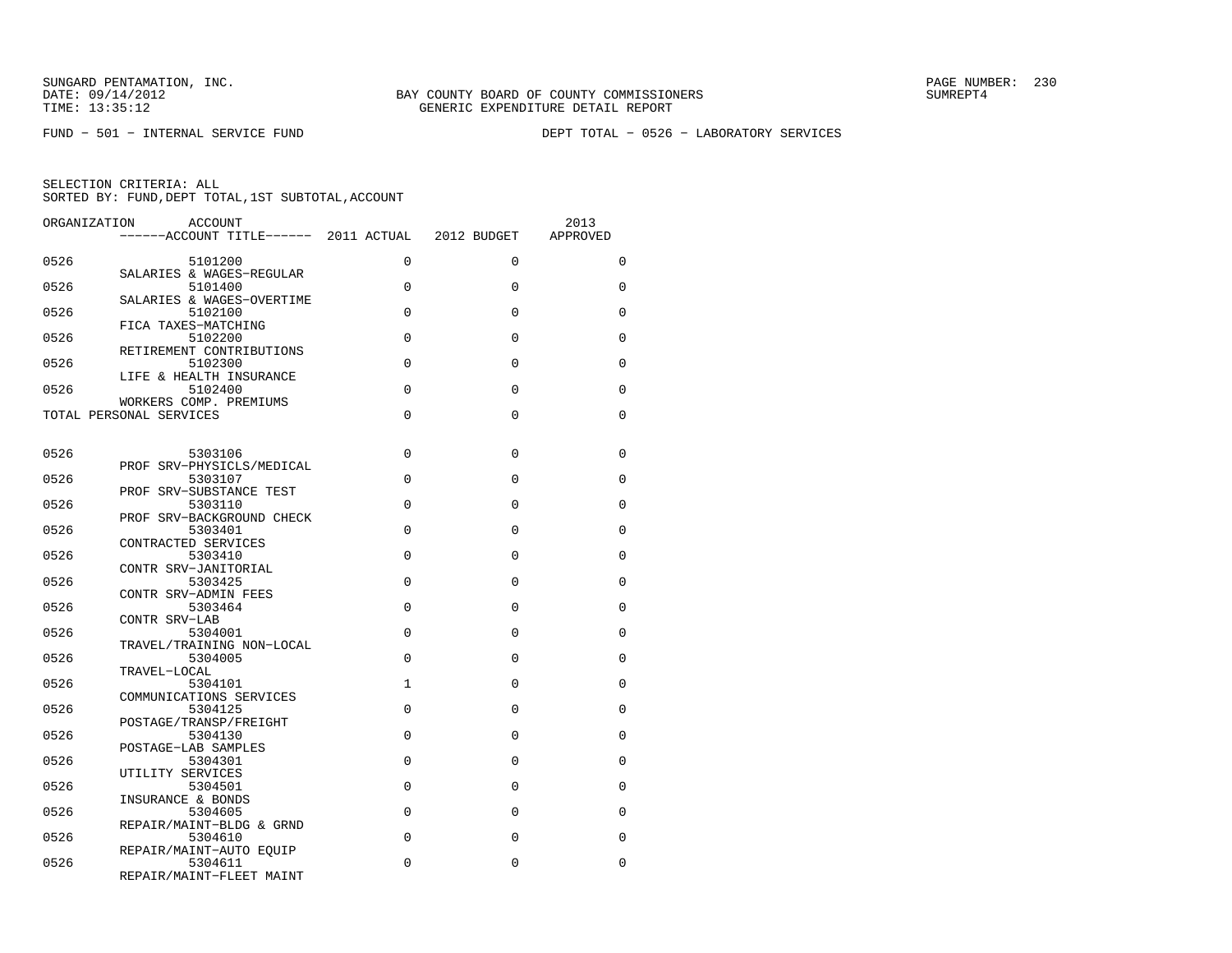SUNGARD PENTAMATION, INC.
DATE: 09/14/2012
TIME: 13:35:12

BAY COUNTY BOARD OF COUNTY COMMISSIONERS
GENERIC EXPENDITURE DETAIL REPORT

SUMREPT4

FUND − 501 − INTERNAL SERVICE FUND

DEPT TOTAL − 0526 − LABORATORY SERVICES

SELECTION CRITERIA: ALL
SORTED BY: FUND,DEPT TOTAL,1ST SUBTOTAL,ACCOUNT

| ORGANIZATION | ACCOUNT / ACCOUNT TITLE | 2011 ACTUAL | 2012 BUDGET | 2013 APPROVED |
|---|---|---|---|---|
| 0526 | 5101200 SALARIES & WAGES−REGULAR | 0 | 0 | 0 |
| 0526 | 5101400 SALARIES & WAGES−OVERTIME | 0 | 0 | 0 |
| 0526 | 5102100 FICA TAXES−MATCHING | 0 | 0 | 0 |
| 0526 | 5102200 RETIREMENT CONTRIBUTIONS | 0 | 0 | 0 |
| 0526 | 5102300 LIFE & HEALTH INSURANCE | 0 | 0 | 0 |
| 0526 | 5102400 WORKERS COMP. PREMIUMS | 0 | 0 | 0 |
| TOTAL PERSONAL SERVICES | | 0 | 0 | 0 |
| 0526 | 5303106 PROF SRV−PHYSICLS/MEDICAL | 0 | 0 | 0 |
| 0526 | 5303107 PROF SRV−SUBSTANCE TEST | 0 | 0 | 0 |
| 0526 | 5303110 PROF SRV−BACKGROUND CHECK | 0 | 0 | 0 |
| 0526 | 5303401 CONTRACTED SERVICES | 0 | 0 | 0 |
| 0526 | 5303410 CONTR SRV−JANITORIAL | 0 | 0 | 0 |
| 0526 | 5303425 CONTR SRV−ADMIN FEES | 0 | 0 | 0 |
| 0526 | 5303464 CONTR SRV−LAB | 0 | 0 | 0 |
| 0526 | 5304001 TRAVEL/TRAINING NON−LOCAL | 0 | 0 | 0 |
| 0526 | 5304005 TRAVEL−LOCAL | 0 | 0 | 0 |
| 0526 | 5304101 COMMUNICATIONS SERVICES | 1 | 0 | 0 |
| 0526 | 5304125 POSTAGE/TRANSP/FREIGHT | 0 | 0 | 0 |
| 0526 | 5304130 POSTAGE−LAB SAMPLES | 0 | 0 | 0 |
| 0526 | 5304301 UTILITY SERVICES | 0 | 0 | 0 |
| 0526 | 5304501 INSURANCE & BONDS | 0 | 0 | 0 |
| 0526 | 5304605 REPAIR/MAINT−BLDG & GRND | 0 | 0 | 0 |
| 0526 | 5304610 REPAIR/MAINT−AUTO EQUIP | 0 | 0 | 0 |
| 0526 | 5304611 REPAIR/MAINT−FLEET MAINT | 0 | 0 | 0 |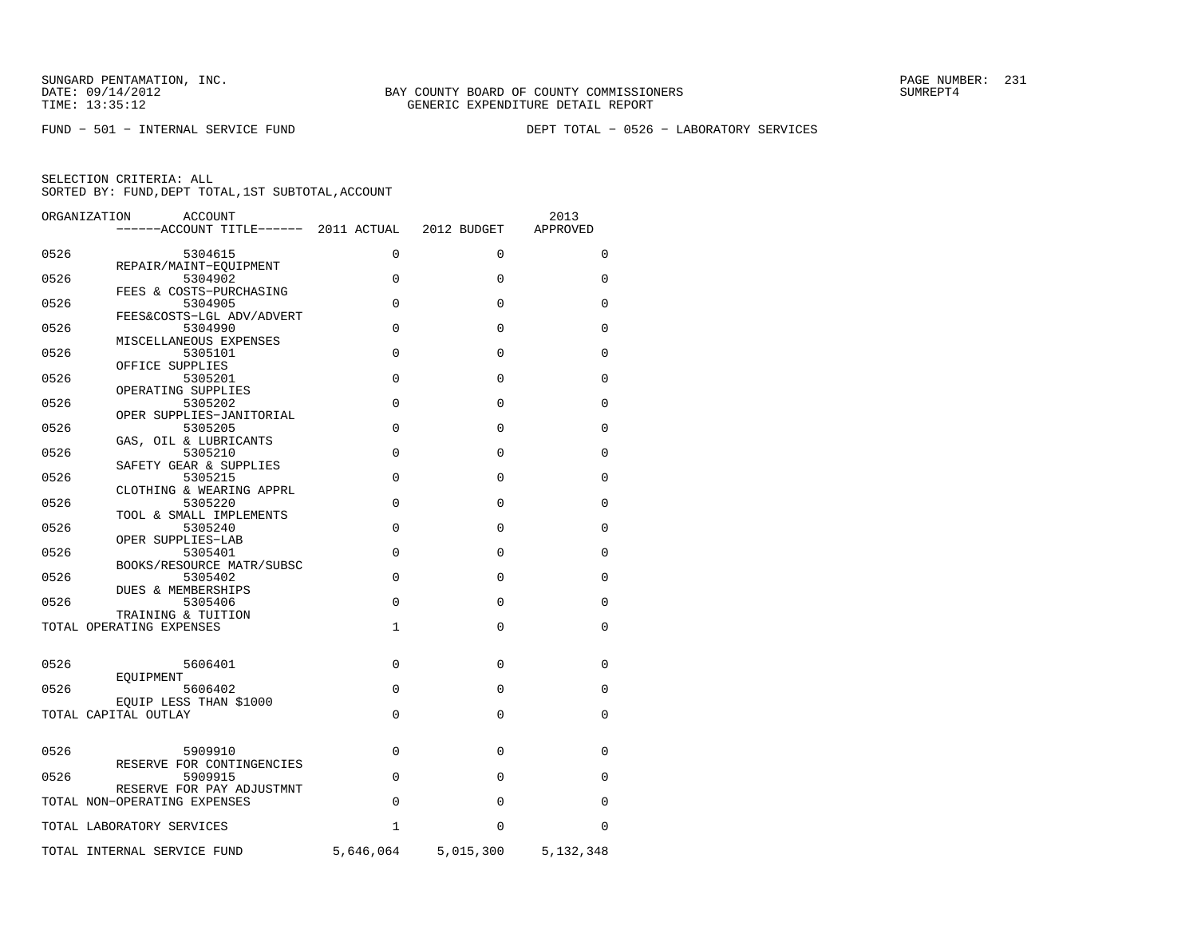SUNGARD PENTAMATION, INC.
DATE: 09/14/2012
TIME: 13:35:12

BAY COUNTY BOARD OF COUNTY COMMISSIONERS
GENERIC EXPENDITURE DETAIL REPORT

SUMREPT4

FUND − 501 − INTERNAL SERVICE FUND

DEPT TOTAL − 0526 − LABORATORY SERVICES

SELECTION CRITERIA: ALL
SORTED BY: FUND,DEPT TOTAL,1ST SUBTOTAL,ACCOUNT

| ORGANIZATION | ACCOUNT ------ACCOUNT TITLE------ | 2011 ACTUAL | 2012 BUDGET | 2013 APPROVED |
|---|---|---|---|---|
| 0526 | 5304615 REPAIR/MAINT−EQUIPMENT | 0 | 0 | 0 |
| 0526 | 5304902 FEES & COSTS−PURCHASING | 0 | 0 | 0 |
| 0526 | 5304905 FEES&COSTS−LGL ADV/ADVERT | 0 | 0 | 0 |
| 0526 | 5304990 MISCELLANEOUS EXPENSES | 0 | 0 | 0 |
| 0526 | 5305101 OFFICE SUPPLIES | 0 | 0 | 0 |
| 0526 | 5305201 OPERATING SUPPLIES | 0 | 0 | 0 |
| 0526 | 5305202 OPER SUPPLIES−JANITORIAL | 0 | 0 | 0 |
| 0526 | 5305205 GAS, OIL & LUBRICANTS | 0 | 0 | 0 |
| 0526 | 5305210 SAFETY GEAR & SUPPLIES | 0 | 0 | 0 |
| 0526 | 5305215 CLOTHING & WEARING APPRL | 0 | 0 | 0 |
| 0526 | 5305220 TOOL & SMALL IMPLEMENTS | 0 | 0 | 0 |
| 0526 | 5305240 OPER SUPPLIES−LAB | 0 | 0 | 0 |
| 0526 | 5305401 BOOKS/RESOURCE MATR/SUBSC | 0 | 0 | 0 |
| 0526 | 5305402 DUES & MEMBERSHIPS | 0 | 0 | 0 |
| 0526 | 5305406 TRAINING & TUITION | 0 | 0 | 0 |
| TOTAL OPERATING EXPENSES | | 1 | 0 | 0 |
| 0526 | 5606401 EQUIPMENT | 0 | 0 | 0 |
| 0526 | 5606402 EQUIP LESS THAN $1000 | 0 | 0 | 0 |
| TOTAL CAPITAL OUTLAY | | 0 | 0 | 0 |
| 0526 | 5909910 RESERVE FOR CONTINGENCIES | 0 | 0 | 0 |
| 0526 | 5909915 RESERVE FOR PAY ADJUSTMNT | 0 | 0 | 0 |
| TOTAL NON−OPERATING EXPENSES | | 0 | 0 | 0 |
| TOTAL LABORATORY SERVICES | | 1 | 0 | 0 |
| TOTAL INTERNAL SERVICE FUND | | 5,646,064 | 5,015,300 | 5,132,348 |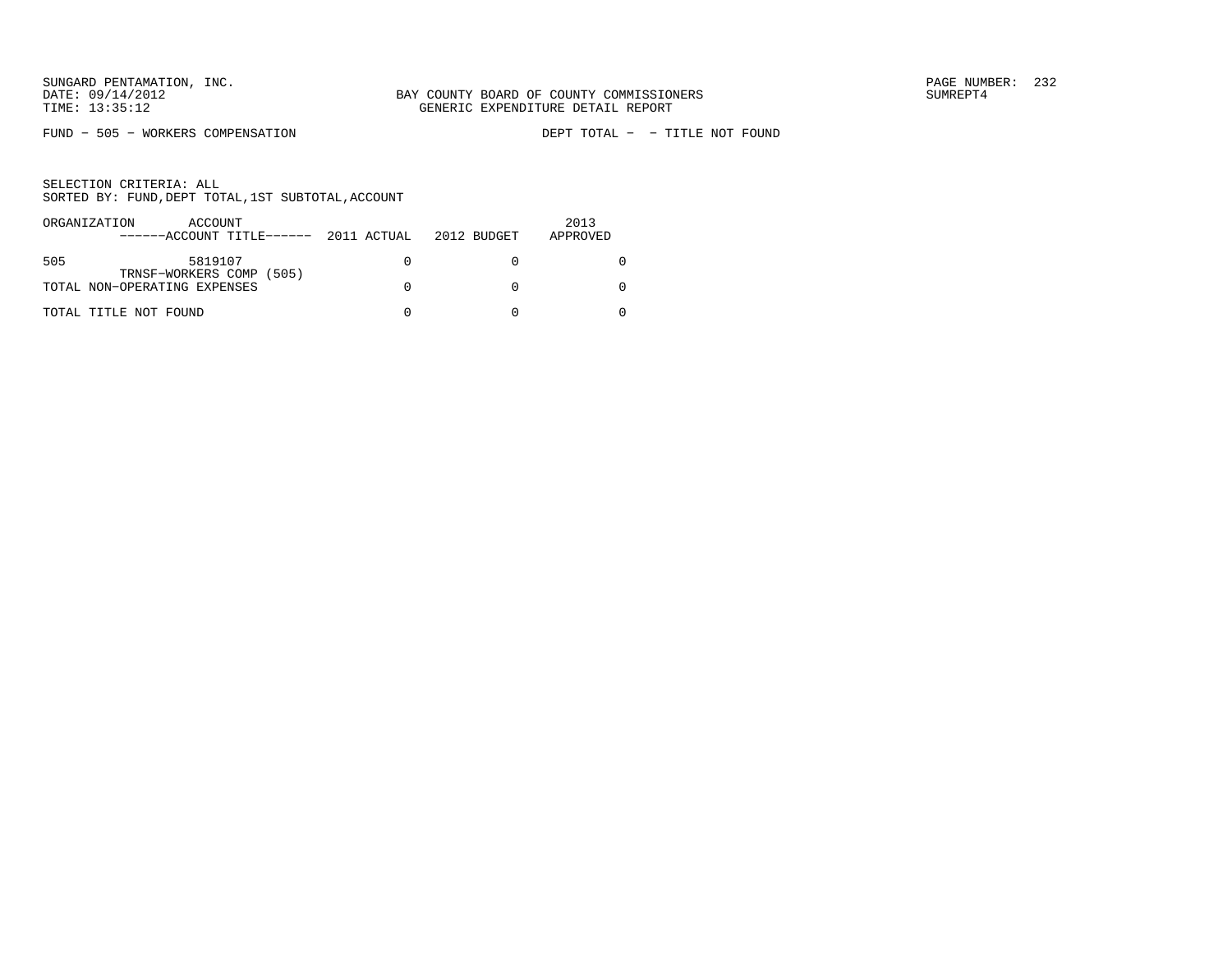SUNGARD PENTAMATION, INC.
DATE: 09/14/2012
TIME: 13:35:12

BAY COUNTY BOARD OF COUNTY COMMISSIONERS
GENERIC EXPENDITURE DETAIL REPORT

PAGE NUMBER: 232
SUMREPT4

FUND − 505 − WORKERS COMPENSATION

DEPT TOTAL − − TITLE NOT FOUND

SELECTION CRITERIA: ALL
SORTED BY: FUND,DEPT TOTAL,1ST SUBTOTAL,ACCOUNT

| ORGANIZATION | ACCOUNT<br>------ACCOUNT TITLE------ | 2011 ACTUAL | 2012 BUDGET | 2013<br>APPROVED |
|---|---|---|---|---|
| 505 | 5819107<br>TRNSF−WORKERS COMP (505) | 0 | 0 | 0 |
| TOTAL NON−OPERATING EXPENSES | | 0 | 0 | 0 |
| TOTAL TITLE NOT FOUND | | 0 | 0 | 0 |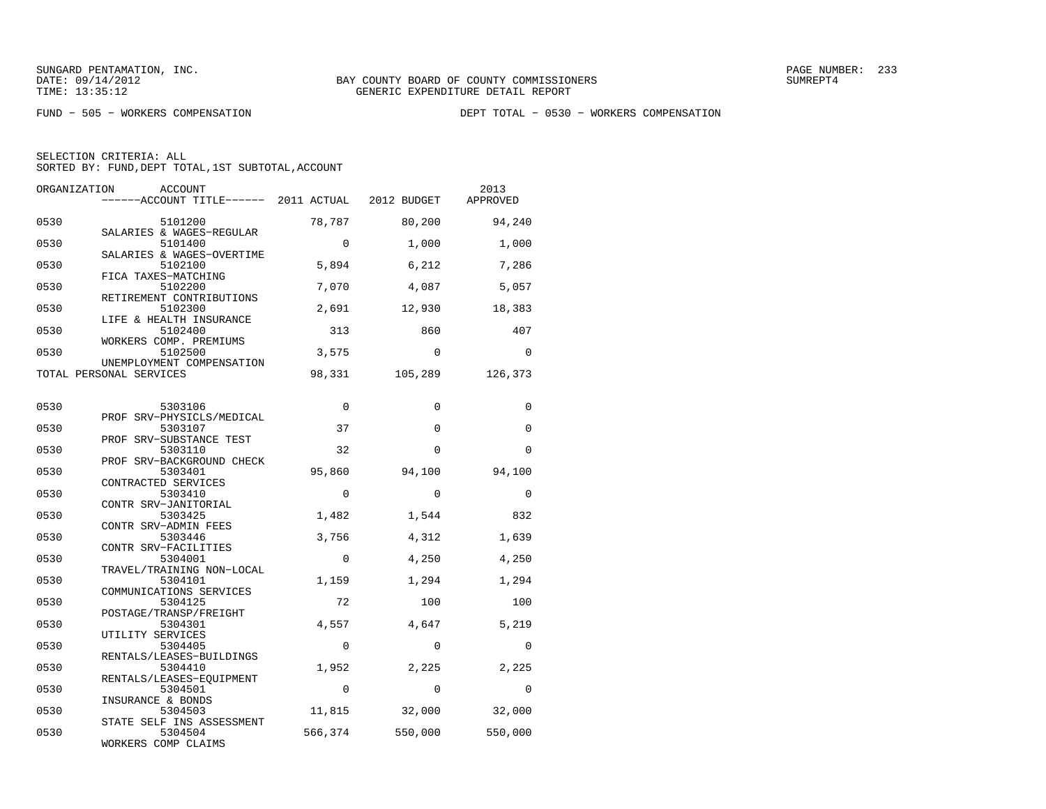SUNGARD PENTAMATION, INC.
DATE: 09/14/2012
TIME: 13:35:12

BAY COUNTY BOARD OF COUNTY COMMISSIONERS
GENERIC EXPENDITURE DETAIL REPORT

SUMREPT4

FUND − 505 − WORKERS COMPENSATION

DEPT TOTAL − 0530 − WORKERS COMPENSATION

SELECTION CRITERIA: ALL
SORTED BY: FUND,DEPT TOTAL,1ST SUBTOTAL,ACCOUNT

| ORGANIZATION | ACCOUNT ------ACCOUNT TITLE------ | 2011 ACTUAL | 2012 BUDGET | 2013 APPROVED |
|---|---|---|---|---|
| 0530 | 5101200 SALARIES & WAGES−REGULAR | 78,787 | 80,200 | 94,240 |
| 0530 | 5101400 SALARIES & WAGES−OVERTIME | 0 | 1,000 | 1,000 |
| 0530 | 5102100 FICA TAXES−MATCHING | 5,894 | 6,212 | 7,286 |
| 0530 | 5102200 RETIREMENT CONTRIBUTIONS | 7,070 | 4,087 | 5,057 |
| 0530 | 5102300 LIFE & HEALTH INSURANCE | 2,691 | 12,930 | 18,383 |
| 0530 | 5102400 WORKERS COMP. PREMIUMS | 313 | 860 | 407 |
| 0530 | 5102500 UNEMPLOYMENT COMPENSATION | 3,575 | 0 | 0 |
| TOTAL PERSONAL SERVICES | | 98,331 | 105,289 | 126,373 |
| 0530 | 5303106 PROF SRV−PHYSICLS/MEDICAL | 0 | 0 | 0 |
| 0530 | 5303107 PROF SRV−SUBSTANCE TEST | 37 | 0 | 0 |
| 0530 | 5303110 PROF SRV−BACKGROUND CHECK | 32 | 0 | 0 |
| 0530 | 5303401 CONTRACTED SERVICES | 95,860 | 94,100 | 94,100 |
| 0530 | 5303410 CONTR SRV−JANITORIAL | 0 | 0 | 0 |
| 0530 | 5303425 CONTR SRV−ADMIN FEES | 1,482 | 1,544 | 832 |
| 0530 | 5303446 CONTR SRV−FACILITIES | 3,756 | 4,312 | 1,639 |
| 0530 | 5304001 TRAVEL/TRAINING NON−LOCAL | 0 | 4,250 | 4,250 |
| 0530 | 5304101 COMMUNICATIONS SERVICES | 1,159 | 1,294 | 1,294 |
| 0530 | 5304125 POSTAGE/TRANSP/FREIGHT | 72 | 100 | 100 |
| 0530 | 5304301 UTILITY SERVICES | 4,557 | 4,647 | 5,219 |
| 0530 | 5304405 RENTALS/LEASES−BUILDINGS | 0 | 0 | 0 |
| 0530 | 5304410 RENTALS/LEASES−EQUIPMENT | 1,952 | 2,225 | 2,225 |
| 0530 | 5304501 INSURANCE & BONDS | 0 | 0 | 0 |
| 0530 | 5304503 STATE SELF INS ASSESSMENT | 11,815 | 32,000 | 32,000 |
| 0530 | 5304504 WORKERS COMP CLAIMS | 566,374 | 550,000 | 550,000 |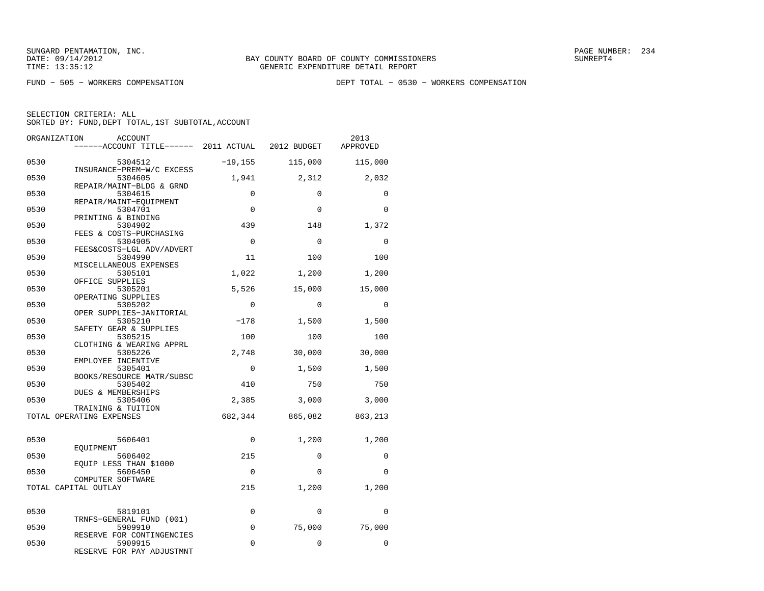SUNGARD PENTAMATION, INC.
DATE: 09/14/2012
TIME: 13:35:12

BAY COUNTY BOARD OF COUNTY COMMISSIONERS
GENERIC EXPENDITURE DETAIL REPORT

SUMREPT4

FUND - 505 - WORKERS COMPENSATION

DEPT TOTAL - 0530 - WORKERS COMPENSATION

SELECTION CRITERIA: ALL
SORTED BY: FUND,DEPT TOTAL,1ST SUBTOTAL,ACCOUNT

| ORGANIZATION | ACCOUNT / ------ACCOUNT TITLE------ | 2011 ACTUAL | 2012 BUDGET | 2013 APPROVED |
|---|---|---|---|---|
| 0530 | 5304512 INSURANCE-PREM-W/C EXCESS | -19,155 | 115,000 | 115,000 |
| 0530 | 5304605 REPAIR/MAINT-BLDG & GRND | 1,941 | 2,312 | 2,032 |
| 0530 | 5304615 REPAIR/MAINT-EQUIPMENT | 0 | 0 | 0 |
| 0530 | 5304701 PRINTING & BINDING | 0 | 0 | 0 |
| 0530 | 5304902 FEES & COSTS-PURCHASING | 439 | 148 | 1,372 |
| 0530 | 5304905 FEES&COSTS-LGL ADV/ADVERT | 0 | 0 | 0 |
| 0530 | 5304990 MISCELLANEOUS EXPENSES | 11 | 100 | 100 |
| 0530 | 5305101 OFFICE SUPPLIES | 1,022 | 1,200 | 1,200 |
| 0530 | 5305201 OPERATING SUPPLIES | 5,526 | 15,000 | 15,000 |
| 0530 | 5305202 OPER SUPPLIES-JANITORIAL | 0 | 0 | 0 |
| 0530 | 5305210 SAFETY GEAR & SUPPLIES | -178 | 1,500 | 1,500 |
| 0530 | 5305215 CLOTHING & WEARING APPRL | 100 | 100 | 100 |
| 0530 | 5305226 EMPLOYEE INCENTIVE | 2,748 | 30,000 | 30,000 |
| 0530 | 5305401 BOOKS/RESOURCE MATR/SUBSC | 0 | 1,500 | 1,500 |
| 0530 | 5305402 DUES & MEMBERSHIPS | 410 | 750 | 750 |
| 0530 | 5305406 TRAINING & TUITION | 2,385 | 3,000 | 3,000 |
| TOTAL OPERATING EXPENSES | | 682,344 | 865,082 | 863,213 |
| 0530 | 5606401 EQUIPMENT | 0 | 1,200 | 1,200 |
| 0530 | 5606402 EQUIP LESS THAN $1000 | 215 | 0 | 0 |
| 0530 | 5606450 COMPUTER SOFTWARE | 0 | 0 | 0 |
| TOTAL CAPITAL OUTLAY | | 215 | 1,200 | 1,200 |
| 0530 | 5819101 TRNFS-GENERAL FUND (001) | 0 | 0 | 0 |
| 0530 | 5909910 RESERVE FOR CONTINGENCIES | 0 | 75,000 | 75,000 |
| 0530 | 5909915 RESERVE FOR PAY ADJUSTMNT | 0 | 0 | 0 |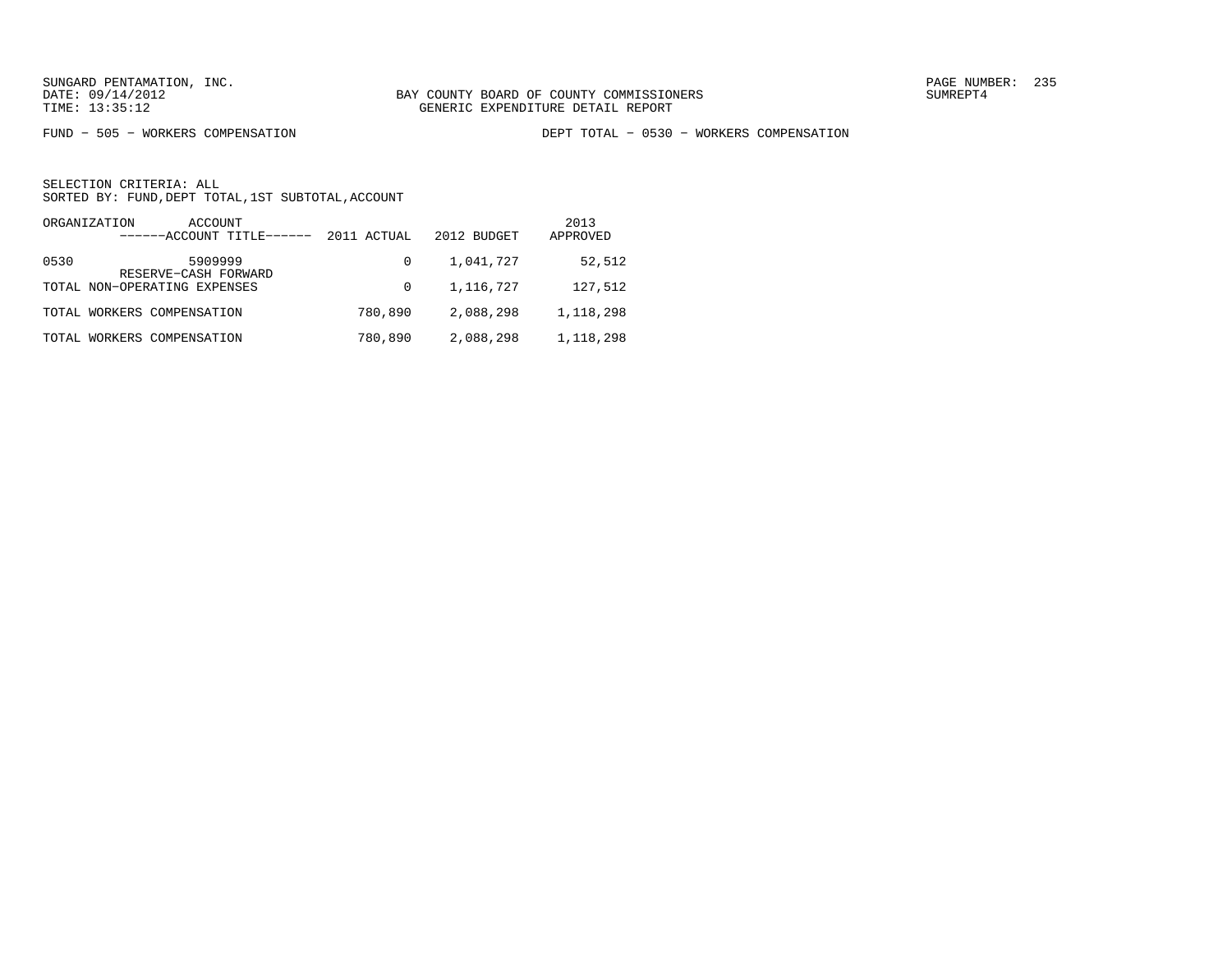SUNGARD PENTAMATION, INC.
DATE: 09/14/2012
TIME: 13:35:12

BAY COUNTY BOARD OF COUNTY COMMISSIONERS
GENERIC EXPENDITURE DETAIL REPORT

SUMREPT4

FUND - 505 - WORKERS COMPENSATION

DEPT TOTAL - 0530 - WORKERS COMPENSATION

SELECTION CRITERIA: ALL
SORTED BY: FUND,DEPT TOTAL,1ST SUBTOTAL,ACCOUNT

| ORGANIZATION | ACCOUNT ------ACCOUNT TITLE------ | 2011 ACTUAL | 2012 BUDGET | 2013 APPROVED |
|---|---|---|---|---|
| 0530 | 5909999 RESERVE-CASH FORWARD | 0 | 1,041,727 | 52,512 |
| TOTAL NON-OPERATING EXPENSES | | 0 | 1,116,727 | 127,512 |
| TOTAL WORKERS COMPENSATION | | 780,890 | 2,088,298 | 1,118,298 |
| TOTAL WORKERS COMPENSATION | | 780,890 | 2,088,298 | 1,118,298 |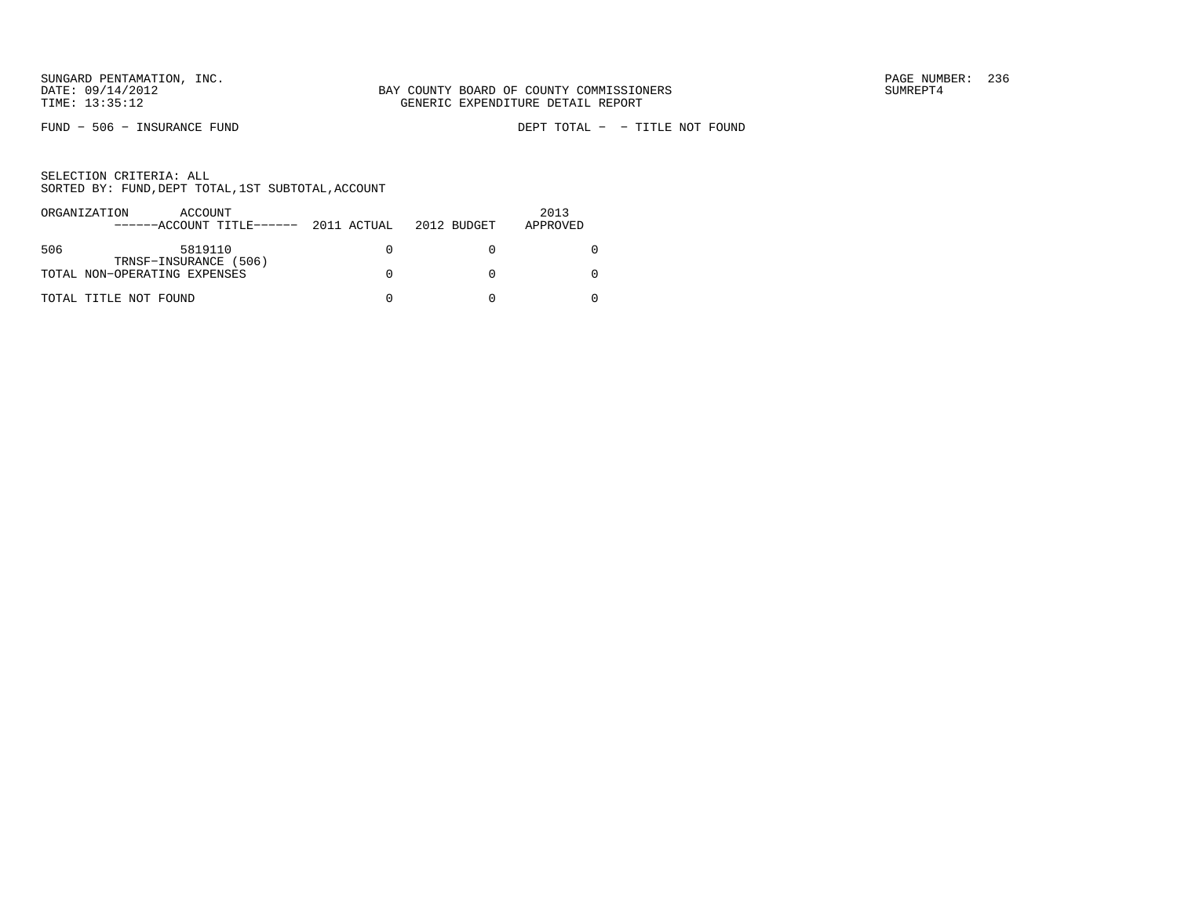SUNGARD PENTAMATION, INC.
DATE: 09/14/2012
TIME: 13:35:12

BAY COUNTY BOARD OF COUNTY COMMISSIONERS
GENERIC EXPENDITURE DETAIL REPORT

SUMREPT4

FUND - 506 - INSURANCE FUND

DEPT TOTAL - - TITLE NOT FOUND

SELECTION CRITERIA: ALL
SORTED BY: FUND,DEPT TOTAL,1ST SUBTOTAL,ACCOUNT

| ORGANIZATION | ACCOUNT<br>------ACCOUNT TITLE------ | 2011 ACTUAL | 2012 BUDGET | 2013<br>APPROVED |
|---|---|---|---|---|
| 506 | 5819110<br>TRNSF-INSURANCE (506) | 0 | 0 | 0 |
| TOTAL NON-OPERATING EXPENSES | | 0 | 0 | 0 |
| TOTAL TITLE NOT FOUND | | 0 | 0 | 0 |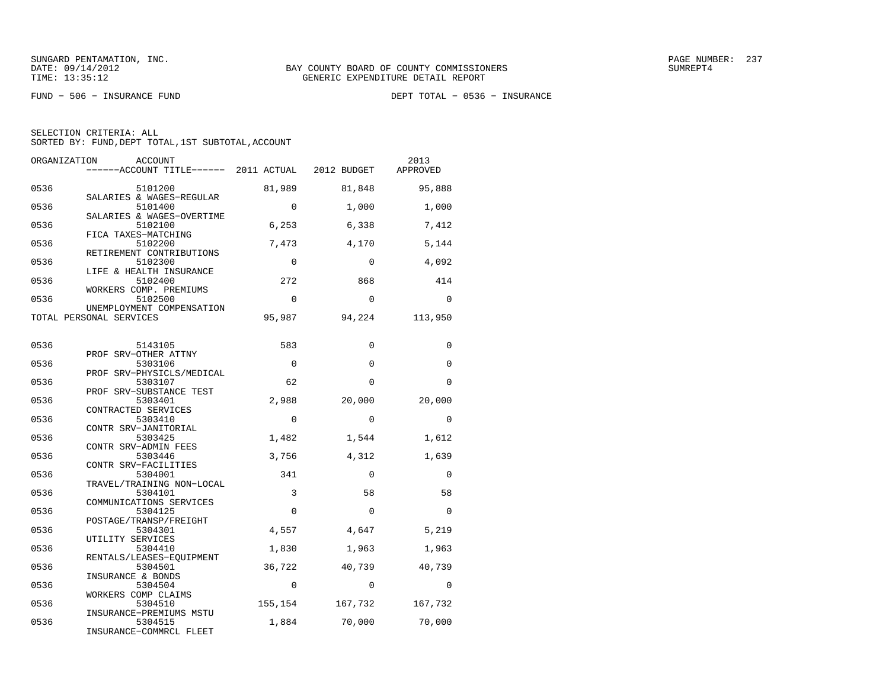SUNGARD PENTAMATION, INC.
DATE: 09/14/2012
TIME: 13:35:12

BAY COUNTY BOARD OF COUNTY COMMISSIONERS
GENERIC EXPENDITURE DETAIL REPORT

PAGE NUMBER: 237
SUMREPT4

FUND − 506 − INSURANCE FUND

DEPT TOTAL − 0536 − INSURANCE

SELECTION CRITERIA: ALL
SORTED BY: FUND,DEPT TOTAL,1ST SUBTOTAL,ACCOUNT

| ORGANIZATION | ACCOUNT / ACCOUNT TITLE | 2011 ACTUAL | 2012 BUDGET | 2013 APPROVED |
|---|---|---|---|---|
| 0536 | 5101200 SALARIES & WAGES−REGULAR | 81,989 | 81,848 | 95,888 |
| 0536 | 5101400 SALARIES & WAGES−OVERTIME | 0 | 1,000 | 1,000 |
| 0536 | 5102100 FICA TAXES−MATCHING | 6,253 | 6,338 | 7,412 |
| 0536 | 5102200 RETIREMENT CONTRIBUTIONS | 7,473 | 4,170 | 5,144 |
| 0536 | 5102300 LIFE & HEALTH INSURANCE | 0 | 0 | 4,092 |
| 0536 | 5102400 WORKERS COMP. PREMIUMS | 272 | 868 | 414 |
| 0536 | 5102500 UNEMPLOYMENT COMPENSATION | 0 | 0 | 0 |
| TOTAL PERSONAL SERVICES | | 95,987 | 94,224 | 113,950 |
| 0536 | 5143105 PROF SRV−OTHER ATTNY | 583 | 0 | 0 |
| 0536 | 5303106 PROF SRV−PHYSICLS/MEDICAL | 0 | 0 | 0 |
| 0536 | 5303107 PROF SRV−SUBSTANCE TEST | 62 | 0 | 0 |
| 0536 | 5303401 CONTRACTED SERVICES | 2,988 | 20,000 | 20,000 |
| 0536 | 5303410 CONTR SRV−JANITORIAL | 0 | 0 | 0 |
| 0536 | 5303425 CONTR SRV−ADMIN FEES | 1,482 | 1,544 | 1,612 |
| 0536 | 5303446 CONTR SRV−FACILITIES | 3,756 | 4,312 | 1,639 |
| 0536 | 5304001 TRAVEL/TRAINING NON−LOCAL | 341 | 0 | 0 |
| 0536 | 5304101 COMMUNICATIONS SERVICES | 3 | 58 | 58 |
| 0536 | 5304125 POSTAGE/TRANSP/FREIGHT | 0 | 0 | 0 |
| 0536 | 5304301 UTILITY SERVICES | 4,557 | 4,647 | 5,219 |
| 0536 | 5304410 RENTALS/LEASES−EQUIPMENT | 1,830 | 1,963 | 1,963 |
| 0536 | 5304501 INSURANCE & BONDS | 36,722 | 40,739 | 40,739 |
| 0536 | 5304504 WORKERS COMP CLAIMS | 0 | 0 | 0 |
| 0536 | 5304510 INSURANCE−PREMIUMS MSTU | 155,154 | 167,732 | 167,732 |
| 0536 | 5304515 INSURANCE−COMMRCL FLEET | 1,884 | 70,000 | 70,000 |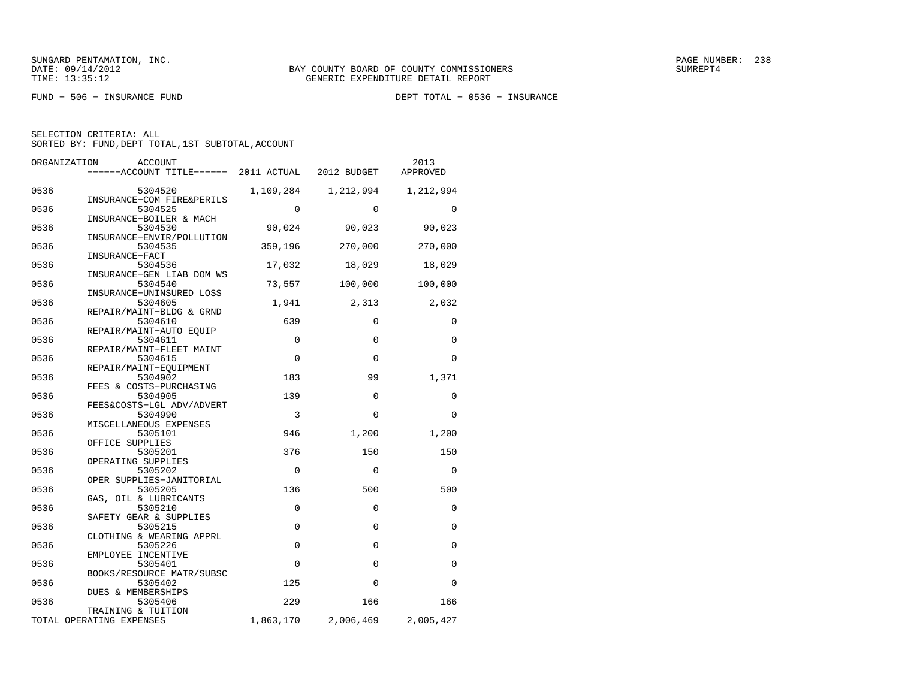SUNGARD PENTAMATION, INC.
DATE: 09/14/2012
TIME: 13:35:12

BAY COUNTY BOARD OF COUNTY COMMISSIONERS
GENERIC EXPENDITURE DETAIL REPORT

SUMREPT4

FUND - 506 - INSURANCE FUND

DEPT TOTAL - 0536 - INSURANCE

SELECTION CRITERIA: ALL
SORTED BY: FUND,DEPT TOTAL,1ST SUBTOTAL,ACCOUNT

| ORGANIZATION | ACCOUNT / ------ACCOUNT TITLE------ | 2011 ACTUAL | 2012 BUDGET | 2013 APPROVED |
|---|---|---|---|---|
| 0536 | 5304520 INSURANCE-COM FIRE&PERILS | 1,109,284 | 1,212,994 | 1,212,994 |
| 0536 | 5304525 INSURANCE-BOILER & MACH | 0 | 0 | 0 |
| 0536 | 5304530 INSURANCE-ENVIR/POLLUTION | 90,024 | 90,023 | 90,023 |
| 0536 | 5304535 INSURANCE-FACT | 359,196 | 270,000 | 270,000 |
| 0536 | 5304536 INSURANCE-GEN LIAB DOM WS | 17,032 | 18,029 | 18,029 |
| 0536 | 5304540 INSURANCE-UNINSURED LOSS | 73,557 | 100,000 | 100,000 |
| 0536 | 5304605 REPAIR/MAINT-BLDG & GRND | 1,941 | 2,313 | 2,032 |
| 0536 | 5304610 REPAIR/MAINT-AUTO EQUIP | 639 | 0 | 0 |
| 0536 | 5304611 REPAIR/MAINT-FLEET MAINT | 0 | 0 | 0 |
| 0536 | 5304615 REPAIR/MAINT-EQUIPMENT | 0 | 0 | 0 |
| 0536 | 5304902 FEES & COSTS-PURCHASING | 183 | 99 | 1,371 |
| 0536 | 5304905 FEES&COSTS-LGL ADV/ADVERT | 139 | 0 | 0 |
| 0536 | 5304990 MISCELLANEOUS EXPENSES | 3 | 0 | 0 |
| 0536 | 5305101 OFFICE SUPPLIES | 946 | 1,200 | 1,200 |
| 0536 | 5305201 OPERATING SUPPLIES | 376 | 150 | 150 |
| 0536 | 5305202 OPER SUPPLIES-JANITORIAL | 0 | 0 | 0 |
| 0536 | 5305205 GAS, OIL & LUBRICANTS | 136 | 500 | 500 |
| 0536 | 5305210 SAFETY GEAR & SUPPLIES | 0 | 0 | 0 |
| 0536 | 5305215 CLOTHING & WEARING APPRL | 0 | 0 | 0 |
| 0536 | 5305226 EMPLOYEE INCENTIVE | 0 | 0 | 0 |
| 0536 | 5305401 BOOKS/RESOURCE MATR/SUBSC | 0 | 0 | 0 |
| 0536 | 5305402 DUES & MEMBERSHIPS | 125 | 0 | 0 |
| 0536 | 5305406 TRAINING & TUITION | 229 | 166 | 166 |
| TOTAL OPERATING EXPENSES | | 1,863,170 | 2,006,469 | 2,005,427 |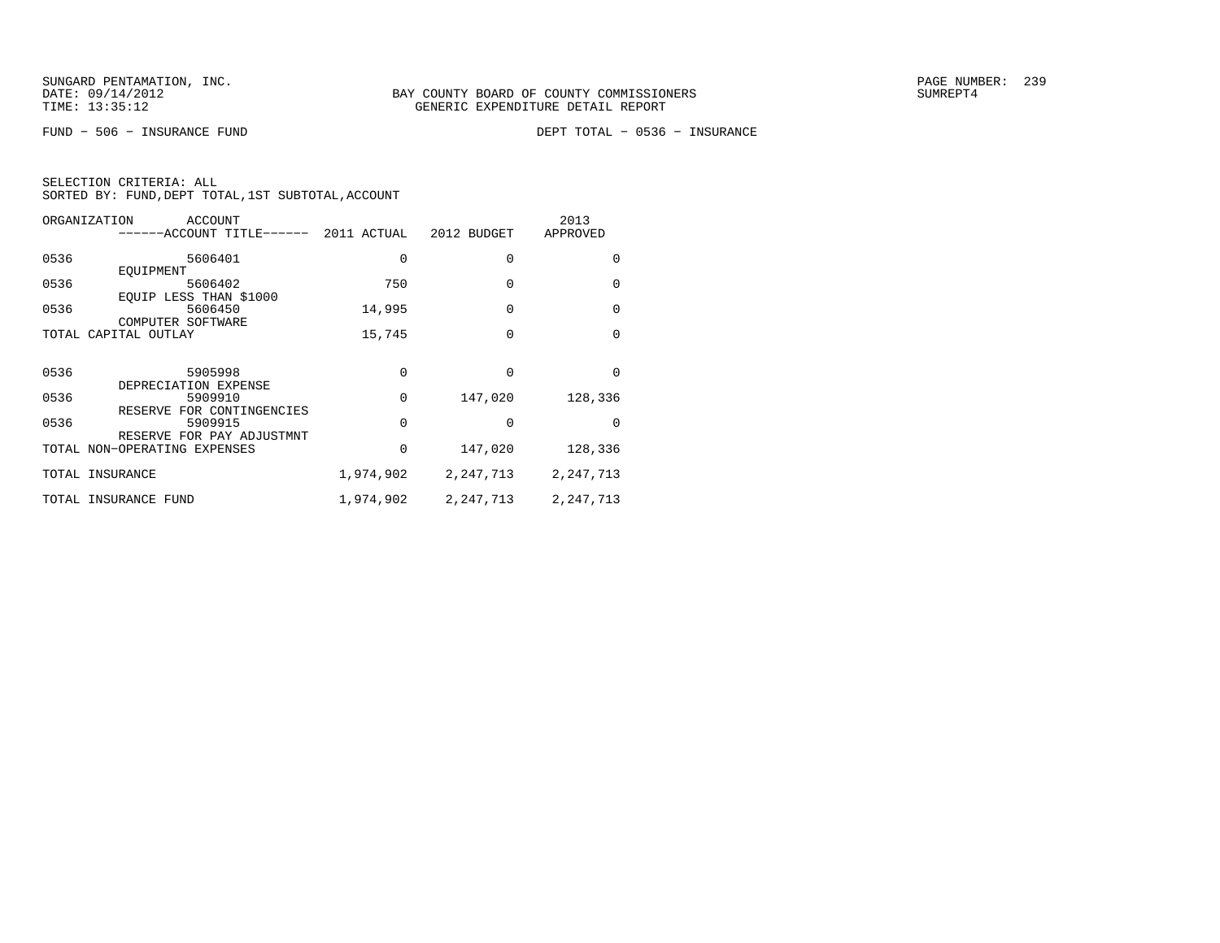BAY COUNTY BOARD OF COUNTY COMMISSIONERS
GENERIC EXPENDITURE DETAIL REPORT

FUND − 506 − INSURANCE FUND　　　　DEPT TOTAL − 0536 − INSURANCE

SELECTION CRITERIA: ALL
SORTED BY: FUND,DEPT TOTAL,1ST SUBTOTAL,ACCOUNT

| ORGANIZATION | ACCOUNT / ACCOUNT TITLE | 2011 ACTUAL | 2012 BUDGET | 2013 APPROVED |
|---|---|---|---|---|
| 0536 | 5606401 EQUIPMENT | 0 | 0 | 0 |
| 0536 | 5606402 EQUIP LESS THAN $1000 | 750 | 0 | 0 |
| 0536 | 5606450 COMPUTER SOFTWARE | 14,995 | 0 | 0 |
| TOTAL CAPITAL OUTLAY | | 15,745 | 0 | 0 |
| 0536 | 5905998 DEPRECIATION EXPENSE | 0 | 0 | 0 |
| 0536 | 5909910 RESERVE FOR CONTINGENCIES | 0 | 147,020 | 128,336 |
| 0536 | 5909915 RESERVE FOR PAY ADJUSTMNT | 0 | 0 | 0 |
| TOTAL NON−OPERATING EXPENSES | | 0 | 147,020 | 128,336 |
| TOTAL INSURANCE | | 1,974,902 | 2,247,713 | 2,247,713 |
| TOTAL INSURANCE FUND | | 1,974,902 | 2,247,713 | 2,247,713 |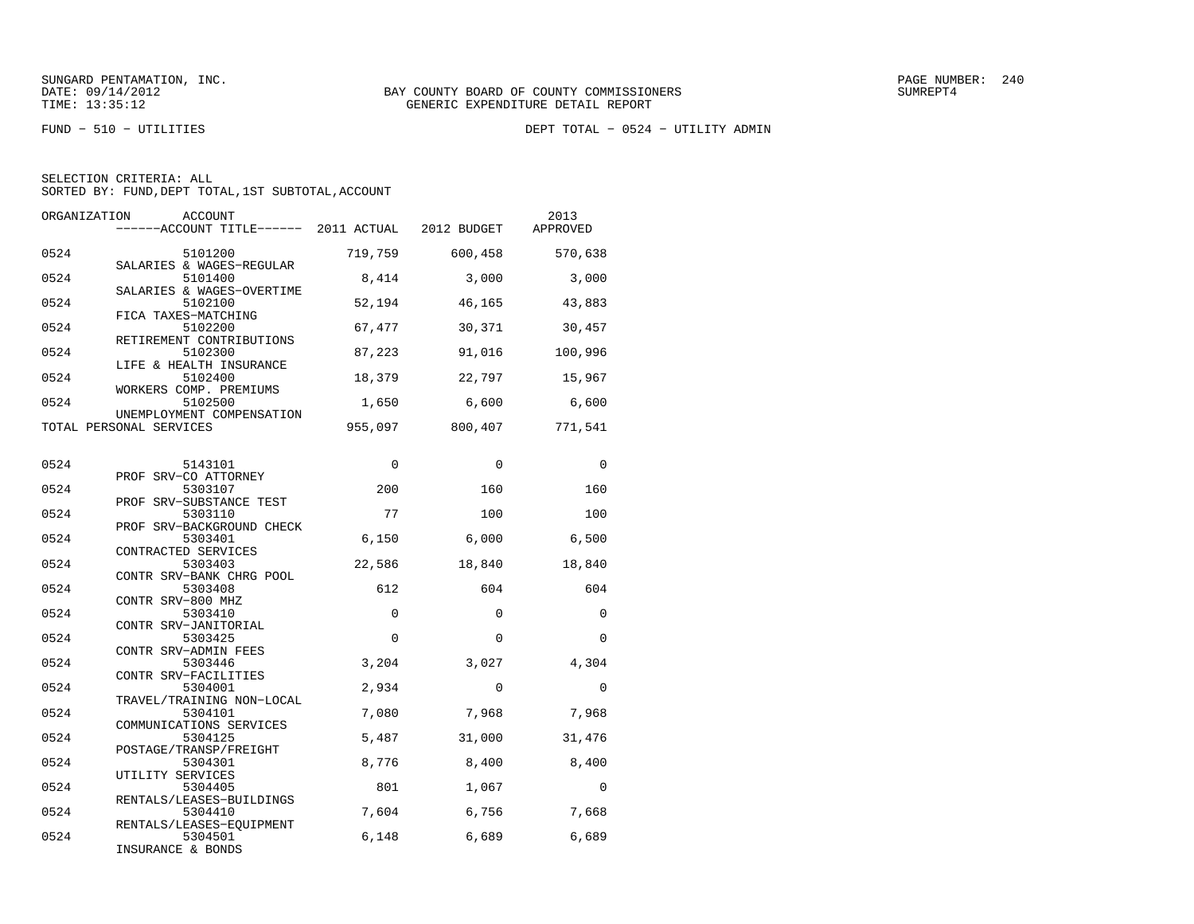SUNGARD PENTAMATION, INC.
DATE: 09/14/2012
TIME: 13:35:12

BAY COUNTY BOARD OF COUNTY COMMISSIONERS
GENERIC EXPENDITURE DETAIL REPORT

FUND - 510 - UTILITIES

DEPT TOTAL - 0524 - UTILITY ADMIN

SELECTION CRITERIA: ALL
SORTED BY: FUND,DEPT TOTAL,1ST SUBTOTAL,ACCOUNT

| ORGANIZATION | ACCOUNT / ACCOUNT TITLE | 2011 ACTUAL | 2012 BUDGET | 2013 APPROVED |
|---|---|---|---|---|
| 0524 | 5101200 SALARIES & WAGES-REGULAR | 719,759 | 600,458 | 570,638 |
| 0524 | 5101400 SALARIES & WAGES-OVERTIME | 8,414 | 3,000 | 3,000 |
| 0524 | 5102100 FICA TAXES-MATCHING | 52,194 | 46,165 | 43,883 |
| 0524 | 5102200 RETIREMENT CONTRIBUTIONS | 67,477 | 30,371 | 30,457 |
| 0524 | 5102300 LIFE & HEALTH INSURANCE | 87,223 | 91,016 | 100,996 |
| 0524 | 5102400 WORKERS COMP. PREMIUMS | 18,379 | 22,797 | 15,967 |
| 0524 | 5102500 UNEMPLOYMENT COMPENSATION | 1,650 | 6,600 | 6,600 |
| TOTAL PERSONAL SERVICES | | 955,097 | 800,407 | 771,541 |
| 0524 | 5143101 PROF SRV-CO ATTORNEY | 0 | 0 | 0 |
| 0524 | 5303107 PROF SRV-SUBSTANCE TEST | 200 | 160 | 160 |
| 0524 | 5303110 PROF SRV-BACKGROUND CHECK | 77 | 100 | 100 |
| 0524 | 5303401 CONTRACTED SERVICES | 6,150 | 6,000 | 6,500 |
| 0524 | 5303403 CONTR SRV-BANK CHRG POOL | 22,586 | 18,840 | 18,840 |
| 0524 | 5303408 CONTR SRV-800 MHZ | 612 | 604 | 604 |
| 0524 | 5303410 CONTR SRV-JANITORIAL | 0 | 0 | 0 |
| 0524 | 5303425 CONTR SRV-ADMIN FEES | 0 | 0 | 0 |
| 0524 | 5303446 CONTR SRV-FACILITIES | 3,204 | 3,027 | 4,304 |
| 0524 | 5304001 TRAVEL/TRAINING NON-LOCAL | 2,934 | 0 | 0 |
| 0524 | 5304101 COMMUNICATIONS SERVICES | 7,080 | 7,968 | 7,968 |
| 0524 | 5304125 POSTAGE/TRANSP/FREIGHT | 5,487 | 31,000 | 31,476 |
| 0524 | 5304301 UTILITY SERVICES | 8,776 | 8,400 | 8,400 |
| 0524 | 5304405 RENTALS/LEASES-BUILDINGS | 801 | 1,067 | 0 |
| 0524 | 5304410 RENTALS/LEASES-EQUIPMENT | 7,604 | 6,756 | 7,668 |
| 0524 | 5304501 INSURANCE & BONDS | 6,148 | 6,689 | 6,689 |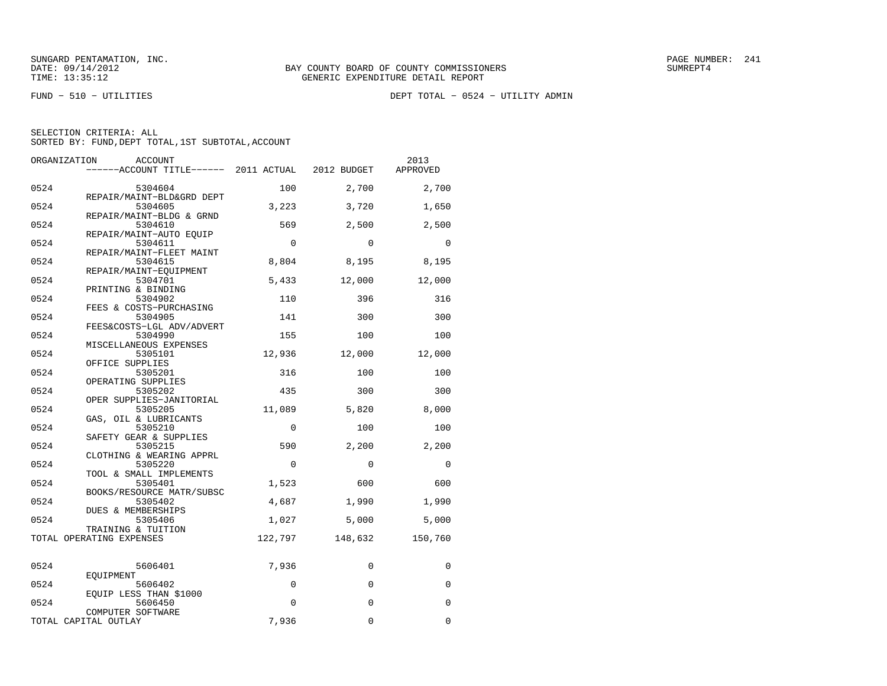SUNGARD PENTAMATION, INC.
DATE: 09/14/2012
TIME: 13:35:12

BAY COUNTY BOARD OF COUNTY COMMISSIONERS
GENERIC EXPENDITURE DETAIL REPORT

SUMREPT4

FUND − 510 − UTILITIES

DEPT TOTAL − 0524 − UTILITY ADMIN

SELECTION CRITERIA: ALL
SORTED BY: FUND,DEPT TOTAL,1ST SUBTOTAL,ACCOUNT

| ORGANIZATION | ACCOUNT / ------ACCOUNT TITLE------ | 2011 ACTUAL | 2012 BUDGET | 2013 APPROVED |
|---|---|---|---|---|
| 0524 | 5304604 REPAIR/MAINT−BLD&GRD DEPT | 100 | 2,700 | 2,700 |
| 0524 | 5304605 REPAIR/MAINT−BLDG & GRND | 3,223 | 3,720 | 1,650 |
| 0524 | 5304610 REPAIR/MAINT−AUTO EQUIP | 569 | 2,500 | 2,500 |
| 0524 | 5304611 REPAIR/MAINT−FLEET MAINT | 0 | 0 | 0 |
| 0524 | 5304615 REPAIR/MAINT−EQUIPMENT | 8,804 | 8,195 | 8,195 |
| 0524 | 5304701 PRINTING & BINDING | 5,433 | 12,000 | 12,000 |
| 0524 | 5304902 FEES & COSTS−PURCHASING | 110 | 396 | 316 |
| 0524 | 5304905 FEES&COSTS−LGL ADV/ADVERT | 141 | 300 | 300 |
| 0524 | 5304990 MISCELLANEOUS EXPENSES | 155 | 100 | 100 |
| 0524 | 5305101 OFFICE SUPPLIES | 12,936 | 12,000 | 12,000 |
| 0524 | 5305201 OPERATING SUPPLIES | 316 | 100 | 100 |
| 0524 | 5305202 OPER SUPPLIES−JANITORIAL | 435 | 300 | 300 |
| 0524 | 5305205 GAS, OIL & LUBRICANTS | 11,089 | 5,820 | 8,000 |
| 0524 | 5305210 SAFETY GEAR & SUPPLIES | 0 | 100 | 100 |
| 0524 | 5305215 CLOTHING & WEARING APPRL | 590 | 2,200 | 2,200 |
| 0524 | 5305220 TOOL & SMALL IMPLEMENTS | 0 | 0 | 0 |
| 0524 | 5305401 BOOKS/RESOURCE MATR/SUBSC | 1,523 | 600 | 600 |
| 0524 | 5305402 DUES & MEMBERSHIPS | 4,687 | 1,990 | 1,990 |
| 0524 | 5305406 TRAINING & TUITION | 1,027 | 5,000 | 5,000 |
| TOTAL OPERATING EXPENSES | | 122,797 | 148,632 | 150,760 |
| 0524 | 5606401 EQUIPMENT | 7,936 | 0 | 0 |
| 0524 | 5606402 EQUIP LESS THAN $1000 | 0 | 0 | 0 |
| 0524 | 5606450 COMPUTER SOFTWARE | 0 | 0 | 0 |
| TOTAL CAPITAL OUTLAY | | 7,936 | 0 | 0 |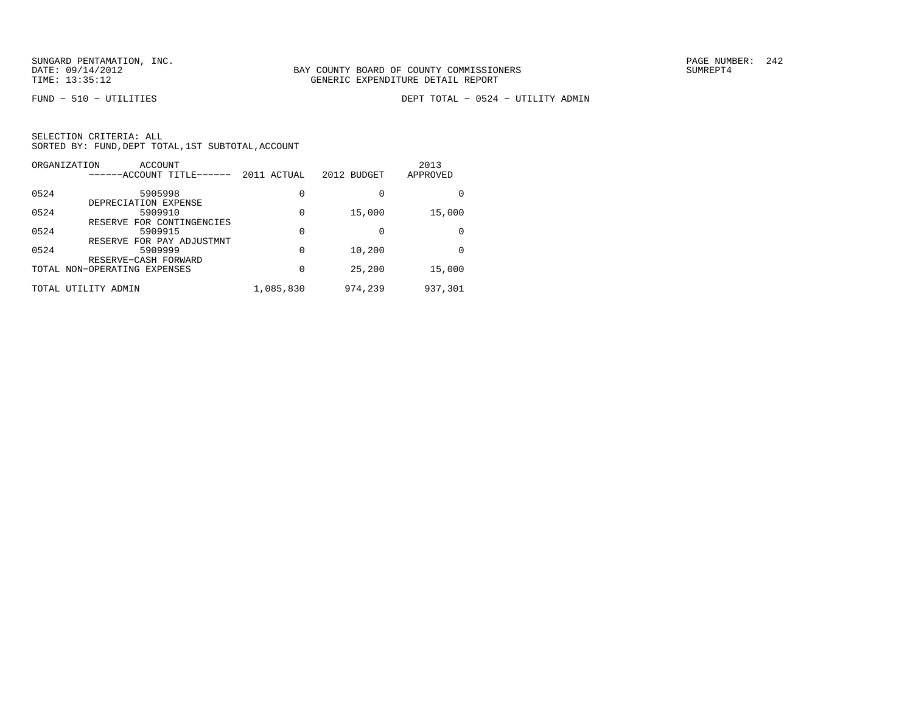SUNGARD PENTAMATION, INC.
DATE: 09/14/2012
TIME: 13:35:12

BAY COUNTY BOARD OF COUNTY COMMISSIONERS
GENERIC EXPENDITURE DETAIL REPORT

SUMREPT4

FUND − 510 − UTILITIES

DEPT TOTAL − 0524 − UTILITY ADMIN

SELECTION CRITERIA: ALL
SORTED BY: FUND,DEPT TOTAL,1ST SUBTOTAL,ACCOUNT

| ORGANIZATION | ACCOUNT / ------ACCOUNT TITLE------ | 2011 ACTUAL | 2012 BUDGET | 2013 APPROVED |
|---|---|---|---|---|
| 0524 | 5905998 DEPRECIATION EXPENSE | 0 | 0 | 0 |
| 0524 | 5909910 RESERVE FOR CONTINGENCIES | 0 | 15,000 | 15,000 |
| 0524 | 5909915 RESERVE FOR PAY ADJUSTMNT | 0 | 0 | 0 |
| 0524 | 5909999 RESERVE−CASH FORWARD | 0 | 10,200 | 0 |
| TOTAL NON−OPERATING EXPENSES | | 0 | 25,200 | 15,000 |
| TOTAL UTILITY ADMIN | | 1,085,830 | 974,239 | 937,301 |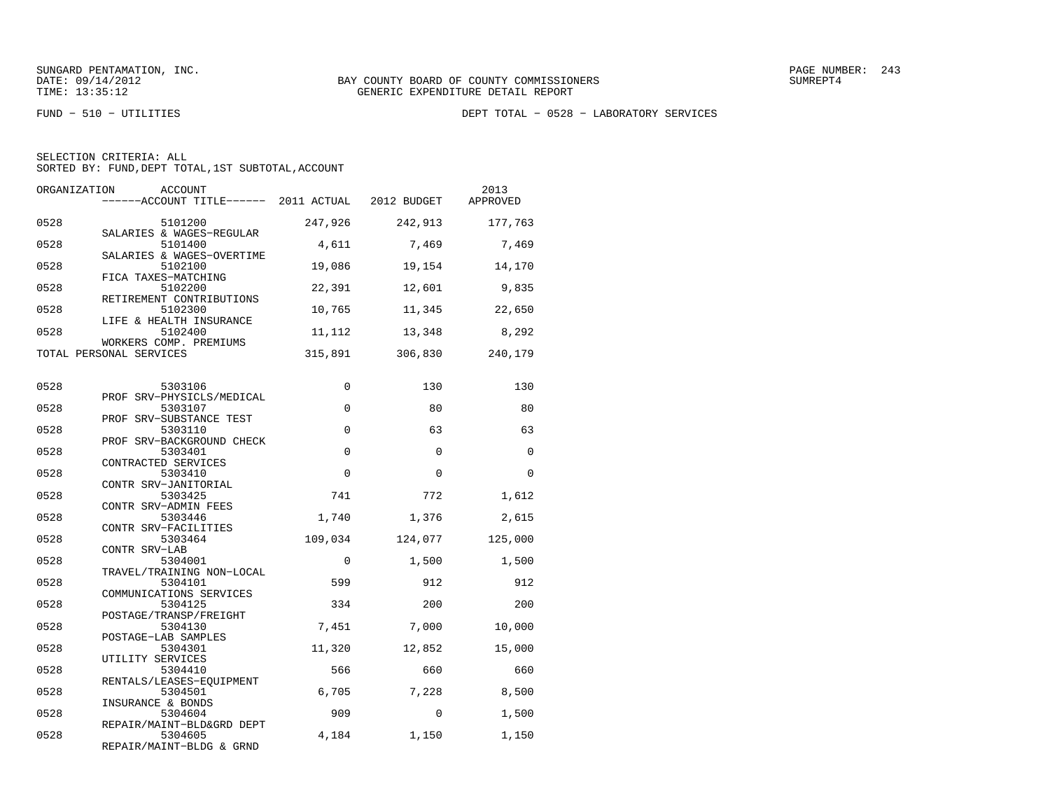SUNGARD PENTAMATION, INC.
DATE: 09/14/2012
TIME: 13:35:12

BAY COUNTY BOARD OF COUNTY COMMISSIONERS
GENERIC EXPENDITURE DETAIL REPORT

SUMREPT4

FUND − 510 − UTILITIES

DEPT TOTAL − 0528 − LABORATORY SERVICES

SELECTION CRITERIA: ALL
SORTED BY: FUND,DEPT TOTAL,1ST SUBTOTAL,ACCOUNT

| ORGANIZATION | ACCOUNT / ACCOUNT TITLE | 2011 ACTUAL | 2012 BUDGET | 2013 APPROVED |
|---|---|---|---|---|
| 0528 | 5101200 SALARIES & WAGES−REGULAR | 247,926 | 242,913 | 177,763 |
| 0528 | 5101400 SALARIES & WAGES−OVERTIME | 4,611 | 7,469 | 7,469 |
| 0528 | 5102100 FICA TAXES−MATCHING | 19,086 | 19,154 | 14,170 |
| 0528 | 5102200 RETIREMENT CONTRIBUTIONS | 22,391 | 12,601 | 9,835 |
| 0528 | 5102300 LIFE & HEALTH INSURANCE | 10,765 | 11,345 | 22,650 |
| 0528 | 5102400 WORKERS COMP. PREMIUMS | 11,112 | 13,348 | 8,292 |
| TOTAL PERSONAL SERVICES | | 315,891 | 306,830 | 240,179 |
| 0528 | 5303106 PROF SRV−PHYSICLS/MEDICAL | 0 | 130 | 130 |
| 0528 | 5303107 PROF SRV−SUBSTANCE TEST | 0 | 80 | 80 |
| 0528 | 5303110 PROF SRV−BACKGROUND CHECK | 0 | 63 | 63 |
| 0528 | 5303401 CONTRACTED SERVICES | 0 | 0 | 0 |
| 0528 | 5303410 CONTR SRV−JANITORIAL | 0 | 0 | 0 |
| 0528 | 5303425 CONTR SRV−ADMIN FEES | 741 | 772 | 1,612 |
| 0528 | 5303446 CONTR SRV−FACILITIES | 1,740 | 1,376 | 2,615 |
| 0528 | 5303464 CONTR SRV−LAB | 109,034 | 124,077 | 125,000 |
| 0528 | 5304001 TRAVEL/TRAINING NON−LOCAL | 0 | 1,500 | 1,500 |
| 0528 | 5304101 COMMUNICATIONS SERVICES | 599 | 912 | 912 |
| 0528 | 5304125 POSTAGE/TRANSP/FREIGHT | 334 | 200 | 200 |
| 0528 | 5304130 POSTAGE−LAB SAMPLES | 7,451 | 7,000 | 10,000 |
| 0528 | 5304301 UTILITY SERVICES | 11,320 | 12,852 | 15,000 |
| 0528 | 5304410 RENTALS/LEASES−EQUIPMENT | 566 | 660 | 660 |
| 0528 | 5304501 INSURANCE & BONDS | 6,705 | 7,228 | 8,500 |
| 0528 | 5304604 REPAIR/MAINT−BLD&GRD DEPT | 909 | 0 | 1,500 |
| 0528 | 5304605 REPAIR/MAINT−BLDG & GRND | 4,184 | 1,150 | 1,150 |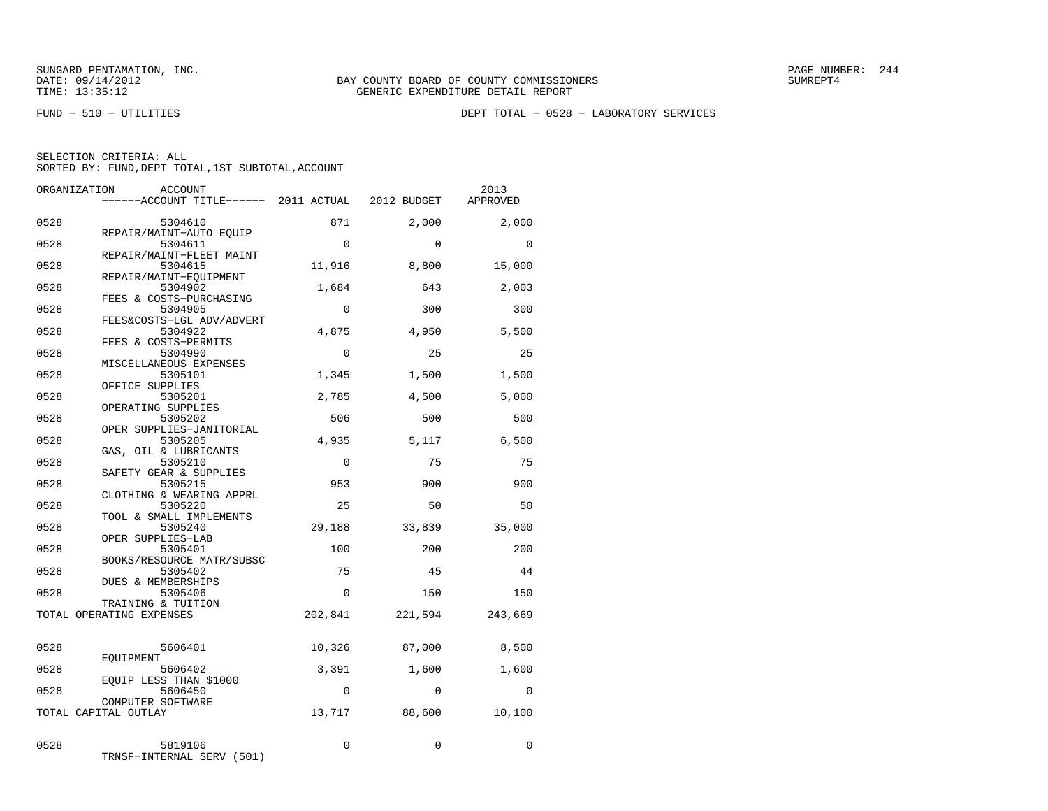SUNGARD PENTAMATION, INC.
DATE: 09/14/2012
TIME: 13:35:12

BAY COUNTY BOARD OF COUNTY COMMISSIONERS
GENERIC EXPENDITURE DETAIL REPORT

PAGE NUMBER: 244
SUMREPT4

FUND − 510 − UTILITIES

DEPT TOTAL − 0528 − LABORATORY SERVICES

SELECTION CRITERIA: ALL
SORTED BY: FUND,DEPT TOTAL,1ST SUBTOTAL,ACCOUNT

| ORGANIZATION | ACCOUNT / ACCOUNT TITLE | 2011 ACTUAL | 2012 BUDGET | 2013 APPROVED |
|---|---|---|---|---|
| 0528 | 5304610 REPAIR/MAINT−AUTO EQUIP | 871 | 2,000 | 2,000 |
| 0528 | 5304611 REPAIR/MAINT−FLEET MAINT | 0 | 0 | 0 |
| 0528 | 5304615 REPAIR/MAINT−EQUIPMENT | 11,916 | 8,800 | 15,000 |
| 0528 | 5304902 FEES & COSTS−PURCHASING | 1,684 | 643 | 2,003 |
| 0528 | 5304905 FEES&COSTS−LGL ADV/ADVERT | 0 | 300 | 300 |
| 0528 | 5304922 FEES & COSTS−PERMITS | 4,875 | 4,950 | 5,500 |
| 0528 | 5304990 MISCELLANEOUS EXPENSES | 0 | 25 | 25 |
| 0528 | 5305101 OFFICE SUPPLIES | 1,345 | 1,500 | 1,500 |
| 0528 | 5305201 OPERATING SUPPLIES | 2,785 | 4,500 | 5,000 |
| 0528 | 5305202 OPER SUPPLIES−JANITORIAL | 506 | 500 | 500 |
| 0528 | 5305205 GAS, OIL & LUBRICANTS | 4,935 | 5,117 | 6,500 |
| 0528 | 5305210 SAFETY GEAR & SUPPLIES | 0 | 75 | 75 |
| 0528 | 5305215 CLOTHING & WEARING APPRL | 953 | 900 | 900 |
| 0528 | 5305220 TOOL & SMALL IMPLEMENTS | 25 | 50 | 50 |
| 0528 | 5305240 OPER SUPPLIES−LAB | 29,188 | 33,839 | 35,000 |
| 0528 | 5305401 BOOKS/RESOURCE MATR/SUBSC | 100 | 200 | 200 |
| 0528 | 5305402 DUES & MEMBERSHIPS | 75 | 45 | 44 |
| 0528 | 5305406 TRAINING & TUITION | 0 | 150 | 150 |
| TOTAL OPERATING EXPENSES | | 202,841 | 221,594 | 243,669 |
| 0528 | 5606401 EQUIPMENT | 10,326 | 87,000 | 8,500 |
| 0528 | 5606402 EQUIP LESS THAN $1000 | 3,391 | 1,600 | 1,600 |
| 0528 | 5606450 COMPUTER SOFTWARE | 0 | 0 | 0 |
| TOTAL CAPITAL OUTLAY | | 13,717 | 88,600 | 10,100 |
| 0528 | 5819106 TRNSF−INTERNAL SERV (501) | 0 | 0 | 0 |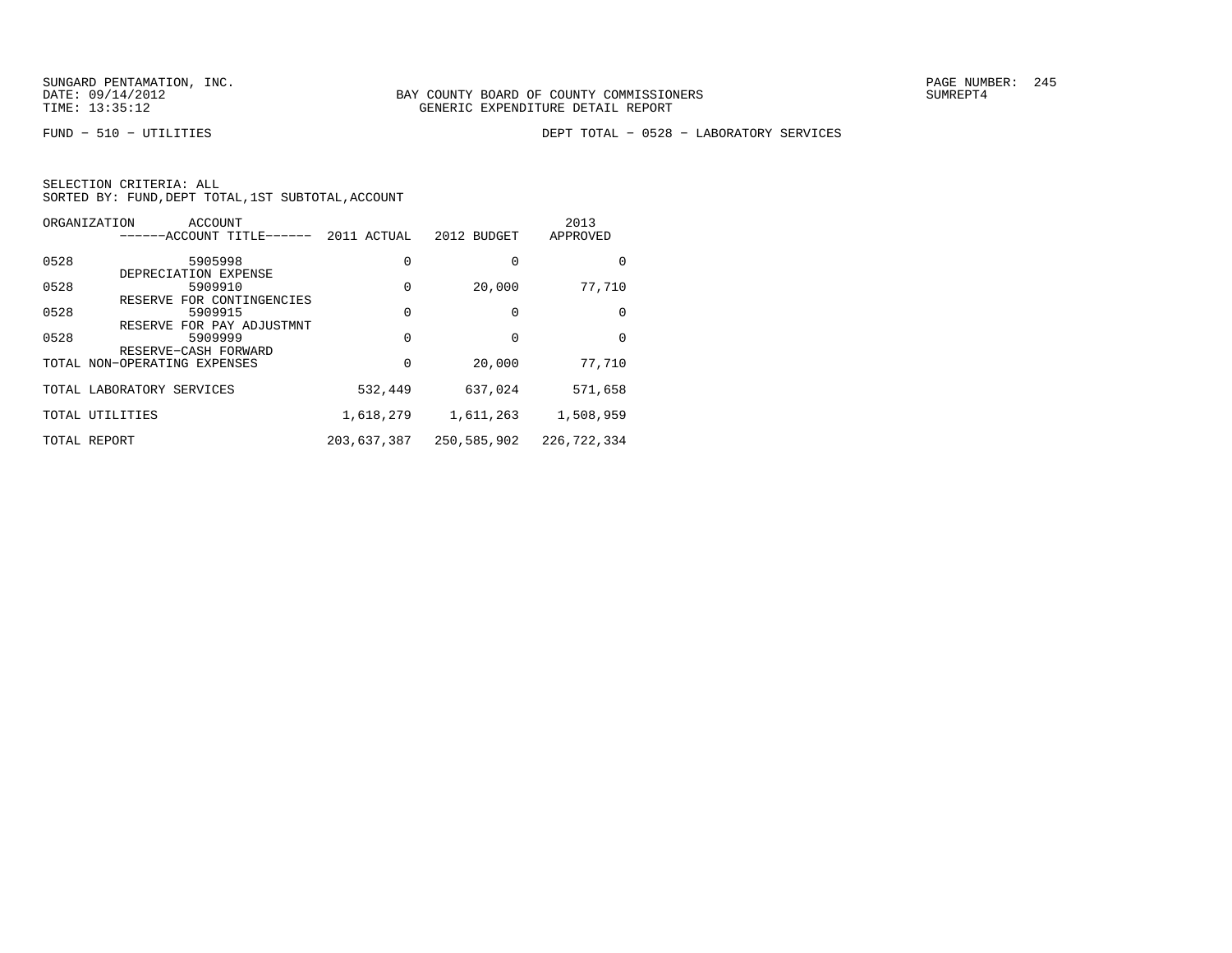SUNGARD PENTAMATION, INC.
DATE: 09/14/2012
TIME: 13:35:12

BAY COUNTY BOARD OF COUNTY COMMISSIONERS
GENERIC EXPENDITURE DETAIL REPORT

SUMREPT4

FUND − 510 − UTILITIES

DEPT TOTAL − 0528 − LABORATORY SERVICES

SELECTION CRITERIA: ALL
SORTED BY: FUND,DEPT TOTAL,1ST SUBTOTAL,ACCOUNT

| ORGANIZATION | ACCOUNT ------ACCOUNT TITLE------ | 2011 ACTUAL | 2012 BUDGET | 2013 APPROVED |
|---|---|---|---|---|
| 0528 | 5905998 DEPRECIATION EXPENSE | 0 | 0 | 0 |
| 0528 | 5909910 RESERVE FOR CONTINGENCIES | 0 | 20,000 | 77,710 |
| 0528 | 5909915 RESERVE FOR PAY ADJUSTMNT | 0 | 0 | 0 |
| 0528 | 5909999 RESERVE−CASH FORWARD | 0 | 0 | 0 |
| TOTAL NON−OPERATING EXPENSES | | 0 | 20,000 | 77,710 |
| TOTAL LABORATORY SERVICES | | 532,449 | 637,024 | 571,658 |
| TOTAL UTILITIES | | 1,618,279 | 1,611,263 | 1,508,959 |
| TOTAL REPORT | | 203,637,387 | 250,585,902 | 226,722,334 |